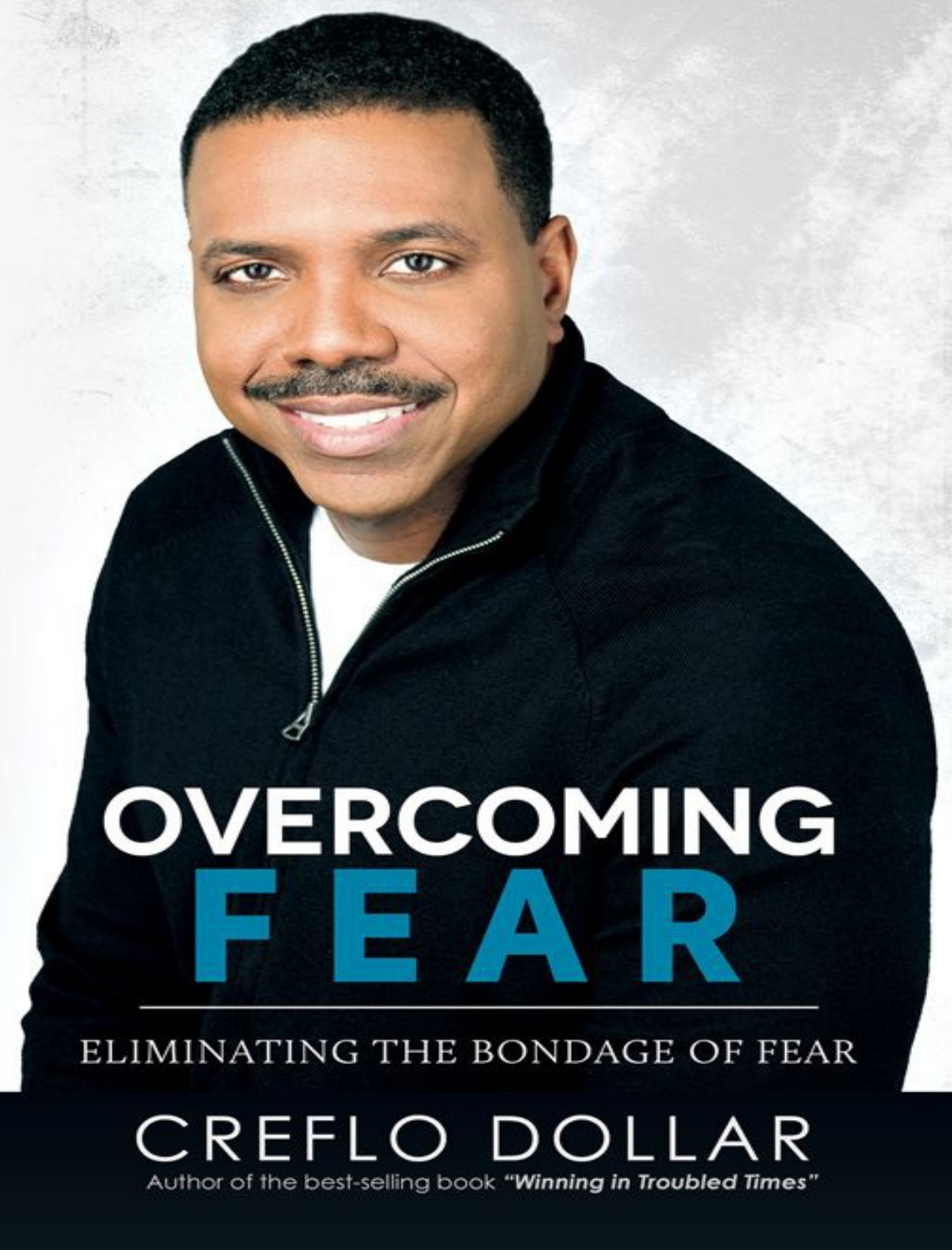# OVERCOMING FEAR

## ELIMINATING THE BONDAGE OF FEAR

CREFLO DOLLAR

Author of the best-selling book ***"Winning in Troubled Times"***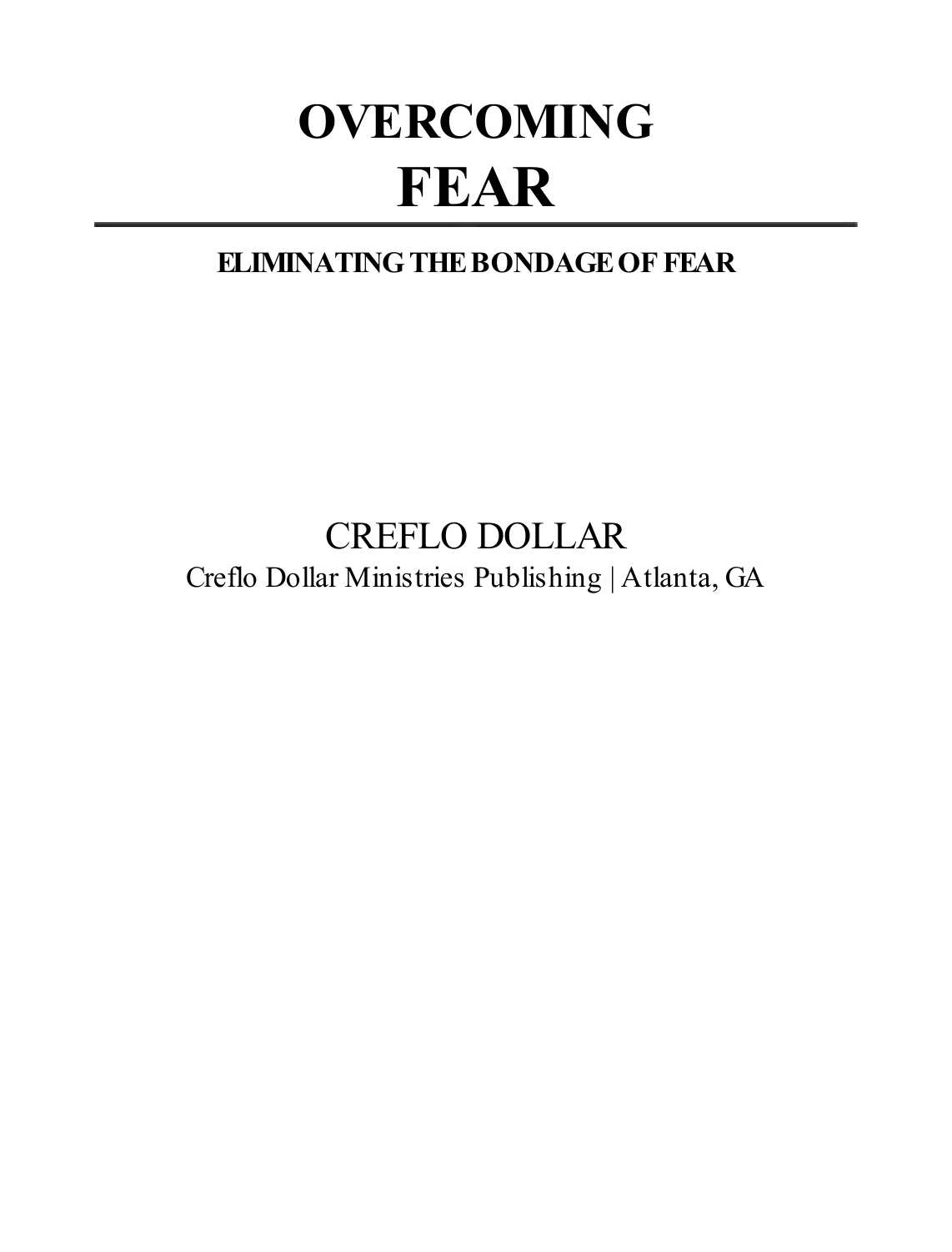# OVERCOMING
# FEAR

---

**ELIMINATING THE BONDAGE OF FEAR**

CREFLO DOLLAR

Creflo Dollar Ministries Publishing | Atlanta, GA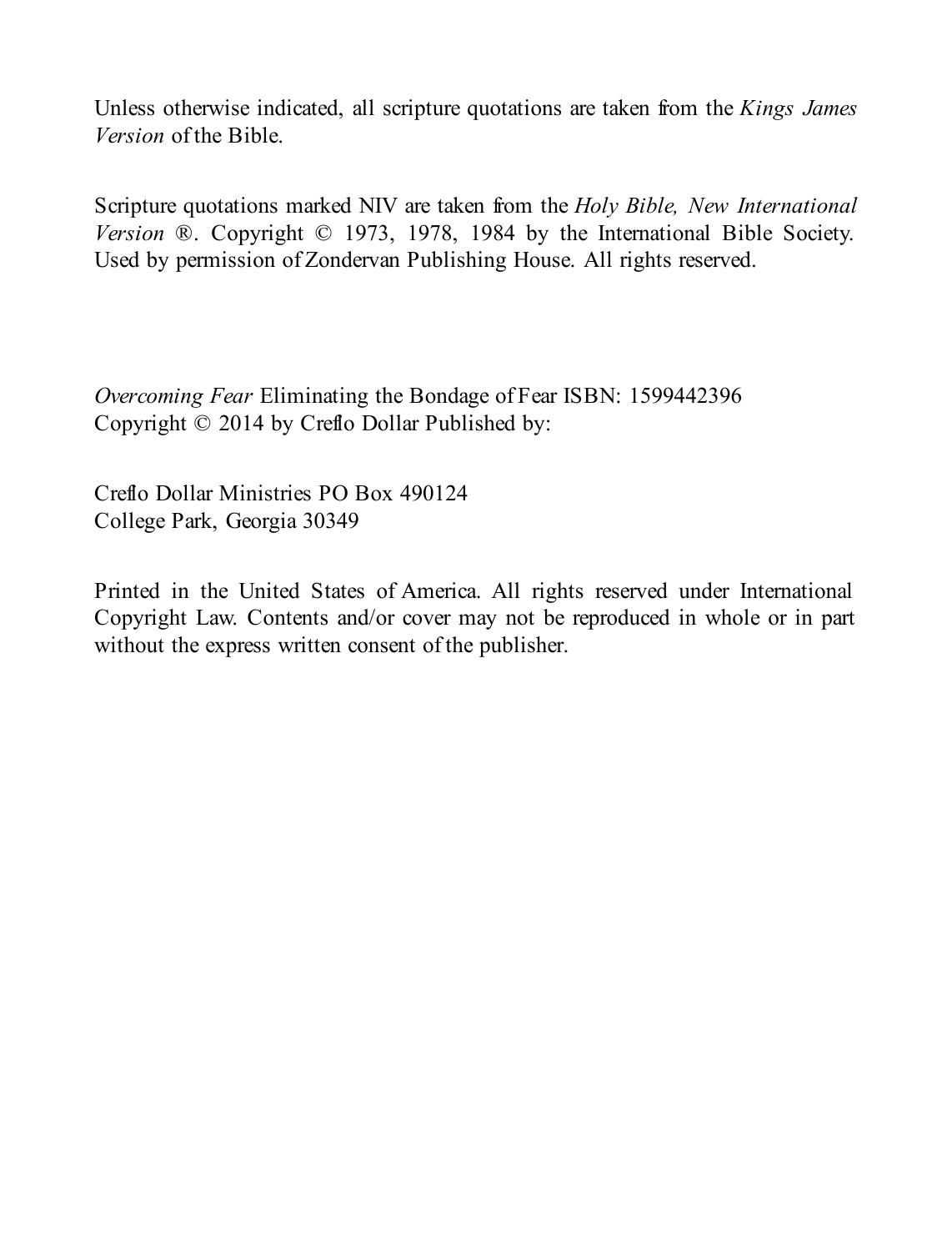Unless otherwise indicated, all scripture quotations are taken from the *Kings James Version* of the Bible.

Scripture quotations marked NIV are taken from the *Holy Bible, New International Version* ®. Copyright © 1973, 1978, 1984 by the International Bible Society. Used by permission of Zondervan Publishing House. All rights reserved.

*Overcoming Fear* Eliminating the Bondage of Fear ISBN: 1599442396
Copyright © 2014 by Creflo Dollar Published by:

Creflo Dollar Ministries PO Box 490124
College Park, Georgia 30349

Printed in the United States of America. All rights reserved under International Copyright Law. Contents and/or cover may not be reproduced in whole or in part without the express written consent of the publisher.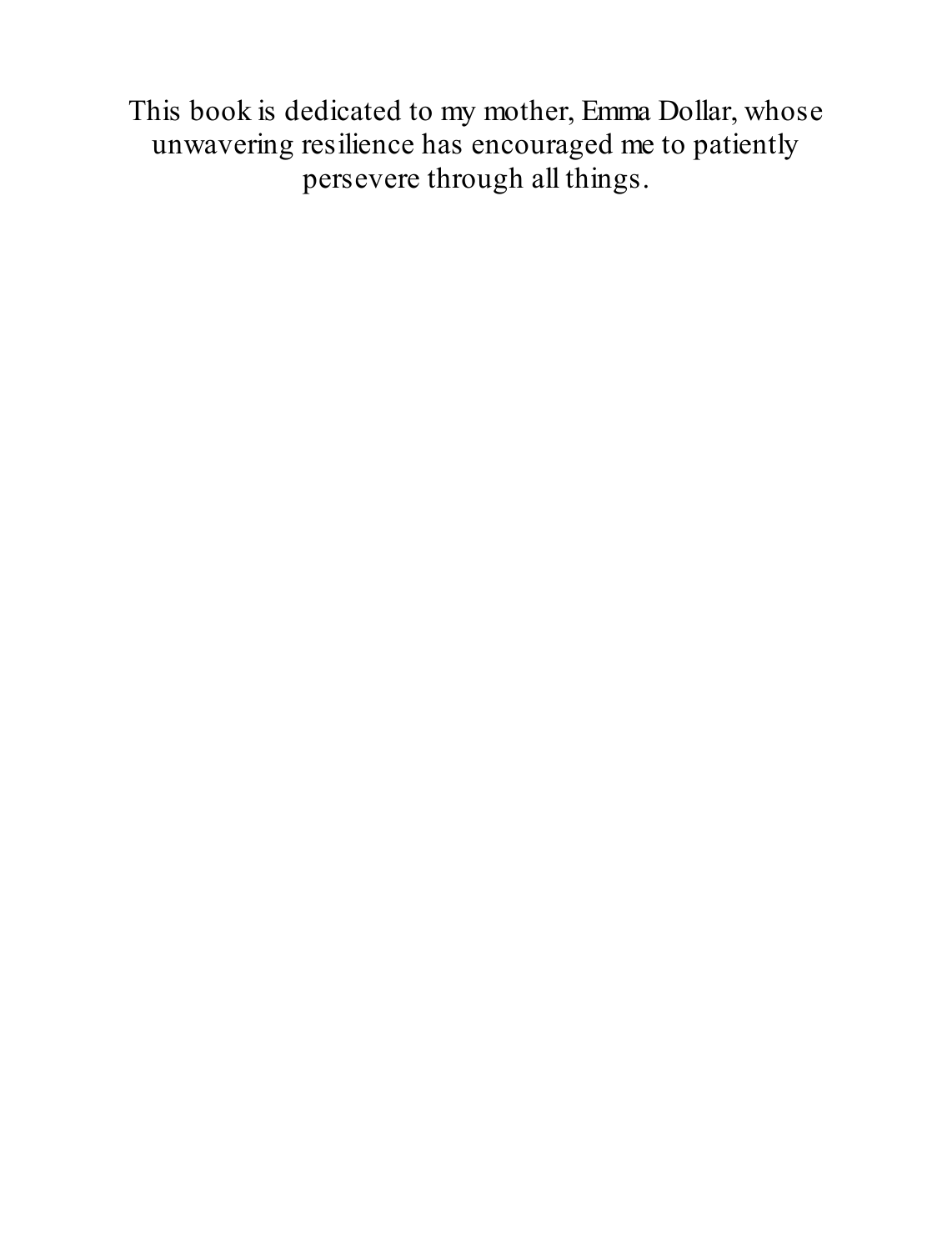This book is dedicated to my mother, Emma Dollar, whose unwavering resilience has encouraged me to patiently persevere through all things.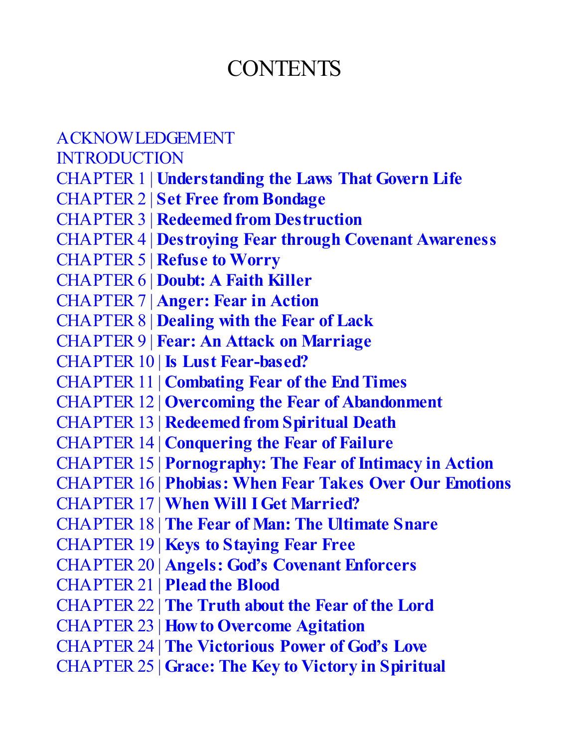# CONTENTS

ACKNOWLEDGEMENT
INTRODUCTION
CHAPTER 1 | **Understanding the Laws That Govern Life**
CHAPTER 2 | **Set Free from Bondage**
CHAPTER 3 | **Redeemed from Destruction**
CHAPTER 4 | **Destroying Fear through Covenant Awareness**
CHAPTER 5 | **Refuse to Worry**
CHAPTER 6 | **Doubt: A Faith Killer**
CHAPTER 7 | **Anger: Fear in Action**
CHAPTER 8 | **Dealing with the Fear of Lack**
CHAPTER 9 | **Fear: An Attack on Marriage**
CHAPTER 10 | **Is Lust Fear-based?**
CHAPTER 11 | **Combating Fear of the End Times**
CHAPTER 12 | **Overcoming the Fear of Abandonment**
CHAPTER 13 | **Redeemed from Spiritual Death**
CHAPTER 14 | **Conquering the Fear of Failure**
CHAPTER 15 | **Pornography: The Fear of Intimacy in Action**
CHAPTER 16 | **Phobias: When Fear Takes Over Our Emotions**
CHAPTER 17 | **When Will I Get Married?**
CHAPTER 18 | **The Fear of Man: The Ultimate Snare**
CHAPTER 19 | **Keys to Staying Fear Free**
CHAPTER 20 | **Angels: God's Covenant Enforcers**
CHAPTER 21 | **Plead the Blood**
CHAPTER 22 | **The Truth about the Fear of the Lord**
CHAPTER 23 | **How to Overcome Agitation**
CHAPTER 24 | **The Victorious Power of God's Love**
CHAPTER 25 | **Grace: The Key to Victory in Spiritual**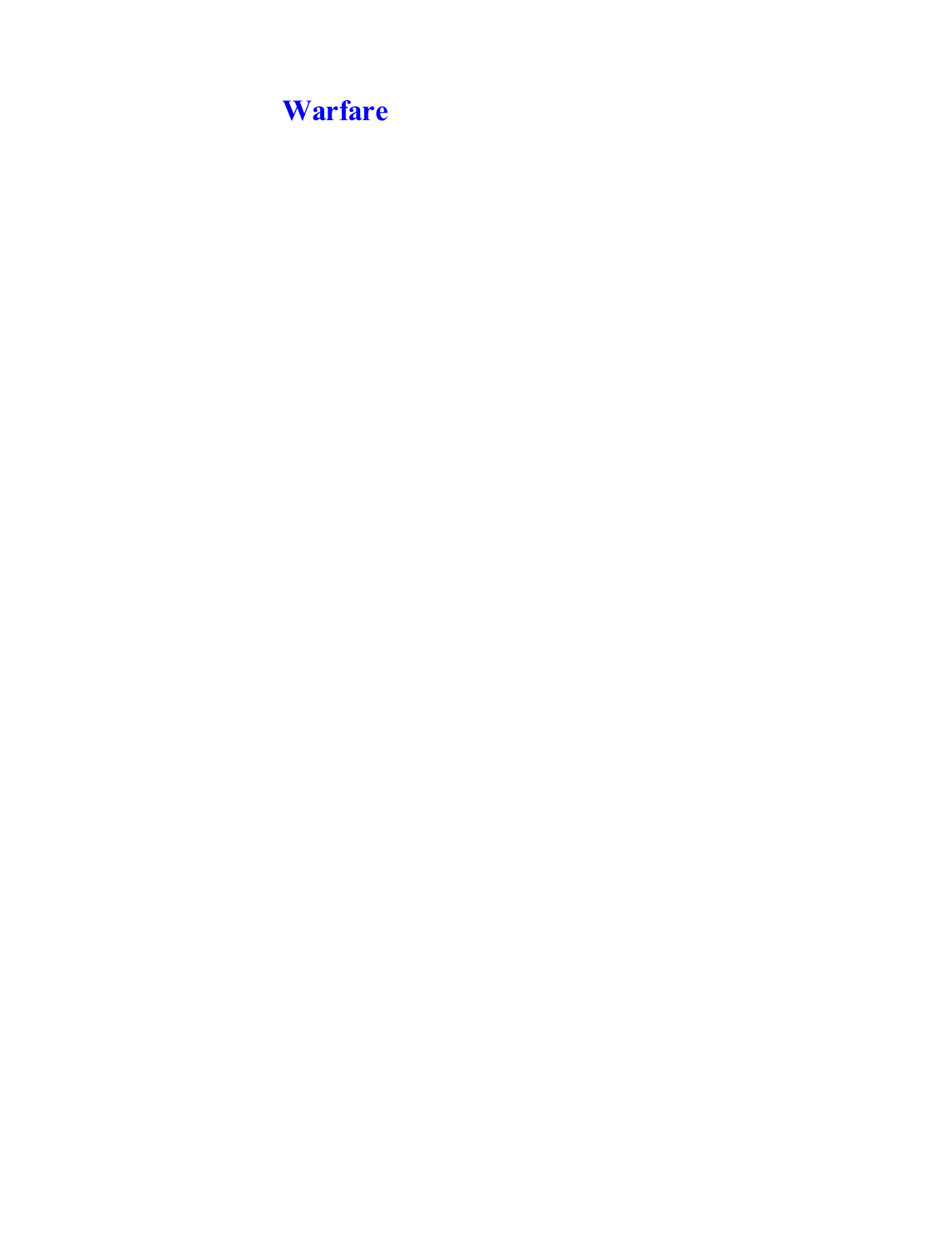# Warfare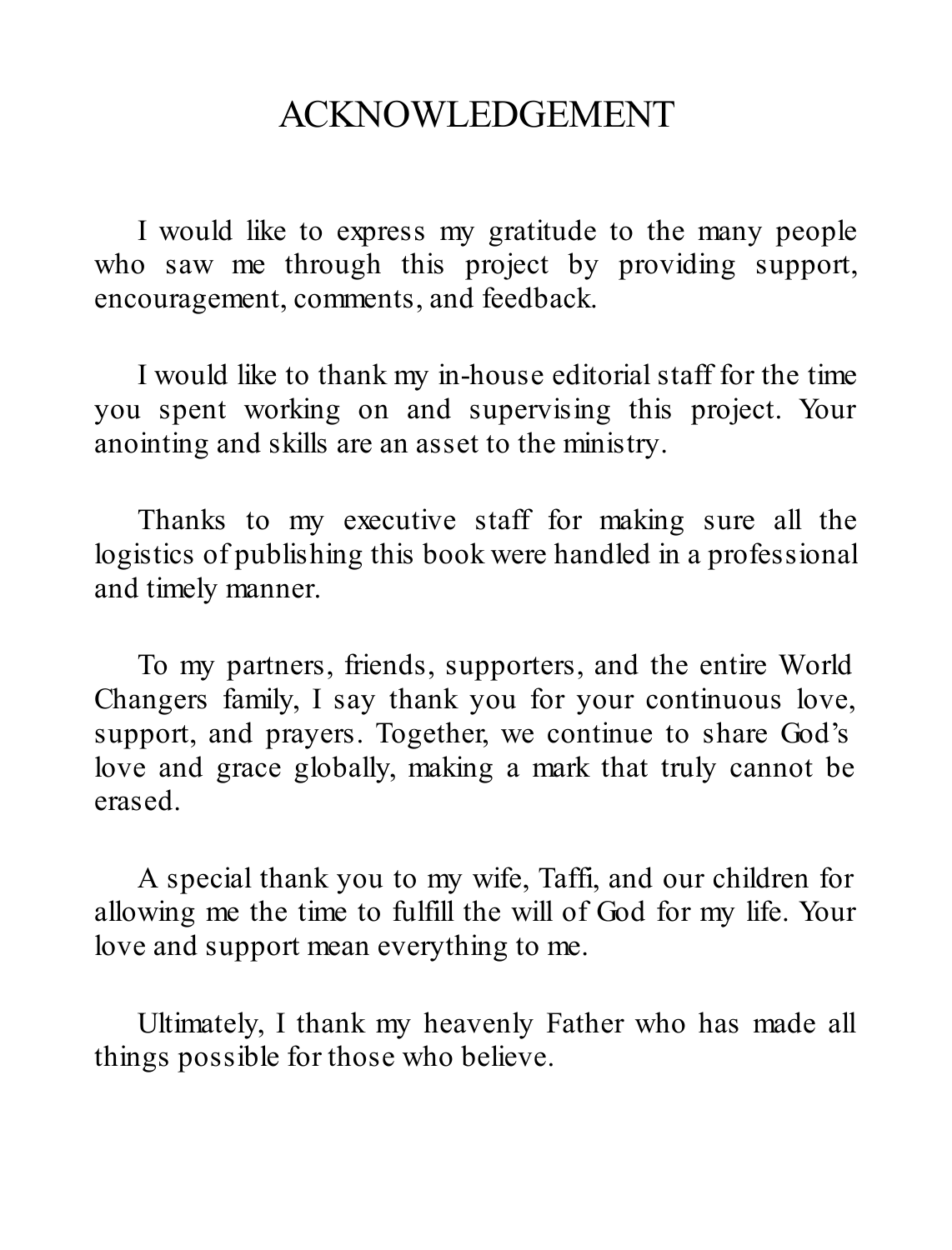# ACKNOWLEDGEMENT

I would like to express my gratitude to the many people who saw me through this project by providing support, encouragement, comments, and feedback.

I would like to thank my in-house editorial staff for the time you spent working on and supervising this project. Your anointing and skills are an asset to the ministry.

Thanks to my executive staff for making sure all the logistics of publishing this book were handled in a professional and timely manner.

To my partners, friends, supporters, and the entire World Changers family, I say thank you for your continuous love, support, and prayers. Together, we continue to share God's love and grace globally, making a mark that truly cannot be erased.

A special thank you to my wife, Taffi, and our children for allowing me the time to fulfill the will of God for my life. Your love and support mean everything to me.

Ultimately, I thank my heavenly Father who has made all things possible for those who believe.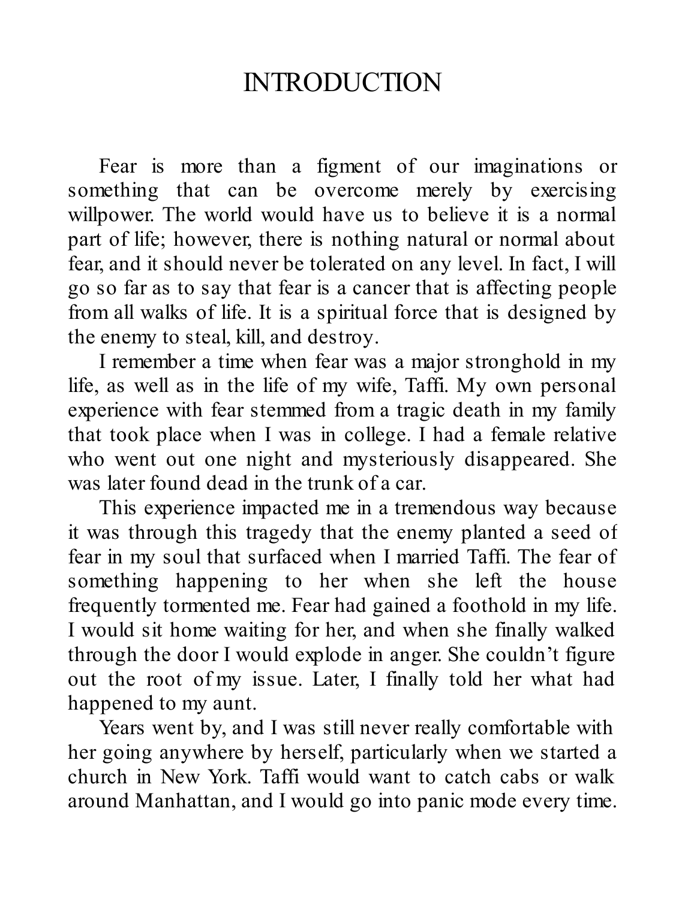# INTRODUCTION

Fear is more than a figment of our imaginations or something that can be overcome merely by exercising willpower. The world would have us to believe it is a normal part of life; however, there is nothing natural or normal about fear, and it should never be tolerated on any level. In fact, I will go so far as to say that fear is a cancer that is affecting people from all walks of life. It is a spiritual force that is designed by the enemy to steal, kill, and destroy.

I remember a time when fear was a major stronghold in my life, as well as in the life of my wife, Taffi. My own personal experience with fear stemmed from a tragic death in my family that took place when I was in college. I had a female relative who went out one night and mysteriously disappeared. She was later found dead in the trunk of a car.

This experience impacted me in a tremendous way because it was through this tragedy that the enemy planted a seed of fear in my soul that surfaced when I married Taffi. The fear of something happening to her when she left the house frequently tormented me. Fear had gained a foothold in my life. I would sit home waiting for her, and when she finally walked through the door I would explode in anger. She couldn't figure out the root of my issue. Later, I finally told her what had happened to my aunt.

Years went by, and I was still never really comfortable with her going anywhere by herself, particularly when we started a church in New York. Taffi would want to catch cabs or walk around Manhattan, and I would go into panic mode every time.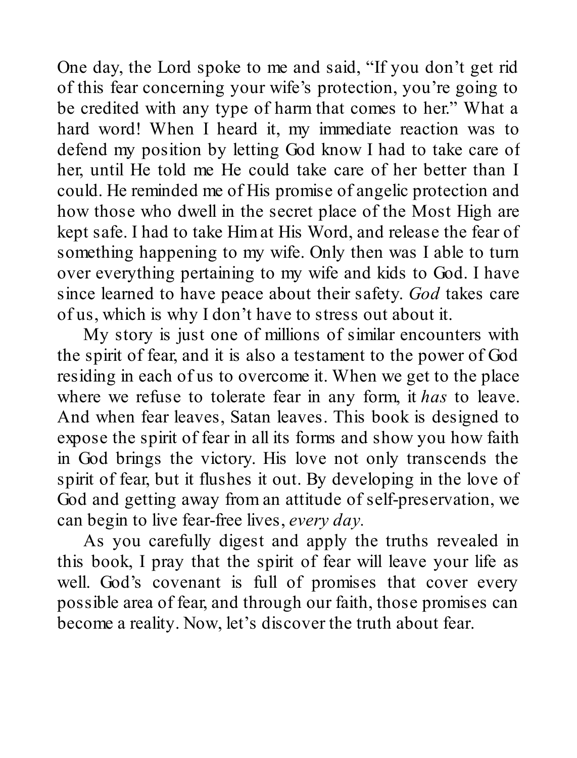One day, the Lord spoke to me and said, "If you don't get rid of this fear concerning your wife's protection, you're going to be credited with any type of harm that comes to her." What a hard word! When I heard it, my immediate reaction was to defend my position by letting God know I had to take care of her, until He told me He could take care of her better than I could. He reminded me of His promise of angelic protection and how those who dwell in the secret place of the Most High are kept safe. I had to take Him at His Word, and release the fear of something happening to my wife. Only then was I able to turn over everything pertaining to my wife and kids to God. I have since learned to have peace about their safety. *God* takes care of us, which is why I don't have to stress out about it.

My story is just one of millions of similar encounters with the spirit of fear, and it is also a testament to the power of God residing in each of us to overcome it. When we get to the place where we refuse to tolerate fear in any form, it *has* to leave. And when fear leaves, Satan leaves. This book is designed to expose the spirit of fear in all its forms and show you how faith in God brings the victory. His love not only transcends the spirit of fear, but it flushes it out. By developing in the love of God and getting away from an attitude of self-preservation, we can begin to live fear-free lives, *every day*.

As you carefully digest and apply the truths revealed in this book, I pray that the spirit of fear will leave your life as well. God's covenant is full of promises that cover every possible area of fear, and through our faith, those promises can become a reality. Now, let's discover the truth about fear.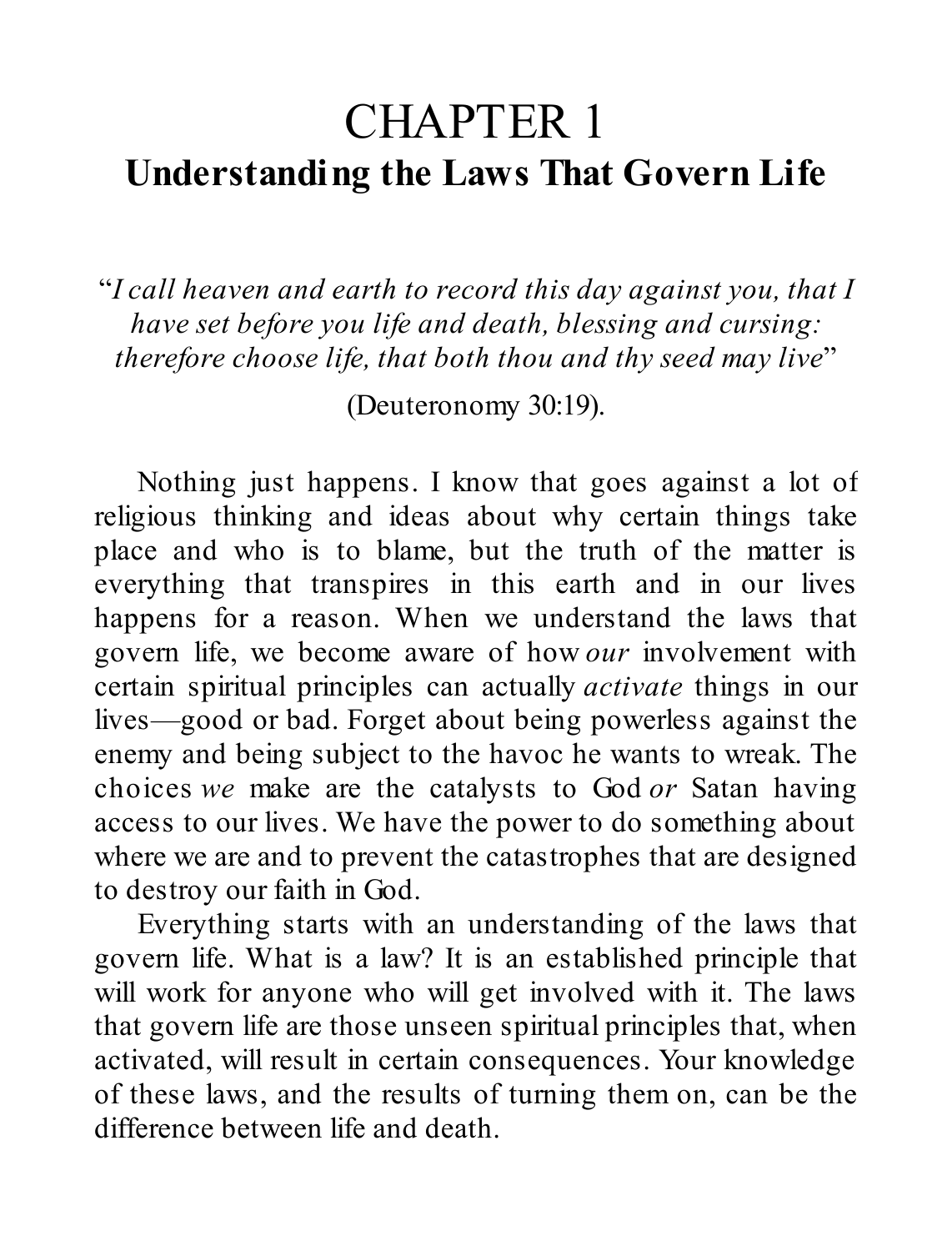# CHAPTER 1
## Understanding the Laws That Govern Life

"*I call heaven and earth to record this day against you, that I have set before you life and death, blessing and cursing: therefore choose life, that both thou and thy seed may live*"

(Deuteronomy 30:19).

Nothing just happens. I know that goes against a lot of religious thinking and ideas about why certain things take place and who is to blame, but the truth of the matter is everything that transpires in this earth and in our lives happens for a reason. When we understand the laws that govern life, we become aware of how *our* involvement with certain spiritual principles can actually *activate* things in our lives—good or bad. Forget about being powerless against the enemy and being subject to the havoc he wants to wreak. The choices *we* make are the catalysts to God *or* Satan having access to our lives. We have the power to do something about where we are and to prevent the catastrophes that are designed to destroy our faith in God.

Everything starts with an understanding of the laws that govern life. What is a law? It is an established principle that will work for anyone who will get involved with it. The laws that govern life are those unseen spiritual principles that, when activated, will result in certain consequences. Your knowledge of these laws, and the results of turning them on, can be the difference between life and death.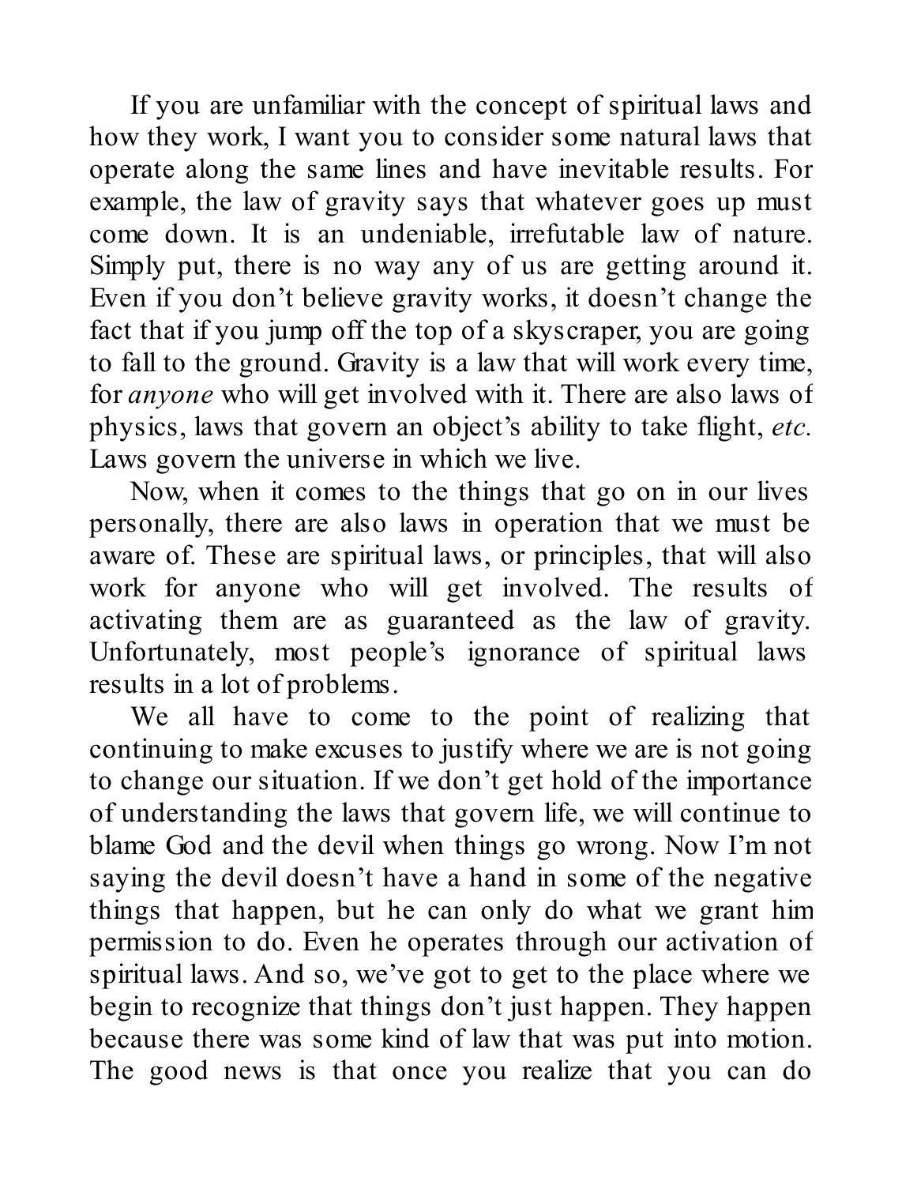If you are unfamiliar with the concept of spiritual laws and how they work, I want you to consider some natural laws that operate along the same lines and have inevitable results. For example, the law of gravity says that whatever goes up must come down. It is an undeniable, irrefutable law of nature. Simply put, there is no way any of us are getting around it. Even if you don't believe gravity works, it doesn't change the fact that if you jump off the top of a skyscraper, you are going to fall to the ground. Gravity is a law that will work every time, for *anyone* who will get involved with it. There are also laws of physics, laws that govern an object's ability to take flight, *etc.* Laws govern the universe in which we live.

Now, when it comes to the things that go on in our lives personally, there are also laws in operation that we must be aware of. These are spiritual laws, or principles, that will also work for anyone who will get involved. The results of activating them are as guaranteed as the law of gravity. Unfortunately, most people's ignorance of spiritual laws results in a lot of problems.

We all have to come to the point of realizing that continuing to make excuses to justify where we are is not going to change our situation. If we don't get hold of the importance of understanding the laws that govern life, we will continue to blame God and the devil when things go wrong. Now I'm not saying the devil doesn't have a hand in some of the negative things that happen, but he can only do what we grant him permission to do. Even he operates through our activation of spiritual laws. And so, we've got to get to the place where we begin to recognize that things don't just happen. They happen because there was some kind of law that was put into motion. The good news is that once you realize that you can do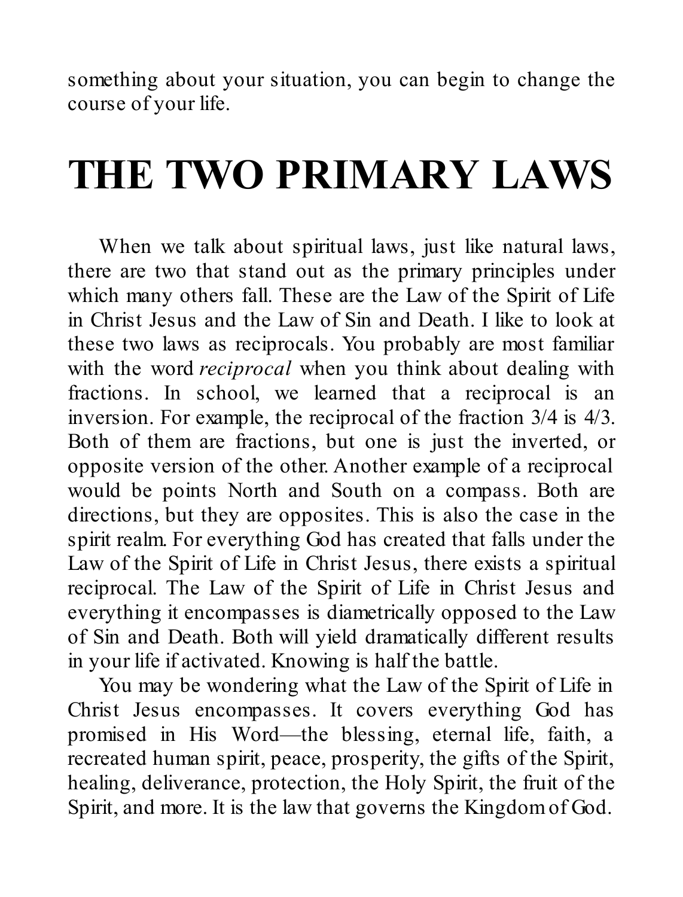something about your situation, you can begin to change the course of your life.

# THE TWO PRIMARY LAWS

When we talk about spiritual laws, just like natural laws, there are two that stand out as the primary principles under which many others fall. These are the Law of the Spirit of Life in Christ Jesus and the Law of Sin and Death. I like to look at these two laws as reciprocals. You probably are most familiar with the word *reciprocal* when you think about dealing with fractions. In school, we learned that a reciprocal is an inversion. For example, the reciprocal of the fraction 3/4 is 4/3. Both of them are fractions, but one is just the inverted, or opposite version of the other. Another example of a reciprocal would be points North and South on a compass. Both are directions, but they are opposites. This is also the case in the spirit realm. For everything God has created that falls under the Law of the Spirit of Life in Christ Jesus, there exists a spiritual reciprocal. The Law of the Spirit of Life in Christ Jesus and everything it encompasses is diametrically opposed to the Law of Sin and Death. Both will yield dramatically different results in your life if activated. Knowing is half the battle.

You may be wondering what the Law of the Spirit of Life in Christ Jesus encompasses. It covers everything God has promised in His Word—the blessing, eternal life, faith, a recreated human spirit, peace, prosperity, the gifts of the Spirit, healing, deliverance, protection, the Holy Spirit, the fruit of the Spirit, and more. It is the law that governs the Kingdom of God.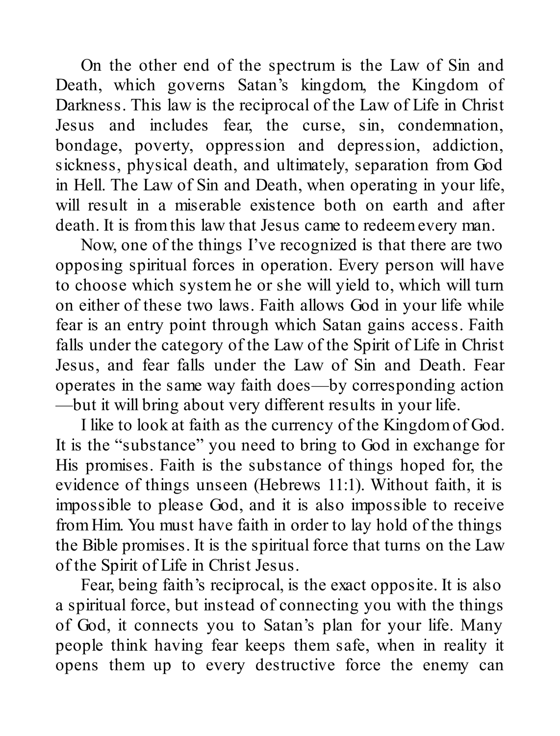On the other end of the spectrum is the Law of Sin and Death, which governs Satan's kingdom, the Kingdom of Darkness. This law is the reciprocal of the Law of Life in Christ Jesus and includes fear, the curse, sin, condemnation, bondage, poverty, oppression and depression, addiction, sickness, physical death, and ultimately, separation from God in Hell. The Law of Sin and Death, when operating in your life, will result in a miserable existence both on earth and after death. It is from this law that Jesus came to redeem every man.

Now, one of the things I've recognized is that there are two opposing spiritual forces in operation. Every person will have to choose which system he or she will yield to, which will turn on either of these two laws. Faith allows God in your life while fear is an entry point through which Satan gains access. Faith falls under the category of the Law of the Spirit of Life in Christ Jesus, and fear falls under the Law of Sin and Death. Fear operates in the same way faith does—by corresponding action—but it will bring about very different results in your life.

I like to look at faith as the currency of the Kingdom of God. It is the "substance" you need to bring to God in exchange for His promises. Faith is the substance of things hoped for, the evidence of things unseen (Hebrews 11:1). Without faith, it is impossible to please God, and it is also impossible to receive from Him. You must have faith in order to lay hold of the things the Bible promises. It is the spiritual force that turns on the Law of the Spirit of Life in Christ Jesus.

Fear, being faith's reciprocal, is the exact opposite. It is also a spiritual force, but instead of connecting you with the things of God, it connects you to Satan's plan for your life. Many people think having fear keeps them safe, when in reality it opens them up to every destructive force the enemy can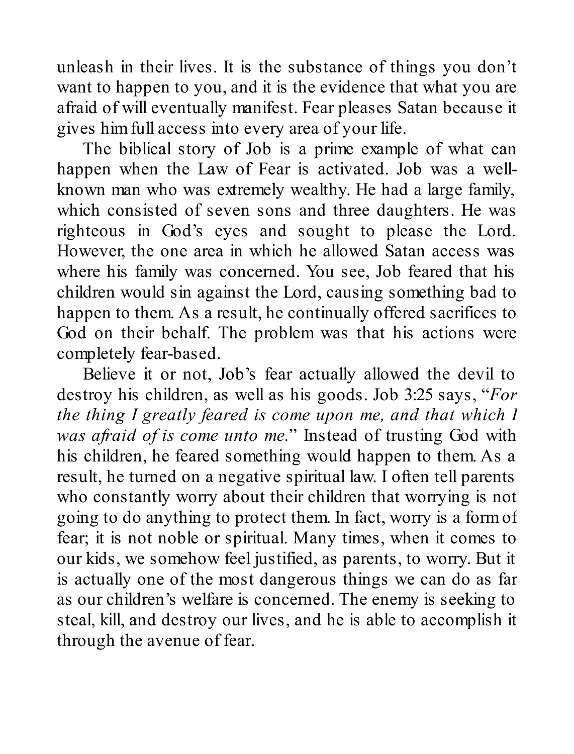unleash in their lives. It is the substance of things you don't want to happen to you, and it is the evidence that what you are afraid of will eventually manifest. Fear pleases Satan because it gives him full access into every area of your life.

The biblical story of Job is a prime example of what can happen when the Law of Fear is activated. Job was a well-known man who was extremely wealthy. He had a large family, which consisted of seven sons and three daughters. He was righteous in God's eyes and sought to please the Lord. However, the one area in which he allowed Satan access was where his family was concerned. You see, Job feared that his children would sin against the Lord, causing something bad to happen to them. As a result, he continually offered sacrifices to God on their behalf. The problem was that his actions were completely fear-based.

Believe it or not, Job's fear actually allowed the devil to destroy his children, as well as his goods. Job 3:25 says, "*For the thing I greatly feared is come upon me, and that which I was afraid of is come unto me.*" Instead of trusting God with his children, he feared something would happen to them. As a result, he turned on a negative spiritual law. I often tell parents who constantly worry about their children that worrying is not going to do anything to protect them. In fact, worry is a form of fear; it is not noble or spiritual. Many times, when it comes to our kids, we somehow feel justified, as parents, to worry. But it is actually one of the most dangerous things we can do as far as our children's welfare is concerned. The enemy is seeking to steal, kill, and destroy our lives, and he is able to accomplish it through the avenue of fear.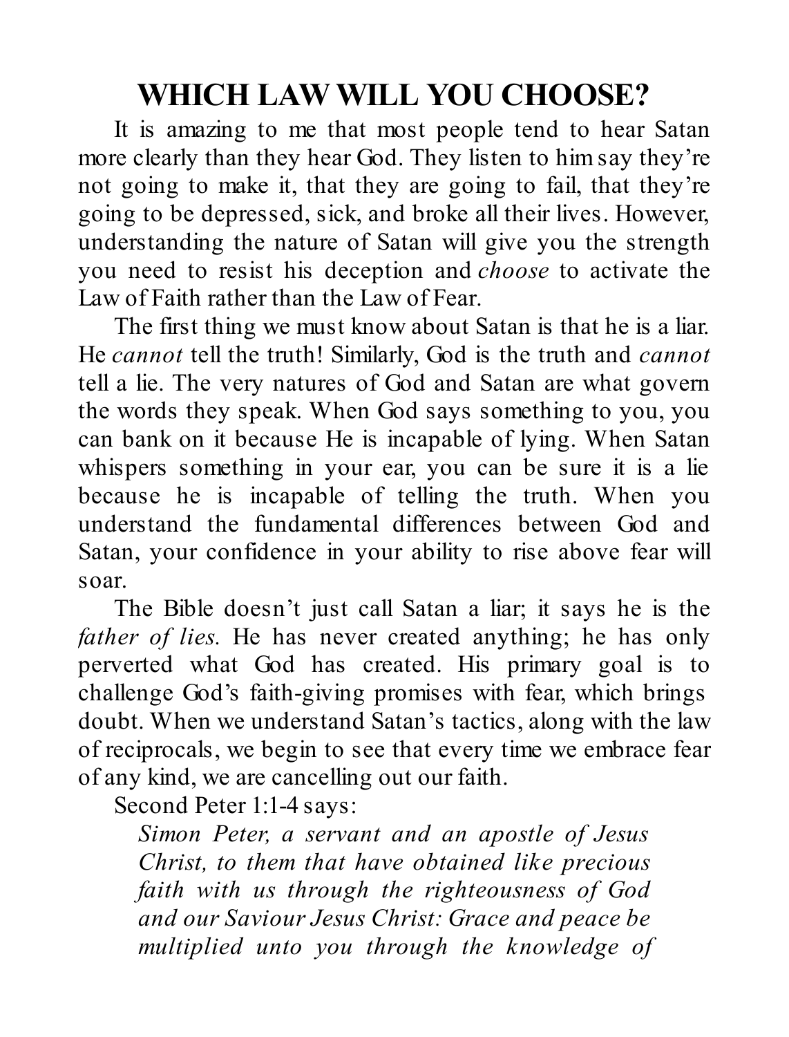# WHICH LAW WILL YOU CHOOSE?

It is amazing to me that most people tend to hear Satan more clearly than they hear God. They listen to him say they're not going to make it, that they are going to fail, that they're going to be depressed, sick, and broke all their lives. However, understanding the nature of Satan will give you the strength you need to resist his deception and *choose* to activate the Law of Faith rather than the Law of Fear.

The first thing we must know about Satan is that he is a liar. He *cannot* tell the truth! Similarly, God is the truth and *cannot* tell a lie. The very natures of God and Satan are what govern the words they speak. When God says something to you, you can bank on it because He is incapable of lying. When Satan whispers something in your ear, you can be sure it is a lie because he is incapable of telling the truth. When you understand the fundamental differences between God and Satan, your confidence in your ability to rise above fear will soar.

The Bible doesn't just call Satan a liar; it says he is the *father of lies.* He has never created anything; he has only perverted what God has created. His primary goal is to challenge God's faith-giving promises with fear, which brings doubt. When we understand Satan's tactics, along with the law of reciprocals, we begin to see that every time we embrace fear of any kind, we are cancelling out our faith.

Second Peter 1:1-4 says:

> *Simon Peter, a servant and an apostle of Jesus Christ, to them that have obtained like precious faith with us through the righteousness of God and our Saviour Jesus Christ: Grace and peace be multiplied unto you through the knowledge of*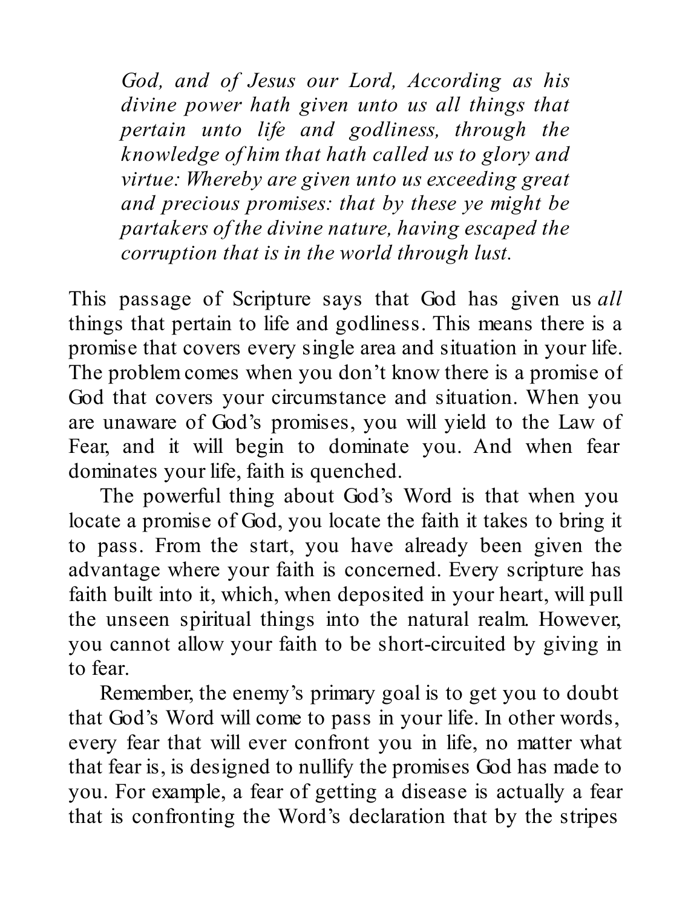*God, and of Jesus our Lord, According as his divine power hath given unto us all things that pertain unto life and godliness, through the knowledge of him that hath called us to glory and virtue: Whereby are given unto us exceeding great and precious promises: that by these ye might be partakers of the divine nature, having escaped the corruption that is in the world through lust.*

This passage of Scripture says that God has given us *all* things that pertain to life and godliness. This means there is a promise that covers every single area and situation in your life. The problem comes when you don't know there is a promise of God that covers your circumstance and situation. When you are unaware of God's promises, you will yield to the Law of Fear, and it will begin to dominate you. And when fear dominates your life, faith is quenched.

The powerful thing about God's Word is that when you locate a promise of God, you locate the faith it takes to bring it to pass. From the start, you have already been given the advantage where your faith is concerned. Every scripture has faith built into it, which, when deposited in your heart, will pull the unseen spiritual things into the natural realm. However, you cannot allow your faith to be short-circuited by giving in to fear.

Remember, the enemy's primary goal is to get you to doubt that God's Word will come to pass in your life. In other words, every fear that will ever confront you in life, no matter what that fear is, is designed to nullify the promises God has made to you. For example, a fear of getting a disease is actually a fear that is confronting the Word's declaration that by the stripes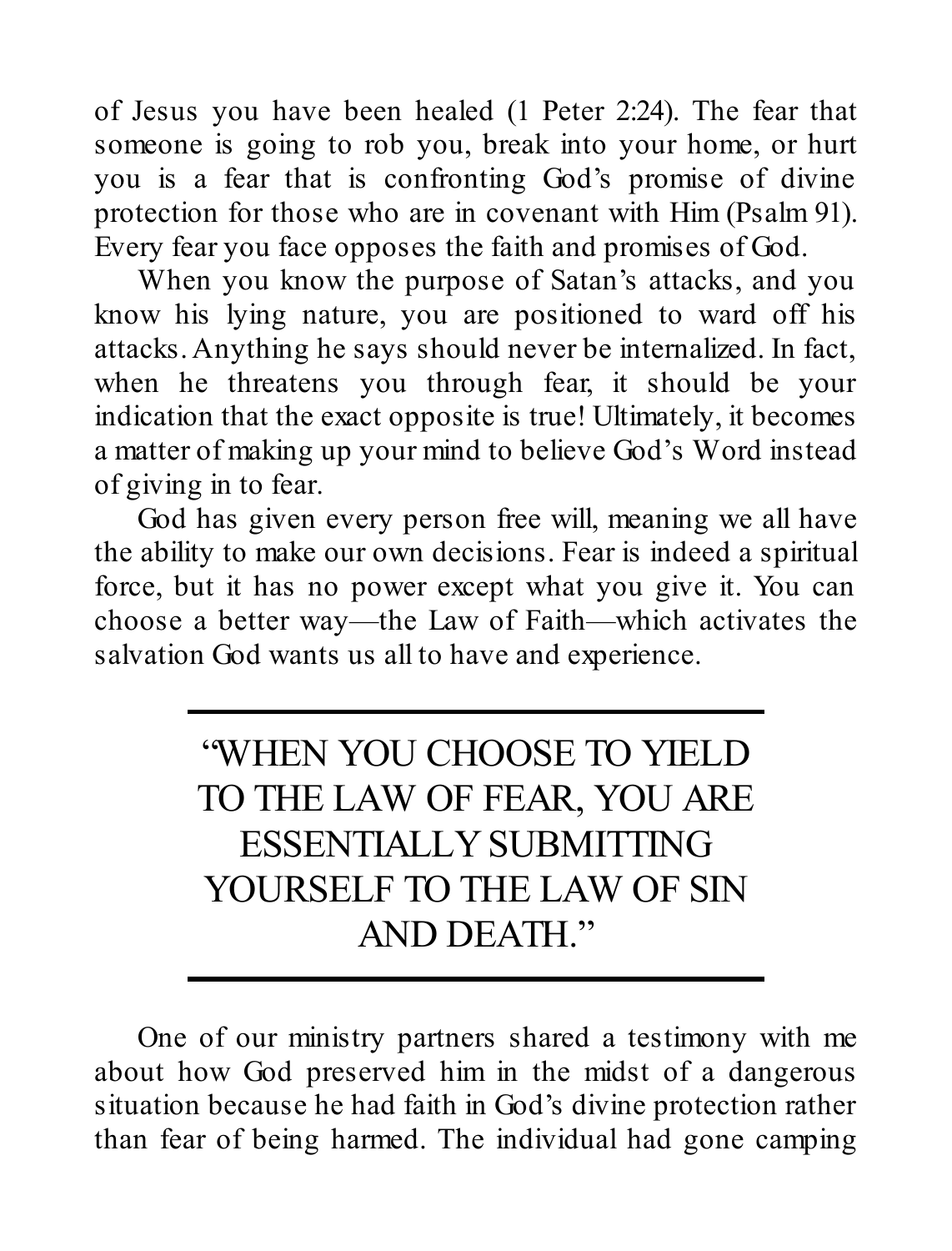of Jesus you have been healed (1 Peter 2:24). The fear that someone is going to rob you, break into your home, or hurt you is a fear that is confronting God's promise of divine protection for those who are in covenant with Him (Psalm 91). Every fear you face opposes the faith and promises of God.

When you know the purpose of Satan's attacks, and you know his lying nature, you are positioned to ward off his attacks. Anything he says should never be internalized. In fact, when he threatens you through fear, it should be your indication that the exact opposite is true! Ultimately, it becomes a matter of making up your mind to believe God's Word instead of giving in to fear.

God has given every person free will, meaning we all have the ability to make our own decisions. Fear is indeed a spiritual force, but it has no power except what you give it. You can choose a better way—the Law of Faith—which activates the salvation God wants us all to have and experience.

---

> "WHEN YOU CHOOSE TO YIELD TO THE LAW OF FEAR, YOU ARE ESSENTIALLY SUBMITTING YOURSELF TO THE LAW OF SIN AND DEATH."

---

One of our ministry partners shared a testimony with me about how God preserved him in the midst of a dangerous situation because he had faith in God's divine protection rather than fear of being harmed. The individual had gone camping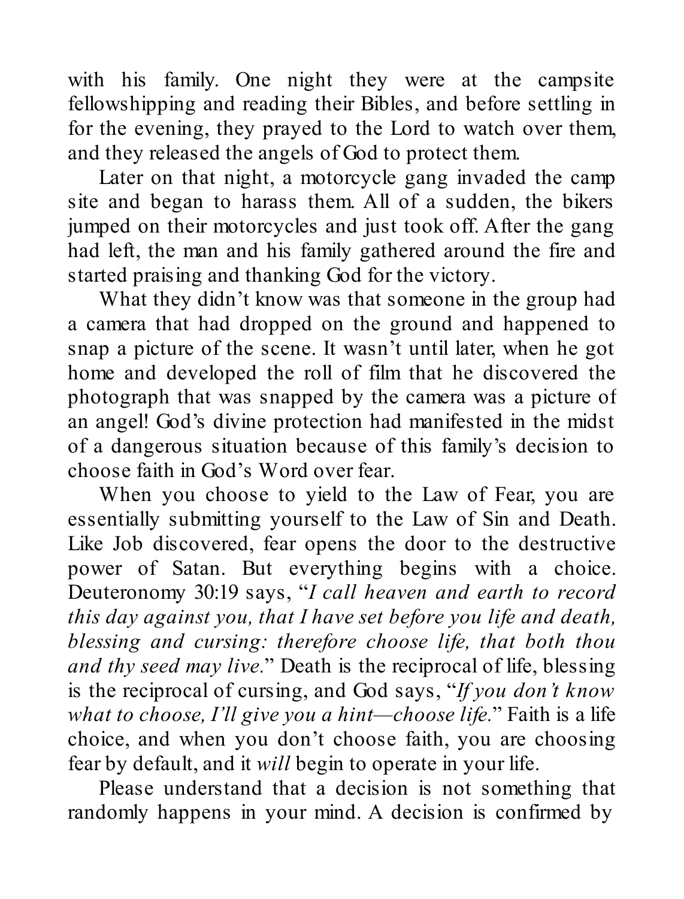with his family. One night they were at the campsite fellowshipping and reading their Bibles, and before settling in for the evening, they prayed to the Lord to watch over them, and they released the angels of God to protect them.

Later on that night, a motorcycle gang invaded the camp site and began to harass them. All of a sudden, the bikers jumped on their motorcycles and just took off. After the gang had left, the man and his family gathered around the fire and started praising and thanking God for the victory.

What they didn't know was that someone in the group had a camera that had dropped on the ground and happened to snap a picture of the scene. It wasn't until later, when he got home and developed the roll of film that he discovered the photograph that was snapped by the camera was a picture of an angel! God's divine protection had manifested in the midst of a dangerous situation because of this family's decision to choose faith in God's Word over fear.

When you choose to yield to the Law of Fear, you are essentially submitting yourself to the Law of Sin and Death. Like Job discovered, fear opens the door to the destructive power of Satan. But everything begins with a choice. Deuteronomy 30:19 says, "*I call heaven and earth to record this day against you, that I have set before you life and death, blessing and cursing: therefore choose life, that both thou and thy seed may live.*" Death is the reciprocal of life, blessing is the reciprocal of cursing, and God says, "*If you don't know what to choose, I'll give you a hint—choose life.*" Faith is a life choice, and when you don't choose faith, you are choosing fear by default, and it *will* begin to operate in your life.

Please understand that a decision is not something that randomly happens in your mind. A decision is confirmed by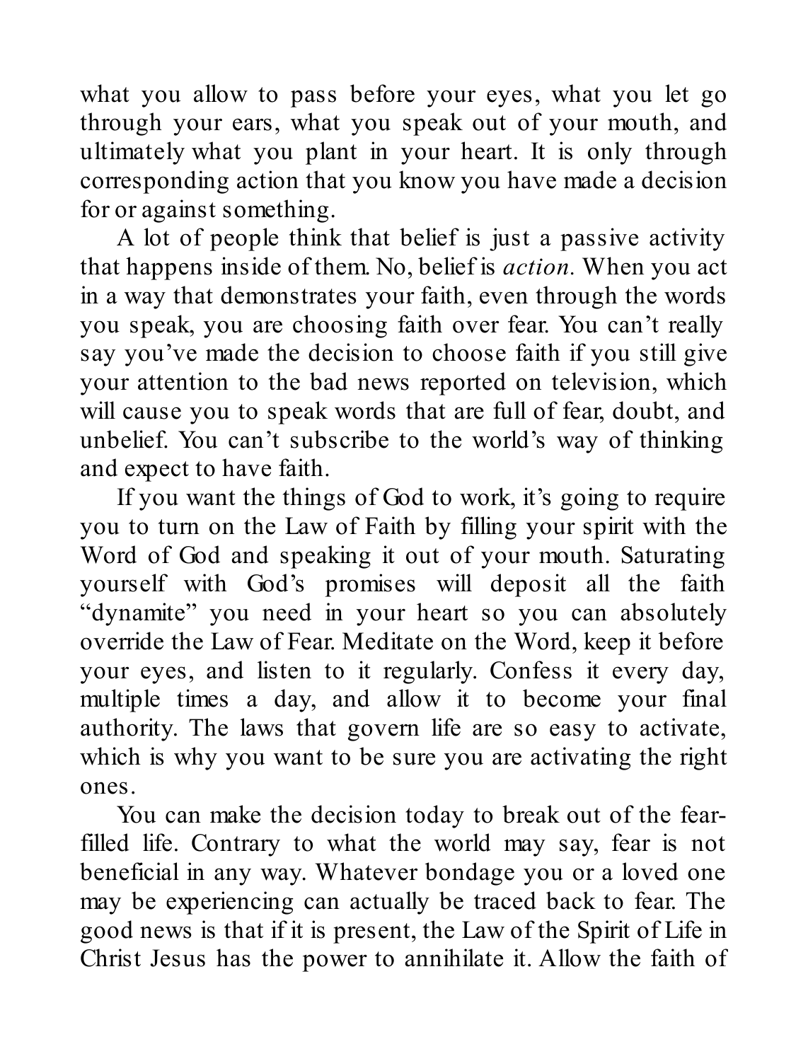what you allow to pass before your eyes, what you let go through your ears, what you speak out of your mouth, and ultimately what you plant in your heart. It is only through corresponding action that you know you have made a decision for or against something.

A lot of people think that belief is just a passive activity that happens inside of them. No, belief is *action.* When you act in a way that demonstrates your faith, even through the words you speak, you are choosing faith over fear. You can't really say you've made the decision to choose faith if you still give your attention to the bad news reported on television, which will cause you to speak words that are full of fear, doubt, and unbelief. You can't subscribe to the world's way of thinking and expect to have faith.

If you want the things of God to work, it's going to require you to turn on the Law of Faith by filling your spirit with the Word of God and speaking it out of your mouth. Saturating yourself with God's promises will deposit all the faith "dynamite" you need in your heart so you can absolutely override the Law of Fear. Meditate on the Word, keep it before your eyes, and listen to it regularly. Confess it every day, multiple times a day, and allow it to become your final authority. The laws that govern life are so easy to activate, which is why you want to be sure you are activating the right ones.

You can make the decision today to break out of the fear-filled life. Contrary to what the world may say, fear is not beneficial in any way. Whatever bondage you or a loved one may be experiencing can actually be traced back to fear. The good news is that if it is present, the Law of the Spirit of Life in Christ Jesus has the power to annihilate it. Allow the faith of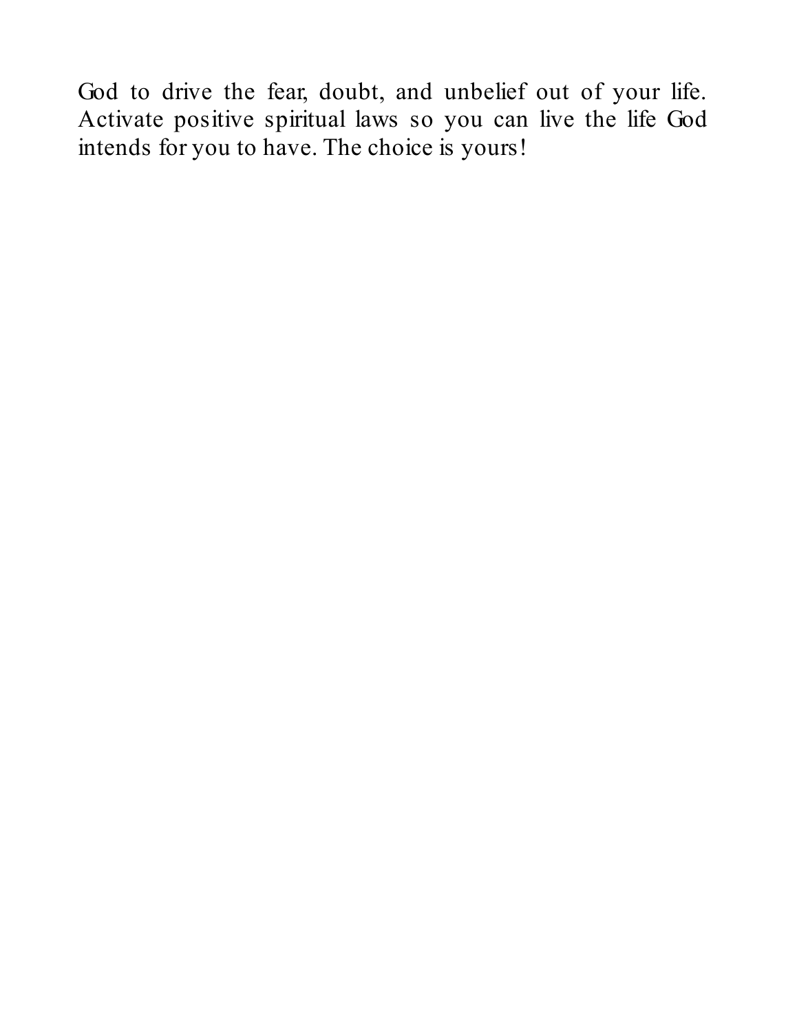God to drive the fear, doubt, and unbelief out of your life. Activate positive spiritual laws so you can live the life God intends for you to have. The choice is yours!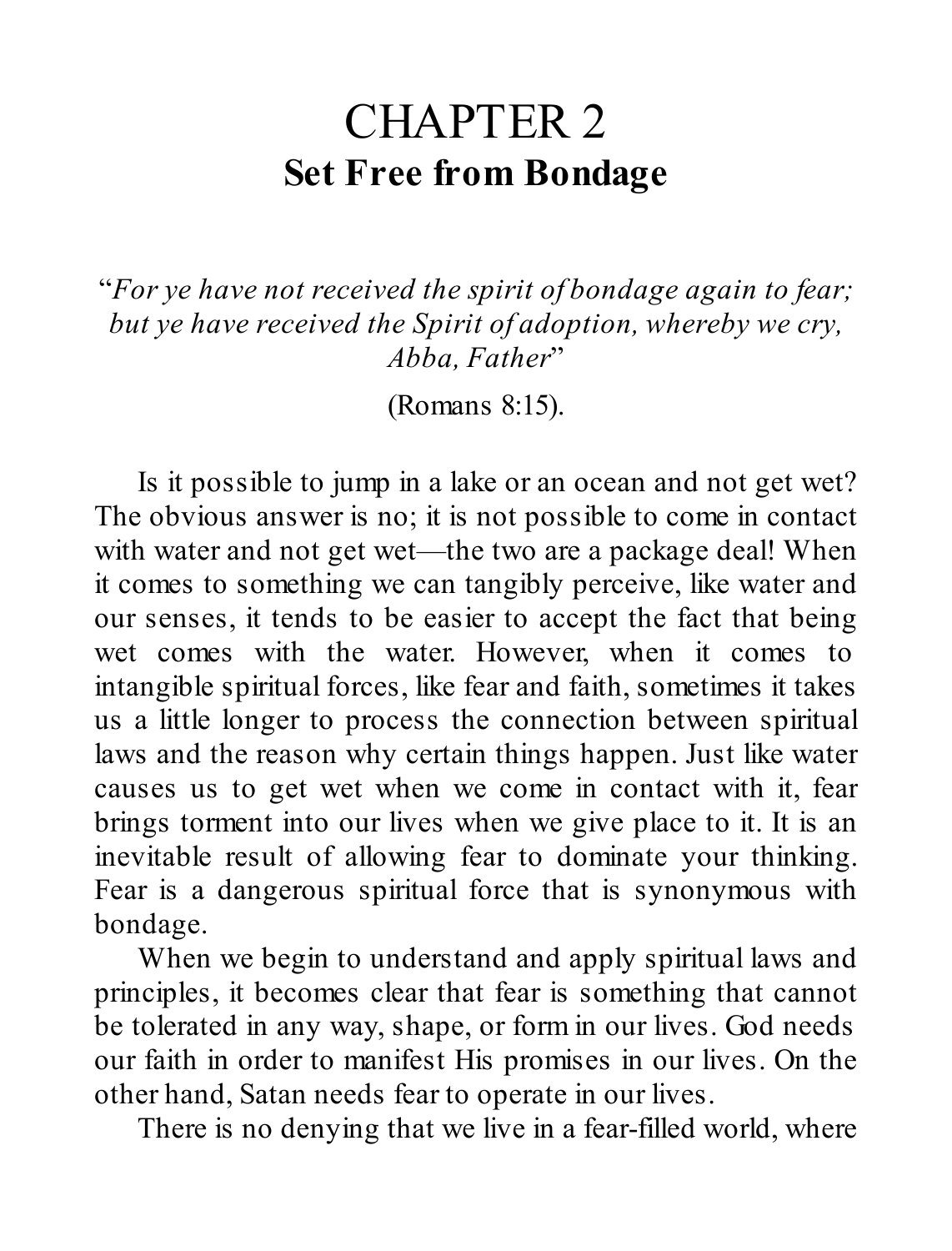# CHAPTER 2
## Set Free from Bondage

"*For ye have not received the spirit of bondage again to fear; but ye have received the Spirit of adoption, whereby we cry, Abba, Father*"

(Romans 8:15).

Is it possible to jump in a lake or an ocean and not get wet? The obvious answer is no; it is not possible to come in contact with water and not get wet—the two are a package deal! When it comes to something we can tangibly perceive, like water and our senses, it tends to be easier to accept the fact that being wet comes with the water. However, when it comes to intangible spiritual forces, like fear and faith, sometimes it takes us a little longer to process the connection between spiritual laws and the reason why certain things happen. Just like water causes us to get wet when we come in contact with it, fear brings torment into our lives when we give place to it. It is an inevitable result of allowing fear to dominate your thinking. Fear is a dangerous spiritual force that is synonymous with bondage.

When we begin to understand and apply spiritual laws and principles, it becomes clear that fear is something that cannot be tolerated in any way, shape, or form in our lives. God needs our faith in order to manifest His promises in our lives. On the other hand, Satan needs fear to operate in our lives.

There is no denying that we live in a fear-filled world, where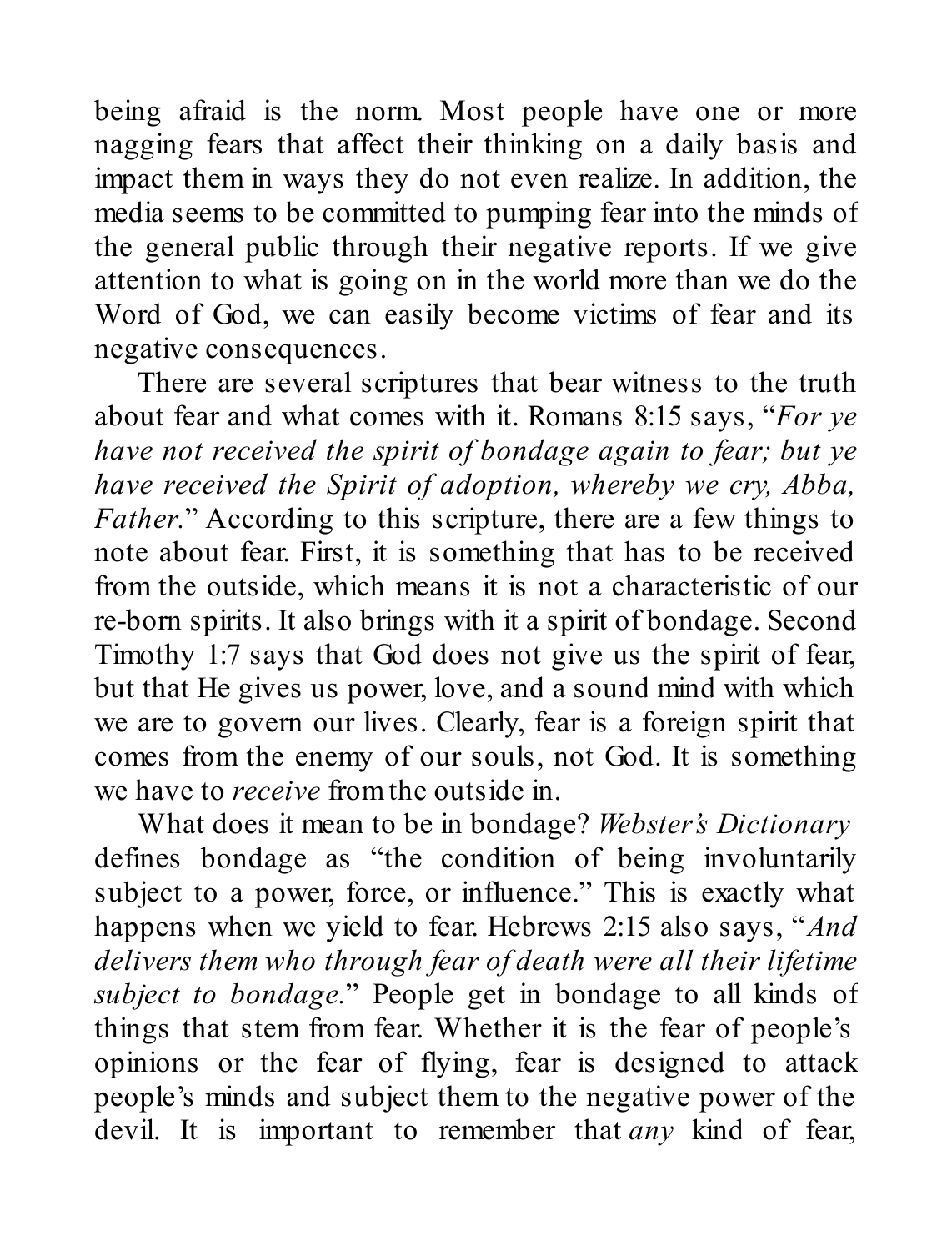being afraid is the norm. Most people have one or more nagging fears that affect their thinking on a daily basis and impact them in ways they do not even realize. In addition, the media seems to be committed to pumping fear into the minds of the general public through their negative reports. If we give attention to what is going on in the world more than we do the Word of God, we can easily become victims of fear and its negative consequences.

There are several scriptures that bear witness to the truth about fear and what comes with it. Romans 8:15 says, "*For ye have not received the spirit of bondage again to fear; but ye have received the Spirit of adoption, whereby we cry, Abba, Father.*" According to this scripture, there are a few things to note about fear. First, it is something that has to be received from the outside, which means it is not a characteristic of our re-born spirits. It also brings with it a spirit of bondage. Second Timothy 1:7 says that God does not give us the spirit of fear, but that He gives us power, love, and a sound mind with which we are to govern our lives. Clearly, fear is a foreign spirit that comes from the enemy of our souls, not God. It is something we have to *receive* from the outside in.

What does it mean to be in bondage? *Webster's Dictionary* defines bondage as "the condition of being involuntarily subject to a power, force, or influence." This is exactly what happens when we yield to fear. Hebrews 2:15 also says, "*And delivers them who through fear of death were all their lifetime subject to bondage.*" People get in bondage to all kinds of things that stem from fear. Whether it is the fear of people's opinions or the fear of flying, fear is designed to attack people's minds and subject them to the negative power of the devil. It is important to remember that *any* kind of fear,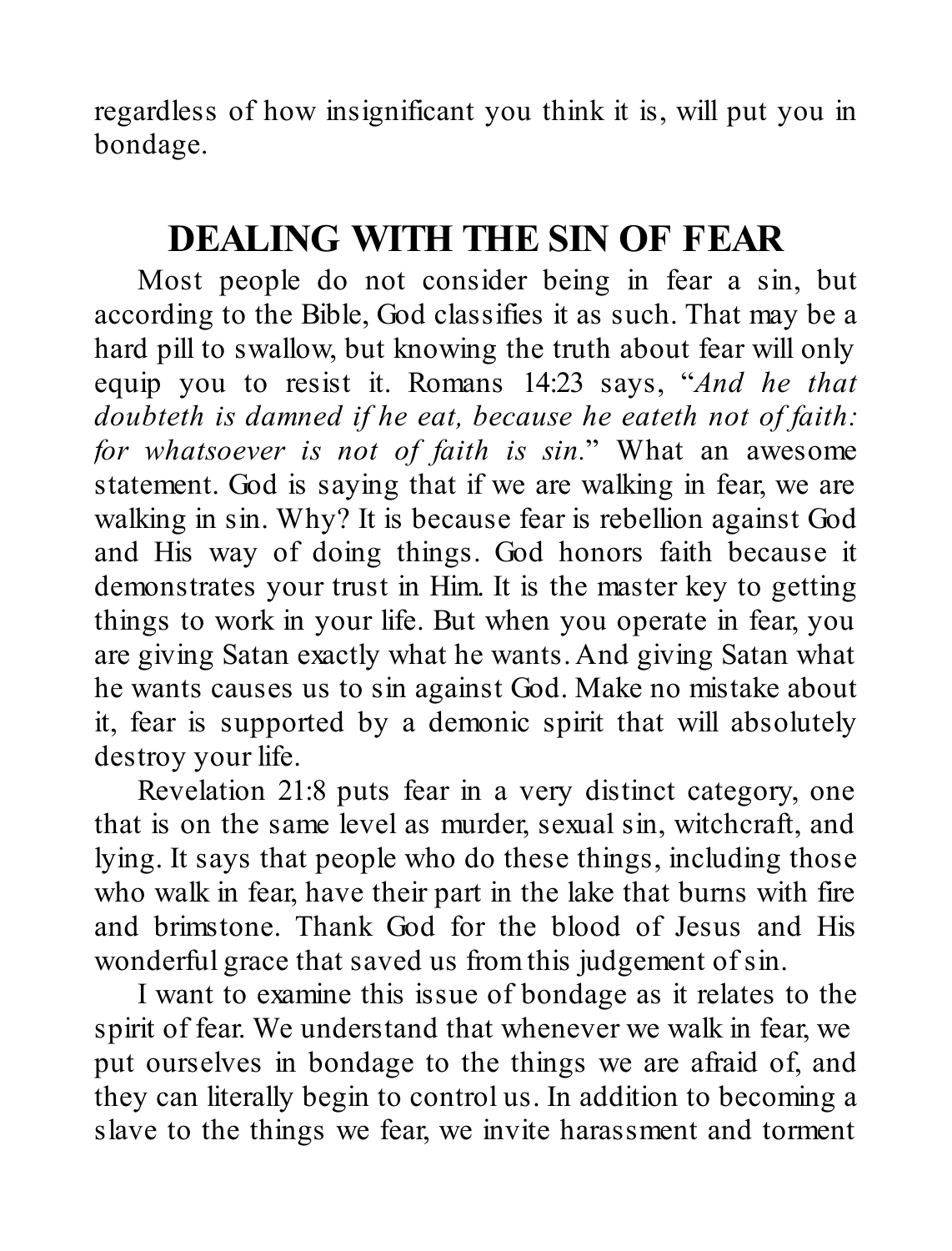regardless of how insignificant you think it is, will put you in bondage.

## DEALING WITH THE SIN OF FEAR

Most people do not consider being in fear a sin, but according to the Bible, God classifies it as such. That may be a hard pill to swallow, but knowing the truth about fear will only equip you to resist it. Romans 14:23 says, "*And he that doubteth is damned if he eat, because he eateth not of faith: for whatsoever is not of faith is sin.*" What an awesome statement. God is saying that if we are walking in fear, we are walking in sin. Why? It is because fear is rebellion against God and His way of doing things. God honors faith because it demonstrates your trust in Him. It is the master key to getting things to work in your life. But when you operate in fear, you are giving Satan exactly what he wants. And giving Satan what he wants causes us to sin against God. Make no mistake about it, fear is supported by a demonic spirit that will absolutely destroy your life.

Revelation 21:8 puts fear in a very distinct category, one that is on the same level as murder, sexual sin, witchcraft, and lying. It says that people who do these things, including those who walk in fear, have their part in the lake that burns with fire and brimstone. Thank God for the blood of Jesus and His wonderful grace that saved us from this judgement of sin.

I want to examine this issue of bondage as it relates to the spirit of fear. We understand that whenever we walk in fear, we put ourselves in bondage to the things we are afraid of, and they can literally begin to control us. In addition to becoming a slave to the things we fear, we invite harassment and torment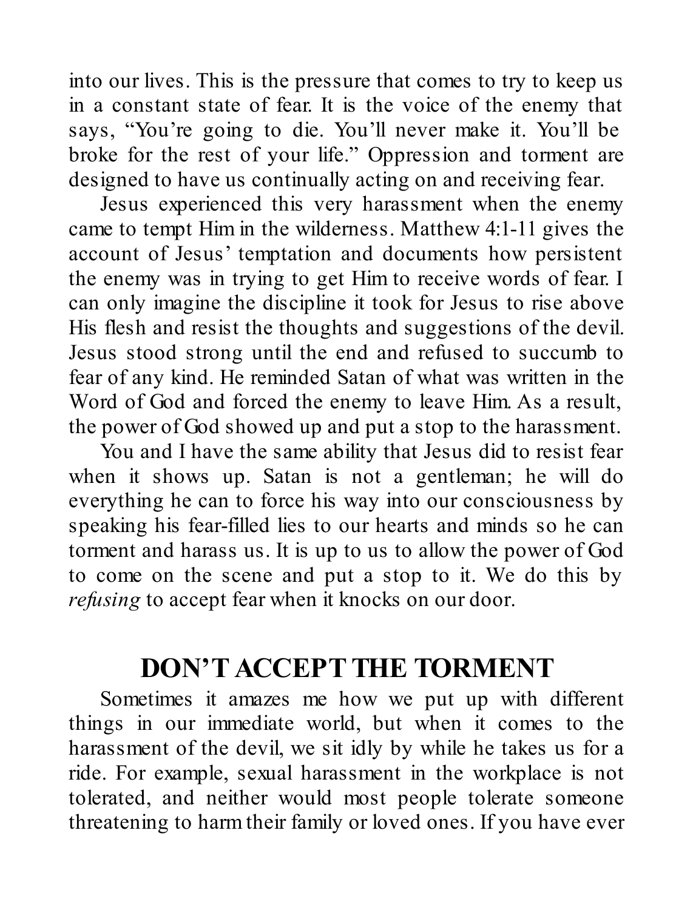into our lives. This is the pressure that comes to try to keep us in a constant state of fear. It is the voice of the enemy that says, "You're going to die. You'll never make it. You'll be broke for the rest of your life." Oppression and torment are designed to have us continually acting on and receiving fear.

Jesus experienced this very harassment when the enemy came to tempt Him in the wilderness. Matthew 4:1-11 gives the account of Jesus' temptation and documents how persistent the enemy was in trying to get Him to receive words of fear. I can only imagine the discipline it took for Jesus to rise above His flesh and resist the thoughts and suggestions of the devil. Jesus stood strong until the end and refused to succumb to fear of any kind. He reminded Satan of what was written in the Word of God and forced the enemy to leave Him. As a result, the power of God showed up and put a stop to the harassment.

You and I have the same ability that Jesus did to resist fear when it shows up. Satan is not a gentleman; he will do everything he can to force his way into our consciousness by speaking his fear-filled lies to our hearts and minds so he can torment and harass us. It is up to us to allow the power of God to come on the scene and put a stop to it. We do this by *refusing* to accept fear when it knocks on our door.

## DON'T ACCEPT THE TORMENT

Sometimes it amazes me how we put up with different things in our immediate world, but when it comes to the harassment of the devil, we sit idly by while he takes us for a ride. For example, sexual harassment in the workplace is not tolerated, and neither would most people tolerate someone threatening to harm their family or loved ones. If you have ever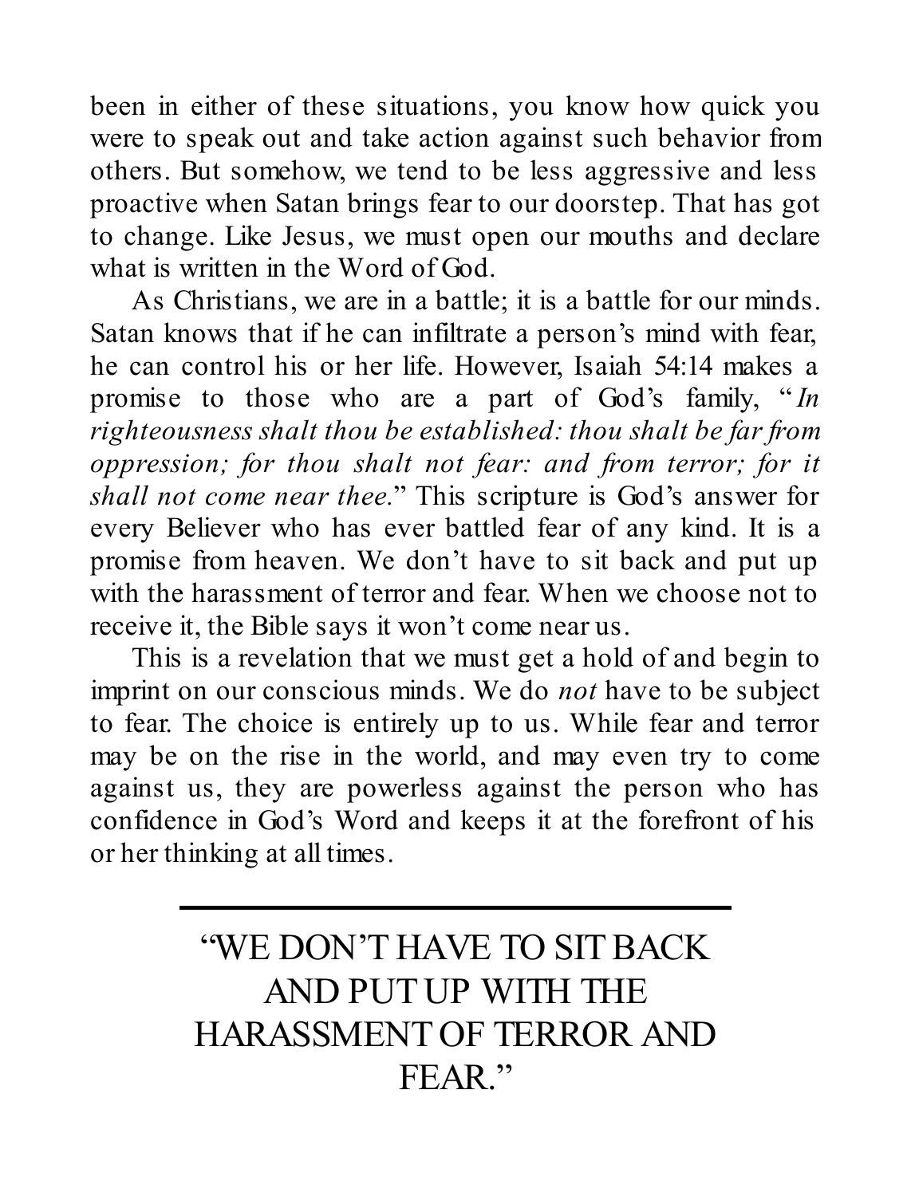been in either of these situations, you know how quick you were to speak out and take action against such behavior from others. But somehow, we tend to be less aggressive and less proactive when Satan brings fear to our doorstep. That has got to change. Like Jesus, we must open our mouths and declare what is written in the Word of God.

As Christians, we are in a battle; it is a battle for our minds. Satan knows that if he can infiltrate a person's mind with fear, he can control his or her life. However, Isaiah 54:14 makes a promise to those who are a part of God's family, "*In righteousness shalt thou be established: thou shalt be far from oppression; for thou shalt not fear: and from terror; for it shall not come near thee.*" This scripture is God's answer for every Believer who has ever battled fear of any kind. It is a promise from heaven. We don't have to sit back and put up with the harassment of terror and fear. When we choose not to receive it, the Bible says it won't come near us.

This is a revelation that we must get a hold of and begin to imprint on our conscious minds. We do *not* have to be subject to fear. The choice is entirely up to us. While fear and terror may be on the rise in the world, and may even try to come against us, they are powerless against the person who has confidence in God's Word and keeps it at the forefront of his or her thinking at all times.

---

"WE DON'T HAVE TO SIT BACK AND PUT UP WITH THE HARASSMENT OF TERROR AND FEAR."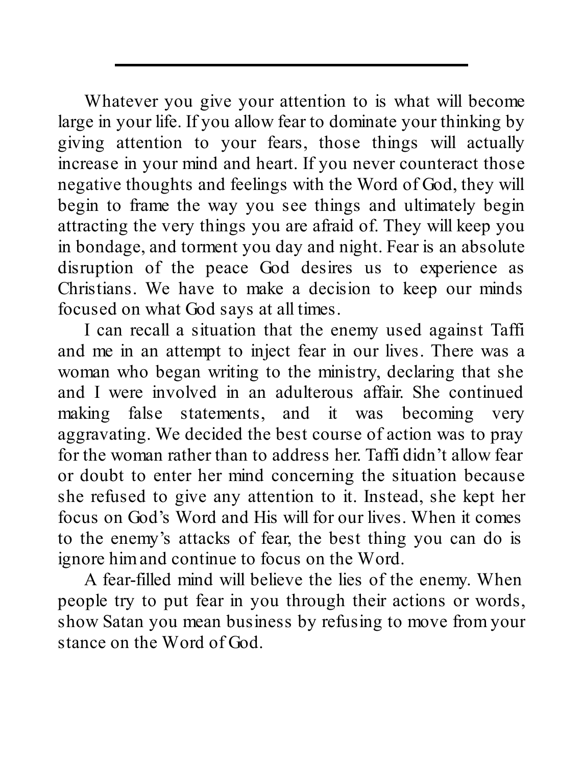---

Whatever you give your attention to is what will become large in your life. If you allow fear to dominate your thinking by giving attention to your fears, those things will actually increase in your mind and heart. If you never counteract those negative thoughts and feelings with the Word of God, they will begin to frame the way you see things and ultimately begin attracting the very things you are afraid of. They will keep you in bondage, and torment you day and night. Fear is an absolute disruption of the peace God desires us to experience as Christians. We have to make a decision to keep our minds focused on what God says at all times.

I can recall a situation that the enemy used against Taffi and me in an attempt to inject fear in our lives. There was a woman who began writing to the ministry, declaring that she and I were involved in an adulterous affair. She continued making false statements, and it was becoming very aggravating. We decided the best course of action was to pray for the woman rather than to address her. Taffi didn't allow fear or doubt to enter her mind concerning the situation because she refused to give any attention to it. Instead, she kept her focus on God's Word and His will for our lives. When it comes to the enemy's attacks of fear, the best thing you can do is ignore him and continue to focus on the Word.

A fear-filled mind will believe the lies of the enemy. When people try to put fear in you through their actions or words, show Satan you mean business by refusing to move from your stance on the Word of God.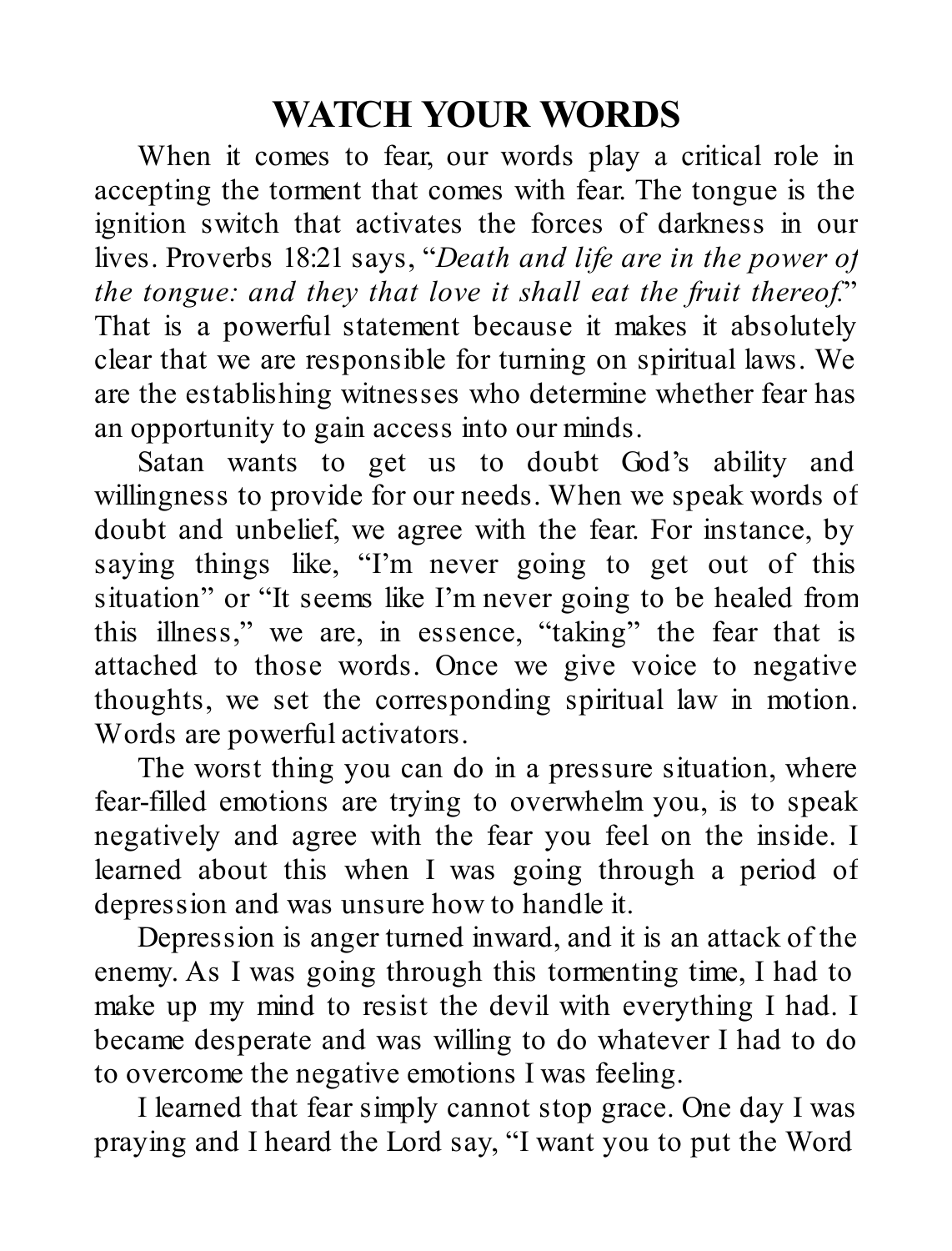# WATCH YOUR WORDS

When it comes to fear, our words play a critical role in accepting the torment that comes with fear. The tongue is the ignition switch that activates the forces of darkness in our lives. Proverbs 18:21 says, "*Death and life are in the power of the tongue: and they that love it shall eat the fruit thereof.*" That is a powerful statement because it makes it absolutely clear that we are responsible for turning on spiritual laws. We are the establishing witnesses who determine whether fear has an opportunity to gain access into our minds.

Satan wants to get us to doubt God's ability and willingness to provide for our needs. When we speak words of doubt and unbelief, we agree with the fear. For instance, by saying things like, "I'm never going to get out of this situation" or "It seems like I'm never going to be healed from this illness," we are, in essence, "taking" the fear that is attached to those words. Once we give voice to negative thoughts, we set the corresponding spiritual law in motion. Words are powerful activators.

The worst thing you can do in a pressure situation, where fear-filled emotions are trying to overwhelm you, is to speak negatively and agree with the fear you feel on the inside. I learned about this when I was going through a period of depression and was unsure how to handle it.

Depression is anger turned inward, and it is an attack of the enemy. As I was going through this tormenting time, I had to make up my mind to resist the devil with everything I had. I became desperate and was willing to do whatever I had to do to overcome the negative emotions I was feeling.

I learned that fear simply cannot stop grace. One day I was praying and I heard the Lord say, "I want you to put the Word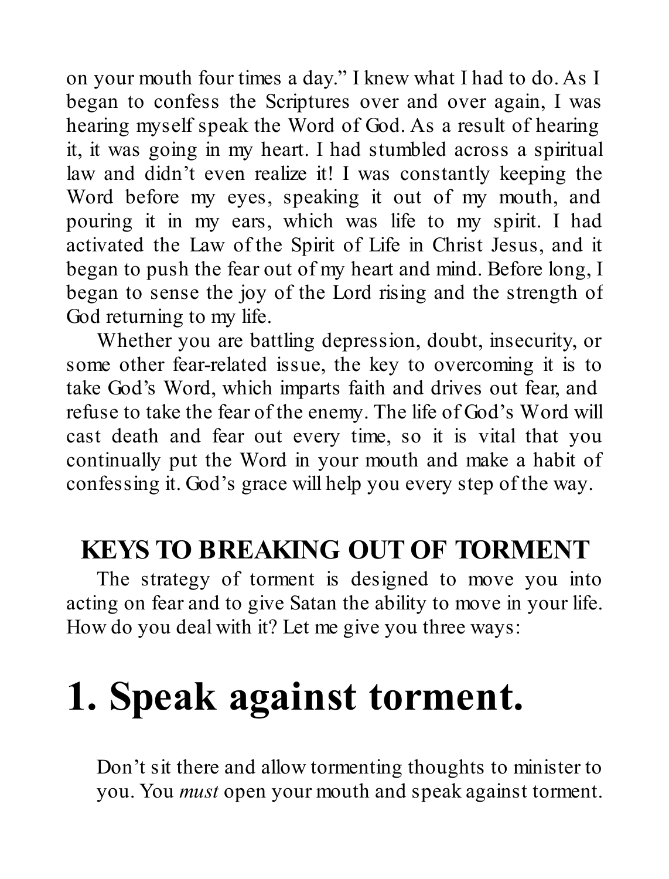on your mouth four times a day." I knew what I had to do. As I began to confess the Scriptures over and over again, I was hearing myself speak the Word of God. As a result of hearing it, it was going in my heart. I had stumbled across a spiritual law and didn't even realize it! I was constantly keeping the Word before my eyes, speaking it out of my mouth, and pouring it in my ears, which was life to my spirit. I had activated the Law of the Spirit of Life in Christ Jesus, and it began to push the fear out of my heart and mind. Before long, I began to sense the joy of the Lord rising and the strength of God returning to my life.

Whether you are battling depression, doubt, insecurity, or some other fear-related issue, the key to overcoming it is to take God's Word, which imparts faith and drives out fear, and refuse to take the fear of the enemy. The life of God's Word will cast death and fear out every time, so it is vital that you continually put the Word in your mouth and make a habit of confessing it. God's grace will help you every step of the way.

## KEYS TO BREAKING OUT OF TORMENT

The strategy of torment is designed to move you into acting on fear and to give Satan the ability to move in your life. How do you deal with it? Let me give you three ways:

# 1. Speak against torment.

Don't sit there and allow tormenting thoughts to minister to you. You *must* open your mouth and speak against torment.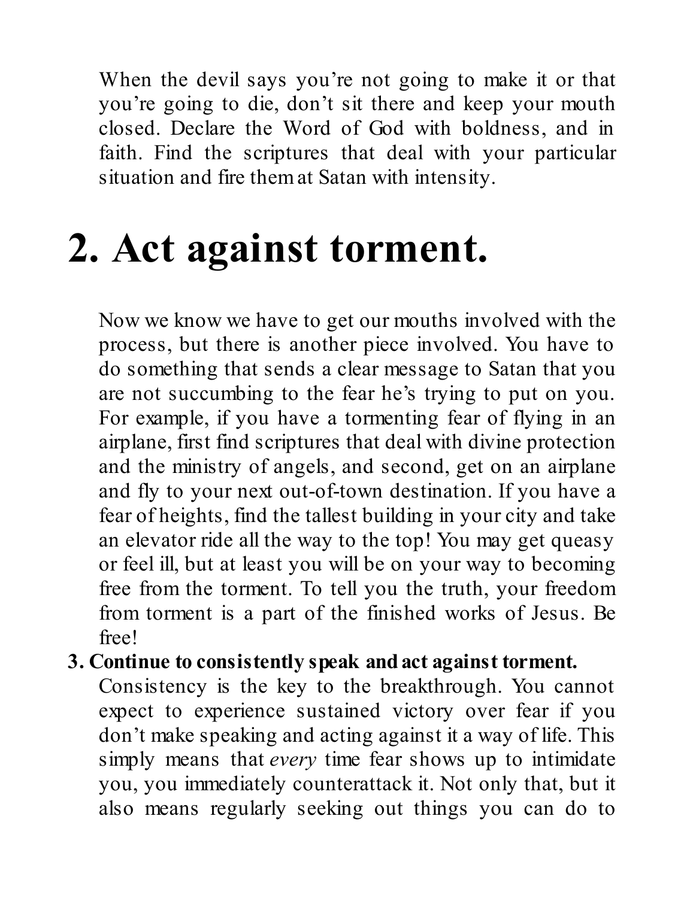When the devil says you're not going to make it or that you're going to die, don't sit there and keep your mouth closed. Declare the Word of God with boldness, and in faith. Find the scriptures that deal with your particular situation and fire them at Satan with intensity.

# 2. Act against torment.

Now we know we have to get our mouths involved with the process, but there is another piece involved. You have to do something that sends a clear message to Satan that you are not succumbing to the fear he's trying to put on you. For example, if you have a tormenting fear of flying in an airplane, first find scriptures that deal with divine protection and the ministry of angels, and second, get on an airplane and fly to your next out-of-town destination. If you have a fear of heights, find the tallest building in your city and take an elevator ride all the way to the top! You may get queasy or feel ill, but at least you will be on your way to becoming free from the torment. To tell you the truth, your freedom from torment is a part of the finished works of Jesus. Be free!

**3. Continue to consistently speak and act against torment.**

Consistency is the key to the breakthrough. You cannot expect to experience sustained victory over fear if you don't make speaking and acting against it a way of life. This simply means that *every* time fear shows up to intimidate you, you immediately counterattack it. Not only that, but it also means regularly seeking out things you can do to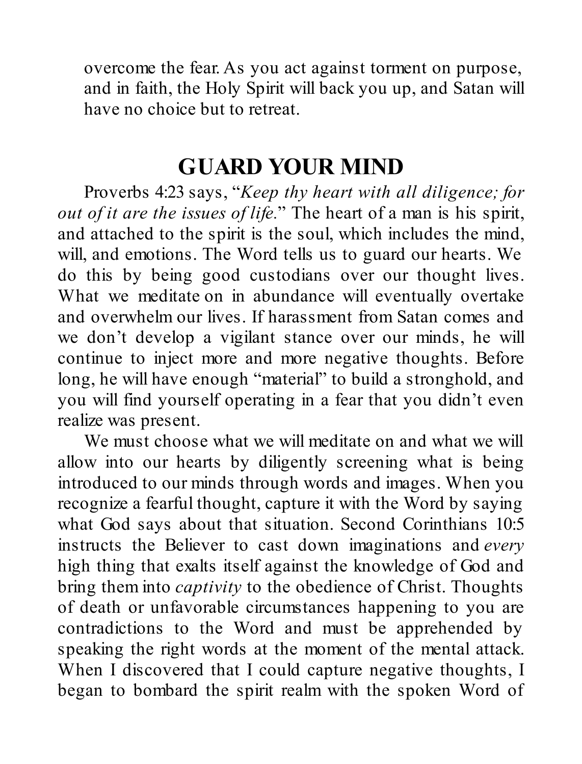overcome the fear. As you act against torment on purpose, and in faith, the Holy Spirit will back you up, and Satan will have no choice but to retreat.

## GUARD YOUR MIND

Proverbs 4:23 says, "*Keep thy heart with all diligence; for out of it are the issues of life.*" The heart of a man is his spirit, and attached to the spirit is the soul, which includes the mind, will, and emotions. The Word tells us to guard our hearts. We do this by being good custodians over our thought lives. What we meditate on in abundance will eventually overtake and overwhelm our lives. If harassment from Satan comes and we don't develop a vigilant stance over our minds, he will continue to inject more and more negative thoughts. Before long, he will have enough "material" to build a stronghold, and you will find yourself operating in a fear that you didn't even realize was present.

We must choose what we will meditate on and what we will allow into our hearts by diligently screening what is being introduced to our minds through words and images. When you recognize a fearful thought, capture it with the Word by saying what God says about that situation. Second Corinthians 10:5 instructs the Believer to cast down imaginations and *every* high thing that exalts itself against the knowledge of God and bring them into *captivity* to the obedience of Christ. Thoughts of death or unfavorable circumstances happening to you are contradictions to the Word and must be apprehended by speaking the right words at the moment of the mental attack. When I discovered that I could capture negative thoughts, I began to bombard the spirit realm with the spoken Word of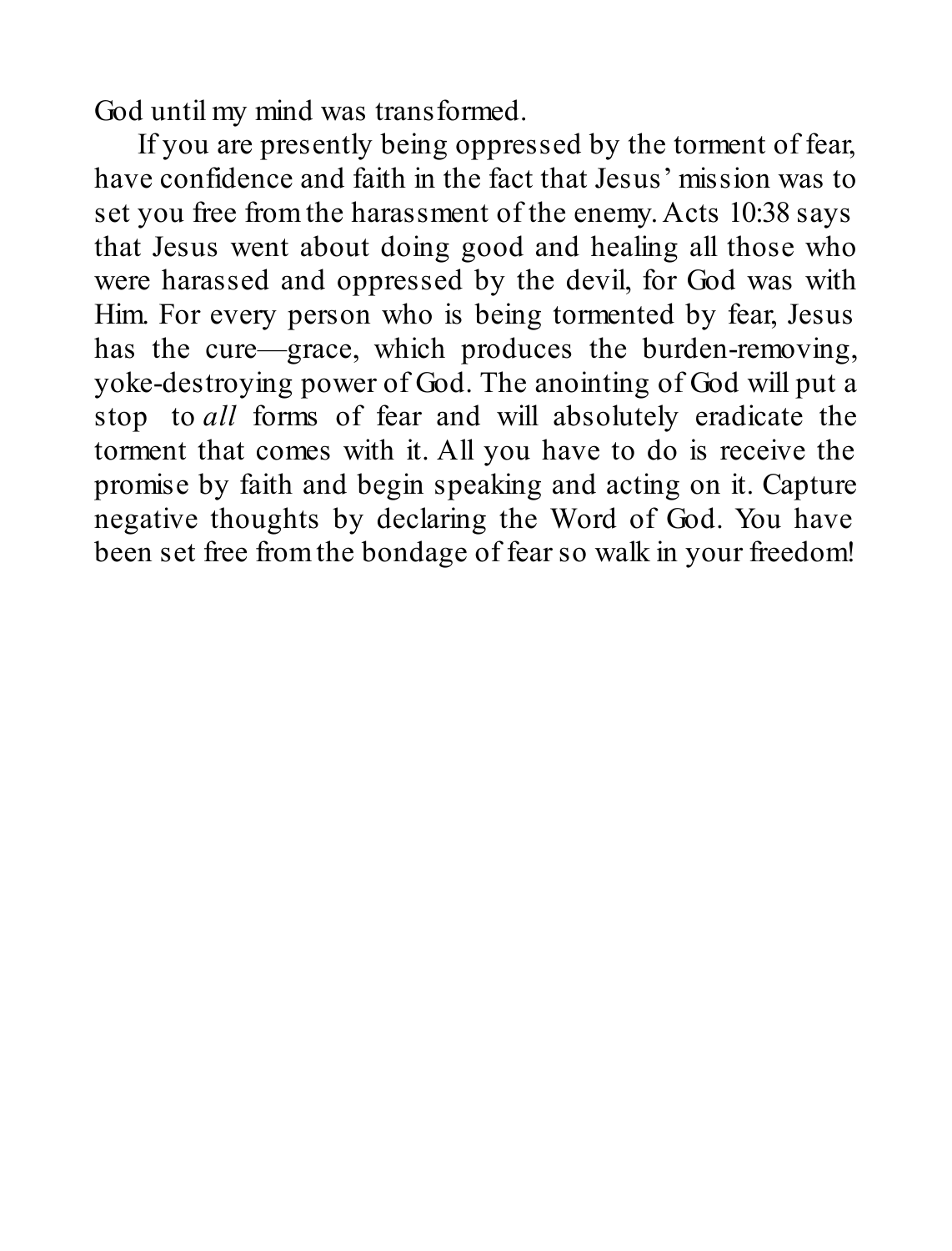God until my mind was transformed.

If you are presently being oppressed by the torment of fear, have confidence and faith in the fact that Jesus' mission was to set you free from the harassment of the enemy. Acts 10:38 says that Jesus went about doing good and healing all those who were harassed and oppressed by the devil, for God was with Him. For every person who is being tormented by fear, Jesus has the cure—grace, which produces the burden-removing, yoke-destroying power of God. The anointing of God will put a stop to *all* forms of fear and will absolutely eradicate the torment that comes with it. All you have to do is receive the promise by faith and begin speaking and acting on it. Capture negative thoughts by declaring the Word of God. You have been set free from the bondage of fear so walk in your freedom!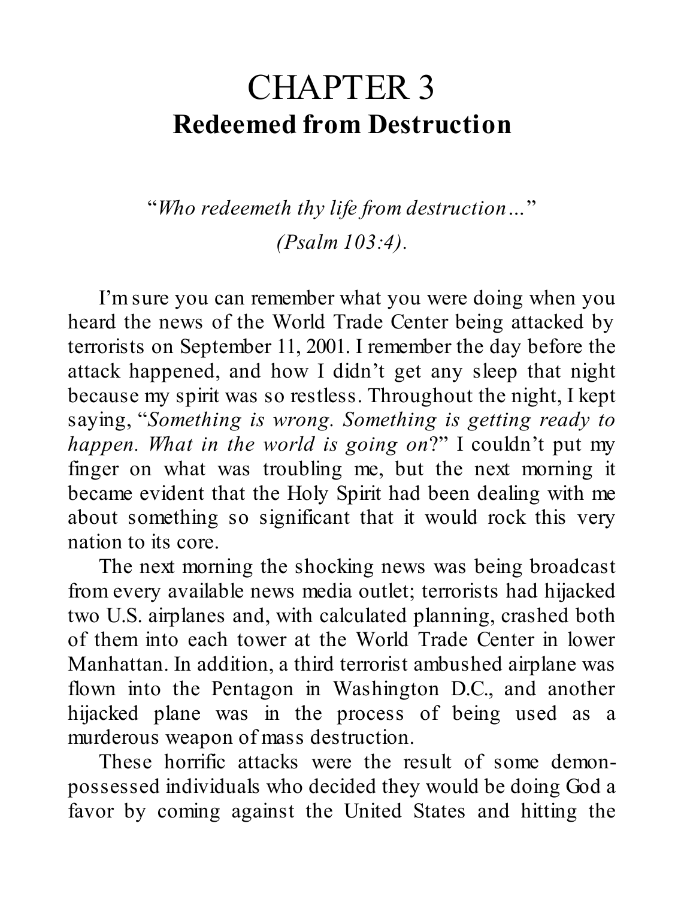# CHAPTER 3

## Redeemed from Destruction

"*Who redeemeth thy life from destruction…*"

*(Psalm 103:4).*

I'm sure you can remember what you were doing when you heard the news of the World Trade Center being attacked by terrorists on September 11, 2001. I remember the day before the attack happened, and how I didn't get any sleep that night because my spirit was so restless. Throughout the night, I kept saying, "*Something is wrong. Something is getting ready to happen. What in the world is going on*?" I couldn't put my finger on what was troubling me, but the next morning it became evident that the Holy Spirit had been dealing with me about something so significant that it would rock this very nation to its core.

The next morning the shocking news was being broadcast from every available news media outlet; terrorists had hijacked two U.S. airplanes and, with calculated planning, crashed both of them into each tower at the World Trade Center in lower Manhattan. In addition, a third terrorist ambushed airplane was flown into the Pentagon in Washington D.C., and another hijacked plane was in the process of being used as a murderous weapon of mass destruction.

These horrific attacks were the result of some demon-possessed individuals who decided they would be doing God a favor by coming against the United States and hitting the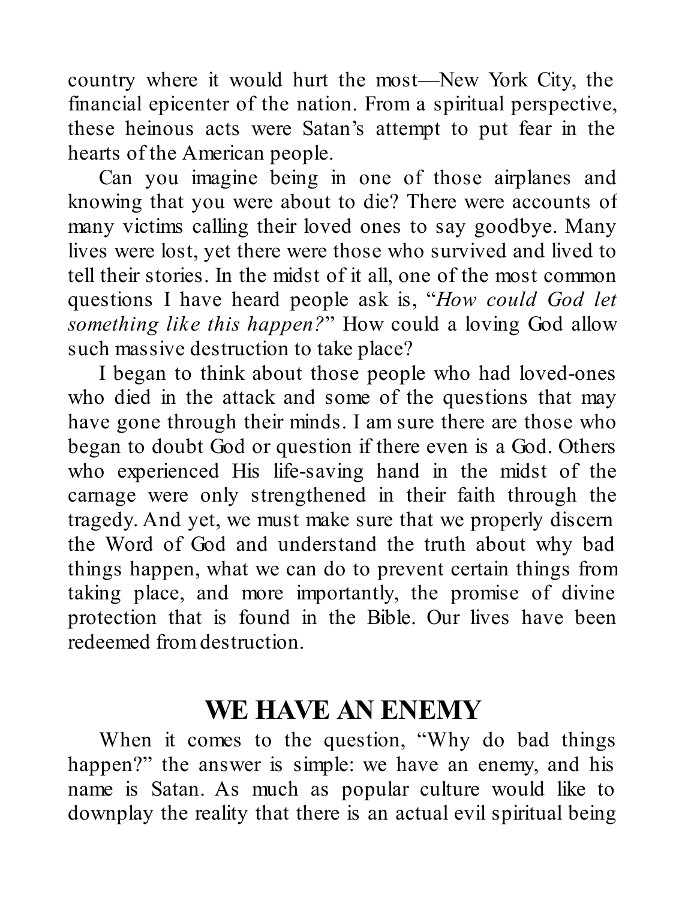country where it would hurt the most—New York City, the financial epicenter of the nation. From a spiritual perspective, these heinous acts were Satan's attempt to put fear in the hearts of the American people.

Can you imagine being in one of those airplanes and knowing that you were about to die? There were accounts of many victims calling their loved ones to say goodbye. Many lives were lost, yet there were those who survived and lived to tell their stories. In the midst of it all, one of the most common questions I have heard people ask is, "*How could God let something like this happen?*" How could a loving God allow such massive destruction to take place?

I began to think about those people who had loved-ones who died in the attack and some of the questions that may have gone through their minds. I am sure there are those who began to doubt God or question if there even is a God. Others who experienced His life-saving hand in the midst of the carnage were only strengthened in their faith through the tragedy. And yet, we must make sure that we properly discern the Word of God and understand the truth about why bad things happen, what we can do to prevent certain things from taking place, and more importantly, the promise of divine protection that is found in the Bible. Our lives have been redeemed from destruction.

## WE HAVE AN ENEMY

When it comes to the question, "Why do bad things happen?" the answer is simple: we have an enemy, and his name is Satan. As much as popular culture would like to downplay the reality that there is an actual evil spiritual being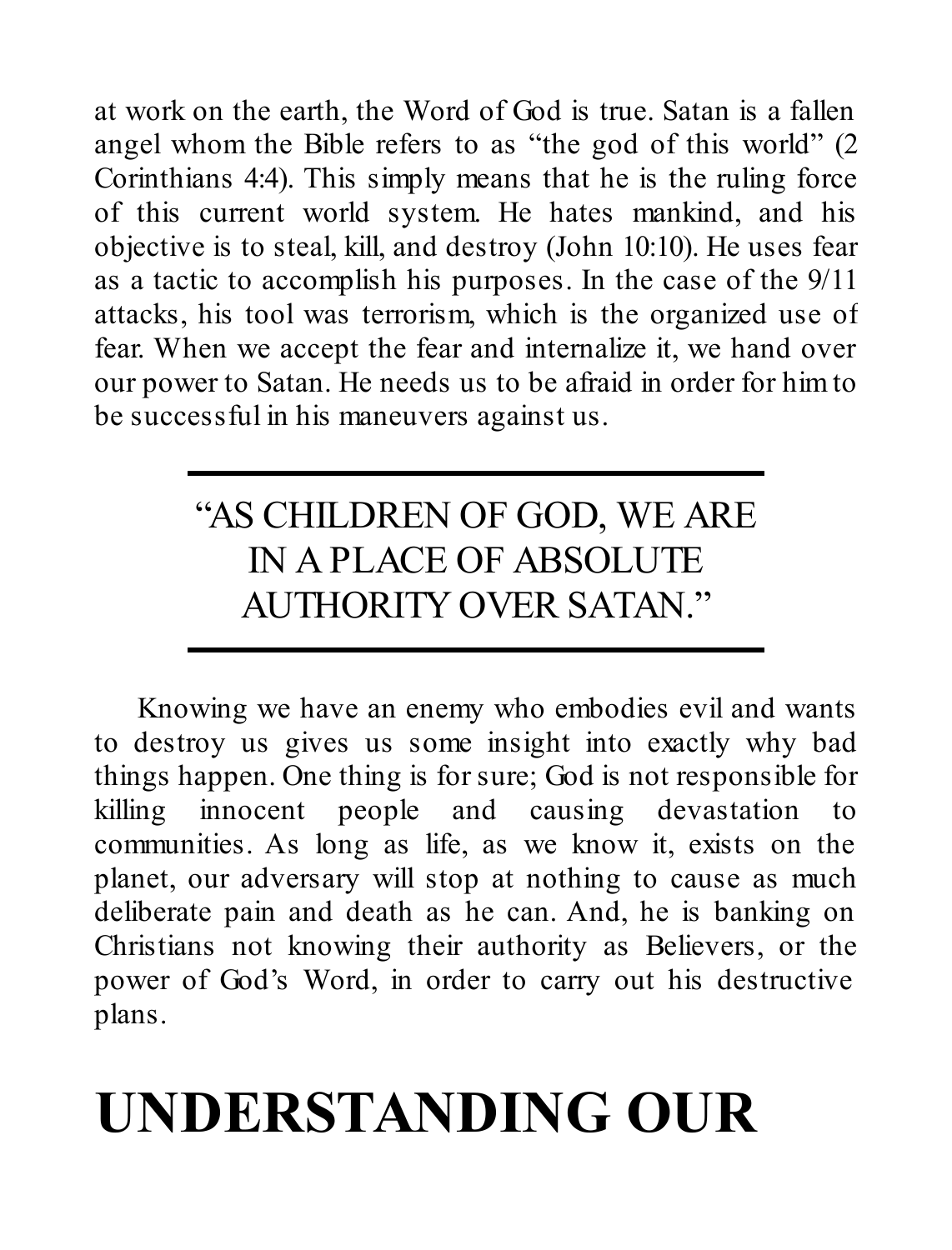at work on the earth, the Word of God is true. Satan is a fallen angel whom the Bible refers to as "the god of this world" (2 Corinthians 4:4). This simply means that he is the ruling force of this current world system. He hates mankind, and his objective is to steal, kill, and destroy (John 10:10). He uses fear as a tactic to accomplish his purposes. In the case of the 9/11 attacks, his tool was terrorism, which is the organized use of fear. When we accept the fear and internalize it, we hand over our power to Satan. He needs us to be afraid in order for him to be successful in his maneuvers against us.

---

"AS CHILDREN OF GOD, WE ARE IN A PLACE OF ABSOLUTE AUTHORITY OVER SATAN."

---

Knowing we have an enemy who embodies evil and wants to destroy us gives us some insight into exactly why bad things happen. One thing is for sure; God is not responsible for killing innocent people and causing devastation to communities. As long as life, as we know it, exists on the planet, our adversary will stop at nothing to cause as much deliberate pain and death as he can. And, he is banking on Christians not knowing their authority as Believers, or the power of God's Word, in order to carry out his destructive plans.

# UNDERSTANDING OUR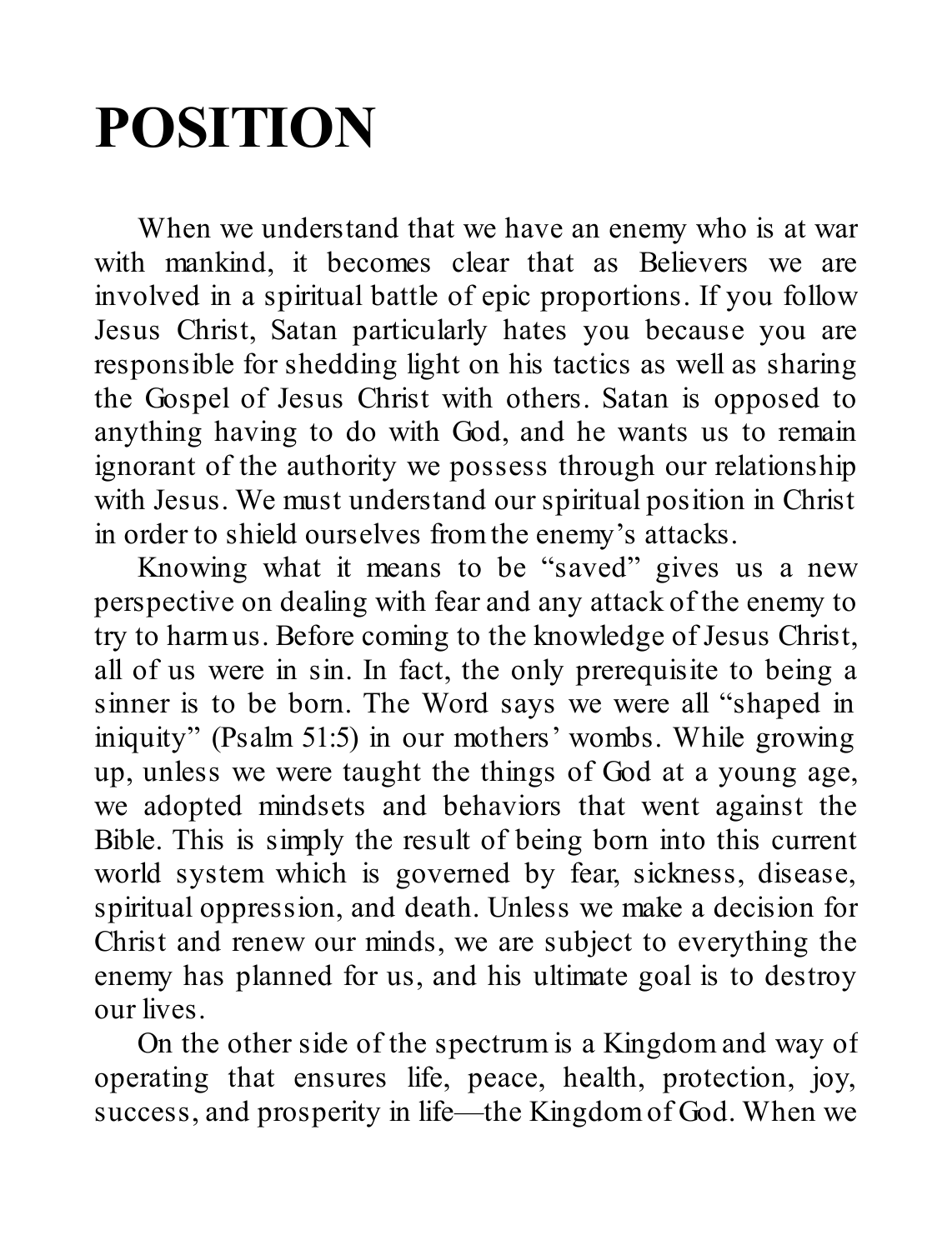# POSITION

When we understand that we have an enemy who is at war with mankind, it becomes clear that as Believers we are involved in a spiritual battle of epic proportions. If you follow Jesus Christ, Satan particularly hates you because you are responsible for shedding light on his tactics as well as sharing the Gospel of Jesus Christ with others. Satan is opposed to anything having to do with God, and he wants us to remain ignorant of the authority we possess through our relationship with Jesus. We must understand our spiritual position in Christ in order to shield ourselves from the enemy's attacks.

Knowing what it means to be "saved" gives us a new perspective on dealing with fear and any attack of the enemy to try to harm us. Before coming to the knowledge of Jesus Christ, all of us were in sin. In fact, the only prerequisite to being a sinner is to be born. The Word says we were all "shaped in iniquity" (Psalm 51:5) in our mothers' wombs. While growing up, unless we were taught the things of God at a young age, we adopted mindsets and behaviors that went against the Bible. This is simply the result of being born into this current world system which is governed by fear, sickness, disease, spiritual oppression, and death. Unless we make a decision for Christ and renew our minds, we are subject to everything the enemy has planned for us, and his ultimate goal is to destroy our lives.

On the other side of the spectrum is a Kingdom and way of operating that ensures life, peace, health, protection, joy, success, and prosperity in life—the Kingdom of God. When we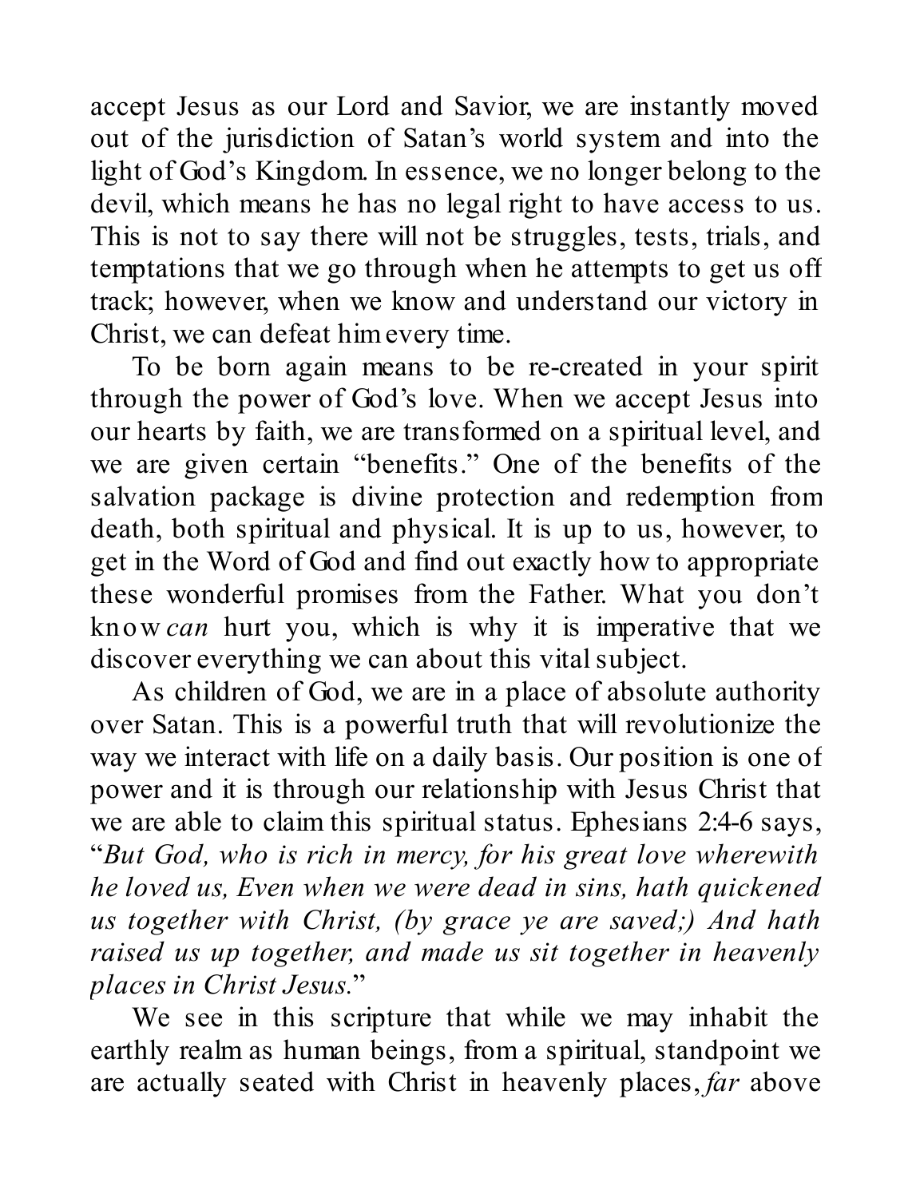accept Jesus as our Lord and Savior, we are instantly moved out of the jurisdiction of Satan's world system and into the light of God's Kingdom. In essence, we no longer belong to the devil, which means he has no legal right to have access to us. This is not to say there will not be struggles, tests, trials, and temptations that we go through when he attempts to get us off track; however, when we know and understand our victory in Christ, we can defeat him every time.

To be born again means to be re-created in your spirit through the power of God's love. When we accept Jesus into our hearts by faith, we are transformed on a spiritual level, and we are given certain "benefits." One of the benefits of the salvation package is divine protection and redemption from death, both spiritual and physical. It is up to us, however, to get in the Word of God and find out exactly how to appropriate these wonderful promises from the Father. What you don't know *can* hurt you, which is why it is imperative that we discover everything we can about this vital subject.

As children of God, we are in a place of absolute authority over Satan. This is a powerful truth that will revolutionize the way we interact with life on a daily basis. Our position is one of power and it is through our relationship with Jesus Christ that we are able to claim this spiritual status. Ephesians 2:4-6 says, "*But God, who is rich in mercy, for his great love wherewith he loved us, Even when we were dead in sins, hath quickened us together with Christ, (by grace ye are saved;) And hath raised us up together, and made us sit together in heavenly places in Christ Jesus.*"

We see in this scripture that while we may inhabit the earthly realm as human beings, from a spiritual, standpoint we are actually seated with Christ in heavenly places, *far* above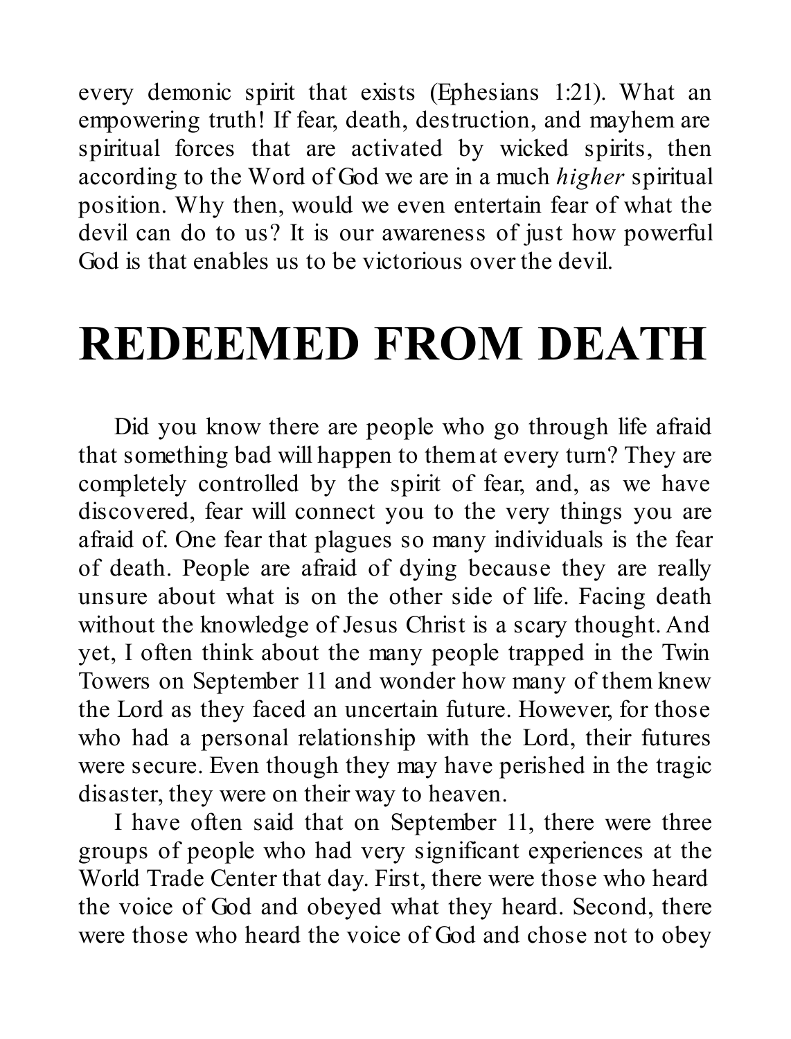every demonic spirit that exists (Ephesians 1:21). What an empowering truth! If fear, death, destruction, and mayhem are spiritual forces that are activated by wicked spirits, then according to the Word of God we are in a much *higher* spiritual position. Why then, would we even entertain fear of what the devil can do to us? It is our awareness of just how powerful God is that enables us to be victorious over the devil.

# REDEEMED FROM DEATH

Did you know there are people who go through life afraid that something bad will happen to them at every turn? They are completely controlled by the spirit of fear, and, as we have discovered, fear will connect you to the very things you are afraid of. One fear that plagues so many individuals is the fear of death. People are afraid of dying because they are really unsure about what is on the other side of life. Facing death without the knowledge of Jesus Christ is a scary thought. And yet, I often think about the many people trapped in the Twin Towers on September 11 and wonder how many of them knew the Lord as they faced an uncertain future. However, for those who had a personal relationship with the Lord, their futures were secure. Even though they may have perished in the tragic disaster, they were on their way to heaven.

I have often said that on September 11, there were three groups of people who had very significant experiences at the World Trade Center that day. First, there were those who heard the voice of God and obeyed what they heard. Second, there were those who heard the voice of God and chose not to obey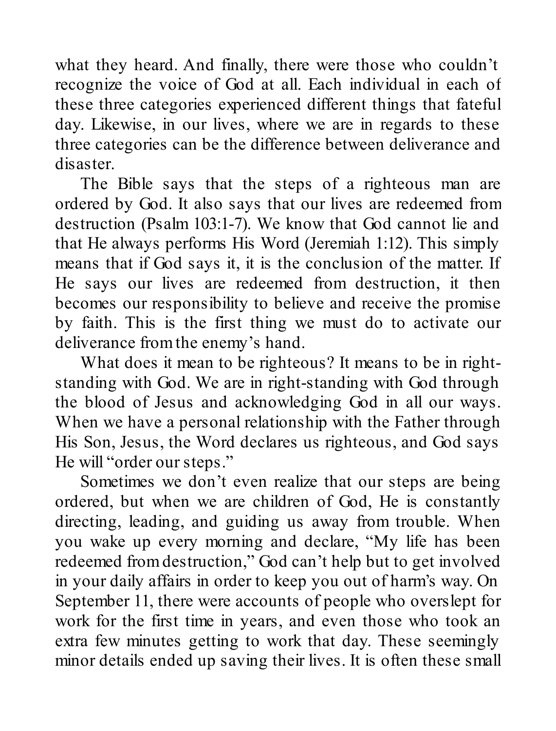what they heard. And finally, there were those who couldn't recognize the voice of God at all. Each individual in each of these three categories experienced different things that fateful day. Likewise, in our lives, where we are in regards to these three categories can be the difference between deliverance and disaster.

The Bible says that the steps of a righteous man are ordered by God. It also says that our lives are redeemed from destruction (Psalm 103:1-7). We know that God cannot lie and that He always performs His Word (Jeremiah 1:12). This simply means that if God says it, it is the conclusion of the matter. If He says our lives are redeemed from destruction, it then becomes our responsibility to believe and receive the promise by faith. This is the first thing we must do to activate our deliverance from the enemy's hand.

What does it mean to be righteous? It means to be in right-standing with God. We are in right-standing with God through the blood of Jesus and acknowledging God in all our ways. When we have a personal relationship with the Father through His Son, Jesus, the Word declares us righteous, and God says He will "order our steps."

Sometimes we don't even realize that our steps are being ordered, but when we are children of God, He is constantly directing, leading, and guiding us away from trouble. When you wake up every morning and declare, "My life has been redeemed from destruction," God can't help but to get involved in your daily affairs in order to keep you out of harm's way. On September 11, there were accounts of people who overslept for work for the first time in years, and even those who took an extra few minutes getting to work that day. These seemingly minor details ended up saving their lives. It is often these small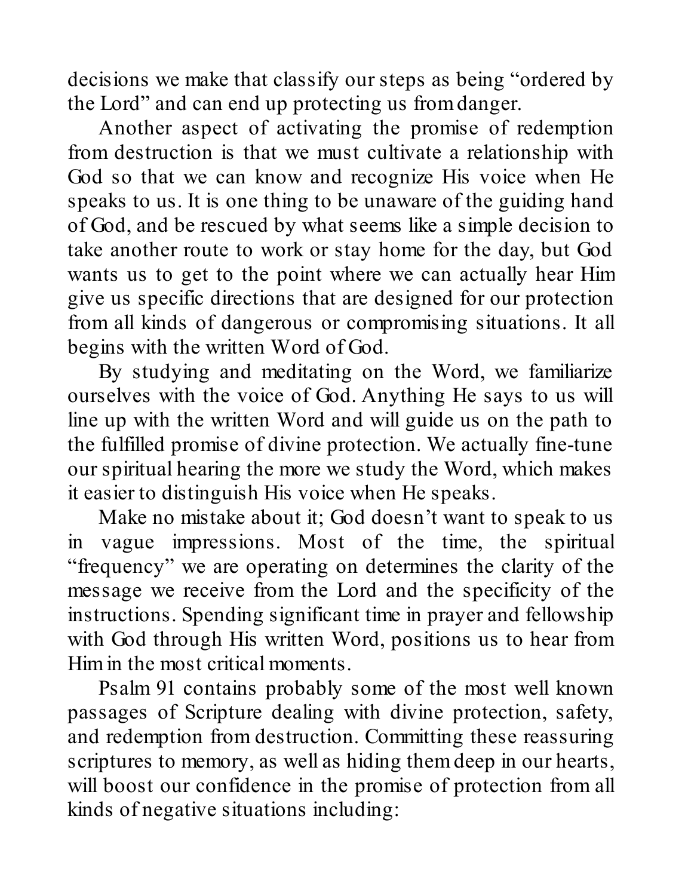decisions we make that classify our steps as being "ordered by the Lord" and can end up protecting us from danger.

Another aspect of activating the promise of redemption from destruction is that we must cultivate a relationship with God so that we can know and recognize His voice when He speaks to us. It is one thing to be unaware of the guiding hand of God, and be rescued by what seems like a simple decision to take another route to work or stay home for the day, but God wants us to get to the point where we can actually hear Him give us specific directions that are designed for our protection from all kinds of dangerous or compromising situations. It all begins with the written Word of God.

By studying and meditating on the Word, we familiarize ourselves with the voice of God. Anything He says to us will line up with the written Word and will guide us on the path to the fulfilled promise of divine protection. We actually fine-tune our spiritual hearing the more we study the Word, which makes it easier to distinguish His voice when He speaks.

Make no mistake about it; God doesn't want to speak to us in vague impressions. Most of the time, the spiritual "frequency" we are operating on determines the clarity of the message we receive from the Lord and the specificity of the instructions. Spending significant time in prayer and fellowship with God through His written Word, positions us to hear from Him in the most critical moments.

Psalm 91 contains probably some of the most well known passages of Scripture dealing with divine protection, safety, and redemption from destruction. Committing these reassuring scriptures to memory, as well as hiding them deep in our hearts, will boost our confidence in the promise of protection from all kinds of negative situations including: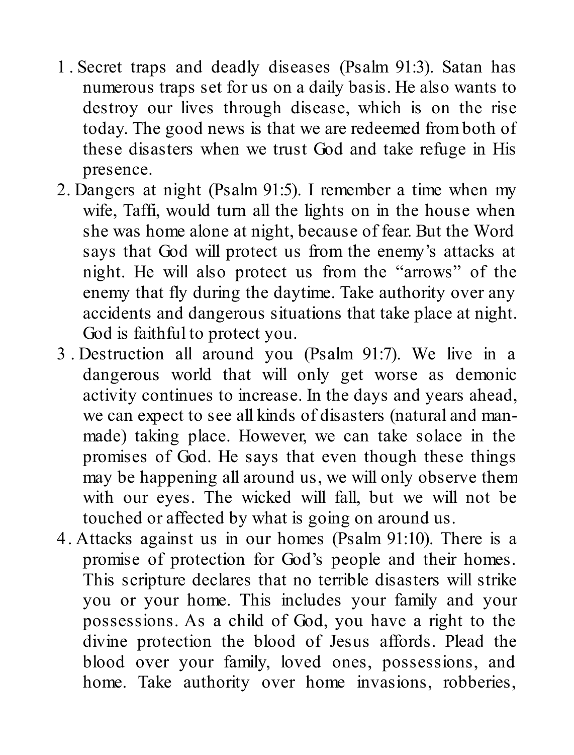1. Secret traps and deadly diseases (Psalm 91:3). Satan has numerous traps set for us on a daily basis. He also wants to destroy our lives through disease, which is on the rise today. The good news is that we are redeemed from both of these disasters when we trust God and take refuge in His presence.
2. Dangers at night (Psalm 91:5). I remember a time when my wife, Taffi, would turn all the lights on in the house when she was home alone at night, because of fear. But the Word says that God will protect us from the enemy's attacks at night. He will also protect us from the "arrows" of the enemy that fly during the daytime. Take authority over any accidents and dangerous situations that take place at night. God is faithful to protect you.
3. Destruction all around you (Psalm 91:7). We live in a dangerous world that will only get worse as demonic activity continues to increase. In the days and years ahead, we can expect to see all kinds of disasters (natural and man-made) taking place. However, we can take solace in the promises of God. He says that even though these things may be happening all around us, we will only observe them with our eyes. The wicked will fall, but we will not be touched or affected by what is going on around us.
4. Attacks against us in our homes (Psalm 91:10). There is a promise of protection for God's people and their homes. This scripture declares that no terrible disasters will strike you or your home. This includes your family and your possessions. As a child of God, you have a right to the divine protection the blood of Jesus affords. Plead the blood over your family, loved ones, possessions, and home. Take authority over home invasions, robberies,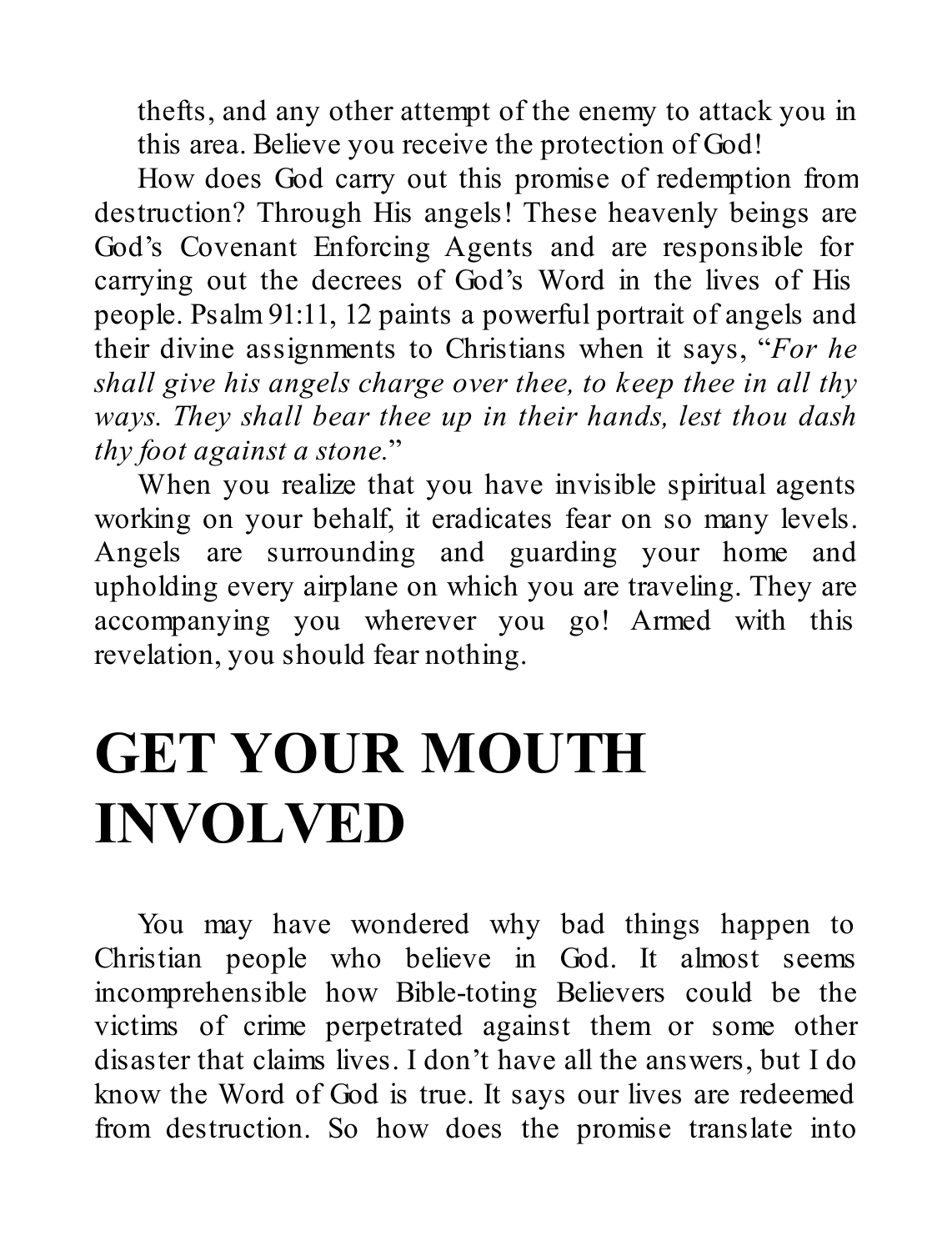thefts, and any other attempt of the enemy to attack you in this area. Believe you receive the protection of God!

How does God carry out this promise of redemption from destruction? Through His angels! These heavenly beings are God's Covenant Enforcing Agents and are responsible for carrying out the decrees of God's Word in the lives of His people. Psalm 91:11, 12 paints a powerful portrait of angels and their divine assignments to Christians when it says, "*For he shall give his angels charge over thee, to keep thee in all thy ways. They shall bear thee up in their hands, lest thou dash thy foot against a stone.*"

When you realize that you have invisible spiritual agents working on your behalf, it eradicates fear on so many levels. Angels are surrounding and guarding your home and upholding every airplane on which you are traveling. They are accompanying you wherever you go! Armed with this revelation, you should fear nothing.

# GET YOUR MOUTH INVOLVED

You may have wondered why bad things happen to Christian people who believe in God. It almost seems incomprehensible how Bible-toting Believers could be the victims of crime perpetrated against them or some other disaster that claims lives. I don't have all the answers, but I do know the Word of God is true. It says our lives are redeemed from destruction. So how does the promise translate into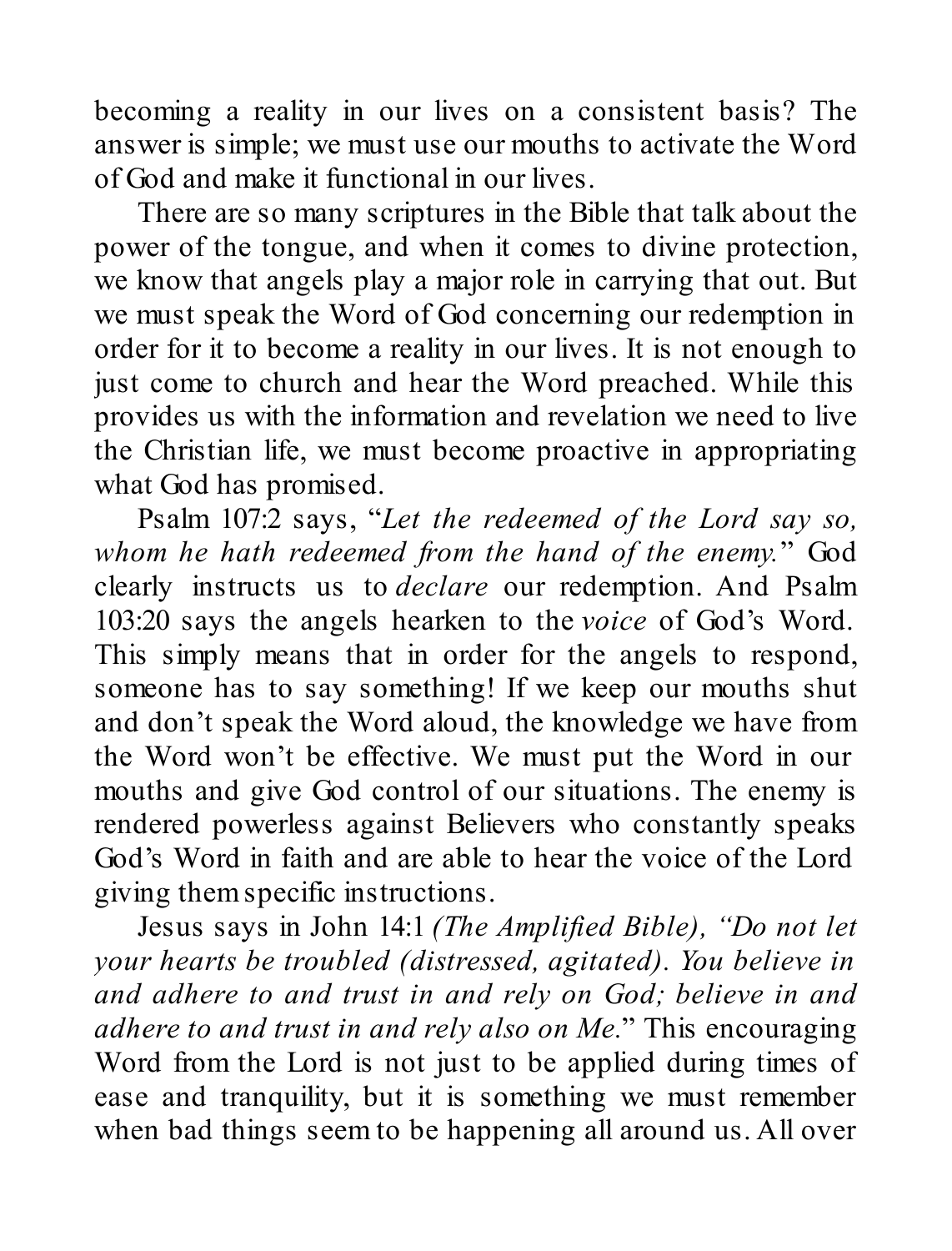becoming a reality in our lives on a consistent basis? The answer is simple; we must use our mouths to activate the Word of God and make it functional in our lives.

There are so many scriptures in the Bible that talk about the power of the tongue, and when it comes to divine protection, we know that angels play a major role in carrying that out. But we must speak the Word of God concerning our redemption in order for it to become a reality in our lives. It is not enough to just come to church and hear the Word preached. While this provides us with the information and revelation we need to live the Christian life, we must become proactive in appropriating what God has promised.

Psalm 107:2 says, "*Let the redeemed of the Lord say so, whom he hath redeemed from the hand of the enemy.*" God clearly instructs us to *declare* our redemption. And Psalm 103:20 says the angels hearken to the *voice* of God's Word. This simply means that in order for the angels to respond, someone has to say something! If we keep our mouths shut and don't speak the Word aloud, the knowledge we have from the Word won't be effective. We must put the Word in our mouths and give God control of our situations. The enemy is rendered powerless against Believers who constantly speaks God's Word in faith and are able to hear the voice of the Lord giving them specific instructions.

Jesus says in John 14:1 *(The Amplified Bible), "Do not let your hearts be troubled (distressed, agitated). You believe in and adhere to and trust in and rely on God; believe in and adhere to and trust in and rely also on Me.*" This encouraging Word from the Lord is not just to be applied during times of ease and tranquility, but it is something we must remember when bad things seem to be happening all around us. All over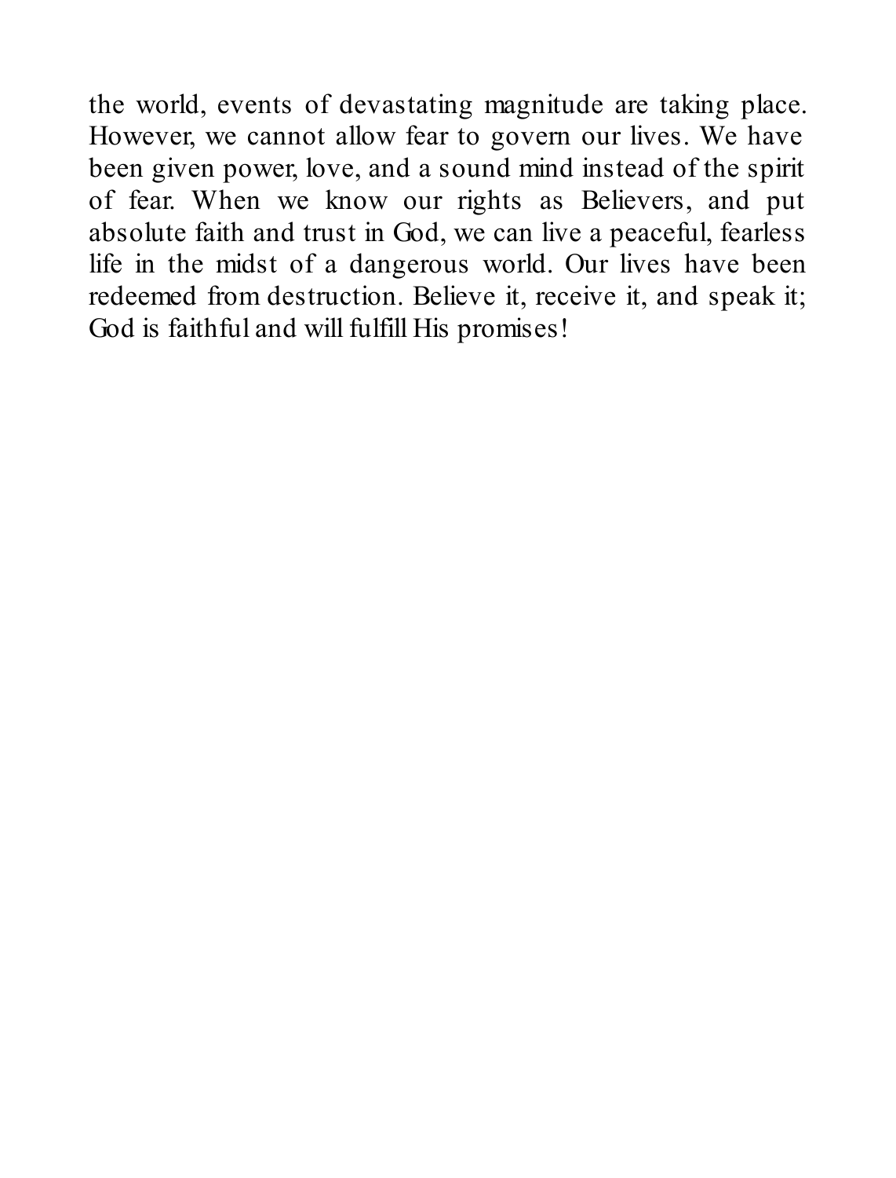the world, events of devastating magnitude are taking place. However, we cannot allow fear to govern our lives. We have been given power, love, and a sound mind instead of the spirit of fear. When we know our rights as Believers, and put absolute faith and trust in God, we can live a peaceful, fearless life in the midst of a dangerous world. Our lives have been redeemed from destruction. Believe it, receive it, and speak it; God is faithful and will fulfill His promises!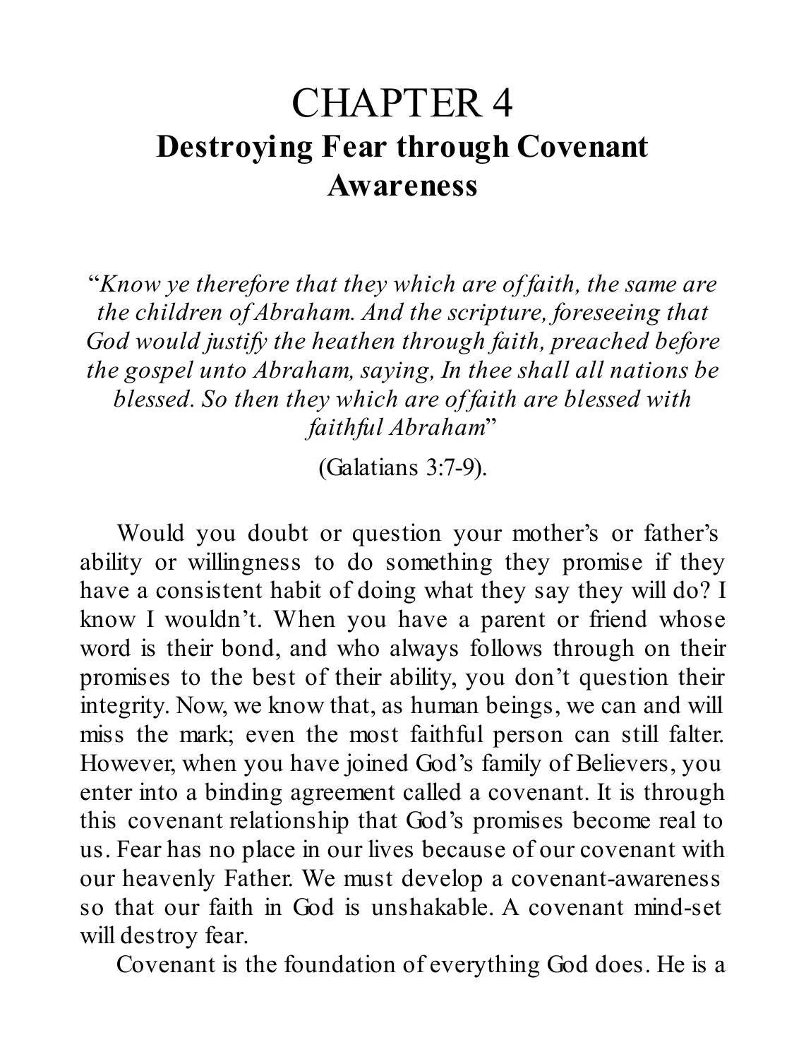# CHAPTER 4

## Destroying Fear through Covenant Awareness

"*Know ye therefore that they which are of faith, the same are the children of Abraham. And the scripture, foreseeing that God would justify the heathen through faith, preached before the gospel unto Abraham, saying, In thee shall all nations be blessed. So then they which are of faith are blessed with faithful Abraham*"

(Galatians 3:7-9).

Would you doubt or question your mother's or father's ability or willingness to do something they promise if they have a consistent habit of doing what they say they will do? I know I wouldn't. When you have a parent or friend whose word is their bond, and who always follows through on their promises to the best of their ability, you don't question their integrity. Now, we know that, as human beings, we can and will miss the mark; even the most faithful person can still falter. However, when you have joined God's family of Believers, you enter into a binding agreement called a covenant. It is through this covenant relationship that God's promises become real to us. Fear has no place in our lives because of our covenant with our heavenly Father. We must develop a covenant-awareness so that our faith in God is unshakable. A covenant mind-set will destroy fear.

Covenant is the foundation of everything God does. He is a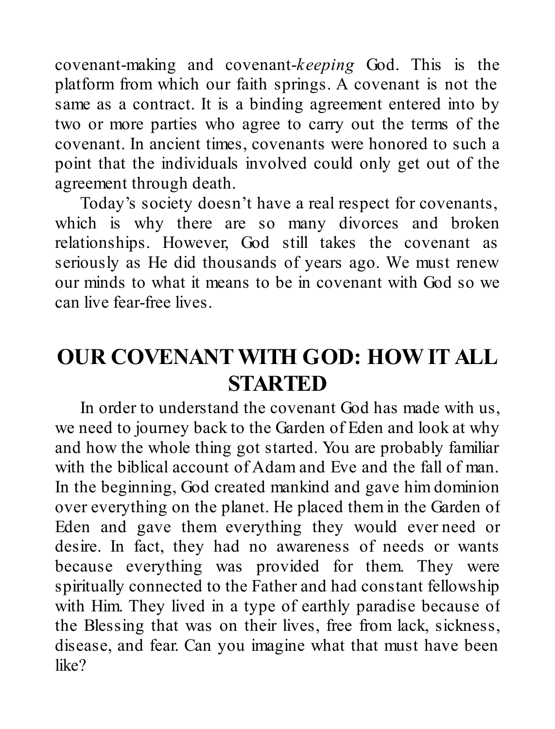covenant-making and covenant-*keeping* God. This is the platform from which our faith springs. A covenant is not the same as a contract. It is a binding agreement entered into by two or more parties who agree to carry out the terms of the covenant. In ancient times, covenants were honored to such a point that the individuals involved could only get out of the agreement through death.

Today's society doesn't have a real respect for covenants, which is why there are so many divorces and broken relationships. However, God still takes the covenant as seriously as He did thousands of years ago. We must renew our minds to what it means to be in covenant with God so we can live fear-free lives.

## OUR COVENANT WITH GOD: HOW IT ALL STARTED

In order to understand the covenant God has made with us, we need to journey back to the Garden of Eden and look at why and how the whole thing got started. You are probably familiar with the biblical account of Adam and Eve and the fall of man. In the beginning, God created mankind and gave him dominion over everything on the planet. He placed them in the Garden of Eden and gave them everything they would ever need or desire. In fact, they had no awareness of needs or wants because everything was provided for them. They were spiritually connected to the Father and had constant fellowship with Him. They lived in a type of earthly paradise because of the Blessing that was on their lives, free from lack, sickness, disease, and fear. Can you imagine what that must have been like?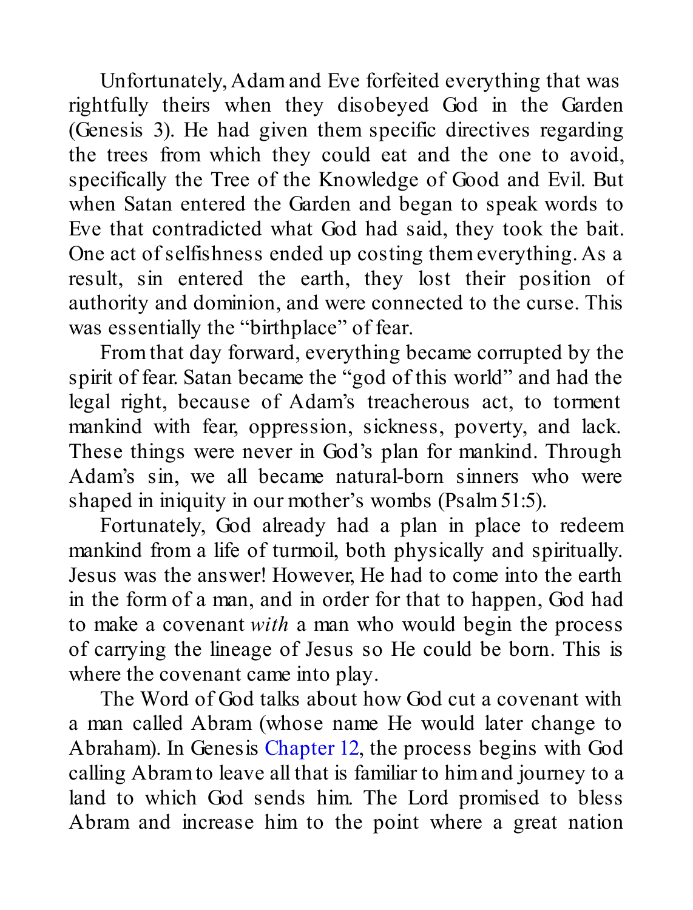Unfortunately, Adam and Eve forfeited everything that was rightfully theirs when they disobeyed God in the Garden (Genesis 3). He had given them specific directives regarding the trees from which they could eat and the one to avoid, specifically the Tree of the Knowledge of Good and Evil. But when Satan entered the Garden and began to speak words to Eve that contradicted what God had said, they took the bait. One act of selfishness ended up costing them everything. As a result, sin entered the earth, they lost their position of authority and dominion, and were connected to the curse. This was essentially the "birthplace" of fear.

From that day forward, everything became corrupted by the spirit of fear. Satan became the "god of this world" and had the legal right, because of Adam's treacherous act, to torment mankind with fear, oppression, sickness, poverty, and lack. These things were never in God's plan for mankind. Through Adam's sin, we all became natural-born sinners who were shaped in iniquity in our mother's wombs (Psalm 51:5).

Fortunately, God already had a plan in place to redeem mankind from a life of turmoil, both physically and spiritually. Jesus was the answer! However, He had to come into the earth in the form of a man, and in order for that to happen, God had to make a covenant *with* a man who would begin the process of carrying the lineage of Jesus so He could be born. This is where the covenant came into play.

The Word of God talks about how God cut a covenant with a man called Abram (whose name He would later change to Abraham). In Genesis Chapter 12, the process begins with God calling Abram to leave all that is familiar to him and journey to a land to which God sends him. The Lord promised to bless Abram and increase him to the point where a great nation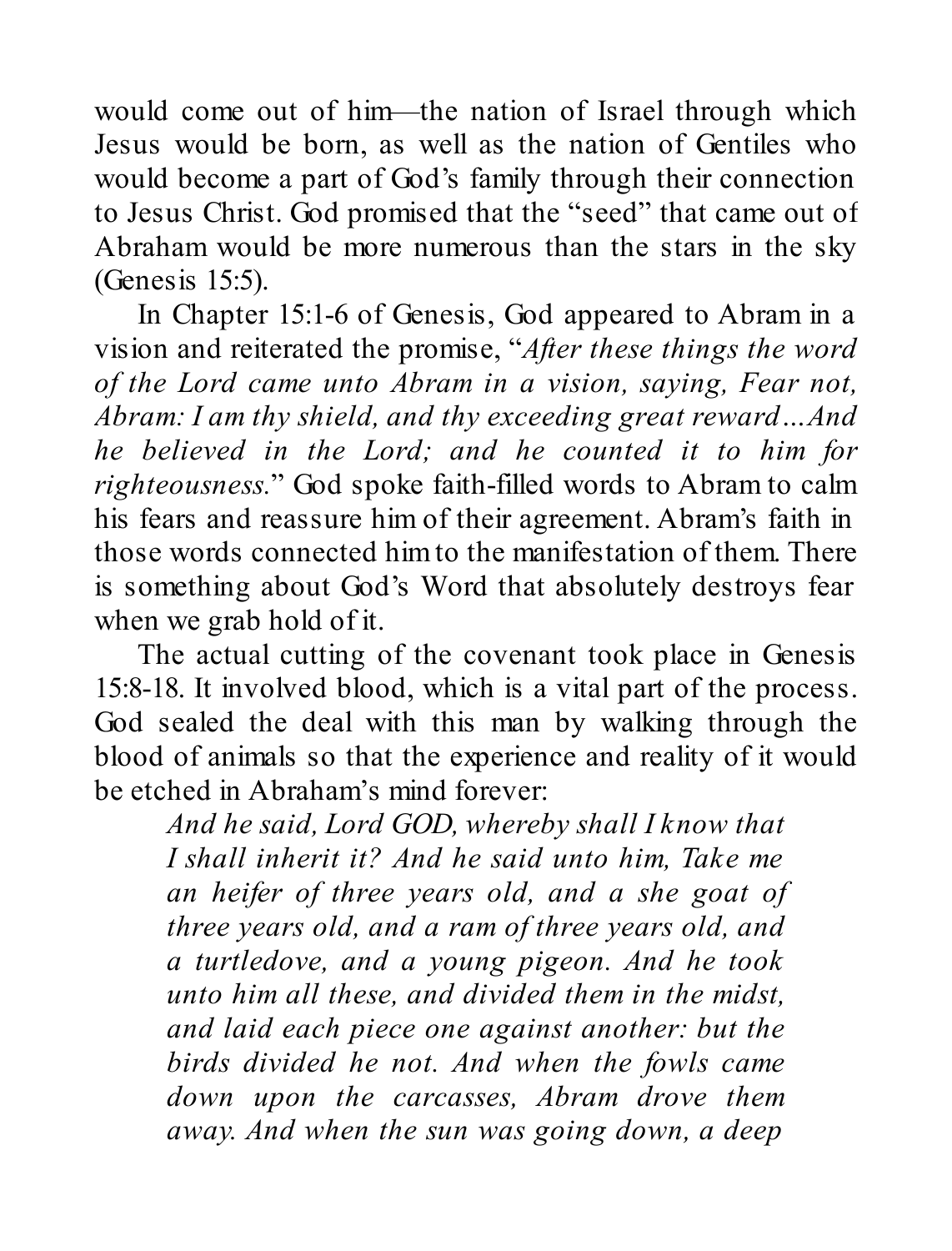would come out of him—the nation of Israel through which Jesus would be born, as well as the nation of Gentiles who would become a part of God's family through their connection to Jesus Christ. God promised that the "seed" that came out of Abraham would be more numerous than the stars in the sky (Genesis 15:5).

In Chapter 15:1-6 of Genesis, God appeared to Abram in a vision and reiterated the promise, "*After these things the word of the Lord came unto Abram in a vision, saying, Fear not, Abram: I am thy shield, and thy exceeding great reward…And he believed in the Lord; and he counted it to him for righteousness.*" God spoke faith-filled words to Abram to calm his fears and reassure him of their agreement. Abram's faith in those words connected him to the manifestation of them. There is something about God's Word that absolutely destroys fear when we grab hold of it.

The actual cutting of the covenant took place in Genesis 15:8-18. It involved blood, which is a vital part of the process. God sealed the deal with this man by walking through the blood of animals so that the experience and reality of it would be etched in Abraham's mind forever:

> *And he said, Lord GOD, whereby shall I know that I shall inherit it? And he said unto him, Take me an heifer of three years old, and a she goat of three years old, and a ram of three years old, and a turtledove, and a young pigeon. And he took unto him all these, and divided them in the midst, and laid each piece one against another: but the birds divided he not. And when the fowls came down upon the carcasses, Abram drove them away. And when the sun was going down, a deep*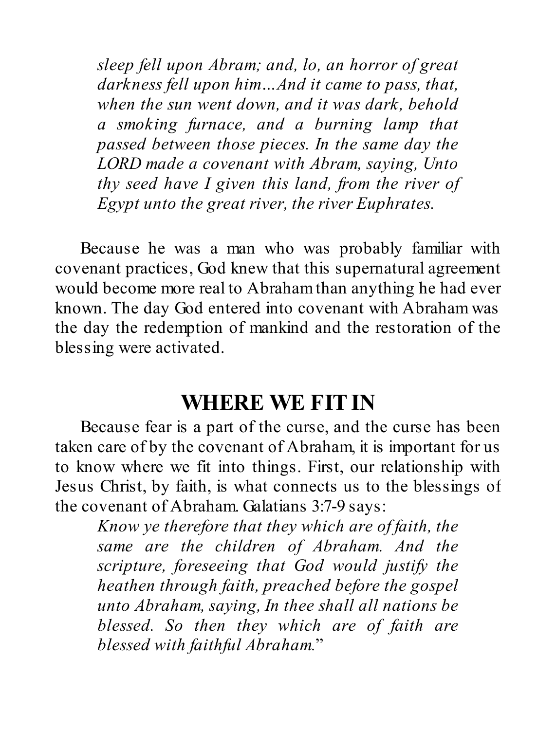*sleep fell upon Abram; and, lo, an horror of great darkness fell upon him…And it came to pass, that, when the sun went down, and it was dark, behold a smoking furnace, and a burning lamp that passed between those pieces. In the same day the LORD made a covenant with Abram, saying, Unto thy seed have I given this land, from the river of Egypt unto the great river, the river Euphrates.*

Because he was a man who was probably familiar with covenant practices, God knew that this supernatural agreement would become more real to Abraham than anything he had ever known. The day God entered into covenant with Abraham was the day the redemption of mankind and the restoration of the blessing were activated.

## WHERE WE FIT IN

Because fear is a part of the curse, and the curse has been taken care of by the covenant of Abraham, it is important for us to know where we fit into things. First, our relationship with Jesus Christ, by faith, is what connects us to the blessings of the covenant of Abraham. Galatians 3:7-9 says:

*Know ye therefore that they which are of faith, the same are the children of Abraham. And the scripture, foreseeing that God would justify the heathen through faith, preached before the gospel unto Abraham, saying, In thee shall all nations be blessed. So then they which are of faith are blessed with faithful Abraham.*"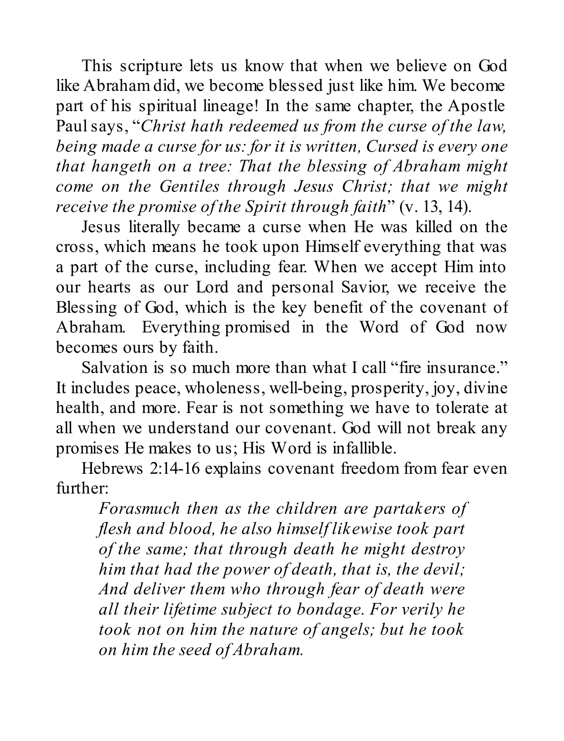This scripture lets us know that when we believe on God like Abraham did, we become blessed just like him. We become part of his spiritual lineage! In the same chapter, the Apostle Paul says, "*Christ hath redeemed us from the curse of the law, being made a curse for us: for it is written, Cursed is every one that hangeth on a tree: That the blessing of Abraham might come on the Gentiles through Jesus Christ; that we might receive the promise of the Spirit through faith*" (v. 13, 14).

Jesus literally became a curse when He was killed on the cross, which means he took upon Himself everything that was a part of the curse, including fear. When we accept Him into our hearts as our Lord and personal Savior, we receive the Blessing of God, which is the key benefit of the covenant of Abraham. Everything promised in the Word of God now becomes ours by faith.

Salvation is so much more than what I call "fire insurance." It includes peace, wholeness, well-being, prosperity, joy, divine health, and more. Fear is not something we have to tolerate at all when we understand our covenant. God will not break any promises He makes to us; His Word is infallible.

Hebrews 2:14-16 explains covenant freedom from fear even further:

> *Forasmuch then as the children are partakers of flesh and blood, he also himself likewise took part of the same; that through death he might destroy him that had the power of death, that is, the devil; And deliver them who through fear of death were all their lifetime subject to bondage. For verily he took not on him the nature of angels; but he took on him the seed of Abraham.*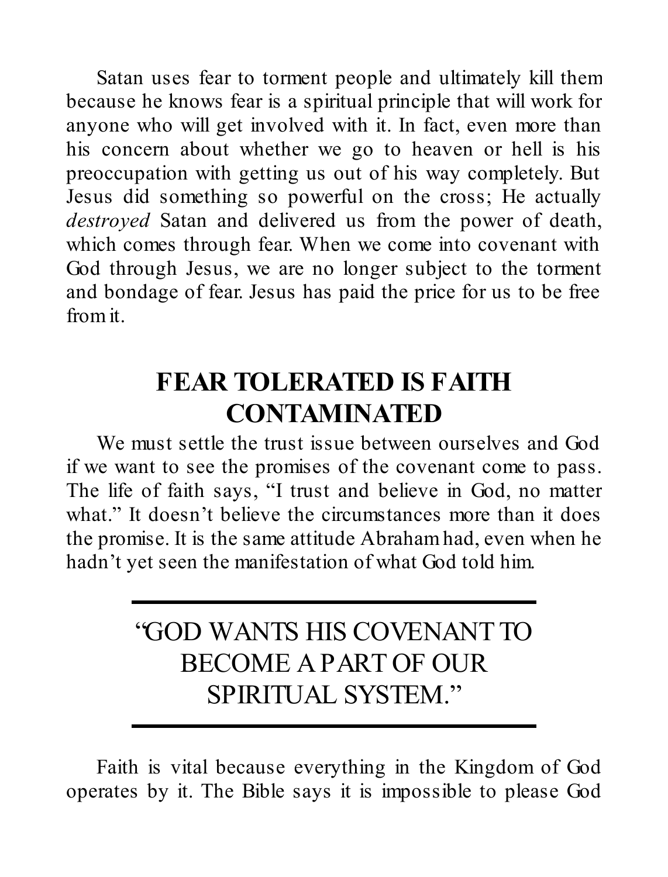Satan uses fear to torment people and ultimately kill them because he knows fear is a spiritual principle that will work for anyone who will get involved with it. In fact, even more than his concern about whether we go to heaven or hell is his preoccupation with getting us out of his way completely. But Jesus did something so powerful on the cross; He actually *destroyed* Satan and delivered us from the power of death, which comes through fear. When we come into covenant with God through Jesus, we are no longer subject to the torment and bondage of fear. Jesus has paid the price for us to be free from it.

## FEAR TOLERATED IS FAITH CONTAMINATED

We must settle the trust issue between ourselves and God if we want to see the promises of the covenant come to pass. The life of faith says, "I trust and believe in God, no matter what." It doesn't believe the circumstances more than it does the promise. It is the same attitude Abraham had, even when he hadn't yet seen the manifestation of what God told him.

---

"GOD WANTS HIS COVENANT TO BECOME A PART OF OUR SPIRITUAL SYSTEM."

---

Faith is vital because everything in the Kingdom of God operates by it. The Bible says it is impossible to please God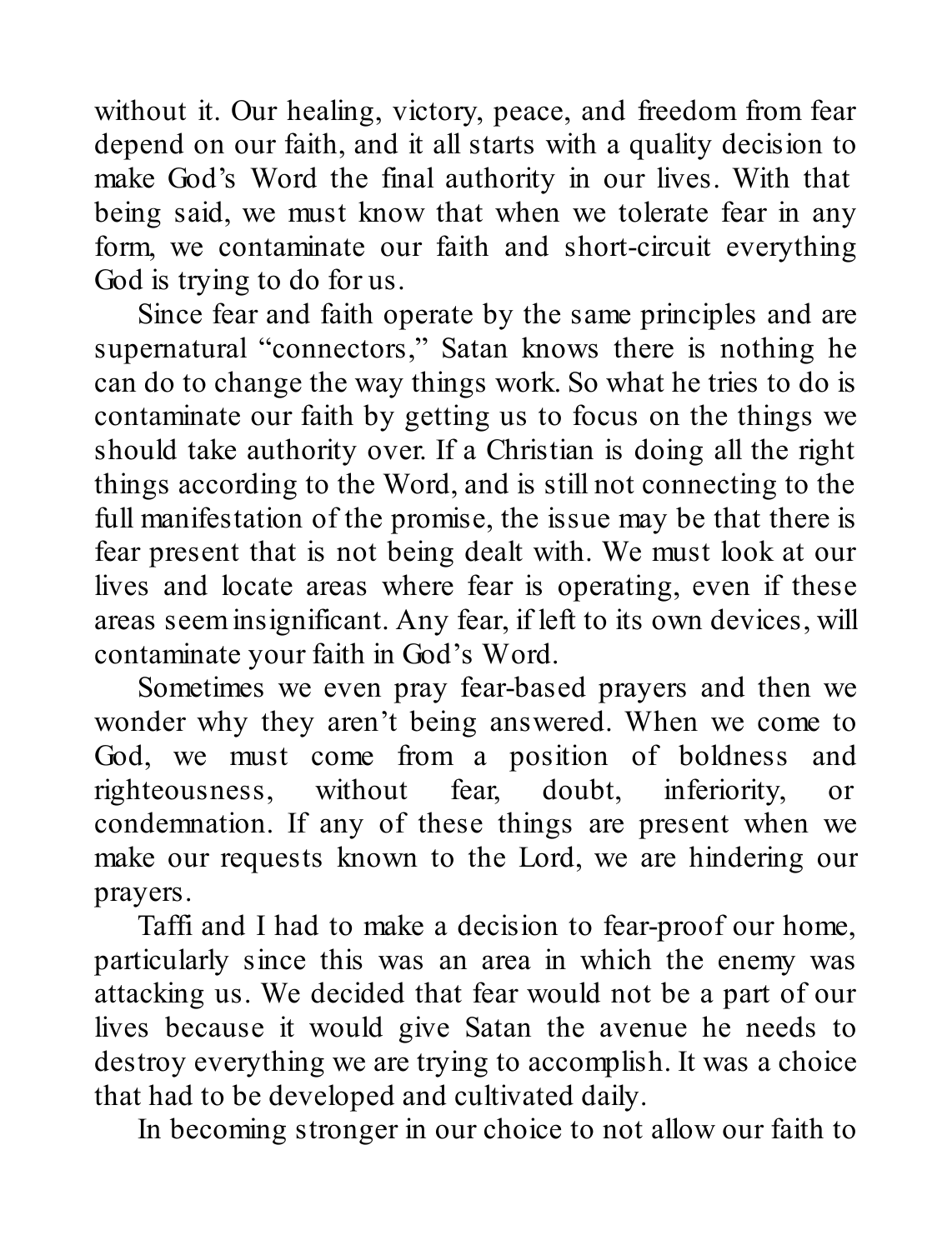without it. Our healing, victory, peace, and freedom from fear depend on our faith, and it all starts with a quality decision to make God's Word the final authority in our lives. With that being said, we must know that when we tolerate fear in any form, we contaminate our faith and short-circuit everything God is trying to do for us.

Since fear and faith operate by the same principles and are supernatural "connectors," Satan knows there is nothing he can do to change the way things work. So what he tries to do is contaminate our faith by getting us to focus on the things we should take authority over. If a Christian is doing all the right things according to the Word, and is still not connecting to the full manifestation of the promise, the issue may be that there is fear present that is not being dealt with. We must look at our lives and locate areas where fear is operating, even if these areas seem insignificant. Any fear, if left to its own devices, will contaminate your faith in God's Word.

Sometimes we even pray fear-based prayers and then we wonder why they aren't being answered. When we come to God, we must come from a position of boldness and righteousness, without fear, doubt, inferiority, or condemnation. If any of these things are present when we make our requests known to the Lord, we are hindering our prayers.

Taffi and I had to make a decision to fear-proof our home, particularly since this was an area in which the enemy was attacking us. We decided that fear would not be a part of our lives because it would give Satan the avenue he needs to destroy everything we are trying to accomplish. It was a choice that had to be developed and cultivated daily.

In becoming stronger in our choice to not allow our faith to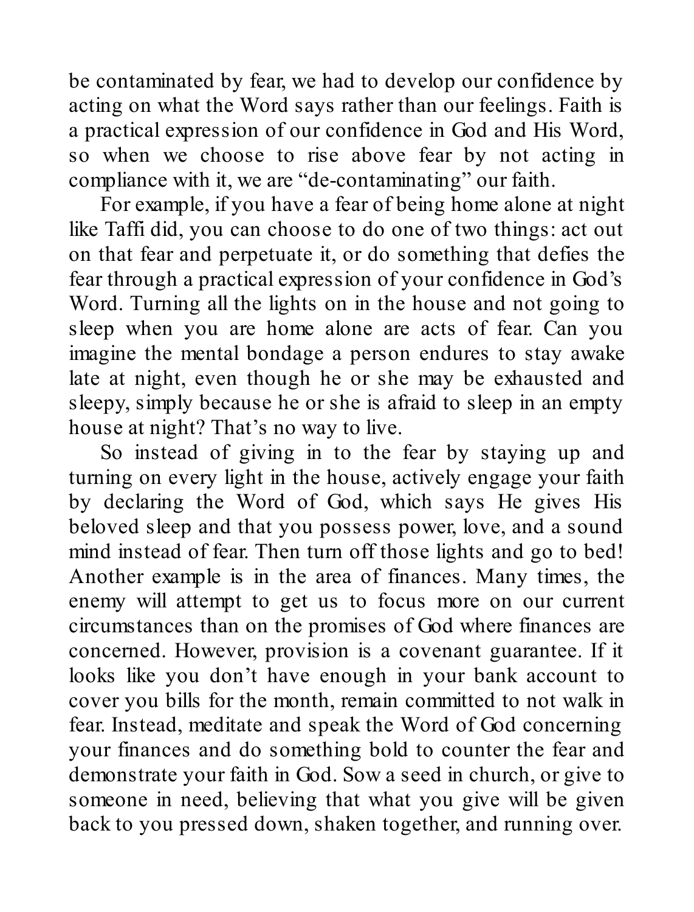be contaminated by fear, we had to develop our confidence by acting on what the Word says rather than our feelings. Faith is a practical expression of our confidence in God and His Word, so when we choose to rise above fear by not acting in compliance with it, we are "de-contaminating" our faith.

For example, if you have a fear of being home alone at night like Taffi did, you can choose to do one of two things: act out on that fear and perpetuate it, or do something that defies the fear through a practical expression of your confidence in God's Word. Turning all the lights on in the house and not going to sleep when you are home alone are acts of fear. Can you imagine the mental bondage a person endures to stay awake late at night, even though he or she may be exhausted and sleepy, simply because he or she is afraid to sleep in an empty house at night? That's no way to live.

So instead of giving in to the fear by staying up and turning on every light in the house, actively engage your faith by declaring the Word of God, which says He gives His beloved sleep and that you possess power, love, and a sound mind instead of fear. Then turn off those lights and go to bed! Another example is in the area of finances. Many times, the enemy will attempt to get us to focus more on our current circumstances than on the promises of God where finances are concerned. However, provision is a covenant guarantee. If it looks like you don't have enough in your bank account to cover you bills for the month, remain committed to not walk in fear. Instead, meditate and speak the Word of God concerning your finances and do something bold to counter the fear and demonstrate your faith in God. Sow a seed in church, or give to someone in need, believing that what you give will be given back to you pressed down, shaken together, and running over.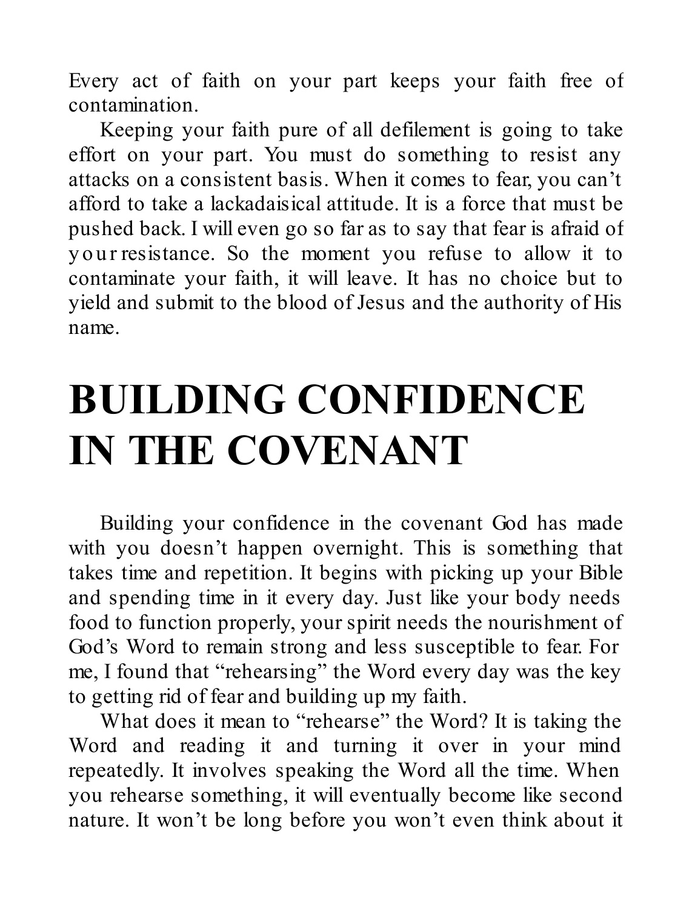Every act of faith on your part keeps your faith free of contamination.

Keeping your faith pure of all defilement is going to take effort on your part. You must do something to resist any attacks on a consistent basis. When it comes to fear, you can't afford to take a lackadaisical attitude. It is a force that must be pushed back. I will even go so far as to say that fear is afraid of your resistance. So the moment you refuse to allow it to contaminate your faith, it will leave. It has no choice but to yield and submit to the blood of Jesus and the authority of His name.

# BUILDING CONFIDENCE IN THE COVENANT

Building your confidence in the covenant God has made with you doesn't happen overnight. This is something that takes time and repetition. It begins with picking up your Bible and spending time in it every day. Just like your body needs food to function properly, your spirit needs the nourishment of God's Word to remain strong and less susceptible to fear. For me, I found that "rehearsing" the Word every day was the key to getting rid of fear and building up my faith.

What does it mean to "rehearse" the Word? It is taking the Word and reading it and turning it over in your mind repeatedly. It involves speaking the Word all the time. When you rehearse something, it will eventually become like second nature. It won't be long before you won't even think about it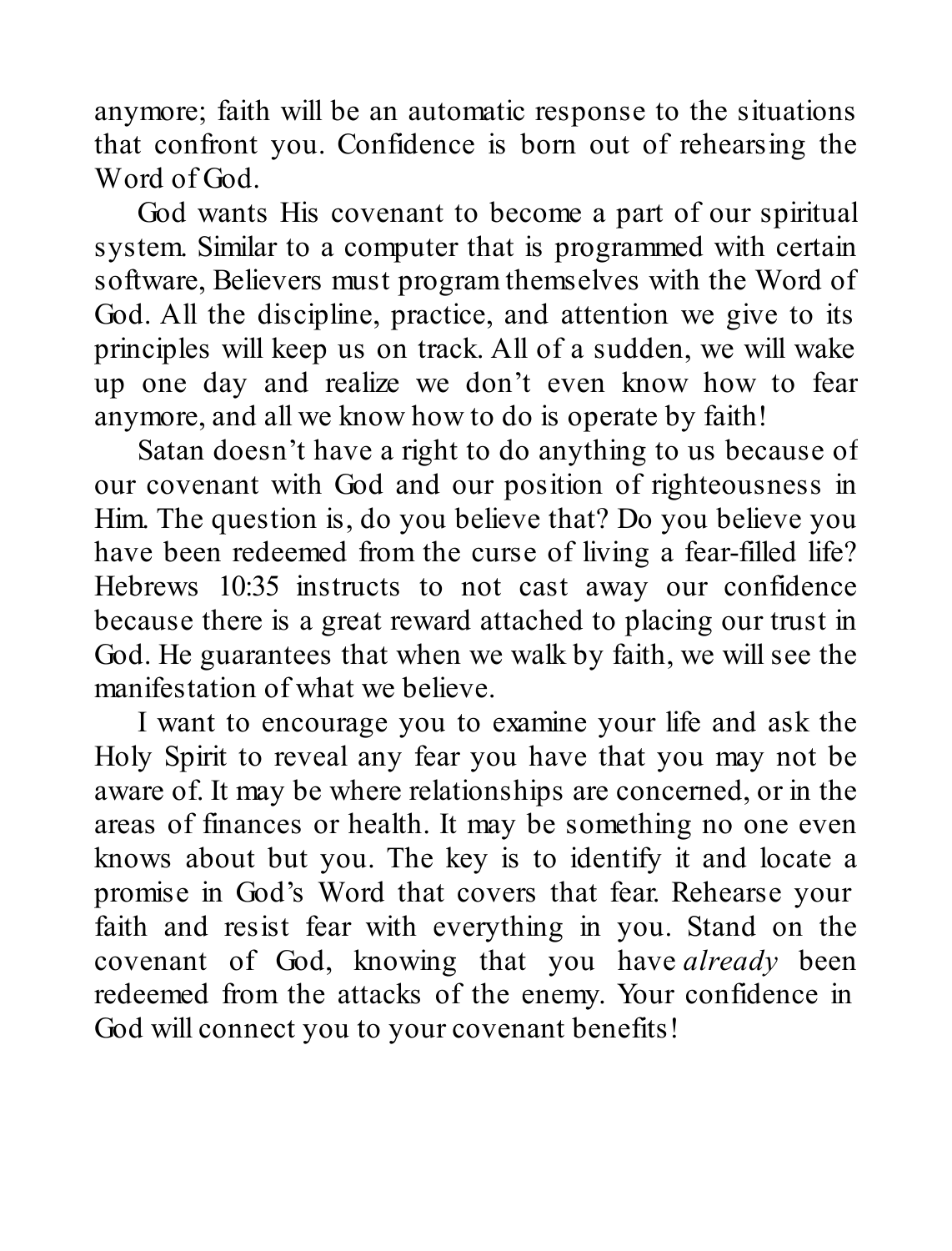anymore; faith will be an automatic response to the situations that confront you. Confidence is born out of rehearsing the Word of God.

God wants His covenant to become a part of our spiritual system. Similar to a computer that is programmed with certain software, Believers must program themselves with the Word of God. All the discipline, practice, and attention we give to its principles will keep us on track. All of a sudden, we will wake up one day and realize we don't even know how to fear anymore, and all we know how to do is operate by faith!

Satan doesn't have a right to do anything to us because of our covenant with God and our position of righteousness in Him. The question is, do you believe that? Do you believe you have been redeemed from the curse of living a fear-filled life? Hebrews 10:35 instructs to not cast away our confidence because there is a great reward attached to placing our trust in God. He guarantees that when we walk by faith, we will see the manifestation of what we believe.

I want to encourage you to examine your life and ask the Holy Spirit to reveal any fear you have that you may not be aware of. It may be where relationships are concerned, or in the areas of finances or health. It may be something no one even knows about but you. The key is to identify it and locate a promise in God's Word that covers that fear. Rehearse your faith and resist fear with everything in you. Stand on the covenant of God, knowing that you have *already* been redeemed from the attacks of the enemy. Your confidence in God will connect you to your covenant benefits!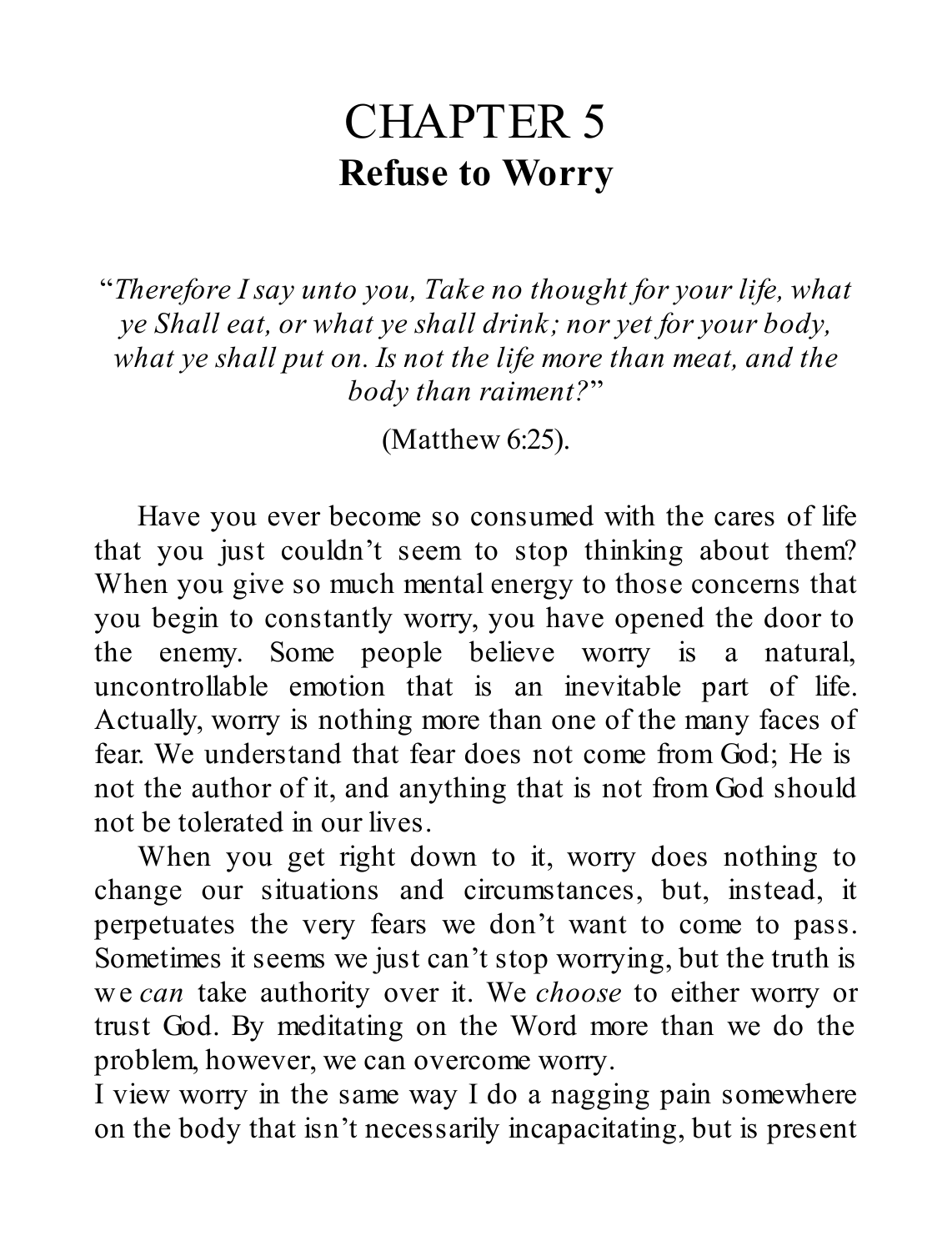# CHAPTER 5

## Refuse to Worry

"*Therefore I say unto you, Take no thought for your life, what ye Shall eat, or what ye shall drink; nor yet for your body, what ye shall put on. Is not the life more than meat, and the body than raiment?*"

(Matthew 6:25).

Have you ever become so consumed with the cares of life that you just couldn't seem to stop thinking about them? When you give so much mental energy to those concerns that you begin to constantly worry, you have opened the door to the enemy. Some people believe worry is a natural, uncontrollable emotion that is an inevitable part of life. Actually, worry is nothing more than one of the many faces of fear. We understand that fear does not come from God; He is not the author of it, and anything that is not from God should not be tolerated in our lives.

When you get right down to it, worry does nothing to change our situations and circumstances, but, instead, it perpetuates the very fears we don't want to come to pass. Sometimes it seems we just can't stop worrying, but the truth is we *can* take authority over it. We *choose* to either worry or trust God. By meditating on the Word more than we do the problem, however, we can overcome worry.

I view worry in the same way I do a nagging pain somewhere on the body that isn't necessarily incapacitating, but is present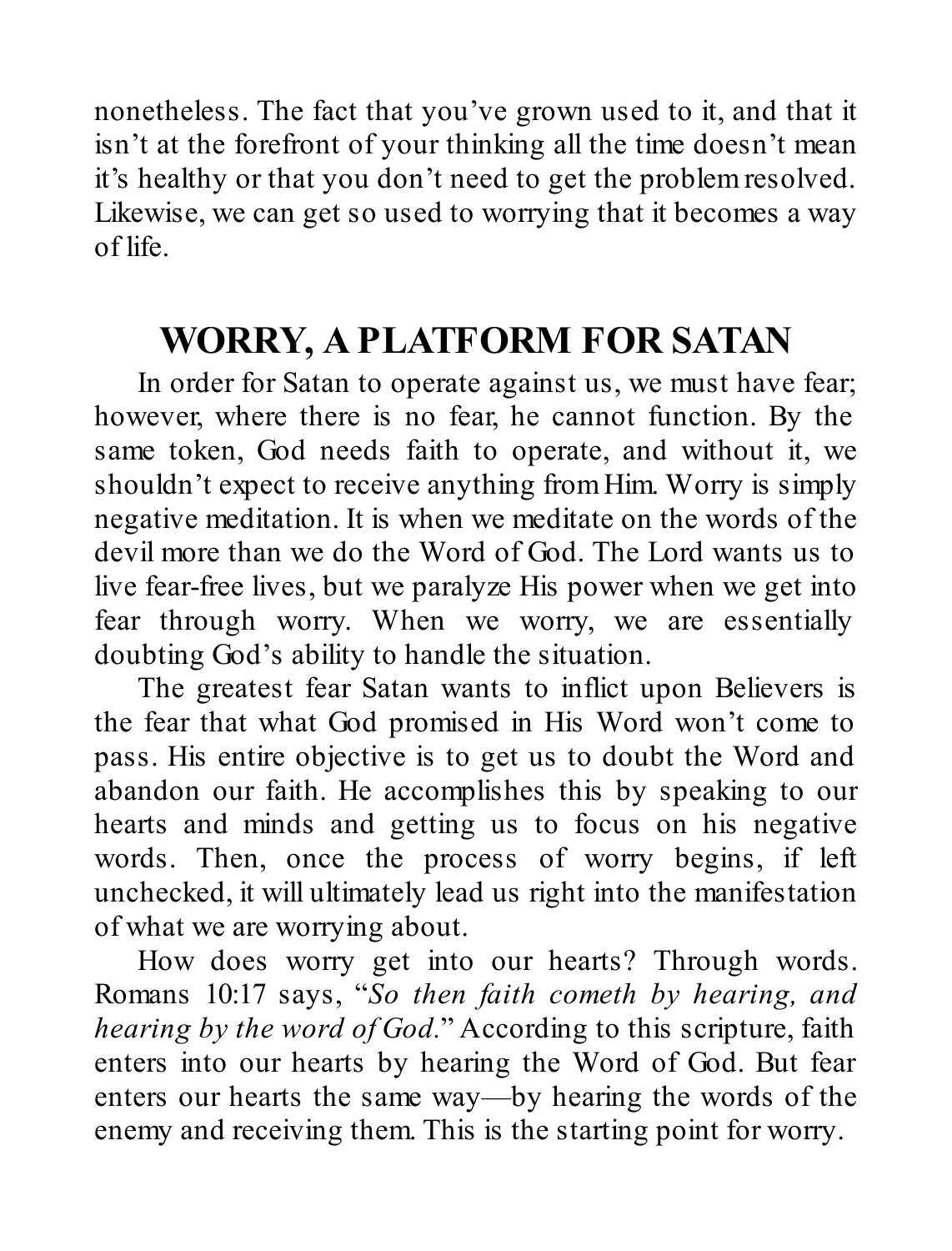nonetheless. The fact that you've grown used to it, and that it isn't at the forefront of your thinking all the time doesn't mean it's healthy or that you don't need to get the problem resolved. Likewise, we can get so used to worrying that it becomes a way of life.

## WORRY, A PLATFORM FOR SATAN

In order for Satan to operate against us, we must have fear; however, where there is no fear, he cannot function. By the same token, God needs faith to operate, and without it, we shouldn't expect to receive anything from Him. Worry is simply negative meditation. It is when we meditate on the words of the devil more than we do the Word of God. The Lord wants us to live fear-free lives, but we paralyze His power when we get into fear through worry. When we worry, we are essentially doubting God's ability to handle the situation.

The greatest fear Satan wants to inflict upon Believers is the fear that what God promised in His Word won't come to pass. His entire objective is to get us to doubt the Word and abandon our faith. He accomplishes this by speaking to our hearts and minds and getting us to focus on his negative words. Then, once the process of worry begins, if left unchecked, it will ultimately lead us right into the manifestation of what we are worrying about.

How does worry get into our hearts? Through words. Romans 10:17 says, "*So then faith cometh by hearing, and hearing by the word of God.*" According to this scripture, faith enters into our hearts by hearing the Word of God. But fear enters our hearts the same way—by hearing the words of the enemy and receiving them. This is the starting point for worry.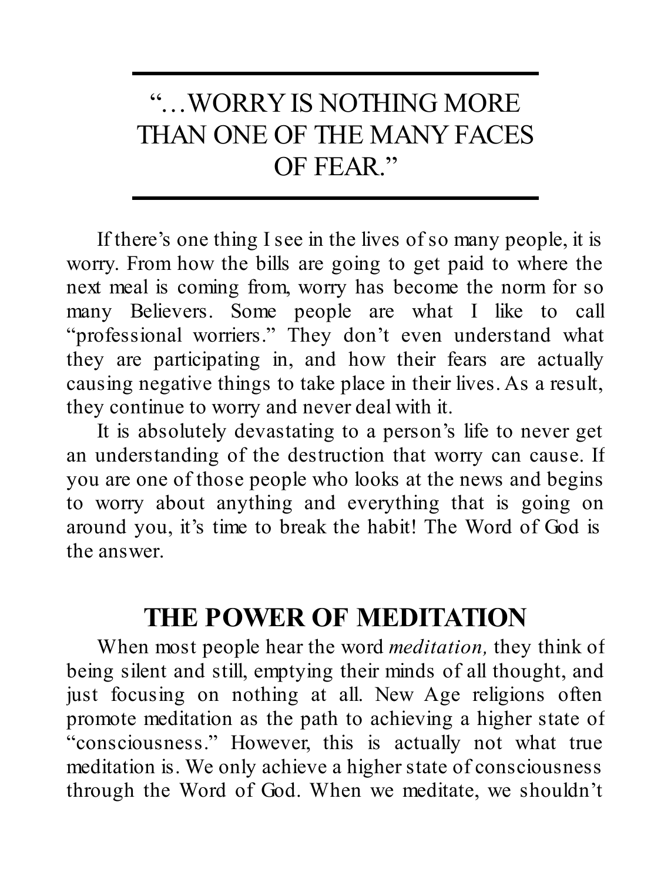“…WORRY IS NOTHING MORE THAN ONE OF THE MANY FACES OF FEAR.”

---

If there’s one thing I see in the lives of so many people, it is worry. From how the bills are going to get paid to where the next meal is coming from, worry has become the norm for so many Believers. Some people are what I like to call “professional worriers.” They don’t even understand what they are participating in, and how their fears are actually causing negative things to take place in their lives. As a result, they continue to worry and never deal with it.

It is absolutely devastating to a person’s life to never get an understanding of the destruction that worry can cause. If you are one of those people who looks at the news and begins to worry about anything and everything that is going on around you, it’s time to break the habit! The Word of God is the answer.

## THE POWER OF MEDITATION

When most people hear the word *meditation,* they think of being silent and still, emptying their minds of all thought, and just focusing on nothing at all. New Age religions often promote meditation as the path to achieving a higher state of “consciousness.” However, this is actually not what true meditation is. We only achieve a higher state of consciousness through the Word of God. When we meditate, we shouldn’t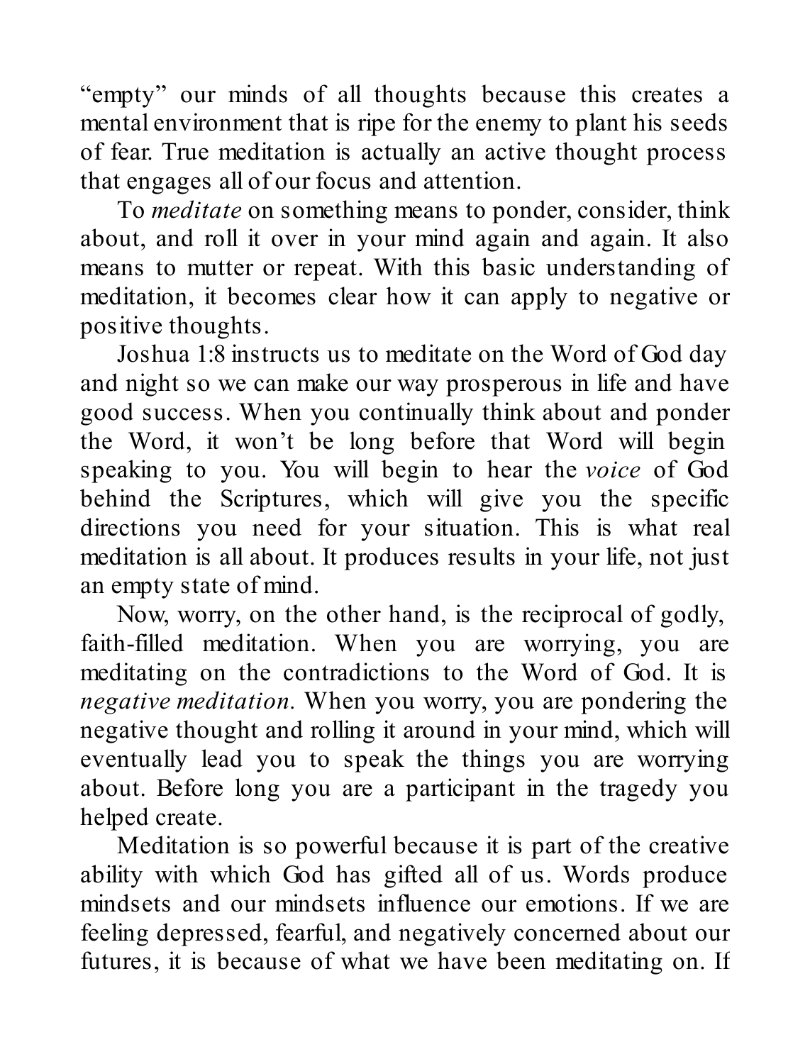"empty" our minds of all thoughts because this creates a mental environment that is ripe for the enemy to plant his seeds of fear. True meditation is actually an active thought process that engages all of our focus and attention.

To *meditate* on something means to ponder, consider, think about, and roll it over in your mind again and again. It also means to mutter or repeat. With this basic understanding of meditation, it becomes clear how it can apply to negative or positive thoughts.

Joshua 1:8 instructs us to meditate on the Word of God day and night so we can make our way prosperous in life and have good success. When you continually think about and ponder the Word, it won't be long before that Word will begin speaking to you. You will begin to hear the *voice* of God behind the Scriptures, which will give you the specific directions you need for your situation. This is what real meditation is all about. It produces results in your life, not just an empty state of mind.

Now, worry, on the other hand, is the reciprocal of godly, faith-filled meditation. When you are worrying, you are meditating on the contradictions to the Word of God. It is *negative meditation*. When you worry, you are pondering the negative thought and rolling it around in your mind, which will eventually lead you to speak the things you are worrying about. Before long you are a participant in the tragedy you helped create.

Meditation is so powerful because it is part of the creative ability with which God has gifted all of us. Words produce mindsets and our mindsets influence our emotions. If we are feeling depressed, fearful, and negatively concerned about our futures, it is because of what we have been meditating on. If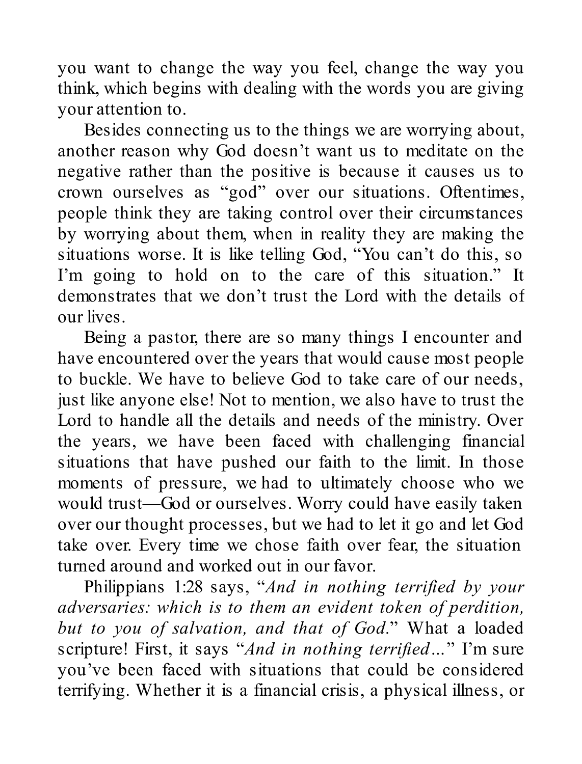you want to change the way you feel, change the way you think, which begins with dealing with the words you are giving your attention to.

Besides connecting us to the things we are worrying about, another reason why God doesn't want us to meditate on the negative rather than the positive is because it causes us to crown ourselves as "god" over our situations. Oftentimes, people think they are taking control over their circumstances by worrying about them, when in reality they are making the situations worse. It is like telling God, "You can't do this, so I'm going to hold on to the care of this situation." It demonstrates that we don't trust the Lord with the details of our lives.

Being a pastor, there are so many things I encounter and have encountered over the years that would cause most people to buckle. We have to believe God to take care of our needs, just like anyone else! Not to mention, we also have to trust the Lord to handle all the details and needs of the ministry. Over the years, we have been faced with challenging financial situations that have pushed our faith to the limit. In those moments of pressure, we had to ultimately choose who we would trust—God or ourselves. Worry could have easily taken over our thought processes, but we had to let it go and let God take over. Every time we chose faith over fear, the situation turned around and worked out in our favor.

Philippians 1:28 says, "*And in nothing terrified by your adversaries: which is to them an evident token of perdition, but to you of salvation, and that of God*." What a loaded scripture! First, it says "*And in nothing terrified...*" I'm sure you've been faced with situations that could be considered terrifying. Whether it is a financial crisis, a physical illness, or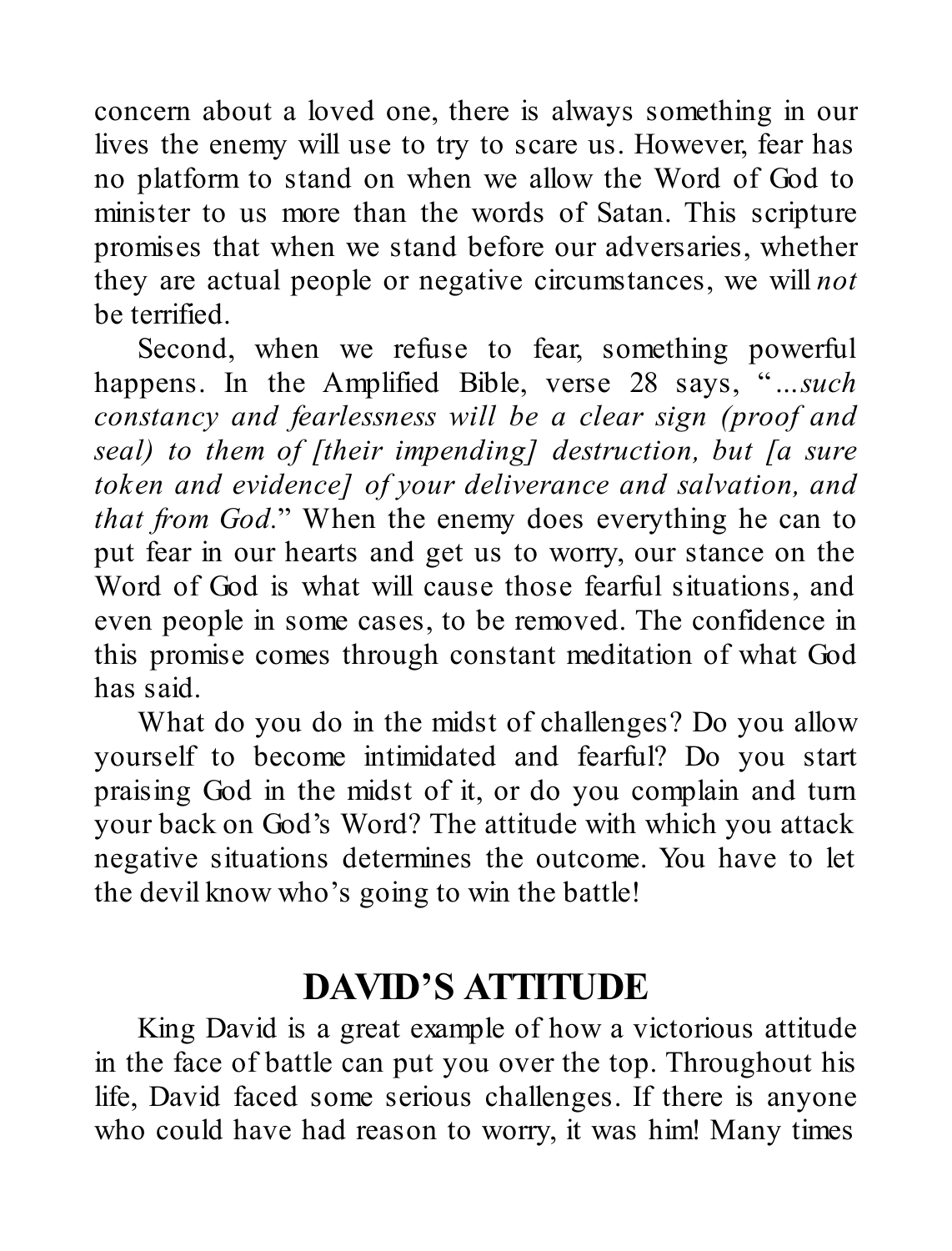concern about a loved one, there is always something in our lives the enemy will use to try to scare us. However, fear has no platform to stand on when we allow the Word of God to minister to us more than the words of Satan. This scripture promises that when we stand before our adversaries, whether they are actual people or negative circumstances, we will *not* be terrified.

Second, when we refuse to fear, something powerful happens. In the Amplified Bible, verse 28 says, "*...such constancy and fearlessness will be a clear sign (proof and seal) to them of [their impending] destruction, but [a sure token and evidence] of your deliverance and salvation, and that from God.*" When the enemy does everything he can to put fear in our hearts and get us to worry, our stance on the Word of God is what will cause those fearful situations, and even people in some cases, to be removed. The confidence in this promise comes through constant meditation of what God has said.

What do you do in the midst of challenges? Do you allow yourself to become intimidated and fearful? Do you start praising God in the midst of it, or do you complain and turn your back on God's Word? The attitude with which you attack negative situations determines the outcome. You have to let the devil know who's going to win the battle!

## DAVID'S ATTITUDE

King David is a great example of how a victorious attitude in the face of battle can put you over the top. Throughout his life, David faced some serious challenges. If there is anyone who could have had reason to worry, it was him! Many times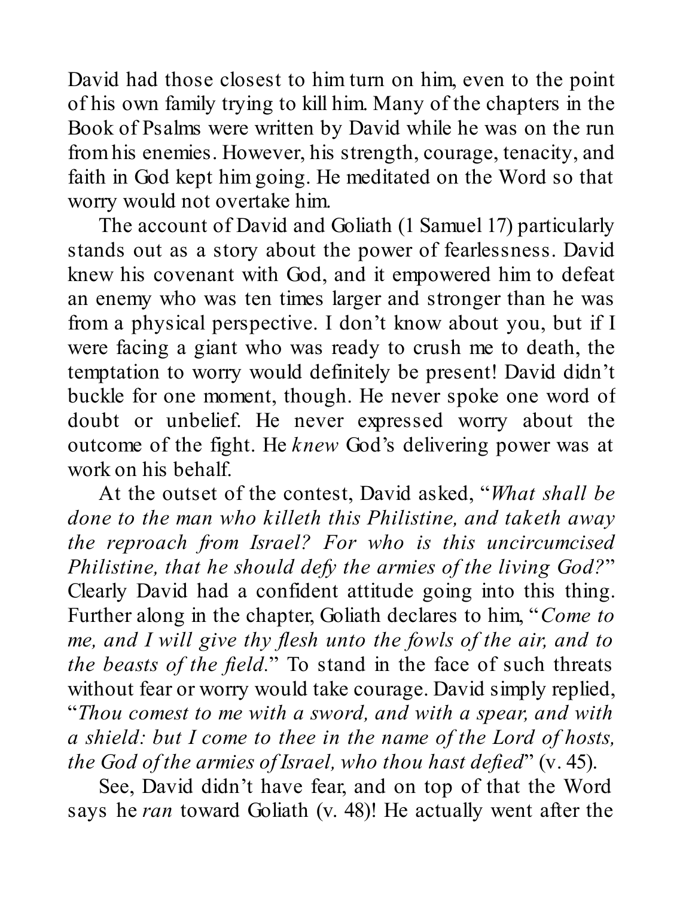David had those closest to him turn on him, even to the point of his own family trying to kill him. Many of the chapters in the Book of Psalms were written by David while he was on the run from his enemies. However, his strength, courage, tenacity, and faith in God kept him going. He meditated on the Word so that worry would not overtake him.

The account of David and Goliath (1 Samuel 17) particularly stands out as a story about the power of fearlessness. David knew his covenant with God, and it empowered him to defeat an enemy who was ten times larger and stronger than he was from a physical perspective. I don't know about you, but if I were facing a giant who was ready to crush me to death, the temptation to worry would definitely be present! David didn't buckle for one moment, though. He never spoke one word of doubt or unbelief. He never expressed worry about the outcome of the fight. He *knew* God's delivering power was at work on his behalf.

At the outset of the contest, David asked, "*What shall be done to the man who killeth this Philistine, and taketh away the reproach from Israel? For who is this uncircumcised Philistine, that he should defy the armies of the living God?*" Clearly David had a confident attitude going into this thing. Further along in the chapter, Goliath declares to him, "*Come to me, and I will give thy flesh unto the fowls of the air, and to the beasts of the field.*" To stand in the face of such threats without fear or worry would take courage. David simply replied, "*Thou comest to me with a sword, and with a spear, and with a shield: but I come to thee in the name of the Lord of hosts, the God of the armies of Israel, who thou hast defied*" (v. 45).

See, David didn't have fear, and on top of that the Word says he *ran* toward Goliath (v. 48)! He actually went after the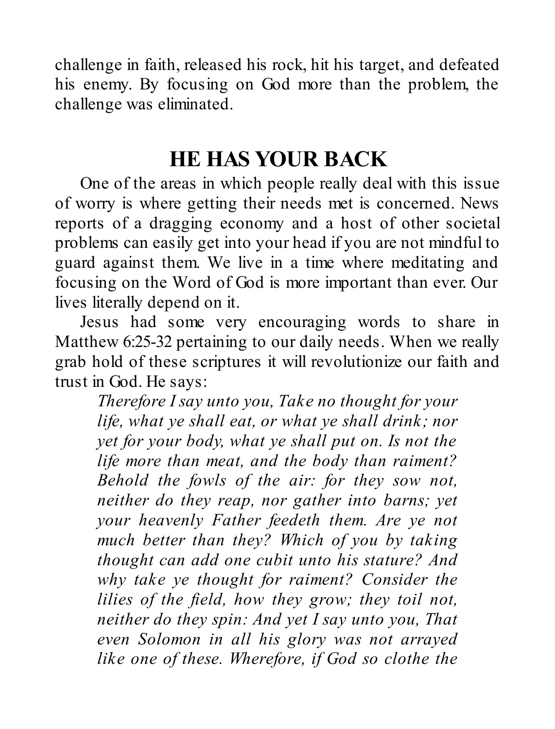challenge in faith, released his rock, hit his target, and defeated his enemy. By focusing on God more than the problem, the challenge was eliminated.

## HE HAS YOUR BACK

One of the areas in which people really deal with this issue of worry is where getting their needs met is concerned. News reports of a dragging economy and a host of other societal problems can easily get into your head if you are not mindful to guard against them. We live in a time where meditating and focusing on the Word of God is more important than ever. Our lives literally depend on it.

Jesus had some very encouraging words to share in Matthew 6:25-32 pertaining to our daily needs. When we really grab hold of these scriptures it will revolutionize our faith and trust in God. He says:

> *Therefore I say unto you, Take no thought for your life, what ye shall eat, or what ye shall drink; nor yet for your body, what ye shall put on. Is not the life more than meat, and the body than raiment? Behold the fowls of the air: for they sow not, neither do they reap, nor gather into barns; yet your heavenly Father feedeth them. Are ye not much better than they? Which of you by taking thought can add one cubit unto his stature? And why take ye thought for raiment? Consider the lilies of the field, how they grow; they toil not, neither do they spin: And yet I say unto you, That even Solomon in all his glory was not arrayed like one of these. Wherefore, if God so clothe the*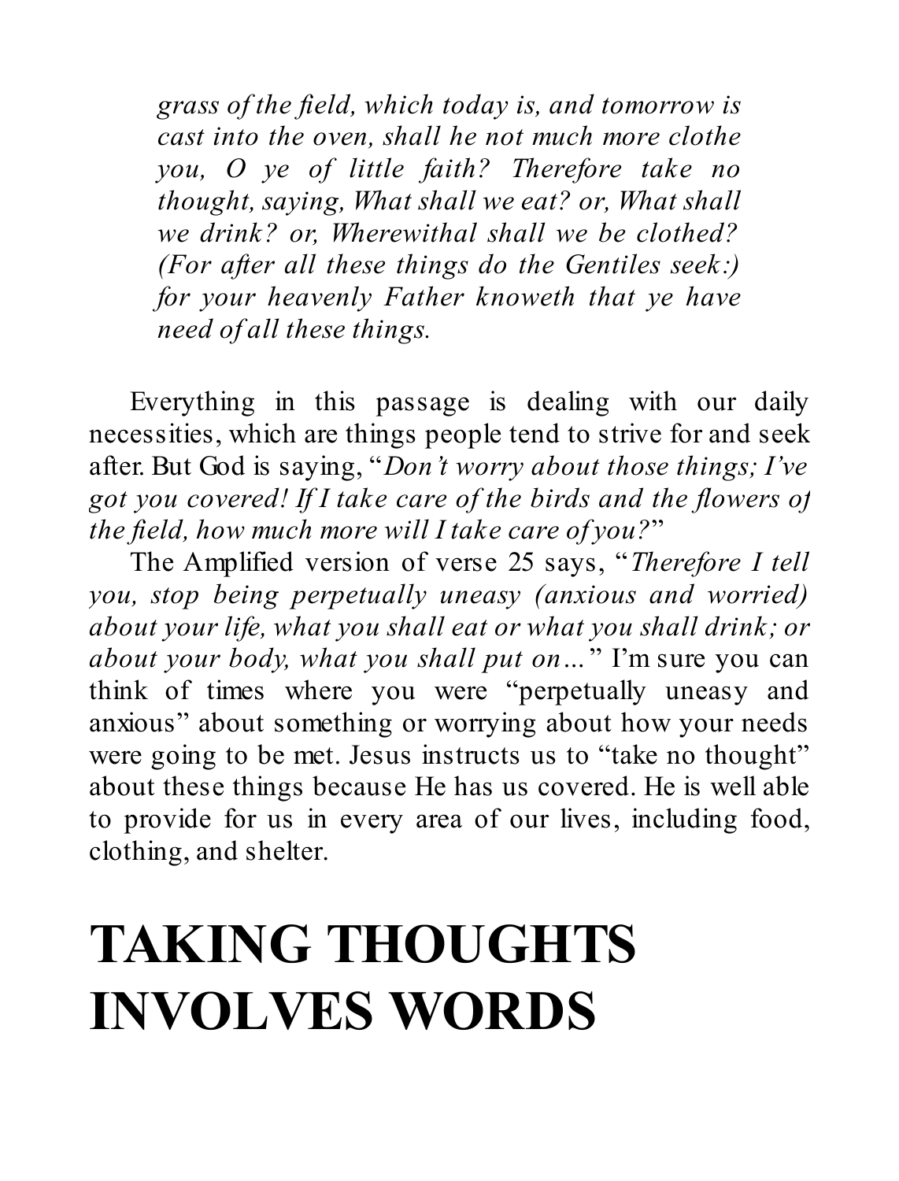*grass of the field, which today is, and tomorrow is cast into the oven, shall he not much more clothe you, O ye of little faith? Therefore take no thought, saying, What shall we eat? or, What shall we drink? or, Wherewithal shall we be clothed? (For after all these things do the Gentiles seek:) for your heavenly Father knoweth that ye have need of all these things.*

Everything in this passage is dealing with our daily necessities, which are things people tend to strive for and seek after. But God is saying, "*Don't worry about those things; I've got you covered! If I take care of the birds and the flowers of the field, how much more will I take care of you?*"

The Amplified version of verse 25 says, "*Therefore I tell you, stop being perpetually uneasy (anxious and worried) about your life, what you shall eat or what you shall drink; or about your body, what you shall put on…*" I'm sure you can think of times where you were "perpetually uneasy and anxious" about something or worrying about how your needs were going to be met. Jesus instructs us to "take no thought" about these things because He has us covered. He is well able to provide for us in every area of our lives, including food, clothing, and shelter.

# TAKING THOUGHTS INVOLVES WORDS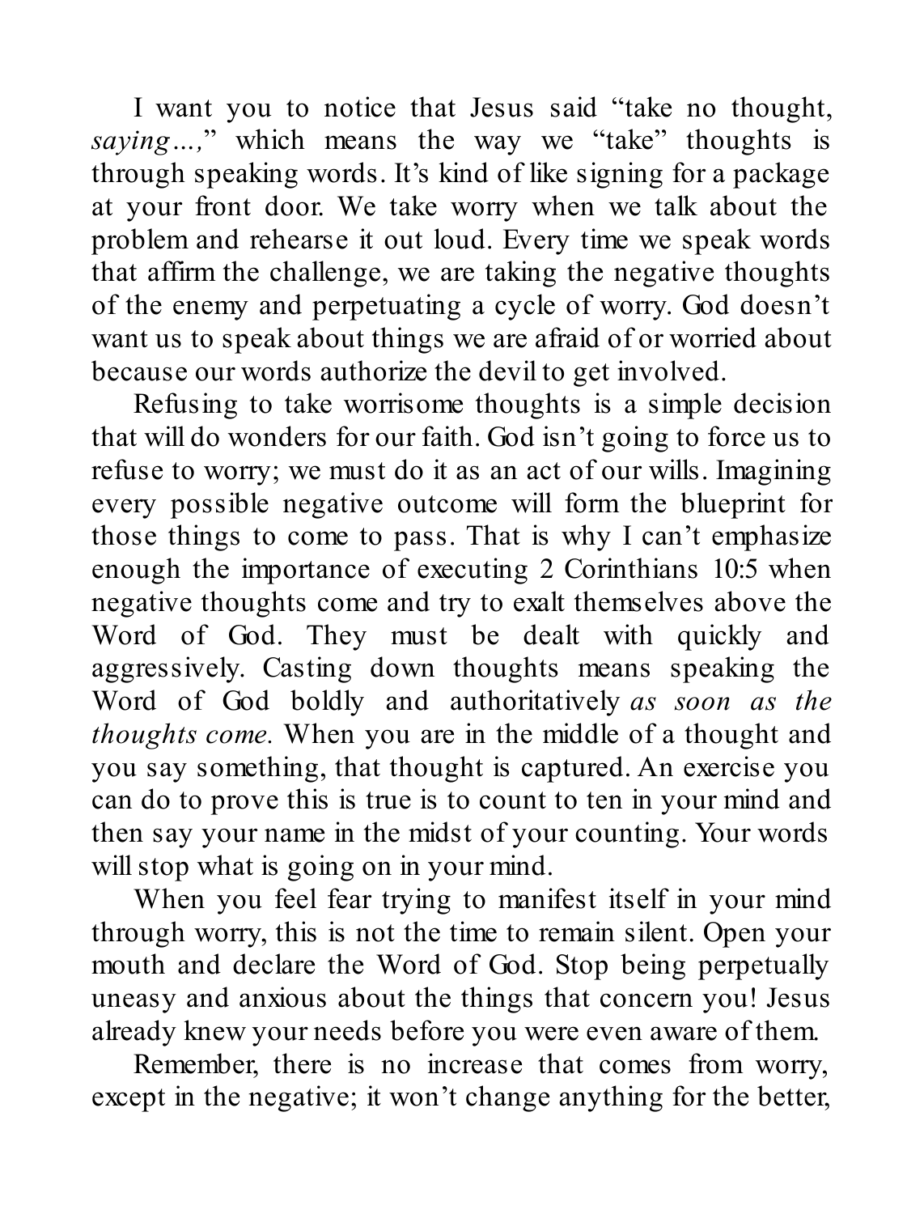I want you to notice that Jesus said "take no thought, *saying…,*" which means the way we "take" thoughts is through speaking words. It's kind of like signing for a package at your front door. We take worry when we talk about the problem and rehearse it out loud. Every time we speak words that affirm the challenge, we are taking the negative thoughts of the enemy and perpetuating a cycle of worry. God doesn't want us to speak about things we are afraid of or worried about because our words authorize the devil to get involved.

Refusing to take worrisome thoughts is a simple decision that will do wonders for our faith. God isn't going to force us to refuse to worry; we must do it as an act of our wills. Imagining every possible negative outcome will form the blueprint for those things to come to pass. That is why I can't emphasize enough the importance of executing 2 Corinthians 10:5 when negative thoughts come and try to exalt themselves above the Word of God. They must be dealt with quickly and aggressively. Casting down thoughts means speaking the Word of God boldly and authoritatively *as soon as the thoughts come.* When you are in the middle of a thought and you say something, that thought is captured. An exercise you can do to prove this is true is to count to ten in your mind and then say your name in the midst of your counting. Your words will stop what is going on in your mind.

When you feel fear trying to manifest itself in your mind through worry, this is not the time to remain silent. Open your mouth and declare the Word of God. Stop being perpetually uneasy and anxious about the things that concern you! Jesus already knew your needs before you were even aware of them.

Remember, there is no increase that comes from worry, except in the negative; it won't change anything for the better,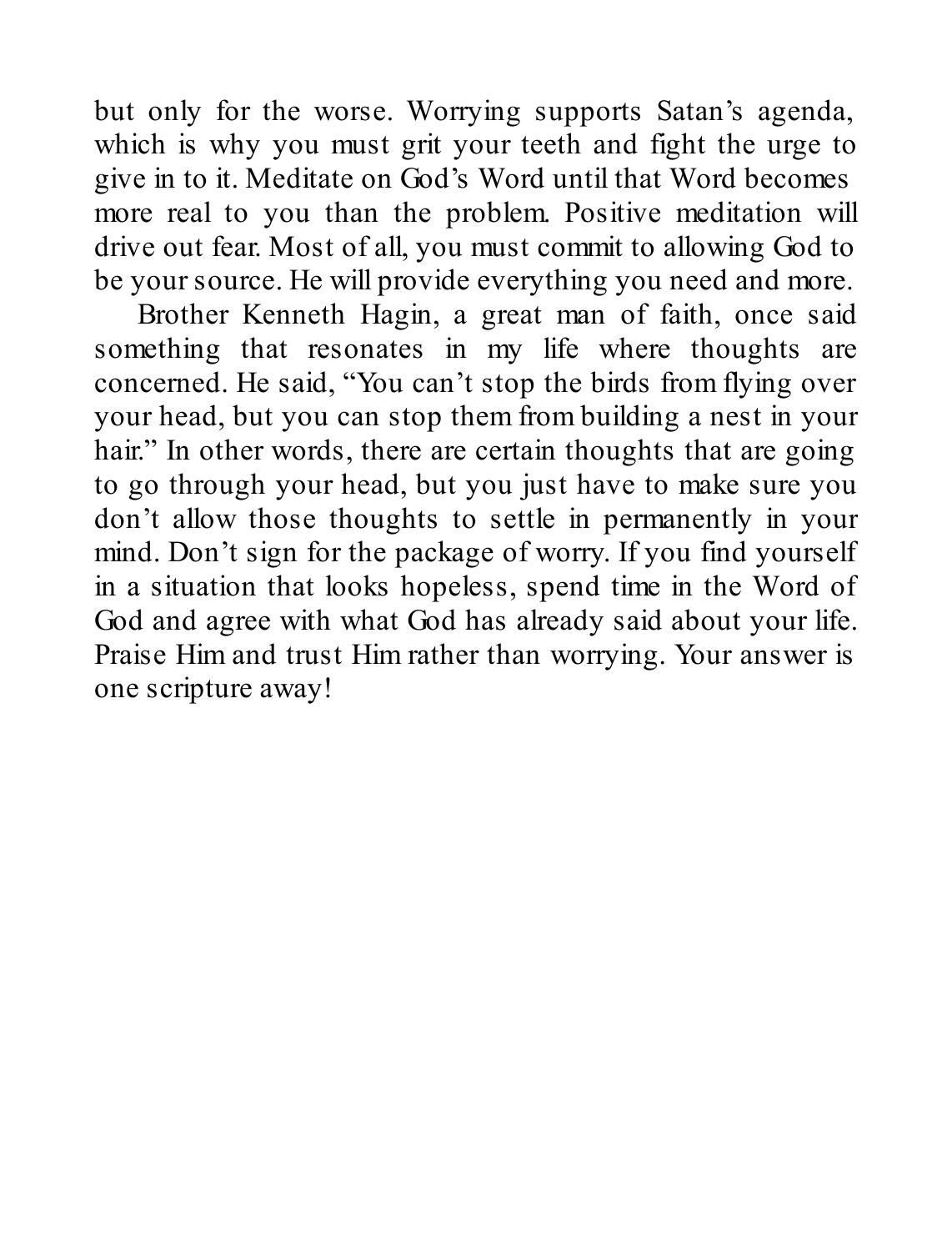but only for the worse. Worrying supports Satan's agenda, which is why you must grit your teeth and fight the urge to give in to it. Meditate on God's Word until that Word becomes more real to you than the problem. Positive meditation will drive out fear. Most of all, you must commit to allowing God to be your source. He will provide everything you need and more.

Brother Kenneth Hagin, a great man of faith, once said something that resonates in my life where thoughts are concerned. He said, "You can't stop the birds from flying over your head, but you can stop them from building a nest in your hair." In other words, there are certain thoughts that are going to go through your head, but you just have to make sure you don't allow those thoughts to settle in permanently in your mind. Don't sign for the package of worry. If you find yourself in a situation that looks hopeless, spend time in the Word of God and agree with what God has already said about your life. Praise Him and trust Him rather than worrying. Your answer is one scripture away!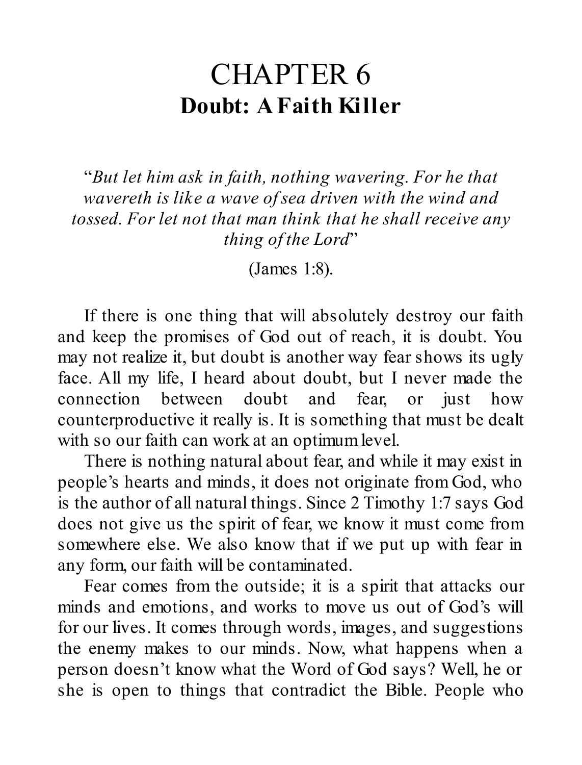# CHAPTER 6

## Doubt: A Faith Killer

"*But let him ask in faith, nothing wavering. For he that wavereth is like a wave of sea driven with the wind and tossed. For let not that man think that he shall receive any thing of the Lord*"

(James 1:8).

If there is one thing that will absolutely destroy our faith and keep the promises of God out of reach, it is doubt. You may not realize it, but doubt is another way fear shows its ugly face. All my life, I heard about doubt, but I never made the connection between doubt and fear, or just how counterproductive it really is. It is something that must be dealt with so our faith can work at an optimum level.

There is nothing natural about fear, and while it may exist in people's hearts and minds, it does not originate from God, who is the author of all natural things. Since 2 Timothy 1:7 says God does not give us the spirit of fear, we know it must come from somewhere else. We also know that if we put up with fear in any form, our faith will be contaminated.

Fear comes from the outside; it is a spirit that attacks our minds and emotions, and works to move us out of God's will for our lives. It comes through words, images, and suggestions the enemy makes to our minds. Now, what happens when a person doesn't know what the Word of God says? Well, he or she is open to things that contradict the Bible. People who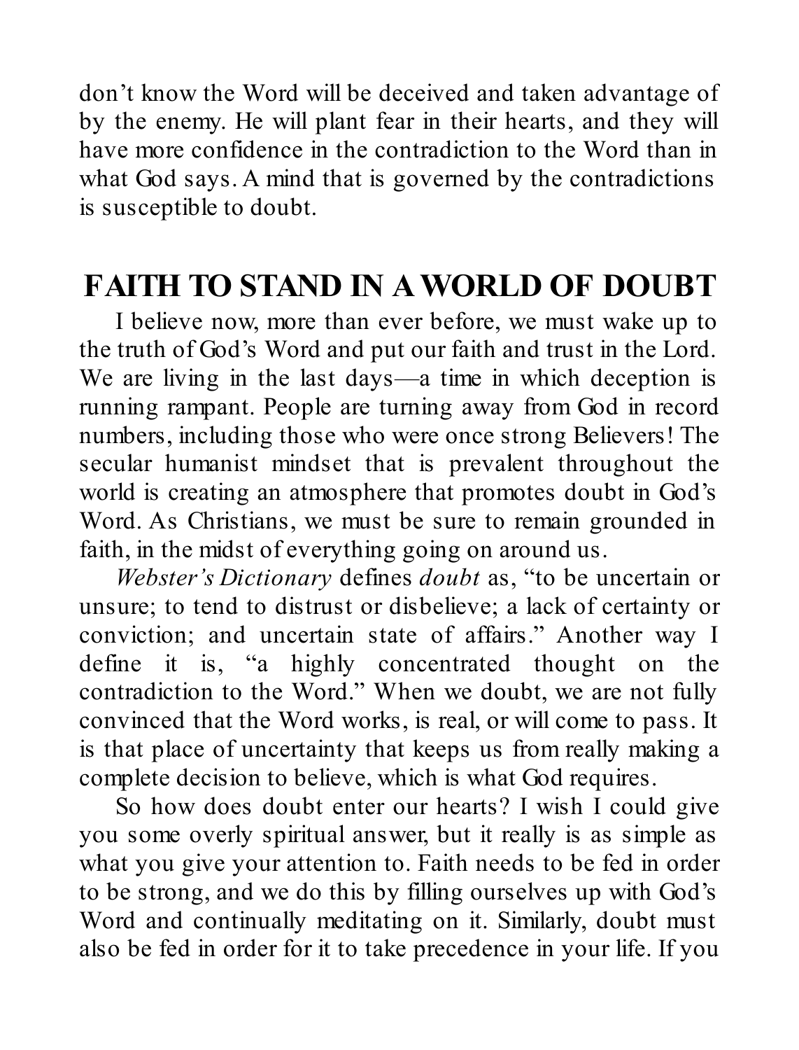don't know the Word will be deceived and taken advantage of by the enemy. He will plant fear in their hearts, and they will have more confidence in the contradiction to the Word than in what God says. A mind that is governed by the contradictions is susceptible to doubt.

## FAITH TO STAND IN A WORLD OF DOUBT

I believe now, more than ever before, we must wake up to the truth of God's Word and put our faith and trust in the Lord. We are living in the last days—a time in which deception is running rampant. People are turning away from God in record numbers, including those who were once strong Believers! The secular humanist mindset that is prevalent throughout the world is creating an atmosphere that promotes doubt in God's Word. As Christians, we must be sure to remain grounded in faith, in the midst of everything going on around us.

*Webster's Dictionary* defines *doubt* as, "to be uncertain or unsure; to tend to distrust or disbelieve; a lack of certainty or conviction; and uncertain state of affairs." Another way I define it is, "a highly concentrated thought on the contradiction to the Word." When we doubt, we are not fully convinced that the Word works, is real, or will come to pass. It is that place of uncertainty that keeps us from really making a complete decision to believe, which is what God requires.

So how does doubt enter our hearts? I wish I could give you some overly spiritual answer, but it really is as simple as what you give your attention to. Faith needs to be fed in order to be strong, and we do this by filling ourselves up with God's Word and continually meditating on it. Similarly, doubt must also be fed in order for it to take precedence in your life. If you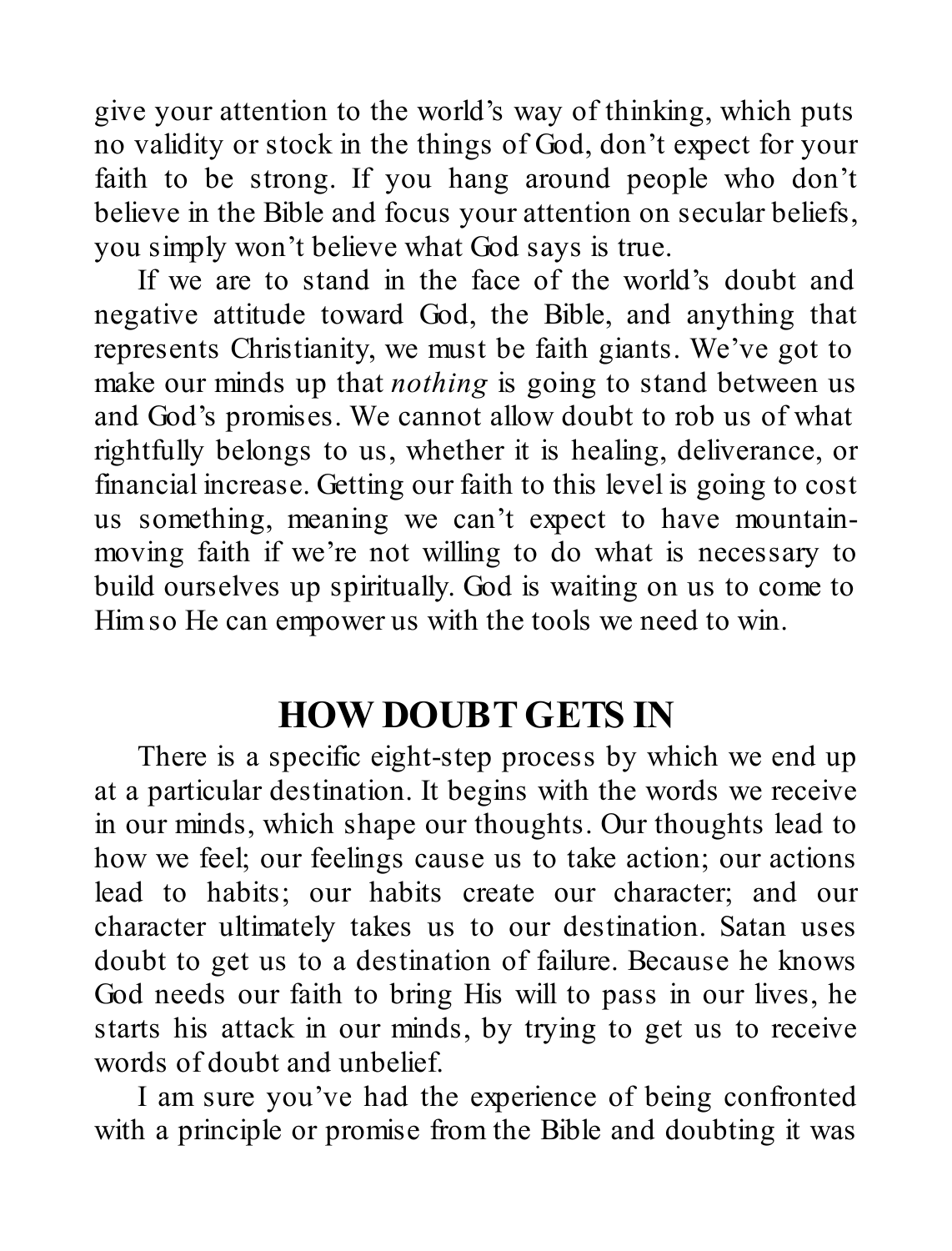give your attention to the world's way of thinking, which puts no validity or stock in the things of God, don't expect for your faith to be strong. If you hang around people who don't believe in the Bible and focus your attention on secular beliefs, you simply won't believe what God says is true.

If we are to stand in the face of the world's doubt and negative attitude toward God, the Bible, and anything that represents Christianity, we must be faith giants. We've got to make our minds up that *nothing* is going to stand between us and God's promises. We cannot allow doubt to rob us of what rightfully belongs to us, whether it is healing, deliverance, or financial increase. Getting our faith to this level is going to cost us something, meaning we can't expect to have mountain-moving faith if we're not willing to do what is necessary to build ourselves up spiritually. God is waiting on us to come to Him so He can empower us with the tools we need to win.

## HOW DOUBT GETS IN

There is a specific eight-step process by which we end up at a particular destination. It begins with the words we receive in our minds, which shape our thoughts. Our thoughts lead to how we feel; our feelings cause us to take action; our actions lead to habits; our habits create our character; and our character ultimately takes us to our destination. Satan uses doubt to get us to a destination of failure. Because he knows God needs our faith to bring His will to pass in our lives, he starts his attack in our minds, by trying to get us to receive words of doubt and unbelief.

I am sure you've had the experience of being confronted with a principle or promise from the Bible and doubting it was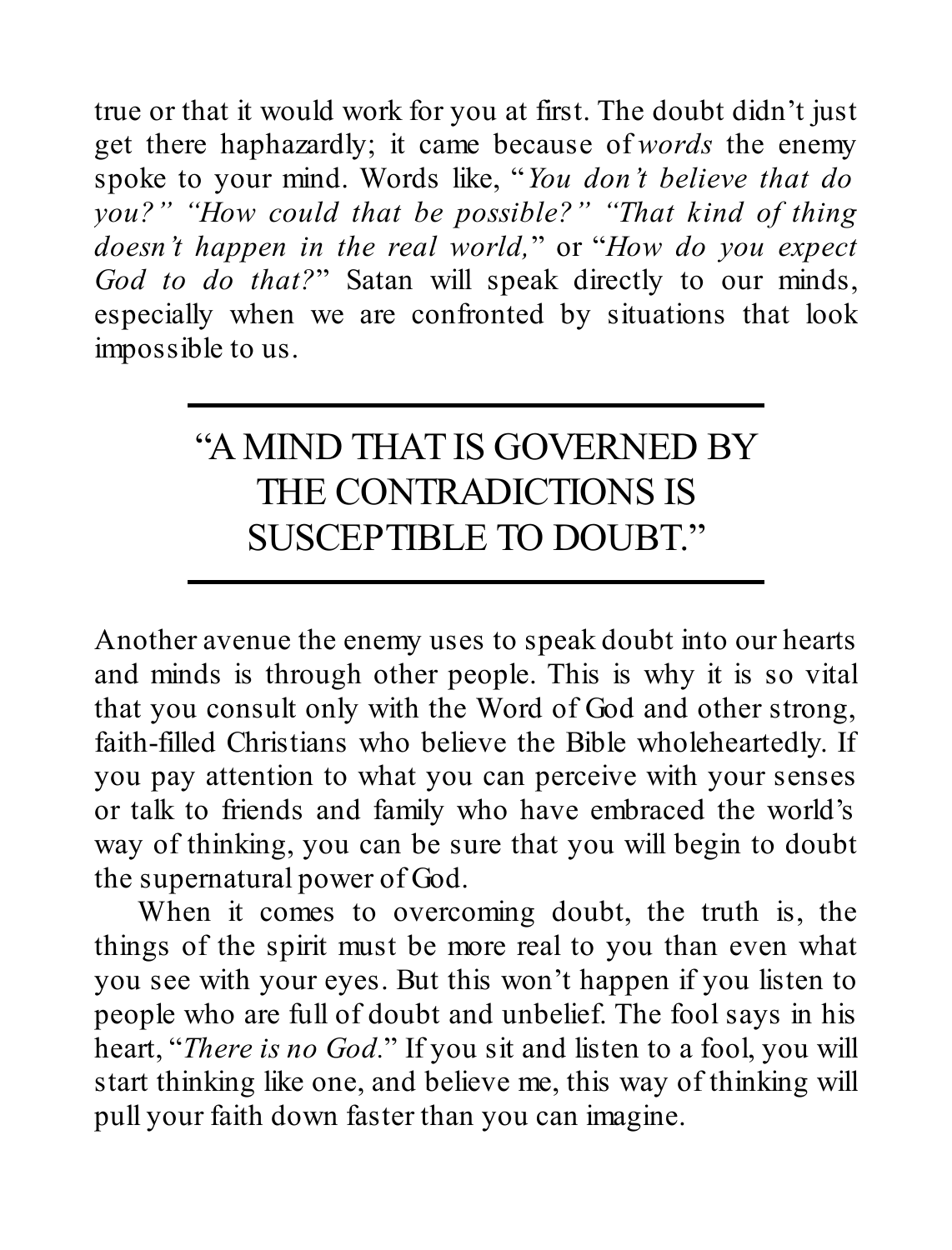true or that it would work for you at first. The doubt didn't just get there haphazardly; it came because of *words* the enemy spoke to your mind. Words like, "*You don't believe that do you?" "How could that be possible?" "That kind of thing doesn't happen in the real world,*" or "*How do you expect God to do that?*" Satan will speak directly to our minds, especially when we are confronted by situations that look impossible to us.

---

"A MIND THAT IS GOVERNED BY THE CONTRADICTIONS IS SUSCEPTIBLE TO DOUBT."

---

Another avenue the enemy uses to speak doubt into our hearts and minds is through other people. This is why it is so vital that you consult only with the Word of God and other strong, faith-filled Christians who believe the Bible wholeheartedly. If you pay attention to what you can perceive with your senses or talk to friends and family who have embraced the world's way of thinking, you can be sure that you will begin to doubt the supernatural power of God.

When it comes to overcoming doubt, the truth is, the things of the spirit must be more real to you than even what you see with your eyes. But this won't happen if you listen to people who are full of doubt and unbelief. The fool says in his heart, "*There is no God.*" If you sit and listen to a fool, you will start thinking like one, and believe me, this way of thinking will pull your faith down faster than you can imagine.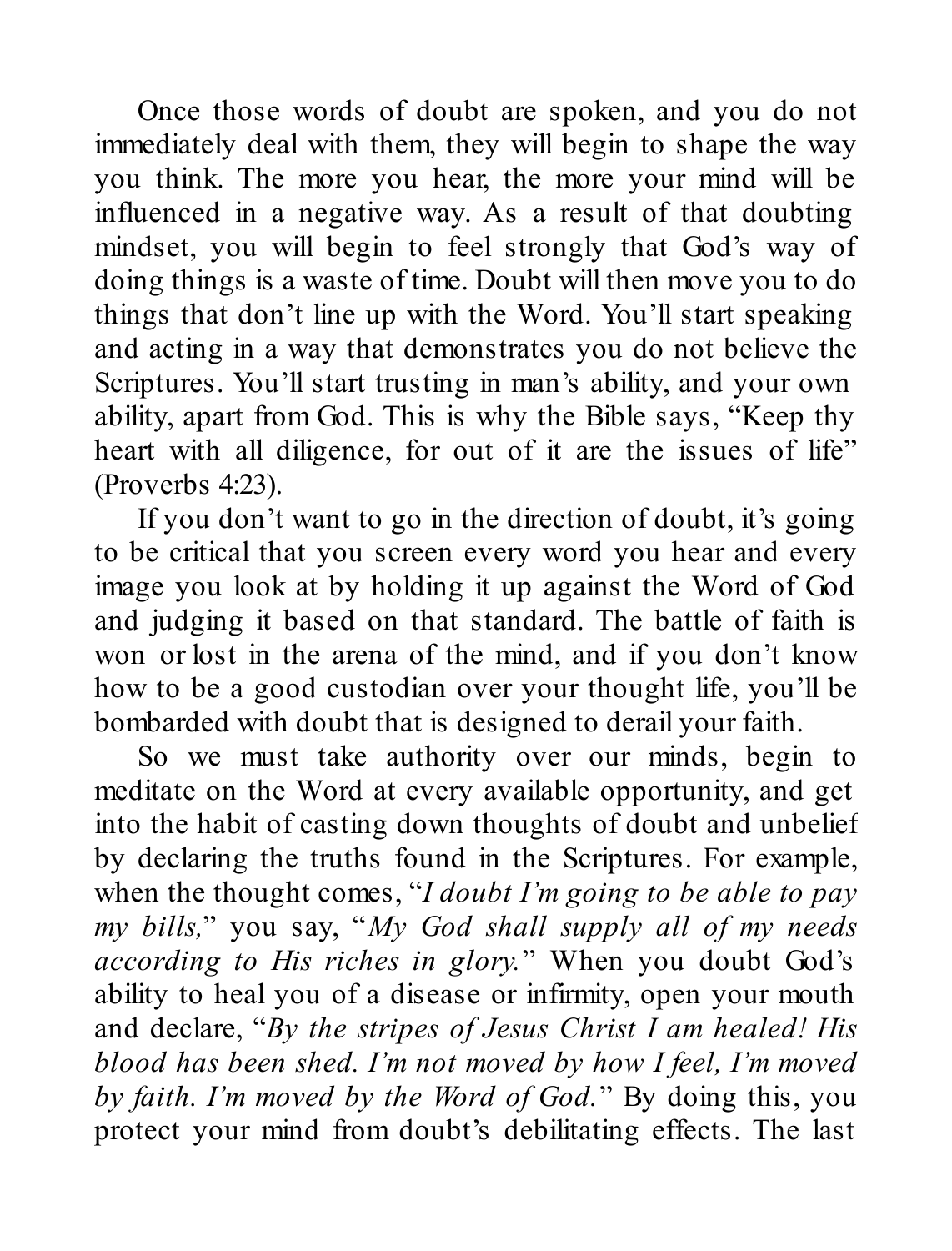Once those words of doubt are spoken, and you do not immediately deal with them, they will begin to shape the way you think. The more you hear, the more your mind will be influenced in a negative way. As a result of that doubting mindset, you will begin to feel strongly that God's way of doing things is a waste of time. Doubt will then move you to do things that don't line up with the Word. You'll start speaking and acting in a way that demonstrates you do not believe the Scriptures. You'll start trusting in man's ability, and your own ability, apart from God. This is why the Bible says, "Keep thy heart with all diligence, for out of it are the issues of life" (Proverbs 4:23).

If you don't want to go in the direction of doubt, it's going to be critical that you screen every word you hear and every image you look at by holding it up against the Word of God and judging it based on that standard. The battle of faith is won or lost in the arena of the mind, and if you don't know how to be a good custodian over your thought life, you'll be bombarded with doubt that is designed to derail your faith.

So we must take authority over our minds, begin to meditate on the Word at every available opportunity, and get into the habit of casting down thoughts of doubt and unbelief by declaring the truths found in the Scriptures. For example, when the thought comes, "*I doubt I'm going to be able to pay my bills,*" you say, "*My God shall supply all of my needs according to His riches in glory.*" When you doubt God's ability to heal you of a disease or infirmity, open your mouth and declare, "*By the stripes of Jesus Christ I am healed! His blood has been shed. I'm not moved by how I feel, I'm moved by faith. I'm moved by the Word of God.*" By doing this, you protect your mind from doubt's debilitating effects. The last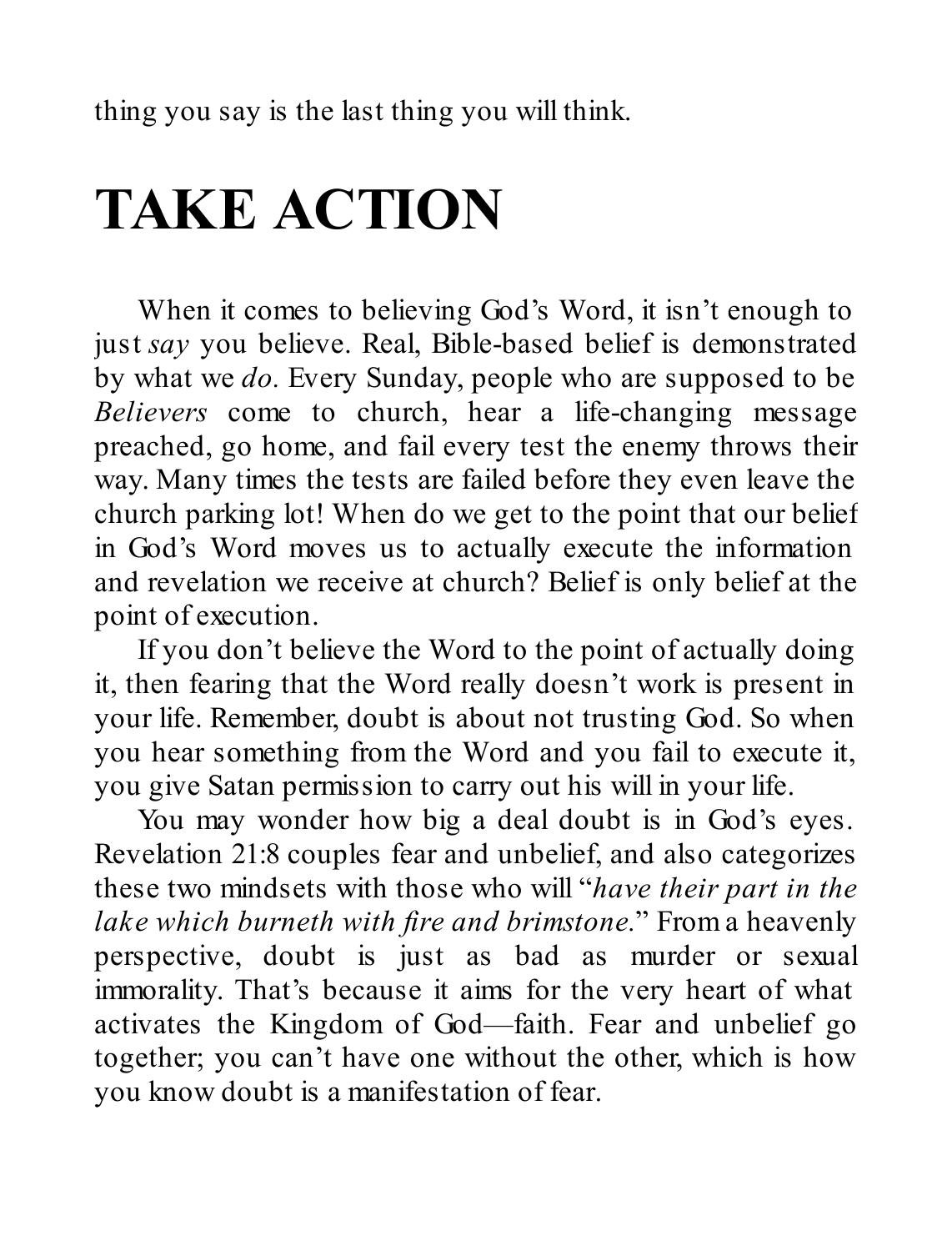thing you say is the last thing you will think.

# TAKE ACTION

When it comes to believing God's Word, it isn't enough to just *say* you believe. Real, Bible-based belief is demonstrated by what we *do*. Every Sunday, people who are supposed to be *Believers* come to church, hear a life-changing message preached, go home, and fail every test the enemy throws their way. Many times the tests are failed before they even leave the church parking lot! When do we get to the point that our belief in God's Word moves us to actually execute the information and revelation we receive at church? Belief is only belief at the point of execution.

If you don't believe the Word to the point of actually doing it, then fearing that the Word really doesn't work is present in your life. Remember, doubt is about not trusting God. So when you hear something from the Word and you fail to execute it, you give Satan permission to carry out his will in your life.

You may wonder how big a deal doubt is in God's eyes. Revelation 21:8 couples fear and unbelief, and also categorizes these two mindsets with those who will "*have their part in the lake which burneth with fire and brimstone.*" From a heavenly perspective, doubt is just as bad as murder or sexual immorality. That's because it aims for the very heart of what activates the Kingdom of God—faith. Fear and unbelief go together; you can't have one without the other, which is how you know doubt is a manifestation of fear.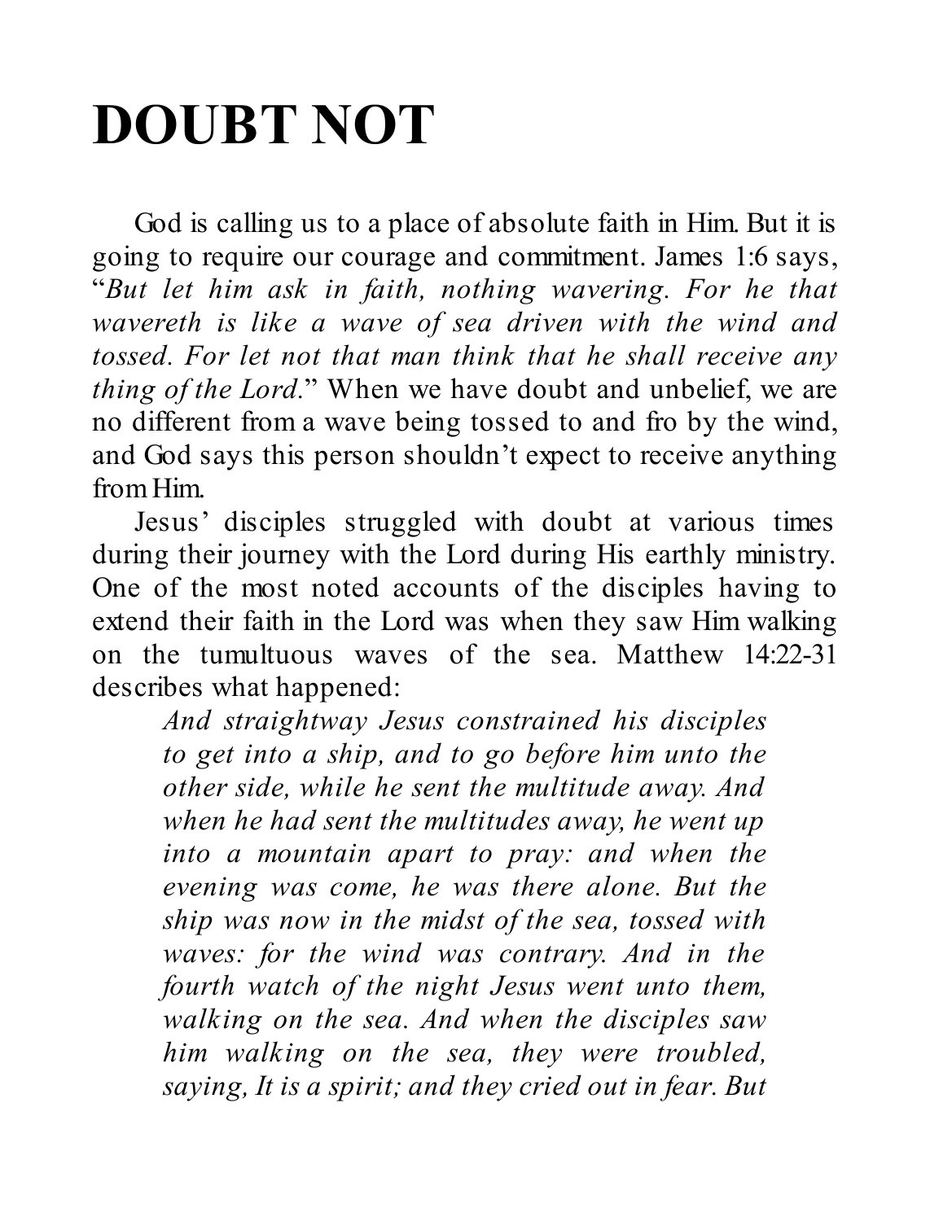# DOUBT NOT

God is calling us to a place of absolute faith in Him. But it is going to require our courage and commitment. James 1:6 says, "*But let him ask in faith, nothing wavering. For he that wavereth is like a wave of sea driven with the wind and tossed. For let not that man think that he shall receive any thing of the Lord*." When we have doubt and unbelief, we are no different from a wave being tossed to and fro by the wind, and God says this person shouldn't expect to receive anything from Him.

Jesus' disciples struggled with doubt at various times during their journey with the Lord during His earthly ministry. One of the most noted accounts of the disciples having to extend their faith in the Lord was when they saw Him walking on the tumultuous waves of the sea. Matthew 14:22-31 describes what happened:

> *And straightway Jesus constrained his disciples to get into a ship, and to go before him unto the other side, while he sent the multitude away. And when he had sent the multitudes away, he went up into a mountain apart to pray: and when the evening was come, he was there alone. But the ship was now in the midst of the sea, tossed with waves: for the wind was contrary. And in the fourth watch of the night Jesus went unto them, walking on the sea. And when the disciples saw him walking on the sea, they were troubled, saying, It is a spirit; and they cried out in fear. But*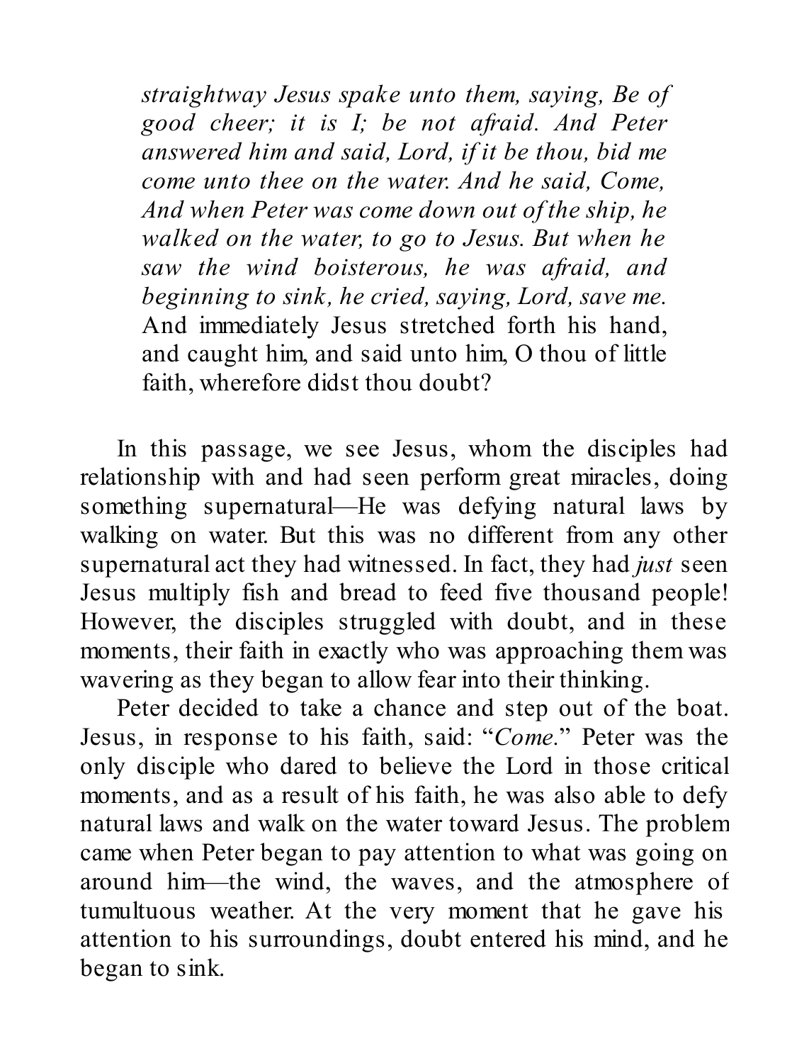> *straightway Jesus spake unto them, saying, Be of good cheer; it is I; be not afraid. And Peter answered him and said, Lord, if it be thou, bid me come unto thee on the water. And he said, Come, And when Peter was come down out of the ship, he walked on the water, to go to Jesus. But when he saw the wind boisterous, he was afraid, and beginning to sink, he cried, saying, Lord, save me.* And immediately Jesus stretched forth his hand, and caught him, and said unto him, O thou of little faith, wherefore didst thou doubt?

In this passage, we see Jesus, whom the disciples had relationship with and had seen perform great miracles, doing something supernatural—He was defying natural laws by walking on water. But this was no different from any other supernatural act they had witnessed. In fact, they had *just* seen Jesus multiply fish and bread to feed five thousand people! However, the disciples struggled with doubt, and in these moments, their faith in exactly who was approaching them was wavering as they began to allow fear into their thinking.

Peter decided to take a chance and step out of the boat. Jesus, in response to his faith, said: "*Come.*" Peter was the only disciple who dared to believe the Lord in those critical moments, and as a result of his faith, he was also able to defy natural laws and walk on the water toward Jesus. The problem came when Peter began to pay attention to what was going on around him—the wind, the waves, and the atmosphere of tumultuous weather. At the very moment that he gave his attention to his surroundings, doubt entered his mind, and he began to sink.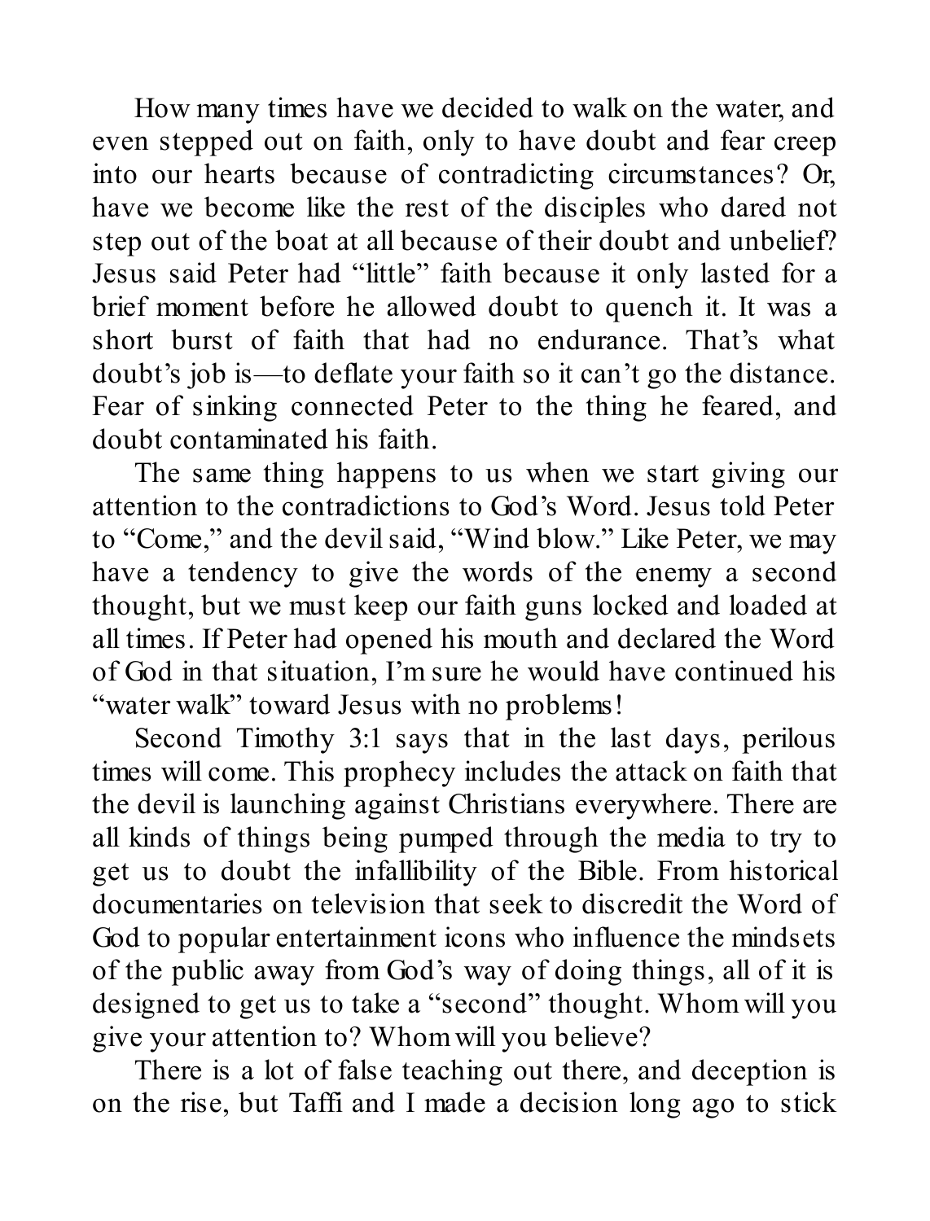How many times have we decided to walk on the water, and even stepped out on faith, only to have doubt and fear creep into our hearts because of contradicting circumstances? Or, have we become like the rest of the disciples who dared not step out of the boat at all because of their doubt and unbelief? Jesus said Peter had "little" faith because it only lasted for a brief moment before he allowed doubt to quench it. It was a short burst of faith that had no endurance. That's what doubt's job is—to deflate your faith so it can't go the distance. Fear of sinking connected Peter to the thing he feared, and doubt contaminated his faith.

The same thing happens to us when we start giving our attention to the contradictions to God's Word. Jesus told Peter to "Come," and the devil said, "Wind blow." Like Peter, we may have a tendency to give the words of the enemy a second thought, but we must keep our faith guns locked and loaded at all times. If Peter had opened his mouth and declared the Word of God in that situation, I'm sure he would have continued his "water walk" toward Jesus with no problems!

Second Timothy 3:1 says that in the last days, perilous times will come. This prophecy includes the attack on faith that the devil is launching against Christians everywhere. There are all kinds of things being pumped through the media to try to get us to doubt the infallibility of the Bible. From historical documentaries on television that seek to discredit the Word of God to popular entertainment icons who influence the mindsets of the public away from God's way of doing things, all of it is designed to get us to take a "second" thought. Whom will you give your attention to? Whom will you believe?

There is a lot of false teaching out there, and deception is on the rise, but Taffi and I made a decision long ago to stick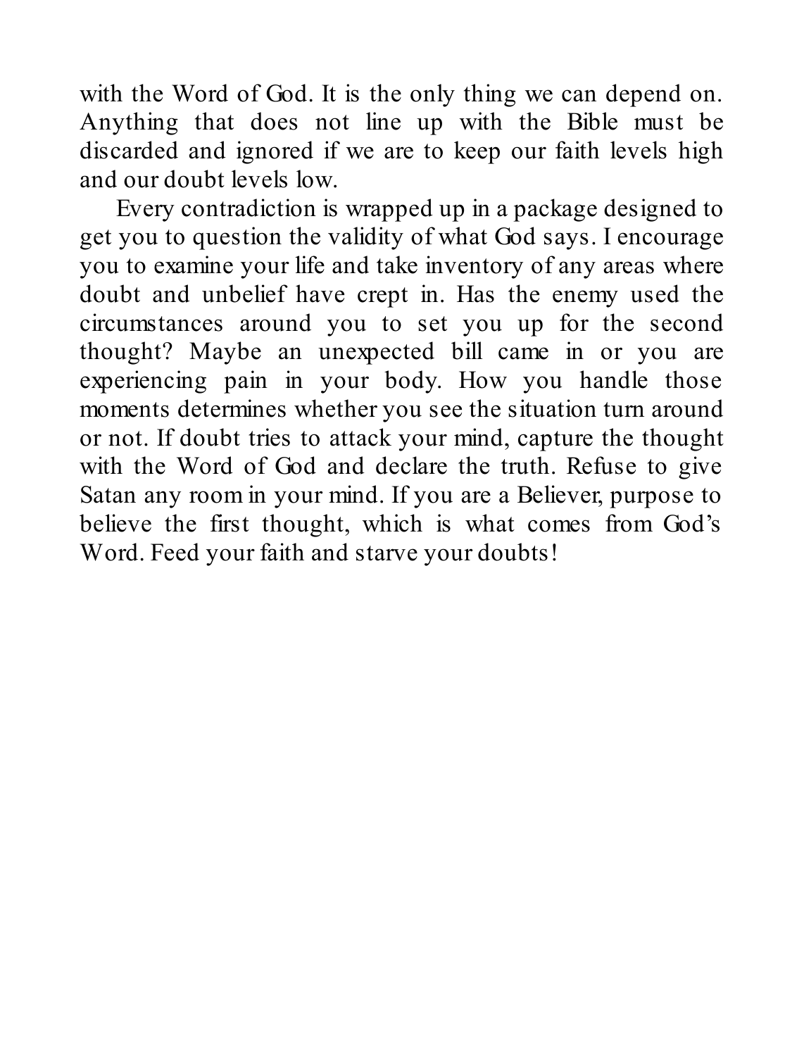with the Word of God. It is the only thing we can depend on. Anything that does not line up with the Bible must be discarded and ignored if we are to keep our faith levels high and our doubt levels low.

Every contradiction is wrapped up in a package designed to get you to question the validity of what God says. I encourage you to examine your life and take inventory of any areas where doubt and unbelief have crept in. Has the enemy used the circumstances around you to set you up for the second thought? Maybe an unexpected bill came in or you are experiencing pain in your body. How you handle those moments determines whether you see the situation turn around or not. If doubt tries to attack your mind, capture the thought with the Word of God and declare the truth. Refuse to give Satan any room in your mind. If you are a Believer, purpose to believe the first thought, which is what comes from God's Word. Feed your faith and starve your doubts!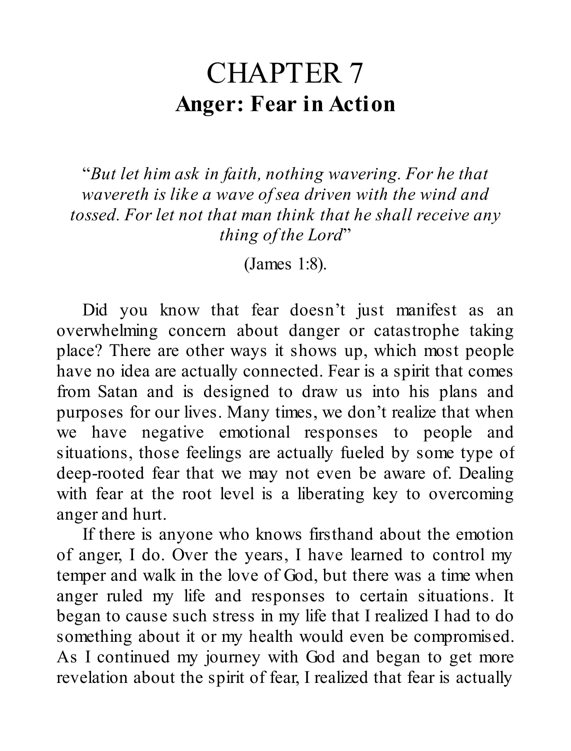# CHAPTER 7
## Anger: Fear in Action

*"But let him ask in faith, nothing wavering. For he that wavereth is like a wave of sea driven with the wind and tossed. For let not that man think that he shall receive any thing of the Lord"*

(James 1:8).

Did you know that fear doesn't just manifest as an overwhelming concern about danger or catastrophe taking place? There are other ways it shows up, which most people have no idea are actually connected. Fear is a spirit that comes from Satan and is designed to draw us into his plans and purposes for our lives. Many times, we don't realize that when we have negative emotional responses to people and situations, those feelings are actually fueled by some type of deep-rooted fear that we may not even be aware of. Dealing with fear at the root level is a liberating key to overcoming anger and hurt.

If there is anyone who knows firsthand about the emotion of anger, I do. Over the years, I have learned to control my temper and walk in the love of God, but there was a time when anger ruled my life and responses to certain situations. It began to cause such stress in my life that I realized I had to do something about it or my health would even be compromised. As I continued my journey with God and began to get more revelation about the spirit of fear, I realized that fear is actually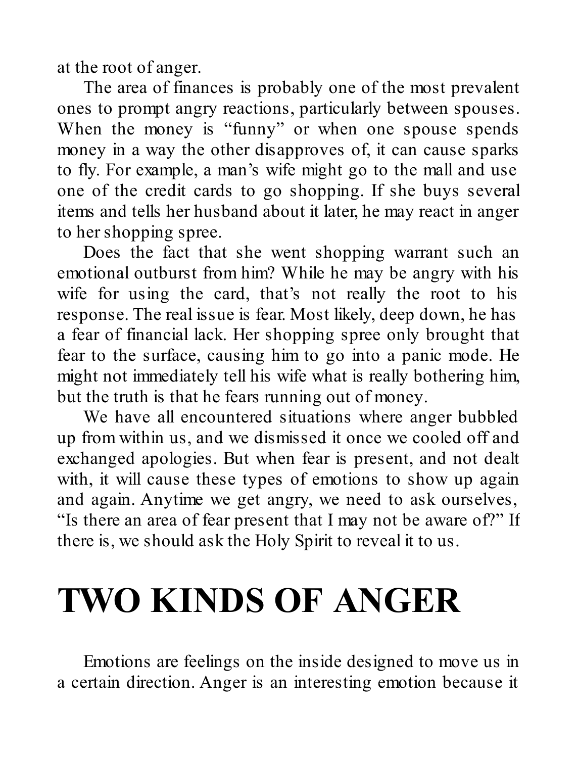at the root of anger.

The area of finances is probably one of the most prevalent ones to prompt angry reactions, particularly between spouses. When the money is "funny" or when one spouse spends money in a way the other disapproves of, it can cause sparks to fly. For example, a man's wife might go to the mall and use one of the credit cards to go shopping. If she buys several items and tells her husband about it later, he may react in anger to her shopping spree.

Does the fact that she went shopping warrant such an emotional outburst from him? While he may be angry with his wife for using the card, that's not really the root to his response. The real issue is fear. Most likely, deep down, he has a fear of financial lack. Her shopping spree only brought that fear to the surface, causing him to go into a panic mode. He might not immediately tell his wife what is really bothering him, but the truth is that he fears running out of money.

We have all encountered situations where anger bubbled up from within us, and we dismissed it once we cooled off and exchanged apologies. But when fear is present, and not dealt with, it will cause these types of emotions to show up again and again. Anytime we get angry, we need to ask ourselves, "Is there an area of fear present that I may not be aware of?" If there is, we should ask the Holy Spirit to reveal it to us.

# TWO KINDS OF ANGER

Emotions are feelings on the inside designed to move us in a certain direction. Anger is an interesting emotion because it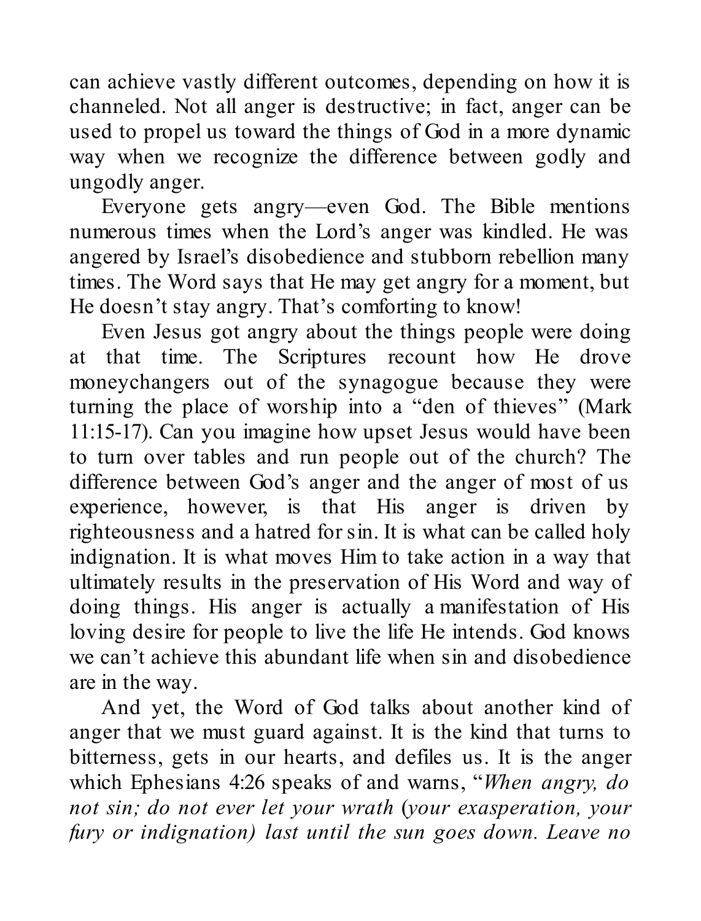can achieve vastly different outcomes, depending on how it is channeled. Not all anger is destructive; in fact, anger can be used to propel us toward the things of God in a more dynamic way when we recognize the difference between godly and ungodly anger.

Everyone gets angry—even God. The Bible mentions numerous times when the Lord's anger was kindled. He was angered by Israel's disobedience and stubborn rebellion many times. The Word says that He may get angry for a moment, but He doesn't stay angry. That's comforting to know!

Even Jesus got angry about the things people were doing at that time. The Scriptures recount how He drove moneychangers out of the synagogue because they were turning the place of worship into a "den of thieves" (Mark 11:15-17). Can you imagine how upset Jesus would have been to turn over tables and run people out of the church? The difference between God's anger and the anger of most of us experience, however, is that His anger is driven by righteousness and a hatred for sin. It is what can be called holy indignation. It is what moves Him to take action in a way that ultimately results in the preservation of His Word and way of doing things. His anger is actually a manifestation of His loving desire for people to live the life He intends. God knows we can't achieve this abundant life when sin and disobedience are in the way.

And yet, the Word of God talks about another kind of anger that we must guard against. It is the kind that turns to bitterness, gets in our hearts, and defiles us. It is the anger which Ephesians 4:26 speaks of and warns, "*When angry, do not sin; do not ever let your wrath* (*your exasperation, your fury or indignation) last until the sun goes down. Leave no*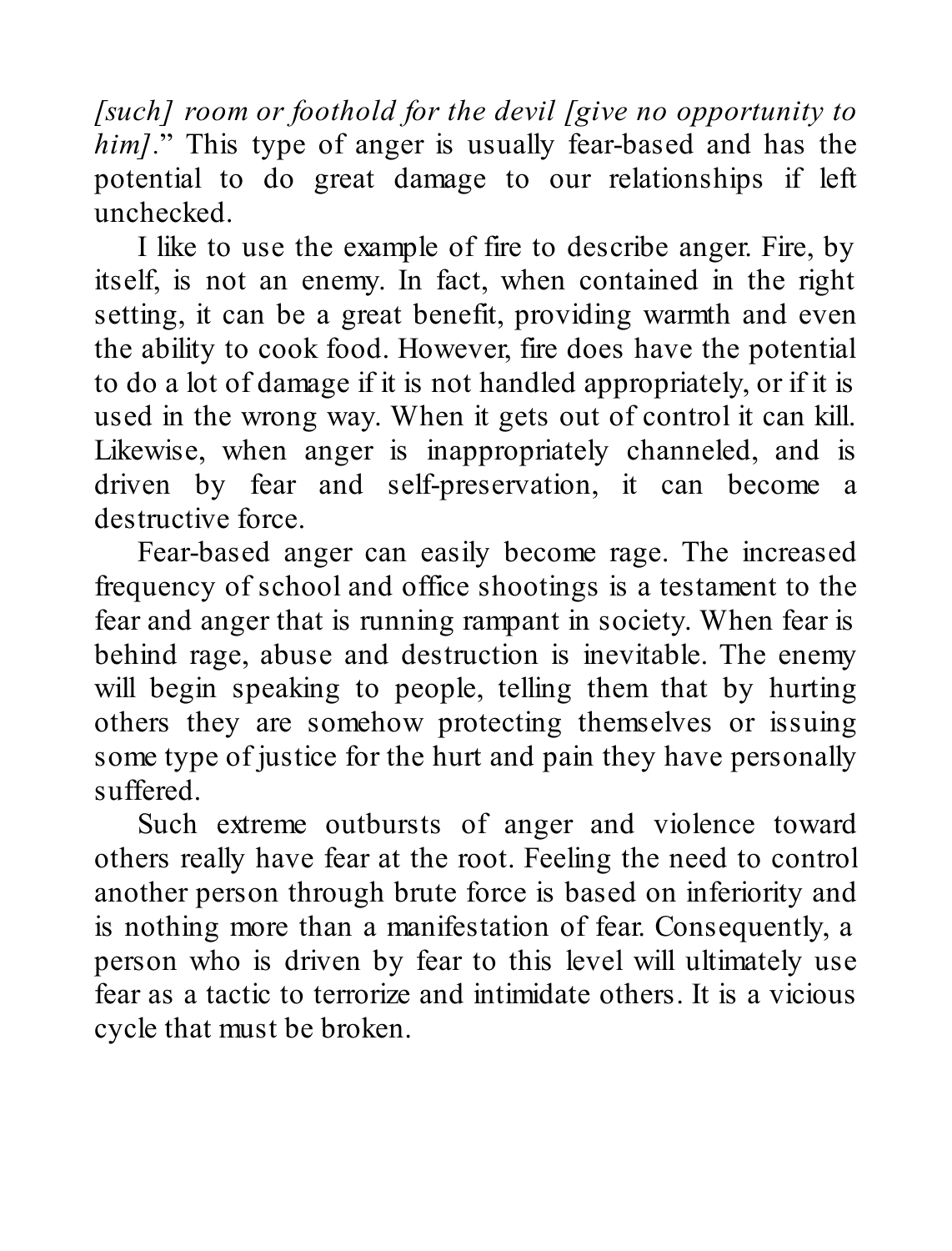*[such] room or foothold for the devil [give no opportunity to him].*" This type of anger is usually fear-based and has the potential to do great damage to our relationships if left unchecked.

I like to use the example of fire to describe anger. Fire, by itself, is not an enemy. In fact, when contained in the right setting, it can be a great benefit, providing warmth and even the ability to cook food. However, fire does have the potential to do a lot of damage if it is not handled appropriately, or if it is used in the wrong way. When it gets out of control it can kill. Likewise, when anger is inappropriately channeled, and is driven by fear and self-preservation, it can become a destructive force.

Fear-based anger can easily become rage. The increased frequency of school and office shootings is a testament to the fear and anger that is running rampant in society. When fear is behind rage, abuse and destruction is inevitable. The enemy will begin speaking to people, telling them that by hurting others they are somehow protecting themselves or issuing some type of justice for the hurt and pain they have personally suffered.

Such extreme outbursts of anger and violence toward others really have fear at the root. Feeling the need to control another person through brute force is based on inferiority and is nothing more than a manifestation of fear. Consequently, a person who is driven by fear to this level will ultimately use fear as a tactic to terrorize and intimidate others. It is a vicious cycle that must be broken.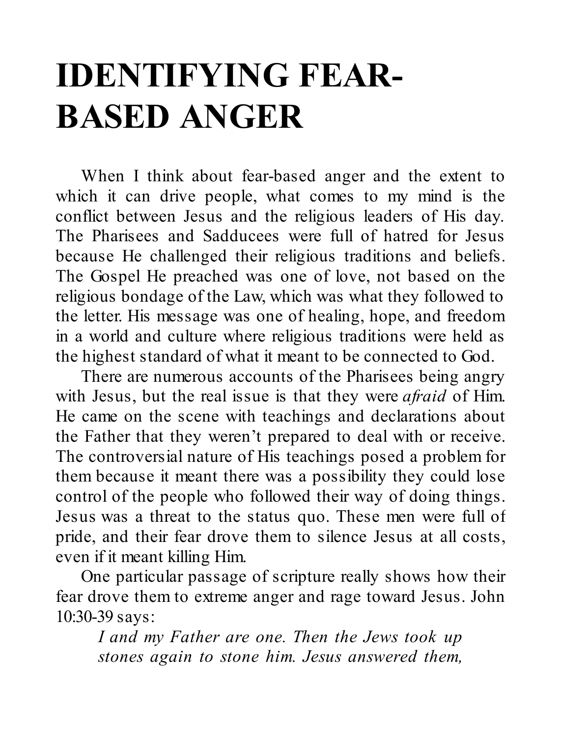# IDENTIFYING FEAR-BASED ANGER

When I think about fear-based anger and the extent to which it can drive people, what comes to my mind is the conflict between Jesus and the religious leaders of His day. The Pharisees and Sadducees were full of hatred for Jesus because He challenged their religious traditions and beliefs. The Gospel He preached was one of love, not based on the religious bondage of the Law, which was what they followed to the letter. His message was one of healing, hope, and freedom in a world and culture where religious traditions were held as the highest standard of what it meant to be connected to God.

There are numerous accounts of the Pharisees being angry with Jesus, but the real issue is that they were *afraid* of Him. He came on the scene with teachings and declarations about the Father that they weren't prepared to deal with or receive. The controversial nature of His teachings posed a problem for them because it meant there was a possibility they could lose control of the people who followed their way of doing things. Jesus was a threat to the status quo. These men were full of pride, and their fear drove them to silence Jesus at all costs, even if it meant killing Him.

One particular passage of scripture really shows how their fear drove them to extreme anger and rage toward Jesus. John 10:30-39 says:

> *I and my Father are one. Then the Jews took up stones again to stone him. Jesus answered them,*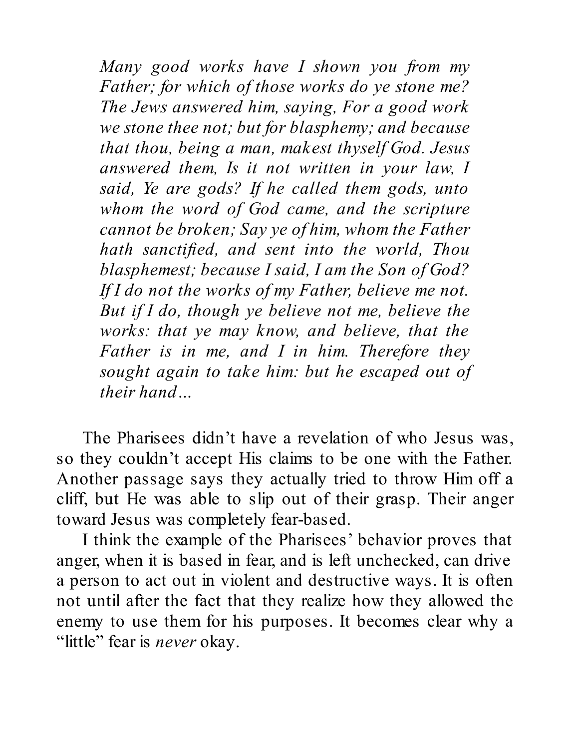> *Many good works have I shown you from my Father; for which of those works do ye stone me? The Jews answered him, saying, For a good work we stone thee not; but for blasphemy; and because that thou, being a man, makest thyself God. Jesus answered them, Is it not written in your law, I said, Ye are gods? If he called them gods, unto whom the word of God came, and the scripture cannot be broken; Say ye of him, whom the Father hath sanctified, and sent into the world, Thou blasphemest; because I said, I am the Son of God? If I do not the works of my Father, believe me not. But if I do, though ye believe not me, believe the works: that ye may know, and believe, that the Father is in me, and I in him. Therefore they sought again to take him: but he escaped out of their hand…*

The Pharisees didn't have a revelation of who Jesus was, so they couldn't accept His claims to be one with the Father. Another passage says they actually tried to throw Him off a cliff, but He was able to slip out of their grasp. Their anger toward Jesus was completely fear-based.

I think the example of the Pharisees' behavior proves that anger, when it is based in fear, and is left unchecked, can drive a person to act out in violent and destructive ways. It is often not until after the fact that they realize how they allowed the enemy to use them for his purposes. It becomes clear why a "little" fear is *never* okay.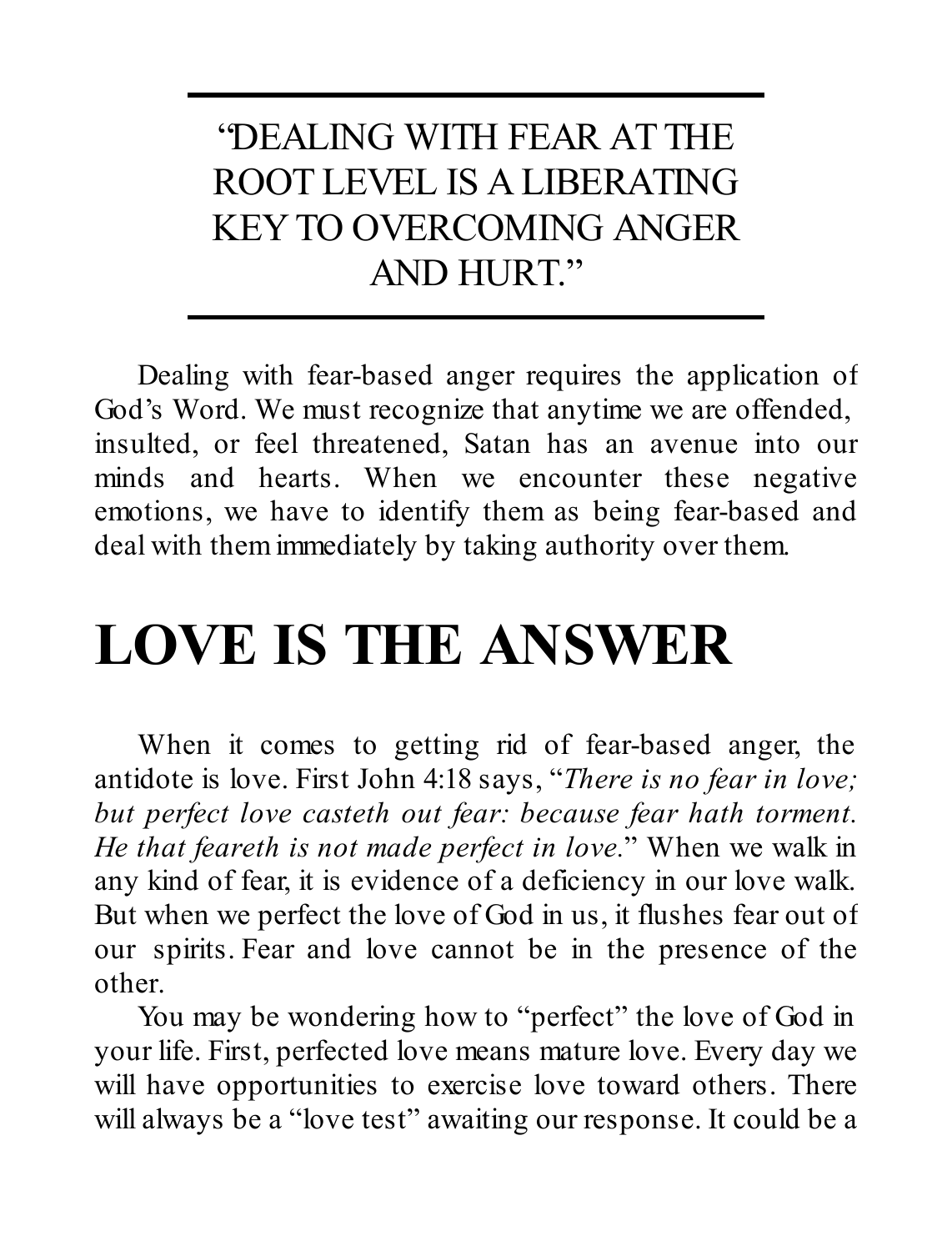> "DEALING WITH FEAR AT THE ROOT LEVEL IS A LIBERATING KEY TO OVERCOMING ANGER AND HURT."

Dealing with fear-based anger requires the application of God's Word. We must recognize that anytime we are offended, insulted, or feel threatened, Satan has an avenue into our minds and hearts. When we encounter these negative emotions, we have to identify them as being fear-based and deal with them immediately by taking authority over them.

# LOVE IS THE ANSWER

When it comes to getting rid of fear-based anger, the antidote is love. First John 4:18 says, "*There is no fear in love; but perfect love casteth out fear: because fear hath torment. He that feareth is not made perfect in love.*" When we walk in any kind of fear, it is evidence of a deficiency in our love walk. But when we perfect the love of God in us, it flushes fear out of our spirits. Fear and love cannot be in the presence of the other.

You may be wondering how to "perfect" the love of God in your life. First, perfected love means mature love. Every day we will have opportunities to exercise love toward others. There will always be a "love test" awaiting our response. It could be a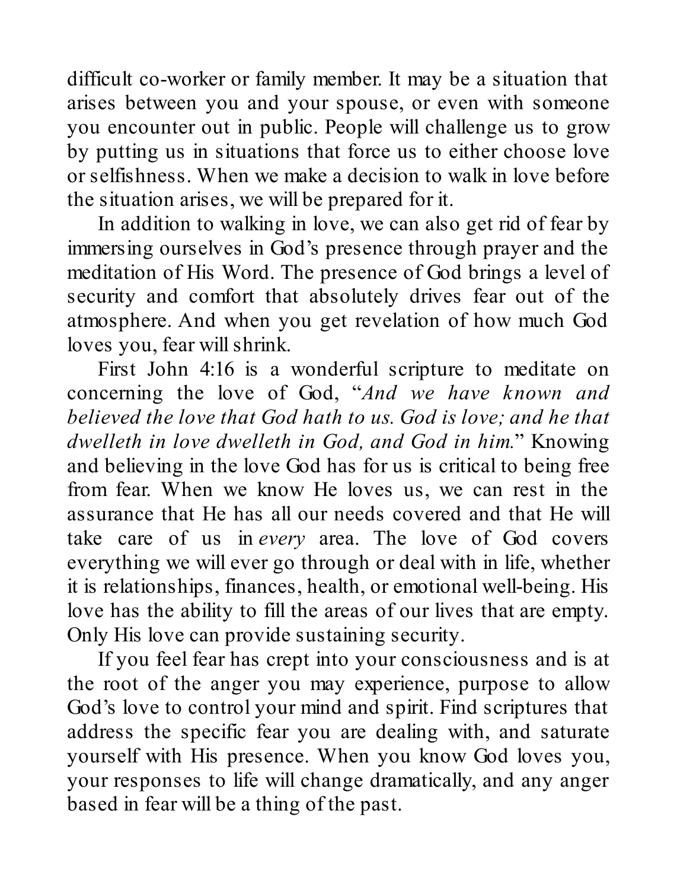difficult co-worker or family member. It may be a situation that arises between you and your spouse, or even with someone you encounter out in public. People will challenge us to grow by putting us in situations that force us to either choose love or selfishness. When we make a decision to walk in love before the situation arises, we will be prepared for it.

In addition to walking in love, we can also get rid of fear by immersing ourselves in God's presence through prayer and the meditation of His Word. The presence of God brings a level of security and comfort that absolutely drives fear out of the atmosphere. And when you get revelation of how much God loves you, fear will shrink.

First John 4:16 is a wonderful scripture to meditate on concerning the love of God, "*And we have known and believed the love that God hath to us. God is love; and he that dwelleth in love dwelleth in God, and God in him.*" Knowing and believing in the love God has for us is critical to being free from fear. When we know He loves us, we can rest in the assurance that He has all our needs covered and that He will take care of us in *every* area. The love of God covers everything we will ever go through or deal with in life, whether it is relationships, finances, health, or emotional well-being. His love has the ability to fill the areas of our lives that are empty. Only His love can provide sustaining security.

If you feel fear has crept into your consciousness and is at the root of the anger you may experience, purpose to allow God's love to control your mind and spirit. Find scriptures that address the specific fear you are dealing with, and saturate yourself with His presence. When you know God loves you, your responses to life will change dramatically, and any anger based in fear will be a thing of the past.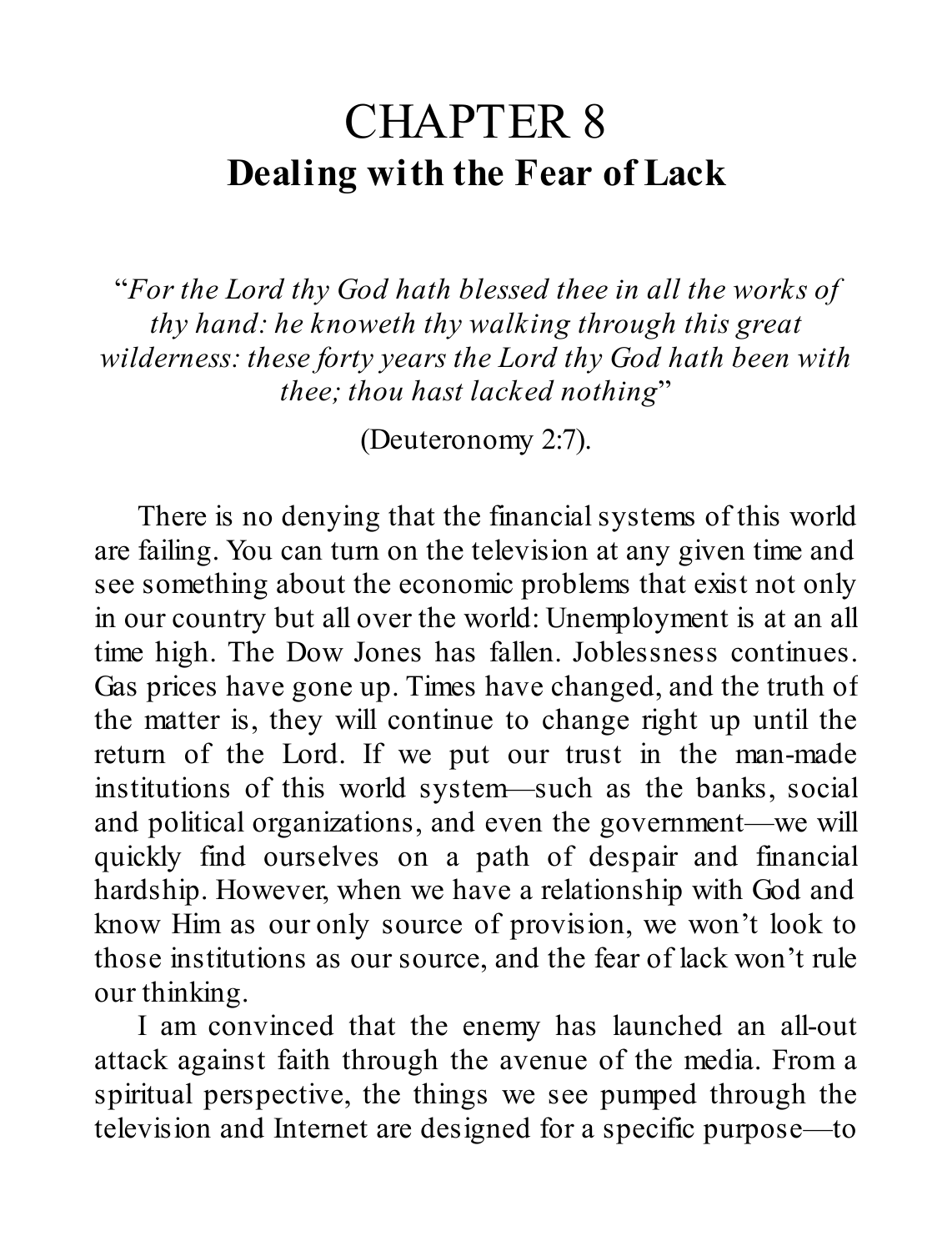# CHAPTER 8
## Dealing with the Fear of Lack

“*For the Lord thy God hath blessed thee in all the works of thy hand: he knoweth thy walking through this great wilderness: these forty years the Lord thy God hath been with thee; thou hast lacked nothing*”

(Deuteronomy 2:7).

There is no denying that the financial systems of this world are failing. You can turn on the television at any given time and see something about the economic problems that exist not only in our country but all over the world: Unemployment is at an all time high. The Dow Jones has fallen. Joblessness continues. Gas prices have gone up. Times have changed, and the truth of the matter is, they will continue to change right up until the return of the Lord. If we put our trust in the man-made institutions of this world system—such as the banks, social and political organizations, and even the government—we will quickly find ourselves on a path of despair and financial hardship. However, when we have a relationship with God and know Him as our only source of provision, we won’t look to those institutions as our source, and the fear of lack won’t rule our thinking.

I am convinced that the enemy has launched an all-out attack against faith through the avenue of the media. From a spiritual perspective, the things we see pumped through the television and Internet are designed for a specific purpose—to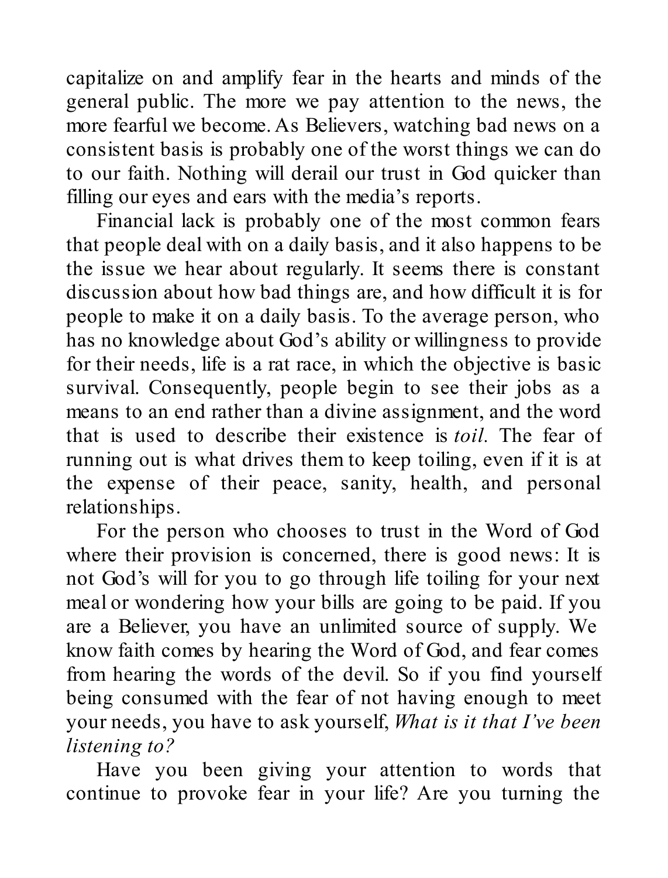capitalize on and amplify fear in the hearts and minds of the general public. The more we pay attention to the news, the more fearful we become. As Believers, watching bad news on a consistent basis is probably one of the worst things we can do to our faith. Nothing will derail our trust in God quicker than filling our eyes and ears with the media's reports.

Financial lack is probably one of the most common fears that people deal with on a daily basis, and it also happens to be the issue we hear about regularly. It seems there is constant discussion about how bad things are, and how difficult it is for people to make it on a daily basis. To the average person, who has no knowledge about God's ability or willingness to provide for their needs, life is a rat race, in which the objective is basic survival. Consequently, people begin to see their jobs as a means to an end rather than a divine assignment, and the word that is used to describe their existence is *toil.* The fear of running out is what drives them to keep toiling, even if it is at the expense of their peace, sanity, health, and personal relationships.

For the person who chooses to trust in the Word of God where their provision is concerned, there is good news: It is not God's will for you to go through life toiling for your next meal or wondering how your bills are going to be paid. If you are a Believer, you have an unlimited source of supply. We know faith comes by hearing the Word of God, and fear comes from hearing the words of the devil. So if you find yourself being consumed with the fear of not having enough to meet your needs, you have to ask yourself, *What is it that I've been listening to?*

Have you been giving your attention to words that continue to provoke fear in your life? Are you turning the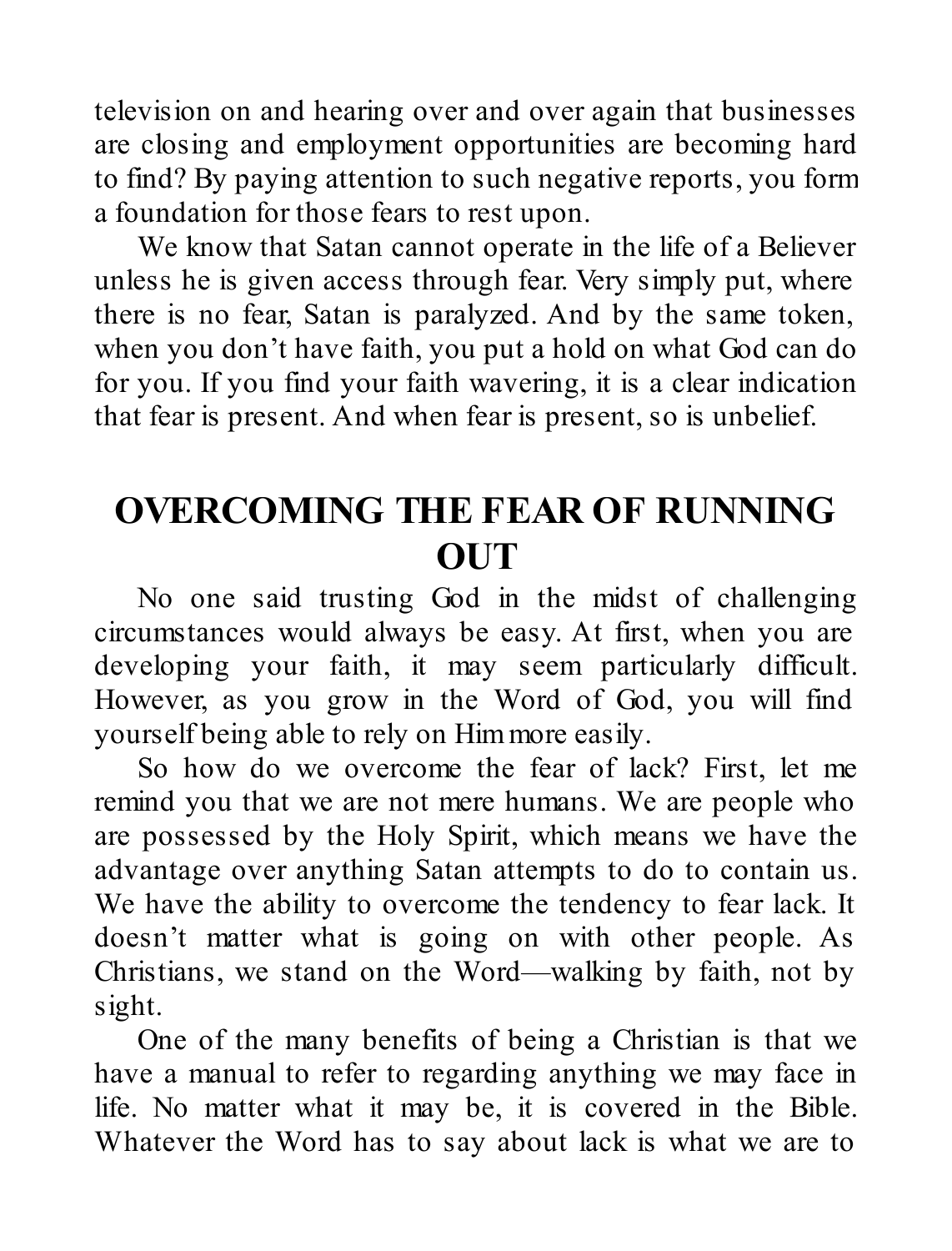television on and hearing over and over again that businesses are closing and employment opportunities are becoming hard to find? By paying attention to such negative reports, you form a foundation for those fears to rest upon.

We know that Satan cannot operate in the life of a Believer unless he is given access through fear. Very simply put, where there is no fear, Satan is paralyzed. And by the same token, when you don't have faith, you put a hold on what God can do for you. If you find your faith wavering, it is a clear indication that fear is present. And when fear is present, so is unbelief.

## OVERCOMING THE FEAR OF RUNNING OUT

No one said trusting God in the midst of challenging circumstances would always be easy. At first, when you are developing your faith, it may seem particularly difficult. However, as you grow in the Word of God, you will find yourself being able to rely on Him more easily.

So how do we overcome the fear of lack? First, let me remind you that we are not mere humans. We are people who are possessed by the Holy Spirit, which means we have the advantage over anything Satan attempts to do to contain us. We have the ability to overcome the tendency to fear lack. It doesn't matter what is going on with other people. As Christians, we stand on the Word—walking by faith, not by sight.

One of the many benefits of being a Christian is that we have a manual to refer to regarding anything we may face in life. No matter what it may be, it is covered in the Bible. Whatever the Word has to say about lack is what we are to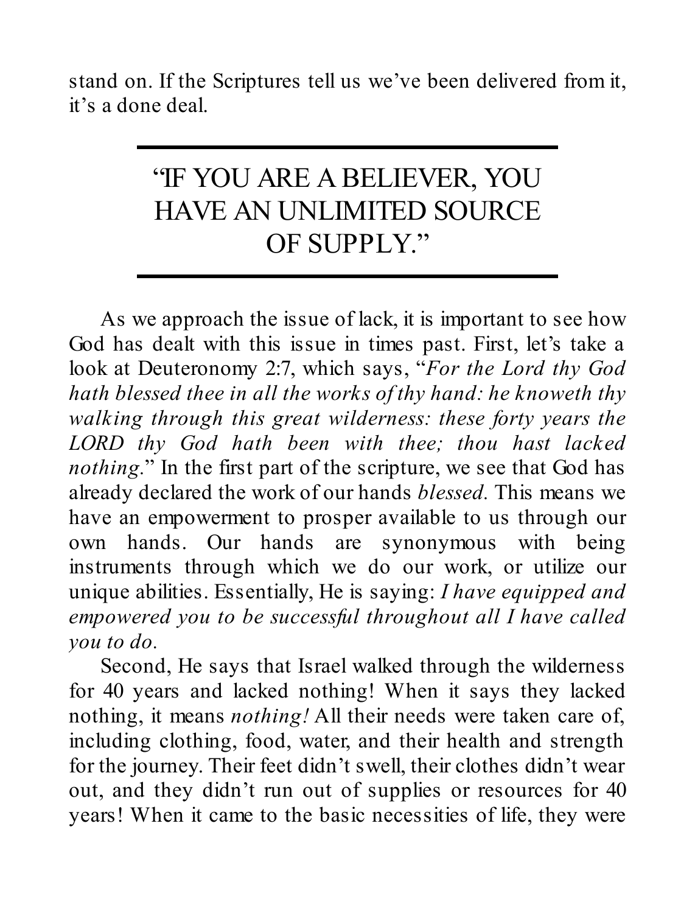stand on. If the Scriptures tell us we've been delivered from it, it's a done deal.

---

"IF YOU ARE A BELIEVER, YOU HAVE AN UNLIMITED SOURCE OF SUPPLY."

---

As we approach the issue of lack, it is important to see how God has dealt with this issue in times past. First, let's take a look at Deuteronomy 2:7, which says, "*For the Lord thy God hath blessed thee in all the works of thy hand: he knoweth thy walking through this great wilderness: these forty years the LORD thy God hath been with thee; thou hast lacked nothing.*" In the first part of the scripture, we see that God has already declared the work of our hands *blessed*. This means we have an empowerment to prosper available to us through our own hands. Our hands are synonymous with being instruments through which we do our work, or utilize our unique abilities. Essentially, He is saying: *I have equipped and empowered you to be successful throughout all I have called you to do.*

Second, He says that Israel walked through the wilderness for 40 years and lacked nothing! When it says they lacked nothing, it means *nothing!* All their needs were taken care of, including clothing, food, water, and their health and strength for the journey. Their feet didn't swell, their clothes didn't wear out, and they didn't run out of supplies or resources for 40 years! When it came to the basic necessities of life, they were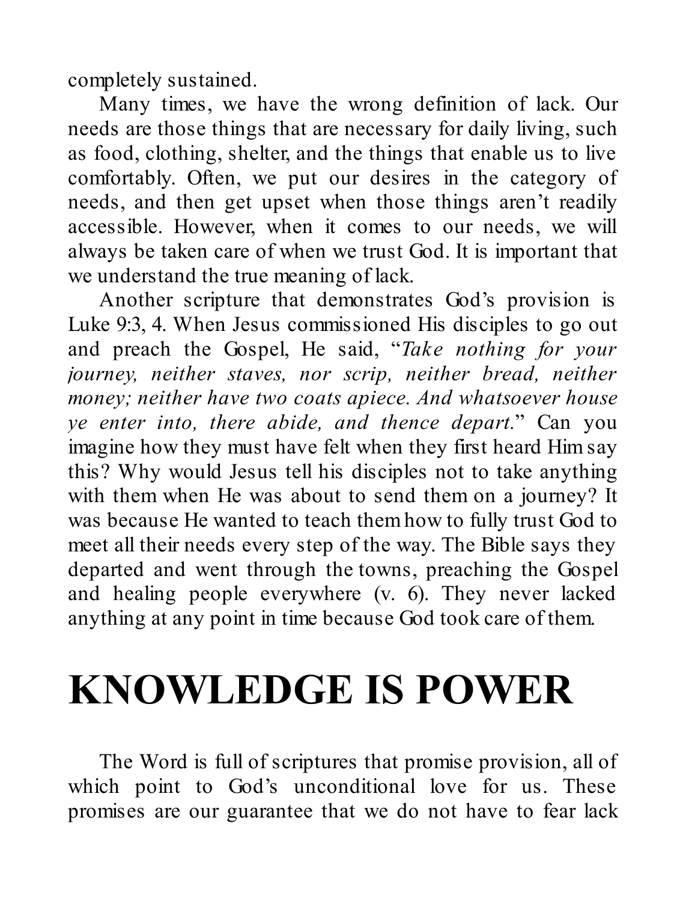completely sustained.

Many times, we have the wrong definition of lack. Our needs are those things that are necessary for daily living, such as food, clothing, shelter, and the things that enable us to live comfortably. Often, we put our desires in the category of needs, and then get upset when those things aren't readily accessible. However, when it comes to our needs, we will always be taken care of when we trust God. It is important that we understand the true meaning of lack.

Another scripture that demonstrates God's provision is Luke 9:3, 4. When Jesus commissioned His disciples to go out and preach the Gospel, He said, "*Take nothing for your journey, neither staves, nor scrip, neither bread, neither money; neither have two coats apiece. And whatsoever house ye enter into, there abide, and thence depart.*" Can you imagine how they must have felt when they first heard Him say this? Why would Jesus tell his disciples not to take anything with them when He was about to send them on a journey? It was because He wanted to teach them how to fully trust God to meet all their needs every step of the way. The Bible says they departed and went through the towns, preaching the Gospel and healing people everywhere (v. 6). They never lacked anything at any point in time because God took care of them.

# KNOWLEDGE IS POWER

The Word is full of scriptures that promise provision, all of which point to God's unconditional love for us. These promises are our guarantee that we do not have to fear lack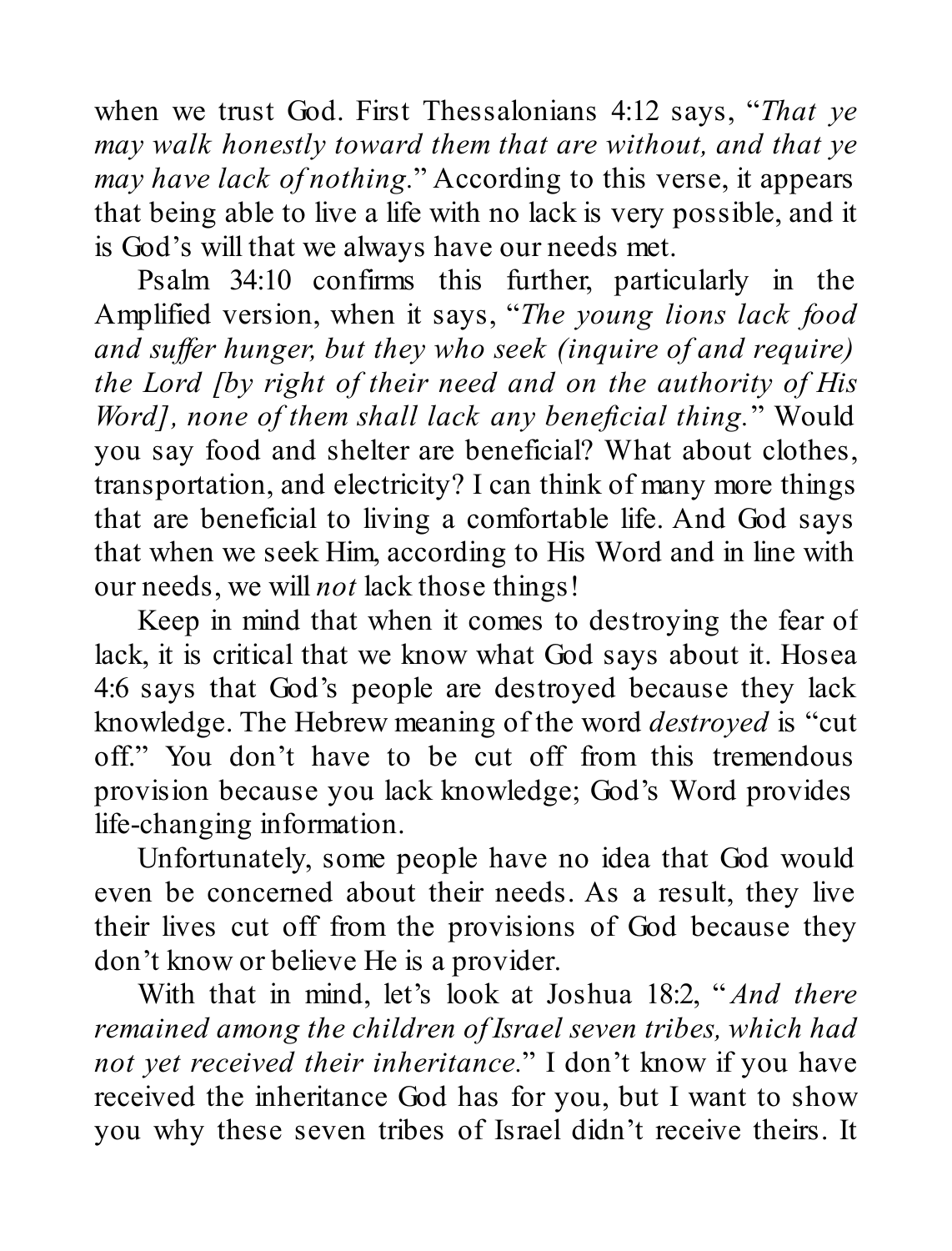when we trust God. First Thessalonians 4:12 says, "*That ye may walk honestly toward them that are without, and that ye may have lack of nothing*." According to this verse, it appears that being able to live a life with no lack is very possible, and it is God's will that we always have our needs met.

Psalm 34:10 confirms this further, particularly in the Amplified version, when it says, "*The young lions lack food and suffer hunger, but they who seek (inquire of and require) the Lord [by right of their need and on the authority of His Word], none of them shall lack any beneficial thing.*" Would you say food and shelter are beneficial? What about clothes, transportation, and electricity? I can think of many more things that are beneficial to living a comfortable life. And God says that when we seek Him, according to His Word and in line with our needs, we will *not* lack those things!

Keep in mind that when it comes to destroying the fear of lack, it is critical that we know what God says about it. Hosea 4:6 says that God's people are destroyed because they lack knowledge. The Hebrew meaning of the word *destroyed* is "cut off." You don't have to be cut off from this tremendous provision because you lack knowledge; God's Word provides life-changing information.

Unfortunately, some people have no idea that God would even be concerned about their needs. As a result, they live their lives cut off from the provisions of God because they don't know or believe He is a provider.

With that in mind, let's look at Joshua 18:2, "*And there remained among the children of Israel seven tribes, which had not yet received their inheritance*." I don't know if you have received the inheritance God has for you, but I want to show you why these seven tribes of Israel didn't receive theirs. It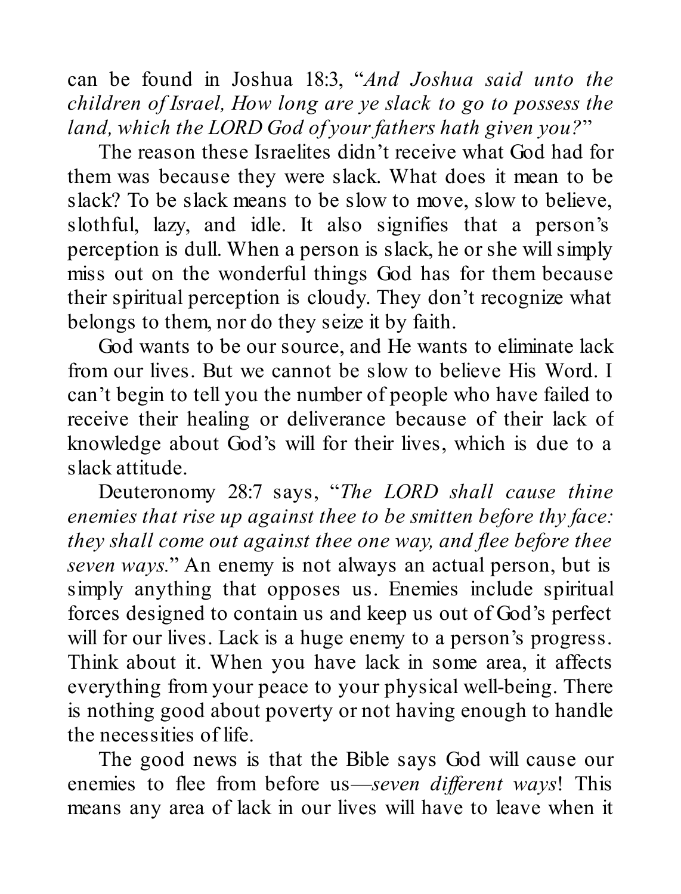can be found in Joshua 18:3, "*And Joshua said unto the children of Israel, How long are ye slack to go to possess the land, which the LORD God of your fathers hath given you?*"

The reason these Israelites didn't receive what God had for them was because they were slack. What does it mean to be slack? To be slack means to be slow to move, slow to believe, slothful, lazy, and idle. It also signifies that a person's perception is dull. When a person is slack, he or she will simply miss out on the wonderful things God has for them because their spiritual perception is cloudy. They don't recognize what belongs to them, nor do they seize it by faith.

God wants to be our source, and He wants to eliminate lack from our lives. But we cannot be slow to believe His Word. I can't begin to tell you the number of people who have failed to receive their healing or deliverance because of their lack of knowledge about God's will for their lives, which is due to a slack attitude.

Deuteronomy 28:7 says, "*The LORD shall cause thine enemies that rise up against thee to be smitten before thy face: they shall come out against thee one way, and flee before thee seven ways.*" An enemy is not always an actual person, but is simply anything that opposes us. Enemies include spiritual forces designed to contain us and keep us out of God's perfect will for our lives. Lack is a huge enemy to a person's progress. Think about it. When you have lack in some area, it affects everything from your peace to your physical well-being. There is nothing good about poverty or not having enough to handle the necessities of life.

The good news is that the Bible says God will cause our enemies to flee from before us—*seven different ways*! This means any area of lack in our lives will have to leave when it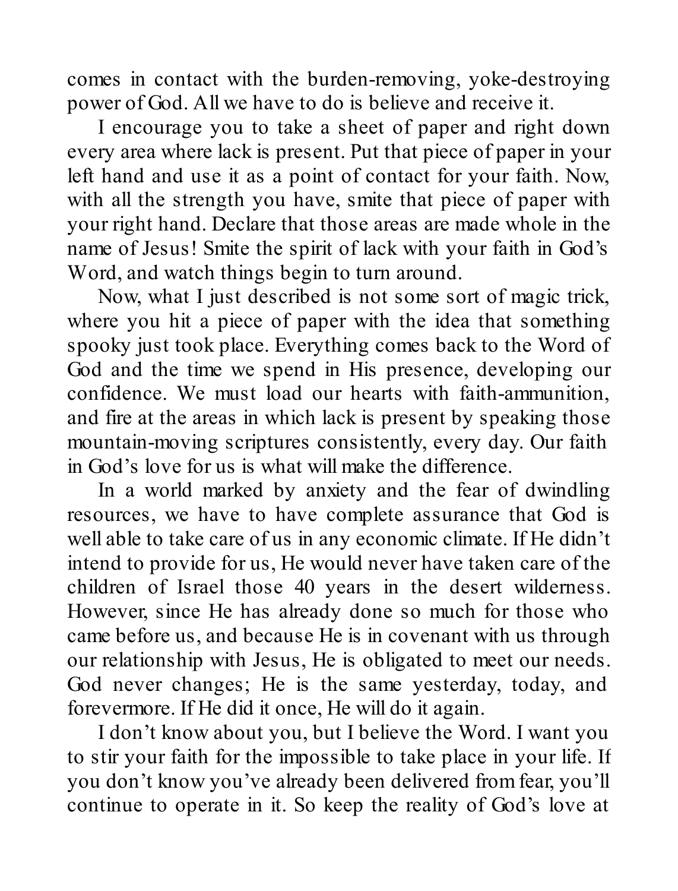comes in contact with the burden-removing, yoke-destroying power of God. All we have to do is believe and receive it.

I encourage you to take a sheet of paper and right down every area where lack is present. Put that piece of paper in your left hand and use it as a point of contact for your faith. Now, with all the strength you have, smite that piece of paper with your right hand. Declare that those areas are made whole in the name of Jesus! Smite the spirit of lack with your faith in God's Word, and watch things begin to turn around.

Now, what I just described is not some sort of magic trick, where you hit a piece of paper with the idea that something spooky just took place. Everything comes back to the Word of God and the time we spend in His presence, developing our confidence. We must load our hearts with faith-ammunition, and fire at the areas in which lack is present by speaking those mountain-moving scriptures consistently, every day. Our faith in God's love for us is what will make the difference.

In a world marked by anxiety and the fear of dwindling resources, we have to have complete assurance that God is well able to take care of us in any economic climate. If He didn't intend to provide for us, He would never have taken care of the children of Israel those 40 years in the desert wilderness. However, since He has already done so much for those who came before us, and because He is in covenant with us through our relationship with Jesus, He is obligated to meet our needs. God never changes; He is the same yesterday, today, and forevermore. If He did it once, He will do it again.

I don't know about you, but I believe the Word. I want you to stir your faith for the impossible to take place in your life. If you don't know you've already been delivered from fear, you'll continue to operate in it. So keep the reality of God's love at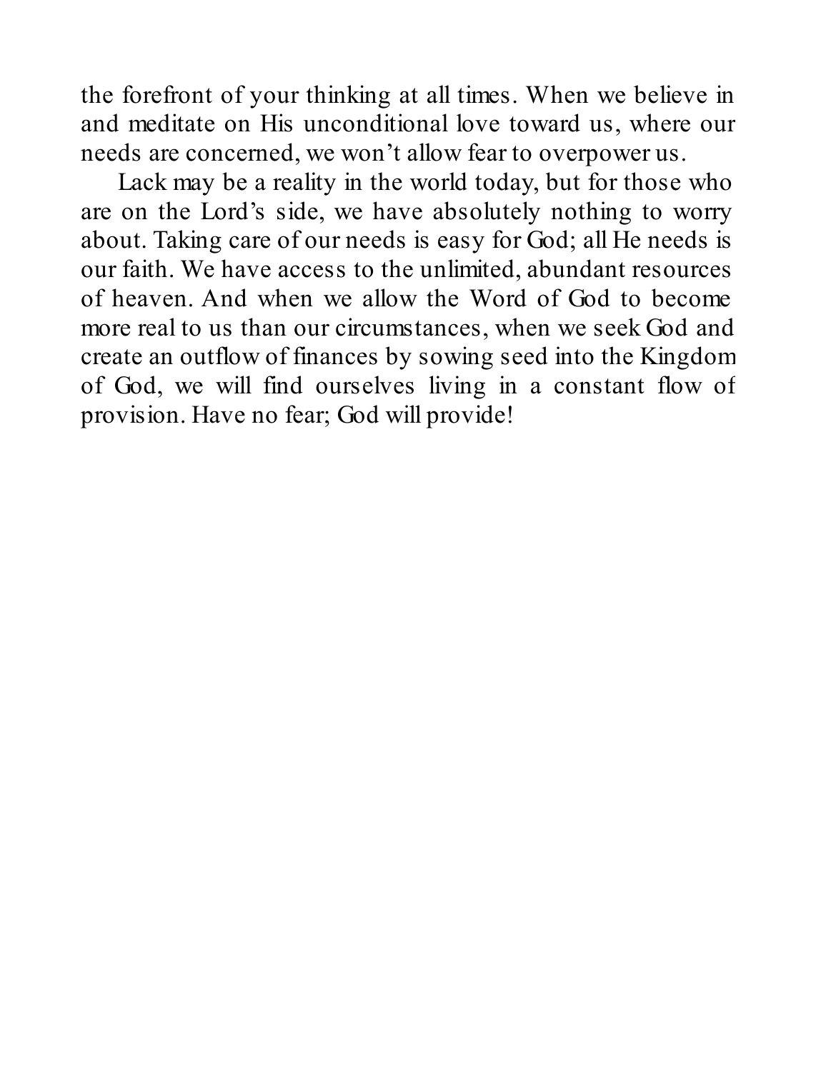the forefront of your thinking at all times. When we believe in and meditate on His unconditional love toward us, where our needs are concerned, we won't allow fear to overpower us.

Lack may be a reality in the world today, but for those who are on the Lord's side, we have absolutely nothing to worry about. Taking care of our needs is easy for God; all He needs is our faith. We have access to the unlimited, abundant resources of heaven. And when we allow the Word of God to become more real to us than our circumstances, when we seek God and create an outflow of finances by sowing seed into the Kingdom of God, we will find ourselves living in a constant flow of provision. Have no fear; God will provide!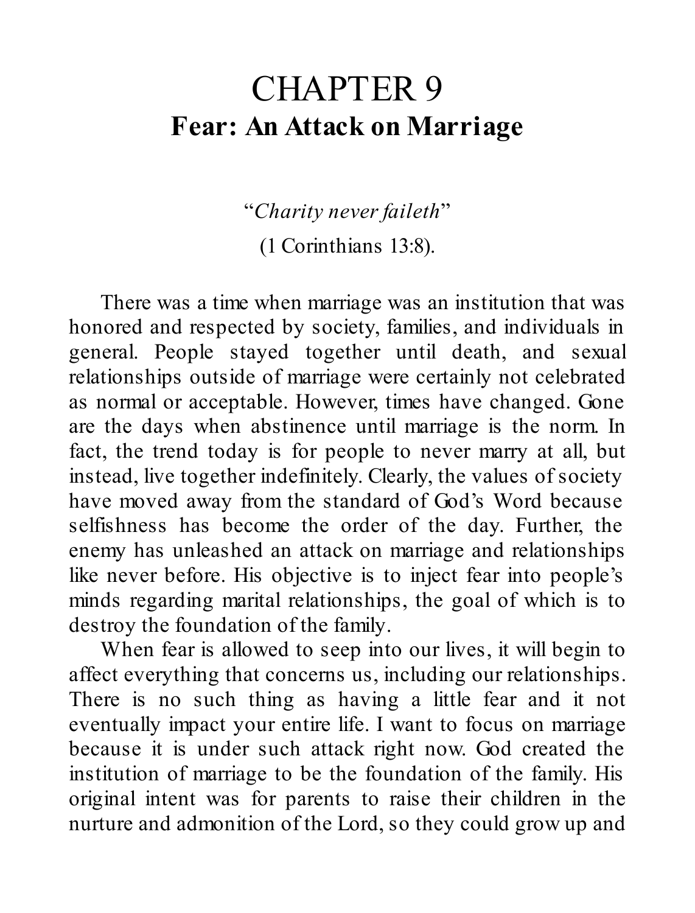# CHAPTER 9

## Fear: An Attack on Marriage

"*Charity never faileth*"

(1 Corinthians 13:8).

There was a time when marriage was an institution that was honored and respected by society, families, and individuals in general. People stayed together until death, and sexual relationships outside of marriage were certainly not celebrated as normal or acceptable. However, times have changed. Gone are the days when abstinence until marriage is the norm. In fact, the trend today is for people to never marry at all, but instead, live together indefinitely. Clearly, the values of society have moved away from the standard of God's Word because selfishness has become the order of the day. Further, the enemy has unleashed an attack on marriage and relationships like never before. His objective is to inject fear into people's minds regarding marital relationships, the goal of which is to destroy the foundation of the family.

When fear is allowed to seep into our lives, it will begin to affect everything that concerns us, including our relationships. There is no such thing as having a little fear and it not eventually impact your entire life. I want to focus on marriage because it is under such attack right now. God created the institution of marriage to be the foundation of the family. His original intent was for parents to raise their children in the nurture and admonition of the Lord, so they could grow up and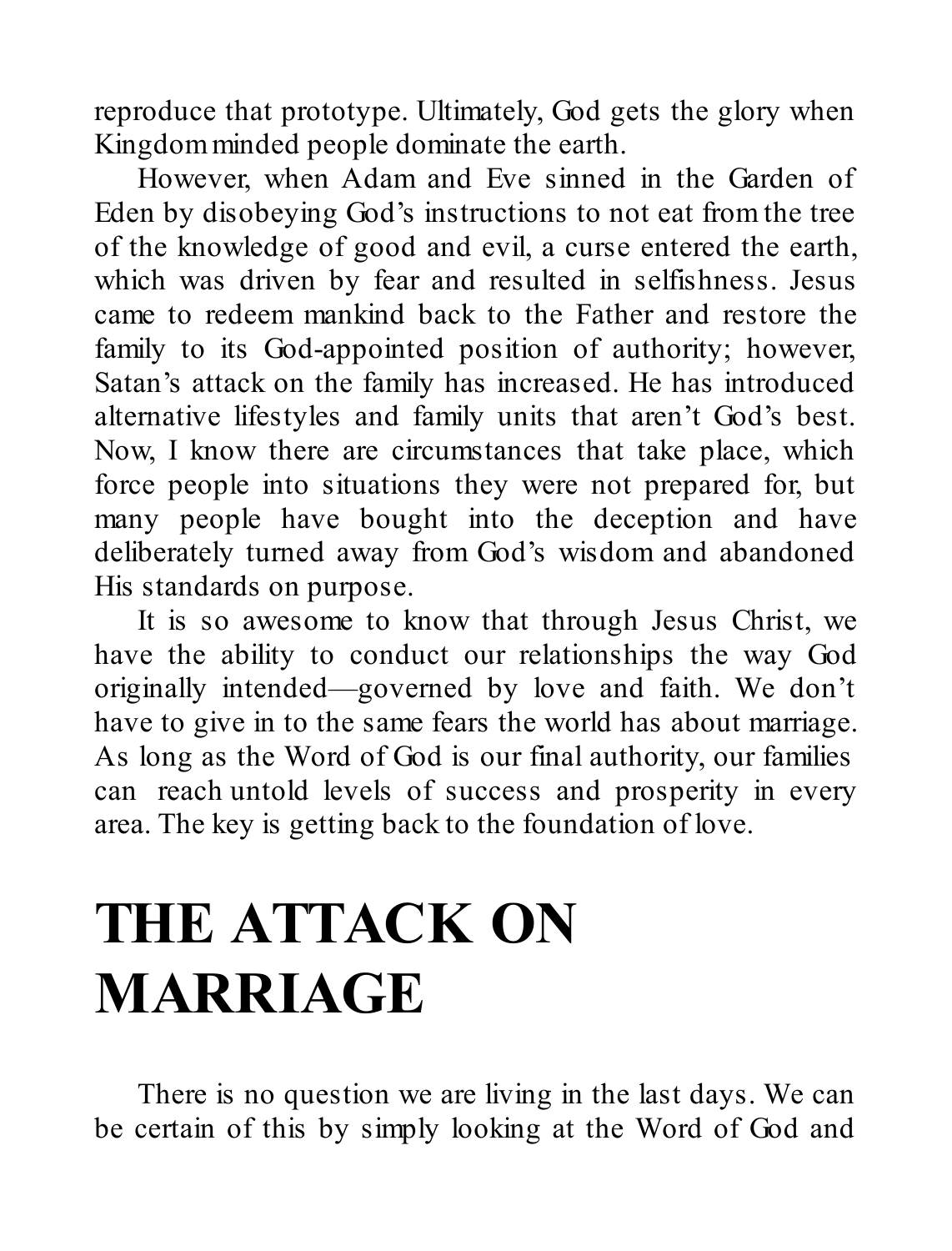reproduce that prototype. Ultimately, God gets the glory when Kingdom minded people dominate the earth.

However, when Adam and Eve sinned in the Garden of Eden by disobeying God's instructions to not eat from the tree of the knowledge of good and evil, a curse entered the earth, which was driven by fear and resulted in selfishness. Jesus came to redeem mankind back to the Father and restore the family to its God-appointed position of authority; however, Satan's attack on the family has increased. He has introduced alternative lifestyles and family units that aren't God's best. Now, I know there are circumstances that take place, which force people into situations they were not prepared for, but many people have bought into the deception and have deliberately turned away from God's wisdom and abandoned His standards on purpose.

It is so awesome to know that through Jesus Christ, we have the ability to conduct our relationships the way God originally intended—governed by love and faith. We don't have to give in to the same fears the world has about marriage. As long as the Word of God is our final authority, our families can reach untold levels of success and prosperity in every area. The key is getting back to the foundation of love.

# THE ATTACK ON MARRIAGE

There is no question we are living in the last days. We can be certain of this by simply looking at the Word of God and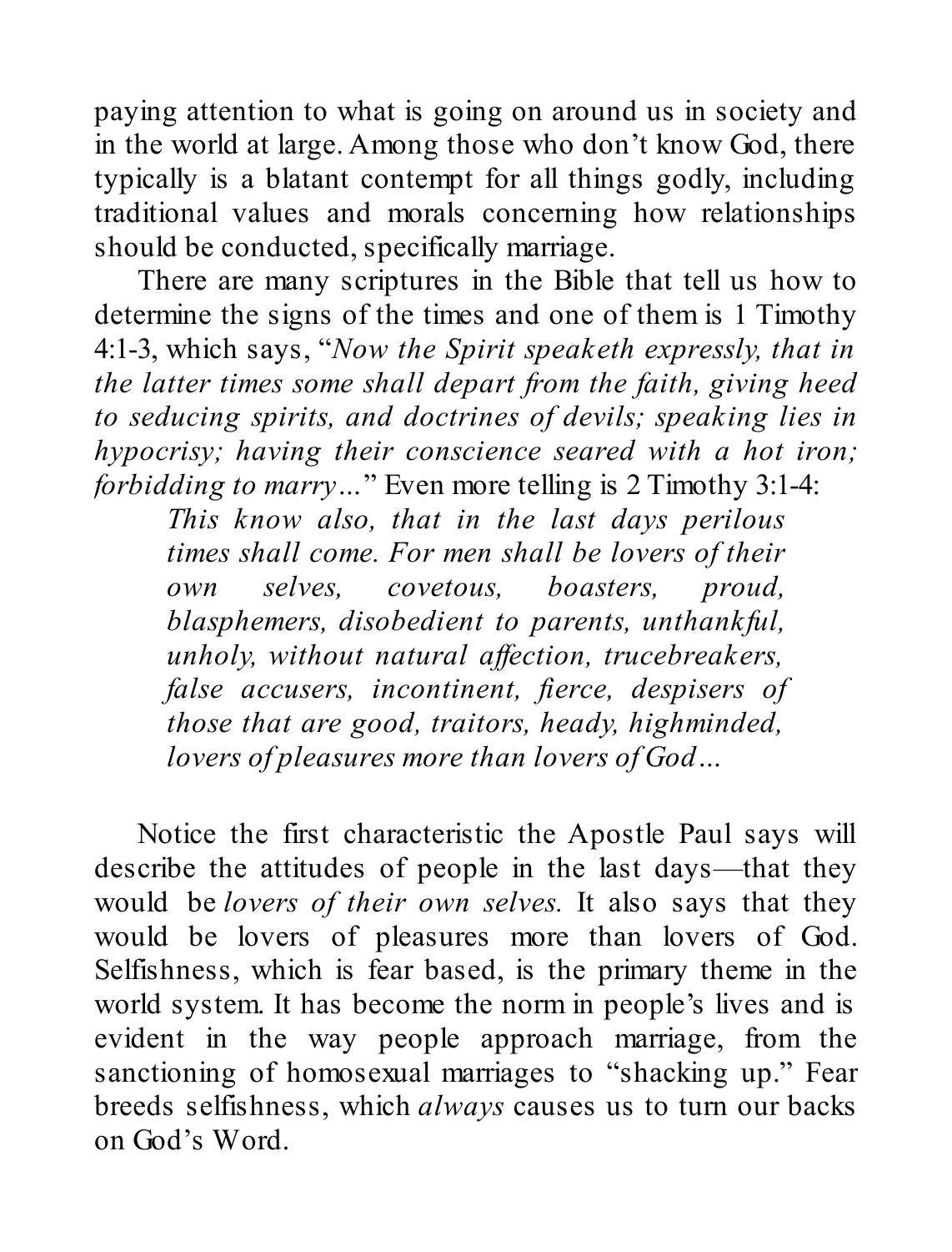paying attention to what is going on around us in society and in the world at large. Among those who don't know God, there typically is a blatant contempt for all things godly, including traditional values and morals concerning how relationships should be conducted, specifically marriage.

There are many scriptures in the Bible that tell us how to determine the signs of the times and one of them is 1 Timothy 4:1-3, which says, "*Now the Spirit speaketh expressly, that in the latter times some shall depart from the faith, giving heed to seducing spirits, and doctrines of devils; speaking lies in hypocrisy; having their conscience seared with a hot iron; forbidding to marry…*" Even more telling is 2 Timothy 3:1-4:

> *This know also, that in the last days perilous times shall come. For men shall be lovers of their own selves, covetous, boasters, proud, blasphemers, disobedient to parents, unthankful, unholy, without natural affection, trucebreakers, false accusers, incontinent, fierce, despisers of those that are good, traitors, heady, highminded, lovers of pleasures more than lovers of God…*

Notice the first characteristic the Apostle Paul says will describe the attitudes of people in the last days—that they would be *lovers of their own selves.* It also says that they would be lovers of pleasures more than lovers of God. Selfishness, which is fear based, is the primary theme in the world system. It has become the norm in people's lives and is evident in the way people approach marriage, from the sanctioning of homosexual marriages to "shacking up." Fear breeds selfishness, which *always* causes us to turn our backs on God's Word.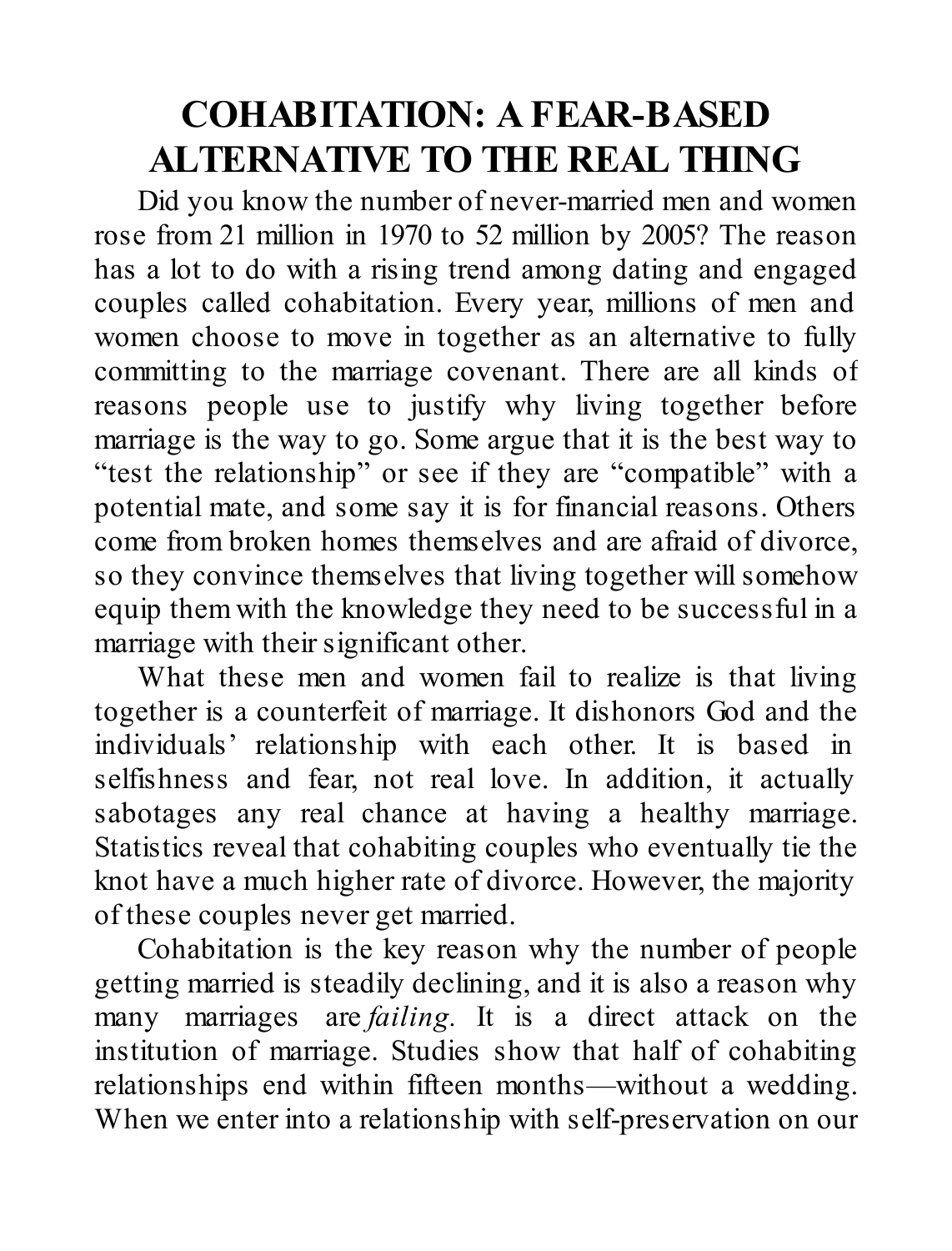# COHABITATION: A FEAR-BASED ALTERNATIVE TO THE REAL THING

Did you know the number of never-married men and women rose from 21 million in 1970 to 52 million by 2005? The reason has a lot to do with a rising trend among dating and engaged couples called cohabitation. Every year, millions of men and women choose to move in together as an alternative to fully committing to the marriage covenant. There are all kinds of reasons people use to justify why living together before marriage is the way to go. Some argue that it is the best way to "test the relationship" or see if they are "compatible" with a potential mate, and some say it is for financial reasons. Others come from broken homes themselves and are afraid of divorce, so they convince themselves that living together will somehow equip them with the knowledge they need to be successful in a marriage with their significant other.

What these men and women fail to realize is that living together is a counterfeit of marriage. It dishonors God and the individuals' relationship with each other. It is based in selfishness and fear, not real love. In addition, it actually sabotages any real chance at having a healthy marriage. Statistics reveal that cohabiting couples who eventually tie the knot have a much higher rate of divorce. However, the majority of these couples never get married.

Cohabitation is the key reason why the number of people getting married is steadily declining, and it is also a reason why many marriages are *failing*. It is a direct attack on the institution of marriage. Studies show that half of cohabiting relationships end within fifteen months—without a wedding. When we enter into a relationship with self-preservation on our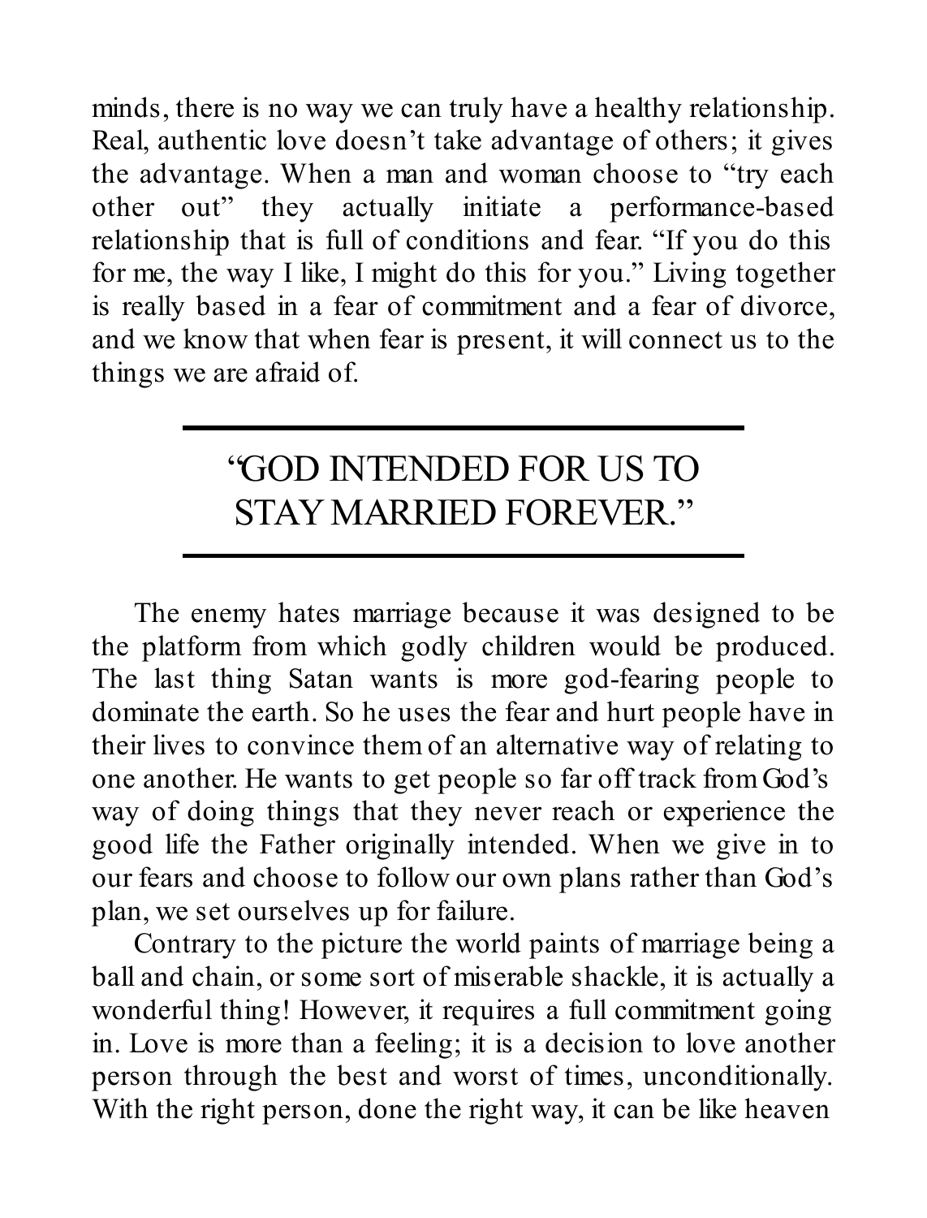minds, there is no way we can truly have a healthy relationship. Real, authentic love doesn't take advantage of others; it gives the advantage. When a man and woman choose to "try each other out" they actually initiate a performance-based relationship that is full of conditions and fear. "If you do this for me, the way I like, I might do this for you." Living together is really based in a fear of commitment and a fear of divorce, and we know that when fear is present, it will connect us to the things we are afraid of.

---

"GOD INTENDED FOR US TO STAY MARRIED FOREVER."

---

The enemy hates marriage because it was designed to be the platform from which godly children would be produced. The last thing Satan wants is more god-fearing people to dominate the earth. So he uses the fear and hurt people have in their lives to convince them of an alternative way of relating to one another. He wants to get people so far off track from God's way of doing things that they never reach or experience the good life the Father originally intended. When we give in to our fears and choose to follow our own plans rather than God's plan, we set ourselves up for failure.

Contrary to the picture the world paints of marriage being a ball and chain, or some sort of miserable shackle, it is actually a wonderful thing! However, it requires a full commitment going in. Love is more than a feeling; it is a decision to love another person through the best and worst of times, unconditionally. With the right person, done the right way, it can be like heaven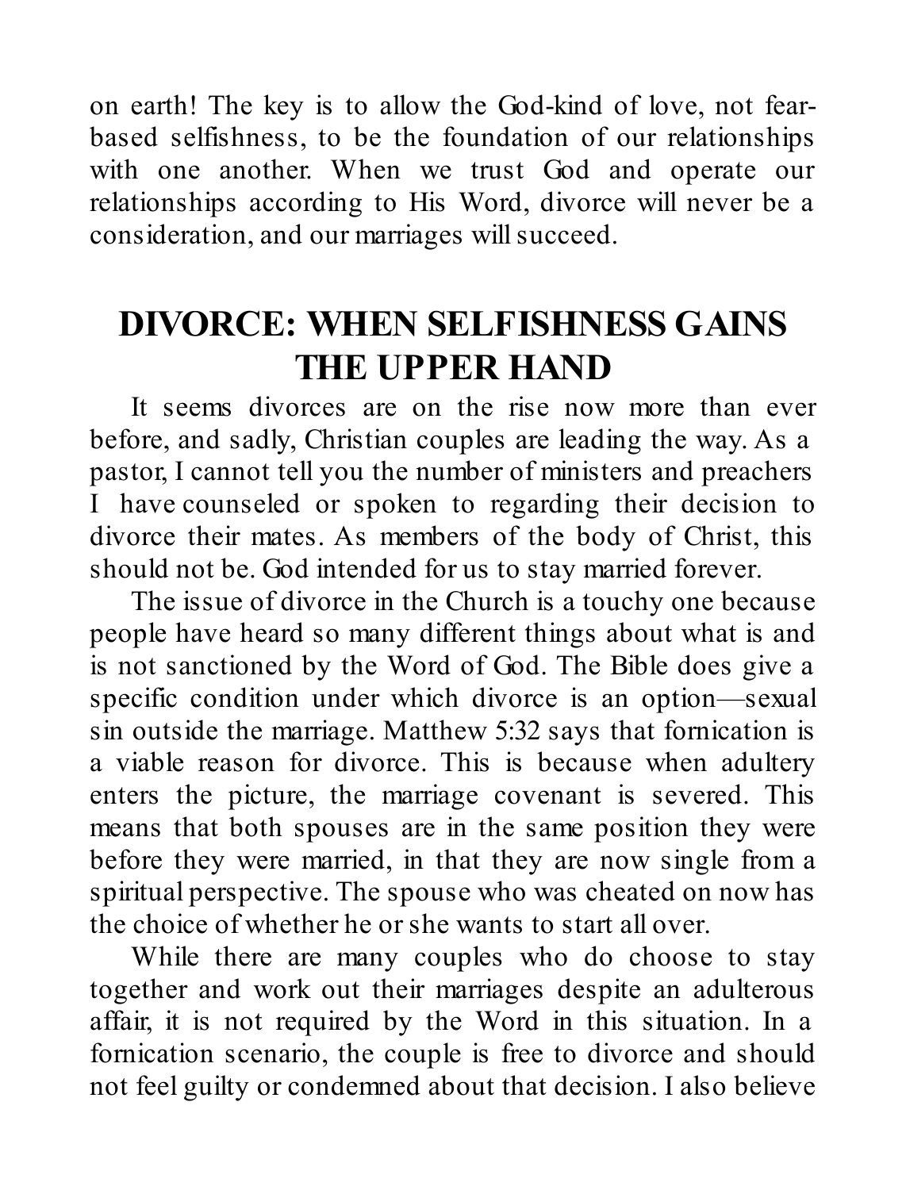on earth! The key is to allow the God-kind of love, not fear-based selfishness, to be the foundation of our relationships with one another. When we trust God and operate our relationships according to His Word, divorce will never be a consideration, and our marriages will succeed.

## DIVORCE: WHEN SELFISHNESS GAINS THE UPPER HAND

It seems divorces are on the rise now more than ever before, and sadly, Christian couples are leading the way. As a pastor, I cannot tell you the number of ministers and preachers I have counseled or spoken to regarding their decision to divorce their mates. As members of the body of Christ, this should not be. God intended for us to stay married forever.

The issue of divorce in the Church is a touchy one because people have heard so many different things about what is and is not sanctioned by the Word of God. The Bible does give a specific condition under which divorce is an option—sexual sin outside the marriage. Matthew 5:32 says that fornication is a viable reason for divorce. This is because when adultery enters the picture, the marriage covenant is severed. This means that both spouses are in the same position they were before they were married, in that they are now single from a spiritual perspective. The spouse who was cheated on now has the choice of whether he or she wants to start all over.

While there are many couples who do choose to stay together and work out their marriages despite an adulterous affair, it is not required by the Word in this situation. In a fornication scenario, the couple is free to divorce and should not feel guilty or condemned about that decision. I also believe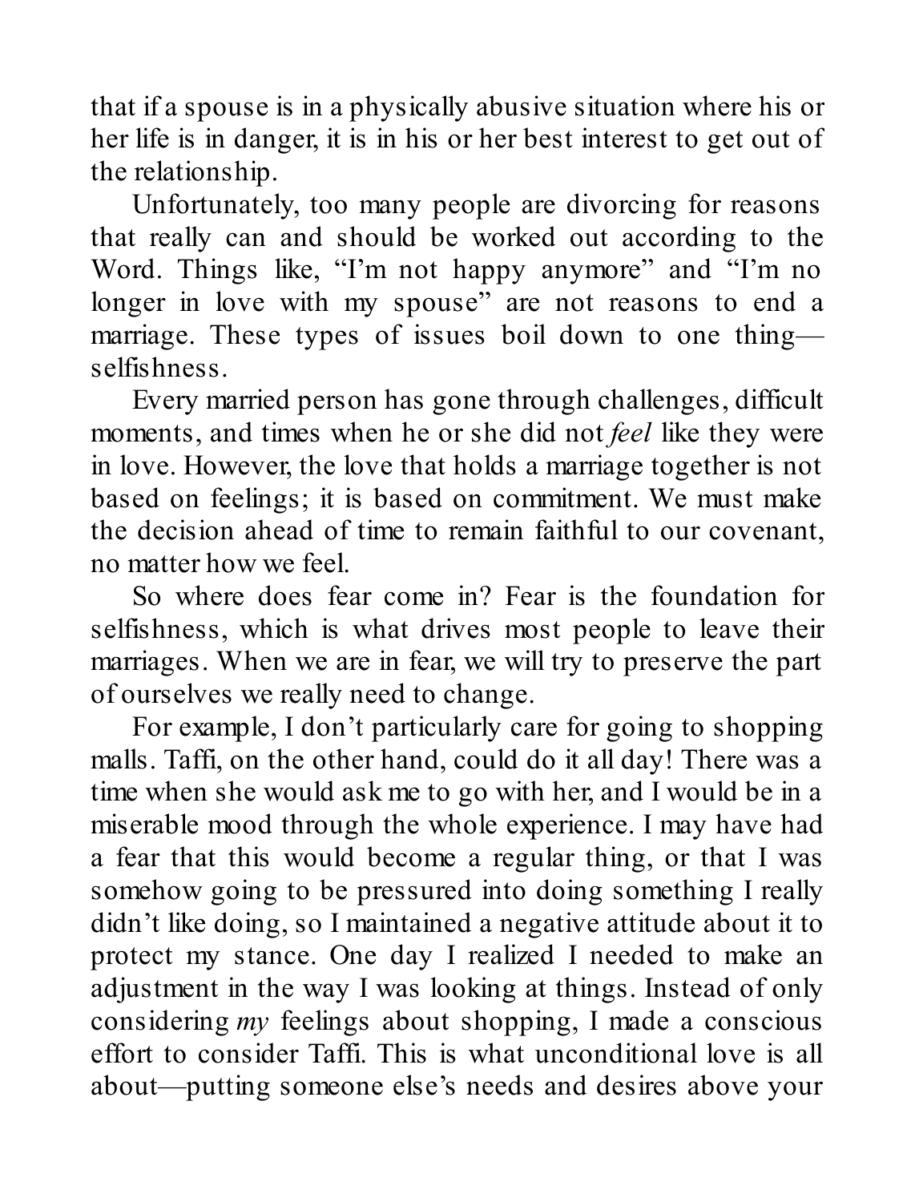that if a spouse is in a physically abusive situation where his or her life is in danger, it is in his or her best interest to get out of the relationship.

Unfortunately, too many people are divorcing for reasons that really can and should be worked out according to the Word. Things like, “I’m not happy anymore” and “I’m no longer in love with my spouse” are not reasons to end a marriage. These types of issues boil down to one thing—selfishness.

Every married person has gone through challenges, difficult moments, and times when he or she did not *feel* like they were in love. However, the love that holds a marriage together is not based on feelings; it is based on commitment. We must make the decision ahead of time to remain faithful to our covenant, no matter how we feel.

So where does fear come in? Fear is the foundation for selfishness, which is what drives most people to leave their marriages. When we are in fear, we will try to preserve the part of ourselves we really need to change.

For example, I don’t particularly care for going to shopping malls. Taffi, on the other hand, could do it all day! There was a time when she would ask me to go with her, and I would be in a miserable mood through the whole experience. I may have had a fear that this would become a regular thing, or that I was somehow going to be pressured into doing something I really didn’t like doing, so I maintained a negative attitude about it to protect my stance. One day I realized I needed to make an adjustment in the way I was looking at things. Instead of only considering *my* feelings about shopping, I made a conscious effort to consider Taffi. This is what unconditional love is all about—putting someone else’s needs and desires above your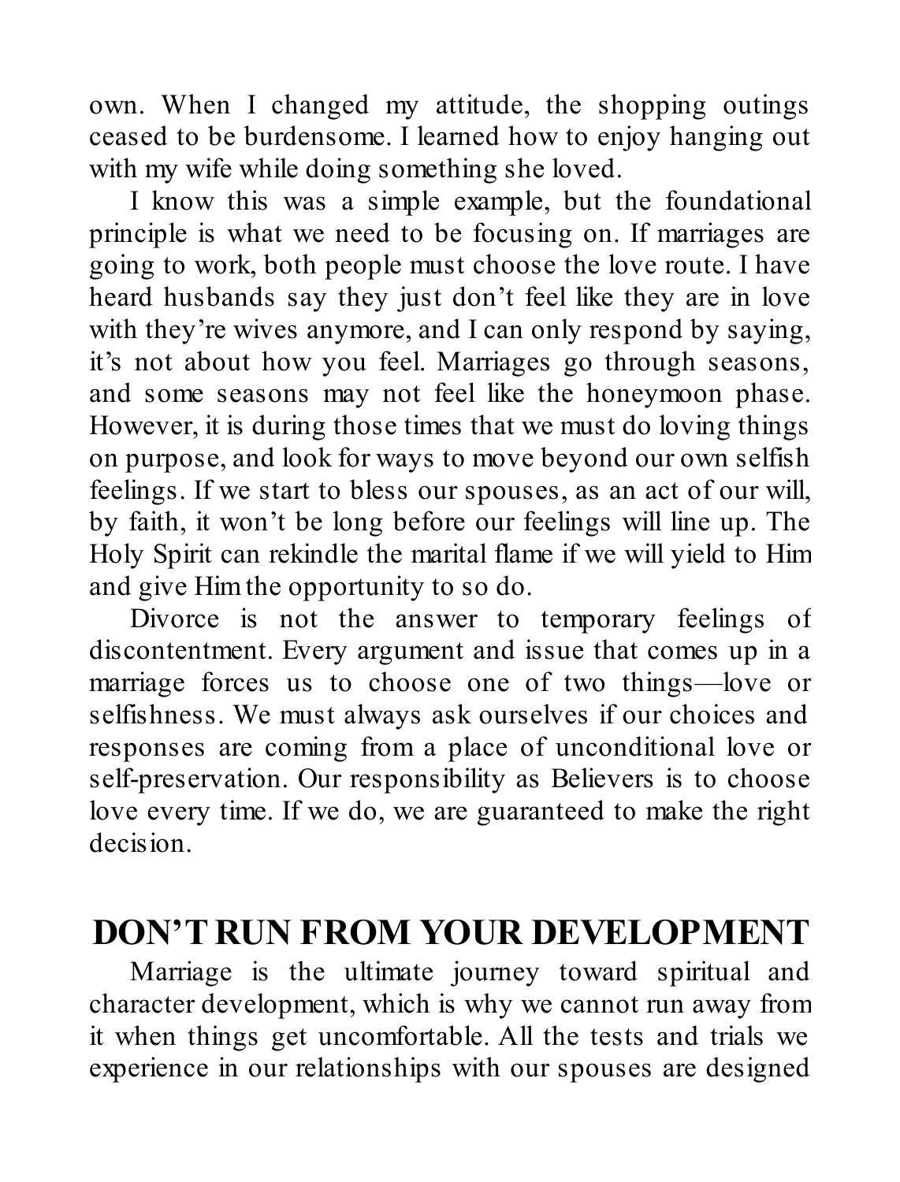own. When I changed my attitude, the shopping outings ceased to be burdensome. I learned how to enjoy hanging out with my wife while doing something she loved.

I know this was a simple example, but the foundational principle is what we need to be focusing on. If marriages are going to work, both people must choose the love route. I have heard husbands say they just don't feel like they are in love with they're wives anymore, and I can only respond by saying, it's not about how you feel. Marriages go through seasons, and some seasons may not feel like the honeymoon phase. However, it is during those times that we must do loving things on purpose, and look for ways to move beyond our own selfish feelings. If we start to bless our spouses, as an act of our will, by faith, it won't be long before our feelings will line up. The Holy Spirit can rekindle the marital flame if we will yield to Him and give Him the opportunity to so do.

Divorce is not the answer to temporary feelings of discontentment. Every argument and issue that comes up in a marriage forces us to choose one of two things—love or selfishness. We must always ask ourselves if our choices and responses are coming from a place of unconditional love or self-preservation. Our responsibility as Believers is to choose love every time. If we do, we are guaranteed to make the right decision.

## DON'T RUN FROM YOUR DEVELOPMENT

Marriage is the ultimate journey toward spiritual and character development, which is why we cannot run away from it when things get uncomfortable. All the tests and trials we experience in our relationships with our spouses are designed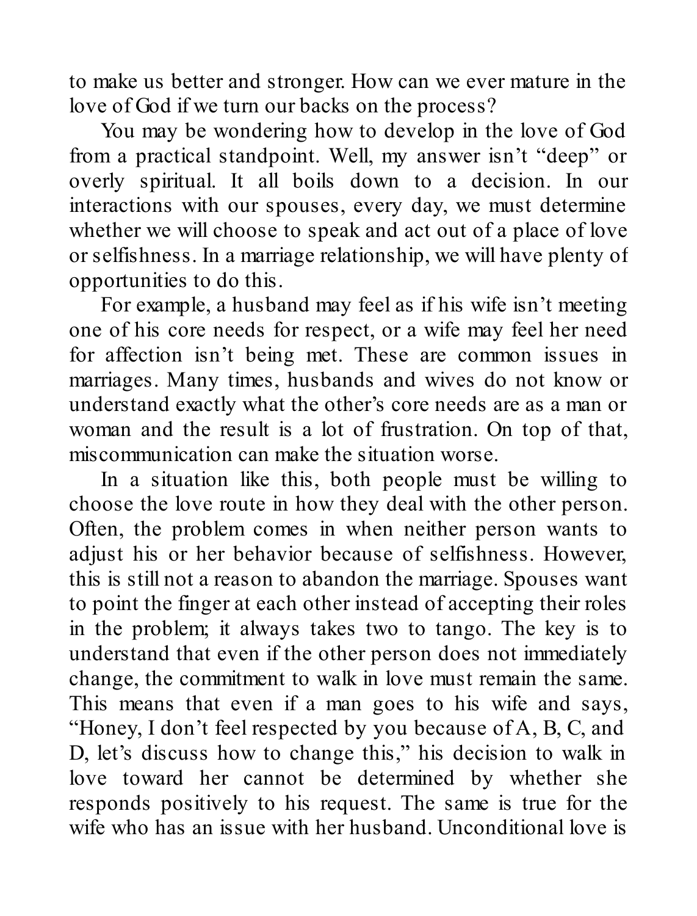to make us better and stronger. How can we ever mature in the love of God if we turn our backs on the process?

You may be wondering how to develop in the love of God from a practical standpoint. Well, my answer isn't "deep" or overly spiritual. It all boils down to a decision. In our interactions with our spouses, every day, we must determine whether we will choose to speak and act out of a place of love or selfishness. In a marriage relationship, we will have plenty of opportunities to do this.

For example, a husband may feel as if his wife isn't meeting one of his core needs for respect, or a wife may feel her need for affection isn't being met. These are common issues in marriages. Many times, husbands and wives do not know or understand exactly what the other's core needs are as a man or woman and the result is a lot of frustration. On top of that, miscommunication can make the situation worse.

In a situation like this, both people must be willing to choose the love route in how they deal with the other person. Often, the problem comes in when neither person wants to adjust his or her behavior because of selfishness. However, this is still not a reason to abandon the marriage. Spouses want to point the finger at each other instead of accepting their roles in the problem; it always takes two to tango. The key is to understand that even if the other person does not immediately change, the commitment to walk in love must remain the same. This means that even if a man goes to his wife and says, "Honey, I don't feel respected by you because of A, B, C, and D, let's discuss how to change this," his decision to walk in love toward her cannot be determined by whether she responds positively to his request. The same is true for the wife who has an issue with her husband. Unconditional love is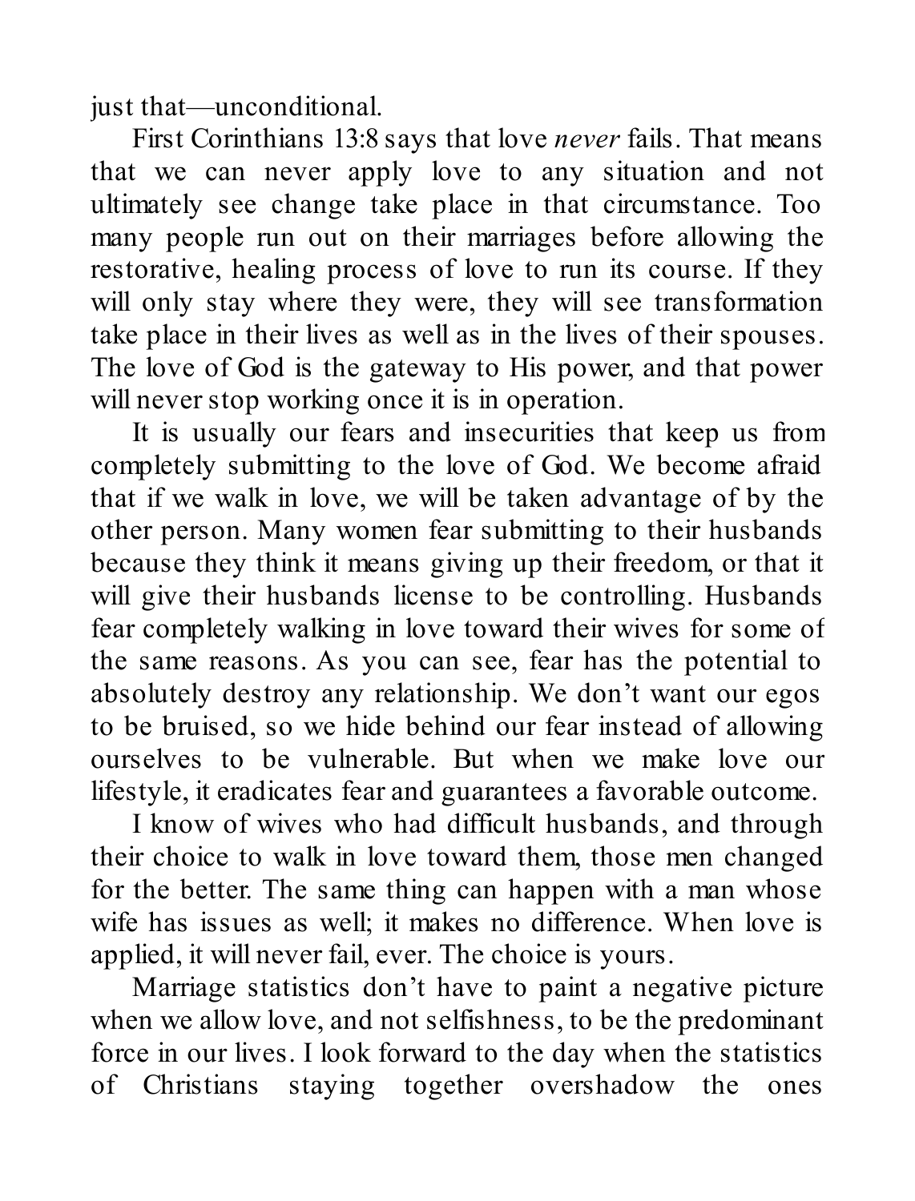just that—unconditional.

First Corinthians 13:8 says that love *never* fails. That means that we can never apply love to any situation and not ultimately see change take place in that circumstance. Too many people run out on their marriages before allowing the restorative, healing process of love to run its course. If they will only stay where they were, they will see transformation take place in their lives as well as in the lives of their spouses. The love of God is the gateway to His power, and that power will never stop working once it is in operation.

It is usually our fears and insecurities that keep us from completely submitting to the love of God. We become afraid that if we walk in love, we will be taken advantage of by the other person. Many women fear submitting to their husbands because they think it means giving up their freedom, or that it will give their husbands license to be controlling. Husbands fear completely walking in love toward their wives for some of the same reasons. As you can see, fear has the potential to absolutely destroy any relationship. We don't want our egos to be bruised, so we hide behind our fear instead of allowing ourselves to be vulnerable. But when we make love our lifestyle, it eradicates fear and guarantees a favorable outcome.

I know of wives who had difficult husbands, and through their choice to walk in love toward them, those men changed for the better. The same thing can happen with a man whose wife has issues as well; it makes no difference. When love is applied, it will never fail, ever. The choice is yours.

Marriage statistics don't have to paint a negative picture when we allow love, and not selfishness, to be the predominant force in our lives. I look forward to the day when the statistics of Christians staying together overshadow the ones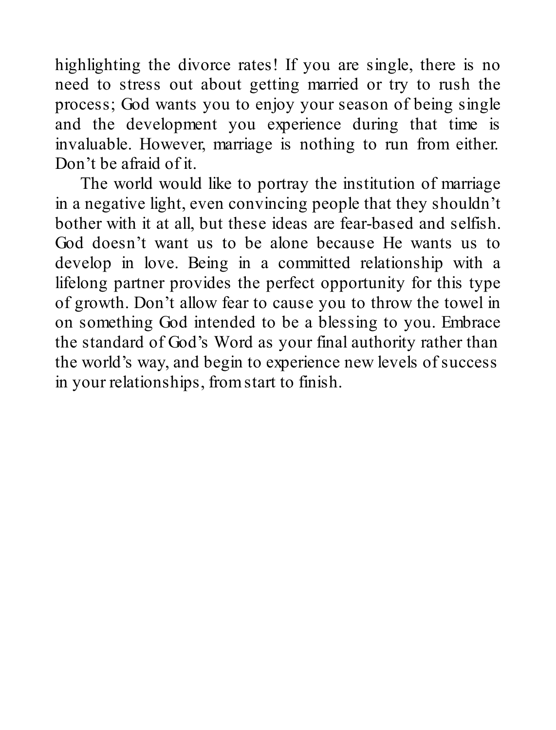highlighting the divorce rates! If you are single, there is no need to stress out about getting married or try to rush the process; God wants you to enjoy your season of being single and the development you experience during that time is invaluable. However, marriage is nothing to run from either. Don't be afraid of it.

The world would like to portray the institution of marriage in a negative light, even convincing people that they shouldn't bother with it at all, but these ideas are fear-based and selfish. God doesn't want us to be alone because He wants us to develop in love. Being in a committed relationship with a lifelong partner provides the perfect opportunity for this type of growth. Don't allow fear to cause you to throw the towel in on something God intended to be a blessing to you. Embrace the standard of God's Word as your final authority rather than the world's way, and begin to experience new levels of success in your relationships, from start to finish.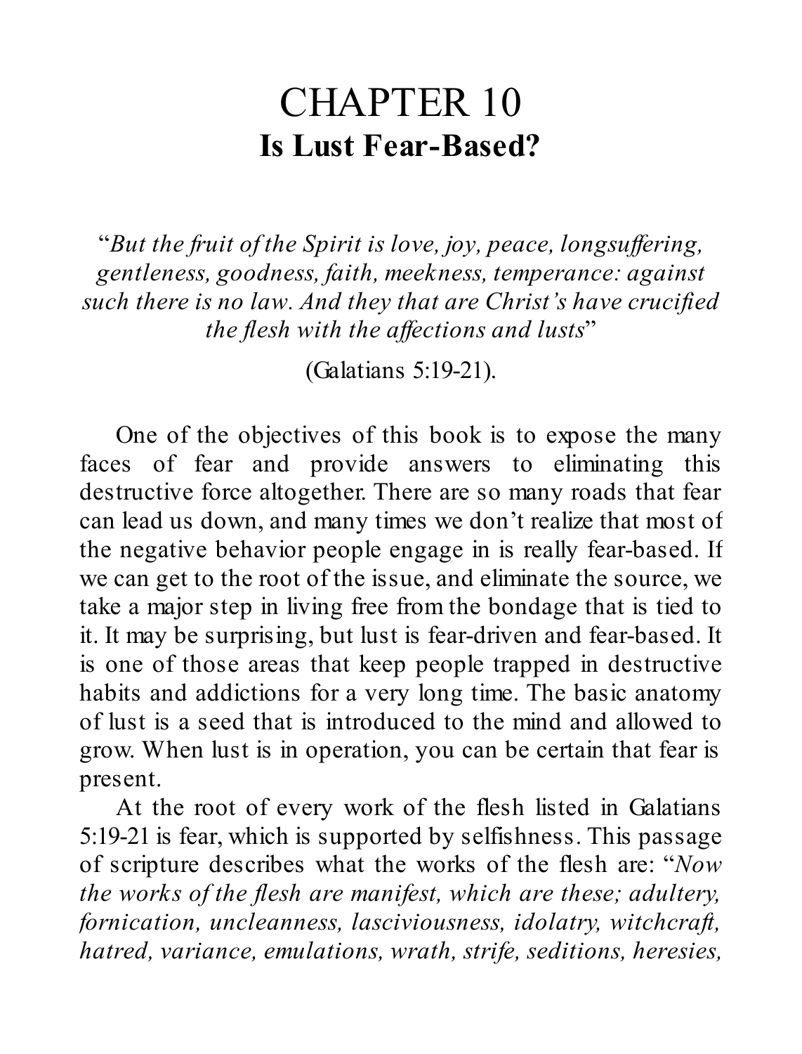# CHAPTER 10

## Is Lust Fear-Based?

"*But the fruit of the Spirit is love, joy, peace, longsuffering, gentleness, goodness, faith, meekness, temperance: against such there is no law. And they that are Christ's have crucified the flesh with the affections and lusts*"

(Galatians 5:19-21).

One of the objectives of this book is to expose the many faces of fear and provide answers to eliminating this destructive force altogether. There are so many roads that fear can lead us down, and many times we don't realize that most of the negative behavior people engage in is really fear-based. If we can get to the root of the issue, and eliminate the source, we take a major step in living free from the bondage that is tied to it. It may be surprising, but lust is fear-driven and fear-based. It is one of those areas that keep people trapped in destructive habits and addictions for a very long time. The basic anatomy of lust is a seed that is introduced to the mind and allowed to grow. When lust is in operation, you can be certain that fear is present.

At the root of every work of the flesh listed in Galatians 5:19-21 is fear, which is supported by selfishness. This passage of scripture describes what the works of the flesh are: "*Now the works of the flesh are manifest, which are these; adultery, fornication, uncleanness, lasciviousness, idolatry, witchcraft, hatred, variance, emulations, wrath, strife, seditions, heresies,*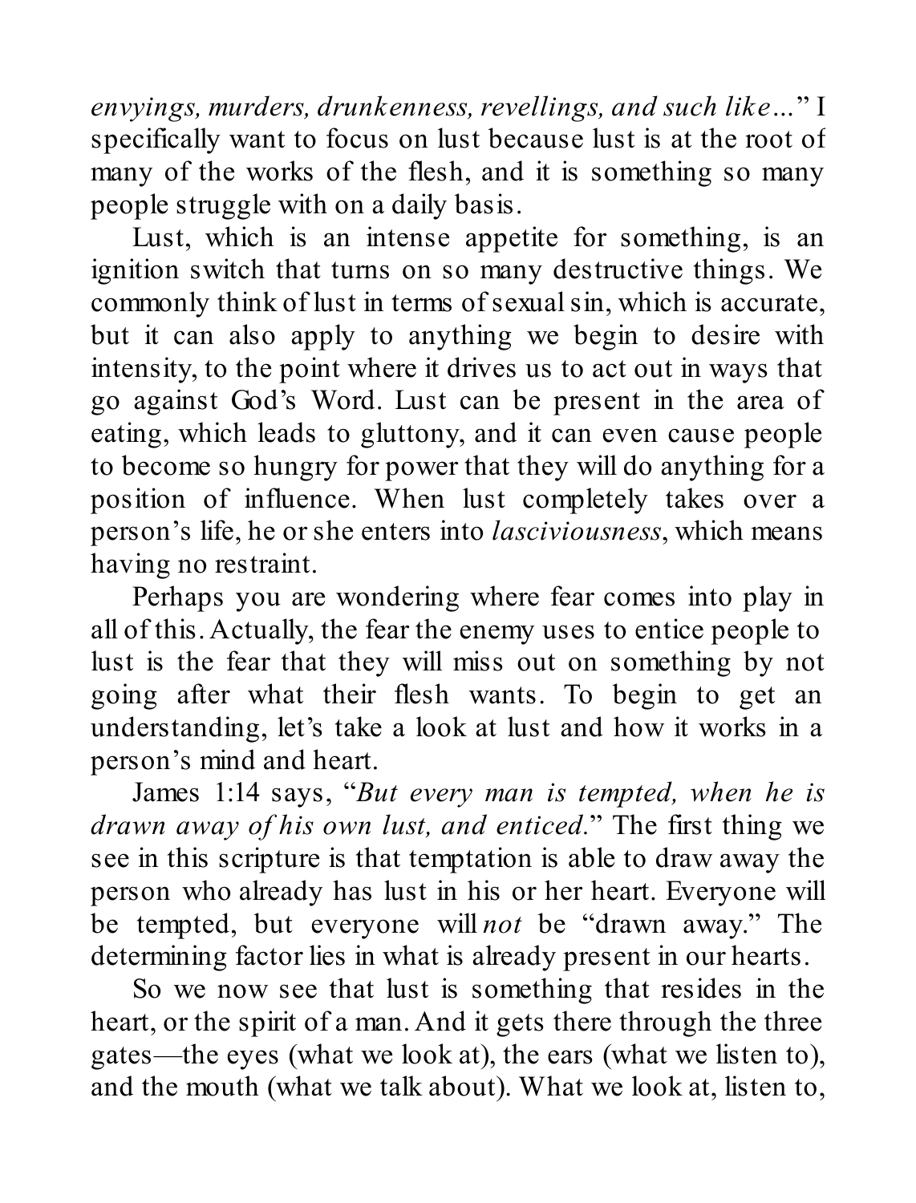*envyings, murders, drunkenness, revellings, and such like…*" I specifically want to focus on lust because lust is at the root of many of the works of the flesh, and it is something so many people struggle with on a daily basis.

Lust, which is an intense appetite for something, is an ignition switch that turns on so many destructive things. We commonly think of lust in terms of sexual sin, which is accurate, but it can also apply to anything we begin to desire with intensity, to the point where it drives us to act out in ways that go against God's Word. Lust can be present in the area of eating, which leads to gluttony, and it can even cause people to become so hungry for power that they will do anything for a position of influence. When lust completely takes over a person's life, he or she enters into *lasciviousness*, which means having no restraint.

Perhaps you are wondering where fear comes into play in all of this. Actually, the fear the enemy uses to entice people to lust is the fear that they will miss out on something by not going after what their flesh wants. To begin to get an understanding, let's take a look at lust and how it works in a person's mind and heart.

James 1:14 says, "*But every man is tempted, when he is drawn away of his own lust, and enticed.*" The first thing we see in this scripture is that temptation is able to draw away the person who already has lust in his or her heart. Everyone will be tempted, but everyone will *not* be "drawn away." The determining factor lies in what is already present in our hearts.

So we now see that lust is something that resides in the heart, or the spirit of a man. And it gets there through the three gates—the eyes (what we look at), the ears (what we listen to), and the mouth (what we talk about). What we look at, listen to,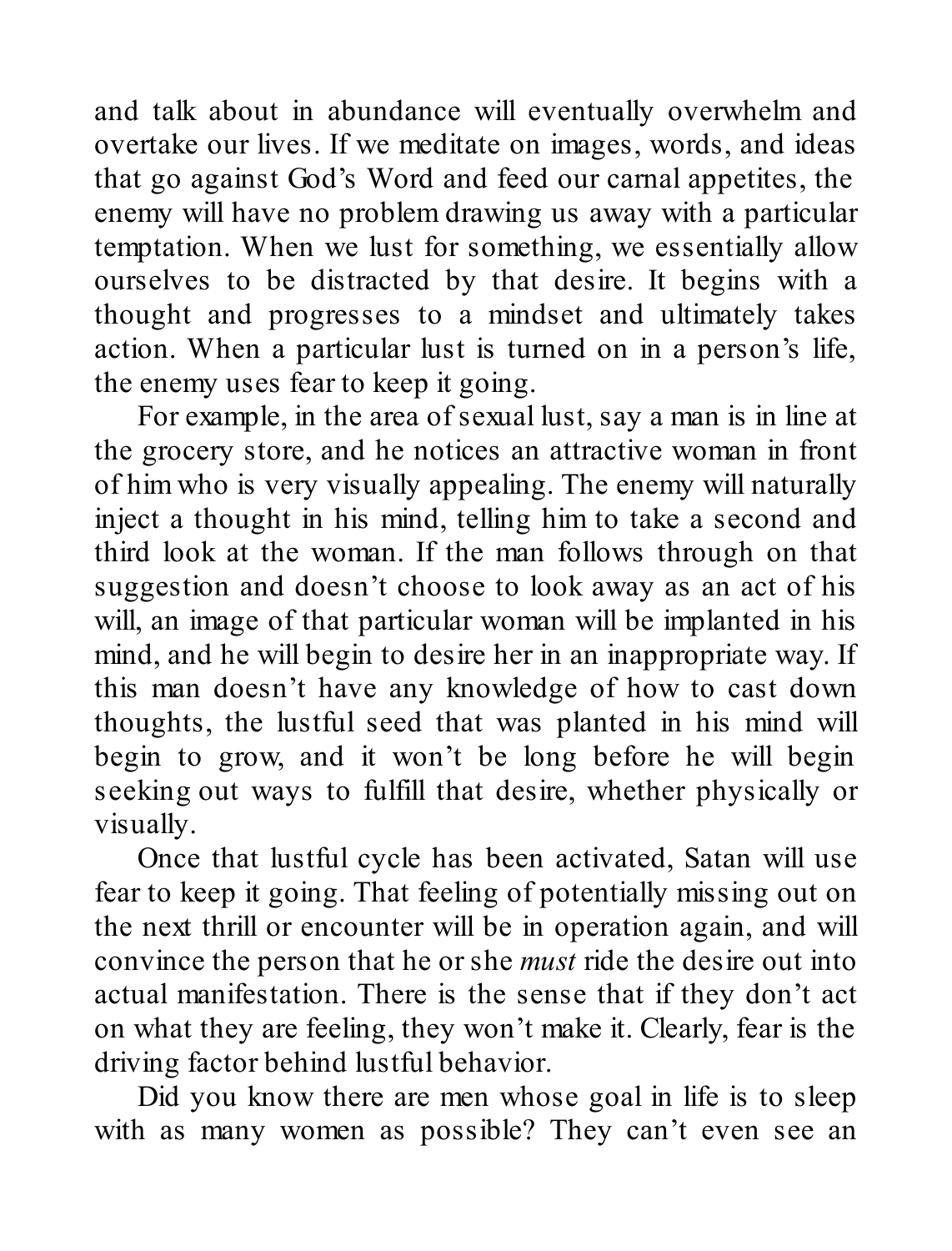and talk about in abundance will eventually overwhelm and overtake our lives. If we meditate on images, words, and ideas that go against God's Word and feed our carnal appetites, the enemy will have no problem drawing us away with a particular temptation. When we lust for something, we essentially allow ourselves to be distracted by that desire. It begins with a thought and progresses to a mindset and ultimately takes action. When a particular lust is turned on in a person's life, the enemy uses fear to keep it going.

For example, in the area of sexual lust, say a man is in line at the grocery store, and he notices an attractive woman in front of him who is very visually appealing. The enemy will naturally inject a thought in his mind, telling him to take a second and third look at the woman. If the man follows through on that suggestion and doesn't choose to look away as an act of his will, an image of that particular woman will be implanted in his mind, and he will begin to desire her in an inappropriate way. If this man doesn't have any knowledge of how to cast down thoughts, the lustful seed that was planted in his mind will begin to grow, and it won't be long before he will begin seeking out ways to fulfill that desire, whether physically or visually.

Once that lustful cycle has been activated, Satan will use fear to keep it going. That feeling of potentially missing out on the next thrill or encounter will be in operation again, and will convince the person that he or she *must* ride the desire out into actual manifestation. There is the sense that if they don't act on what they are feeling, they won't make it. Clearly, fear is the driving factor behind lustful behavior.

Did you know there are men whose goal in life is to sleep with as many women as possible? They can't even see an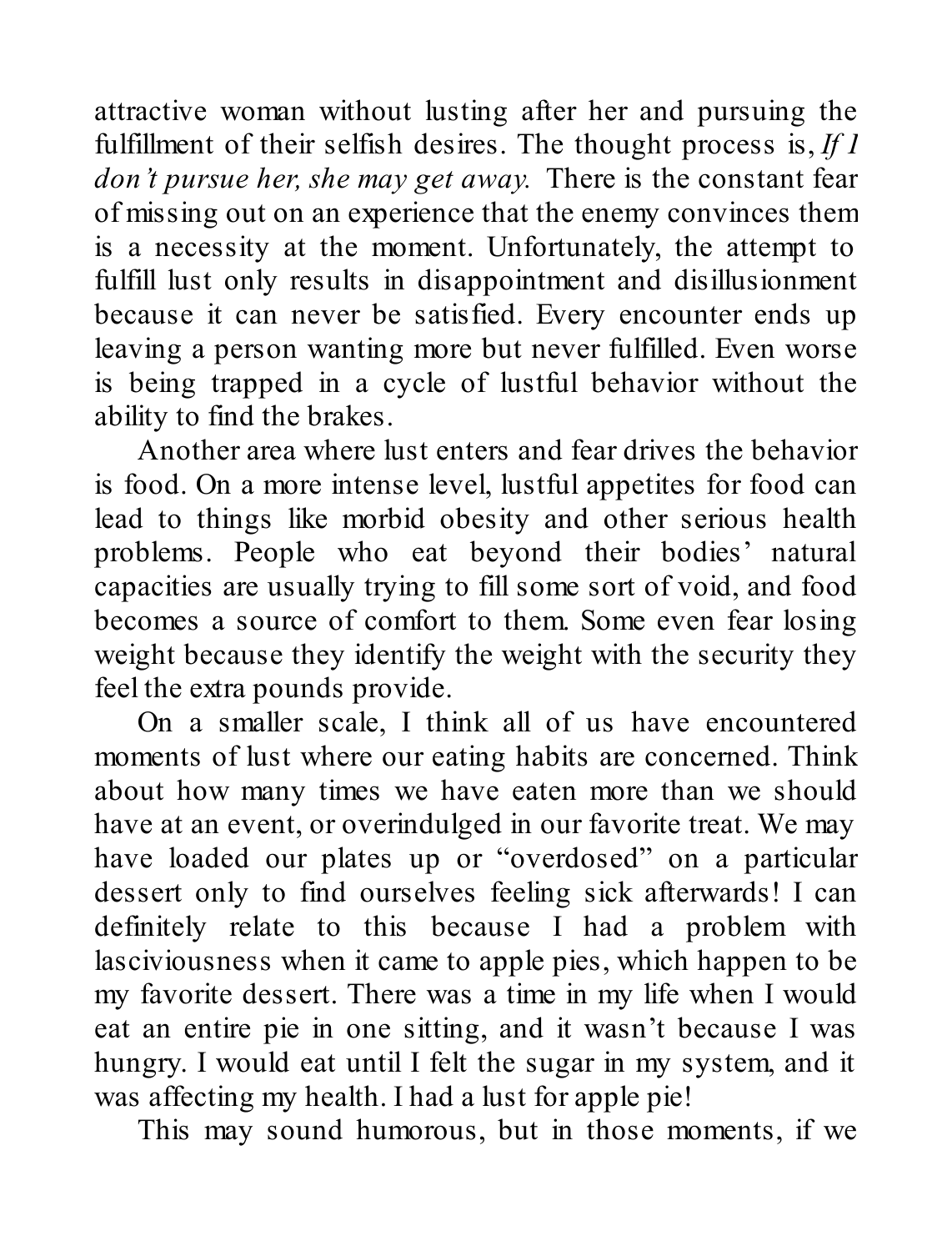attractive woman without lusting after her and pursuing the fulfillment of their selfish desires. The thought process is, *If I don't pursue her, she may get away.* There is the constant fear of missing out on an experience that the enemy convinces them is a necessity at the moment. Unfortunately, the attempt to fulfill lust only results in disappointment and disillusionment because it can never be satisfied. Every encounter ends up leaving a person wanting more but never fulfilled. Even worse is being trapped in a cycle of lustful behavior without the ability to find the brakes.

Another area where lust enters and fear drives the behavior is food. On a more intense level, lustful appetites for food can lead to things like morbid obesity and other serious health problems. People who eat beyond their bodies' natural capacities are usually trying to fill some sort of void, and food becomes a source of comfort to them. Some even fear losing weight because they identify the weight with the security they feel the extra pounds provide.

On a smaller scale, I think all of us have encountered moments of lust where our eating habits are concerned. Think about how many times we have eaten more than we should have at an event, or overindulged in our favorite treat. We may have loaded our plates up or "overdosed" on a particular dessert only to find ourselves feeling sick afterwards! I can definitely relate to this because I had a problem with lasciviousness when it came to apple pies, which happen to be my favorite dessert. There was a time in my life when I would eat an entire pie in one sitting, and it wasn't because I was hungry. I would eat until I felt the sugar in my system, and it was affecting my health. I had a lust for apple pie!

This may sound humorous, but in those moments, if we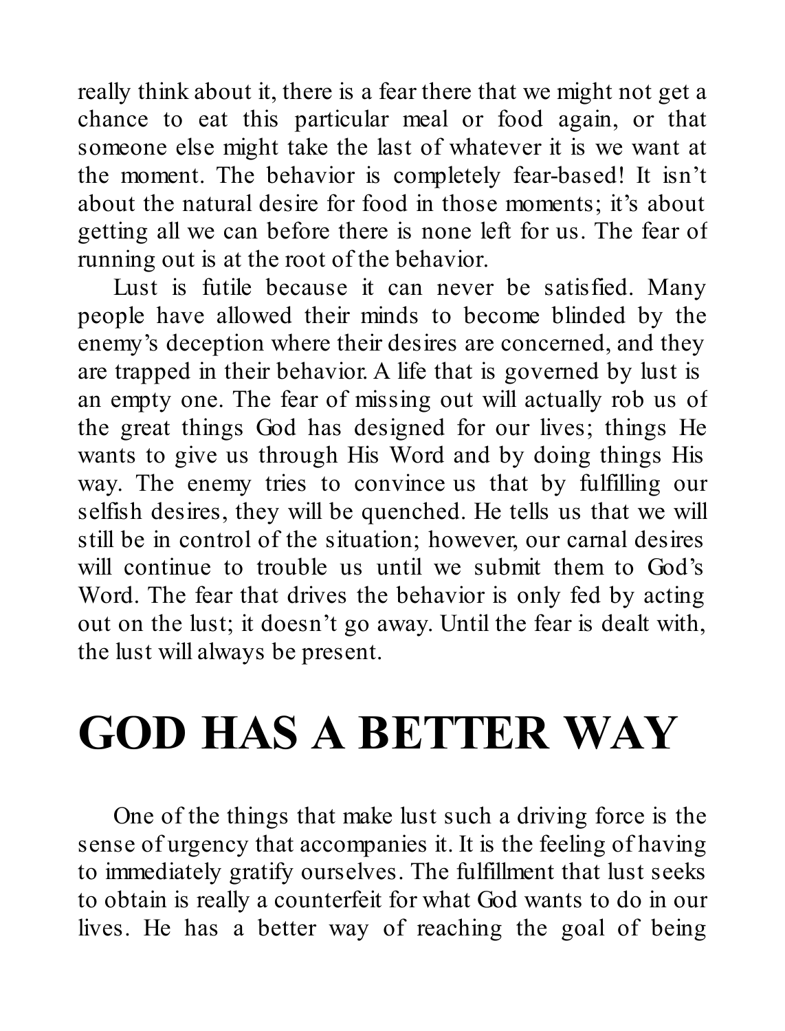really think about it, there is a fear there that we might not get a chance to eat this particular meal or food again, or that someone else might take the last of whatever it is we want at the moment. The behavior is completely fear-based! It isn't about the natural desire for food in those moments; it's about getting all we can before there is none left for us. The fear of running out is at the root of the behavior.

Lust is futile because it can never be satisfied. Many people have allowed their minds to become blinded by the enemy's deception where their desires are concerned, and they are trapped in their behavior. A life that is governed by lust is an empty one. The fear of missing out will actually rob us of the great things God has designed for our lives; things He wants to give us through His Word and by doing things His way. The enemy tries to convince us that by fulfilling our selfish desires, they will be quenched. He tells us that we will still be in control of the situation; however, our carnal desires will continue to trouble us until we submit them to God's Word. The fear that drives the behavior is only fed by acting out on the lust; it doesn't go away. Until the fear is dealt with, the lust will always be present.

# GOD HAS A BETTER WAY

One of the things that make lust such a driving force is the sense of urgency that accompanies it. It is the feeling of having to immediately gratify ourselves. The fulfillment that lust seeks to obtain is really a counterfeit for what God wants to do in our lives. He has a better way of reaching the goal of being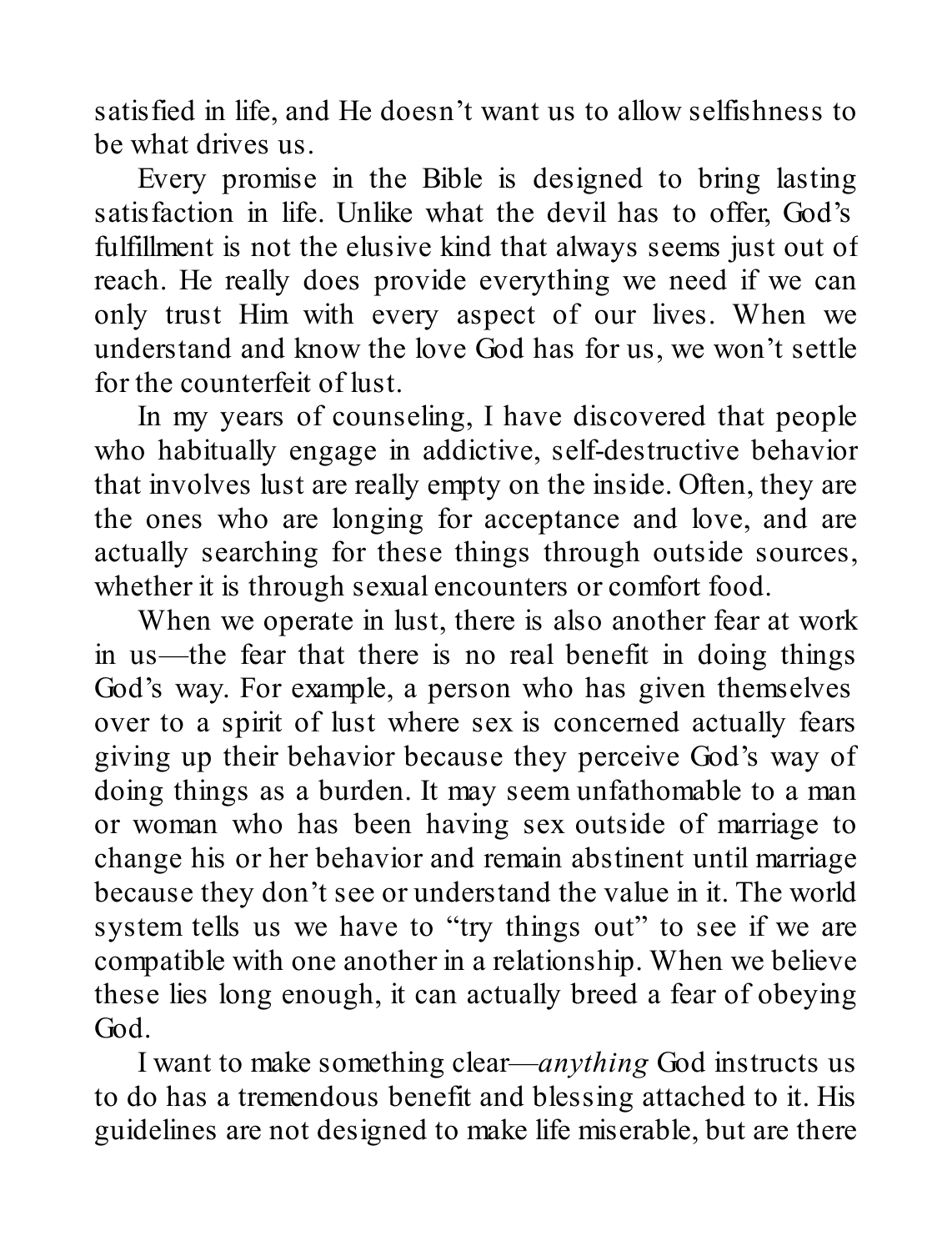satisfied in life, and He doesn't want us to allow selfishness to be what drives us.

Every promise in the Bible is designed to bring lasting satisfaction in life. Unlike what the devil has to offer, God's fulfillment is not the elusive kind that always seems just out of reach. He really does provide everything we need if we can only trust Him with every aspect of our lives. When we understand and know the love God has for us, we won't settle for the counterfeit of lust.

In my years of counseling, I have discovered that people who habitually engage in addictive, self-destructive behavior that involves lust are really empty on the inside. Often, they are the ones who are longing for acceptance and love, and are actually searching for these things through outside sources, whether it is through sexual encounters or comfort food.

When we operate in lust, there is also another fear at work in us—the fear that there is no real benefit in doing things God's way. For example, a person who has given themselves over to a spirit of lust where sex is concerned actually fears giving up their behavior because they perceive God's way of doing things as a burden. It may seem unfathomable to a man or woman who has been having sex outside of marriage to change his or her behavior and remain abstinent until marriage because they don't see or understand the value in it. The world system tells us we have to "try things out" to see if we are compatible with one another in a relationship. When we believe these lies long enough, it can actually breed a fear of obeying God.

I want to make something clear—*anything* God instructs us to do has a tremendous benefit and blessing attached to it. His guidelines are not designed to make life miserable, but are there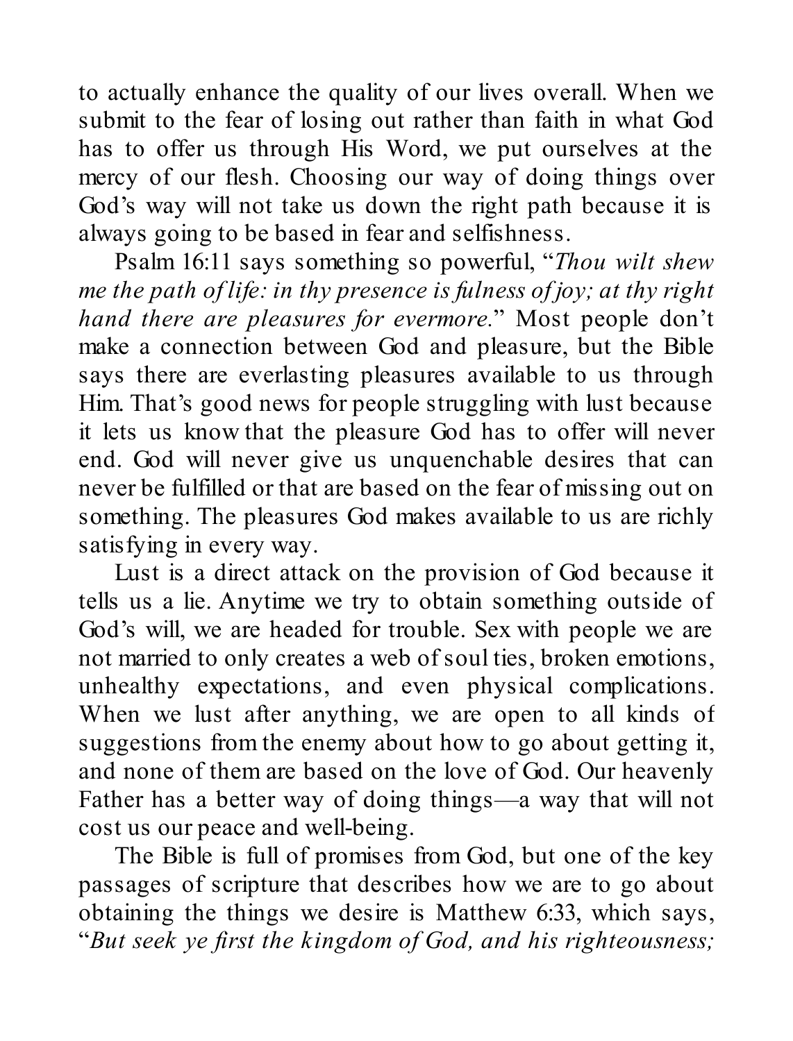to actually enhance the quality of our lives overall. When we submit to the fear of losing out rather than faith in what God has to offer us through His Word, we put ourselves at the mercy of our flesh. Choosing our way of doing things over God's way will not take us down the right path because it is always going to be based in fear and selfishness.

Psalm 16:11 says something so powerful, "*Thou wilt shew me the path of life: in thy presence is fulness of joy; at thy right hand there are pleasures for evermore.*" Most people don't make a connection between God and pleasure, but the Bible says there are everlasting pleasures available to us through Him. That's good news for people struggling with lust because it lets us know that the pleasure God has to offer will never end. God will never give us unquenchable desires that can never be fulfilled or that are based on the fear of missing out on something. The pleasures God makes available to us are richly satisfying in every way.

Lust is a direct attack on the provision of God because it tells us a lie. Anytime we try to obtain something outside of God's will, we are headed for trouble. Sex with people we are not married to only creates a web of soul ties, broken emotions, unhealthy expectations, and even physical complications. When we lust after anything, we are open to all kinds of suggestions from the enemy about how to go about getting it, and none of them are based on the love of God. Our heavenly Father has a better way of doing things—a way that will not cost us our peace and well-being.

The Bible is full of promises from God, but one of the key passages of scripture that describes how we are to go about obtaining the things we desire is Matthew 6:33, which says, "*But seek ye first the kingdom of God, and his righteousness;*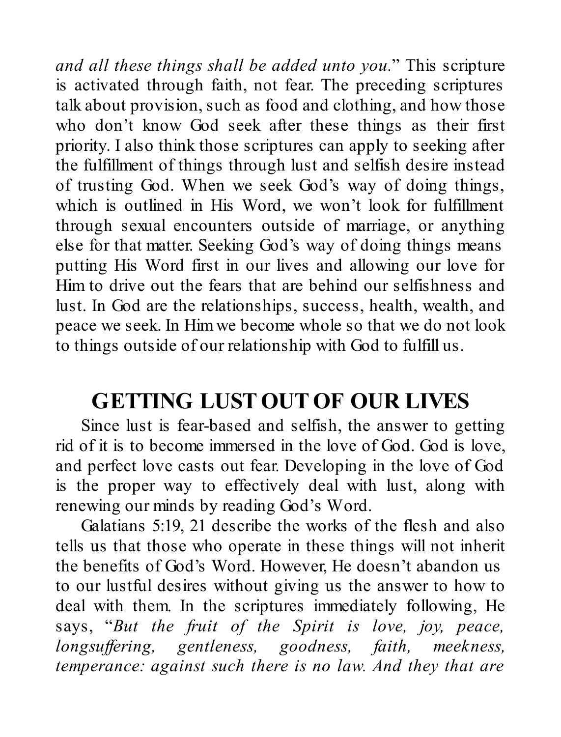*and all these things shall be added unto you.*" This scripture is activated through faith, not fear. The preceding scriptures talk about provision, such as food and clothing, and how those who don't know God seek after these things as their first priority. I also think those scriptures can apply to seeking after the fulfillment of things through lust and selfish desire instead of trusting God. When we seek God's way of doing things, which is outlined in His Word, we won't look for fulfillment through sexual encounters outside of marriage, or anything else for that matter. Seeking God's way of doing things means putting His Word first in our lives and allowing our love for Him to drive out the fears that are behind our selfishness and lust. In God are the relationships, success, health, wealth, and peace we seek. In Him we become whole so that we do not look to things outside of our relationship with God to fulfill us.

## GETTING LUST OUT OF OUR LIVES

Since lust is fear-based and selfish, the answer to getting rid of it is to become immersed in the love of God. God is love, and perfect love casts out fear. Developing in the love of God is the proper way to effectively deal with lust, along with renewing our minds by reading God's Word.

Galatians 5:19, 21 describe the works of the flesh and also tells us that those who operate in these things will not inherit the benefits of God's Word. However, He doesn't abandon us to our lustful desires without giving us the answer to how to deal with them. In the scriptures immediately following, He says, "*But the fruit of the Spirit is love, joy, peace, longsuffering, gentleness, goodness, faith, meekness, temperance: against such there is no law. And they that are*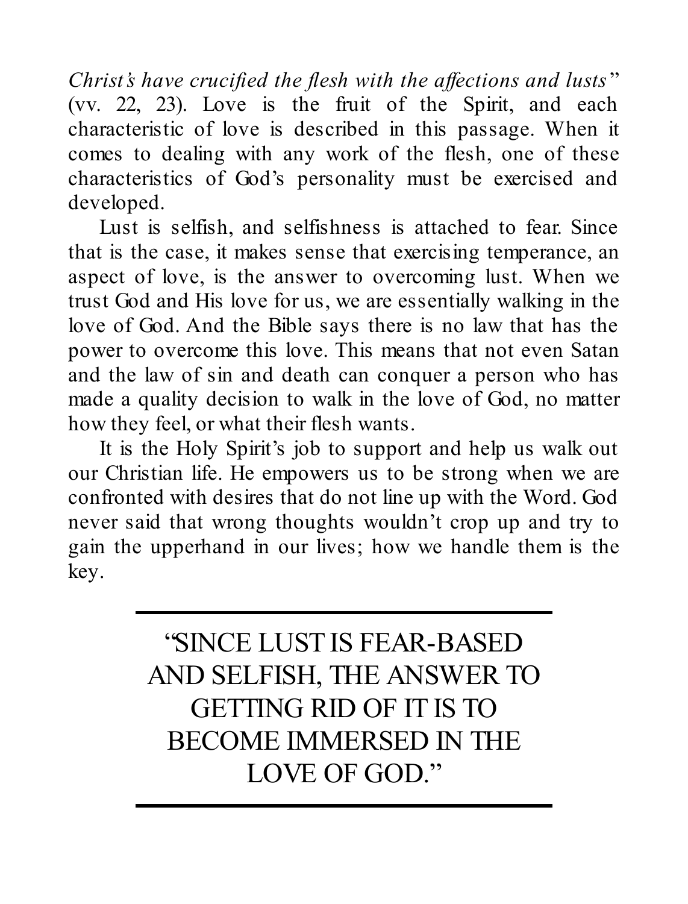*Christ's have crucified the flesh with the affections and lusts*" (vv. 22, 23). Love is the fruit of the Spirit, and each characteristic of love is described in this passage. When it comes to dealing with any work of the flesh, one of these characteristics of God's personality must be exercised and developed.

Lust is selfish, and selfishness is attached to fear. Since that is the case, it makes sense that exercising temperance, an aspect of love, is the answer to overcoming lust. When we trust God and His love for us, we are essentially walking in the love of God. And the Bible says there is no law that has the power to overcome this love. This means that not even Satan and the law of sin and death can conquer a person who has made a quality decision to walk in the love of God, no matter how they feel, or what their flesh wants.

It is the Holy Spirit's job to support and help us walk out our Christian life. He empowers us to be strong when we are confronted with desires that do not line up with the Word. God never said that wrong thoughts wouldn't crop up and try to gain the upperhand in our lives; how we handle them is the key.

---

"SINCE LUST IS FEAR-BASED AND SELFISH, THE ANSWER TO GETTING RID OF IT IS TO BECOME IMMERSED IN THE LOVE OF GOD."

---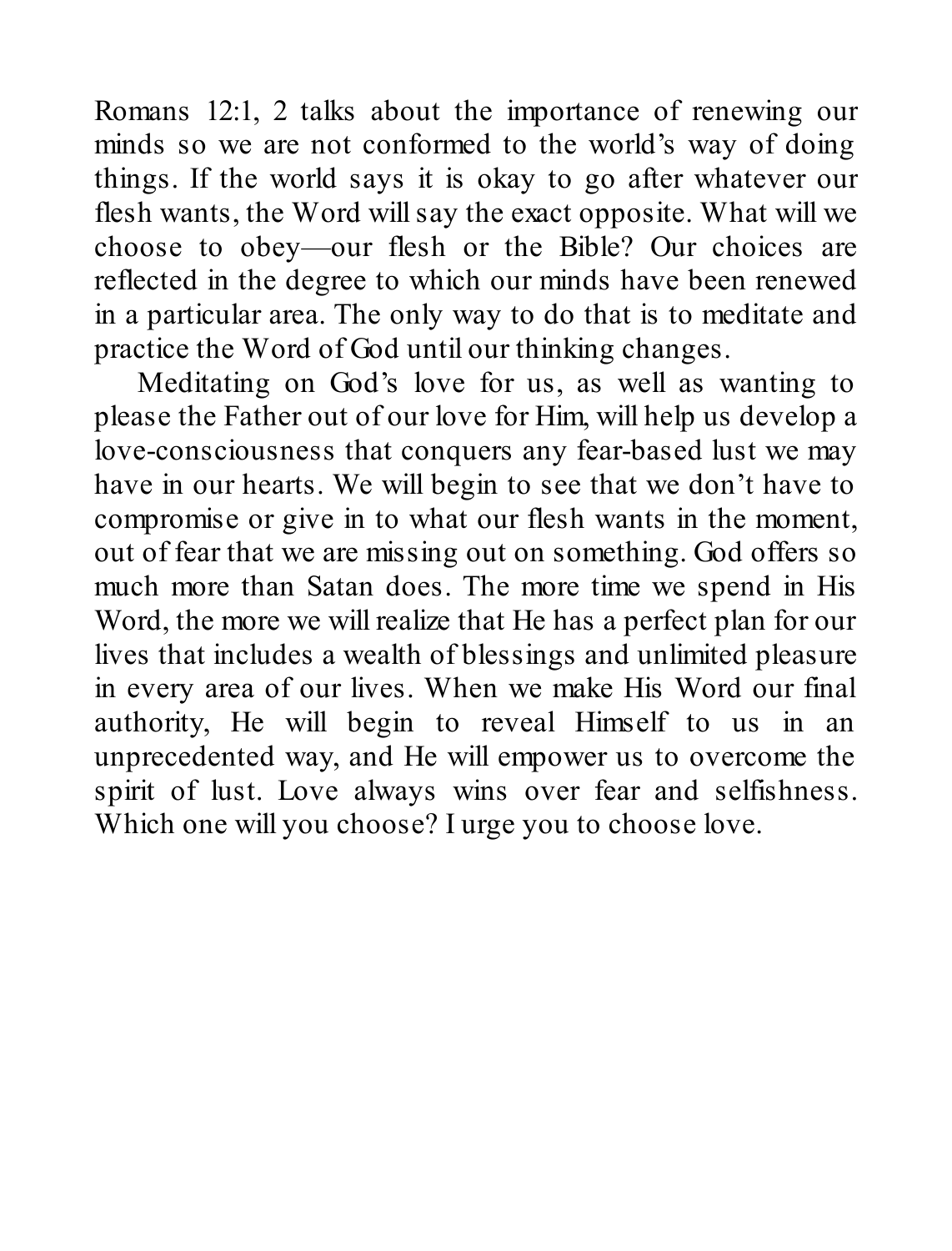Romans 12:1, 2 talks about the importance of renewing our minds so we are not conformed to the world's way of doing things. If the world says it is okay to go after whatever our flesh wants, the Word will say the exact opposite. What will we choose to obey—our flesh or the Bible? Our choices are reflected in the degree to which our minds have been renewed in a particular area. The only way to do that is to meditate and practice the Word of God until our thinking changes.

Meditating on God's love for us, as well as wanting to please the Father out of our love for Him, will help us develop a love-consciousness that conquers any fear-based lust we may have in our hearts. We will begin to see that we don't have to compromise or give in to what our flesh wants in the moment, out of fear that we are missing out on something. God offers so much more than Satan does. The more time we spend in His Word, the more we will realize that He has a perfect plan for our lives that includes a wealth of blessings and unlimited pleasure in every area of our lives. When we make His Word our final authority, He will begin to reveal Himself to us in an unprecedented way, and He will empower us to overcome the spirit of lust. Love always wins over fear and selfishness. Which one will you choose? I urge you to choose love.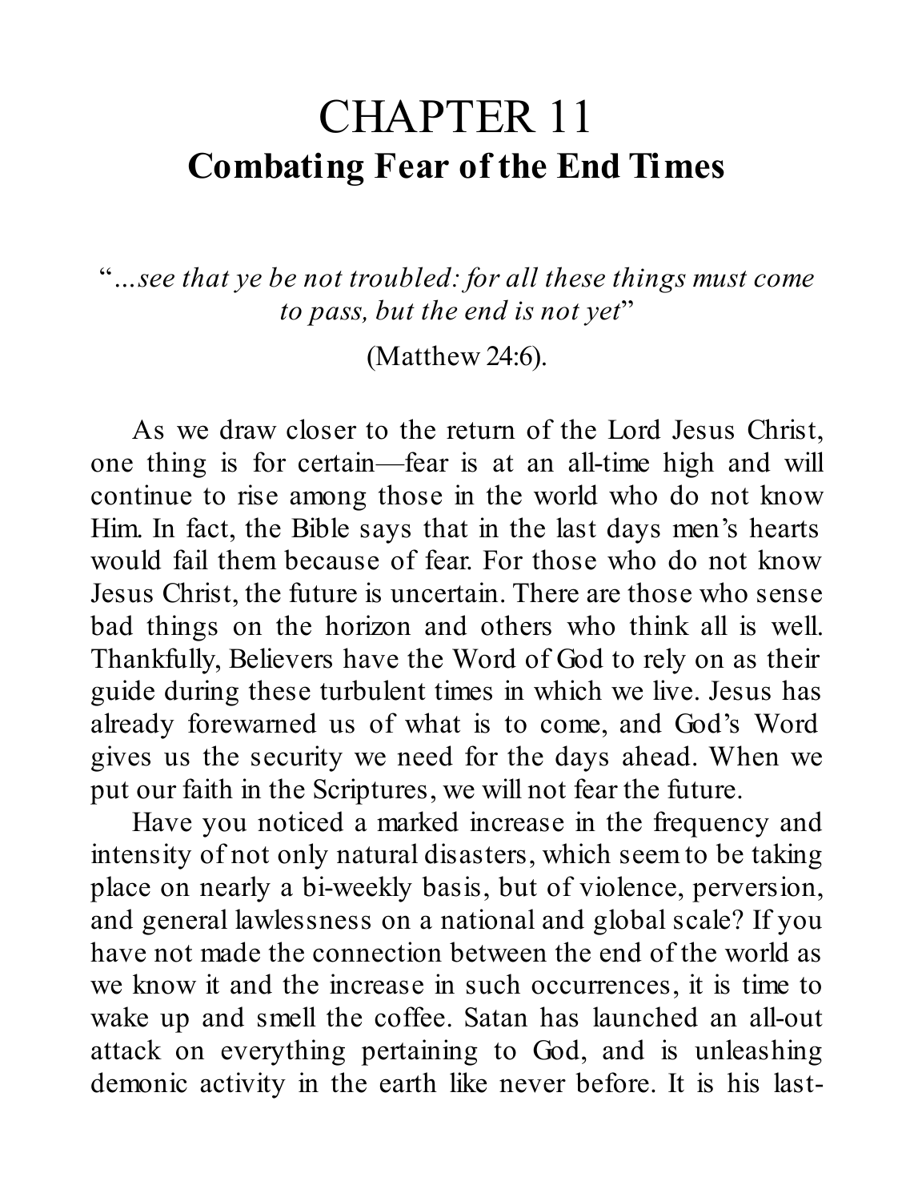# CHAPTER 11
## Combating Fear of the End Times

"*...see that ye be not troubled: for all these things must come to pass, but the end is not yet*"

(Matthew 24:6).

As we draw closer to the return of the Lord Jesus Christ, one thing is for certain—fear is at an all-time high and will continue to rise among those in the world who do not know Him. In fact, the Bible says that in the last days men's hearts would fail them because of fear. For those who do not know Jesus Christ, the future is uncertain. There are those who sense bad things on the horizon and others who think all is well. Thankfully, Believers have the Word of God to rely on as their guide during these turbulent times in which we live. Jesus has already forewarned us of what is to come, and God's Word gives us the security we need for the days ahead. When we put our faith in the Scriptures, we will not fear the future.

Have you noticed a marked increase in the frequency and intensity of not only natural disasters, which seem to be taking place on nearly a bi-weekly basis, but of violence, perversion, and general lawlessness on a national and global scale? If you have not made the connection between the end of the world as we know it and the increase in such occurrences, it is time to wake up and smell the coffee. Satan has launched an all-out attack on everything pertaining to God, and is unleashing demonic activity in the earth like never before. It is his last-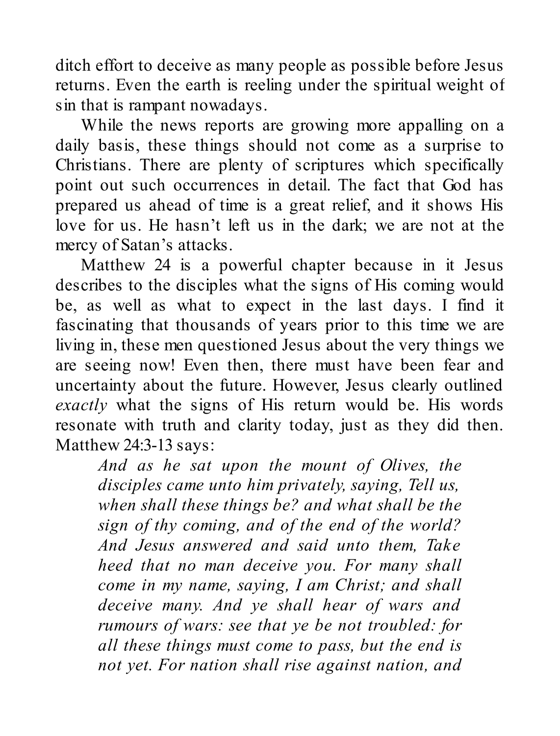ditch effort to deceive as many people as possible before Jesus returns. Even the earth is reeling under the spiritual weight of sin that is rampant nowadays.

While the news reports are growing more appalling on a daily basis, these things should not come as a surprise to Christians. There are plenty of scriptures which specifically point out such occurrences in detail. The fact that God has prepared us ahead of time is a great relief, and it shows His love for us. He hasn't left us in the dark; we are not at the mercy of Satan's attacks.

Matthew 24 is a powerful chapter because in it Jesus describes to the disciples what the signs of His coming would be, as well as what to expect in the last days. I find it fascinating that thousands of years prior to this time we are living in, these men questioned Jesus about the very things we are seeing now! Even then, there must have been fear and uncertainty about the future. However, Jesus clearly outlined *exactly* what the signs of His return would be. His words resonate with truth and clarity today, just as they did then. Matthew 24:3-13 says:

> *And as he sat upon the mount of Olives, the disciples came unto him privately, saying, Tell us, when shall these things be? and what shall be the sign of thy coming, and of the end of the world? And Jesus answered and said unto them, Take heed that no man deceive you. For many shall come in my name, saying, I am Christ; and shall deceive many. And ye shall hear of wars and rumours of wars: see that ye be not troubled: for all these things must come to pass, but the end is not yet. For nation shall rise against nation, and*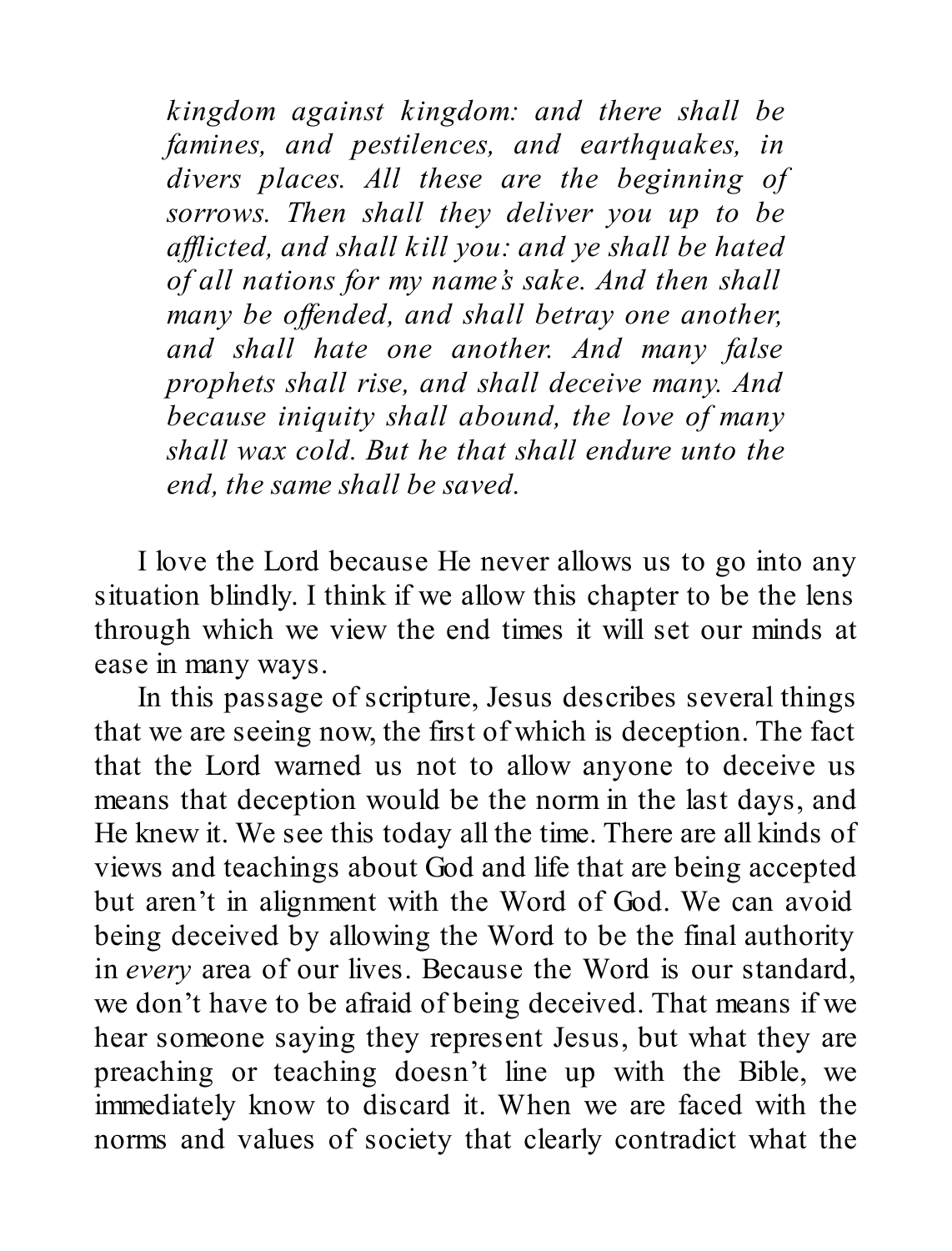*kingdom against kingdom: and there shall be famines, and pestilences, and earthquakes, in divers places. All these are the beginning of sorrows. Then shall they deliver you up to be afflicted, and shall kill you: and ye shall be hated of all nations for my name's sake. And then shall many be offended, and shall betray one another, and shall hate one another. And many false prophets shall rise, and shall deceive many. And because iniquity shall abound, the love of many shall wax cold. But he that shall endure unto the end, the same shall be saved.*

I love the Lord because He never allows us to go into any situation blindly. I think if we allow this chapter to be the lens through which we view the end times it will set our minds at ease in many ways.

In this passage of scripture, Jesus describes several things that we are seeing now, the first of which is deception. The fact that the Lord warned us not to allow anyone to deceive us means that deception would be the norm in the last days, and He knew it. We see this today all the time. There are all kinds of views and teachings about God and life that are being accepted but aren't in alignment with the Word of God. We can avoid being deceived by allowing the Word to be the final authority in *every* area of our lives. Because the Word is our standard, we don't have to be afraid of being deceived. That means if we hear someone saying they represent Jesus, but what they are preaching or teaching doesn't line up with the Bible, we immediately know to discard it. When we are faced with the norms and values of society that clearly contradict what the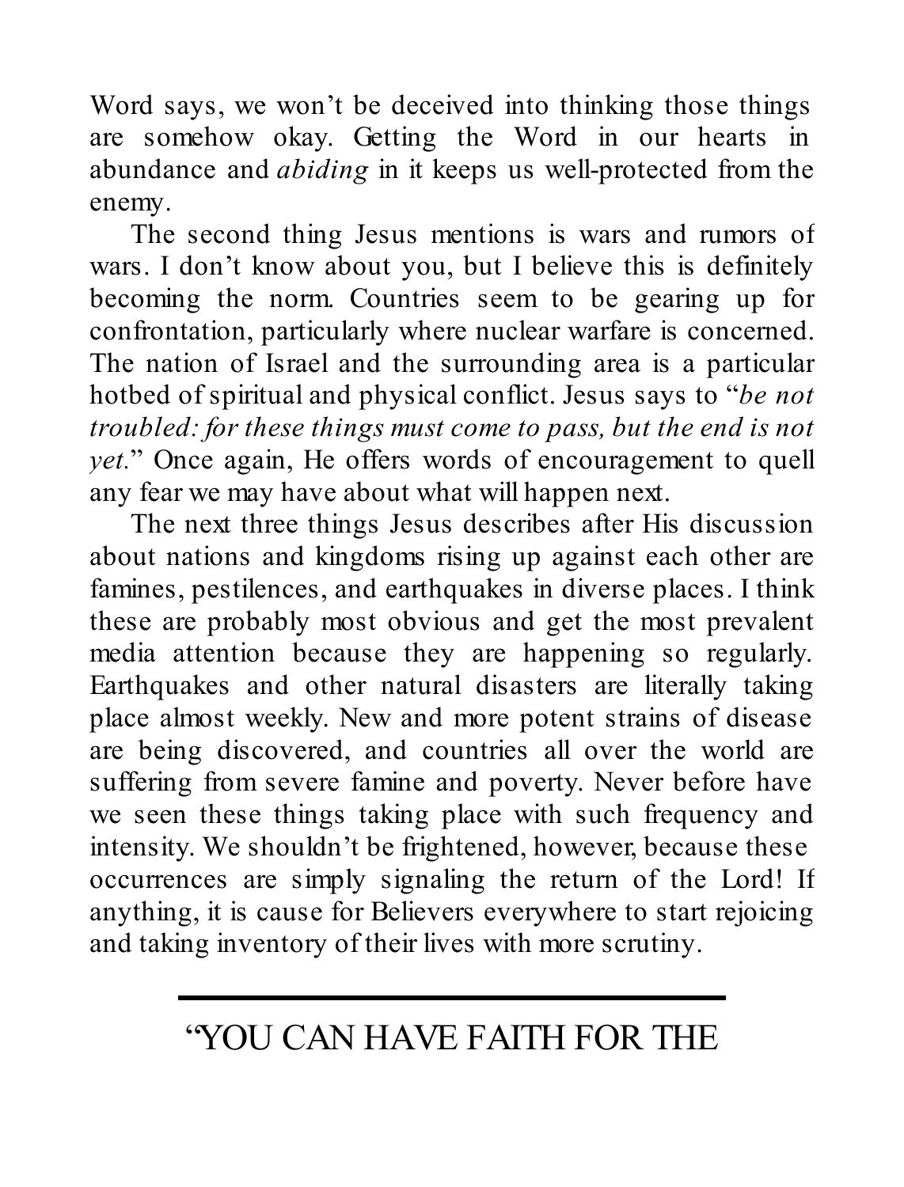Word says, we won't be deceived into thinking those things are somehow okay. Getting the Word in our hearts in abundance and *abiding* in it keeps us well-protected from the enemy.

The second thing Jesus mentions is wars and rumors of wars. I don't know about you, but I believe this is definitely becoming the norm. Countries seem to be gearing up for confrontation, particularly where nuclear warfare is concerned. The nation of Israel and the surrounding area is a particular hotbed of spiritual and physical conflict. Jesus says to "*be not troubled: for these things must come to pass, but the end is not yet.*" Once again, He offers words of encouragement to quell any fear we may have about what will happen next.

The next three things Jesus describes after His discussion about nations and kingdoms rising up against each other are famines, pestilences, and earthquakes in diverse places. I think these are probably most obvious and get the most prevalent media attention because they are happening so regularly. Earthquakes and other natural disasters are literally taking place almost weekly. New and more potent strains of disease are being discovered, and countries all over the world are suffering from severe famine and poverty. Never before have we seen these things taking place with such frequency and intensity. We shouldn't be frightened, however, because these occurrences are simply signaling the return of the Lord! If anything, it is cause for Believers everywhere to start rejoicing and taking inventory of their lives with more scrutiny.

---

"YOU CAN HAVE FAITH FOR THE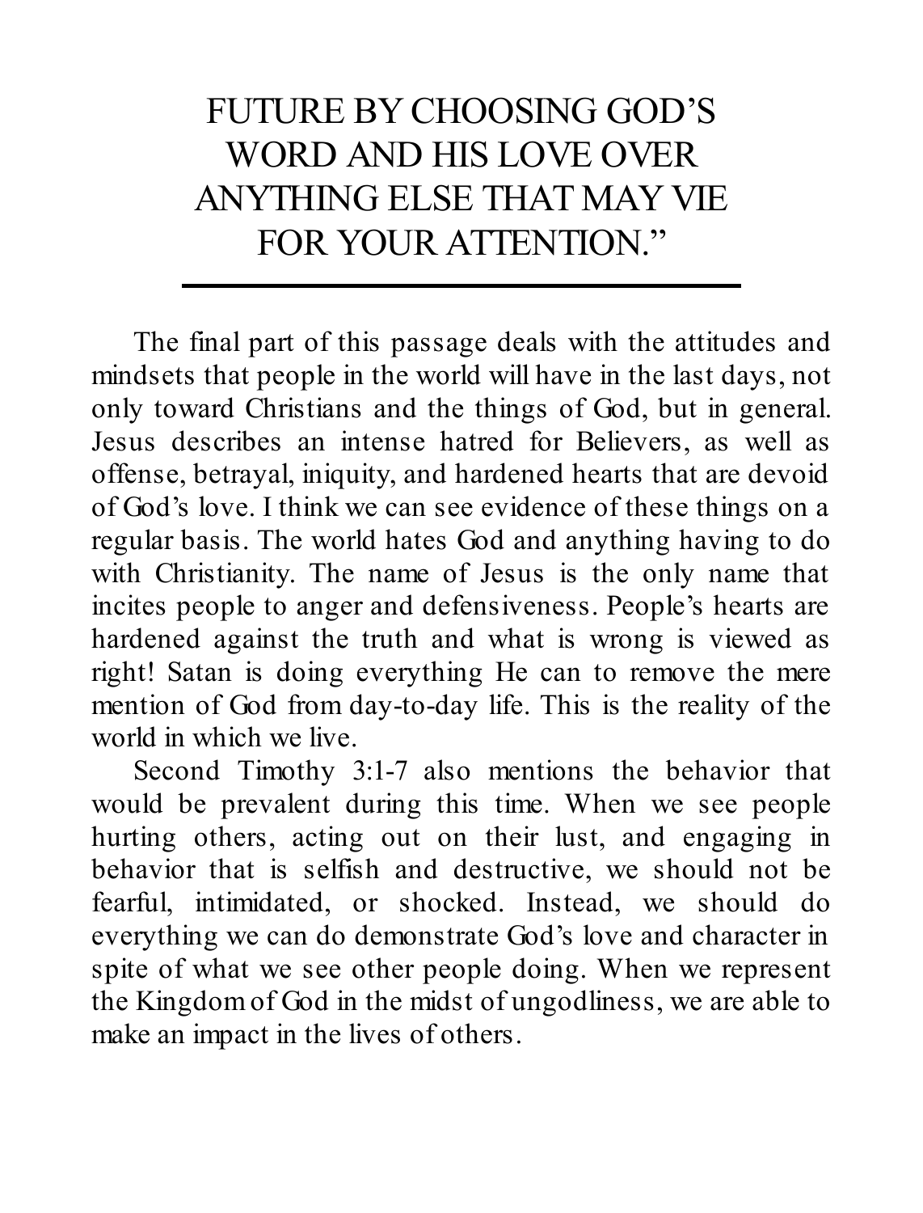FUTURE BY CHOOSING GOD'S WORD AND HIS LOVE OVER ANYTHING ELSE THAT MAY VIE FOR YOUR ATTENTION."

---

The final part of this passage deals with the attitudes and mindsets that people in the world will have in the last days, not only toward Christians and the things of God, but in general. Jesus describes an intense hatred for Believers, as well as offense, betrayal, iniquity, and hardened hearts that are devoid of God's love. I think we can see evidence of these things on a regular basis. The world hates God and anything having to do with Christianity. The name of Jesus is the only name that incites people to anger and defensiveness. People's hearts are hardened against the truth and what is wrong is viewed as right! Satan is doing everything He can to remove the mere mention of God from day-to-day life. This is the reality of the world in which we live.

Second Timothy 3:1-7 also mentions the behavior that would be prevalent during this time. When we see people hurting others, acting out on their lust, and engaging in behavior that is selfish and destructive, we should not be fearful, intimidated, or shocked. Instead, we should do everything we can do demonstrate God's love and character in spite of what we see other people doing. When we represent the Kingdom of God in the midst of ungodliness, we are able to make an impact in the lives of others.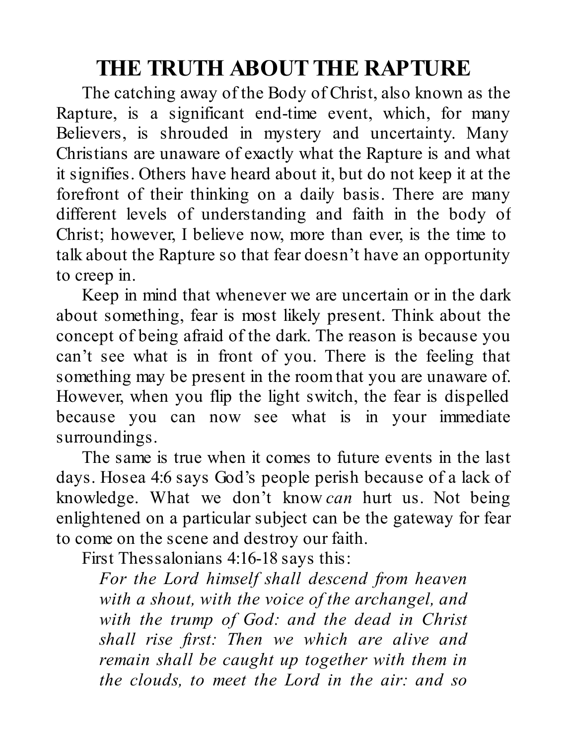# THE TRUTH ABOUT THE RAPTURE

The catching away of the Body of Christ, also known as the Rapture, is a significant end-time event, which, for many Believers, is shrouded in mystery and uncertainty. Many Christians are unaware of exactly what the Rapture is and what it signifies. Others have heard about it, but do not keep it at the forefront of their thinking on a daily basis. There are many different levels of understanding and faith in the body of Christ; however, I believe now, more than ever, is the time to talk about the Rapture so that fear doesn't have an opportunity to creep in.

Keep in mind that whenever we are uncertain or in the dark about something, fear is most likely present. Think about the concept of being afraid of the dark. The reason is because you can't see what is in front of you. There is the feeling that something may be present in the room that you are unaware of. However, when you flip the light switch, the fear is dispelled because you can now see what is in your immediate surroundings.

The same is true when it comes to future events in the last days. Hosea 4:6 says God's people perish because of a lack of knowledge. What we don't know *can* hurt us. Not being enlightened on a particular subject can be the gateway for fear to come on the scene and destroy our faith.

First Thessalonians 4:16-18 says this:

> *For the Lord himself shall descend from heaven with a shout, with the voice of the archangel, and with the trump of God: and the dead in Christ shall rise first: Then we which are alive and remain shall be caught up together with them in the clouds, to meet the Lord in the air: and so*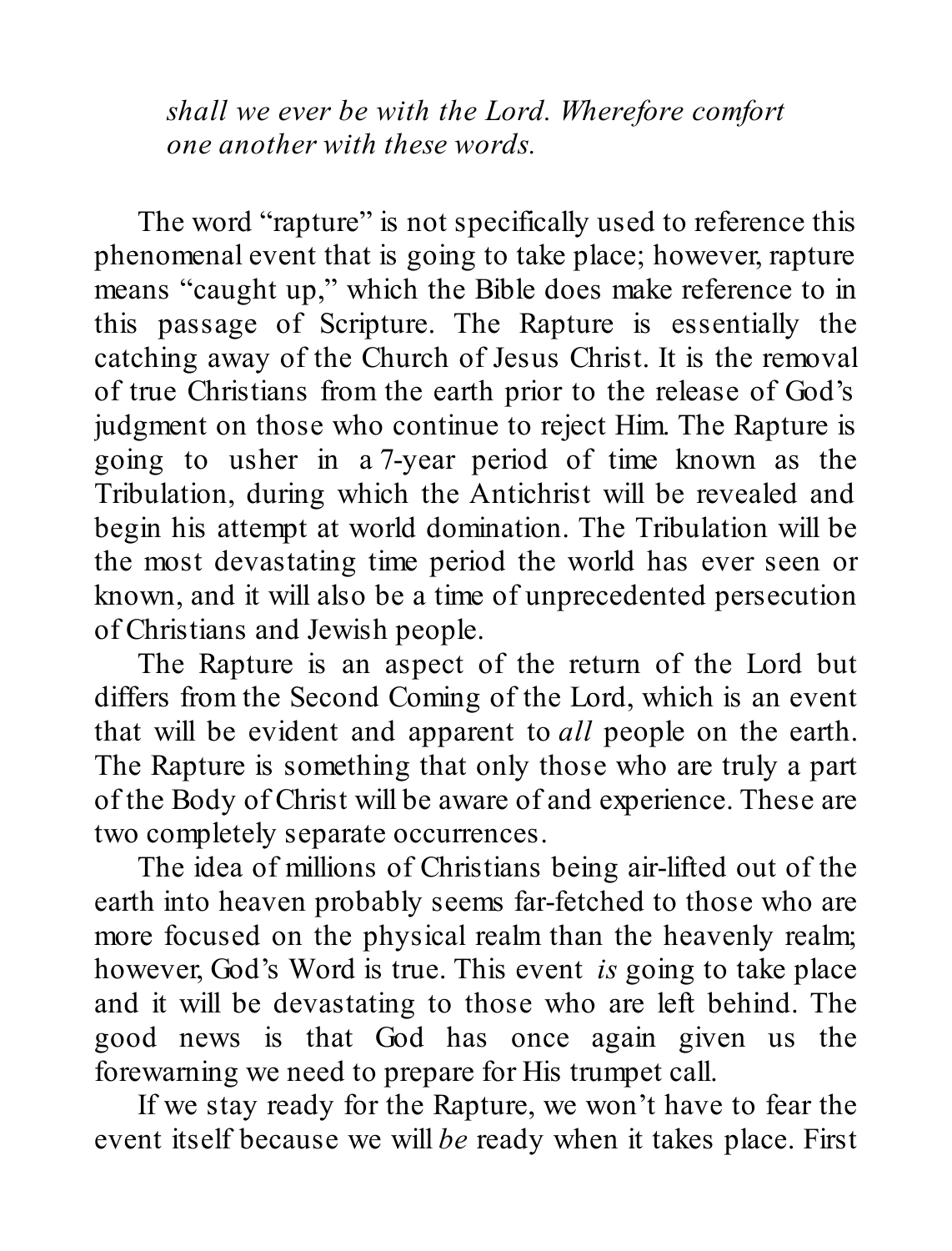*shall we ever be with the Lord. Wherefore comfort one another with these words.*

The word "rapture" is not specifically used to reference this phenomenal event that is going to take place; however, rapture means "caught up," which the Bible does make reference to in this passage of Scripture. The Rapture is essentially the catching away of the Church of Jesus Christ. It is the removal of true Christians from the earth prior to the release of God's judgment on those who continue to reject Him. The Rapture is going to usher in a 7-year period of time known as the Tribulation, during which the Antichrist will be revealed and begin his attempt at world domination. The Tribulation will be the most devastating time period the world has ever seen or known, and it will also be a time of unprecedented persecution of Christians and Jewish people.

The Rapture is an aspect of the return of the Lord but differs from the Second Coming of the Lord, which is an event that will be evident and apparent to *all* people on the earth. The Rapture is something that only those who are truly a part of the Body of Christ will be aware of and experience. These are two completely separate occurrences.

The idea of millions of Christians being air-lifted out of the earth into heaven probably seems far-fetched to those who are more focused on the physical realm than the heavenly realm; however, God's Word is true. This event *is* going to take place and it will be devastating to those who are left behind. The good news is that God has once again given us the forewarning we need to prepare for His trumpet call.

If we stay ready for the Rapture, we won't have to fear the event itself because we will *be* ready when it takes place. First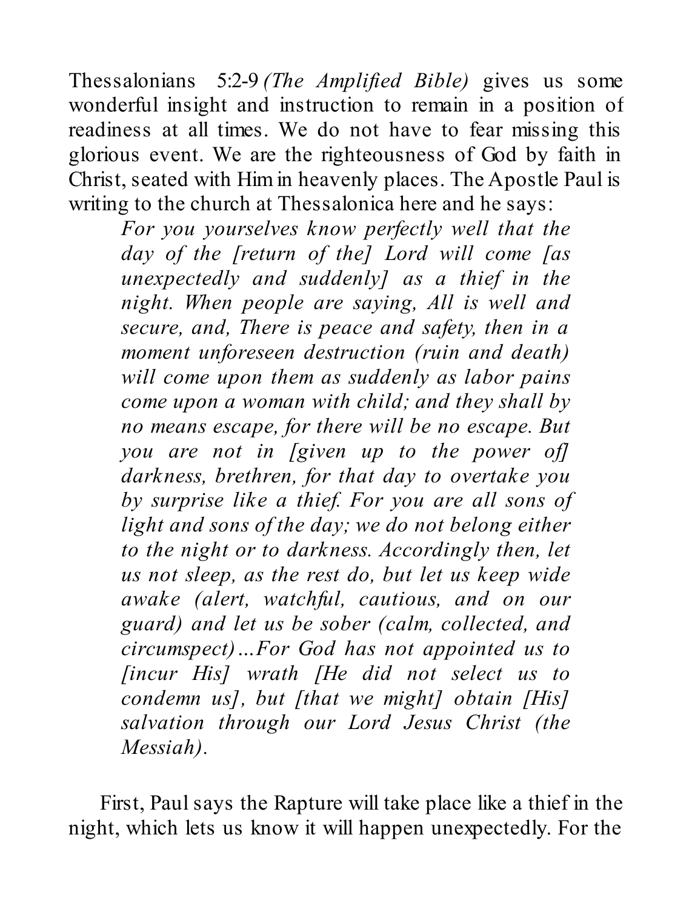Thessalonians 5:2-9 *(The Amplified Bible)* gives us some wonderful insight and instruction to remain in a position of readiness at all times. We do not have to fear missing this glorious event. We are the righteousness of God by faith in Christ, seated with Him in heavenly places. The Apostle Paul is writing to the church at Thessalonica here and he says:

> *For you yourselves know perfectly well that the day of the [return of the] Lord will come [as unexpectedly and suddenly] as a thief in the night. When people are saying, All is well and secure, and, There is peace and safety, then in a moment unforeseen destruction (ruin and death) will come upon them as suddenly as labor pains come upon a woman with child; and they shall by no means escape, for there will be no escape. But you are not in [given up to the power of] darkness, brethren, for that day to overtake you by surprise like a thief. For you are all sons of light and sons of the day; we do not belong either to the night or to darkness. Accordingly then, let us not sleep, as the rest do, but let us keep wide awake (alert, watchful, cautious, and on our guard) and let us be sober (calm, collected, and circumspect)…For God has not appointed us to [incur His] wrath [He did not select us to condemn us], but [that we might] obtain [His] salvation through our Lord Jesus Christ (the Messiah).*

First, Paul says the Rapture will take place like a thief in the night, which lets us know it will happen unexpectedly. For the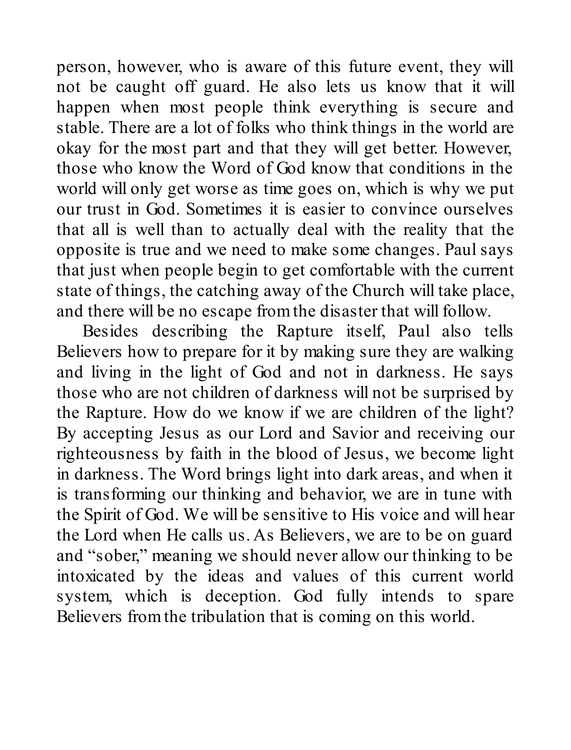person, however, who is aware of this future event, they will not be caught off guard. He also lets us know that it will happen when most people think everything is secure and stable. There are a lot of folks who think things in the world are okay for the most part and that they will get better. However, those who know the Word of God know that conditions in the world will only get worse as time goes on, which is why we put our trust in God. Sometimes it is easier to convince ourselves that all is well than to actually deal with the reality that the opposite is true and we need to make some changes. Paul says that just when people begin to get comfortable with the current state of things, the catching away of the Church will take place, and there will be no escape from the disaster that will follow.

Besides describing the Rapture itself, Paul also tells Believers how to prepare for it by making sure they are walking and living in the light of God and not in darkness. He says those who are not children of darkness will not be surprised by the Rapture. How do we know if we are children of the light? By accepting Jesus as our Lord and Savior and receiving our righteousness by faith in the blood of Jesus, we become light in darkness. The Word brings light into dark areas, and when it is transforming our thinking and behavior, we are in tune with the Spirit of God. We will be sensitive to His voice and will hear the Lord when He calls us. As Believers, we are to be on guard and "sober," meaning we should never allow our thinking to be intoxicated by the ideas and values of this current world system, which is deception. God fully intends to spare Believers from the tribulation that is coming on this world.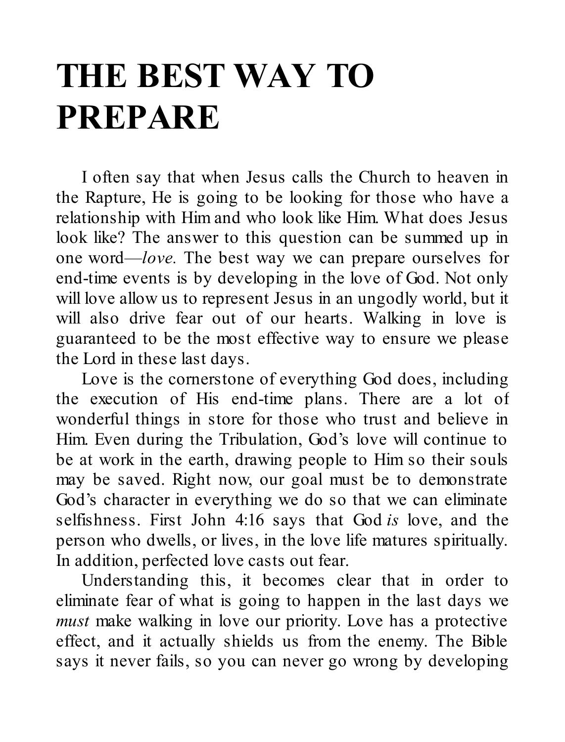# THE BEST WAY TO PREPARE

I often say that when Jesus calls the Church to heaven in the Rapture, He is going to be looking for those who have a relationship with Him and who look like Him. What does Jesus look like? The answer to this question can be summed up in one word—*love.* The best way we can prepare ourselves for end-time events is by developing in the love of God. Not only will love allow us to represent Jesus in an ungodly world, but it will also drive fear out of our hearts. Walking in love is guaranteed to be the most effective way to ensure we please the Lord in these last days.

Love is the cornerstone of everything God does, including the execution of His end-time plans. There are a lot of wonderful things in store for those who trust and believe in Him. Even during the Tribulation, God's love will continue to be at work in the earth, drawing people to Him so their souls may be saved. Right now, our goal must be to demonstrate God's character in everything we do so that we can eliminate selfishness. First John 4:16 says that God *is* love, and the person who dwells, or lives, in the love life matures spiritually. In addition, perfected love casts out fear.

Understanding this, it becomes clear that in order to eliminate fear of what is going to happen in the last days we *must* make walking in love our priority. Love has a protective effect, and it actually shields us from the enemy. The Bible says it never fails, so you can never go wrong by developing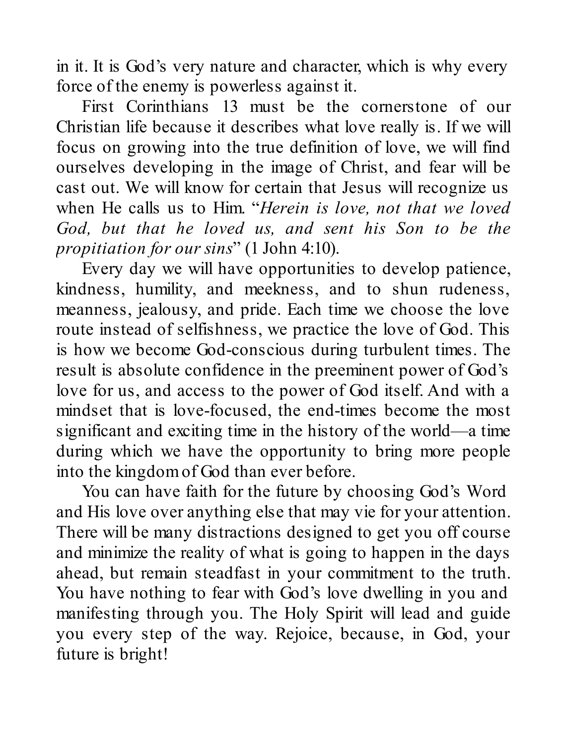in it. It is God's very nature and character, which is why every force of the enemy is powerless against it.

First Corinthians 13 must be the cornerstone of our Christian life because it describes what love really is. If we will focus on growing into the true definition of love, we will find ourselves developing in the image of Christ, and fear will be cast out. We will know for certain that Jesus will recognize us when He calls us to Him. "*Herein is love, not that we loved God, but that he loved us, and sent his Son to be the propitiation for our sins*" (1 John 4:10).

Every day we will have opportunities to develop patience, kindness, humility, and meekness, and to shun rudeness, meanness, jealousy, and pride. Each time we choose the love route instead of selfishness, we practice the love of God. This is how we become God-conscious during turbulent times. The result is absolute confidence in the preeminent power of God's love for us, and access to the power of God itself. And with a mindset that is love-focused, the end-times become the most significant and exciting time in the history of the world—a time during which we have the opportunity to bring more people into the kingdom of God than ever before.

You can have faith for the future by choosing God's Word and His love over anything else that may vie for your attention. There will be many distractions designed to get you off course and minimize the reality of what is going to happen in the days ahead, but remain steadfast in your commitment to the truth. You have nothing to fear with God's love dwelling in you and manifesting through you. The Holy Spirit will lead and guide you every step of the way. Rejoice, because, in God, your future is bright!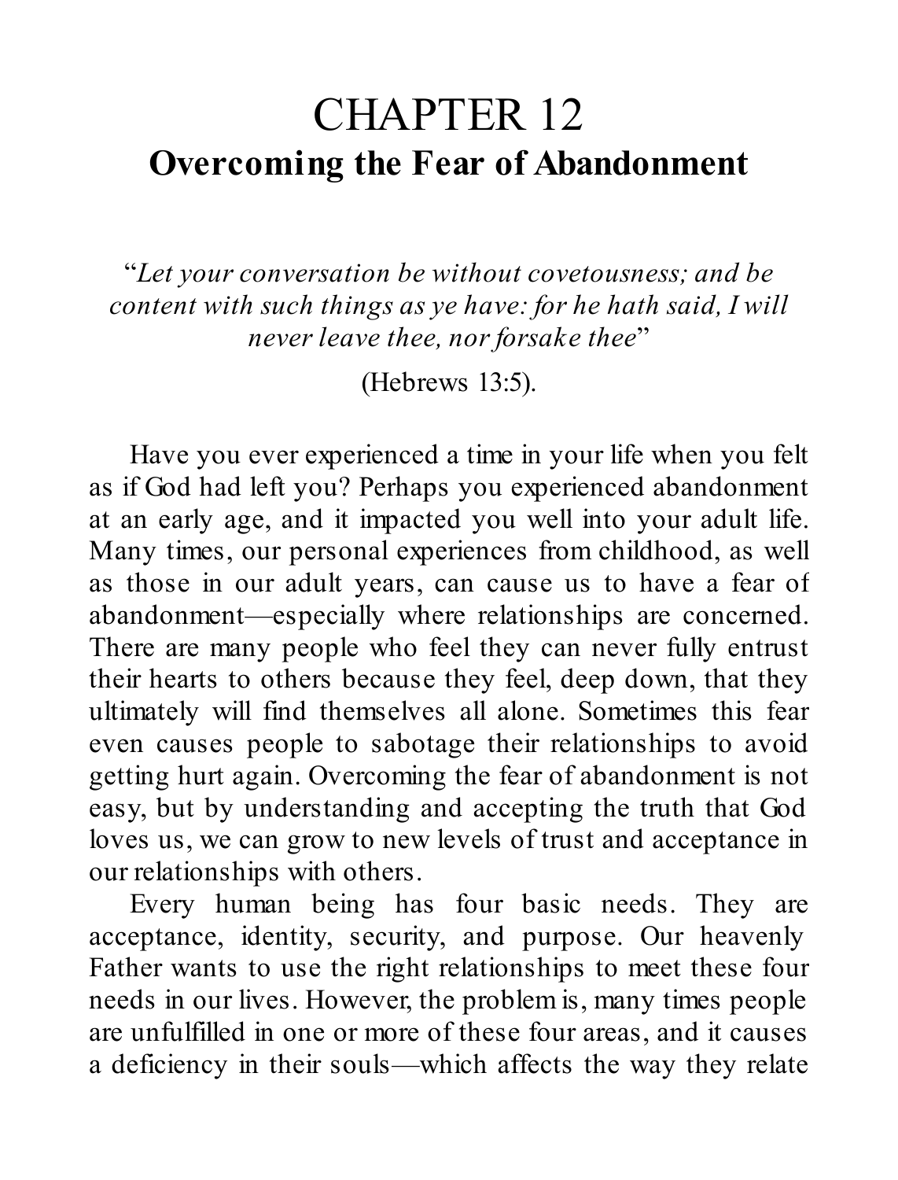# CHAPTER 12

## Overcoming the Fear of Abandonment

"*Let your conversation be without covetousness; and be content with such things as ye have: for he hath said, I will never leave thee, nor forsake thee*"

(Hebrews 13:5).

Have you ever experienced a time in your life when you felt as if God had left you? Perhaps you experienced abandonment at an early age, and it impacted you well into your adult life. Many times, our personal experiences from childhood, as well as those in our adult years, can cause us to have a fear of abandonment—especially where relationships are concerned. There are many people who feel they can never fully entrust their hearts to others because they feel, deep down, that they ultimately will find themselves all alone. Sometimes this fear even causes people to sabotage their relationships to avoid getting hurt again. Overcoming the fear of abandonment is not easy, but by understanding and accepting the truth that God loves us, we can grow to new levels of trust and acceptance in our relationships with others.

Every human being has four basic needs. They are acceptance, identity, security, and purpose. Our heavenly Father wants to use the right relationships to meet these four needs in our lives. However, the problem is, many times people are unfulfilled in one or more of these four areas, and it causes a deficiency in their souls—which affects the way they relate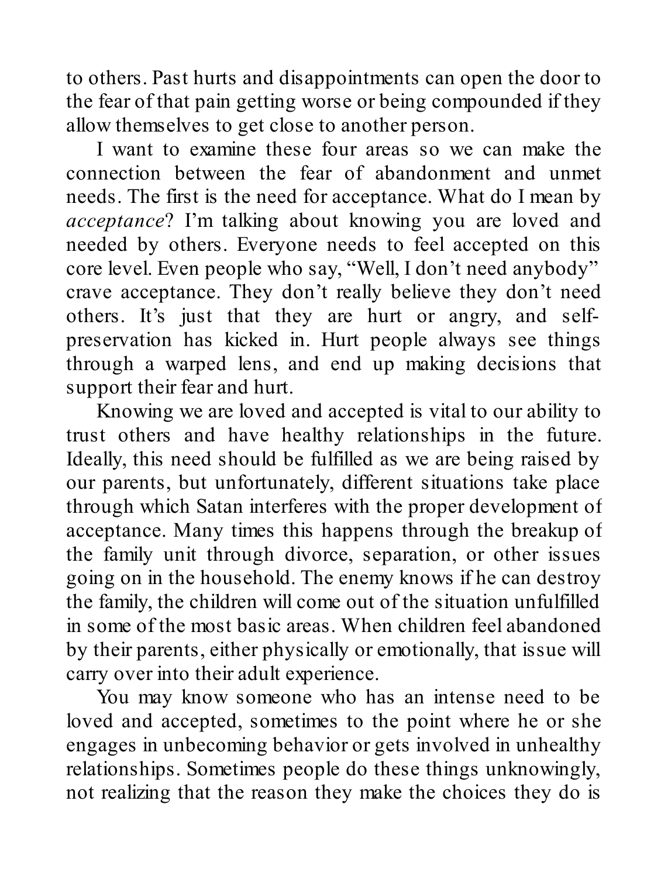to others. Past hurts and disappointments can open the door to the fear of that pain getting worse or being compounded if they allow themselves to get close to another person.

I want to examine these four areas so we can make the connection between the fear of abandonment and unmet needs. The first is the need for acceptance. What do I mean by *acceptance*? I'm talking about knowing you are loved and needed by others. Everyone needs to feel accepted on this core level. Even people who say, "Well, I don't need anybody" crave acceptance. They don't really believe they don't need others. It's just that they are hurt or angry, and self-preservation has kicked in. Hurt people always see things through a warped lens, and end up making decisions that support their fear and hurt.

Knowing we are loved and accepted is vital to our ability to trust others and have healthy relationships in the future. Ideally, this need should be fulfilled as we are being raised by our parents, but unfortunately, different situations take place through which Satan interferes with the proper development of acceptance. Many times this happens through the breakup of the family unit through divorce, separation, or other issues going on in the household. The enemy knows if he can destroy the family, the children will come out of the situation unfulfilled in some of the most basic areas. When children feel abandoned by their parents, either physically or emotionally, that issue will carry over into their adult experience.

You may know someone who has an intense need to be loved and accepted, sometimes to the point where he or she engages in unbecoming behavior or gets involved in unhealthy relationships. Sometimes people do these things unknowingly, not realizing that the reason they make the choices they do is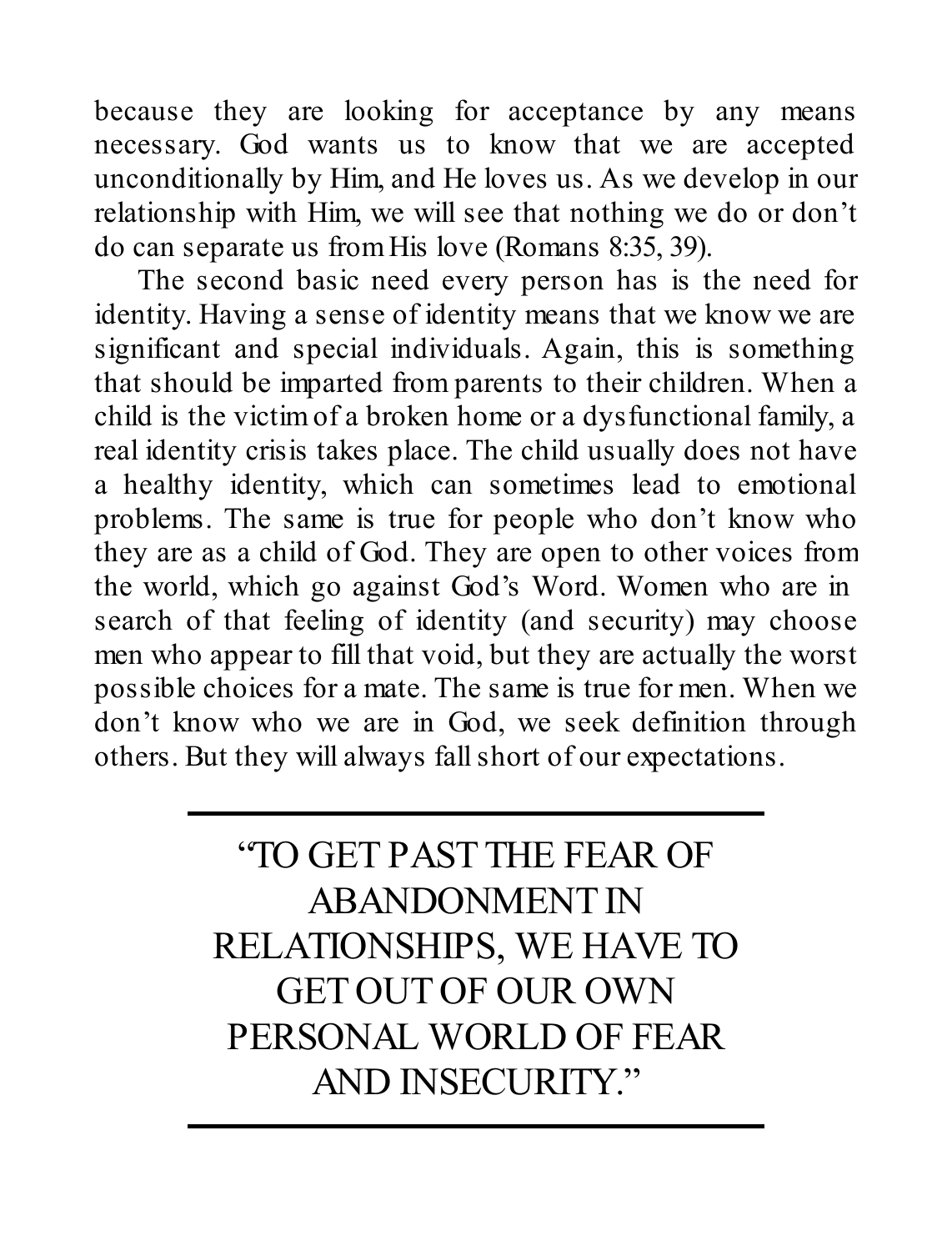because they are looking for acceptance by any means necessary. God wants us to know that we are accepted unconditionally by Him, and He loves us. As we develop in our relationship with Him, we will see that nothing we do or don't do can separate us from His love (Romans 8:35, 39).

The second basic need every person has is the need for identity. Having a sense of identity means that we know we are significant and special individuals. Again, this is something that should be imparted from parents to their children. When a child is the victim of a broken home or a dysfunctional family, a real identity crisis takes place. The child usually does not have a healthy identity, which can sometimes lead to emotional problems. The same is true for people who don't know who they are as a child of God. They are open to other voices from the world, which go against God's Word. Women who are in search of that feeling of identity (and security) may choose men who appear to fill that void, but they are actually the worst possible choices for a mate. The same is true for men. When we don't know who we are in God, we seek definition through others. But they will always fall short of our expectations.

---

> "TO GET PAST THE FEAR OF ABANDONMENT IN RELATIONSHIPS, WE HAVE TO GET OUT OF OUR OWN PERSONAL WORLD OF FEAR AND INSECURITY."

---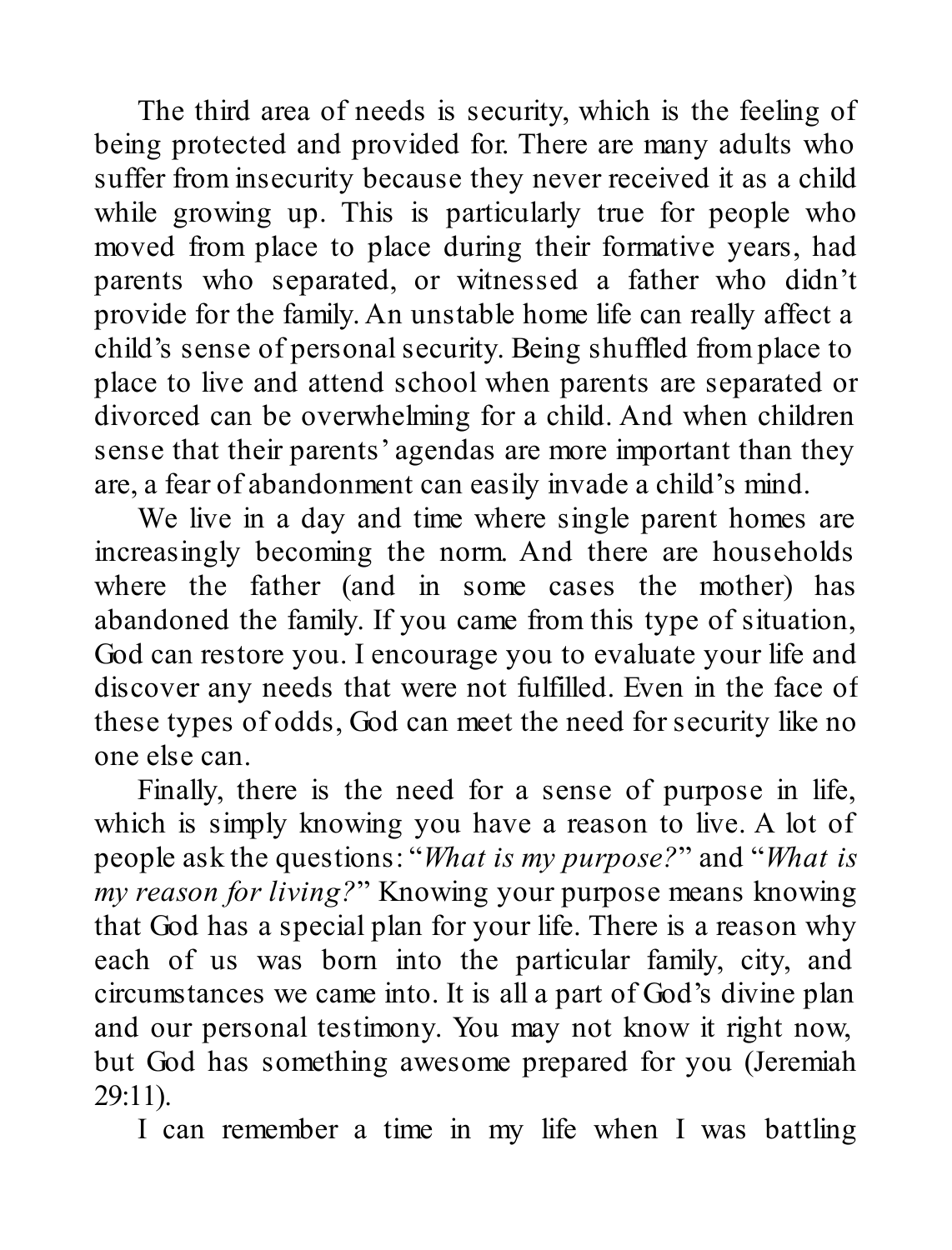The third area of needs is security, which is the feeling of being protected and provided for. There are many adults who suffer from insecurity because they never received it as a child while growing up. This is particularly true for people who moved from place to place during their formative years, had parents who separated, or witnessed a father who didn't provide for the family. An unstable home life can really affect a child's sense of personal security. Being shuffled from place to place to live and attend school when parents are separated or divorced can be overwhelming for a child. And when children sense that their parents' agendas are more important than they are, a fear of abandonment can easily invade a child's mind.

We live in a day and time where single parent homes are increasingly becoming the norm. And there are households where the father (and in some cases the mother) has abandoned the family. If you came from this type of situation, God can restore you. I encourage you to evaluate your life and discover any needs that were not fulfilled. Even in the face of these types of odds, God can meet the need for security like no one else can.

Finally, there is the need for a sense of purpose in life, which is simply knowing you have a reason to live. A lot of people ask the questions: "*What is my purpose?*" and "*What is my reason for living?*" Knowing your purpose means knowing that God has a special plan for your life. There is a reason why each of us was born into the particular family, city, and circumstances we came into. It is all a part of God's divine plan and our personal testimony. You may not know it right now, but God has something awesome prepared for you (Jeremiah 29:11).

I can remember a time in my life when I was battling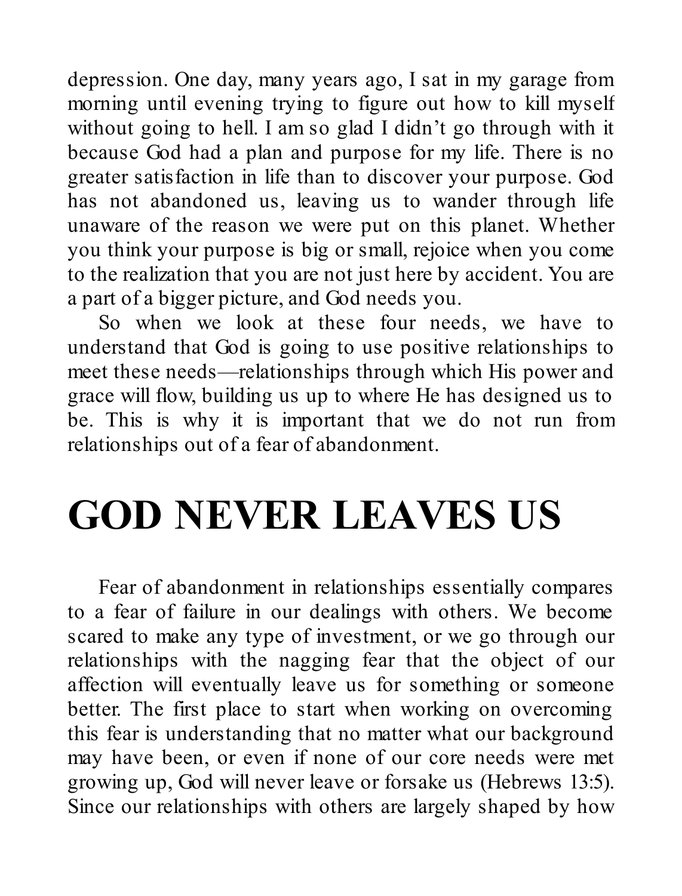depression. One day, many years ago, I sat in my garage from morning until evening trying to figure out how to kill myself without going to hell. I am so glad I didn't go through with it because God had a plan and purpose for my life. There is no greater satisfaction in life than to discover your purpose. God has not abandoned us, leaving us to wander through life unaware of the reason we were put on this planet. Whether you think your purpose is big or small, rejoice when you come to the realization that you are not just here by accident. You are a part of a bigger picture, and God needs you.

So when we look at these four needs, we have to understand that God is going to use positive relationships to meet these needs—relationships through which His power and grace will flow, building us up to where He has designed us to be. This is why it is important that we do not run from relationships out of a fear of abandonment.

# GOD NEVER LEAVES US

Fear of abandonment in relationships essentially compares to a fear of failure in our dealings with others. We become scared to make any type of investment, or we go through our relationships with the nagging fear that the object of our affection will eventually leave us for something or someone better. The first place to start when working on overcoming this fear is understanding that no matter what our background may have been, or even if none of our core needs were met growing up, God will never leave or forsake us (Hebrews 13:5). Since our relationships with others are largely shaped by how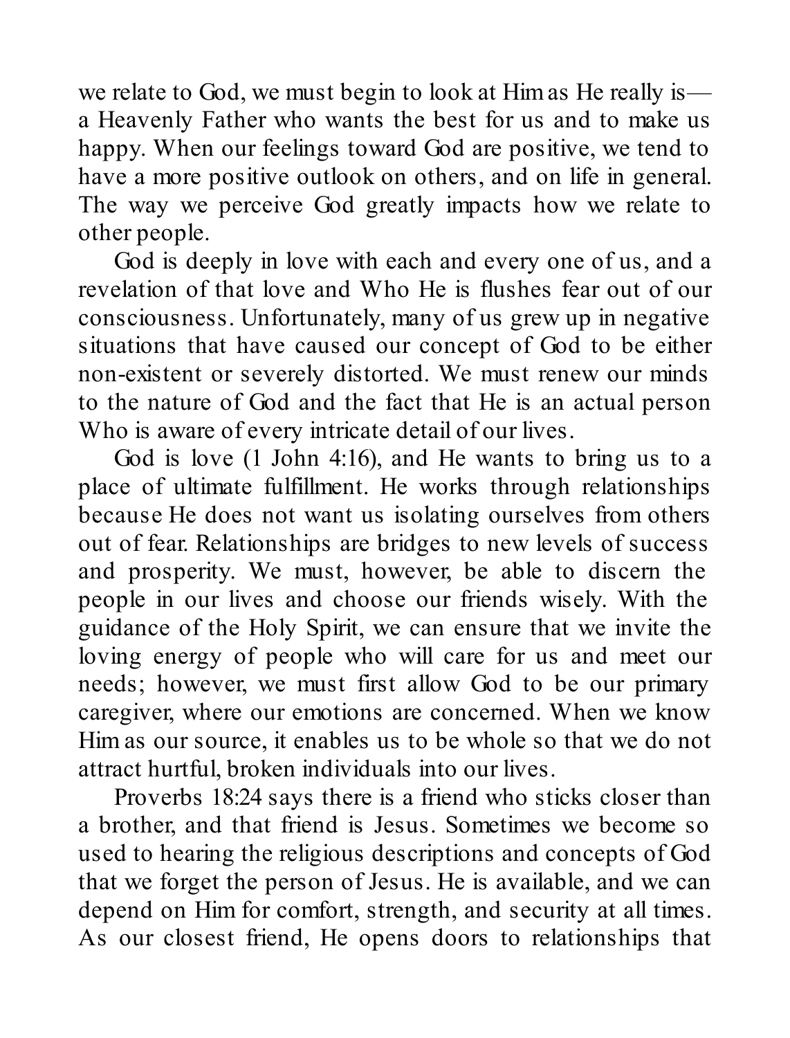we relate to God, we must begin to look at Him as He really is—a Heavenly Father who wants the best for us and to make us happy. When our feelings toward God are positive, we tend to have a more positive outlook on others, and on life in general. The way we perceive God greatly impacts how we relate to other people.

God is deeply in love with each and every one of us, and a revelation of that love and Who He is flushes fear out of our consciousness. Unfortunately, many of us grew up in negative situations that have caused our concept of God to be either non-existent or severely distorted. We must renew our minds to the nature of God and the fact that He is an actual person Who is aware of every intricate detail of our lives.

God is love (1 John 4:16), and He wants to bring us to a place of ultimate fulfillment. He works through relationships because He does not want us isolating ourselves from others out of fear. Relationships are bridges to new levels of success and prosperity. We must, however, be able to discern the people in our lives and choose our friends wisely. With the guidance of the Holy Spirit, we can ensure that we invite the loving energy of people who will care for us and meet our needs; however, we must first allow God to be our primary caregiver, where our emotions are concerned. When we know Him as our source, it enables us to be whole so that we do not attract hurtful, broken individuals into our lives.

Proverbs 18:24 says there is a friend who sticks closer than a brother, and that friend is Jesus. Sometimes we become so used to hearing the religious descriptions and concepts of God that we forget the person of Jesus. He is available, and we can depend on Him for comfort, strength, and security at all times. As our closest friend, He opens doors to relationships that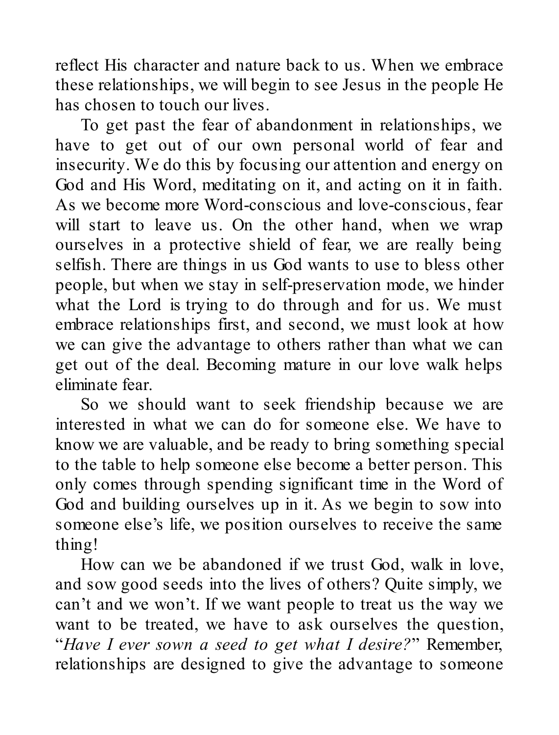reflect His character and nature back to us. When we embrace these relationships, we will begin to see Jesus in the people He has chosen to touch our lives.

To get past the fear of abandonment in relationships, we have to get out of our own personal world of fear and insecurity. We do this by focusing our attention and energy on God and His Word, meditating on it, and acting on it in faith. As we become more Word-conscious and love-conscious, fear will start to leave us. On the other hand, when we wrap ourselves in a protective shield of fear, we are really being selfish. There are things in us God wants to use to bless other people, but when we stay in self-preservation mode, we hinder what the Lord is trying to do through and for us. We must embrace relationships first, and second, we must look at how we can give the advantage to others rather than what we can get out of the deal. Becoming mature in our love walk helps eliminate fear.

So we should want to seek friendship because we are interested in what we can do for someone else. We have to know we are valuable, and be ready to bring something special to the table to help someone else become a better person. This only comes through spending significant time in the Word of God and building ourselves up in it. As we begin to sow into someone else's life, we position ourselves to receive the same thing!

How can we be abandoned if we trust God, walk in love, and sow good seeds into the lives of others? Quite simply, we can't and we won't. If we want people to treat us the way we want to be treated, we have to ask ourselves the question, "*Have I ever sown a seed to get what I desire?*" Remember, relationships are designed to give the advantage to someone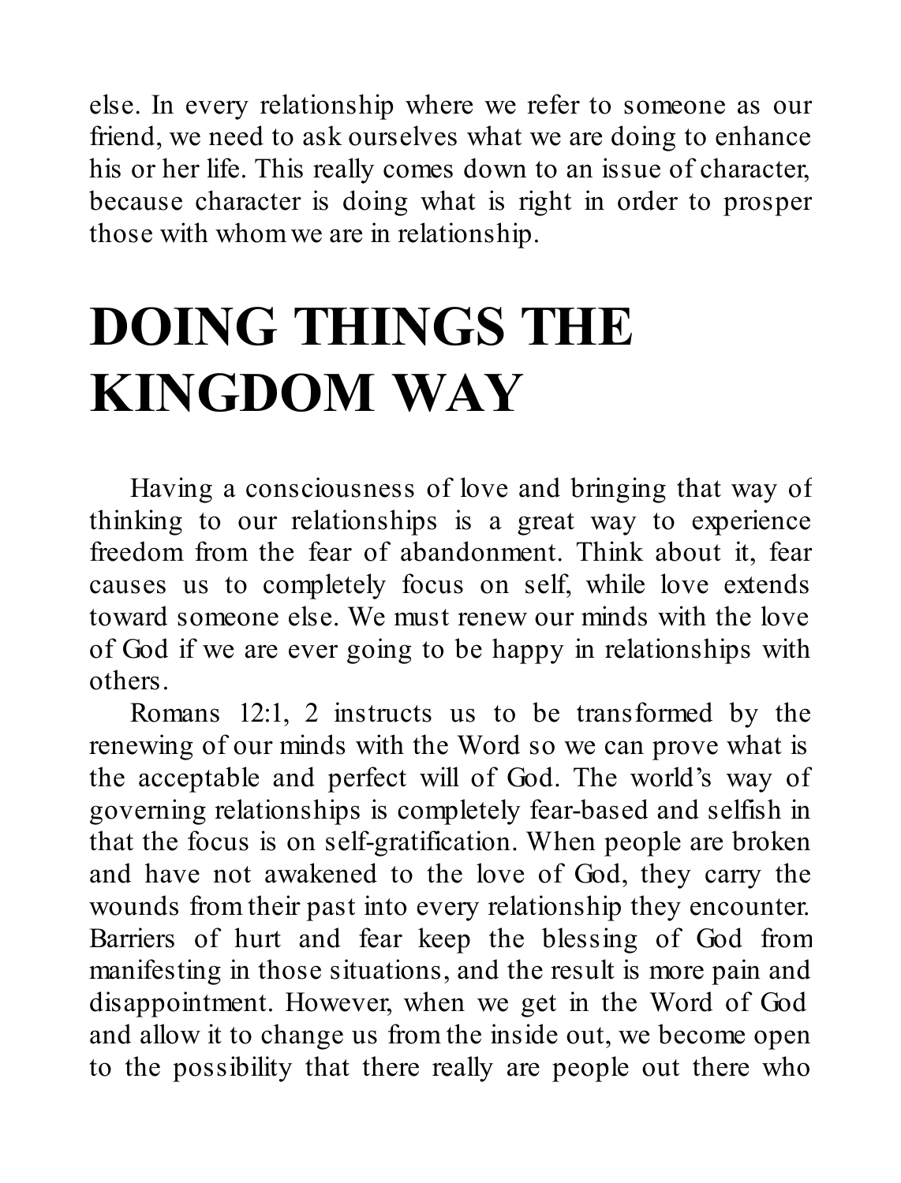else. In every relationship where we refer to someone as our friend, we need to ask ourselves what we are doing to enhance his or her life. This really comes down to an issue of character, because character is doing what is right in order to prosper those with whom we are in relationship.

# DOING THINGS THE KINGDOM WAY

Having a consciousness of love and bringing that way of thinking to our relationships is a great way to experience freedom from the fear of abandonment. Think about it, fear causes us to completely focus on self, while love extends toward someone else. We must renew our minds with the love of God if we are ever going to be happy in relationships with others.

Romans 12:1, 2 instructs us to be transformed by the renewing of our minds with the Word so we can prove what is the acceptable and perfect will of God. The world's way of governing relationships is completely fear-based and selfish in that the focus is on self-gratification. When people are broken and have not awakened to the love of God, they carry the wounds from their past into every relationship they encounter. Barriers of hurt and fear keep the blessing of God from manifesting in those situations, and the result is more pain and disappointment. However, when we get in the Word of God and allow it to change us from the inside out, we become open to the possibility that there really are people out there who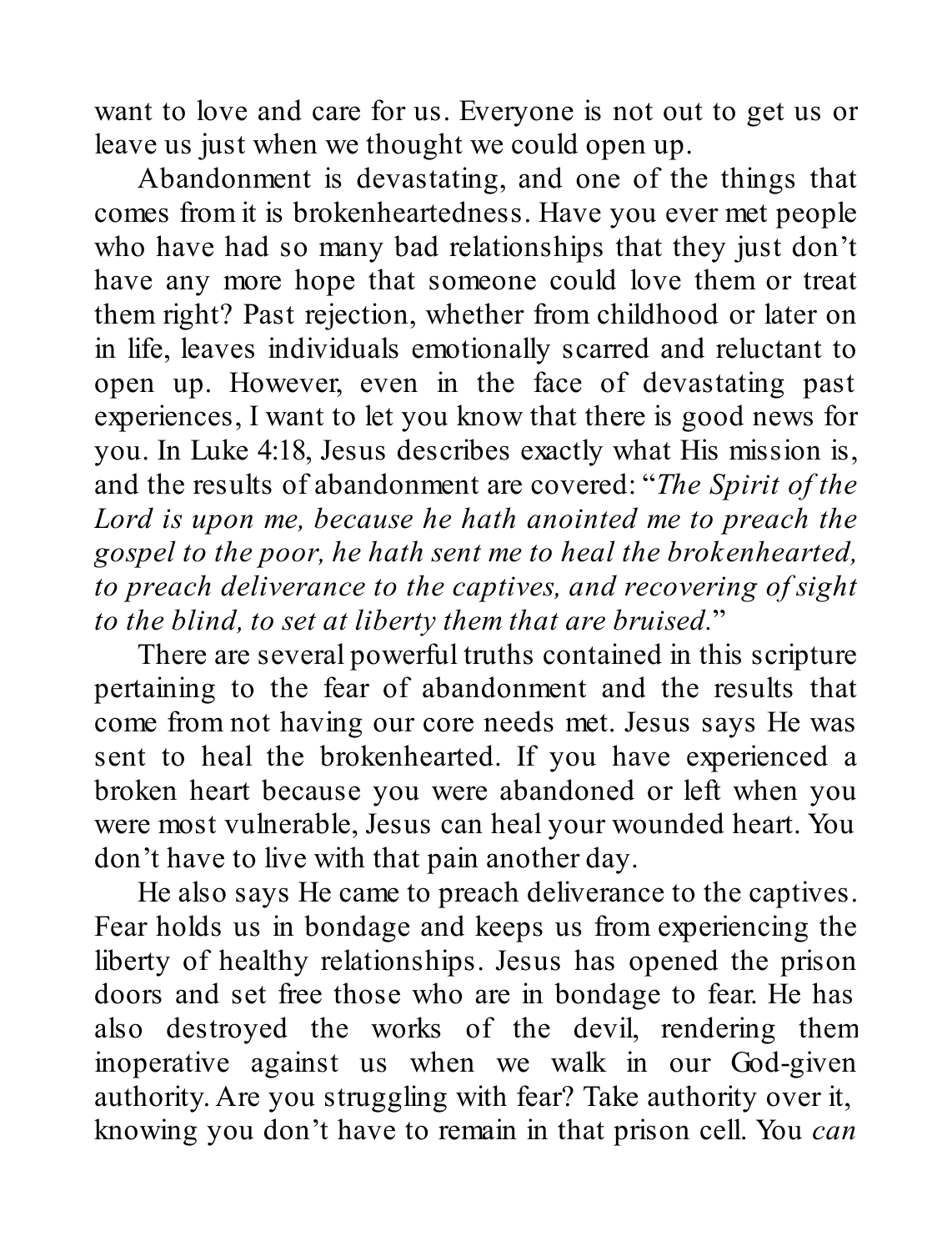want to love and care for us. Everyone is not out to get us or leave us just when we thought we could open up.

Abandonment is devastating, and one of the things that comes from it is brokenheartedness. Have you ever met people who have had so many bad relationships that they just don't have any more hope that someone could love them or treat them right? Past rejection, whether from childhood or later on in life, leaves individuals emotionally scarred and reluctant to open up. However, even in the face of devastating past experiences, I want to let you know that there is good news for you. In Luke 4:18, Jesus describes exactly what His mission is, and the results of abandonment are covered: "*The Spirit of the Lord is upon me, because he hath anointed me to preach the gospel to the poor, he hath sent me to heal the brokenhearted, to preach deliverance to the captives, and recovering of sight to the blind, to set at liberty them that are bruised.*"

There are several powerful truths contained in this scripture pertaining to the fear of abandonment and the results that come from not having our core needs met. Jesus says He was sent to heal the brokenhearted. If you have experienced a broken heart because you were abandoned or left when you were most vulnerable, Jesus can heal your wounded heart. You don't have to live with that pain another day.

He also says He came to preach deliverance to the captives. Fear holds us in bondage and keeps us from experiencing the liberty of healthy relationships. Jesus has opened the prison doors and set free those who are in bondage to fear. He has also destroyed the works of the devil, rendering them inoperative against us when we walk in our God-given authority. Are you struggling with fear? Take authority over it, knowing you don't have to remain in that prison cell. You *can*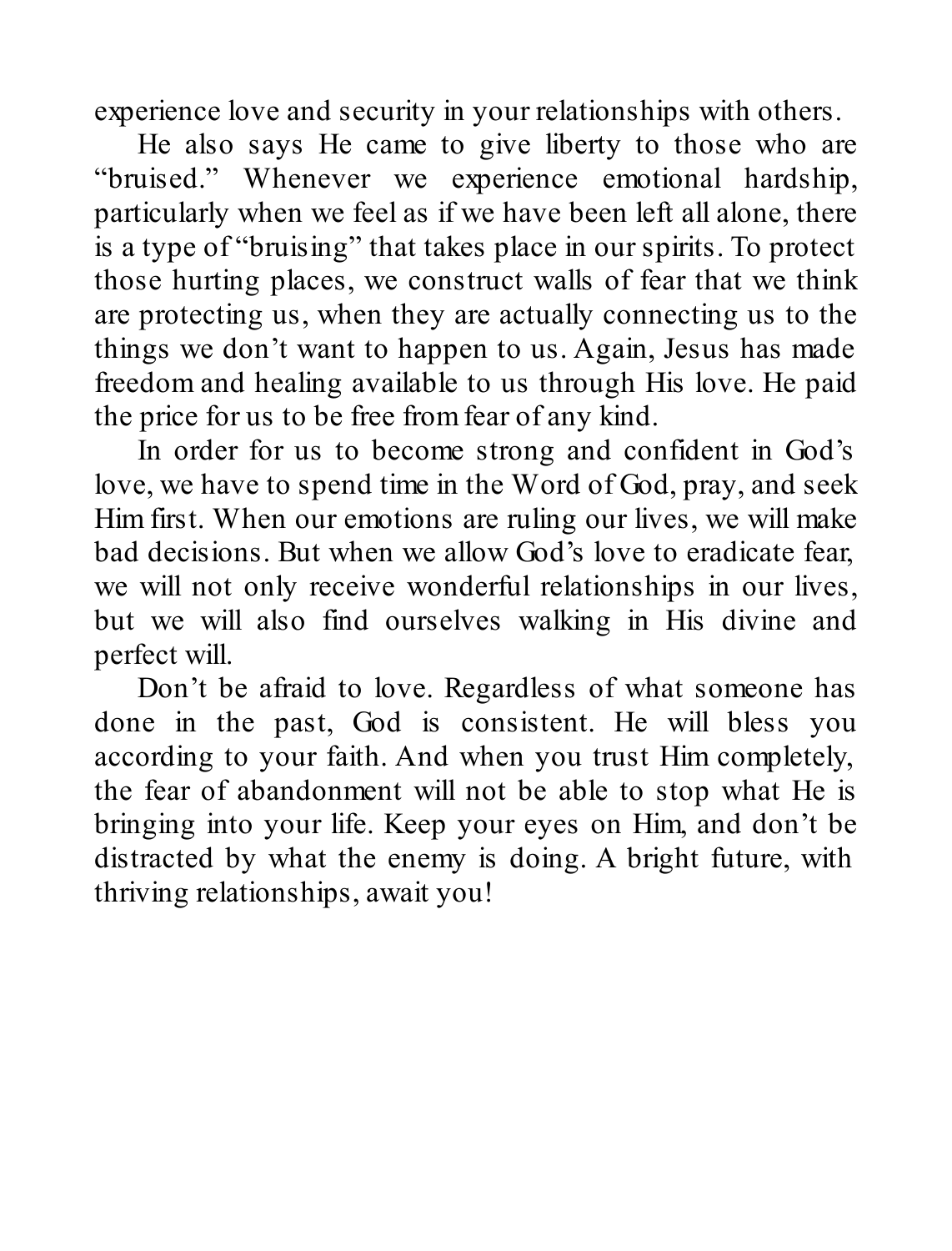experience love and security in your relationships with others.

He also says He came to give liberty to those who are "bruised." Whenever we experience emotional hardship, particularly when we feel as if we have been left all alone, there is a type of "bruising" that takes place in our spirits. To protect those hurting places, we construct walls of fear that we think are protecting us, when they are actually connecting us to the things we don't want to happen to us. Again, Jesus has made freedom and healing available to us through His love. He paid the price for us to be free from fear of any kind.

In order for us to become strong and confident in God's love, we have to spend time in the Word of God, pray, and seek Him first. When our emotions are ruling our lives, we will make bad decisions. But when we allow God's love to eradicate fear, we will not only receive wonderful relationships in our lives, but we will also find ourselves walking in His divine and perfect will.

Don't be afraid to love. Regardless of what someone has done in the past, God is consistent. He will bless you according to your faith. And when you trust Him completely, the fear of abandonment will not be able to stop what He is bringing into your life. Keep your eyes on Him, and don't be distracted by what the enemy is doing. A bright future, with thriving relationships, await you!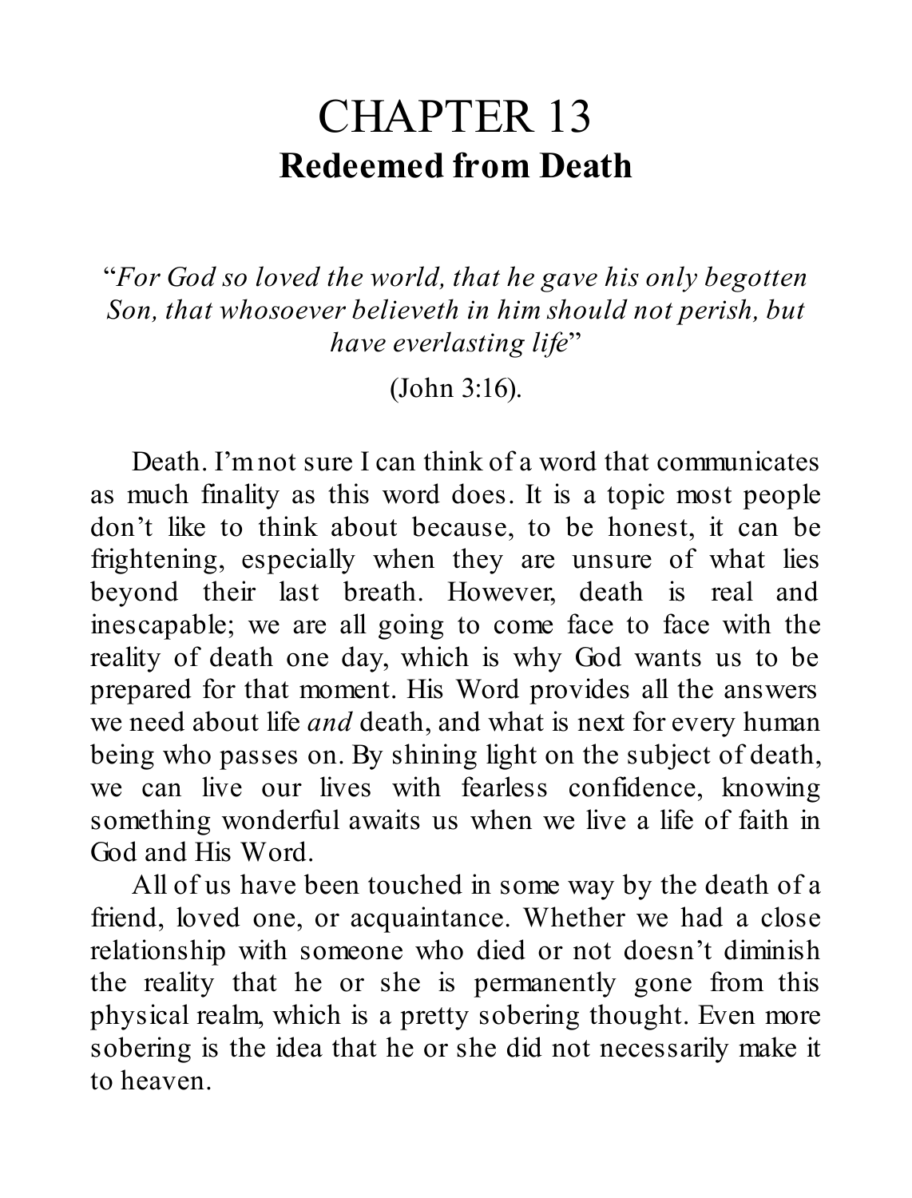# CHAPTER 13

## Redeemed from Death

"*For God so loved the world, that he gave his only begotten Son, that whosoever believeth in him should not perish, but have everlasting life*"

(John 3:16).

Death. I'm not sure I can think of a word that communicates as much finality as this word does. It is a topic most people don't like to think about because, to be honest, it can be frightening, especially when they are unsure of what lies beyond their last breath. However, death is real and inescapable; we are all going to come face to face with the reality of death one day, which is why God wants us to be prepared for that moment. His Word provides all the answers we need about life *and* death, and what is next for every human being who passes on. By shining light on the subject of death, we can live our lives with fearless confidence, knowing something wonderful awaits us when we live a life of faith in God and His Word.

All of us have been touched in some way by the death of a friend, loved one, or acquaintance. Whether we had a close relationship with someone who died or not doesn't diminish the reality that he or she is permanently gone from this physical realm, which is a pretty sobering thought. Even more sobering is the idea that he or she did not necessarily make it to heaven.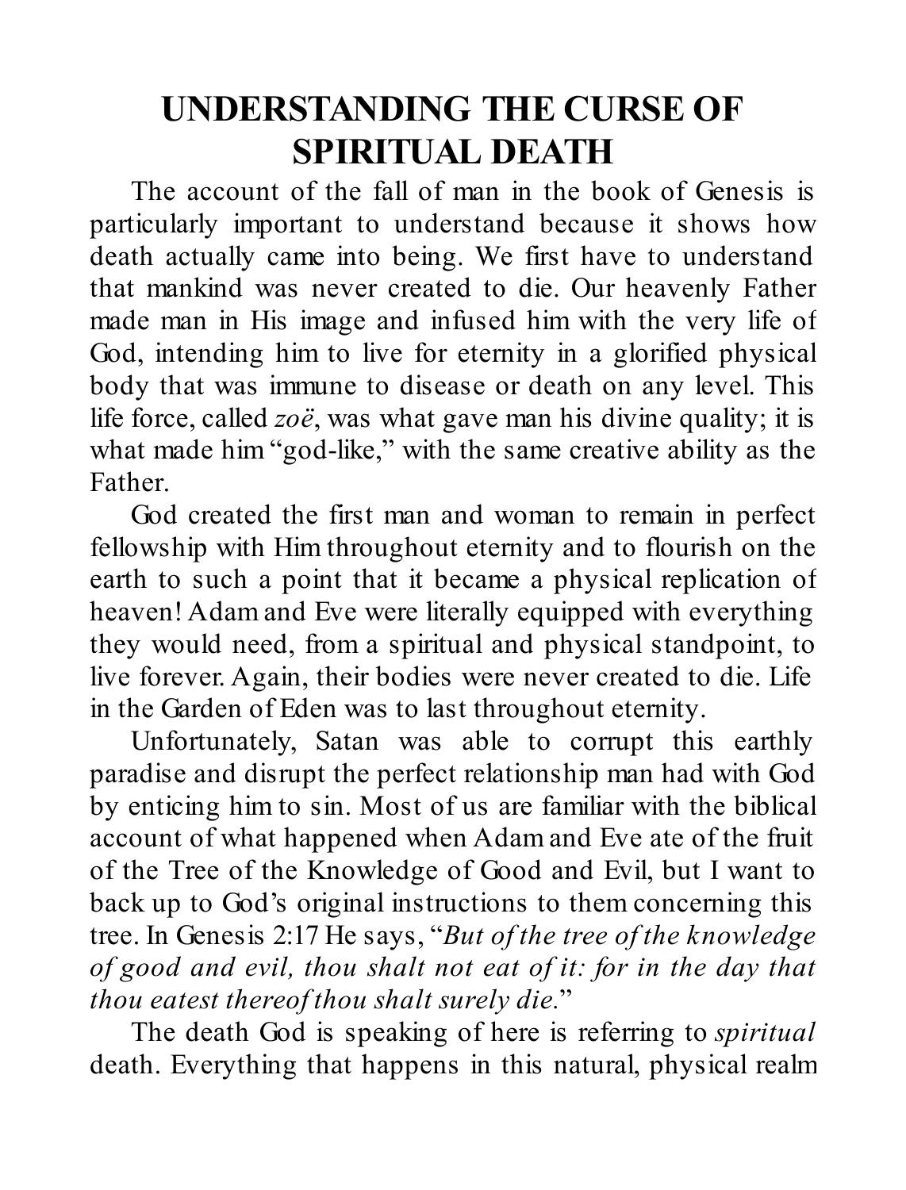# UNDERSTANDING THE CURSE OF SPIRITUAL DEATH

The account of the fall of man in the book of Genesis is particularly important to understand because it shows how death actually came into being. We first have to understand that mankind was never created to die. Our heavenly Father made man in His image and infused him with the very life of God, intending him to live for eternity in a glorified physical body that was immune to disease or death on any level. This life force, called *zoë*, was what gave man his divine quality; it is what made him "god-like," with the same creative ability as the Father.

God created the first man and woman to remain in perfect fellowship with Him throughout eternity and to flourish on the earth to such a point that it became a physical replication of heaven! Adam and Eve were literally equipped with everything they would need, from a spiritual and physical standpoint, to live forever. Again, their bodies were never created to die. Life in the Garden of Eden was to last throughout eternity.

Unfortunately, Satan was able to corrupt this earthly paradise and disrupt the perfect relationship man had with God by enticing him to sin. Most of us are familiar with the biblical account of what happened when Adam and Eve ate of the fruit of the Tree of the Knowledge of Good and Evil, but I want to back up to God's original instructions to them concerning this tree. In Genesis 2:17 He says, "*But of the tree of the knowledge of good and evil, thou shalt not eat of it: for in the day that thou eatest thereof thou shalt surely die.*"

The death God is speaking of here is referring to *spiritual* death. Everything that happens in this natural, physical realm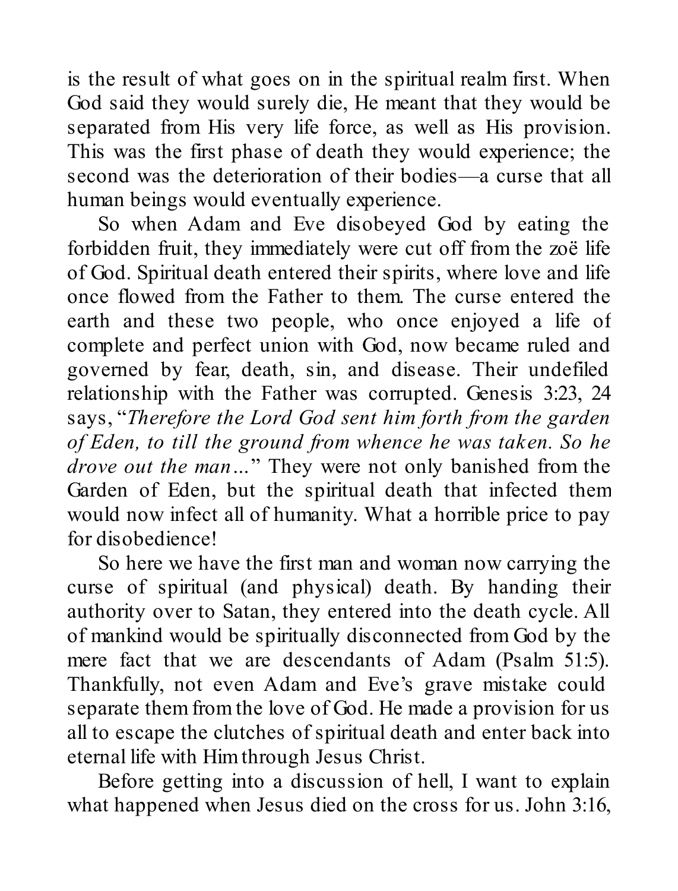is the result of what goes on in the spiritual realm first. When God said they would surely die, He meant that they would be separated from His very life force, as well as His provision. This was the first phase of death they would experience; the second was the deterioration of their bodies—a curse that all human beings would eventually experience.

So when Adam and Eve disobeyed God by eating the forbidden fruit, they immediately were cut off from the zoë life of God. Spiritual death entered their spirits, where love and life once flowed from the Father to them. The curse entered the earth and these two people, who once enjoyed a life of complete and perfect union with God, now became ruled and governed by fear, death, sin, and disease. Their undefiled relationship with the Father was corrupted. Genesis 3:23, 24 says, "*Therefore the Lord God sent him forth from the garden of Eden, to till the ground from whence he was taken. So he drove out the man…*" They were not only banished from the Garden of Eden, but the spiritual death that infected them would now infect all of humanity. What a horrible price to pay for disobedience!

So here we have the first man and woman now carrying the curse of spiritual (and physical) death. By handing their authority over to Satan, they entered into the death cycle. All of mankind would be spiritually disconnected from God by the mere fact that we are descendants of Adam (Psalm 51:5). Thankfully, not even Adam and Eve's grave mistake could separate them from the love of God. He made a provision for us all to escape the clutches of spiritual death and enter back into eternal life with Him through Jesus Christ.

Before getting into a discussion of hell, I want to explain what happened when Jesus died on the cross for us. John 3:16,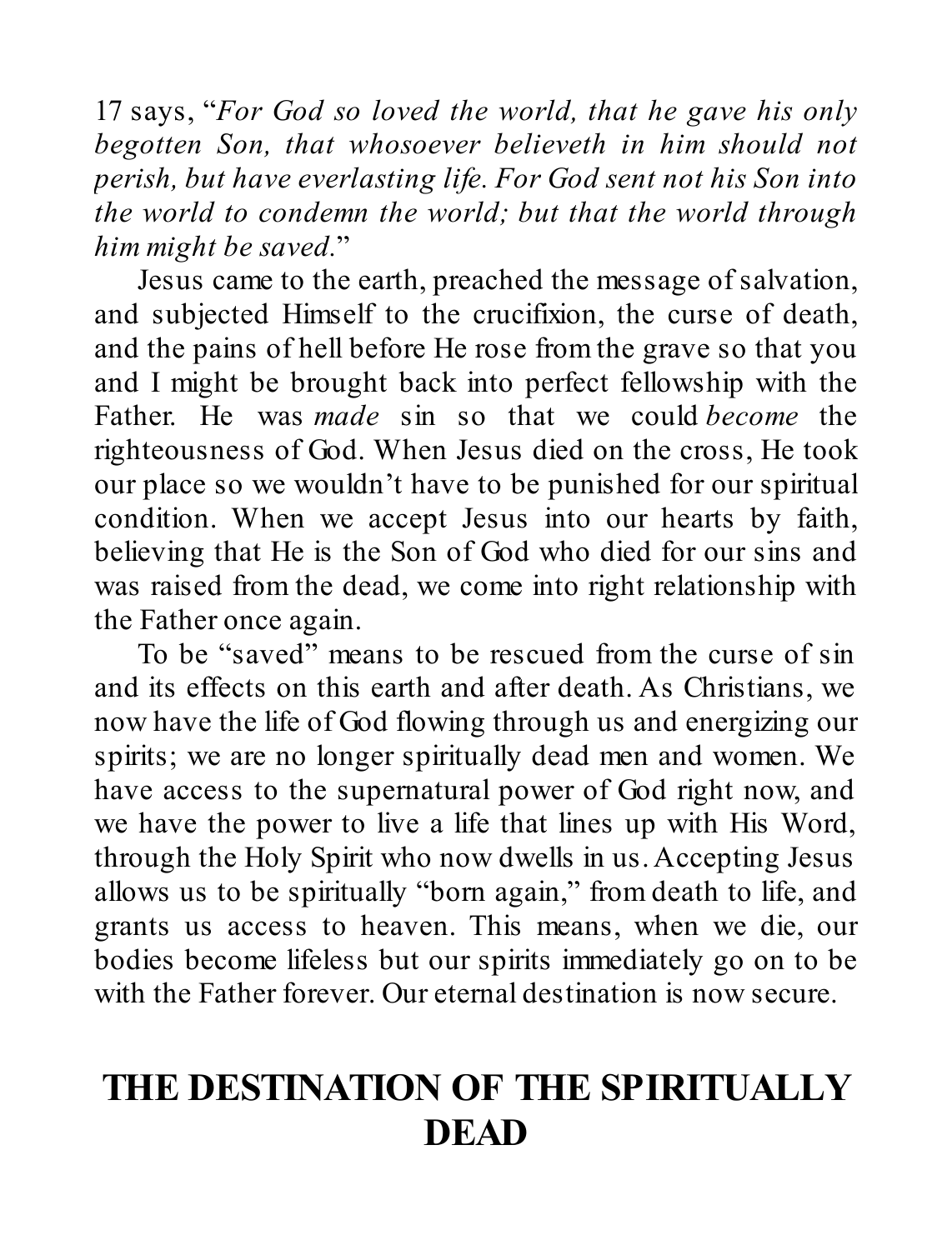17 says, "*For God so loved the world, that he gave his only begotten Son, that whosoever believeth in him should not perish, but have everlasting life. For God sent not his Son into the world to condemn the world; but that the world through him might be saved.*"

Jesus came to the earth, preached the message of salvation, and subjected Himself to the crucifixion, the curse of death, and the pains of hell before He rose from the grave so that you and I might be brought back into perfect fellowship with the Father. He was *made* sin so that we could *become* the righteousness of God. When Jesus died on the cross, He took our place so we wouldn't have to be punished for our spiritual condition. When we accept Jesus into our hearts by faith, believing that He is the Son of God who died for our sins and was raised from the dead, we come into right relationship with the Father once again.

To be "saved" means to be rescued from the curse of sin and its effects on this earth and after death. As Christians, we now have the life of God flowing through us and energizing our spirits; we are no longer spiritually dead men and women. We have access to the supernatural power of God right now, and we have the power to live a life that lines up with His Word, through the Holy Spirit who now dwells in us. Accepting Jesus allows us to be spiritually "born again," from death to life, and grants us access to heaven. This means, when we die, our bodies become lifeless but our spirits immediately go on to be with the Father forever. Our eternal destination is now secure.

## THE DESTINATION OF THE SPIRITUALLY DEAD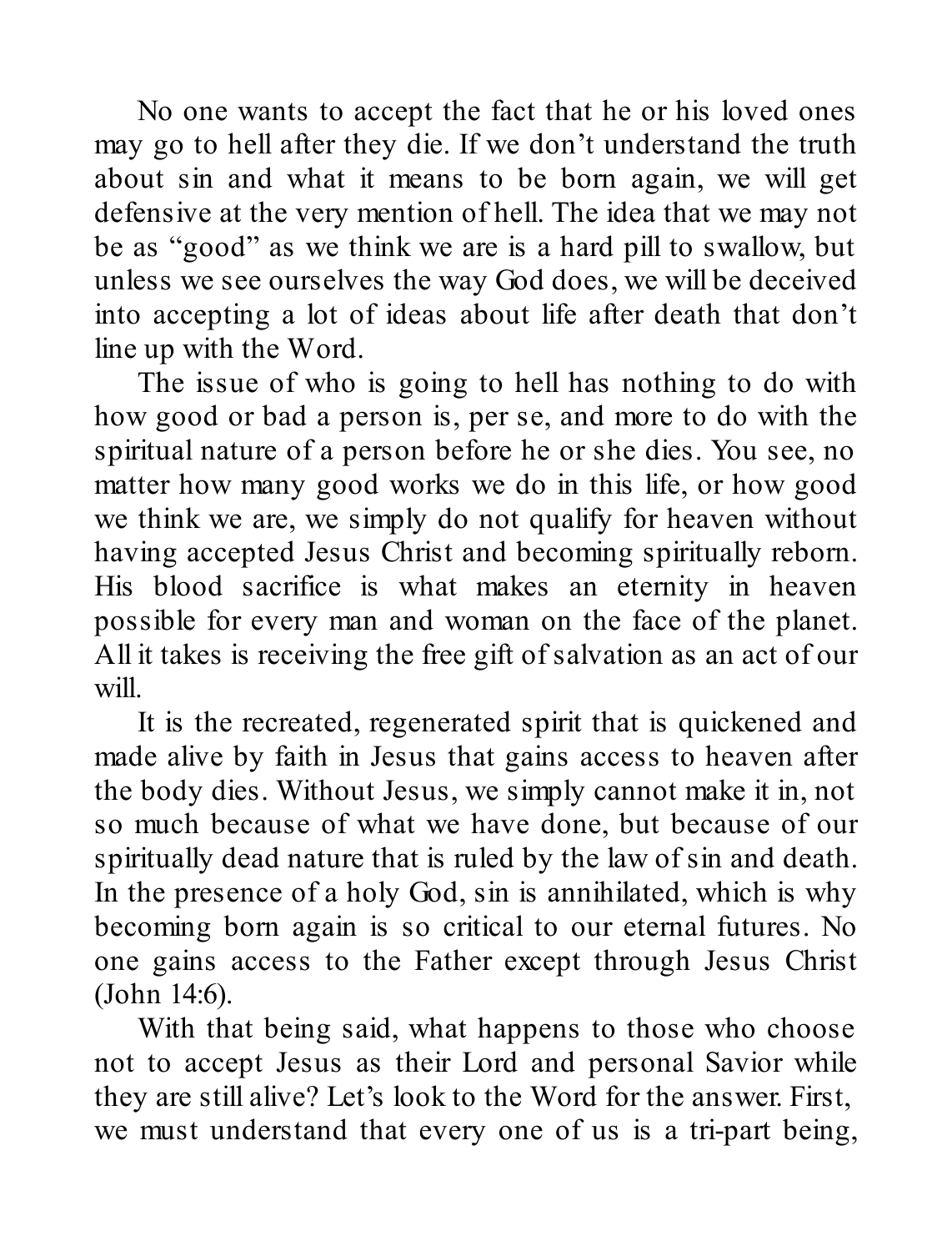No one wants to accept the fact that he or his loved ones may go to hell after they die. If we don't understand the truth about sin and what it means to be born again, we will get defensive at the very mention of hell. The idea that we may not be as "good" as we think we are is a hard pill to swallow, but unless we see ourselves the way God does, we will be deceived into accepting a lot of ideas about life after death that don't line up with the Word.

The issue of who is going to hell has nothing to do with how good or bad a person is, per se, and more to do with the spiritual nature of a person before he or she dies. You see, no matter how many good works we do in this life, or how good we think we are, we simply do not qualify for heaven without having accepted Jesus Christ and becoming spiritually reborn. His blood sacrifice is what makes an eternity in heaven possible for every man and woman on the face of the planet. All it takes is receiving the free gift of salvation as an act of our will.

It is the recreated, regenerated spirit that is quickened and made alive by faith in Jesus that gains access to heaven after the body dies. Without Jesus, we simply cannot make it in, not so much because of what we have done, but because of our spiritually dead nature that is ruled by the law of sin and death. In the presence of a holy God, sin is annihilated, which is why becoming born again is so critical to our eternal futures. No one gains access to the Father except through Jesus Christ (John 14:6).

With that being said, what happens to those who choose not to accept Jesus as their Lord and personal Savior while they are still alive? Let's look to the Word for the answer. First, we must understand that every one of us is a tri-part being,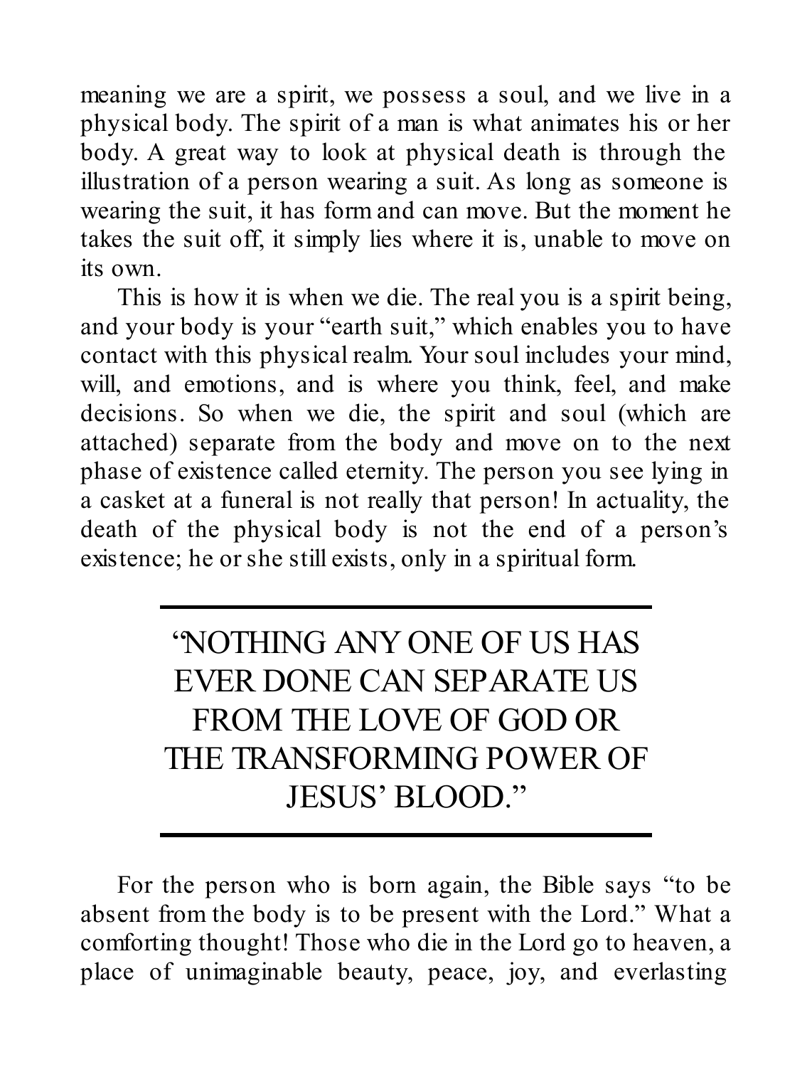meaning we are a spirit, we possess a soul, and we live in a physical body. The spirit of a man is what animates his or her body. A great way to look at physical death is through the illustration of a person wearing a suit. As long as someone is wearing the suit, it has form and can move. But the moment he takes the suit off, it simply lies where it is, unable to move on its own.

This is how it is when we die. The real you is a spirit being, and your body is your "earth suit," which enables you to have contact with this physical realm. Your soul includes your mind, will, and emotions, and is where you think, feel, and make decisions. So when we die, the spirit and soul (which are attached) separate from the body and move on to the next phase of existence called eternity. The person you see lying in a casket at a funeral is not really that person! In actuality, the death of the physical body is not the end of a person's existence; he or she still exists, only in a spiritual form.

---

> "NOTHING ANY ONE OF US HAS EVER DONE CAN SEPARATE US FROM THE LOVE OF GOD OR THE TRANSFORMING POWER OF JESUS' BLOOD."

---

For the person who is born again, the Bible says "to be absent from the body is to be present with the Lord." What a comforting thought! Those who die in the Lord go to heaven, a place of unimaginable beauty, peace, joy, and everlasting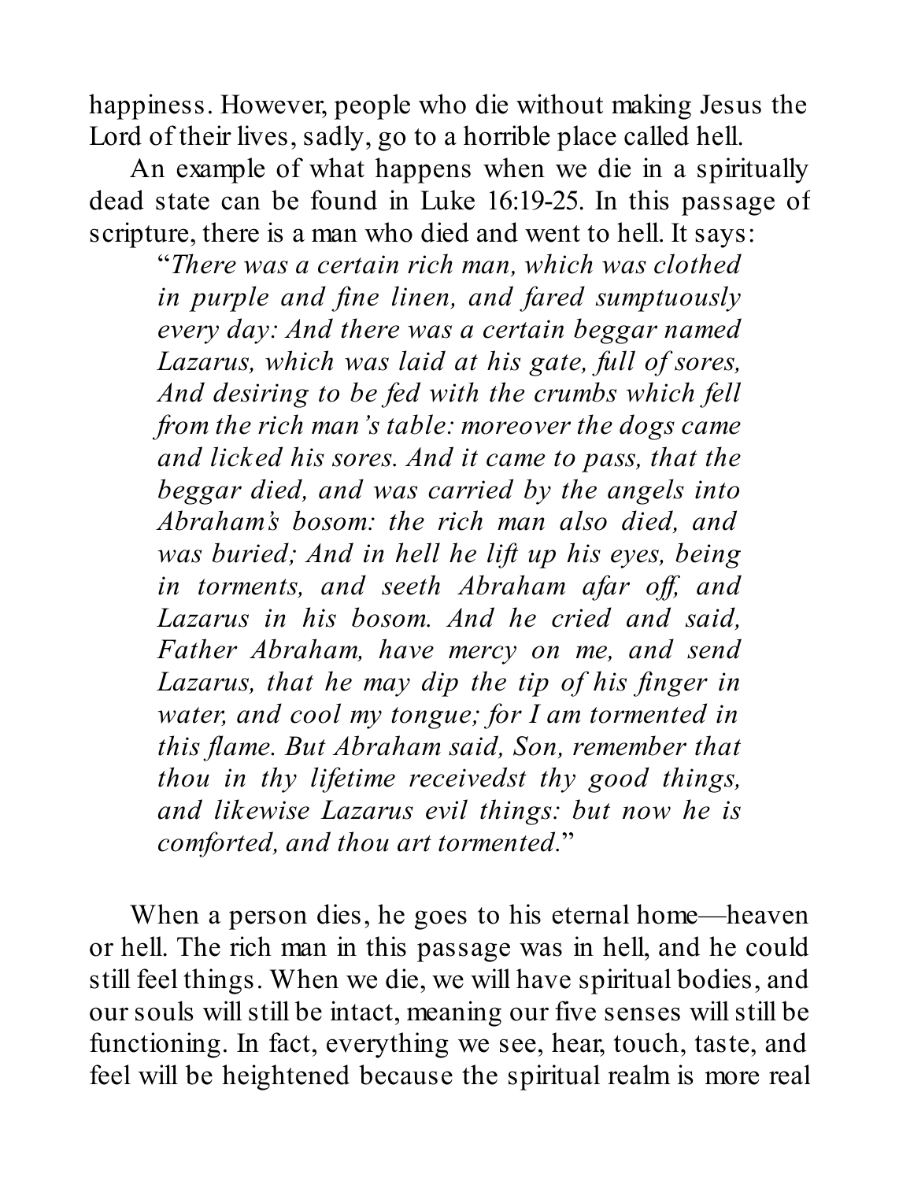happiness. However, people who die without making Jesus the Lord of their lives, sadly, go to a horrible place called hell.

An example of what happens when we die in a spiritually dead state can be found in Luke 16:19-25. In this passage of scripture, there is a man who died and went to hell. It says:

> "*There was a certain rich man, which was clothed in purple and fine linen, and fared sumptuously every day: And there was a certain beggar named Lazarus, which was laid at his gate, full of sores, And desiring to be fed with the crumbs which fell from the rich man's table: moreover the dogs came and licked his sores. And it came to pass, that the beggar died, and was carried by the angels into Abraham's bosom: the rich man also died, and was buried; And in hell he lift up his eyes, being in torments, and seeth Abraham afar off, and Lazarus in his bosom. And he cried and said, Father Abraham, have mercy on me, and send Lazarus, that he may dip the tip of his finger in water, and cool my tongue; for I am tormented in this flame. But Abraham said, Son, remember that thou in thy lifetime receivedst thy good things, and likewise Lazarus evil things: but now he is comforted, and thou art tormented.*"

When a person dies, he goes to his eternal home—heaven or hell. The rich man in this passage was in hell, and he could still feel things. When we die, we will have spiritual bodies, and our souls will still be intact, meaning our five senses will still be functioning. In fact, everything we see, hear, touch, taste, and feel will be heightened because the spiritual realm is more real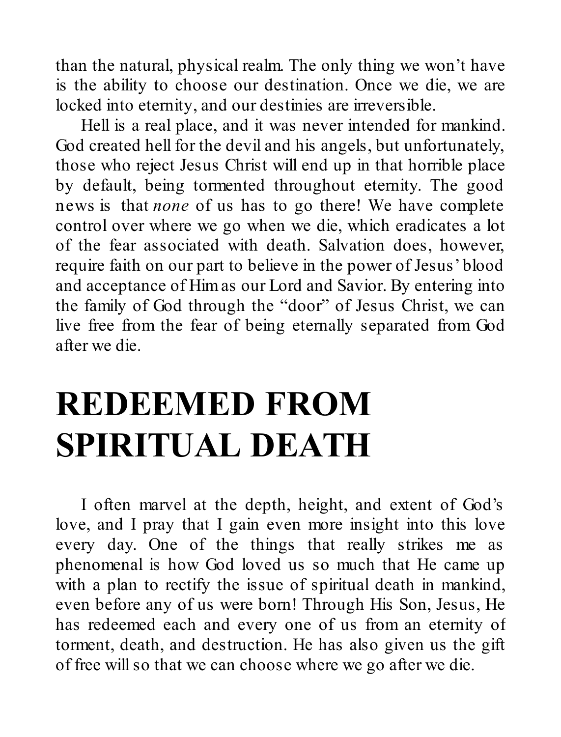than the natural, physical realm. The only thing we won't have is the ability to choose our destination. Once we die, we are locked into eternity, and our destinies are irreversible.

Hell is a real place, and it was never intended for mankind. God created hell for the devil and his angels, but unfortunately, those who reject Jesus Christ will end up in that horrible place by default, being tormented throughout eternity. The good news is that *none* of us has to go there! We have complete control over where we go when we die, which eradicates a lot of the fear associated with death. Salvation does, however, require faith on our part to believe in the power of Jesus' blood and acceptance of Him as our Lord and Savior. By entering into the family of God through the "door" of Jesus Christ, we can live free from the fear of being eternally separated from God after we die.

# REDEEMED FROM SPIRITUAL DEATH

I often marvel at the depth, height, and extent of God's love, and I pray that I gain even more insight into this love every day. One of the things that really strikes me as phenomenal is how God loved us so much that He came up with a plan to rectify the issue of spiritual death in mankind, even before any of us were born! Through His Son, Jesus, He has redeemed each and every one of us from an eternity of torment, death, and destruction. He has also given us the gift of free will so that we can choose where we go after we die.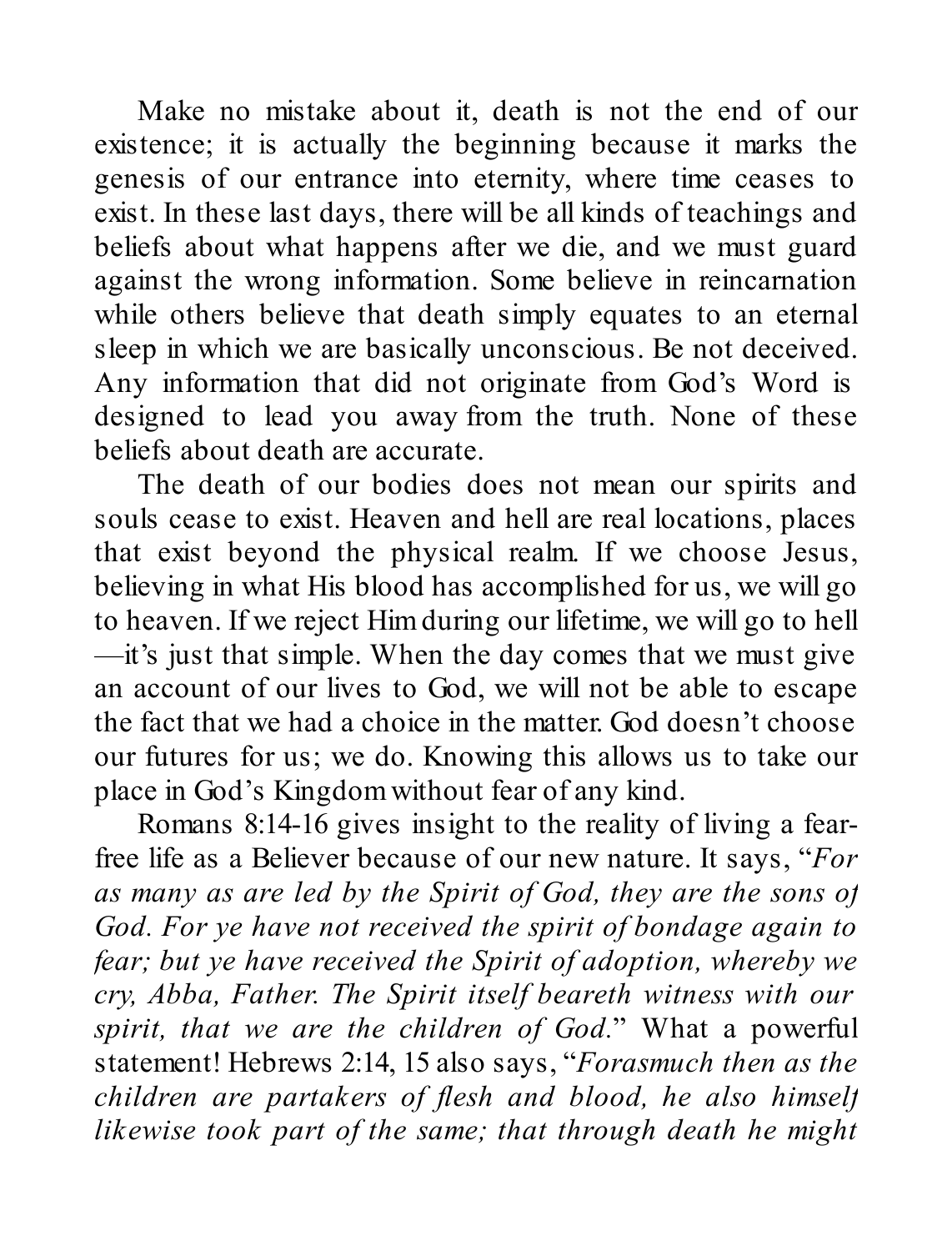Make no mistake about it, death is not the end of our existence; it is actually the beginning because it marks the genesis of our entrance into eternity, where time ceases to exist. In these last days, there will be all kinds of teachings and beliefs about what happens after we die, and we must guard against the wrong information. Some believe in reincarnation while others believe that death simply equates to an eternal sleep in which we are basically unconscious. Be not deceived. Any information that did not originate from God's Word is designed to lead you away from the truth. None of these beliefs about death are accurate.

The death of our bodies does not mean our spirits and souls cease to exist. Heaven and hell are real locations, places that exist beyond the physical realm. If we choose Jesus, believing in what His blood has accomplished for us, we will go to heaven. If we reject Him during our lifetime, we will go to hell—it's just that simple. When the day comes that we must give an account of our lives to God, we will not be able to escape the fact that we had a choice in the matter. God doesn't choose our futures for us; we do. Knowing this allows us to take our place in God's Kingdom without fear of any kind.

Romans 8:14-16 gives insight to the reality of living a fear-free life as a Believer because of our new nature. It says, "*For as many as are led by the Spirit of God, they are the sons of God. For ye have not received the spirit of bondage again to fear; but ye have received the Spirit of adoption, whereby we cry, Abba, Father. The Spirit itself beareth witness with our spirit, that we are the children of God.*" What a powerful statement! Hebrews 2:14, 15 also says, "*Forasmuch then as the children are partakers of flesh and blood, he also himself likewise took part of the same; that through death he might*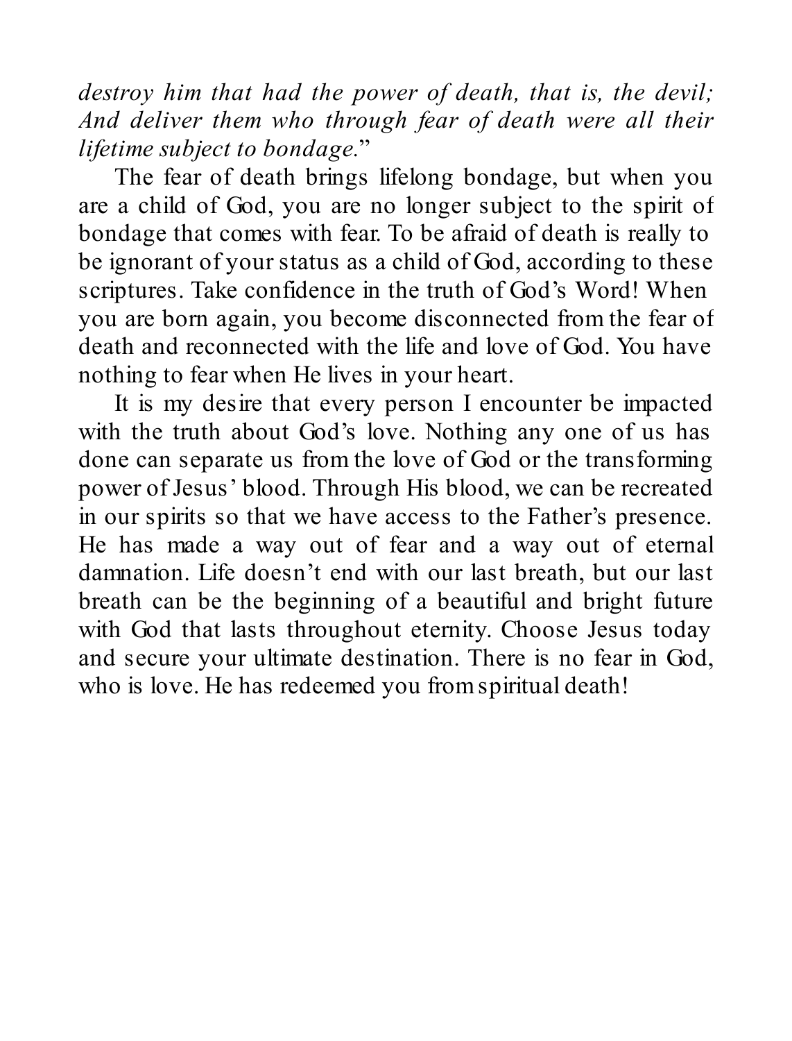*destroy him that had the power of death, that is, the devil; And deliver them who through fear of death were all their lifetime subject to bondage.*"

The fear of death brings lifelong bondage, but when you are a child of God, you are no longer subject to the spirit of bondage that comes with fear. To be afraid of death is really to be ignorant of your status as a child of God, according to these scriptures. Take confidence in the truth of God's Word! When you are born again, you become disconnected from the fear of death and reconnected with the life and love of God. You have nothing to fear when He lives in your heart.

It is my desire that every person I encounter be impacted with the truth about God's love. Nothing any one of us has done can separate us from the love of God or the transforming power of Jesus' blood. Through His blood, we can be recreated in our spirits so that we have access to the Father's presence. He has made a way out of fear and a way out of eternal damnation. Life doesn't end with our last breath, but our last breath can be the beginning of a beautiful and bright future with God that lasts throughout eternity. Choose Jesus today and secure your ultimate destination. There is no fear in God, who is love. He has redeemed you from spiritual death!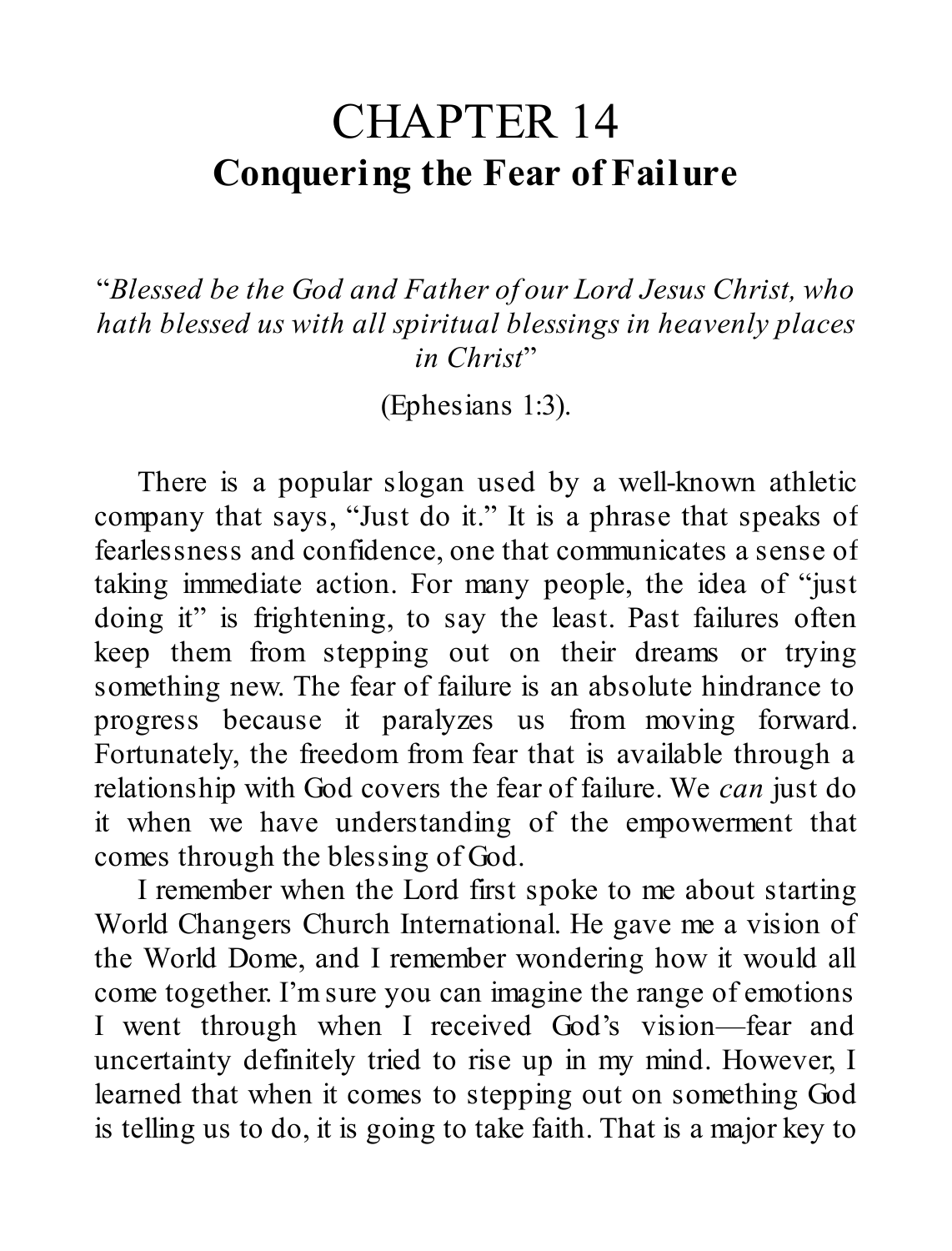# CHAPTER 14

## Conquering the Fear of Failure

"*Blessed be the God and Father of our Lord Jesus Christ, who hath blessed us with all spiritual blessings in heavenly places in Christ*"

(Ephesians 1:3).

There is a popular slogan used by a well-known athletic company that says, "Just do it." It is a phrase that speaks of fearlessness and confidence, one that communicates a sense of taking immediate action. For many people, the idea of "just doing it" is frightening, to say the least. Past failures often keep them from stepping out on their dreams or trying something new. The fear of failure is an absolute hindrance to progress because it paralyzes us from moving forward. Fortunately, the freedom from fear that is available through a relationship with God covers the fear of failure. We *can* just do it when we have understanding of the empowerment that comes through the blessing of God.

I remember when the Lord first spoke to me about starting World Changers Church International. He gave me a vision of the World Dome, and I remember wondering how it would all come together. I'm sure you can imagine the range of emotions I went through when I received God's vision—fear and uncertainty definitely tried to rise up in my mind. However, I learned that when it comes to stepping out on something God is telling us to do, it is going to take faith. That is a major key to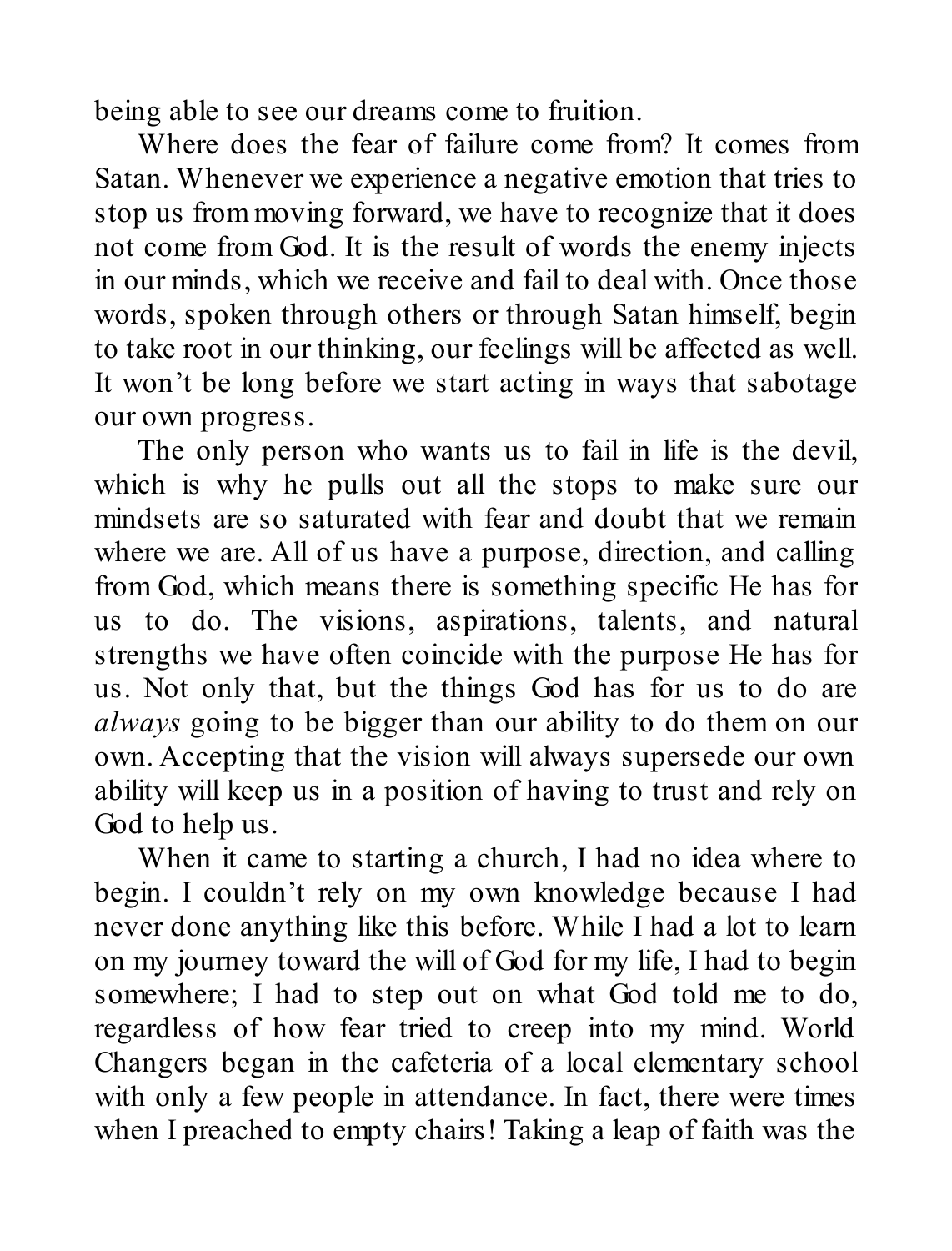being able to see our dreams come to fruition.

Where does the fear of failure come from? It comes from Satan. Whenever we experience a negative emotion that tries to stop us from moving forward, we have to recognize that it does not come from God. It is the result of words the enemy injects in our minds, which we receive and fail to deal with. Once those words, spoken through others or through Satan himself, begin to take root in our thinking, our feelings will be affected as well. It won't be long before we start acting in ways that sabotage our own progress.

The only person who wants us to fail in life is the devil, which is why he pulls out all the stops to make sure our mindsets are so saturated with fear and doubt that we remain where we are. All of us have a purpose, direction, and calling from God, which means there is something specific He has for us to do. The visions, aspirations, talents, and natural strengths we have often coincide with the purpose He has for us. Not only that, but the things God has for us to do are *always* going to be bigger than our ability to do them on our own. Accepting that the vision will always supersede our own ability will keep us in a position of having to trust and rely on God to help us.

When it came to starting a church, I had no idea where to begin. I couldn't rely on my own knowledge because I had never done anything like this before. While I had a lot to learn on my journey toward the will of God for my life, I had to begin somewhere; I had to step out on what God told me to do, regardless of how fear tried to creep into my mind. World Changers began in the cafeteria of a local elementary school with only a few people in attendance. In fact, there were times when I preached to empty chairs! Taking a leap of faith was the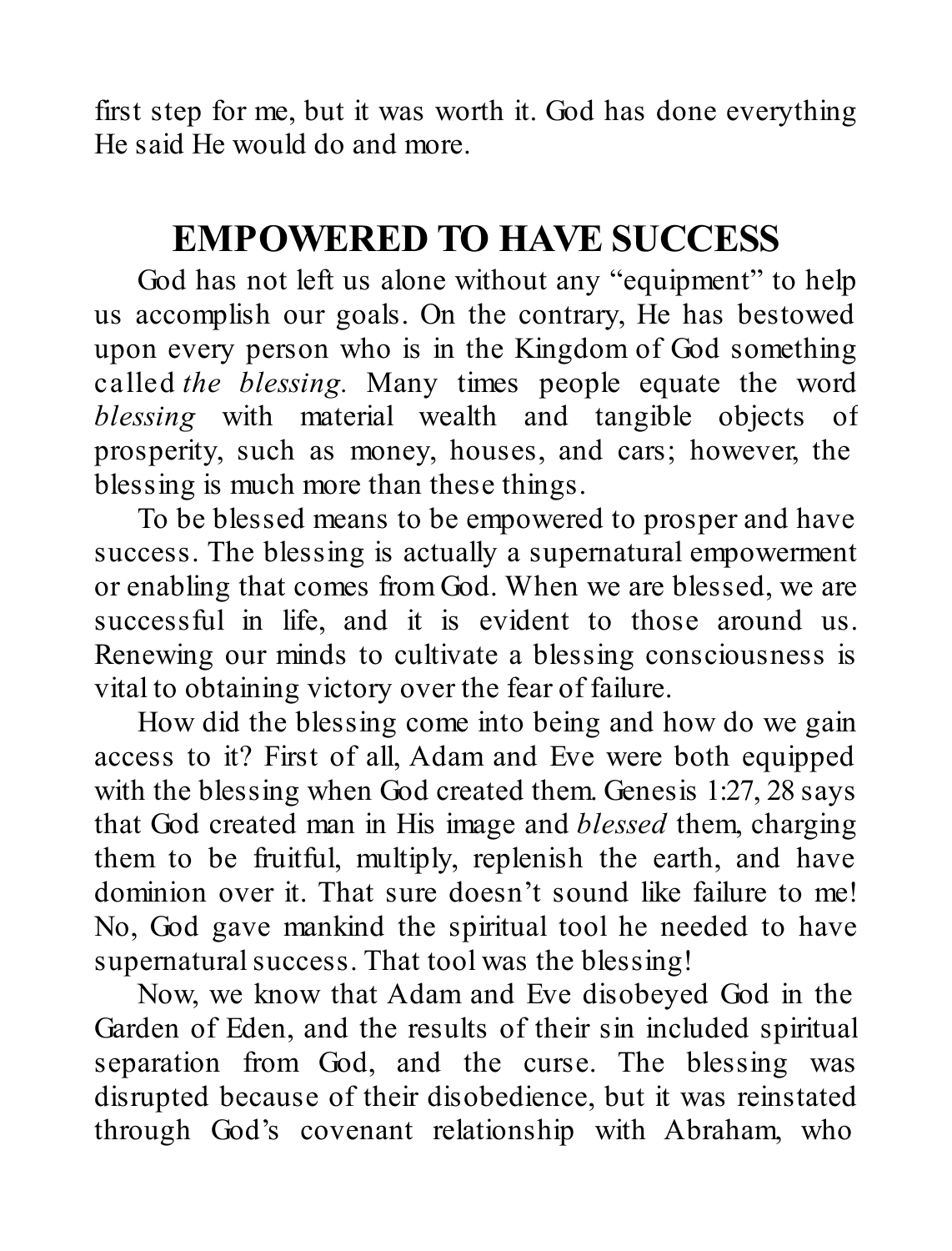first step for me, but it was worth it. God has done everything He said He would do and more.

## EMPOWERED TO HAVE SUCCESS

God has not left us alone without any “equipment” to help us accomplish our goals. On the contrary, He has bestowed upon every person who is in the Kingdom of God something called *the blessing.* Many times people equate the word *blessing* with material wealth and tangible objects of prosperity, such as money, houses, and cars; however, the blessing is much more than these things.

To be blessed means to be empowered to prosper and have success. The blessing is actually a supernatural empowerment or enabling that comes from God. When we are blessed, we are successful in life, and it is evident to those around us. Renewing our minds to cultivate a blessing consciousness is vital to obtaining victory over the fear of failure.

How did the blessing come into being and how do we gain access to it? First of all, Adam and Eve were both equipped with the blessing when God created them. Genesis 1:27, 28 says that God created man in His image and *blessed* them, charging them to be fruitful, multiply, replenish the earth, and have dominion over it. That sure doesn’t sound like failure to me! No, God gave mankind the spiritual tool he needed to have supernatural success. That tool was the blessing!

Now, we know that Adam and Eve disobeyed God in the Garden of Eden, and the results of their sin included spiritual separation from God, and the curse. The blessing was disrupted because of their disobedience, but it was reinstated through God’s covenant relationship with Abraham, who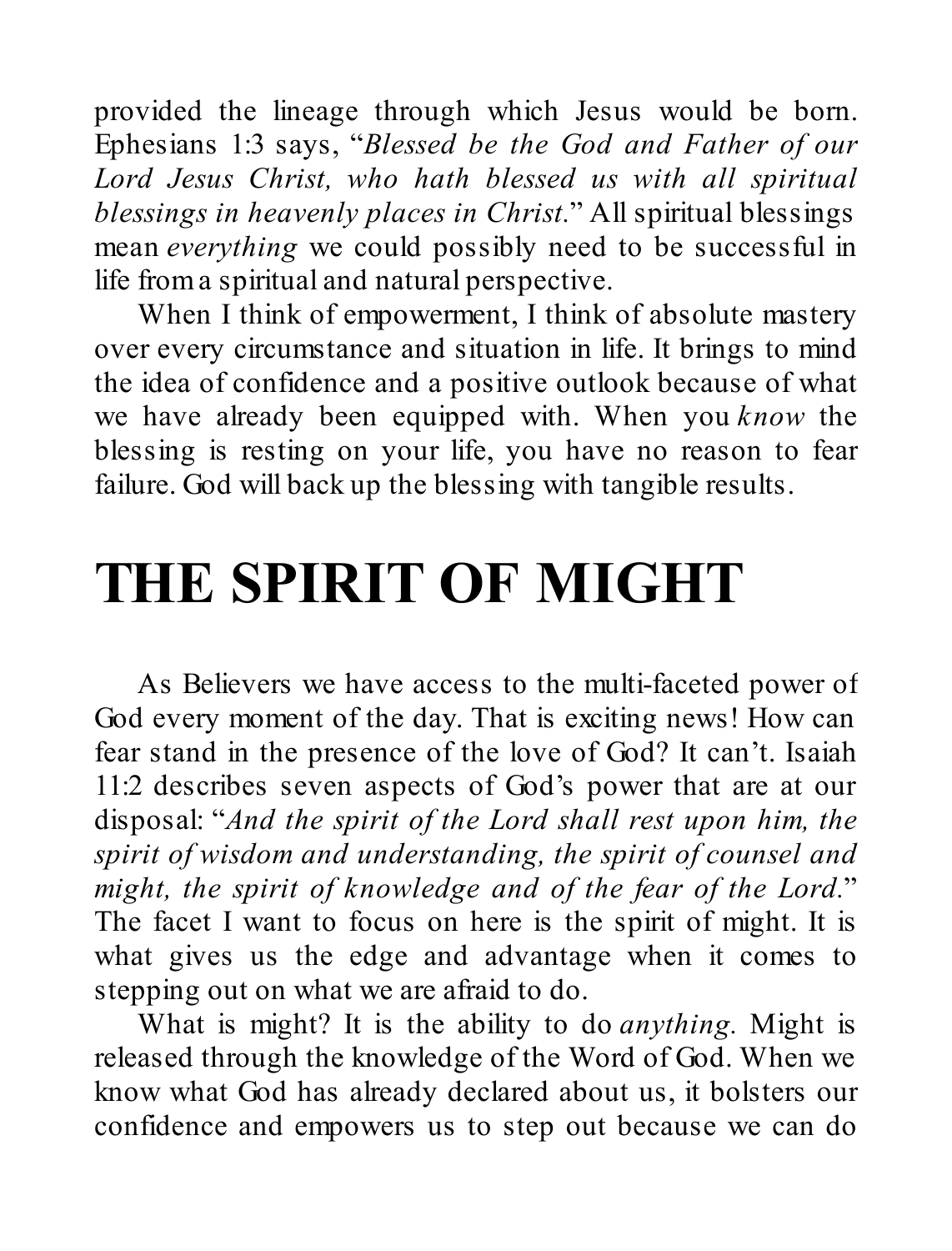provided the lineage through which Jesus would be born. Ephesians 1:3 says, "*Blessed be the God and Father of our Lord Jesus Christ, who hath blessed us with all spiritual blessings in heavenly places in Christ.*" All spiritual blessings mean *everything* we could possibly need to be successful in life from a spiritual and natural perspective.

When I think of empowerment, I think of absolute mastery over every circumstance and situation in life. It brings to mind the idea of confidence and a positive outlook because of what we have already been equipped with. When you *know* the blessing is resting on your life, you have no reason to fear failure. God will back up the blessing with tangible results.

# THE SPIRIT OF MIGHT

As Believers we have access to the multi-faceted power of God every moment of the day. That is exciting news! How can fear stand in the presence of the love of God? It can't. Isaiah 11:2 describes seven aspects of God's power that are at our disposal: "*And the spirit of the Lord shall rest upon him, the spirit of wisdom and understanding, the spirit of counsel and might, the spirit of knowledge and of the fear of the Lord.*" The facet I want to focus on here is the spirit of might. It is what gives us the edge and advantage when it comes to stepping out on what we are afraid to do.

What is might? It is the ability to do *anything.* Might is released through the knowledge of the Word of God. When we know what God has already declared about us, it bolsters our confidence and empowers us to step out because we can do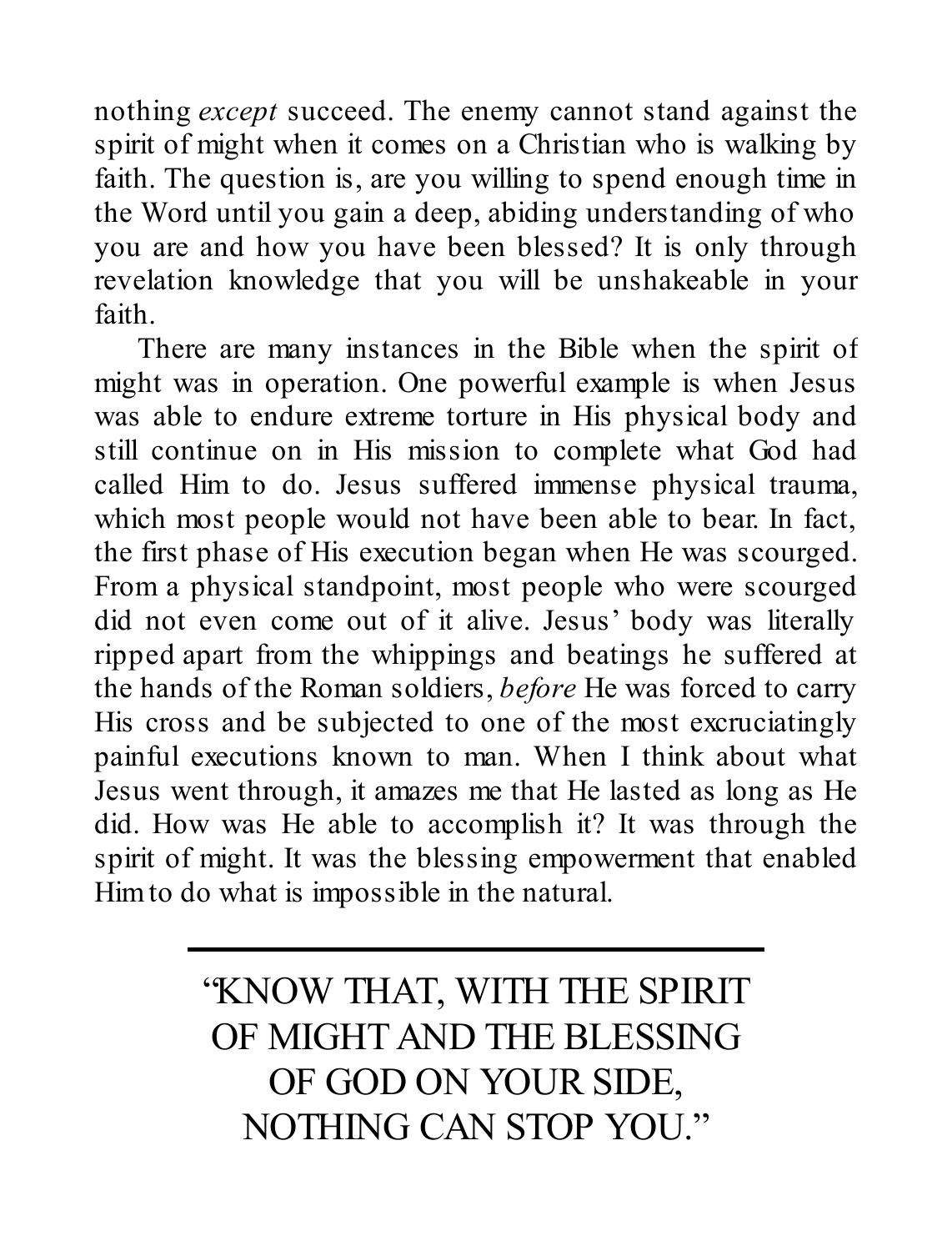nothing *except* succeed. The enemy cannot stand against the spirit of might when it comes on a Christian who is walking by faith. The question is, are you willing to spend enough time in the Word until you gain a deep, abiding understanding of who you are and how you have been blessed? It is only through revelation knowledge that you will be unshakeable in your faith.

There are many instances in the Bible when the spirit of might was in operation. One powerful example is when Jesus was able to endure extreme torture in His physical body and still continue on in His mission to complete what God had called Him to do. Jesus suffered immense physical trauma, which most people would not have been able to bear. In fact, the first phase of His execution began when He was scourged. From a physical standpoint, most people who were scourged did not even come out of it alive. Jesus' body was literally ripped apart from the whippings and beatings he suffered at the hands of the Roman soldiers, *before* He was forced to carry His cross and be subjected to one of the most excruciatingly painful executions known to man. When I think about what Jesus went through, it amazes me that He lasted as long as He did. How was He able to accomplish it? It was through the spirit of might. It was the blessing empowerment that enabled Him to do what is impossible in the natural.

---

"KNOW THAT, WITH THE SPIRIT OF MIGHT AND THE BLESSING OF GOD ON YOUR SIDE, NOTHING CAN STOP YOU."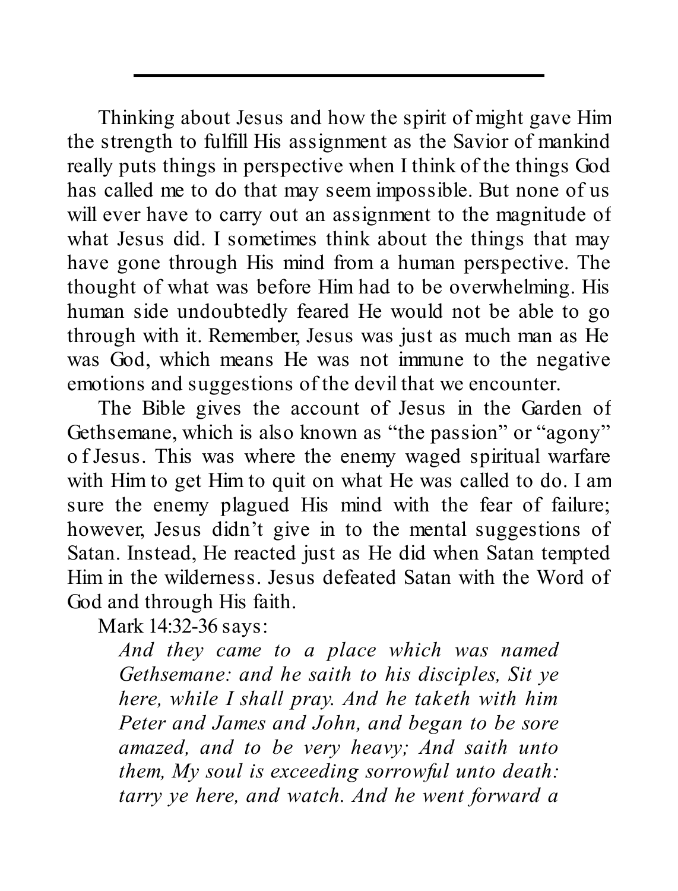Thinking about Jesus and how the spirit of might gave Him the strength to fulfill His assignment as the Savior of mankind really puts things in perspective when I think of the things God has called me to do that may seem impossible. But none of us will ever have to carry out an assignment to the magnitude of what Jesus did. I sometimes think about the things that may have gone through His mind from a human perspective. The thought of what was before Him had to be overwhelming. His human side undoubtedly feared He would not be able to go through with it. Remember, Jesus was just as much man as He was God, which means He was not immune to the negative emotions and suggestions of the devil that we encounter.

The Bible gives the account of Jesus in the Garden of Gethsemane, which is also known as "the passion" or "agony" of Jesus. This was where the enemy waged spiritual warfare with Him to get Him to quit on what He was called to do. I am sure the enemy plagued His mind with the fear of failure; however, Jesus didn't give in to the mental suggestions of Satan. Instead, He reacted just as He did when Satan tempted Him in the wilderness. Jesus defeated Satan with the Word of God and through His faith.

Mark 14:32-36 says:

> *And they came to a place which was named Gethsemane: and he saith to his disciples, Sit ye here, while I shall pray. And he taketh with him Peter and James and John, and began to be sore amazed, and to be very heavy; And saith unto them, My soul is exceeding sorrowful unto death: tarry ye here, and watch. And he went forward a*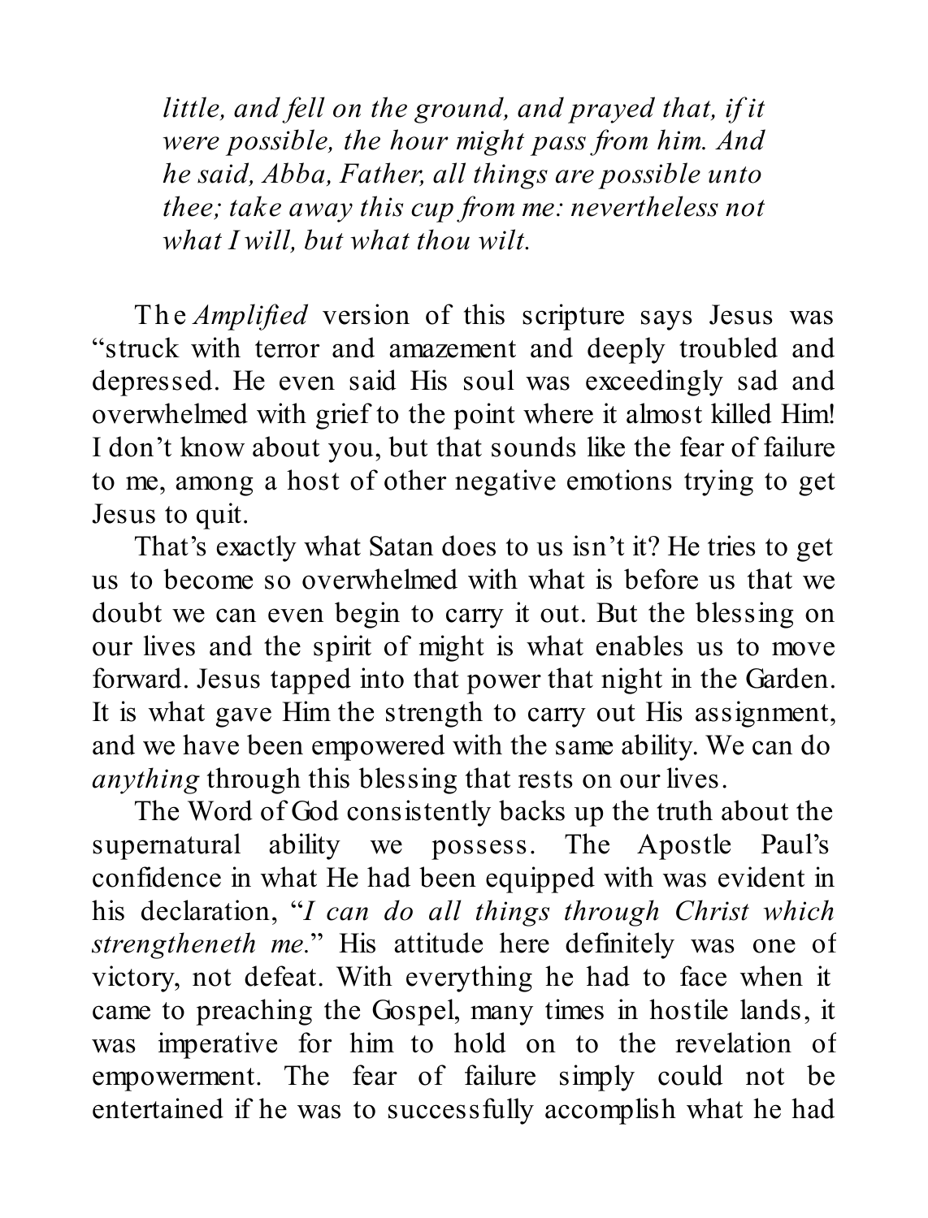*little, and fell on the ground, and prayed that, if it were possible, the hour might pass from him. And he said, Abba, Father, all things are possible unto thee; take away this cup from me: nevertheless not what I will, but what thou wilt.*

The *Amplified* version of this scripture says Jesus was "struck with terror and amazement and deeply troubled and depressed. He even said His soul was exceedingly sad and overwhelmed with grief to the point where it almost killed Him! I don't know about you, but that sounds like the fear of failure to me, among a host of other negative emotions trying to get Jesus to quit.

That's exactly what Satan does to us isn't it? He tries to get us to become so overwhelmed with what is before us that we doubt we can even begin to carry it out. But the blessing on our lives and the spirit of might is what enables us to move forward. Jesus tapped into that power that night in the Garden. It is what gave Him the strength to carry out His assignment, and we have been empowered with the same ability. We can do *anything* through this blessing that rests on our lives.

The Word of God consistently backs up the truth about the supernatural ability we possess. The Apostle Paul's confidence in what He had been equipped with was evident in his declaration, "*I can do all things through Christ which strengtheneth me.*" His attitude here definitely was one of victory, not defeat. With everything he had to face when it came to preaching the Gospel, many times in hostile lands, it was imperative for him to hold on to the revelation of empowerment. The fear of failure simply could not be entertained if he was to successfully accomplish what he had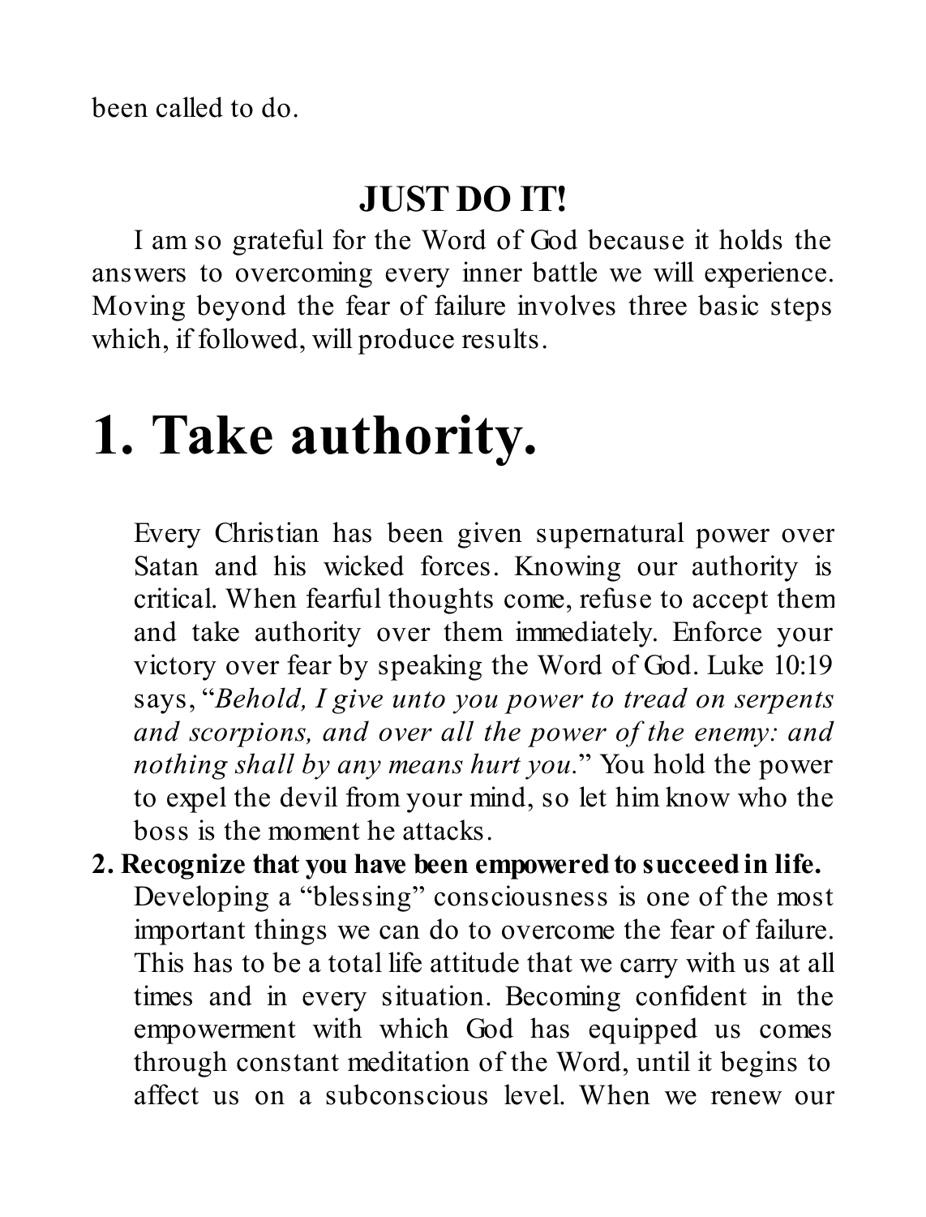been called to do.

## JUST DO IT!

I am so grateful for the Word of God because it holds the answers to overcoming every inner battle we will experience. Moving beyond the fear of failure involves three basic steps which, if followed, will produce results.

# 1. Take authority.

Every Christian has been given supernatural power over Satan and his wicked forces. Knowing our authority is critical. When fearful thoughts come, refuse to accept them and take authority over them immediately. Enforce your victory over fear by speaking the Word of God. Luke 10:19 says, "*Behold, I give unto you power to tread on serpents and scorpions, and over all the power of the enemy: and nothing shall by any means hurt you.*" You hold the power to expel the devil from your mind, so let him know who the boss is the moment he attacks.

**2. Recognize that you have been empowered to succeed in life.**

Developing a "blessing" consciousness is one of the most important things we can do to overcome the fear of failure. This has to be a total life attitude that we carry with us at all times and in every situation. Becoming confident in the empowerment with which God has equipped us comes through constant meditation of the Word, until it begins to affect us on a subconscious level. When we renew our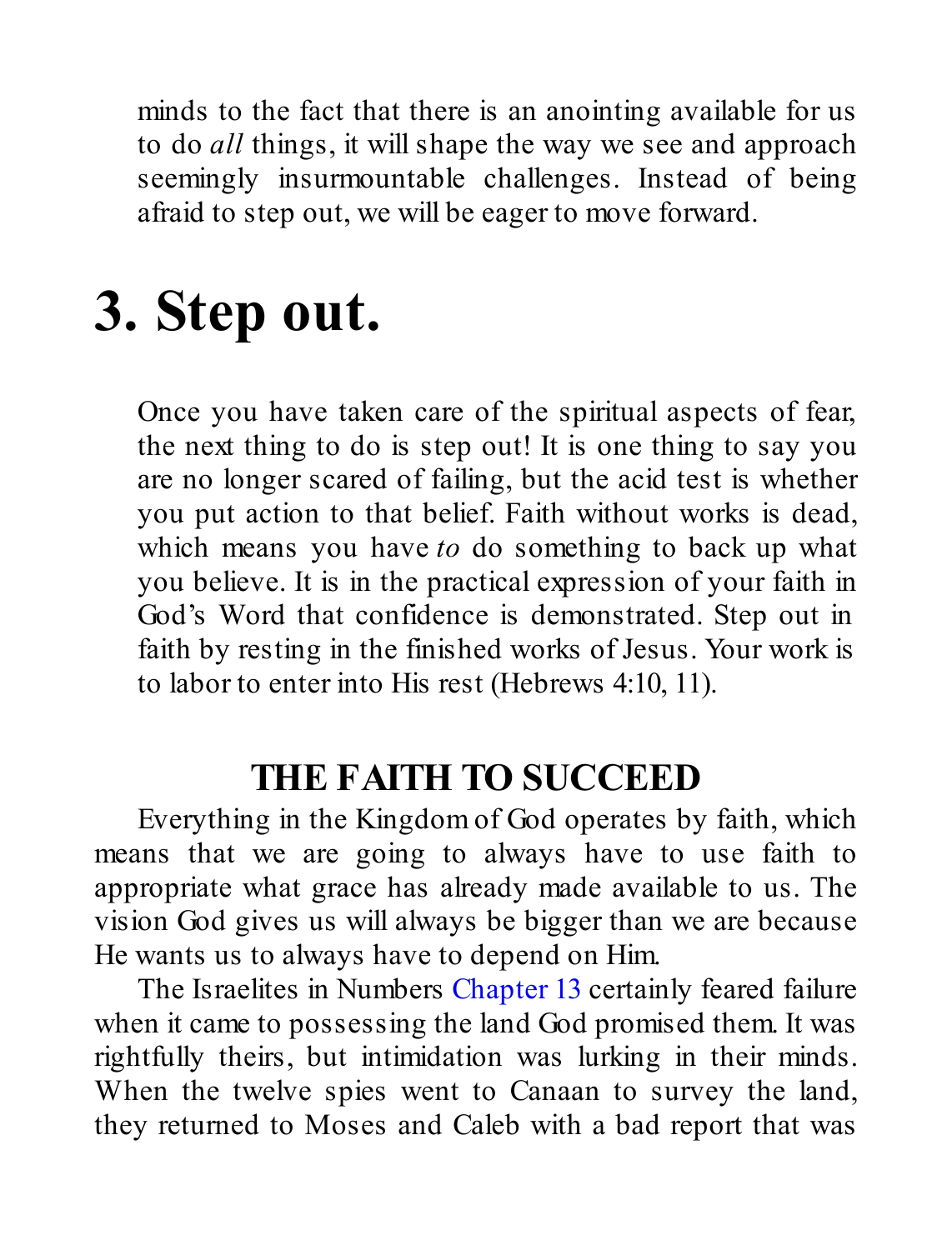minds to the fact that there is an anointing available for us to do *all* things, it will shape the way we see and approach seemingly insurmountable challenges. Instead of being afraid to step out, we will be eager to move forward.

# 3. Step out.

Once you have taken care of the spiritual aspects of fear, the next thing to do is step out! It is one thing to say you are no longer scared of failing, but the acid test is whether you put action to that belief. Faith without works is dead, which means you have *to* do something to back up what you believe. It is in the practical expression of your faith in God's Word that confidence is demonstrated. Step out in faith by resting in the finished works of Jesus. Your work is to labor to enter into His rest (Hebrews 4:10, 11).

## THE FAITH TO SUCCEED

Everything in the Kingdom of God operates by faith, which means that we are going to always have to use faith to appropriate what grace has already made available to us. The vision God gives us will always be bigger than we are because He wants us to always have to depend on Him.

The Israelites in Numbers Chapter 13 certainly feared failure when it came to possessing the land God promised them. It was rightfully theirs, but intimidation was lurking in their minds. When the twelve spies went to Canaan to survey the land, they returned to Moses and Caleb with a bad report that was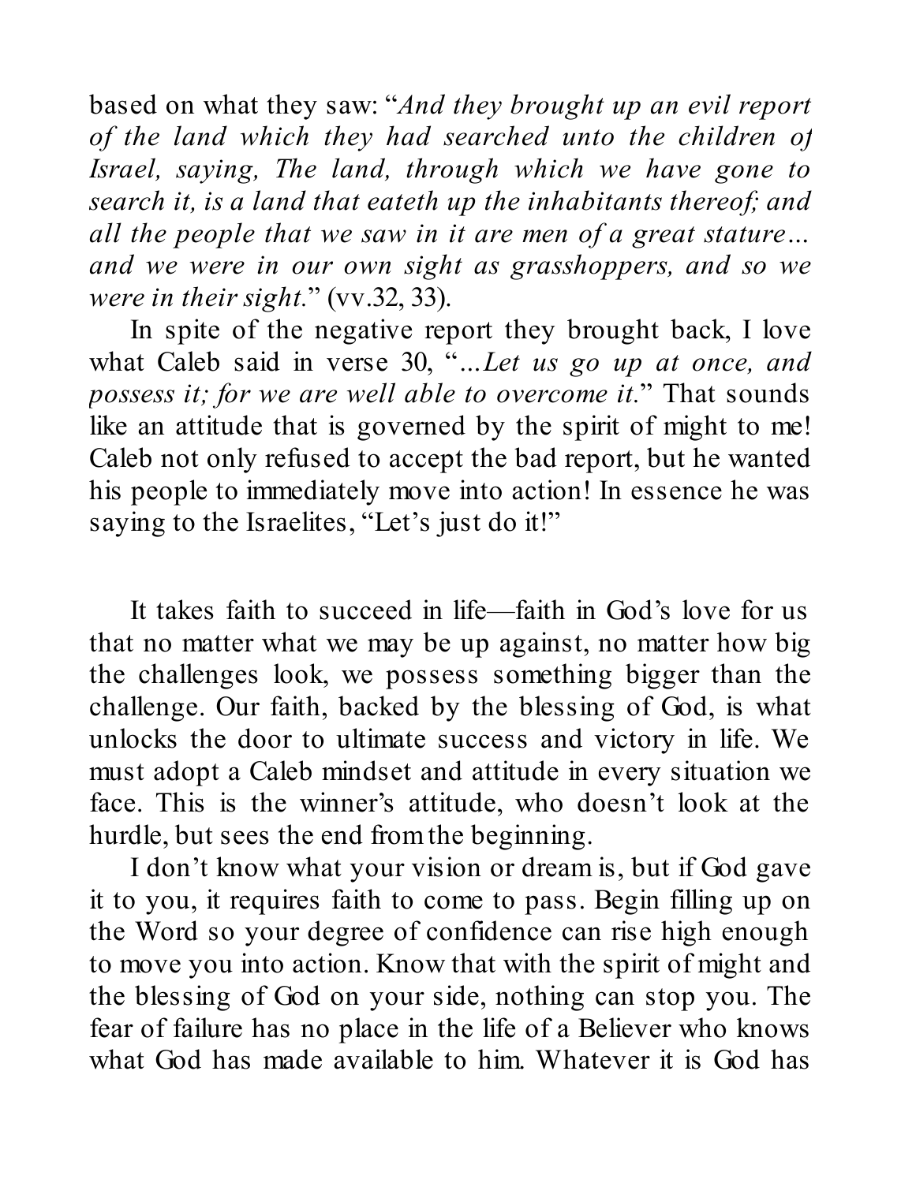based on what they saw: "*And they brought up an evil report of the land which they had searched unto the children of Israel, saying, The land, through which we have gone to search it, is a land that eateth up the inhabitants thereof; and all the people that we saw in it are men of a great stature… and we were in our own sight as grasshoppers, and so we were in their sight.*" (vv.32, 33).

In spite of the negative report they brought back, I love what Caleb said in verse 30, "*…Let us go up at once, and possess it; for we are well able to overcome it.*" That sounds like an attitude that is governed by the spirit of might to me! Caleb not only refused to accept the bad report, but he wanted his people to immediately move into action! In essence he was saying to the Israelites, "Let's just do it!"

It takes faith to succeed in life—faith in God's love for us that no matter what we may be up against, no matter how big the challenges look, we possess something bigger than the challenge. Our faith, backed by the blessing of God, is what unlocks the door to ultimate success and victory in life. We must adopt a Caleb mindset and attitude in every situation we face. This is the winner's attitude, who doesn't look at the hurdle, but sees the end from the beginning.

I don't know what your vision or dream is, but if God gave it to you, it requires faith to come to pass. Begin filling up on the Word so your degree of confidence can rise high enough to move you into action. Know that with the spirit of might and the blessing of God on your side, nothing can stop you. The fear of failure has no place in the life of a Believer who knows what God has made available to him. Whatever it is God has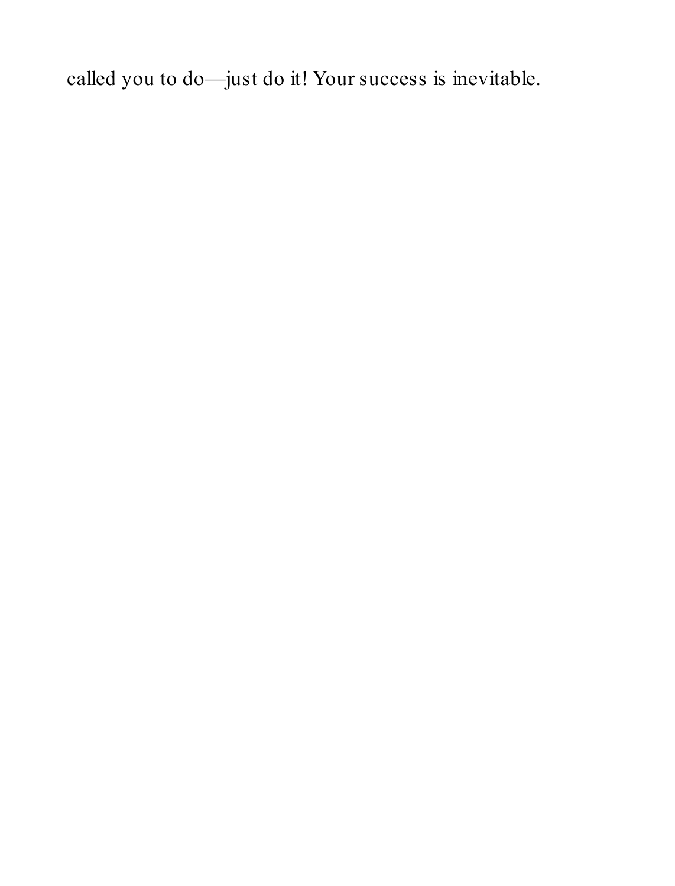called you to do—just do it! Your success is inevitable.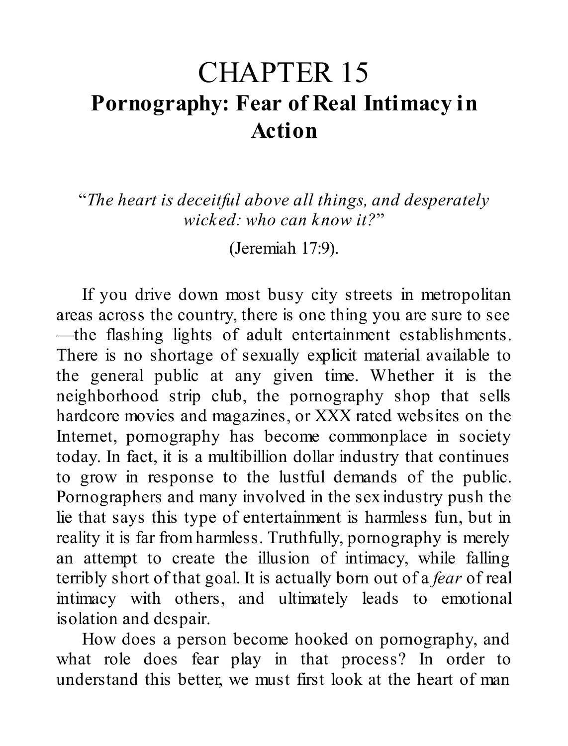# CHAPTER 15

## Pornography: Fear of Real Intimacy in Action

"*The heart is deceitful above all things, and desperately wicked: who can know it?*"

(Jeremiah 17:9).

If you drive down most busy city streets in metropolitan areas across the country, there is one thing you are sure to see—the flashing lights of adult entertainment establishments. There is no shortage of sexually explicit material available to the general public at any given time. Whether it is the neighborhood strip club, the pornography shop that sells hardcore movies and magazines, or XXX rated websites on the Internet, pornography has become commonplace in society today. In fact, it is a multibillion dollar industry that continues to grow in response to the lustful demands of the public. Pornographers and many involved in the sex industry push the lie that says this type of entertainment is harmless fun, but in reality it is far from harmless. Truthfully, pornography is merely an attempt to create the illusion of intimacy, while falling terribly short of that goal. It is actually born out of a *fear* of real intimacy with others, and ultimately leads to emotional isolation and despair.

How does a person become hooked on pornography, and what role does fear play in that process? In order to understand this better, we must first look at the heart of man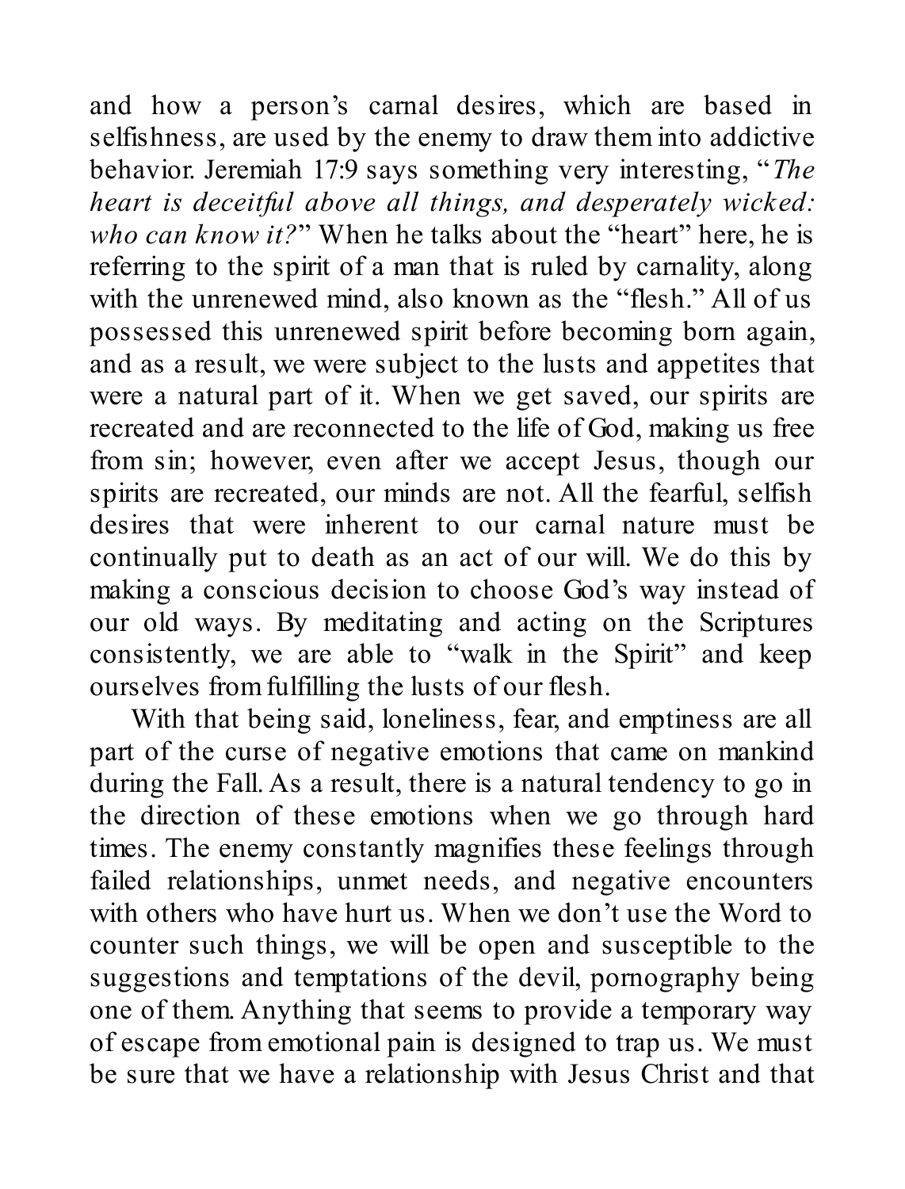and how a person's carnal desires, which are based in selfishness, are used by the enemy to draw them into addictive behavior. Jeremiah 17:9 says something very interesting, "*The heart is deceitful above all things, and desperately wicked: who can know it?*" When he talks about the "heart" here, he is referring to the spirit of a man that is ruled by carnality, along with the unrenewed mind, also known as the "flesh." All of us possessed this unrenewed spirit before becoming born again, and as a result, we were subject to the lusts and appetites that were a natural part of it. When we get saved, our spirits are recreated and are reconnected to the life of God, making us free from sin; however, even after we accept Jesus, though our spirits are recreated, our minds are not. All the fearful, selfish desires that were inherent to our carnal nature must be continually put to death as an act of our will. We do this by making a conscious decision to choose God's way instead of our old ways. By meditating and acting on the Scriptures consistently, we are able to "walk in the Spirit" and keep ourselves from fulfilling the lusts of our flesh.

With that being said, loneliness, fear, and emptiness are all part of the curse of negative emotions that came on mankind during the Fall. As a result, there is a natural tendency to go in the direction of these emotions when we go through hard times. The enemy constantly magnifies these feelings through failed relationships, unmet needs, and negative encounters with others who have hurt us. When we don't use the Word to counter such things, we will be open and susceptible to the suggestions and temptations of the devil, pornography being one of them. Anything that seems to provide a temporary way of escape from emotional pain is designed to trap us. We must be sure that we have a relationship with Jesus Christ and that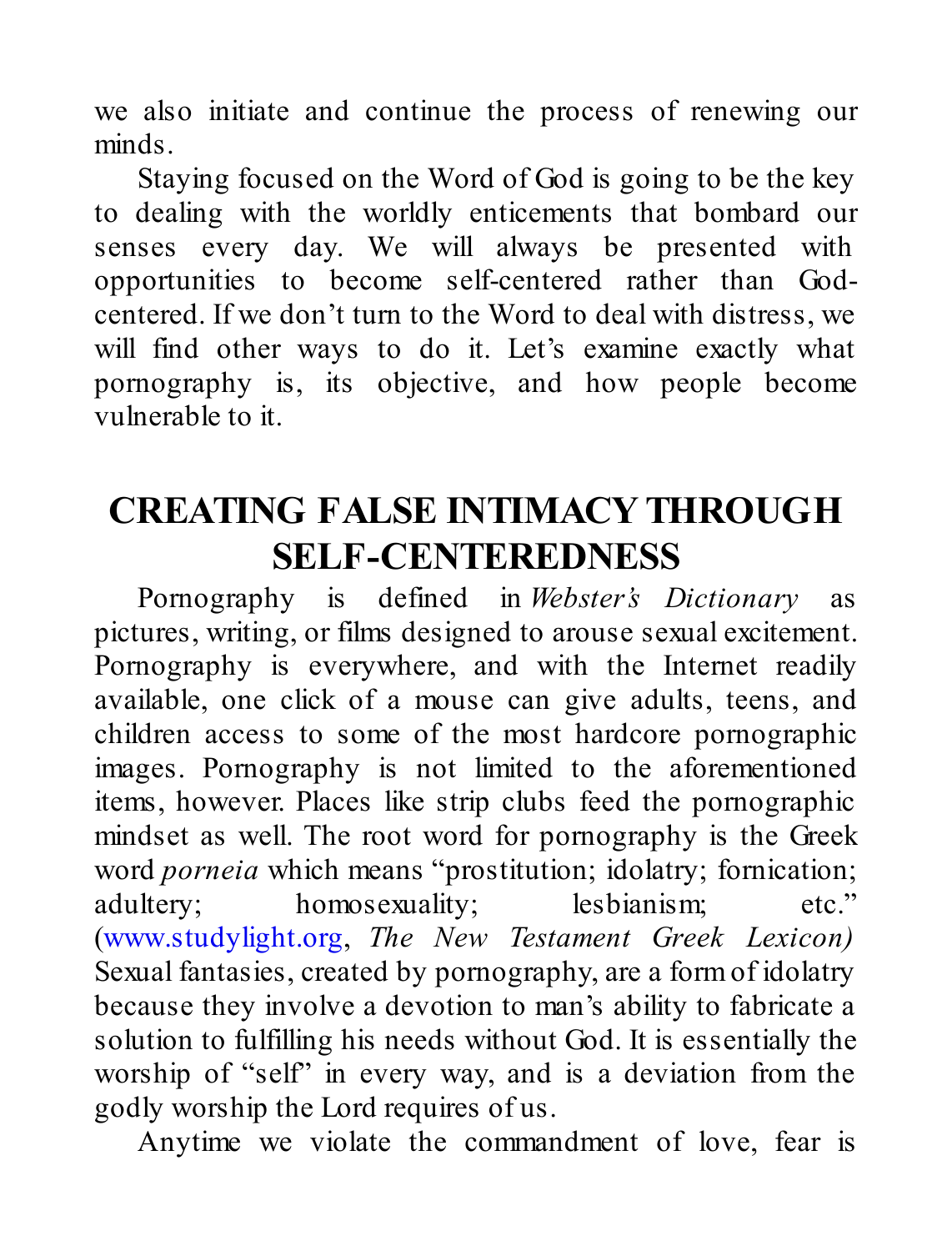we also initiate and continue the process of renewing our minds.

Staying focused on the Word of God is going to be the key to dealing with the worldly enticements that bombard our senses every day. We will always be presented with opportunities to become self-centered rather than God-centered. If we don't turn to the Word to deal with distress, we will find other ways to do it. Let's examine exactly what pornography is, its objective, and how people become vulnerable to it.

## CREATING FALSE INTIMACY THROUGH SELF-CENTEREDNESS

Pornography is defined in *Webster's Dictionary* as pictures, writing, or films designed to arouse sexual excitement. Pornography is everywhere, and with the Internet readily available, one click of a mouse can give adults, teens, and children access to some of the most hardcore pornographic images. Pornography is not limited to the aforementioned items, however. Places like strip clubs feed the pornographic mindset as well. The root word for pornography is the Greek word *porneia* which means "prostitution; idolatry; fornication; adultery; homosexuality; lesbianism; etc." (www.studylight.org, *The New Testament Greek Lexicon)* Sexual fantasies, created by pornography, are a form of idolatry because they involve a devotion to man's ability to fabricate a solution to fulfilling his needs without God. It is essentially the worship of "self" in every way, and is a deviation from the godly worship the Lord requires of us.

Anytime we violate the commandment of love, fear is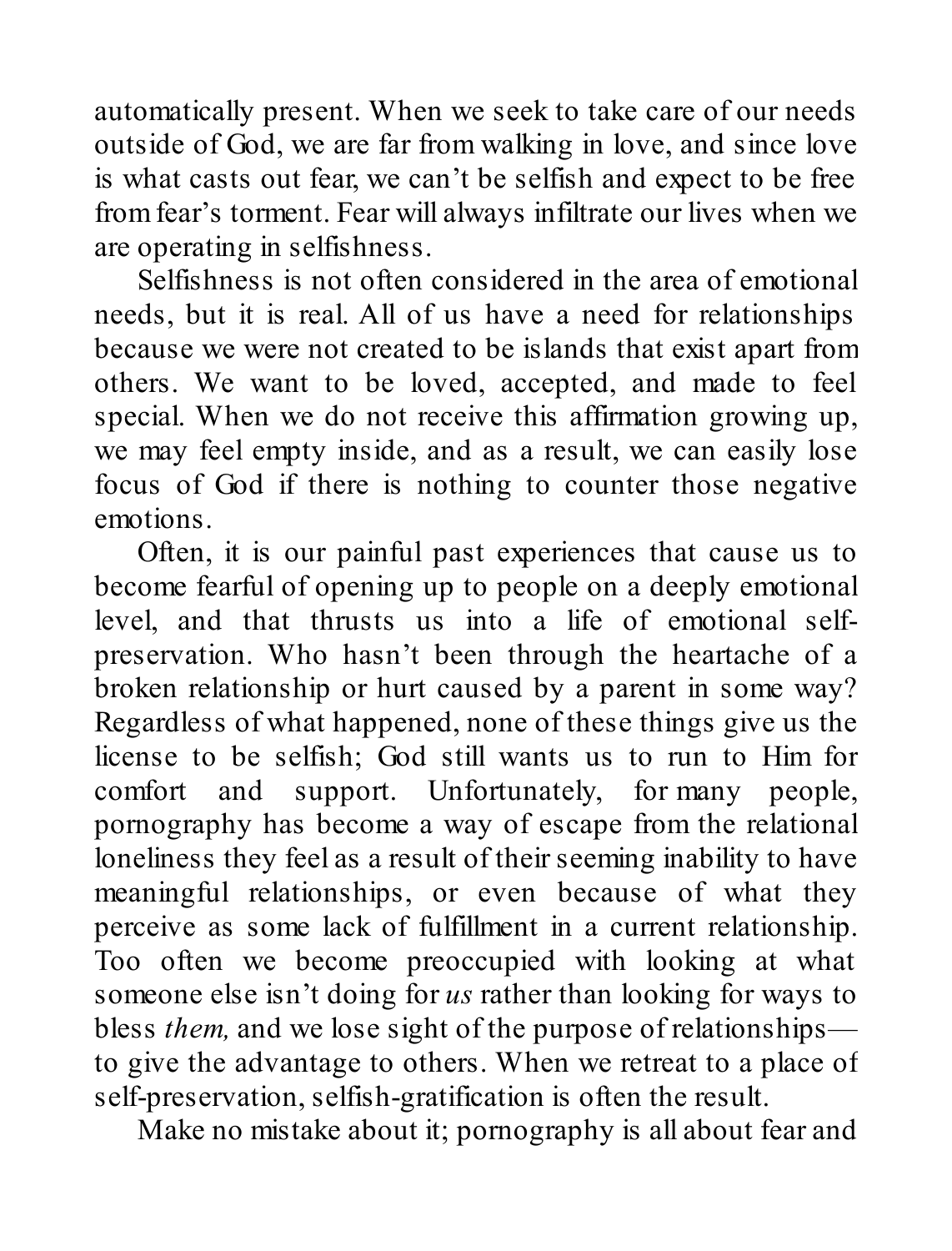automatically present. When we seek to take care of our needs outside of God, we are far from walking in love, and since love is what casts out fear, we can't be selfish and expect to be free from fear's torment. Fear will always infiltrate our lives when we are operating in selfishness.

Selfishness is not often considered in the area of emotional needs, but it is real. All of us have a need for relationships because we were not created to be islands that exist apart from others. We want to be loved, accepted, and made to feel special. When we do not receive this affirmation growing up, we may feel empty inside, and as a result, we can easily lose focus of God if there is nothing to counter those negative emotions.

Often, it is our painful past experiences that cause us to become fearful of opening up to people on a deeply emotional level, and that thrusts us into a life of emotional self-preservation. Who hasn't been through the heartache of a broken relationship or hurt caused by a parent in some way? Regardless of what happened, none of these things give us the license to be selfish; God still wants us to run to Him for comfort and support. Unfortunately, for many people, pornography has become a way of escape from the relational loneliness they feel as a result of their seeming inability to have meaningful relationships, or even because of what they perceive as some lack of fulfillment in a current relationship. Too often we become preoccupied with looking at what someone else isn't doing for *us* rather than looking for ways to bless *them,* and we lose sight of the purpose of relationships—to give the advantage to others. When we retreat to a place of self-preservation, selfish-gratification is often the result.

Make no mistake about it; pornography is all about fear and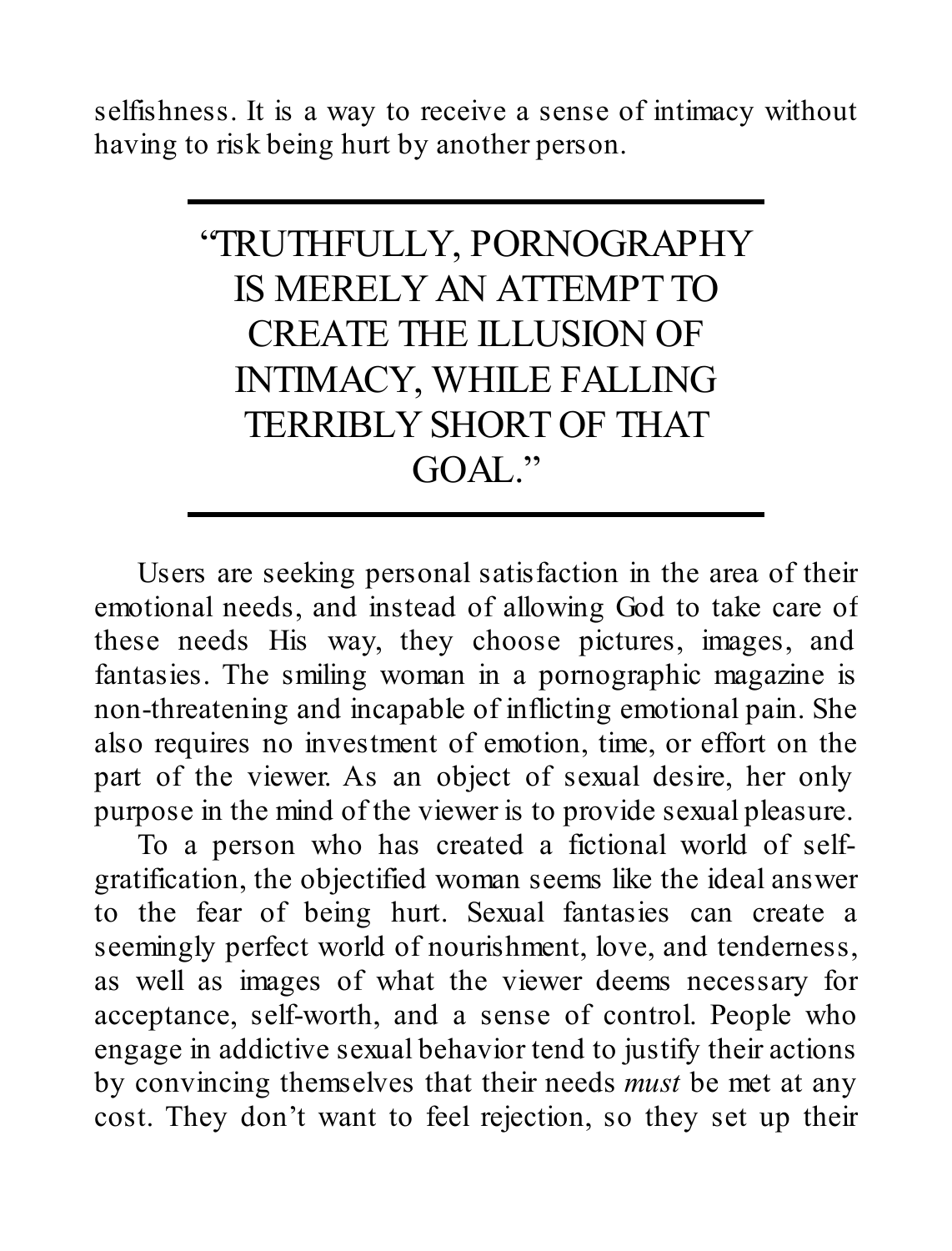selfishness. It is a way to receive a sense of intimacy without having to risk being hurt by another person.

---

> "TRUTHFULLY, PORNOGRAPHY IS MERELY AN ATTEMPT TO CREATE THE ILLUSION OF INTIMACY, WHILE FALLING TERRIBLY SHORT OF THAT GOAL."

---

Users are seeking personal satisfaction in the area of their emotional needs, and instead of allowing God to take care of these needs His way, they choose pictures, images, and fantasies. The smiling woman in a pornographic magazine is non-threatening and incapable of inflicting emotional pain. She also requires no investment of emotion, time, or effort on the part of the viewer. As an object of sexual desire, her only purpose in the mind of the viewer is to provide sexual pleasure.

To a person who has created a fictional world of self-gratification, the objectified woman seems like the ideal answer to the fear of being hurt. Sexual fantasies can create a seemingly perfect world of nourishment, love, and tenderness, as well as images of what the viewer deems necessary for acceptance, self-worth, and a sense of control. People who engage in addictive sexual behavior tend to justify their actions by convincing themselves that their needs *must* be met at any cost. They don't want to feel rejection, so they set up their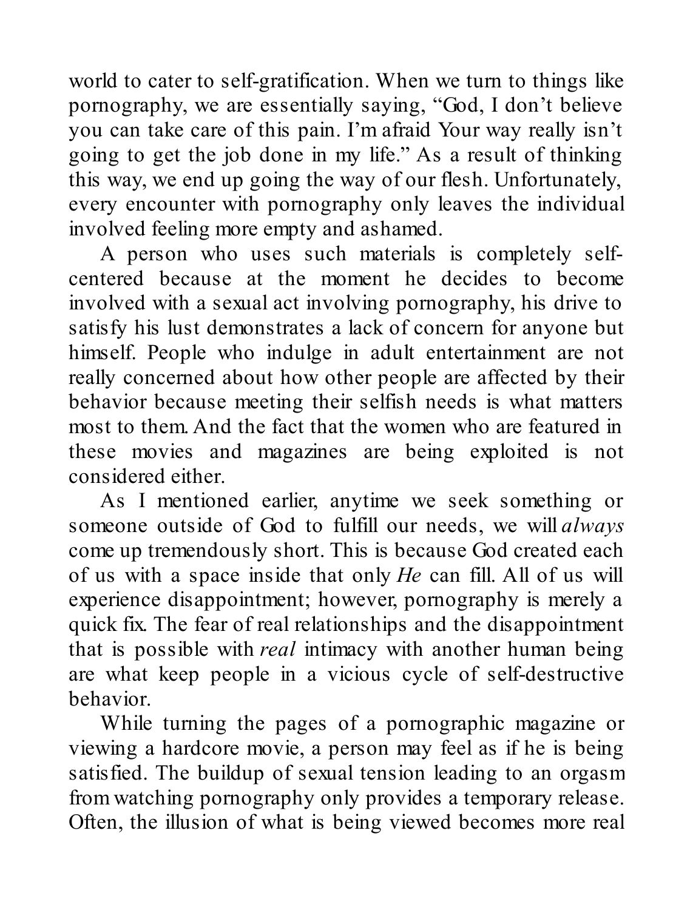world to cater to self-gratification. When we turn to things like pornography, we are essentially saying, "God, I don't believe you can take care of this pain. I'm afraid Your way really isn't going to get the job done in my life." As a result of thinking this way, we end up going the way of our flesh. Unfortunately, every encounter with pornography only leaves the individual involved feeling more empty and ashamed.

A person who uses such materials is completely self-centered because at the moment he decides to become involved with a sexual act involving pornography, his drive to satisfy his lust demonstrates a lack of concern for anyone but himself. People who indulge in adult entertainment are not really concerned about how other people are affected by their behavior because meeting their selfish needs is what matters most to them. And the fact that the women who are featured in these movies and magazines are being exploited is not considered either.

As I mentioned earlier, anytime we seek something or someone outside of God to fulfill our needs, we will *always* come up tremendously short. This is because God created each of us with a space inside that only *He* can fill. All of us will experience disappointment; however, pornography is merely a quick fix. The fear of real relationships and the disappointment that is possible with *real* intimacy with another human being are what keep people in a vicious cycle of self-destructive behavior.

While turning the pages of a pornographic magazine or viewing a hardcore movie, a person may feel as if he is being satisfied. The buildup of sexual tension leading to an orgasm from watching pornography only provides a temporary release. Often, the illusion of what is being viewed becomes more real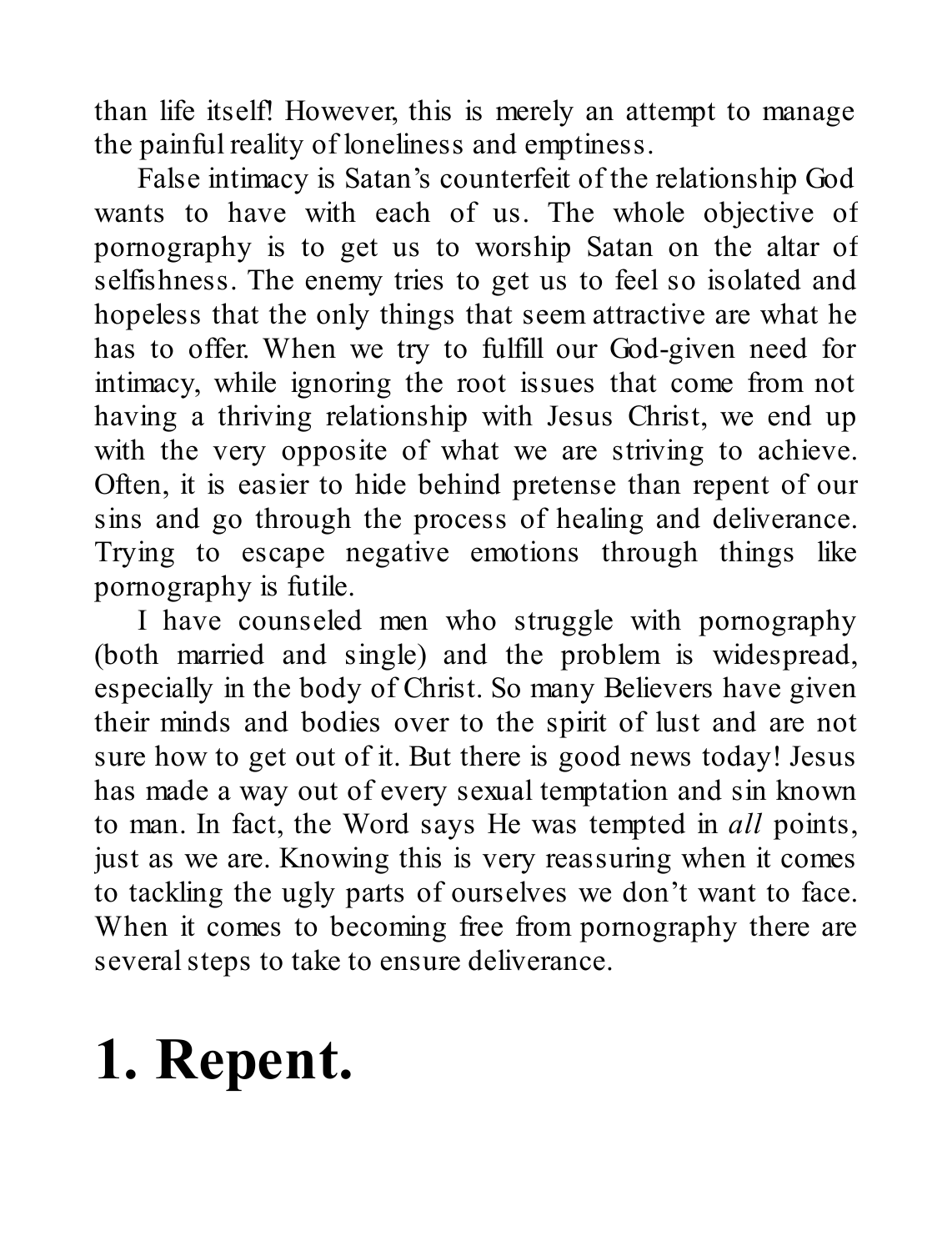than life itself! However, this is merely an attempt to manage the painful reality of loneliness and emptiness.

False intimacy is Satan's counterfeit of the relationship God wants to have with each of us. The whole objective of pornography is to get us to worship Satan on the altar of selfishness. The enemy tries to get us to feel so isolated and hopeless that the only things that seem attractive are what he has to offer. When we try to fulfill our God-given need for intimacy, while ignoring the root issues that come from not having a thriving relationship with Jesus Christ, we end up with the very opposite of what we are striving to achieve. Often, it is easier to hide behind pretense than repent of our sins and go through the process of healing and deliverance. Trying to escape negative emotions through things like pornography is futile.

I have counseled men who struggle with pornography (both married and single) and the problem is widespread, especially in the body of Christ. So many Believers have given their minds and bodies over to the spirit of lust and are not sure how to get out of it. But there is good news today! Jesus has made a way out of every sexual temptation and sin known to man. In fact, the Word says He was tempted in *all* points, just as we are. Knowing this is very reassuring when it comes to tackling the ugly parts of ourselves we don't want to face. When it comes to becoming free from pornography there are several steps to take to ensure deliverance.

# 1. Repent.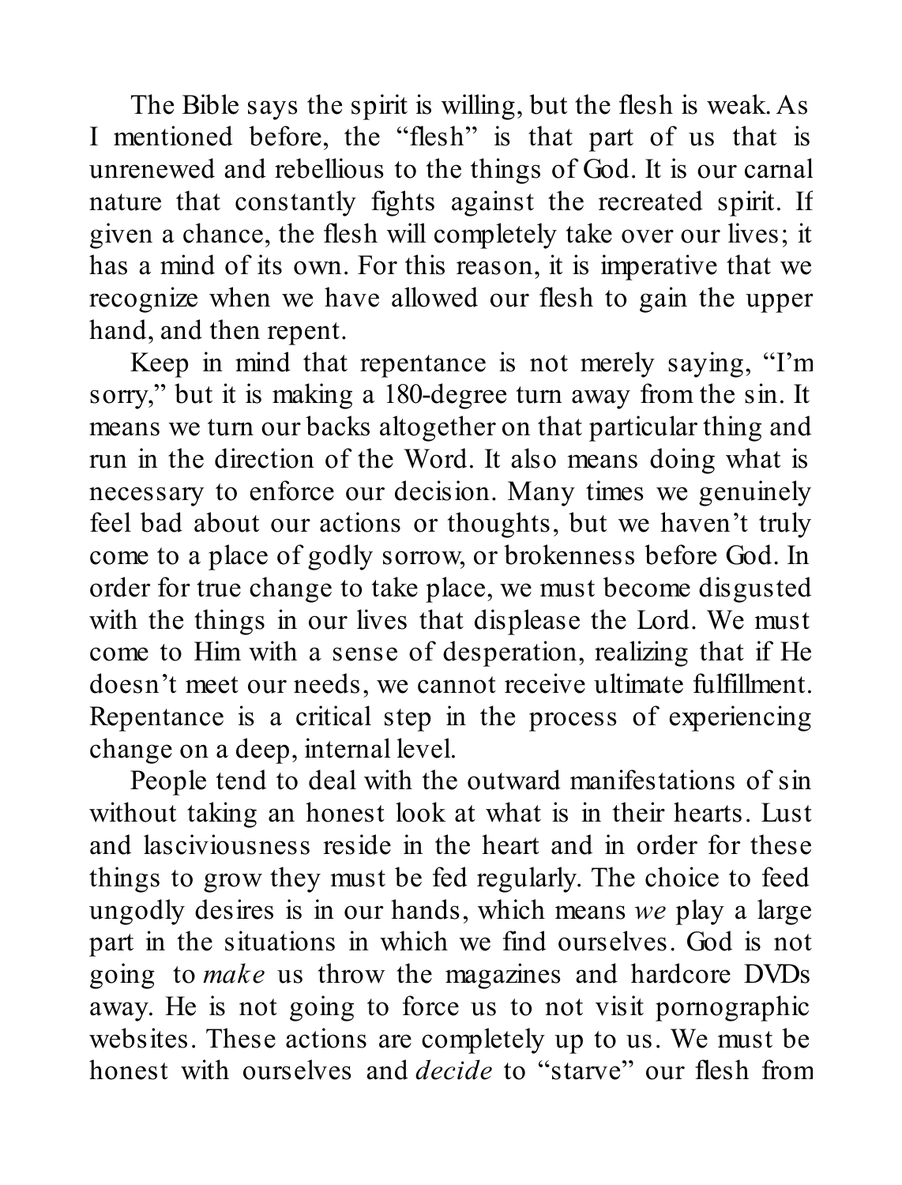The Bible says the spirit is willing, but the flesh is weak. As I mentioned before, the "flesh" is that part of us that is unrenewed and rebellious to the things of God. It is our carnal nature that constantly fights against the recreated spirit. If given a chance, the flesh will completely take over our lives; it has a mind of its own. For this reason, it is imperative that we recognize when we have allowed our flesh to gain the upper hand, and then repent.

Keep in mind that repentance is not merely saying, "I'm sorry," but it is making a 180-degree turn away from the sin. It means we turn our backs altogether on that particular thing and run in the direction of the Word. It also means doing what is necessary to enforce our decision. Many times we genuinely feel bad about our actions or thoughts, but we haven't truly come to a place of godly sorrow, or brokenness before God. In order for true change to take place, we must become disgusted with the things in our lives that displease the Lord. We must come to Him with a sense of desperation, realizing that if He doesn't meet our needs, we cannot receive ultimate fulfillment. Repentance is a critical step in the process of experiencing change on a deep, internal level.

People tend to deal with the outward manifestations of sin without taking an honest look at what is in their hearts. Lust and lasciviousness reside in the heart and in order for these things to grow they must be fed regularly. The choice to feed ungodly desires is in our hands, which means *we* play a large part in the situations in which we find ourselves. God is not going to *make* us throw the magazines and hardcore DVDs away. He is not going to force us to not visit pornographic websites. These actions are completely up to us. We must be honest with ourselves and *decide* to "starve" our flesh from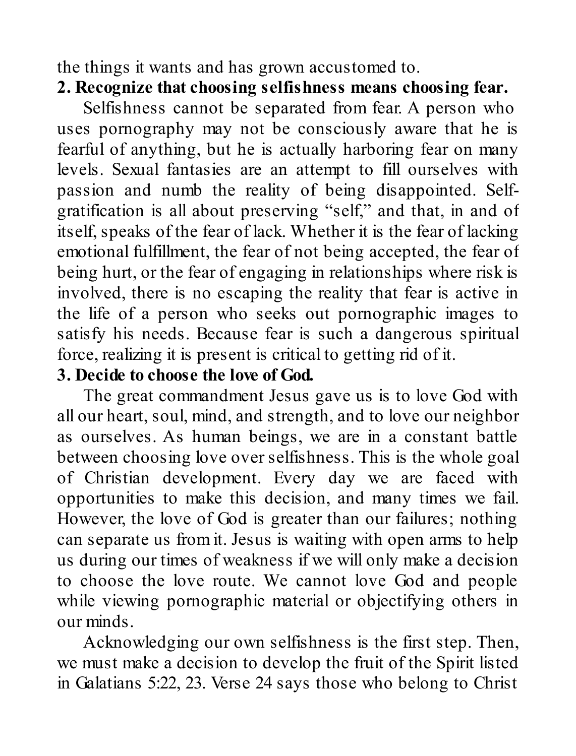the things it wants and has grown accustomed to.

**2. Recognize that choosing selfishness means choosing fear.**

Selfishness cannot be separated from fear. A person who uses pornography may not be consciously aware that he is fearful of anything, but he is actually harboring fear on many levels. Sexual fantasies are an attempt to fill ourselves with passion and numb the reality of being disappointed. Self-gratification is all about preserving "self," and that, in and of itself, speaks of the fear of lack. Whether it is the fear of lacking emotional fulfillment, the fear of not being accepted, the fear of being hurt, or the fear of engaging in relationships where risk is involved, there is no escaping the reality that fear is active in the life of a person who seeks out pornographic images to satisfy his needs. Because fear is such a dangerous spiritual force, realizing it is present is critical to getting rid of it.

**3. Decide to choose the love of God.**

The great commandment Jesus gave us is to love God with all our heart, soul, mind, and strength, and to love our neighbor as ourselves. As human beings, we are in a constant battle between choosing love over selfishness. This is the whole goal of Christian development. Every day we are faced with opportunities to make this decision, and many times we fail. However, the love of God is greater than our failures; nothing can separate us from it. Jesus is waiting with open arms to help us during our times of weakness if we will only make a decision to choose the love route. We cannot love God and people while viewing pornographic material or objectifying others in our minds.

Acknowledging our own selfishness is the first step. Then, we must make a decision to develop the fruit of the Spirit listed in Galatians 5:22, 23. Verse 24 says those who belong to Christ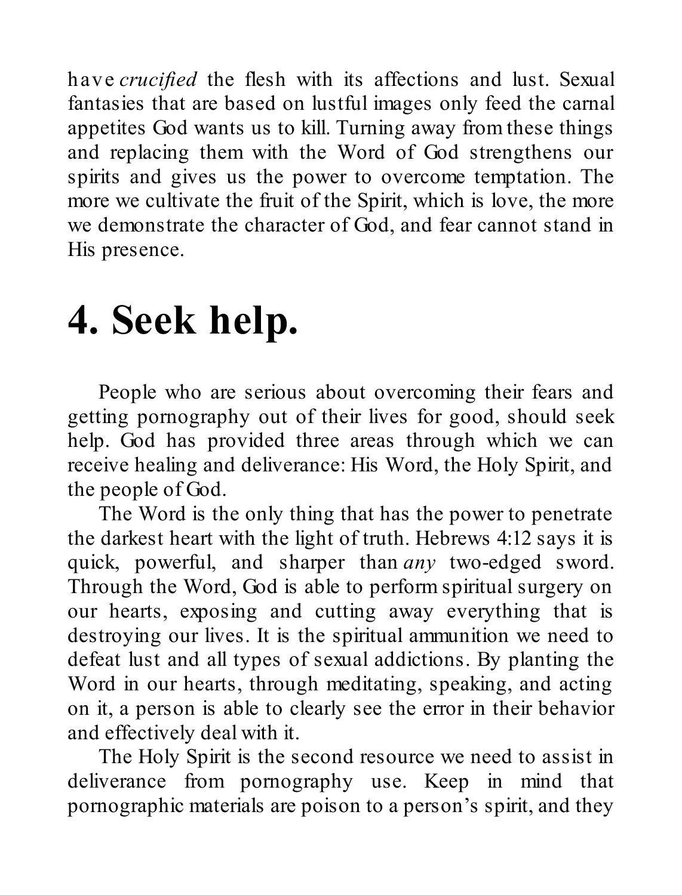have *crucified* the flesh with its affections and lust. Sexual fantasies that are based on lustful images only feed the carnal appetites God wants us to kill. Turning away from these things and replacing them with the Word of God strengthens our spirits and gives us the power to overcome temptation. The more we cultivate the fruit of the Spirit, which is love, the more we demonstrate the character of God, and fear cannot stand in His presence.

# 4. Seek help.

People who are serious about overcoming their fears and getting pornography out of their lives for good, should seek help. God has provided three areas through which we can receive healing and deliverance: His Word, the Holy Spirit, and the people of God.

The Word is the only thing that has the power to penetrate the darkest heart with the light of truth. Hebrews 4:12 says it is quick, powerful, and sharper than *any* two-edged sword. Through the Word, God is able to perform spiritual surgery on our hearts, exposing and cutting away everything that is destroying our lives. It is the spiritual ammunition we need to defeat lust and all types of sexual addictions. By planting the Word in our hearts, through meditating, speaking, and acting on it, a person is able to clearly see the error in their behavior and effectively deal with it.

The Holy Spirit is the second resource we need to assist in deliverance from pornography use. Keep in mind that pornographic materials are poison to a person's spirit, and they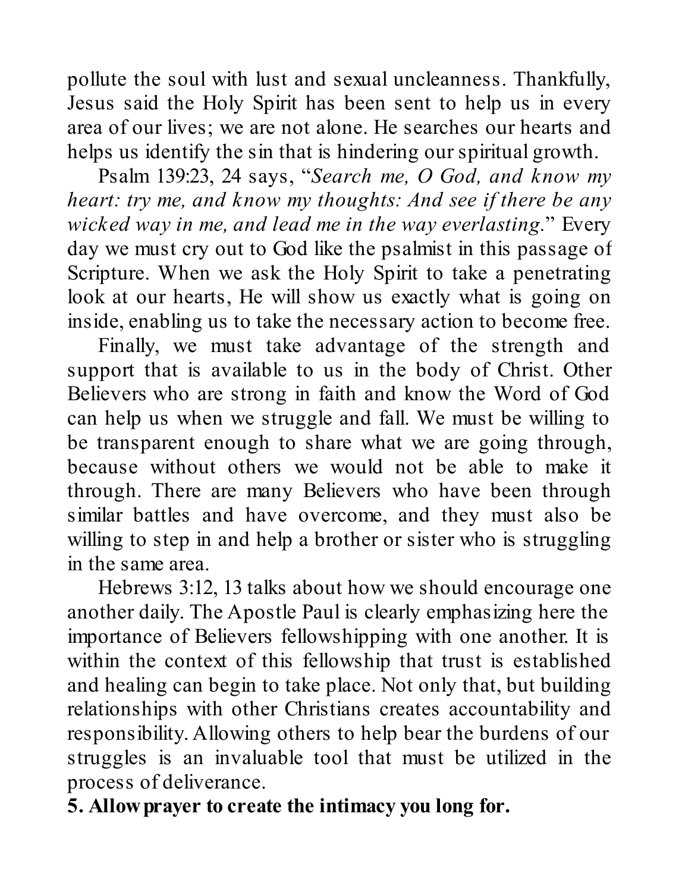pollute the soul with lust and sexual uncleanness. Thankfully, Jesus said the Holy Spirit has been sent to help us in every area of our lives; we are not alone. He searches our hearts and helps us identify the sin that is hindering our spiritual growth.

Psalm 139:23, 24 says, "*Search me, O God, and know my heart: try me, and know my thoughts: And see if there be any wicked way in me, and lead me in the way everlasting.*" Every day we must cry out to God like the psalmist in this passage of Scripture. When we ask the Holy Spirit to take a penetrating look at our hearts, He will show us exactly what is going on inside, enabling us to take the necessary action to become free.

Finally, we must take advantage of the strength and support that is available to us in the body of Christ. Other Believers who are strong in faith and know the Word of God can help us when we struggle and fall. We must be willing to be transparent enough to share what we are going through, because without others we would not be able to make it through. There are many Believers who have been through similar battles and have overcome, and they must also be willing to step in and help a brother or sister who is struggling in the same area.

Hebrews 3:12, 13 talks about how we should encourage one another daily. The Apostle Paul is clearly emphasizing here the importance of Believers fellowshipping with one another. It is within the context of this fellowship that trust is established and healing can begin to take place. Not only that, but building relationships with other Christians creates accountability and responsibility. Allowing others to help bear the burdens of our struggles is an invaluable tool that must be utilized in the process of deliverance.

**5. Allow prayer to create the intimacy you long for.**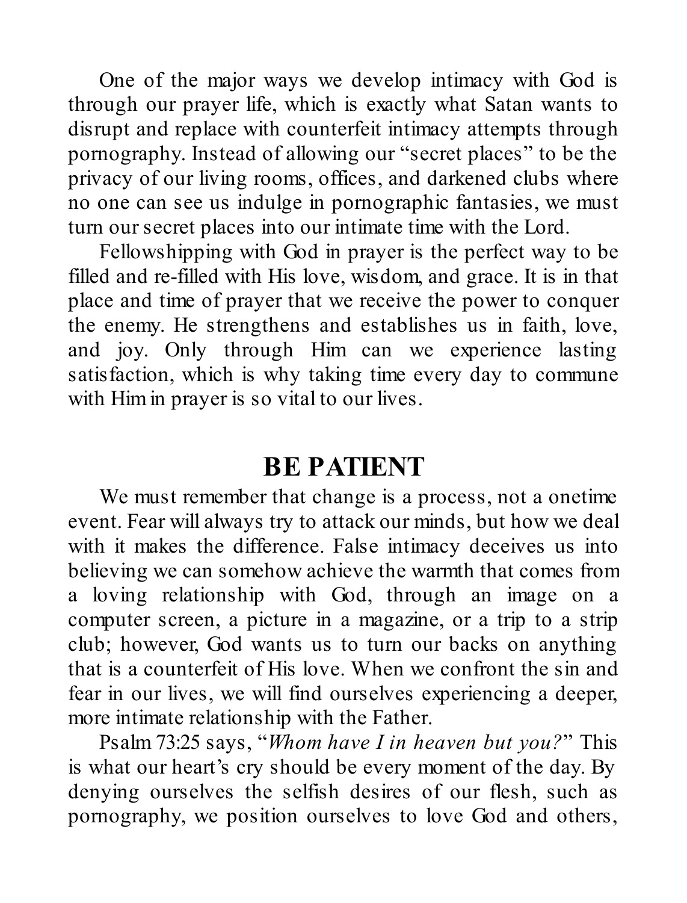One of the major ways we develop intimacy with God is through our prayer life, which is exactly what Satan wants to disrupt and replace with counterfeit intimacy attempts through pornography. Instead of allowing our “secret places” to be the privacy of our living rooms, offices, and darkened clubs where no one can see us indulge in pornographic fantasies, we must turn our secret places into our intimate time with the Lord.

Fellowshipping with God in prayer is the perfect way to be filled and re-filled with His love, wisdom, and grace. It is in that place and time of prayer that we receive the power to conquer the enemy. He strengthens and establishes us in faith, love, and joy. Only through Him can we experience lasting satisfaction, which is why taking time every day to commune with Him in prayer is so vital to our lives.

## BE PATIENT

We must remember that change is a process, not a onetime event. Fear will always try to attack our minds, but how we deal with it makes the difference. False intimacy deceives us into believing we can somehow achieve the warmth that comes from a loving relationship with God, through an image on a computer screen, a picture in a magazine, or a trip to a strip club; however, God wants us to turn our backs on anything that is a counterfeit of His love. When we confront the sin and fear in our lives, we will find ourselves experiencing a deeper, more intimate relationship with the Father.

Psalm 73:25 says, “*Whom have I in heaven but you?*” This is what our heart’s cry should be every moment of the day. By denying ourselves the selfish desires of our flesh, such as pornography, we position ourselves to love God and others,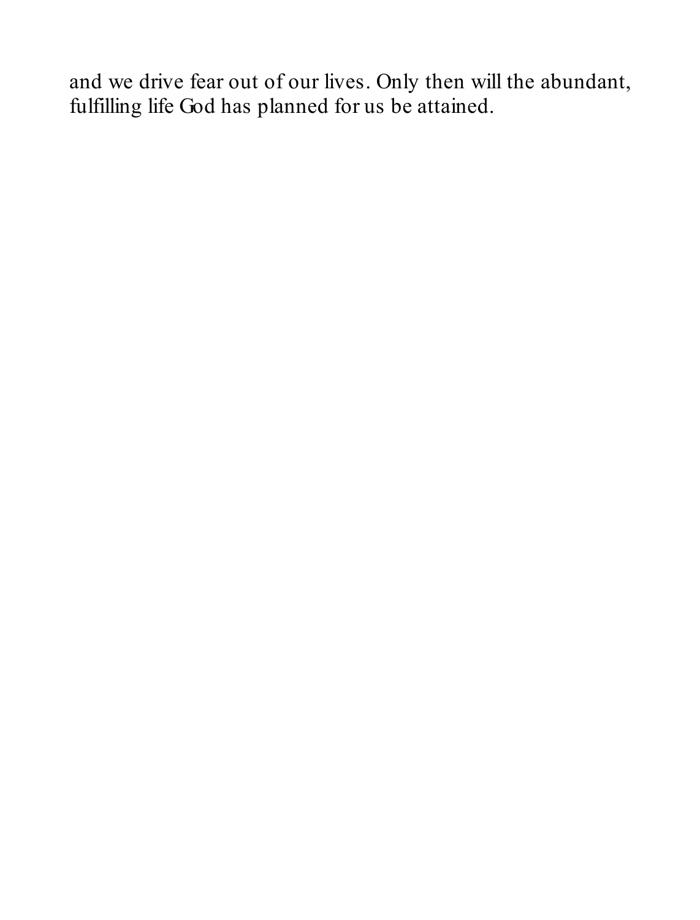and we drive fear out of our lives. Only then will the abundant, fulfilling life God has planned for us be attained.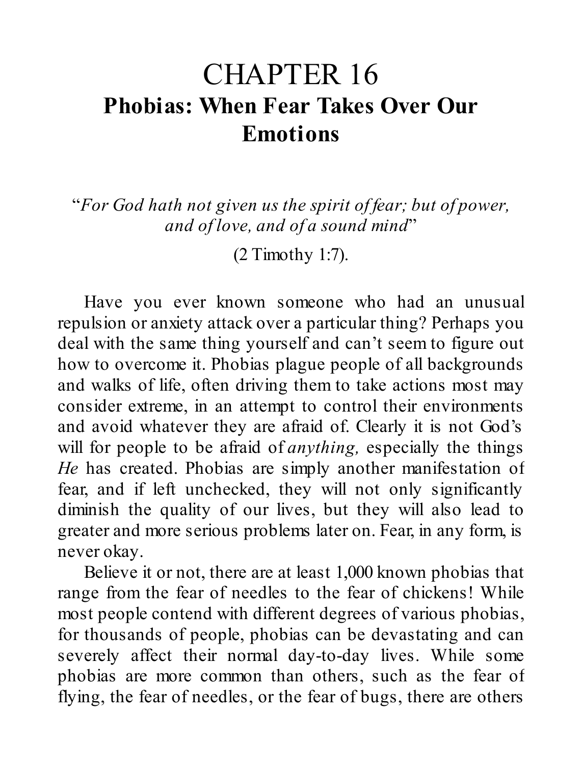# CHAPTER 16

## Phobias: When Fear Takes Over Our Emotions

"*For God hath not given us the spirit of fear; but of power, and of love, and of a sound mind*"

(2 Timothy 1:7).

Have you ever known someone who had an unusual repulsion or anxiety attack over a particular thing? Perhaps you deal with the same thing yourself and can't seem to figure out how to overcome it. Phobias plague people of all backgrounds and walks of life, often driving them to take actions most may consider extreme, in an attempt to control their environments and avoid whatever they are afraid of. Clearly it is not God's will for people to be afraid of *anything,* especially the things *He* has created. Phobias are simply another manifestation of fear, and if left unchecked, they will not only significantly diminish the quality of our lives, but they will also lead to greater and more serious problems later on. Fear, in any form, is never okay.

Believe it or not, there are at least 1,000 known phobias that range from the fear of needles to the fear of chickens! While most people contend with different degrees of various phobias, for thousands of people, phobias can be devastating and can severely affect their normal day-to-day lives. While some phobias are more common than others, such as the fear of flying, the fear of needles, or the fear of bugs, there are others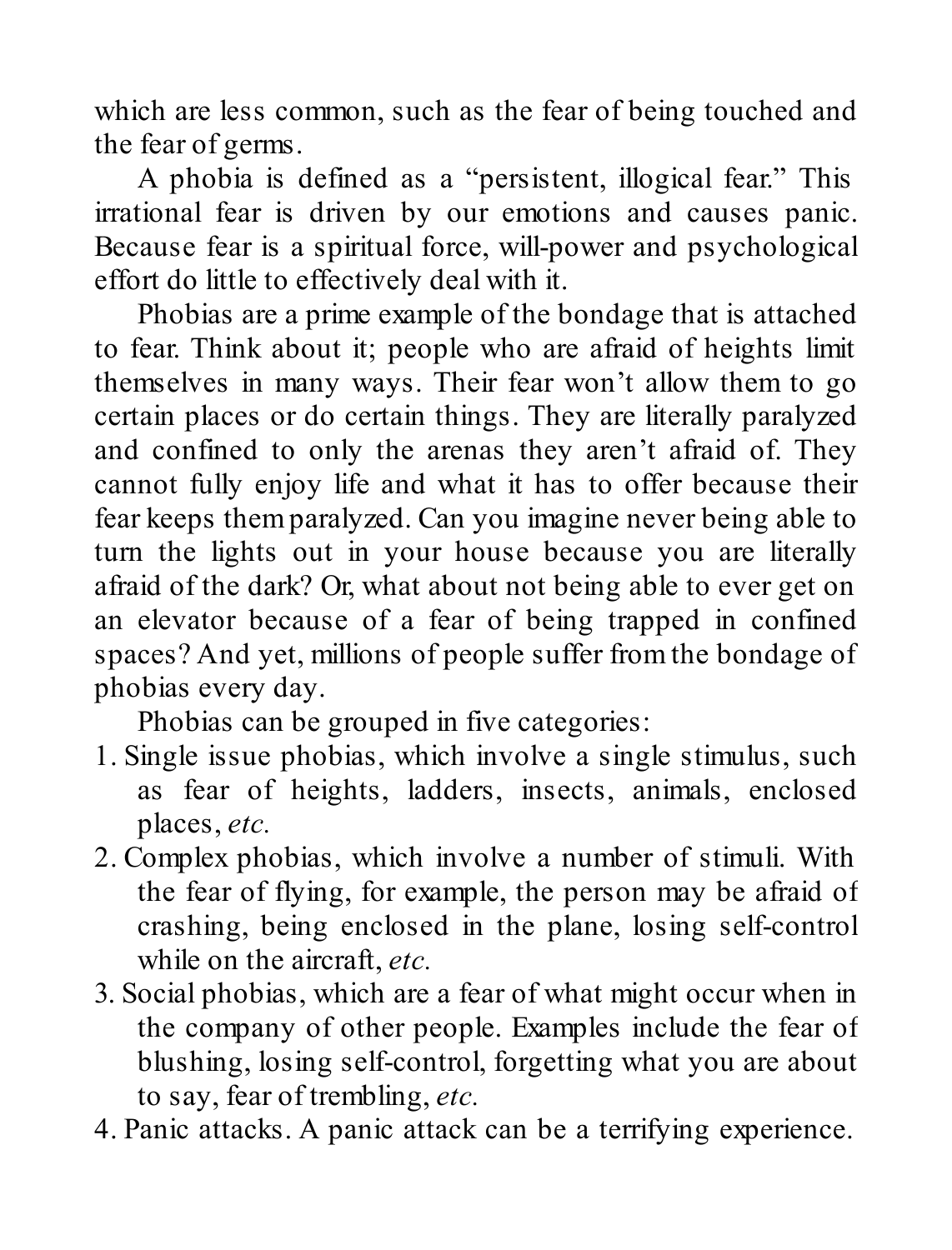which are less common, such as the fear of being touched and the fear of germs.

A phobia is defined as a "persistent, illogical fear." This irrational fear is driven by our emotions and causes panic. Because fear is a spiritual force, will-power and psychological effort do little to effectively deal with it.

Phobias are a prime example of the bondage that is attached to fear. Think about it; people who are afraid of heights limit themselves in many ways. Their fear won't allow them to go certain places or do certain things. They are literally paralyzed and confined to only the arenas they aren't afraid of. They cannot fully enjoy life and what it has to offer because their fear keeps them paralyzed. Can you imagine never being able to turn the lights out in your house because you are literally afraid of the dark? Or, what about not being able to ever get on an elevator because of a fear of being trapped in confined spaces? And yet, millions of people suffer from the bondage of phobias every day.

Phobias can be grouped in five categories:

1. Single issue phobias, which involve a single stimulus, such as fear of heights, ladders, insects, animals, enclosed places, *etc.*
2. Complex phobias, which involve a number of stimuli. With the fear of flying, for example, the person may be afraid of crashing, being enclosed in the plane, losing self-control while on the aircraft, *etc.*
3. Social phobias, which are a fear of what might occur when in the company of other people. Examples include the fear of blushing, losing self-control, forgetting what you are about to say, fear of trembling, *etc.*
4. Panic attacks. A panic attack can be a terrifying experience.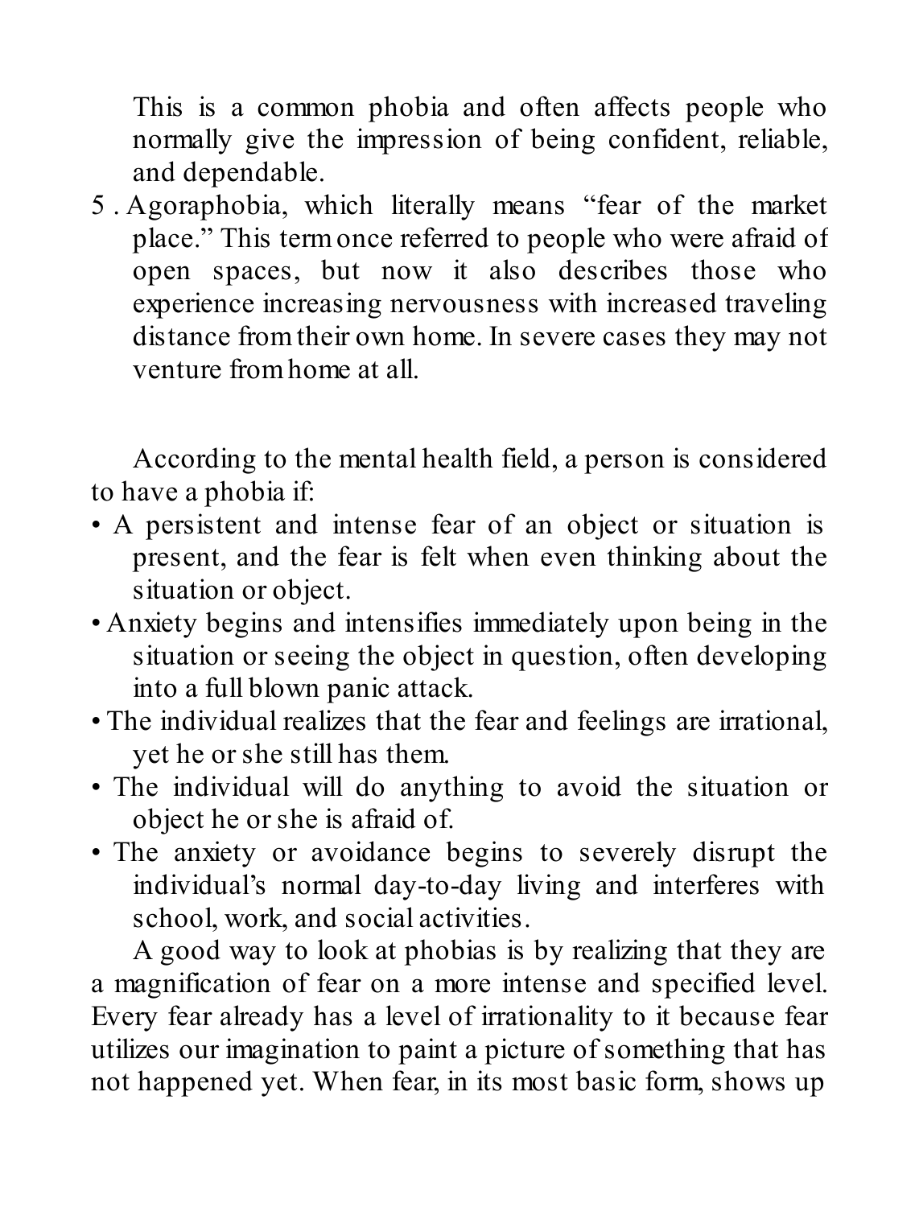This is a common phobia and often affects people who normally give the impression of being confident, reliable, and dependable.

5. Agoraphobia, which literally means "fear of the market place." This term once referred to people who were afraid of open spaces, but now it also describes those who experience increasing nervousness with increased traveling distance from their own home. In severe cases they may not venture from home at all.

According to the mental health field, a person is considered to have a phobia if:

- A persistent and intense fear of an object or situation is present, and the fear is felt when even thinking about the situation or object.
- Anxiety begins and intensifies immediately upon being in the situation or seeing the object in question, often developing into a full blown panic attack.
- The individual realizes that the fear and feelings are irrational, yet he or she still has them.
- The individual will do anything to avoid the situation or object he or she is afraid of.
- The anxiety or avoidance begins to severely disrupt the individual's normal day-to-day living and interferes with school, work, and social activities.

A good way to look at phobias is by realizing that they are a magnification of fear on a more intense and specified level. Every fear already has a level of irrationality to it because fear utilizes our imagination to paint a picture of something that has not happened yet. When fear, in its most basic form, shows up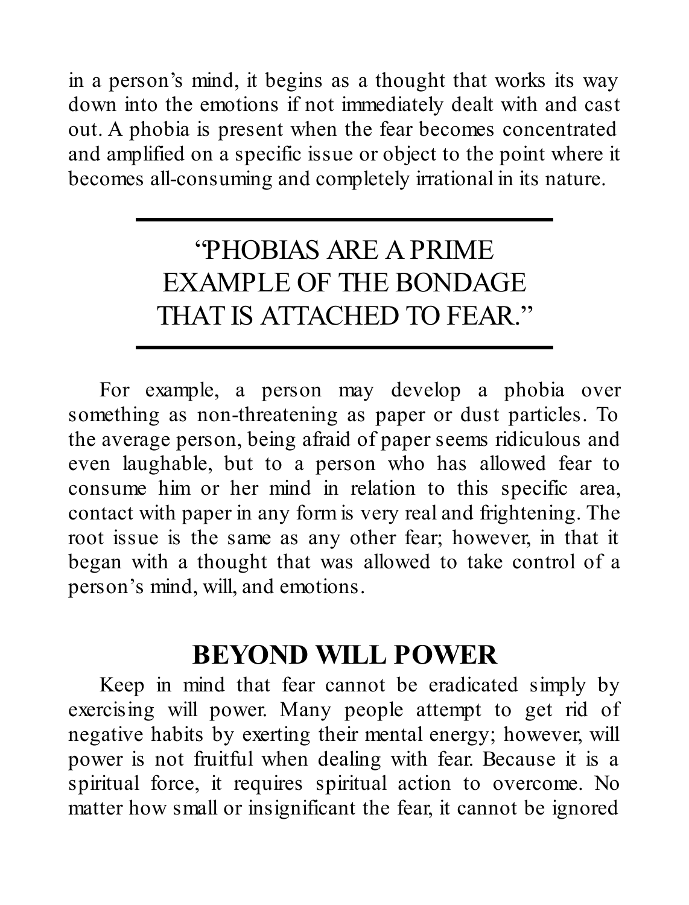in a person's mind, it begins as a thought that works its way down into the emotions if not immediately dealt with and cast out. A phobia is present when the fear becomes concentrated and amplified on a specific issue or object to the point where it becomes all-consuming and completely irrational in its nature.

> "PHOBIAS ARE A PRIME EXAMPLE OF THE BONDAGE THAT IS ATTACHED TO FEAR."

For example, a person may develop a phobia over something as non-threatening as paper or dust particles. To the average person, being afraid of paper seems ridiculous and even laughable, but to a person who has allowed fear to consume him or her mind in relation to this specific area, contact with paper in any form is very real and frightening. The root issue is the same as any other fear; however, in that it began with a thought that was allowed to take control of a person's mind, will, and emotions.

## BEYOND WILL POWER

Keep in mind that fear cannot be eradicated simply by exercising will power. Many people attempt to get rid of negative habits by exerting their mental energy; however, will power is not fruitful when dealing with fear. Because it is a spiritual force, it requires spiritual action to overcome. No matter how small or insignificant the fear, it cannot be ignored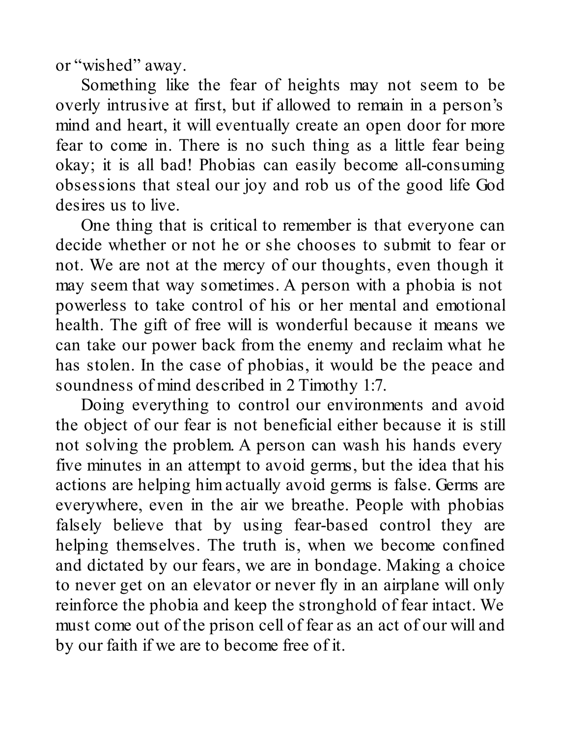or "wished" away.

Something like the fear of heights may not seem to be overly intrusive at first, but if allowed to remain in a person's mind and heart, it will eventually create an open door for more fear to come in. There is no such thing as a little fear being okay; it is all bad! Phobias can easily become all-consuming obsessions that steal our joy and rob us of the good life God desires us to live.

One thing that is critical to remember is that everyone can decide whether or not he or she chooses to submit to fear or not. We are not at the mercy of our thoughts, even though it may seem that way sometimes. A person with a phobia is not powerless to take control of his or her mental and emotional health. The gift of free will is wonderful because it means we can take our power back from the enemy and reclaim what he has stolen. In the case of phobias, it would be the peace and soundness of mind described in 2 Timothy 1:7.

Doing everything to control our environments and avoid the object of our fear is not beneficial either because it is still not solving the problem. A person can wash his hands every five minutes in an attempt to avoid germs, but the idea that his actions are helping him actually avoid germs is false. Germs are everywhere, even in the air we breathe. People with phobias falsely believe that by using fear-based control they are helping themselves. The truth is, when we become confined and dictated by our fears, we are in bondage. Making a choice to never get on an elevator or never fly in an airplane will only reinforce the phobia and keep the stronghold of fear intact. We must come out of the prison cell of fear as an act of our will and by our faith if we are to become free of it.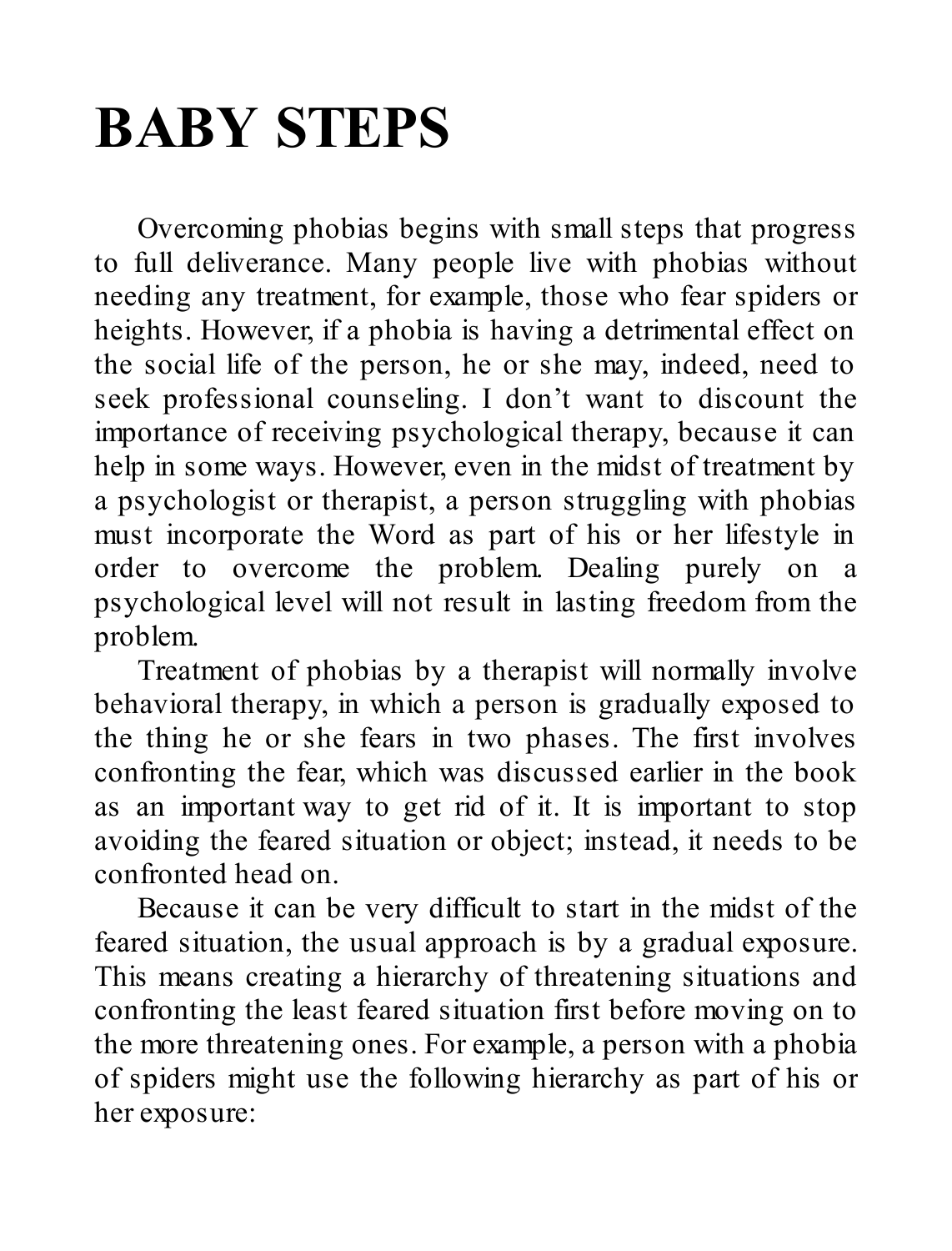# BABY STEPS

Overcoming phobias begins with small steps that progress to full deliverance. Many people live with phobias without needing any treatment, for example, those who fear spiders or heights. However, if a phobia is having a detrimental effect on the social life of the person, he or she may, indeed, need to seek professional counseling. I don't want to discount the importance of receiving psychological therapy, because it can help in some ways. However, even in the midst of treatment by a psychologist or therapist, a person struggling with phobias must incorporate the Word as part of his or her lifestyle in order to overcome the problem. Dealing purely on a psychological level will not result in lasting freedom from the problem.

Treatment of phobias by a therapist will normally involve behavioral therapy, in which a person is gradually exposed to the thing he or she fears in two phases. The first involves confronting the fear, which was discussed earlier in the book as an important way to get rid of it. It is important to stop avoiding the feared situation or object; instead, it needs to be confronted head on.

Because it can be very difficult to start in the midst of the feared situation, the usual approach is by a gradual exposure. This means creating a hierarchy of threatening situations and confronting the least feared situation first before moving on to the more threatening ones. For example, a person with a phobia of spiders might use the following hierarchy as part of his or her exposure: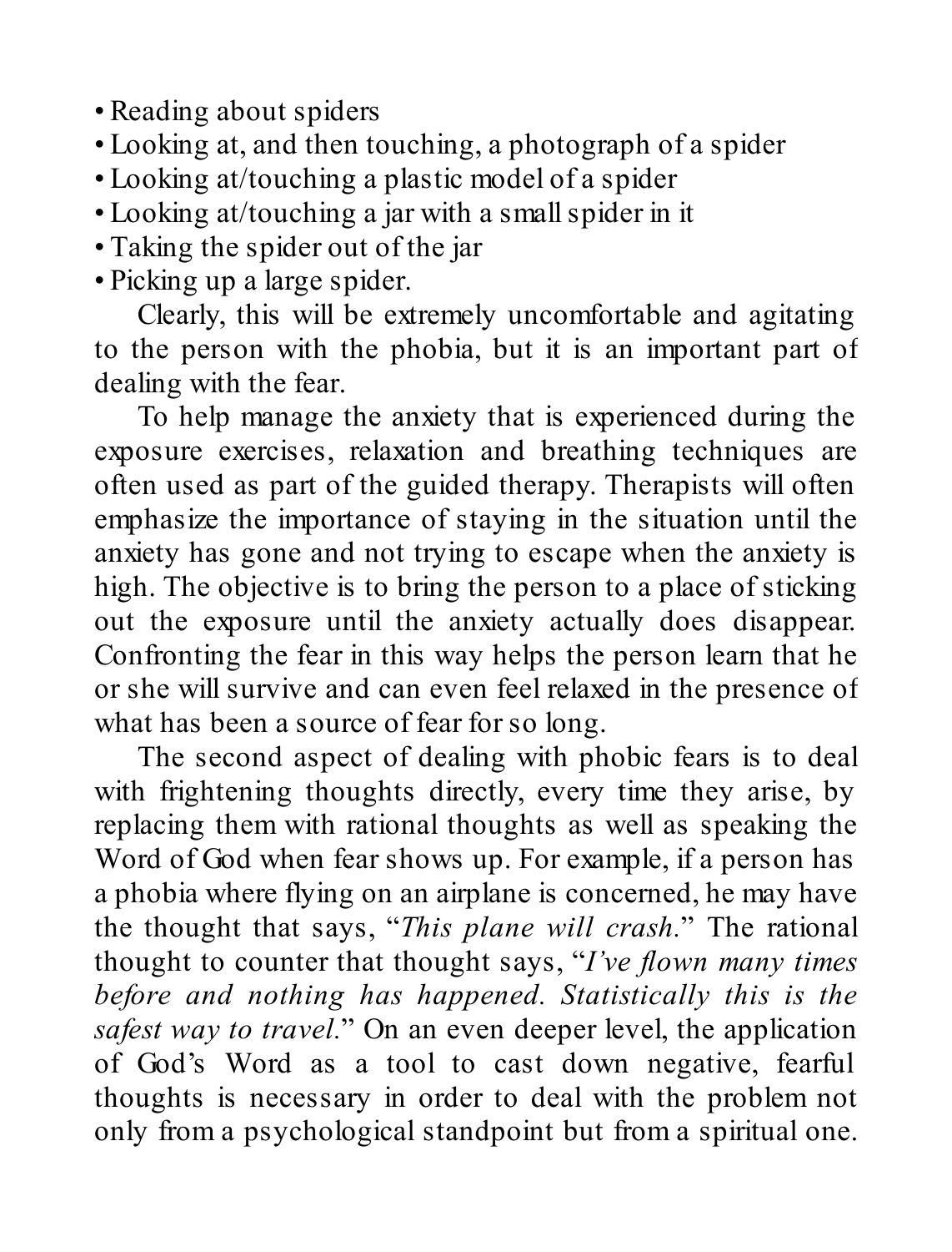- Reading about spiders
- Looking at, and then touching, a photograph of a spider
- Looking at/touching a plastic model of a spider
- Looking at/touching a jar with a small spider in it
- Taking the spider out of the jar
- Picking up a large spider.

Clearly, this will be extremely uncomfortable and agitating to the person with the phobia, but it is an important part of dealing with the fear.

To help manage the anxiety that is experienced during the exposure exercises, relaxation and breathing techniques are often used as part of the guided therapy. Therapists will often emphasize the importance of staying in the situation until the anxiety has gone and not trying to escape when the anxiety is high. The objective is to bring the person to a place of sticking out the exposure until the anxiety actually does disappear. Confronting the fear in this way helps the person learn that he or she will survive and can even feel relaxed in the presence of what has been a source of fear for so long.

The second aspect of dealing with phobic fears is to deal with frightening thoughts directly, every time they arise, by replacing them with rational thoughts as well as speaking the Word of God when fear shows up. For example, if a person has a phobia where flying on an airplane is concerned, he may have the thought that says, "*This plane will crash.*" The rational thought to counter that thought says, "*I've flown many times before and nothing has happened. Statistically this is the safest way to travel.*" On an even deeper level, the application of God's Word as a tool to cast down negative, fearful thoughts is necessary in order to deal with the problem not only from a psychological standpoint but from a spiritual one.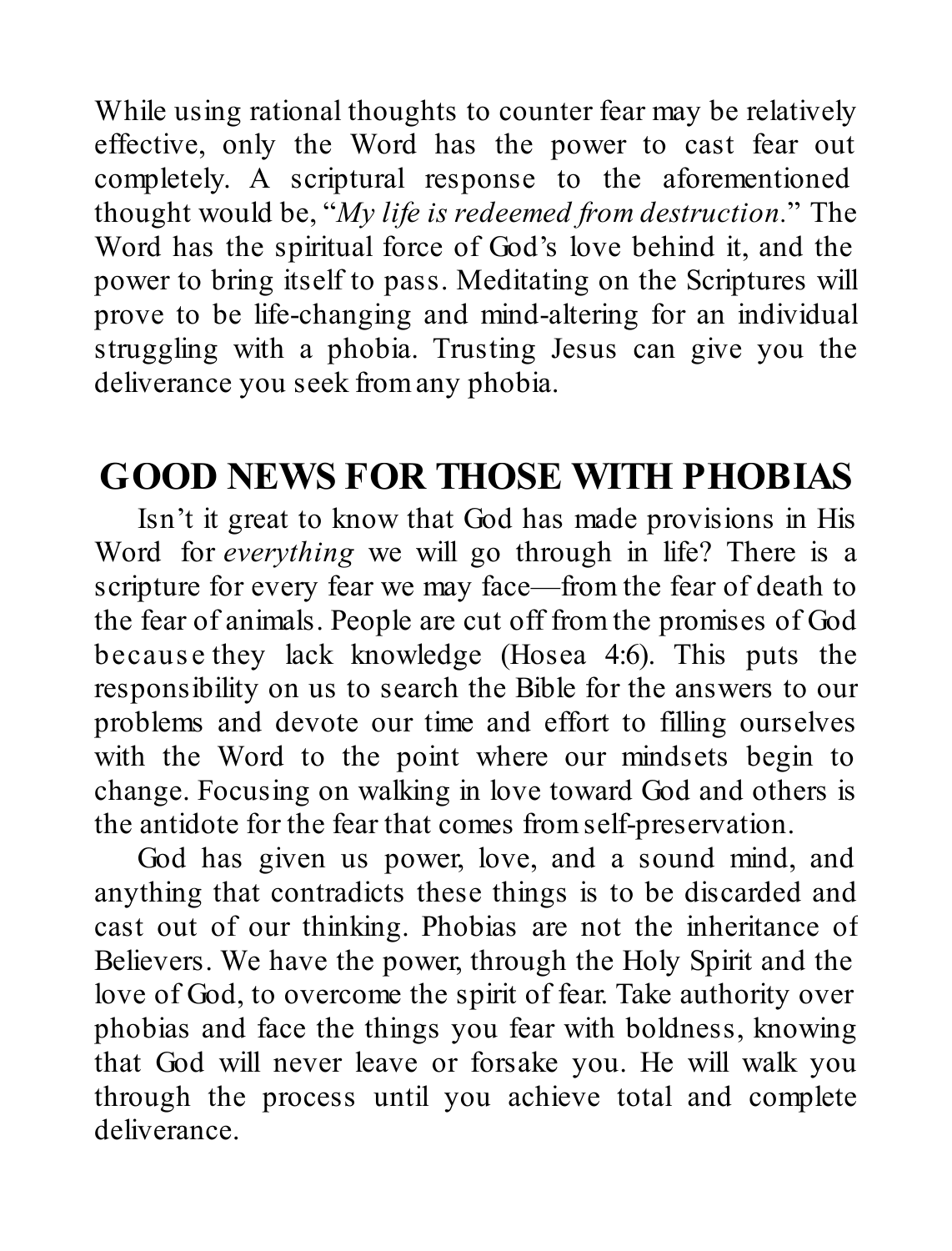While using rational thoughts to counter fear may be relatively effective, only the Word has the power to cast fear out completely. A scriptural response to the aforementioned thought would be, "*My life is redeemed from destruction*." The Word has the spiritual force of God's love behind it, and the power to bring itself to pass. Meditating on the Scriptures will prove to be life-changing and mind-altering for an individual struggling with a phobia. Trusting Jesus can give you the deliverance you seek from any phobia.

## GOOD NEWS FOR THOSE WITH PHOBIAS

Isn't it great to know that God has made provisions in His Word for *everything* we will go through in life? There is a scripture for every fear we may face—from the fear of death to the fear of animals. People are cut off from the promises of God because they lack knowledge (Hosea 4:6). This puts the responsibility on us to search the Bible for the answers to our problems and devote our time and effort to filling ourselves with the Word to the point where our mindsets begin to change. Focusing on walking in love toward God and others is the antidote for the fear that comes from self-preservation.

God has given us power, love, and a sound mind, and anything that contradicts these things is to be discarded and cast out of our thinking. Phobias are not the inheritance of Believers. We have the power, through the Holy Spirit and the love of God, to overcome the spirit of fear. Take authority over phobias and face the things you fear with boldness, knowing that God will never leave or forsake you. He will walk you through the process until you achieve total and complete deliverance.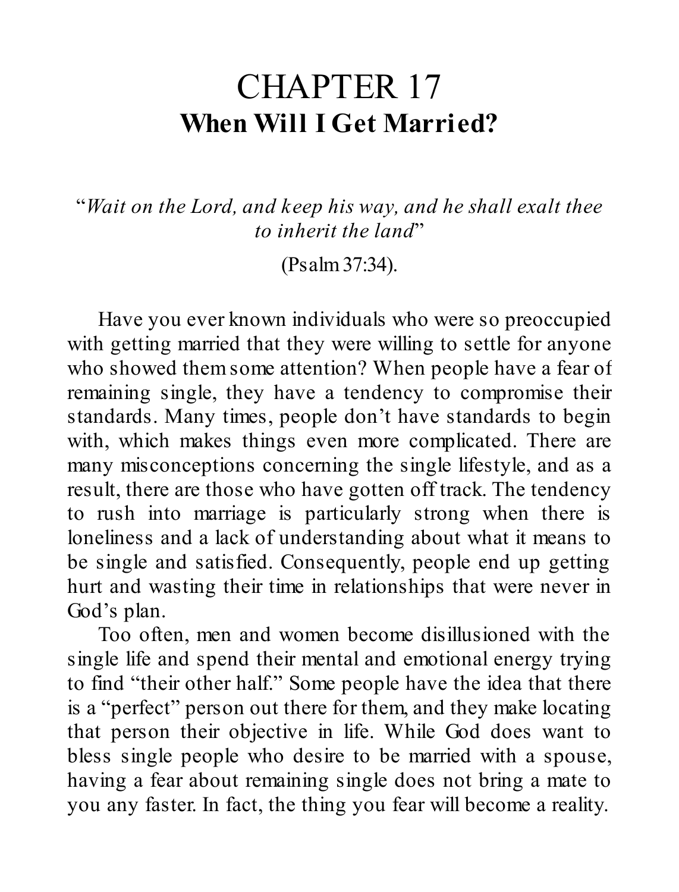# CHAPTER 17

## When Will I Get Married?

"*Wait on the Lord, and keep his way, and he shall exalt thee to inherit the land*"

(Psalm 37:34).

Have you ever known individuals who were so preoccupied with getting married that they were willing to settle for anyone who showed them some attention? When people have a fear of remaining single, they have a tendency to compromise their standards. Many times, people don't have standards to begin with, which makes things even more complicated. There are many misconceptions concerning the single lifestyle, and as a result, there are those who have gotten off track. The tendency to rush into marriage is particularly strong when there is loneliness and a lack of understanding about what it means to be single and satisfied. Consequently, people end up getting hurt and wasting their time in relationships that were never in God's plan.

Too often, men and women become disillusioned with the single life and spend their mental and emotional energy trying to find "their other half." Some people have the idea that there is a "perfect" person out there for them, and they make locating that person their objective in life. While God does want to bless single people who desire to be married with a spouse, having a fear about remaining single does not bring a mate to you any faster. In fact, the thing you fear will become a reality.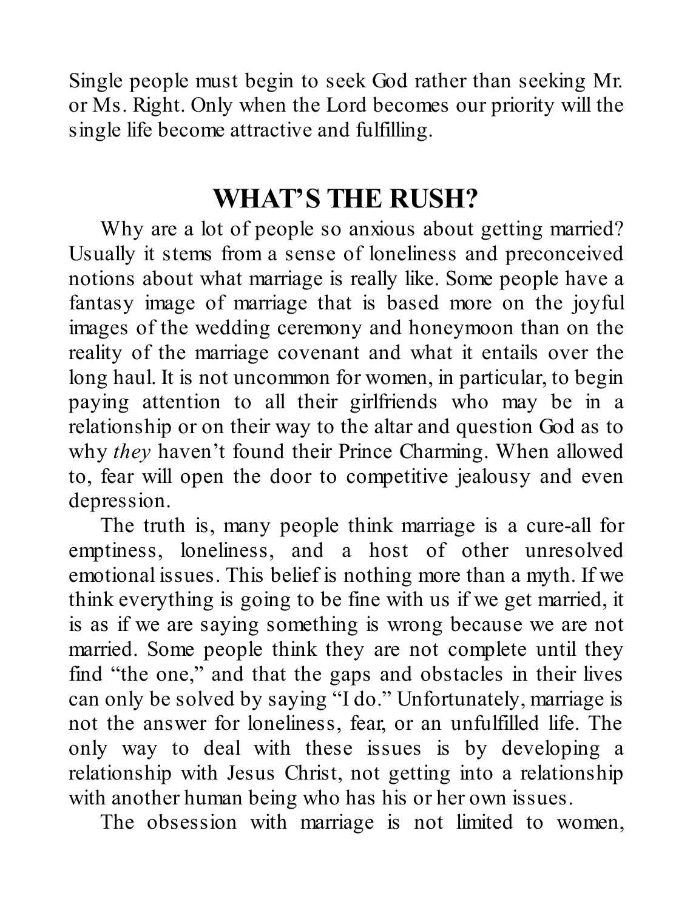Single people must begin to seek God rather than seeking Mr. or Ms. Right. Only when the Lord becomes our priority will the single life become attractive and fulfilling.

## WHAT'S THE RUSH?

Why are a lot of people so anxious about getting married? Usually it stems from a sense of loneliness and preconceived notions about what marriage is really like. Some people have a fantasy image of marriage that is based more on the joyful images of the wedding ceremony and honeymoon than on the reality of the marriage covenant and what it entails over the long haul. It is not uncommon for women, in particular, to begin paying attention to all their girlfriends who may be in a relationship or on their way to the altar and question God as to why *they* haven't found their Prince Charming. When allowed to, fear will open the door to competitive jealousy and even depression.

The truth is, many people think marriage is a cure-all for emptiness, loneliness, and a host of other unresolved emotional issues. This belief is nothing more than a myth. If we think everything is going to be fine with us if we get married, it is as if we are saying something is wrong because we are not married. Some people think they are not complete until they find "the one," and that the gaps and obstacles in their lives can only be solved by saying "I do." Unfortunately, marriage is not the answer for loneliness, fear, or an unfulfilled life. The only way to deal with these issues is by developing a relationship with Jesus Christ, not getting into a relationship with another human being who has his or her own issues.

The obsession with marriage is not limited to women,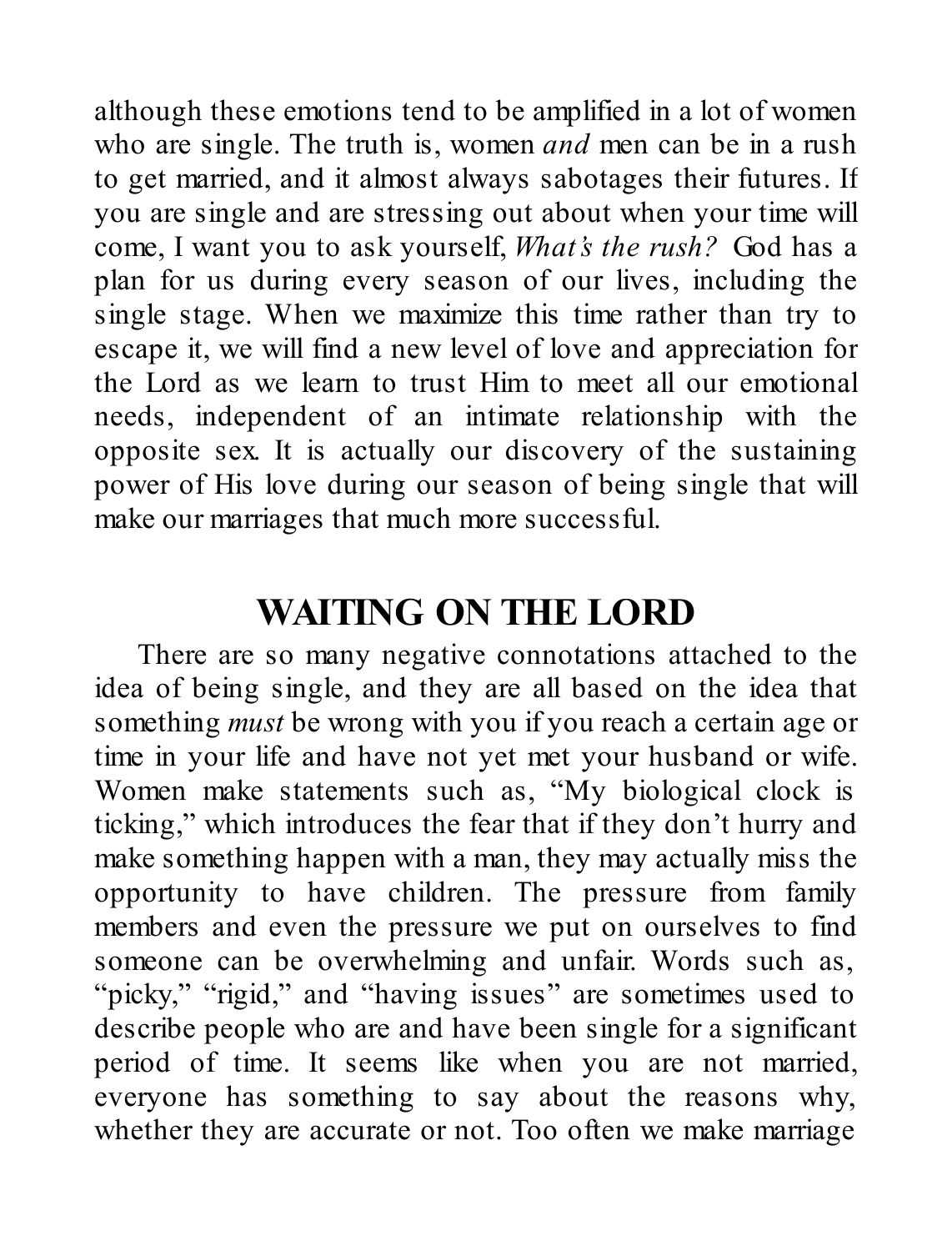although these emotions tend to be amplified in a lot of women who are single. The truth is, women *and* men can be in a rush to get married, and it almost always sabotages their futures. If you are single and are stressing out about when your time will come, I want you to ask yourself, *What's the rush?* God has a plan for us during every season of our lives, including the single stage. When we maximize this time rather than try to escape it, we will find a new level of love and appreciation for the Lord as we learn to trust Him to meet all our emotional needs, independent of an intimate relationship with the opposite sex. It is actually our discovery of the sustaining power of His love during our season of being single that will make our marriages that much more successful.

## WAITING ON THE LORD

There are so many negative connotations attached to the idea of being single, and they are all based on the idea that something *must* be wrong with you if you reach a certain age or time in your life and have not yet met your husband or wife. Women make statements such as, "My biological clock is ticking," which introduces the fear that if they don't hurry and make something happen with a man, they may actually miss the opportunity to have children. The pressure from family members and even the pressure we put on ourselves to find someone can be overwhelming and unfair. Words such as, "picky," "rigid," and "having issues" are sometimes used to describe people who are and have been single for a significant period of time. It seems like when you are not married, everyone has something to say about the reasons why, whether they are accurate or not. Too often we make marriage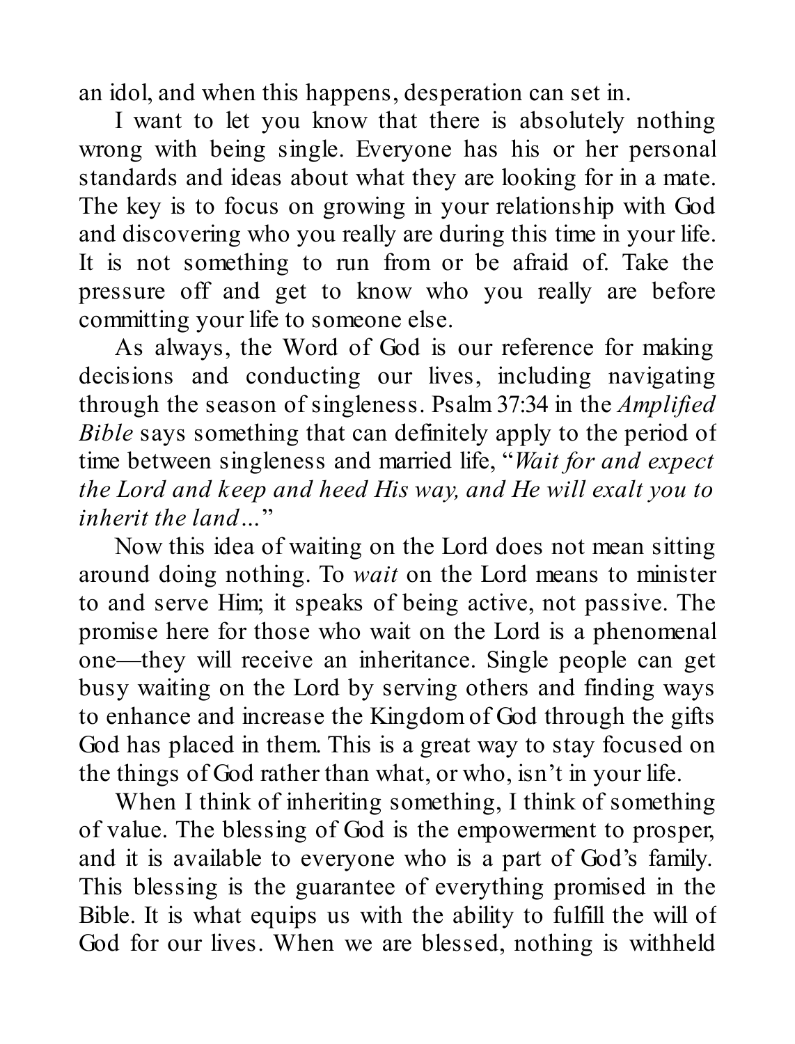an idol, and when this happens, desperation can set in.

I want to let you know that there is absolutely nothing wrong with being single. Everyone has his or her personal standards and ideas about what they are looking for in a mate. The key is to focus on growing in your relationship with God and discovering who you really are during this time in your life. It is not something to run from or be afraid of. Take the pressure off and get to know who you really are before committing your life to someone else.

As always, the Word of God is our reference for making decisions and conducting our lives, including navigating through the season of singleness. Psalm 37:34 in the *Amplified Bible* says something that can definitely apply to the period of time between singleness and married life, "*Wait for and expect the Lord and keep and heed His way, and He will exalt you to inherit the land…*"

Now this idea of waiting on the Lord does not mean sitting around doing nothing. To *wait* on the Lord means to minister to and serve Him; it speaks of being active, not passive. The promise here for those who wait on the Lord is a phenomenal one—they will receive an inheritance. Single people can get busy waiting on the Lord by serving others and finding ways to enhance and increase the Kingdom of God through the gifts God has placed in them. This is a great way to stay focused on the things of God rather than what, or who, isn't in your life.

When I think of inheriting something, I think of something of value. The blessing of God is the empowerment to prosper, and it is available to everyone who is a part of God's family. This blessing is the guarantee of everything promised in the Bible. It is what equips us with the ability to fulfill the will of God for our lives. When we are blessed, nothing is withheld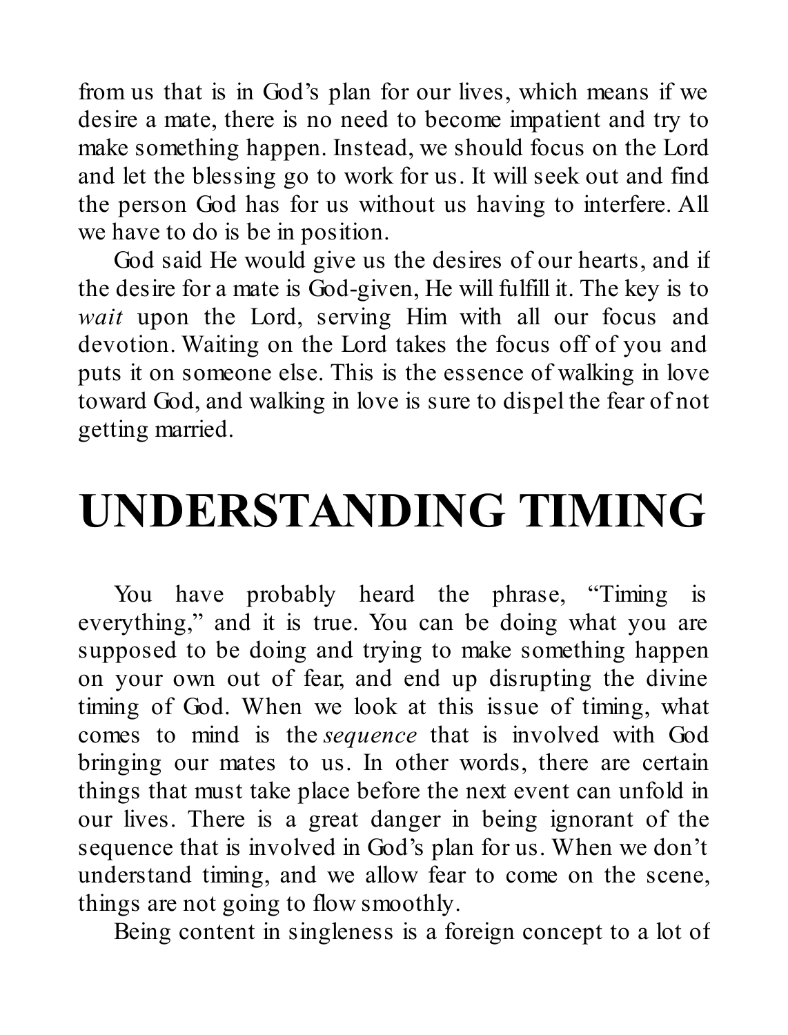from us that is in God's plan for our lives, which means if we desire a mate, there is no need to become impatient and try to make something happen. Instead, we should focus on the Lord and let the blessing go to work for us. It will seek out and find the person God has for us without us having to interfere. All we have to do is be in position.

God said He would give us the desires of our hearts, and if the desire for a mate is God-given, He will fulfill it. The key is to *wait* upon the Lord, serving Him with all our focus and devotion. Waiting on the Lord takes the focus off of you and puts it on someone else. This is the essence of walking in love toward God, and walking in love is sure to dispel the fear of not getting married.

# UNDERSTANDING TIMING

You have probably heard the phrase, "Timing is everything," and it is true. You can be doing what you are supposed to be doing and trying to make something happen on your own out of fear, and end up disrupting the divine timing of God. When we look at this issue of timing, what comes to mind is the *sequence* that is involved with God bringing our mates to us. In other words, there are certain things that must take place before the next event can unfold in our lives. There is a great danger in being ignorant of the sequence that is involved in God's plan for us. When we don't understand timing, and we allow fear to come on the scene, things are not going to flow smoothly.

Being content in singleness is a foreign concept to a lot of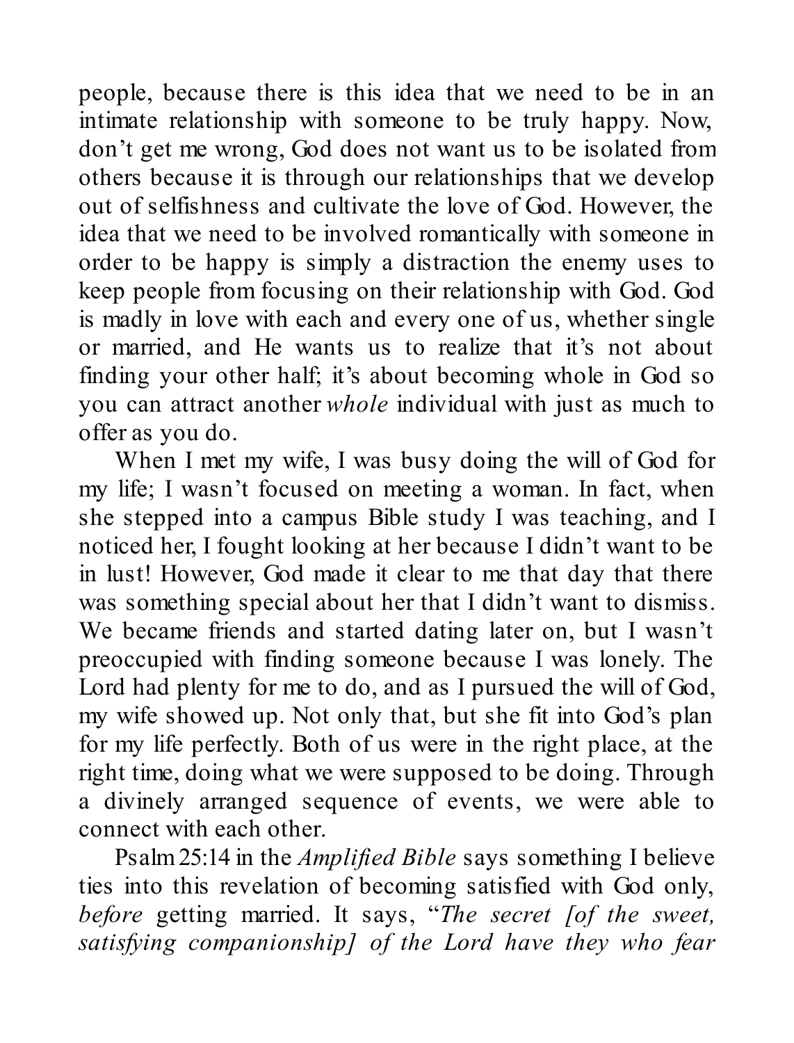people, because there is this idea that we need to be in an intimate relationship with someone to be truly happy. Now, don't get me wrong, God does not want us to be isolated from others because it is through our relationships that we develop out of selfishness and cultivate the love of God. However, the idea that we need to be involved romantically with someone in order to be happy is simply a distraction the enemy uses to keep people from focusing on their relationship with God. God is madly in love with each and every one of us, whether single or married, and He wants us to realize that it's not about finding your other half; it's about becoming whole in God so you can attract another *whole* individual with just as much to offer as you do.

When I met my wife, I was busy doing the will of God for my life; I wasn't focused on meeting a woman. In fact, when she stepped into a campus Bible study I was teaching, and I noticed her, I fought looking at her because I didn't want to be in lust! However, God made it clear to me that day that there was something special about her that I didn't want to dismiss. We became friends and started dating later on, but I wasn't preoccupied with finding someone because I was lonely. The Lord had plenty for me to do, and as I pursued the will of God, my wife showed up. Not only that, but she fit into God's plan for my life perfectly. Both of us were in the right place, at the right time, doing what we were supposed to be doing. Through a divinely arranged sequence of events, we were able to connect with each other.

Psalm 25:14 in the *Amplified Bible* says something I believe ties into this revelation of becoming satisfied with God only, *before* getting married. It says, "*The secret [of the sweet, satisfying companionship] of the Lord have they who fear*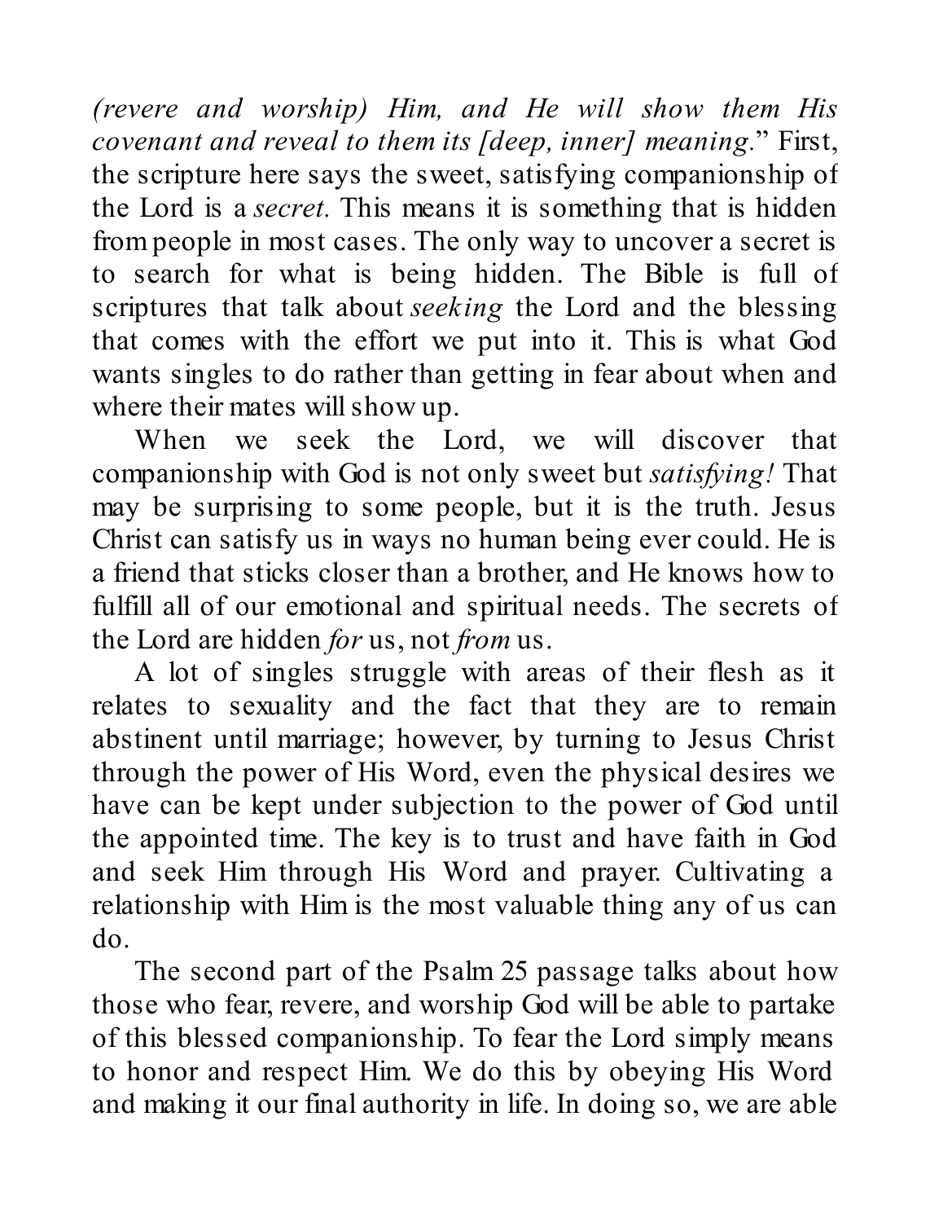*(revere and worship) Him, and He will show them His covenant and reveal to them its [deep, inner] meaning*." First, the scripture here says the sweet, satisfying companionship of the Lord is a *secret.* This means it is something that is hidden from people in most cases. The only way to uncover a secret is to search for what is being hidden. The Bible is full of scriptures that talk about *seeking* the Lord and the blessing that comes with the effort we put into it. This is what God wants singles to do rather than getting in fear about when and where their mates will show up.

When we seek the Lord, we will discover that companionship with God is not only sweet but *satisfying!* That may be surprising to some people, but it is the truth. Jesus Christ can satisfy us in ways no human being ever could. He is a friend that sticks closer than a brother, and He knows how to fulfill all of our emotional and spiritual needs. The secrets of the Lord are hidden *for* us, not *from* us.

A lot of singles struggle with areas of their flesh as it relates to sexuality and the fact that they are to remain abstinent until marriage; however, by turning to Jesus Christ through the power of His Word, even the physical desires we have can be kept under subjection to the power of God until the appointed time. The key is to trust and have faith in God and seek Him through His Word and prayer. Cultivating a relationship with Him is the most valuable thing any of us can do.

The second part of the Psalm 25 passage talks about how those who fear, revere, and worship God will be able to partake of this blessed companionship. To fear the Lord simply means to honor and respect Him. We do this by obeying His Word and making it our final authority in life. In doing so, we are able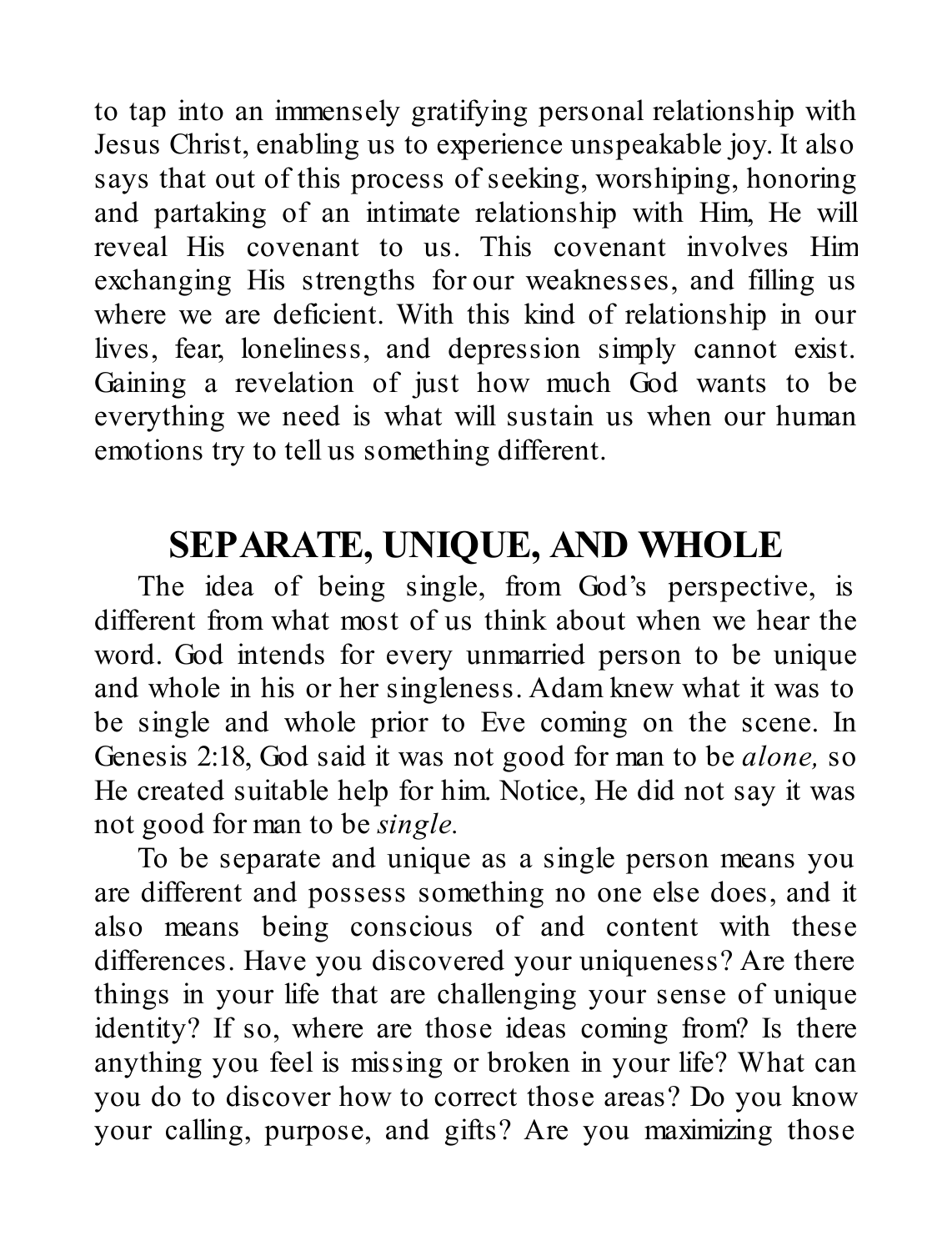to tap into an immensely gratifying personal relationship with Jesus Christ, enabling us to experience unspeakable joy. It also says that out of this process of seeking, worshiping, honoring and partaking of an intimate relationship with Him, He will reveal His covenant to us. This covenant involves Him exchanging His strengths for our weaknesses, and filling us where we are deficient. With this kind of relationship in our lives, fear, loneliness, and depression simply cannot exist. Gaining a revelation of just how much God wants to be everything we need is what will sustain us when our human emotions try to tell us something different.

## SEPARATE, UNIQUE, AND WHOLE

The idea of being single, from God's perspective, is different from what most of us think about when we hear the word. God intends for every unmarried person to be unique and whole in his or her singleness. Adam knew what it was to be single and whole prior to Eve coming on the scene. In Genesis 2:18, God said it was not good for man to be *alone,* so He created suitable help for him. Notice, He did not say it was not good for man to be *single.*

To be separate and unique as a single person means you are different and possess something no one else does, and it also means being conscious of and content with these differences. Have you discovered your uniqueness? Are there things in your life that are challenging your sense of unique identity? If so, where are those ideas coming from? Is there anything you feel is missing or broken in your life? What can you do to discover how to correct those areas? Do you know your calling, purpose, and gifts? Are you maximizing those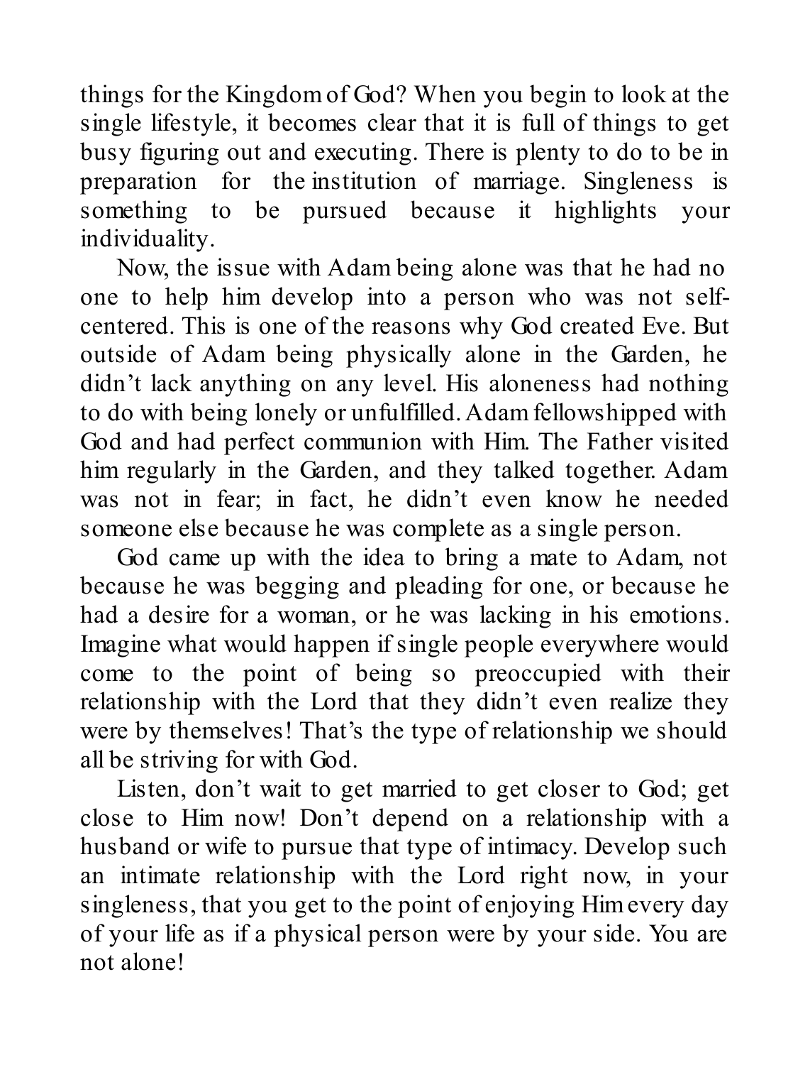things for the Kingdom of God? When you begin to look at the single lifestyle, it becomes clear that it is full of things to get busy figuring out and executing. There is plenty to do to be in preparation for the institution of marriage. Singleness is something to be pursued because it highlights your individuality.

Now, the issue with Adam being alone was that he had no one to help him develop into a person who was not self-centered. This is one of the reasons why God created Eve. But outside of Adam being physically alone in the Garden, he didn't lack anything on any level. His aloneness had nothing to do with being lonely or unfulfilled. Adam fellowshipped with God and had perfect communion with Him. The Father visited him regularly in the Garden, and they talked together. Adam was not in fear; in fact, he didn't even know he needed someone else because he was complete as a single person.

God came up with the idea to bring a mate to Adam, not because he was begging and pleading for one, or because he had a desire for a woman, or he was lacking in his emotions. Imagine what would happen if single people everywhere would come to the point of being so preoccupied with their relationship with the Lord that they didn't even realize they were by themselves! That's the type of relationship we should all be striving for with God.

Listen, don't wait to get married to get closer to God; get close to Him now! Don't depend on a relationship with a husband or wife to pursue that type of intimacy. Develop such an intimate relationship with the Lord right now, in your singleness, that you get to the point of enjoying Him every day of your life as if a physical person were by your side. You are not alone!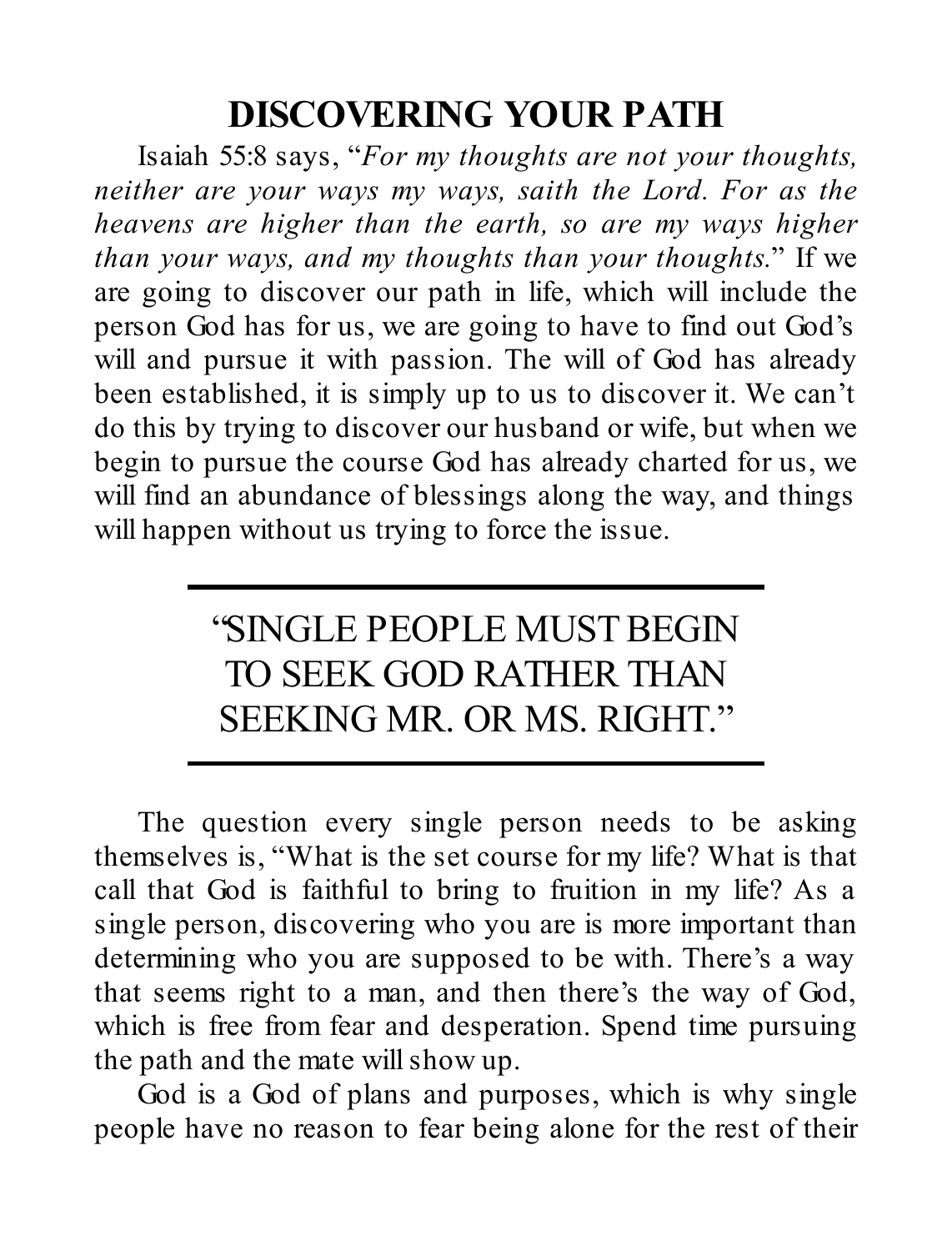## DISCOVERING YOUR PATH

Isaiah 55:8 says, "*For my thoughts are not your thoughts, neither are your ways my ways, saith the Lord. For as the heavens are higher than the earth, so are my ways higher than your ways, and my thoughts than your thoughts.*" If we are going to discover our path in life, which will include the person God has for us, we are going to have to find out God's will and pursue it with passion. The will of God has already been established, it is simply up to us to discover it. We can't do this by trying to discover our husband or wife, but when we begin to pursue the course God has already charted for us, we will find an abundance of blessings along the way, and things will happen without us trying to force the issue.

---

"SINGLE PEOPLE MUST BEGIN TO SEEK GOD RATHER THAN SEEKING MR. OR MS. RIGHT."

---

The question every single person needs to be asking themselves is, "What is the set course for my life? What is that call that God is faithful to bring to fruition in my life? As a single person, discovering who you are is more important than determining who you are supposed to be with. There's a way that seems right to a man, and then there's the way of God, which is free from fear and desperation. Spend time pursuing the path and the mate will show up.

God is a God of plans and purposes, which is why single people have no reason to fear being alone for the rest of their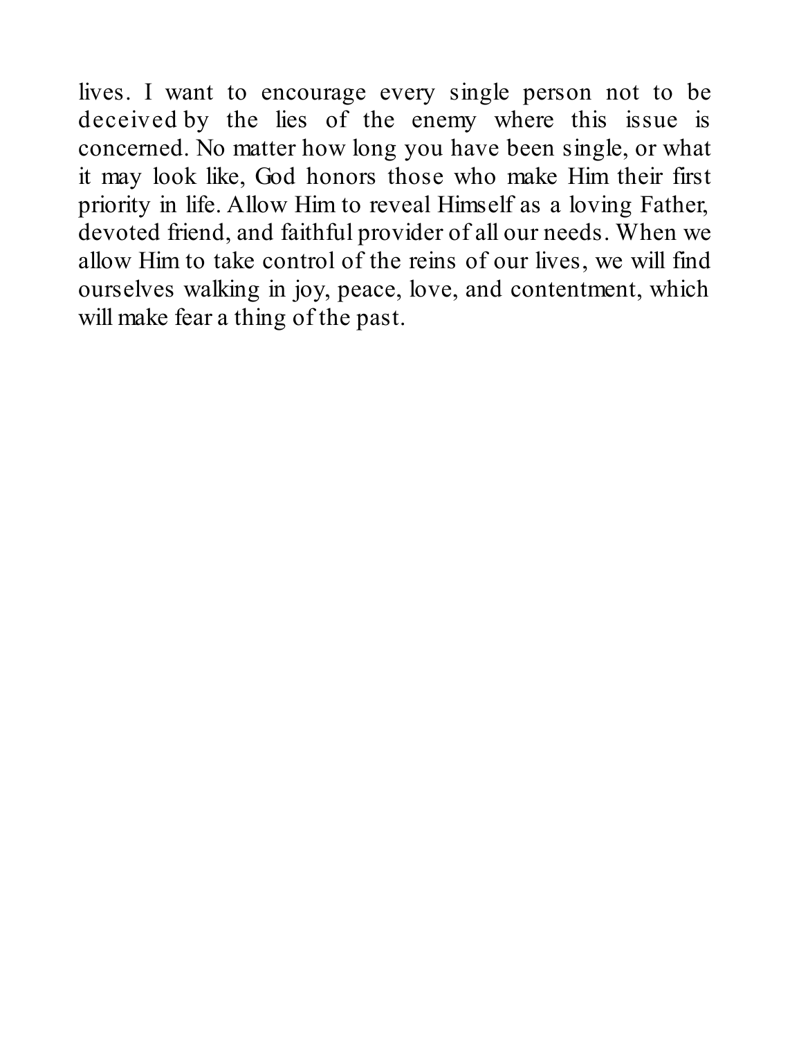lives. I want to encourage every single person not to be deceived by the lies of the enemy where this issue is concerned. No matter how long you have been single, or what it may look like, God honors those who make Him their first priority in life. Allow Him to reveal Himself as a loving Father, devoted friend, and faithful provider of all our needs. When we allow Him to take control of the reins of our lives, we will find ourselves walking in joy, peace, love, and contentment, which will make fear a thing of the past.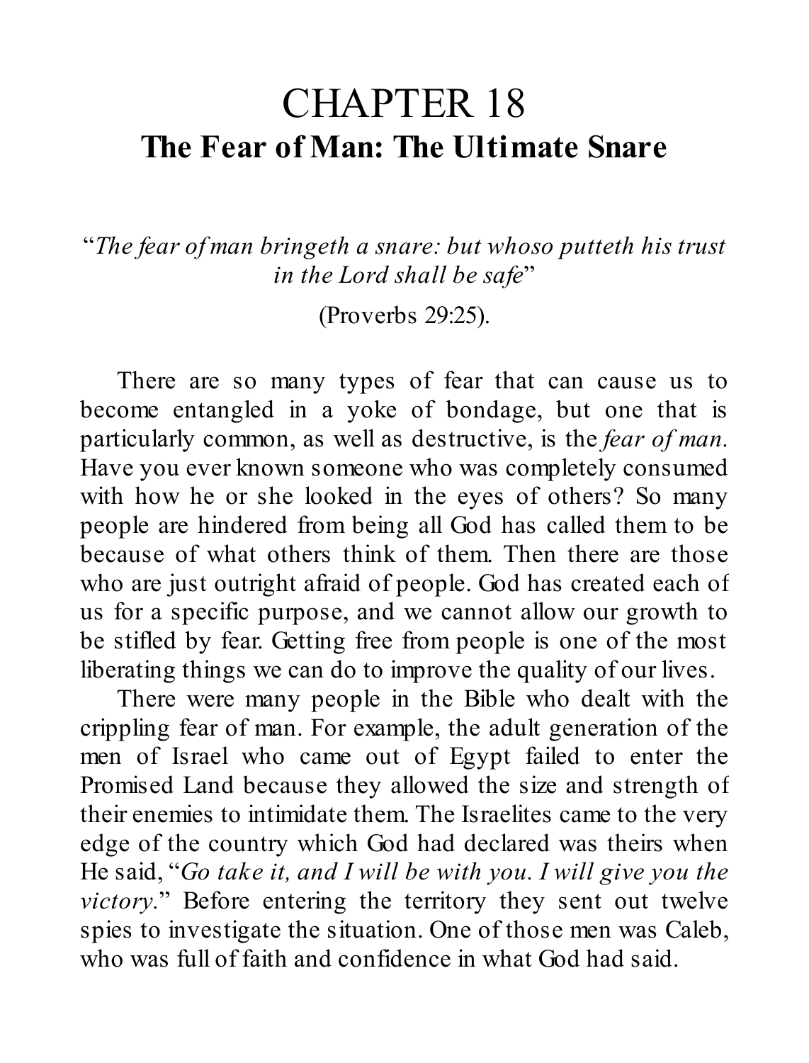# CHAPTER 18

## The Fear of Man: The Ultimate Snare

"*The fear of man bringeth a snare: but whoso putteth his trust in the Lord shall be safe*"

(Proverbs 29:25).

There are so many types of fear that can cause us to become entangled in a yoke of bondage, but one that is particularly common, as well as destructive, is the *fear of man*. Have you ever known someone who was completely consumed with how he or she looked in the eyes of others? So many people are hindered from being all God has called them to be because of what others think of them. Then there are those who are just outright afraid of people. God has created each of us for a specific purpose, and we cannot allow our growth to be stifled by fear. Getting free from people is one of the most liberating things we can do to improve the quality of our lives.

There were many people in the Bible who dealt with the crippling fear of man. For example, the adult generation of the men of Israel who came out of Egypt failed to enter the Promised Land because they allowed the size and strength of their enemies to intimidate them. The Israelites came to the very edge of the country which God had declared was theirs when He said, "*Go take it, and I will be with you. I will give you the victory.*" Before entering the territory they sent out twelve spies to investigate the situation. One of those men was Caleb, who was full of faith and confidence in what God had said.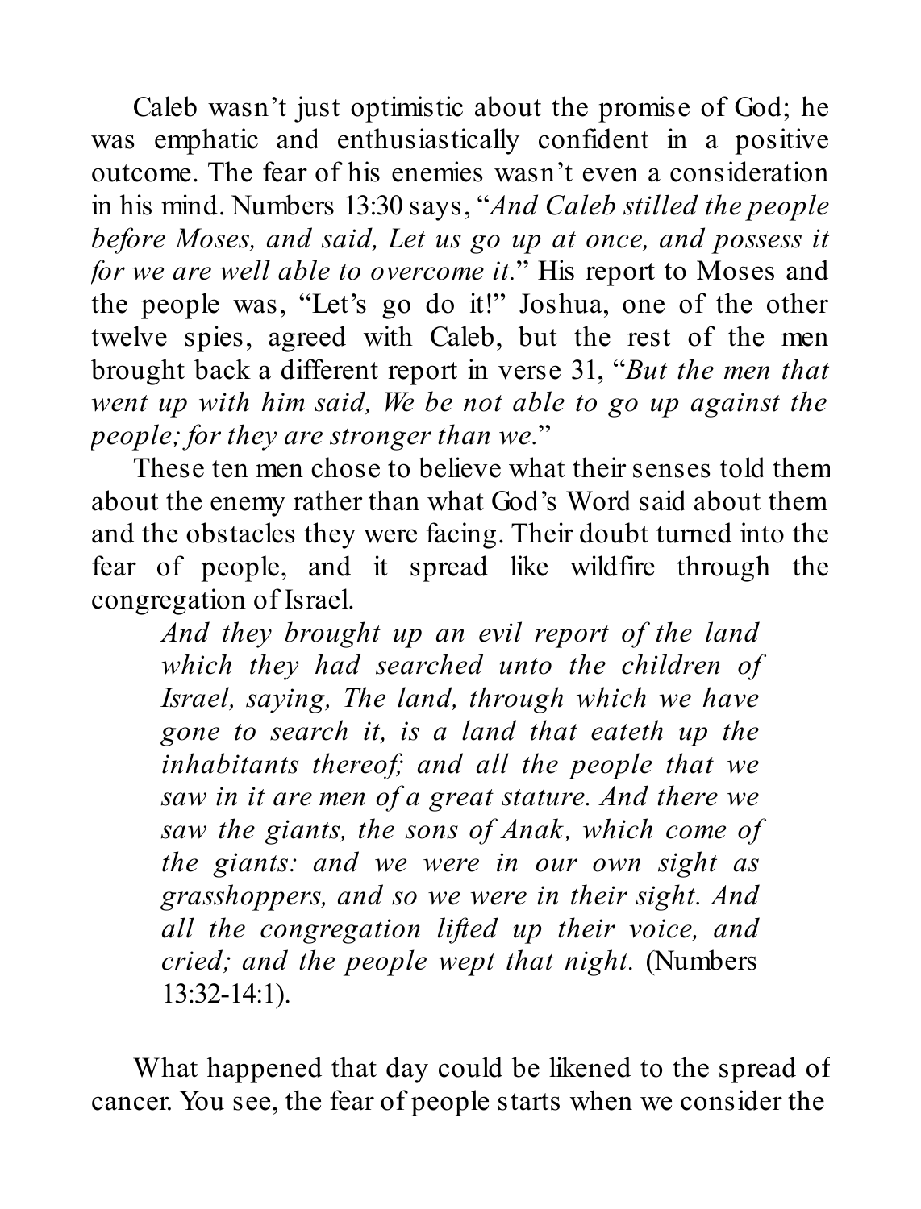Caleb wasn't just optimistic about the promise of God; he was emphatic and enthusiastically confident in a positive outcome. The fear of his enemies wasn't even a consideration in his mind. Numbers 13:30 says, "*And Caleb stilled the people before Moses, and said, Let us go up at once, and possess it for we are well able to overcome it.*" His report to Moses and the people was, "Let's go do it!" Joshua, one of the other twelve spies, agreed with Caleb, but the rest of the men brought back a different report in verse 31, "*But the men that went up with him said, We be not able to go up against the people; for they are stronger than we.*"

These ten men chose to believe what their senses told them about the enemy rather than what God's Word said about them and the obstacles they were facing. Their doubt turned into the fear of people, and it spread like wildfire through the congregation of Israel.

> *And they brought up an evil report of the land which they had searched unto the children of Israel, saying, The land, through which we have gone to search it, is a land that eateth up the inhabitants thereof; and all the people that we saw in it are men of a great stature. And there we saw the giants, the sons of Anak, which come of the giants: and we were in our own sight as grasshoppers, and so we were in their sight. And all the congregation lifted up their voice, and cried; and the people wept that night.* (Numbers 13:32-14:1).

What happened that day could be likened to the spread of cancer. You see, the fear of people starts when we consider the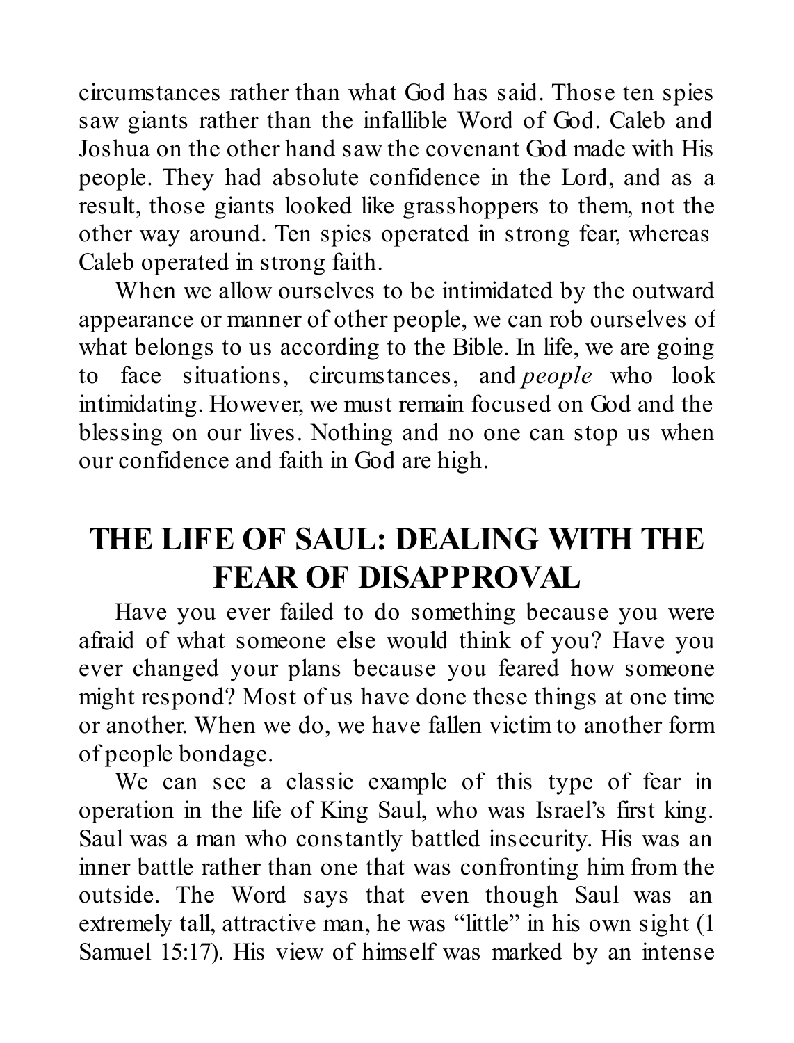circumstances rather than what God has said. Those ten spies saw giants rather than the infallible Word of God. Caleb and Joshua on the other hand saw the covenant God made with His people. They had absolute confidence in the Lord, and as a result, those giants looked like grasshoppers to them, not the other way around. Ten spies operated in strong fear, whereas Caleb operated in strong faith.

When we allow ourselves to be intimidated by the outward appearance or manner of other people, we can rob ourselves of what belongs to us according to the Bible. In life, we are going to face situations, circumstances, and *people* who look intimidating. However, we must remain focused on God and the blessing on our lives. Nothing and no one can stop us when our confidence and faith in God are high.

## THE LIFE OF SAUL: DEALING WITH THE FEAR OF DISAPPROVAL

Have you ever failed to do something because you were afraid of what someone else would think of you? Have you ever changed your plans because you feared how someone might respond? Most of us have done these things at one time or another. When we do, we have fallen victim to another form of people bondage.

We can see a classic example of this type of fear in operation in the life of King Saul, who was Israel's first king. Saul was a man who constantly battled insecurity. His was an inner battle rather than one that was confronting him from the outside. The Word says that even though Saul was an extremely tall, attractive man, he was "little" in his own sight (1 Samuel 15:17). His view of himself was marked by an intense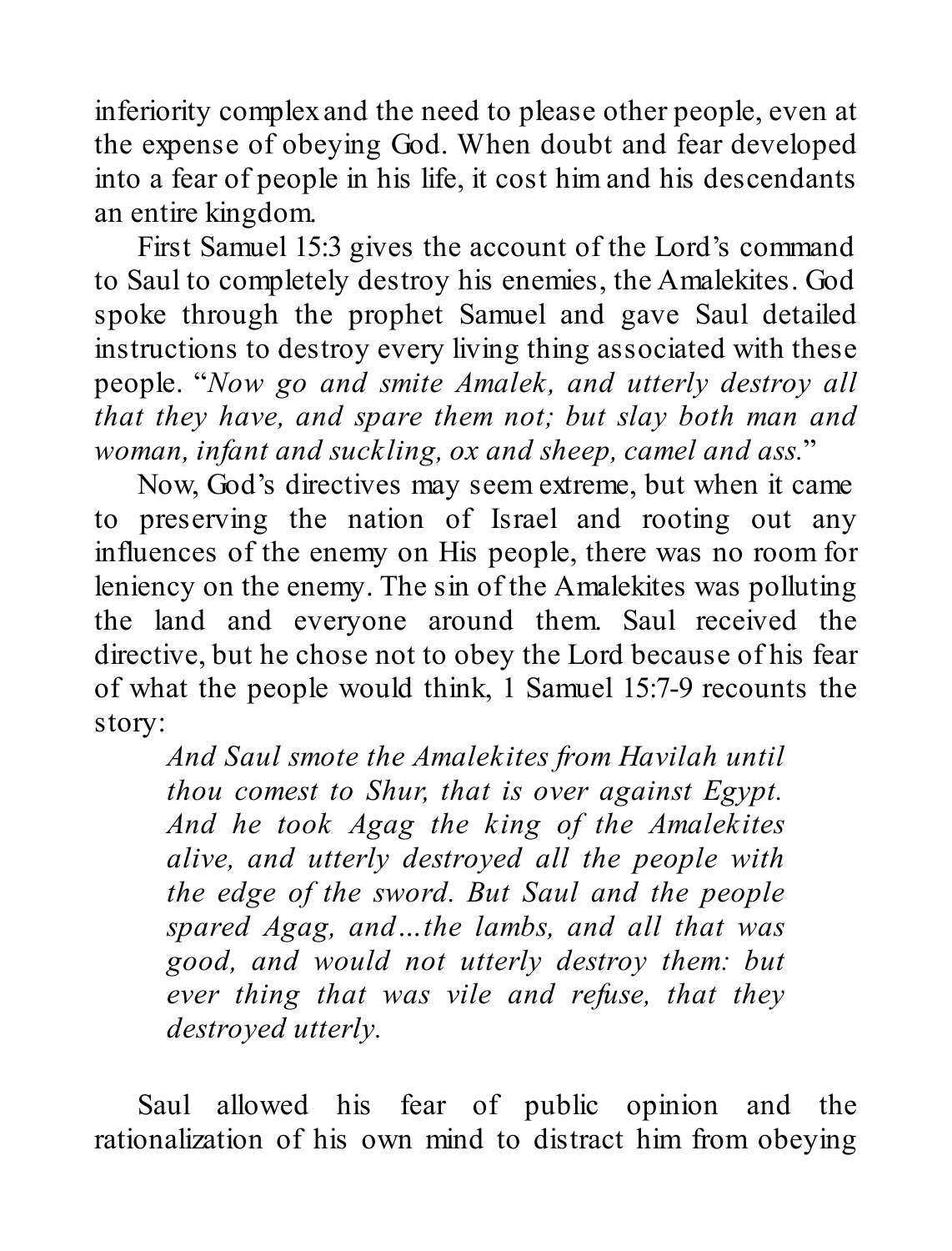inferiority complex and the need to please other people, even at the expense of obeying God. When doubt and fear developed into a fear of people in his life, it cost him and his descendants an entire kingdom.

First Samuel 15:3 gives the account of the Lord's command to Saul to completely destroy his enemies, the Amalekites. God spoke through the prophet Samuel and gave Saul detailed instructions to destroy every living thing associated with these people. "*Now go and smite Amalek, and utterly destroy all that they have, and spare them not; but slay both man and woman, infant and suckling, ox and sheep, camel and ass.*"

Now, God's directives may seem extreme, but when it came to preserving the nation of Israel and rooting out any influences of the enemy on His people, there was no room for leniency on the enemy. The sin of the Amalekites was polluting the land and everyone around them. Saul received the directive, but he chose not to obey the Lord because of his fear of what the people would think, 1 Samuel 15:7-9 recounts the story:

> *And Saul smote the Amalekites from Havilah until thou comest to Shur, that is over against Egypt. And he took Agag the king of the Amalekites alive, and utterly destroyed all the people with the edge of the sword. But Saul and the people spared Agag, and…the lambs, and all that was good, and would not utterly destroy them: but ever thing that was vile and refuse, that they destroyed utterly.*

Saul allowed his fear of public opinion and the rationalization of his own mind to distract him from obeying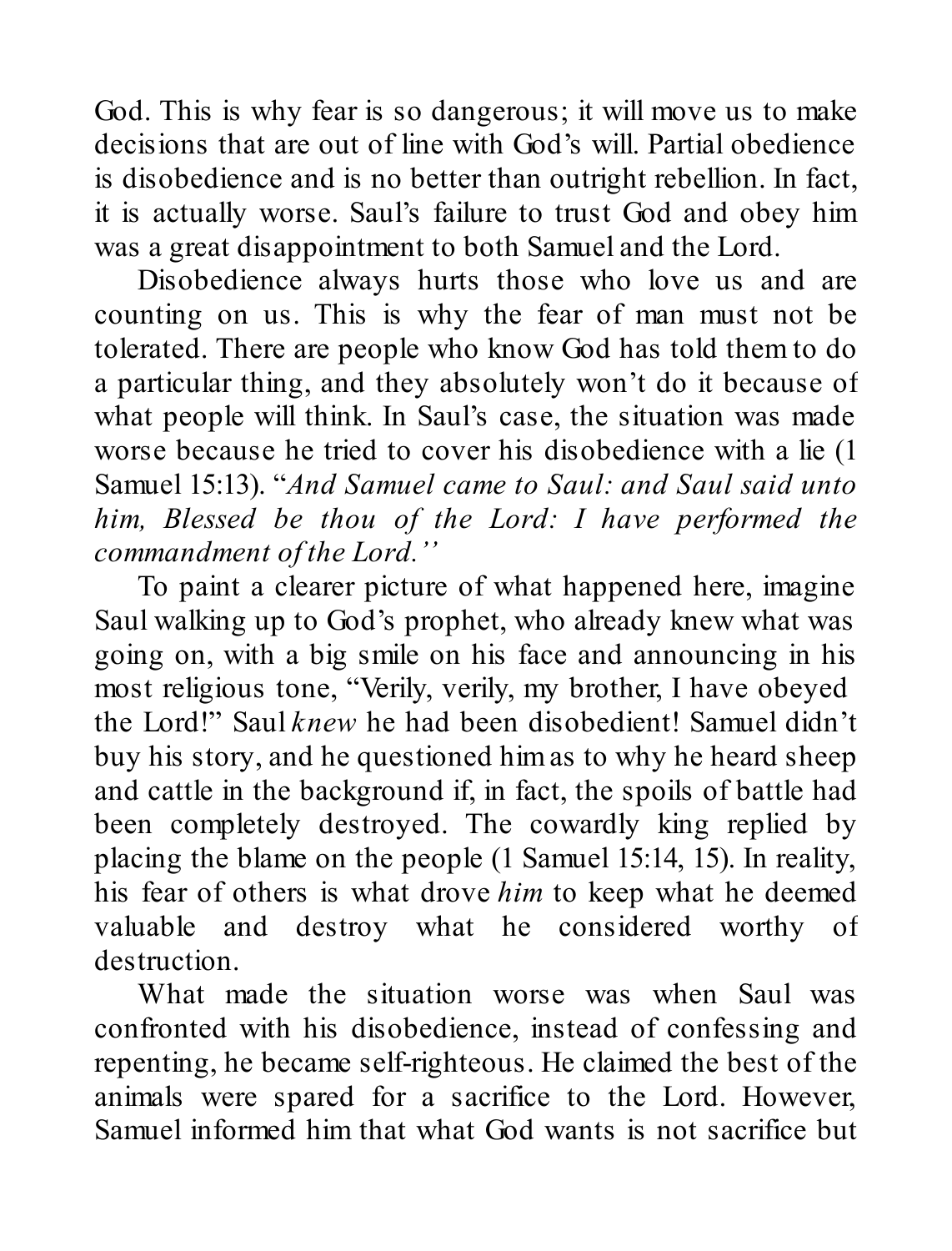God. This is why fear is so dangerous; it will move us to make decisions that are out of line with God's will. Partial obedience is disobedience and is no better than outright rebellion. In fact, it is actually worse. Saul's failure to trust God and obey him was a great disappointment to both Samuel and the Lord.

Disobedience always hurts those who love us and are counting on us. This is why the fear of man must not be tolerated. There are people who know God has told them to do a particular thing, and they absolutely won't do it because of what people will think. In Saul's case, the situation was made worse because he tried to cover his disobedience with a lie (1 Samuel 15:13). "*And Samuel came to Saul: and Saul said unto him, Blessed be thou of the Lord: I have performed the commandment of the Lord.''*

To paint a clearer picture of what happened here, imagine Saul walking up to God's prophet, who already knew what was going on, with a big smile on his face and announcing in his most religious tone, "Verily, verily, my brother, I have obeyed the Lord!" Saul *knew* he had been disobedient! Samuel didn't buy his story, and he questioned him as to why he heard sheep and cattle in the background if, in fact, the spoils of battle had been completely destroyed. The cowardly king replied by placing the blame on the people (1 Samuel 15:14, 15). In reality, his fear of others is what drove *him* to keep what he deemed valuable and destroy what he considered worthy of destruction.

What made the situation worse was when Saul was confronted with his disobedience, instead of confessing and repenting, he became self-righteous. He claimed the best of the animals were spared for a sacrifice to the Lord. However, Samuel informed him that what God wants is not sacrifice but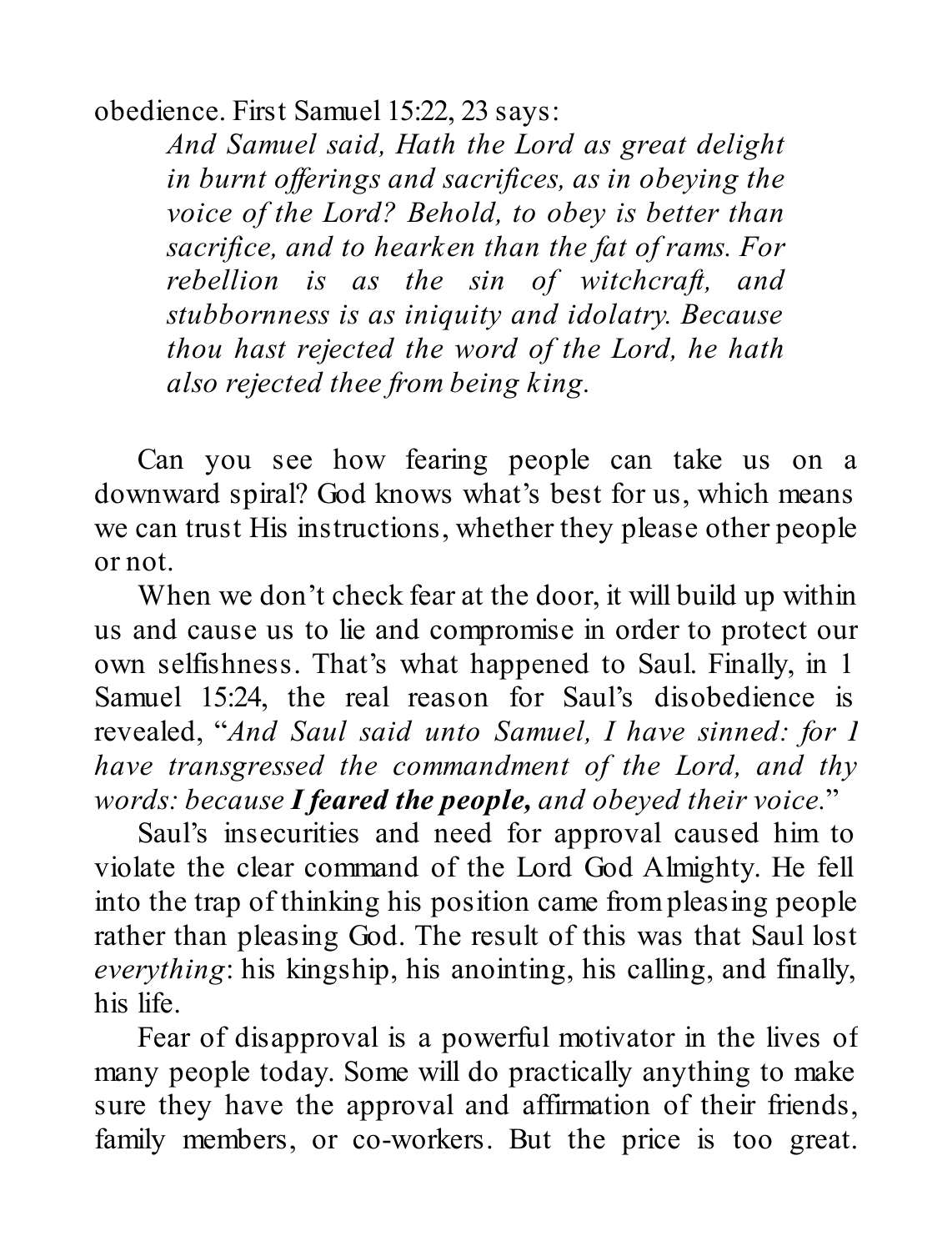obedience. First Samuel 15:22, 23 says:

> *And Samuel said, Hath the Lord as great delight in burnt offerings and sacrifices, as in obeying the voice of the Lord? Behold, to obey is better than sacrifice, and to hearken than the fat of rams. For rebellion is as the sin of witchcraft, and stubbornness is as iniquity and idolatry. Because thou hast rejected the word of the Lord, he hath also rejected thee from being king.*

Can you see how fearing people can take us on a downward spiral? God knows what's best for us, which means we can trust His instructions, whether they please other people or not.

When we don't check fear at the door, it will build up within us and cause us to lie and compromise in order to protect our own selfishness. That's what happened to Saul. Finally, in 1 Samuel 15:24, the real reason for Saul's disobedience is revealed, "*And Saul said unto Samuel, I have sinned: for I have transgressed the commandment of the Lord, and thy words: because **I feared the people,** and obeyed their voice.*"

Saul's insecurities and need for approval caused him to violate the clear command of the Lord God Almighty. He fell into the trap of thinking his position came from pleasing people rather than pleasing God. The result of this was that Saul lost *everything*: his kingship, his anointing, his calling, and finally, his life.

Fear of disapproval is a powerful motivator in the lives of many people today. Some will do practically anything to make sure they have the approval and affirmation of their friends, family members, or co-workers. But the price is too great.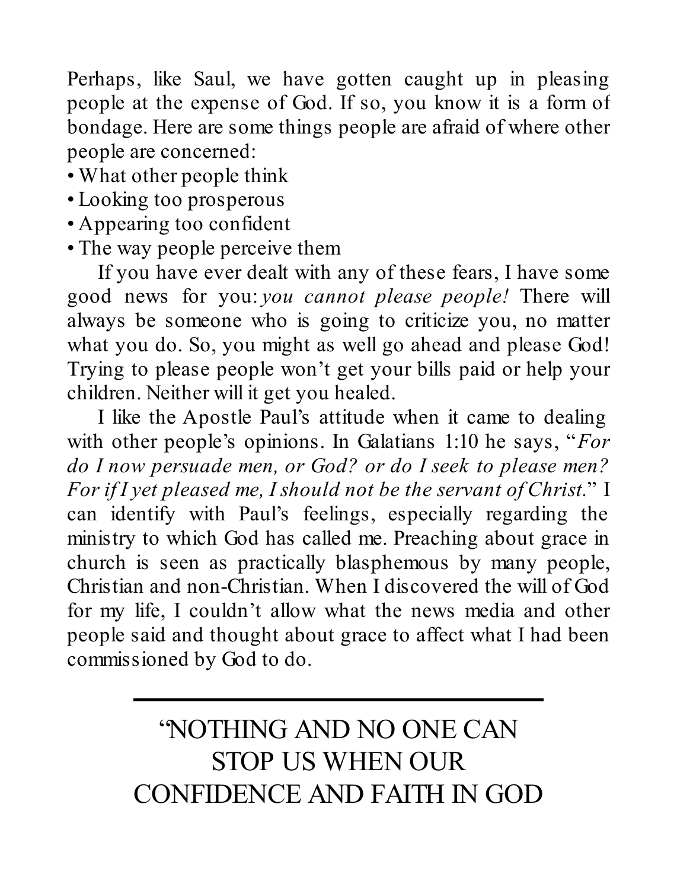Perhaps, like Saul, we have gotten caught up in pleasing people at the expense of God. If so, you know it is a form of bondage. Here are some things people are afraid of where other people are concerned:

- What other people think
- Looking too prosperous
- Appearing too confident
- The way people perceive them

If you have ever dealt with any of these fears, I have some good news for you: *you cannot please people!* There will always be someone who is going to criticize you, no matter what you do. So, you might as well go ahead and please God! Trying to please people won't get your bills paid or help your children. Neither will it get you healed.

I like the Apostle Paul's attitude when it came to dealing with other people's opinions. In Galatians 1:10 he says, "*For do I now persuade men, or God? or do I seek to please men? For if I yet pleased me, I should not be the servant of Christ.*" I can identify with Paul's feelings, especially regarding the ministry to which God has called me. Preaching about grace in church is seen as practically blasphemous by many people, Christian and non-Christian. When I discovered the will of God for my life, I couldn't allow what the news media and other people said and thought about grace to affect what I had been commissioned by God to do.

---

"NOTHING AND NO ONE CAN STOP US WHEN OUR CONFIDENCE AND FAITH IN GOD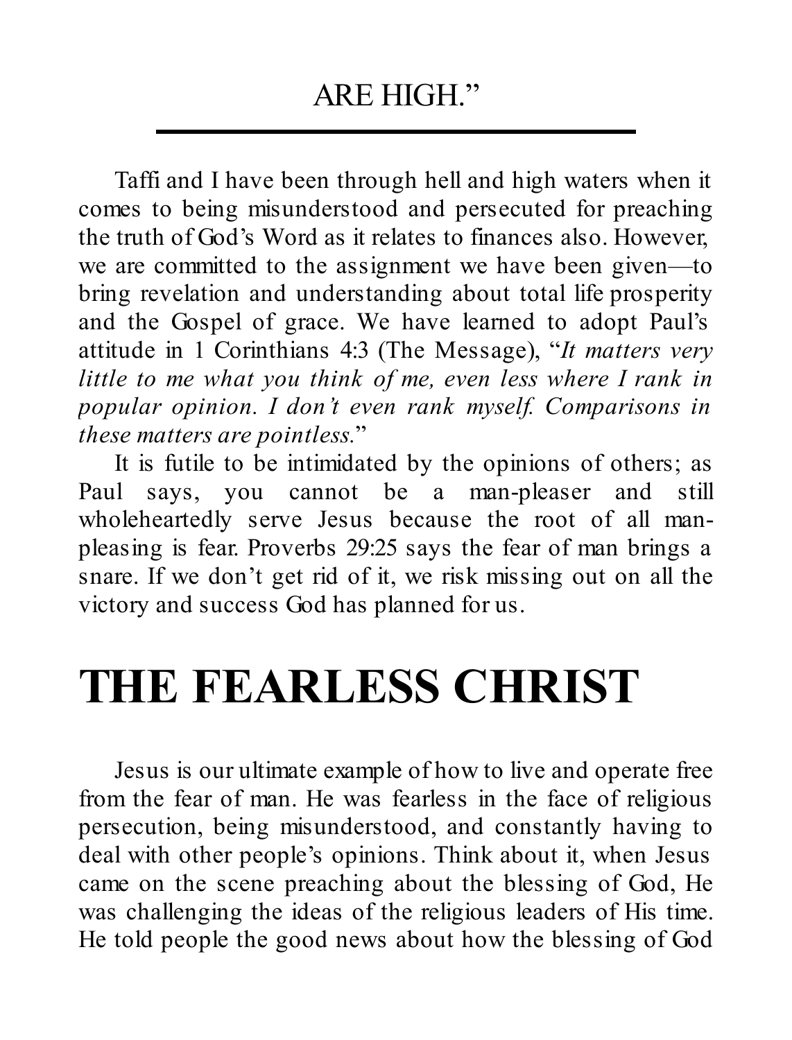ARE HIGH."

---

Taffi and I have been through hell and high waters when it comes to being misunderstood and persecuted for preaching the truth of God's Word as it relates to finances also. However, we are committed to the assignment we have been given—to bring revelation and understanding about total life prosperity and the Gospel of grace. We have learned to adopt Paul's attitude in 1 Corinthians 4:3 (The Message), "*It matters very little to me what you think of me, even less where I rank in popular opinion. I don't even rank myself. Comparisons in these matters are pointless.*"

It is futile to be intimidated by the opinions of others; as Paul says, you cannot be a man-pleaser and still wholeheartedly serve Jesus because the root of all man-pleasing is fear. Proverbs 29:25 says the fear of man brings a snare. If we don't get rid of it, we risk missing out on all the victory and success God has planned for us.

# THE FEARLESS CHRIST

Jesus is our ultimate example of how to live and operate free from the fear of man. He was fearless in the face of religious persecution, being misunderstood, and constantly having to deal with other people's opinions. Think about it, when Jesus came on the scene preaching about the blessing of God, He was challenging the ideas of the religious leaders of His time. He told people the good news about how the blessing of God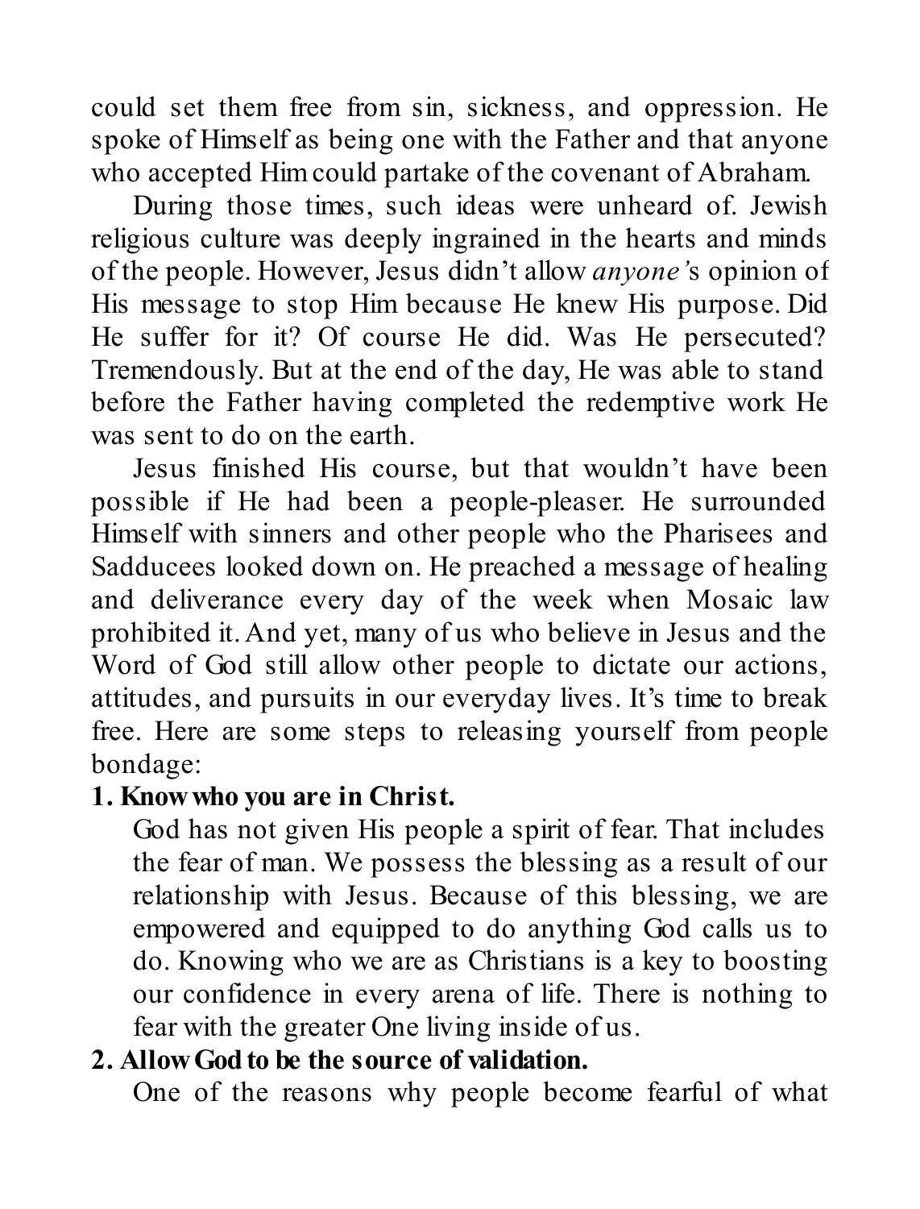could set them free from sin, sickness, and oppression. He spoke of Himself as being one with the Father and that anyone who accepted Him could partake of the covenant of Abraham.

During those times, such ideas were unheard of. Jewish religious culture was deeply ingrained in the hearts and minds of the people. However, Jesus didn't allow *anyone'*s opinion of His message to stop Him because He knew His purpose. Did He suffer for it? Of course He did. Was He persecuted? Tremendously. But at the end of the day, He was able to stand before the Father having completed the redemptive work He was sent to do on the earth.

Jesus finished His course, but that wouldn't have been possible if He had been a people-pleaser. He surrounded Himself with sinners and other people who the Pharisees and Sadducees looked down on. He preached a message of healing and deliverance every day of the week when Mosaic law prohibited it. And yet, many of us who believe in Jesus and the Word of God still allow other people to dictate our actions, attitudes, and pursuits in our everyday lives. It's time to break free. Here are some steps to releasing yourself from people bondage:

**1. Know who you are in Christ.**

God has not given His people a spirit of fear. That includes the fear of man. We possess the blessing as a result of our relationship with Jesus. Because of this blessing, we are empowered and equipped to do anything God calls us to do. Knowing who we are as Christians is a key to boosting our confidence in every arena of life. There is nothing to fear with the greater One living inside of us.

**2. Allow God to be the source of validation.**

One of the reasons why people become fearful of what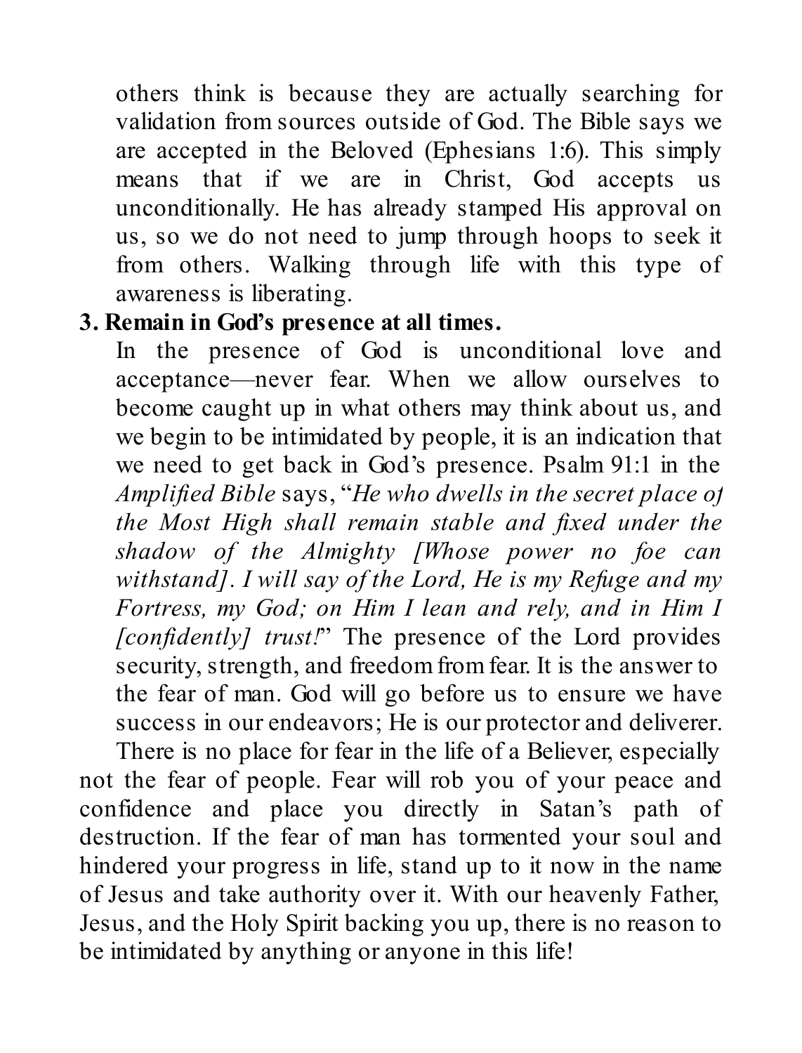others think is because they are actually searching for validation from sources outside of God. The Bible says we are accepted in the Beloved (Ephesians 1:6). This simply means that if we are in Christ, God accepts us unconditionally. He has already stamped His approval on us, so we do not need to jump through hoops to seek it from others. Walking through life with this type of awareness is liberating.

3. **Remain in God's presence at all times.**

   In the presence of God is unconditional love and acceptance—never fear. When we allow ourselves to become caught up in what others may think about us, and we begin to be intimidated by people, it is an indication that we need to get back in God's presence. Psalm 91:1 in the *Amplified Bible* says, "*He who dwells in the secret place of the Most High shall remain stable and fixed under the shadow of the Almighty [Whose power no foe can withstand]. I will say of the Lord, He is my Refuge and my Fortress, my God; on Him I lean and rely, and in Him I [confidently] trust!*" The presence of the Lord provides security, strength, and freedom from fear. It is the answer to the fear of man. God will go before us to ensure we have success in our endeavors; He is our protector and deliverer.

There is no place for fear in the life of a Believer, especially not the fear of people. Fear will rob you of your peace and confidence and place you directly in Satan's path of destruction. If the fear of man has tormented your soul and hindered your progress in life, stand up to it now in the name of Jesus and take authority over it. With our heavenly Father, Jesus, and the Holy Spirit backing you up, there is no reason to be intimidated by anything or anyone in this life!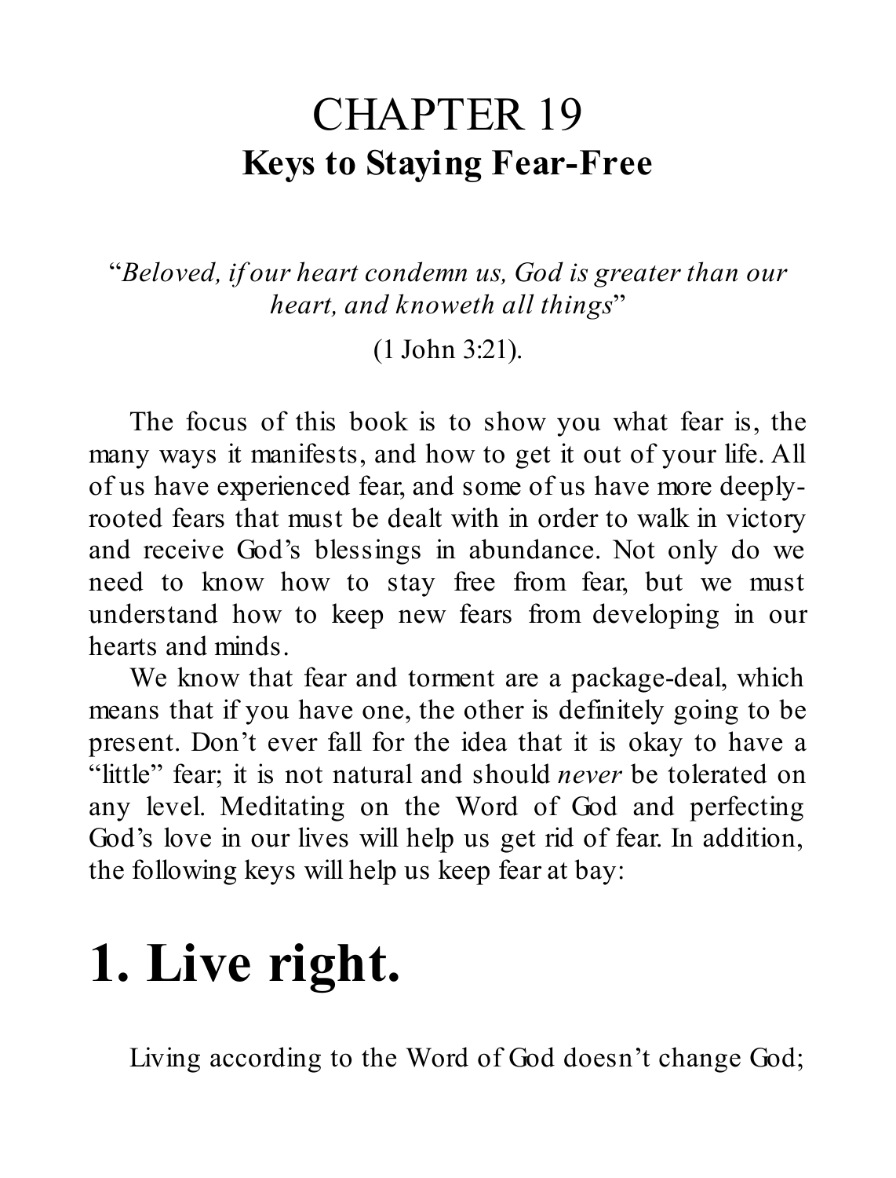# CHAPTER 19
## Keys to Staying Fear-Free

"*Beloved, if our heart condemn us, God is greater than our heart, and knoweth all things*"

(1 John 3:21).

The focus of this book is to show you what fear is, the many ways it manifests, and how to get it out of your life. All of us have experienced fear, and some of us have more deeply-rooted fears that must be dealt with in order to walk in victory and receive God's blessings in abundance. Not only do we need to know how to stay free from fear, but we must understand how to keep new fears from developing in our hearts and minds.

We know that fear and torment are a package-deal, which means that if you have one, the other is definitely going to be present. Don't ever fall for the idea that it is okay to have a "little" fear; it is not natural and should *never* be tolerated on any level. Meditating on the Word of God and perfecting God's love in our lives will help us get rid of fear. In addition, the following keys will help us keep fear at bay:

# 1. Live right.

Living according to the Word of God doesn't change God;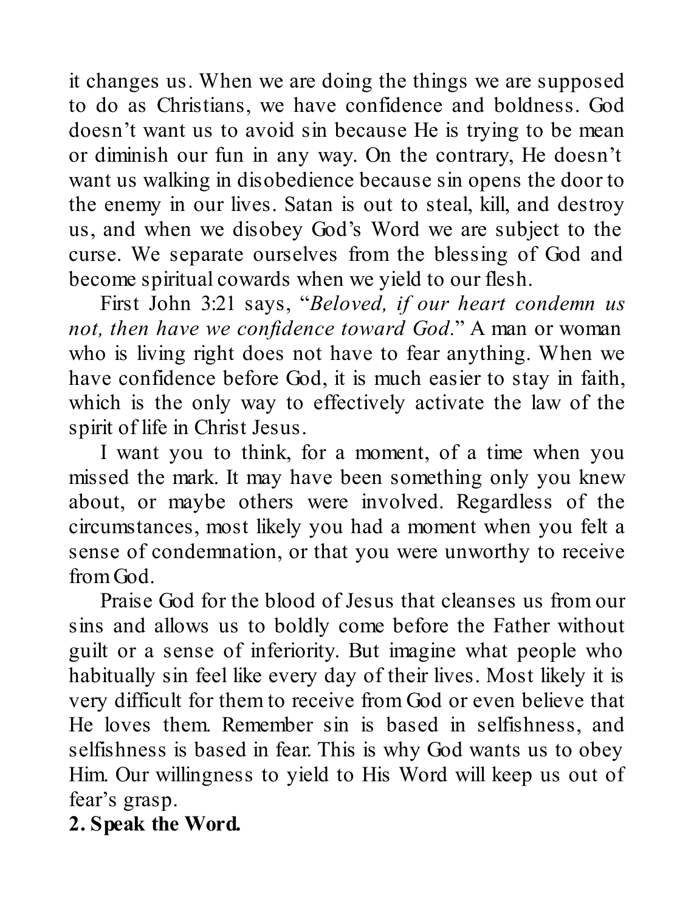it changes us. When we are doing the things we are supposed to do as Christians, we have confidence and boldness. God doesn't want us to avoid sin because He is trying to be mean or diminish our fun in any way. On the contrary, He doesn't want us walking in disobedience because sin opens the door to the enemy in our lives. Satan is out to steal, kill, and destroy us, and when we disobey God's Word we are subject to the curse. We separate ourselves from the blessing of God and become spiritual cowards when we yield to our flesh.

First John 3:21 says, "*Beloved, if our heart condemn us not, then have we confidence toward God*." A man or woman who is living right does not have to fear anything. When we have confidence before God, it is much easier to stay in faith, which is the only way to effectively activate the law of the spirit of life in Christ Jesus.

I want you to think, for a moment, of a time when you missed the mark. It may have been something only you knew about, or maybe others were involved. Regardless of the circumstances, most likely you had a moment when you felt a sense of condemnation, or that you were unworthy to receive from God.

Praise God for the blood of Jesus that cleanses us from our sins and allows us to boldly come before the Father without guilt or a sense of inferiority. But imagine what people who habitually sin feel like every day of their lives. Most likely it is very difficult for them to receive from God or even believe that He loves them. Remember sin is based in selfishness, and selfishness is based in fear. This is why God wants us to obey Him. Our willingness to yield to His Word will keep us out of fear's grasp.

**2. Speak the Word.**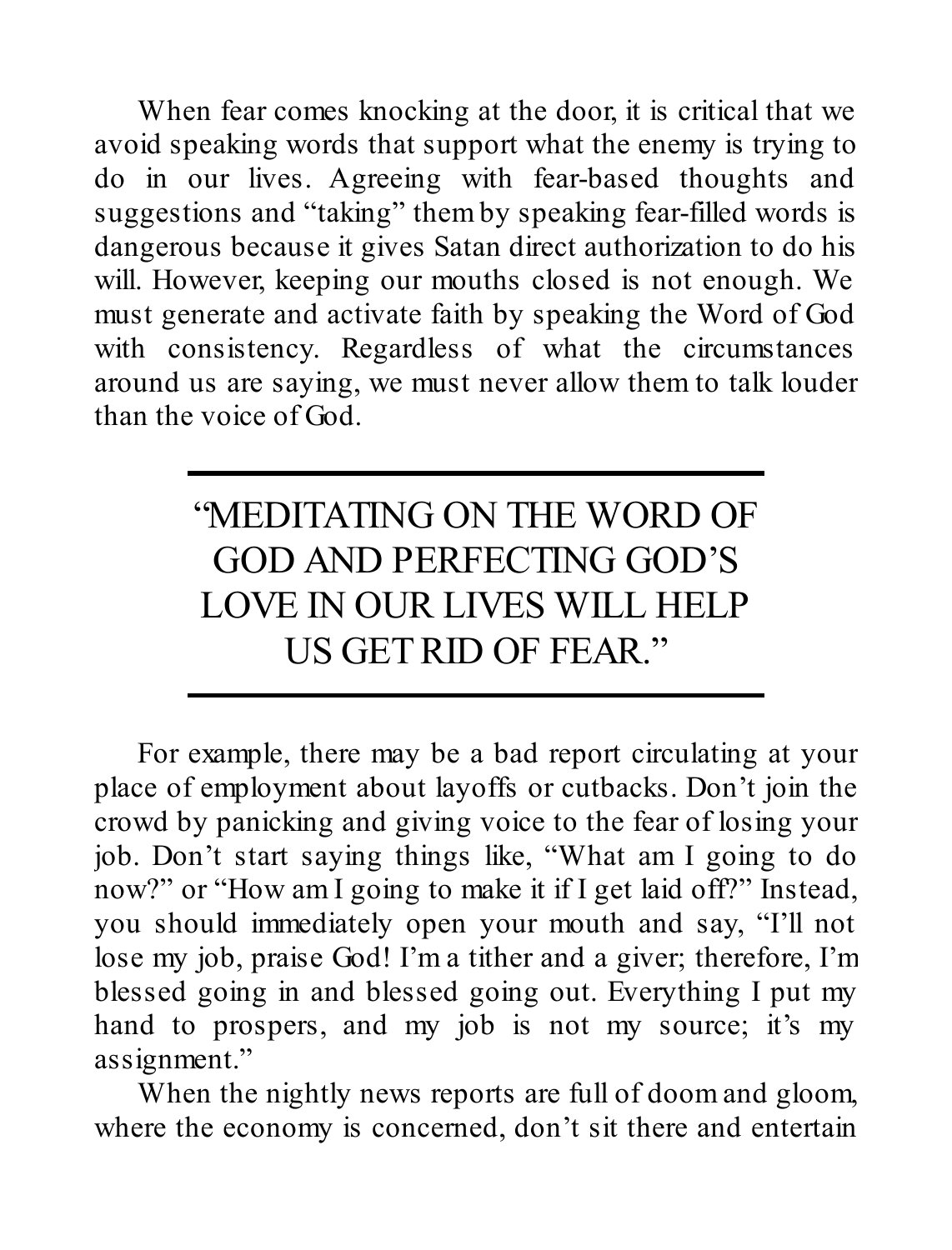When fear comes knocking at the door, it is critical that we avoid speaking words that support what the enemy is trying to do in our lives. Agreeing with fear-based thoughts and suggestions and "taking" them by speaking fear-filled words is dangerous because it gives Satan direct authorization to do his will. However, keeping our mouths closed is not enough. We must generate and activate faith by speaking the Word of God with consistency. Regardless of what the circumstances around us are saying, we must never allow them to talk louder than the voice of God.

---

> "MEDITATING ON THE WORD OF GOD AND PERFECTING GOD'S LOVE IN OUR LIVES WILL HELP US GET RID OF FEAR."

---

For example, there may be a bad report circulating at your place of employment about layoffs or cutbacks. Don't join the crowd by panicking and giving voice to the fear of losing your job. Don't start saying things like, "What am I going to do now?" or "How am I going to make it if I get laid off?" Instead, you should immediately open your mouth and say, "I'll not lose my job, praise God! I'm a tither and a giver; therefore, I'm blessed going in and blessed going out. Everything I put my hand to prospers, and my job is not my source; it's my assignment."

When the nightly news reports are full of doom and gloom, where the economy is concerned, don't sit there and entertain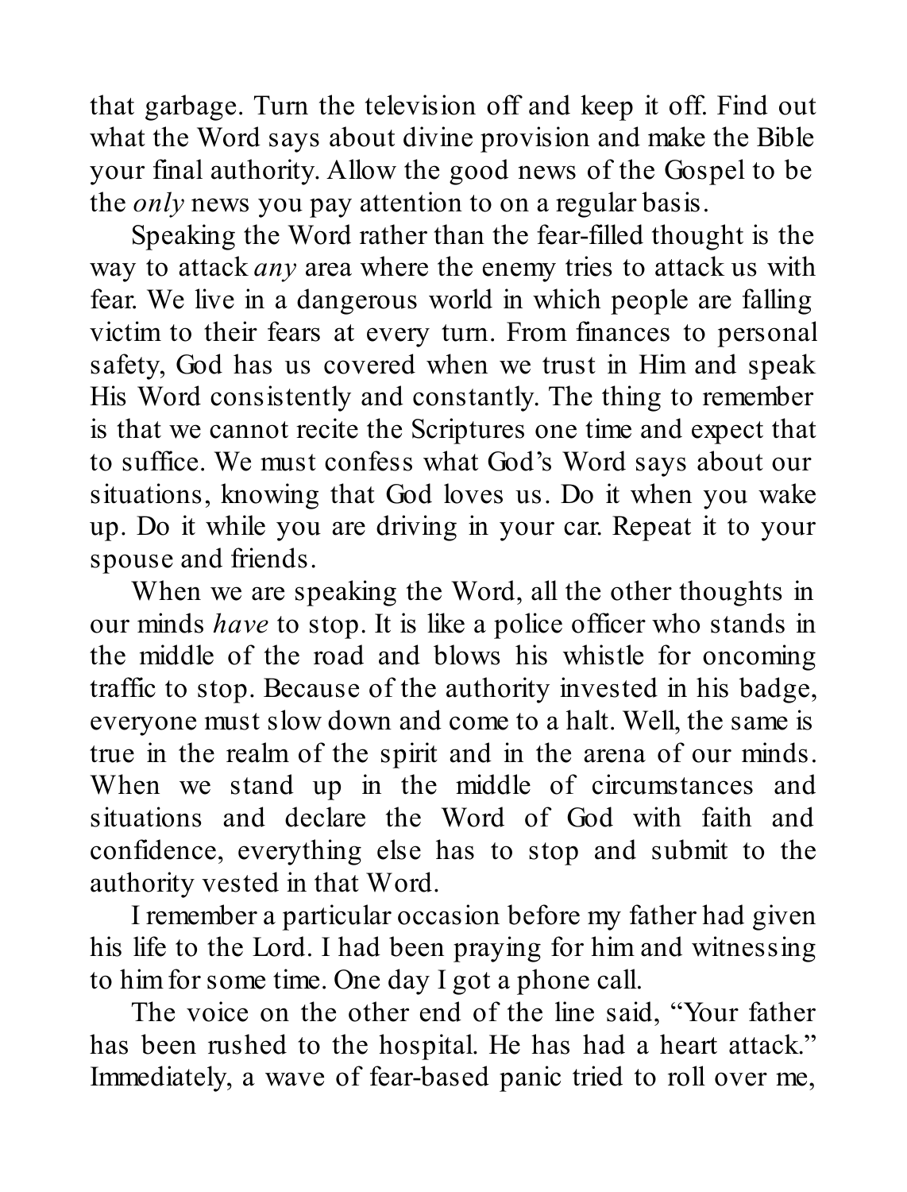that garbage. Turn the television off and keep it off. Find out what the Word says about divine provision and make the Bible your final authority. Allow the good news of the Gospel to be the *only* news you pay attention to on a regular basis.

Speaking the Word rather than the fear-filled thought is the way to attack *any* area where the enemy tries to attack us with fear. We live in a dangerous world in which people are falling victim to their fears at every turn. From finances to personal safety, God has us covered when we trust in Him and speak His Word consistently and constantly. The thing to remember is that we cannot recite the Scriptures one time and expect that to suffice. We must confess what God's Word says about our situations, knowing that God loves us. Do it when you wake up. Do it while you are driving in your car. Repeat it to your spouse and friends.

When we are speaking the Word, all the other thoughts in our minds *have* to stop. It is like a police officer who stands in the middle of the road and blows his whistle for oncoming traffic to stop. Because of the authority invested in his badge, everyone must slow down and come to a halt. Well, the same is true in the realm of the spirit and in the arena of our minds. When we stand up in the middle of circumstances and situations and declare the Word of God with faith and confidence, everything else has to stop and submit to the authority vested in that Word.

I remember a particular occasion before my father had given his life to the Lord. I had been praying for him and witnessing to him for some time. One day I got a phone call.

The voice on the other end of the line said, "Your father has been rushed to the hospital. He has had a heart attack." Immediately, a wave of fear-based panic tried to roll over me,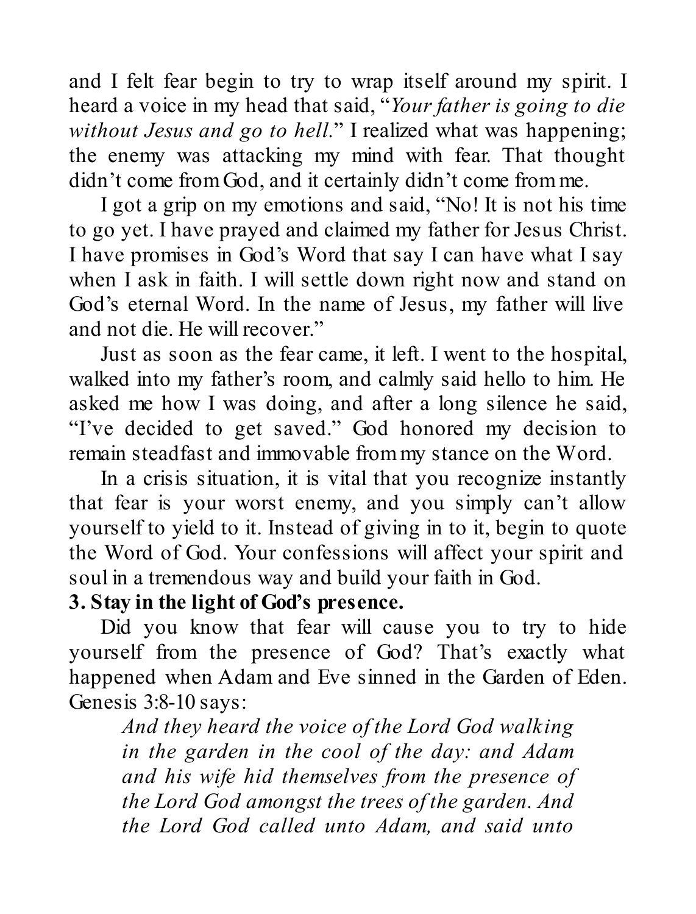and I felt fear begin to try to wrap itself around my spirit. I heard a voice in my head that said, "*Your father is going to die without Jesus and go to hell.*" I realized what was happening; the enemy was attacking my mind with fear. That thought didn't come from God, and it certainly didn't come from me.

I got a grip on my emotions and said, "No! It is not his time to go yet. I have prayed and claimed my father for Jesus Christ. I have promises in God's Word that say I can have what I say when I ask in faith. I will settle down right now and stand on God's eternal Word. In the name of Jesus, my father will live and not die. He will recover."

Just as soon as the fear came, it left. I went to the hospital, walked into my father's room, and calmly said hello to him. He asked me how I was doing, and after a long silence he said, "I've decided to get saved." God honored my decision to remain steadfast and immovable from my stance on the Word.

In a crisis situation, it is vital that you recognize instantly that fear is your worst enemy, and you simply can't allow yourself to yield to it. Instead of giving in to it, begin to quote the Word of God. Your confessions will affect your spirit and soul in a tremendous way and build your faith in God.

**3. Stay in the light of God's presence.**

Did you know that fear will cause you to try to hide yourself from the presence of God? That's exactly what happened when Adam and Eve sinned in the Garden of Eden. Genesis 3:8-10 says:

> *And they heard the voice of the Lord God walking in the garden in the cool of the day: and Adam and his wife hid themselves from the presence of the Lord God amongst the trees of the garden. And the Lord God called unto Adam, and said unto*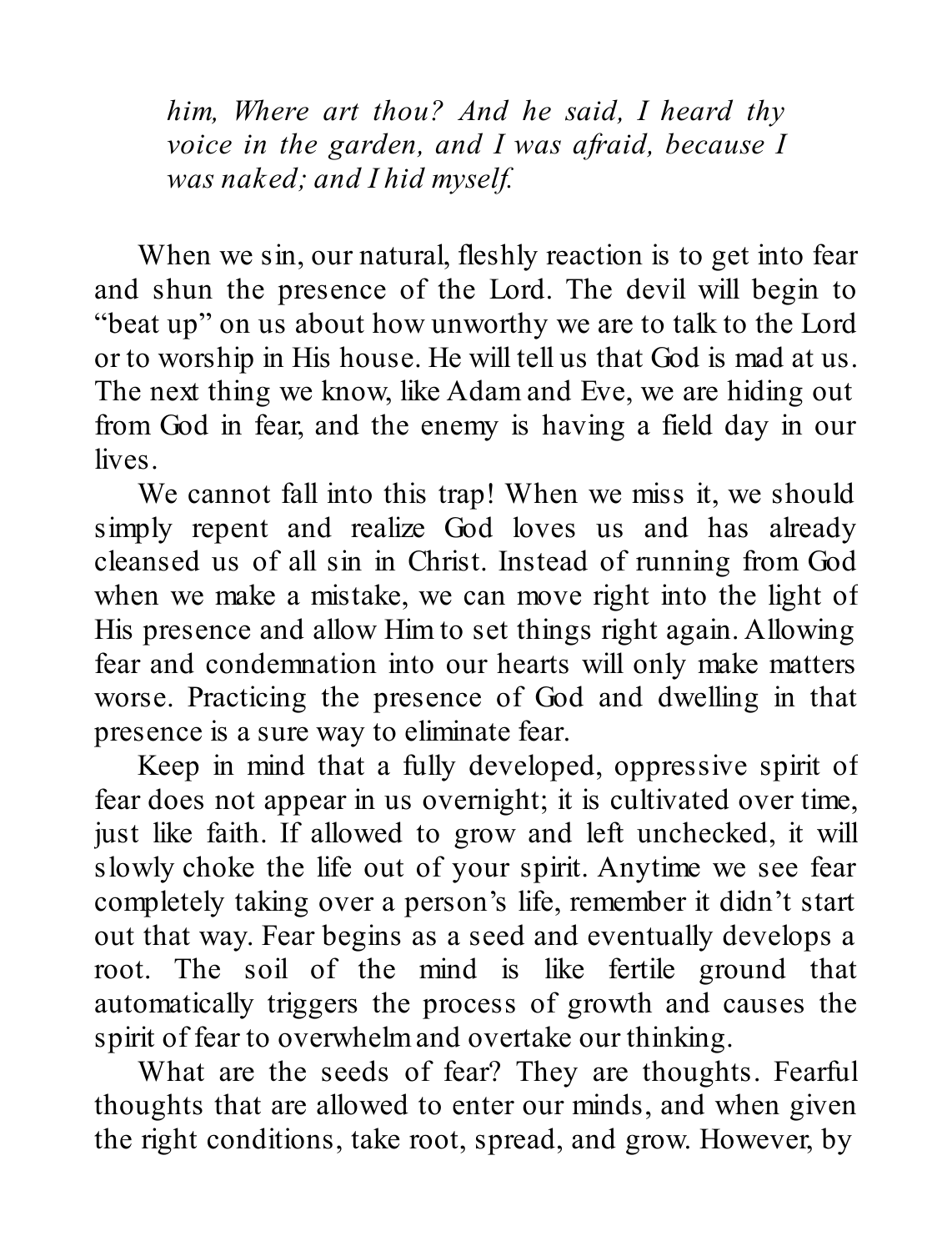*him, Where art thou? And he said, I heard thy voice in the garden, and I was afraid, because I was naked; and I hid myself.*

When we sin, our natural, fleshly reaction is to get into fear and shun the presence of the Lord. The devil will begin to "beat up" on us about how unworthy we are to talk to the Lord or to worship in His house. He will tell us that God is mad at us. The next thing we know, like Adam and Eve, we are hiding out from God in fear, and the enemy is having a field day in our lives.

We cannot fall into this trap! When we miss it, we should simply repent and realize God loves us and has already cleansed us of all sin in Christ. Instead of running from God when we make a mistake, we can move right into the light of His presence and allow Him to set things right again. Allowing fear and condemnation into our hearts will only make matters worse. Practicing the presence of God and dwelling in that presence is a sure way to eliminate fear.

Keep in mind that a fully developed, oppressive spirit of fear does not appear in us overnight; it is cultivated over time, just like faith. If allowed to grow and left unchecked, it will slowly choke the life out of your spirit. Anytime we see fear completely taking over a person's life, remember it didn't start out that way. Fear begins as a seed and eventually develops a root. The soil of the mind is like fertile ground that automatically triggers the process of growth and causes the spirit of fear to overwhelm and overtake our thinking.

What are the seeds of fear? They are thoughts. Fearful thoughts that are allowed to enter our minds, and when given the right conditions, take root, spread, and grow. However, by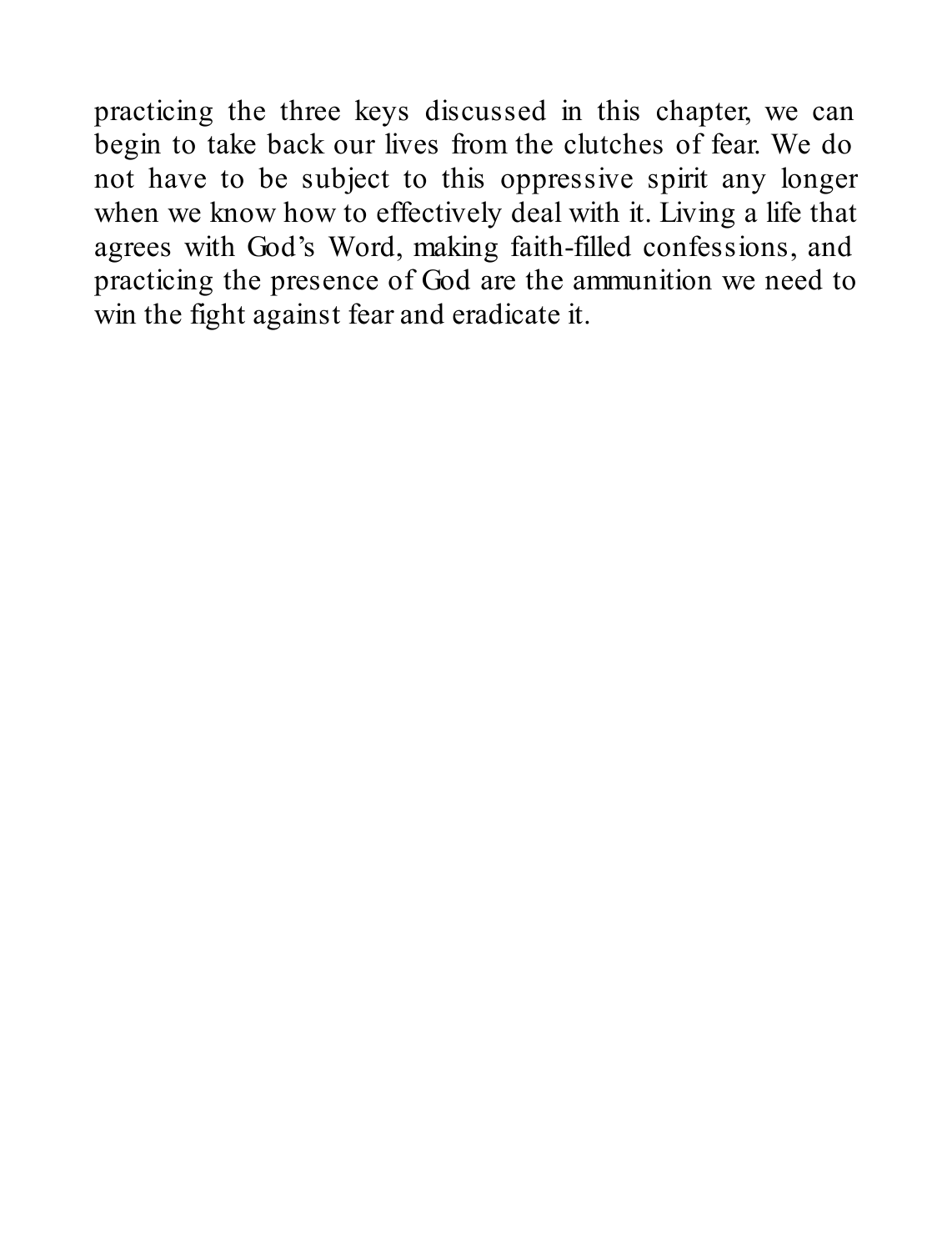practicing the three keys discussed in this chapter, we can begin to take back our lives from the clutches of fear. We do not have to be subject to this oppressive spirit any longer when we know how to effectively deal with it. Living a life that agrees with God's Word, making faith-filled confessions, and practicing the presence of God are the ammunition we need to win the fight against fear and eradicate it.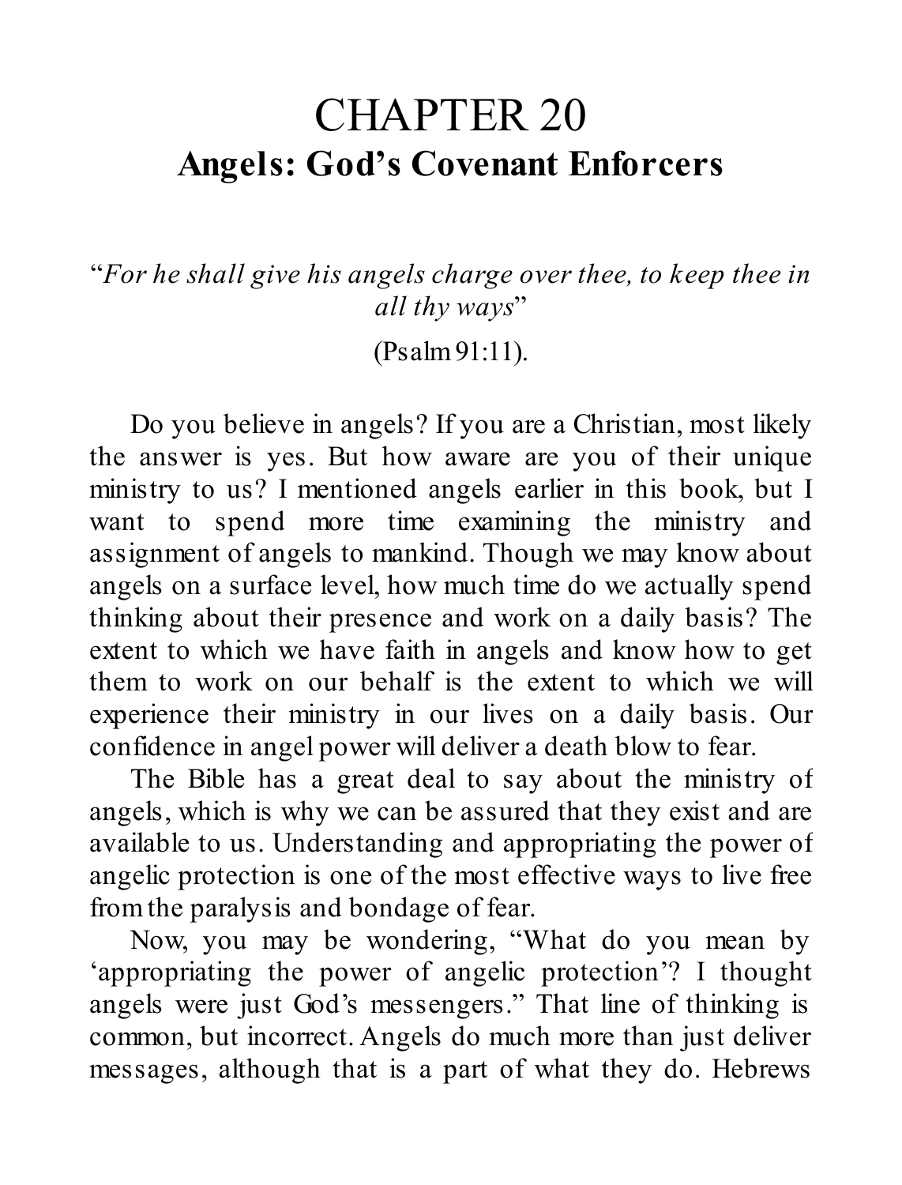# CHAPTER 20
## Angels: God's Covenant Enforcers

"*For he shall give his angels charge over thee, to keep thee in all thy ways*"

(Psalm 91:11).

Do you believe in angels? If you are a Christian, most likely the answer is yes. But how aware are you of their unique ministry to us? I mentioned angels earlier in this book, but I want to spend more time examining the ministry and assignment of angels to mankind. Though we may know about angels on a surface level, how much time do we actually spend thinking about their presence and work on a daily basis? The extent to which we have faith in angels and know how to get them to work on our behalf is the extent to which we will experience their ministry in our lives on a daily basis. Our confidence in angel power will deliver a death blow to fear.

The Bible has a great deal to say about the ministry of angels, which is why we can be assured that they exist and are available to us. Understanding and appropriating the power of angelic protection is one of the most effective ways to live free from the paralysis and bondage of fear.

Now, you may be wondering, "What do you mean by 'appropriating the power of angelic protection'? I thought angels were just God's messengers." That line of thinking is common, but incorrect. Angels do much more than just deliver messages, although that is a part of what they do. Hebrews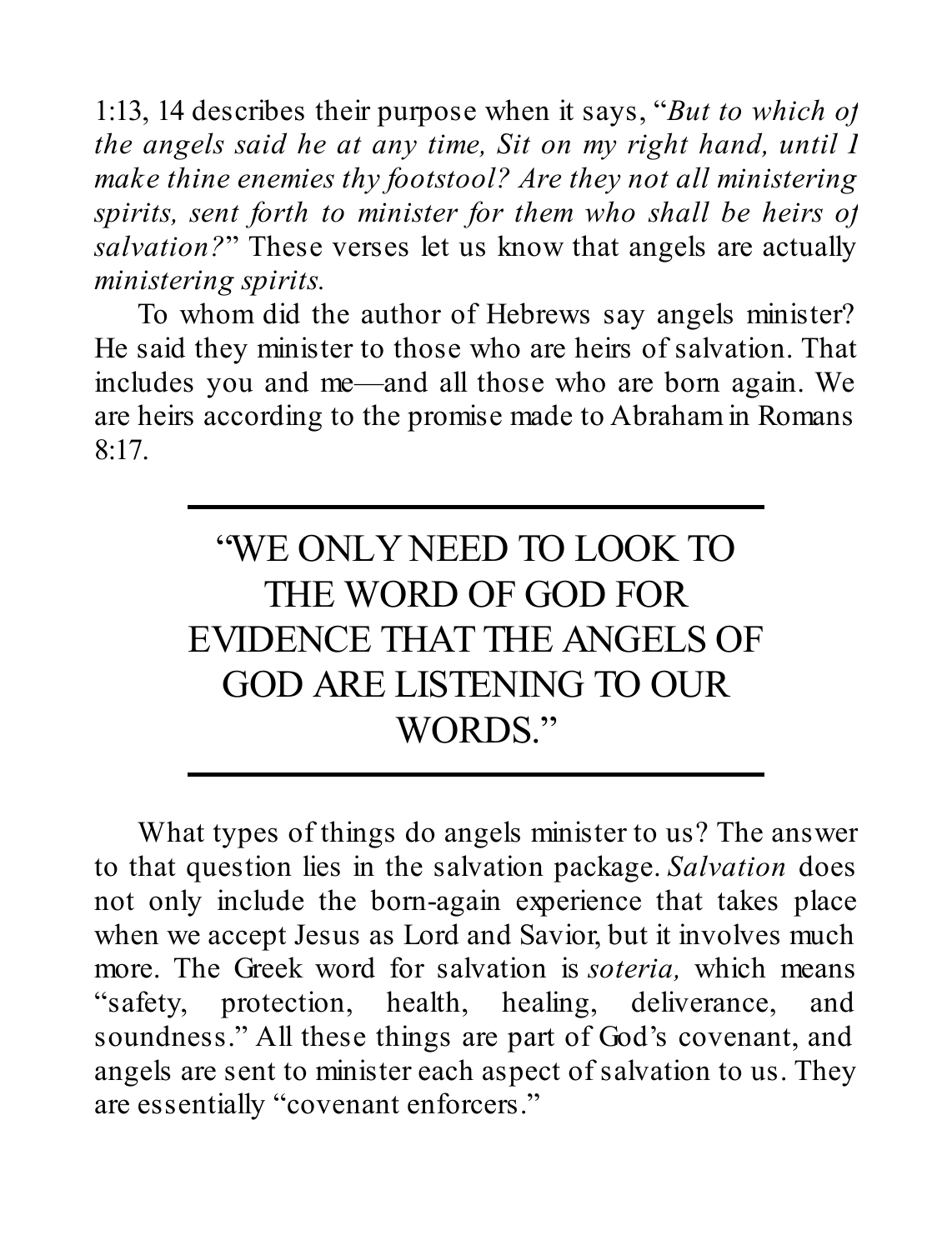1:13, 14 describes their purpose when it says, "*But to which of the angels said he at any time, Sit on my right hand, until I make thine enemies thy footstool? Are they not all ministering spirits, sent forth to minister for them who shall be heirs of salvation?*" These verses let us know that angels are actually *ministering spirits.*

To whom did the author of Hebrews say angels minister? He said they minister to those who are heirs of salvation. That includes you and me—and all those who are born again. We are heirs according to the promise made to Abraham in Romans 8:17.

---

"WE ONLY NEED TO LOOK TO THE WORD OF GOD FOR EVIDENCE THAT THE ANGELS OF GOD ARE LISTENING TO OUR WORDS."

---

What types of things do angels minister to us? The answer to that question lies in the salvation package. *Salvation* does not only include the born-again experience that takes place when we accept Jesus as Lord and Savior, but it involves much more. The Greek word for salvation is *soteria,* which means "safety, protection, health, healing, deliverance, and soundness." All these things are part of God's covenant, and angels are sent to minister each aspect of salvation to us. They are essentially "covenant enforcers."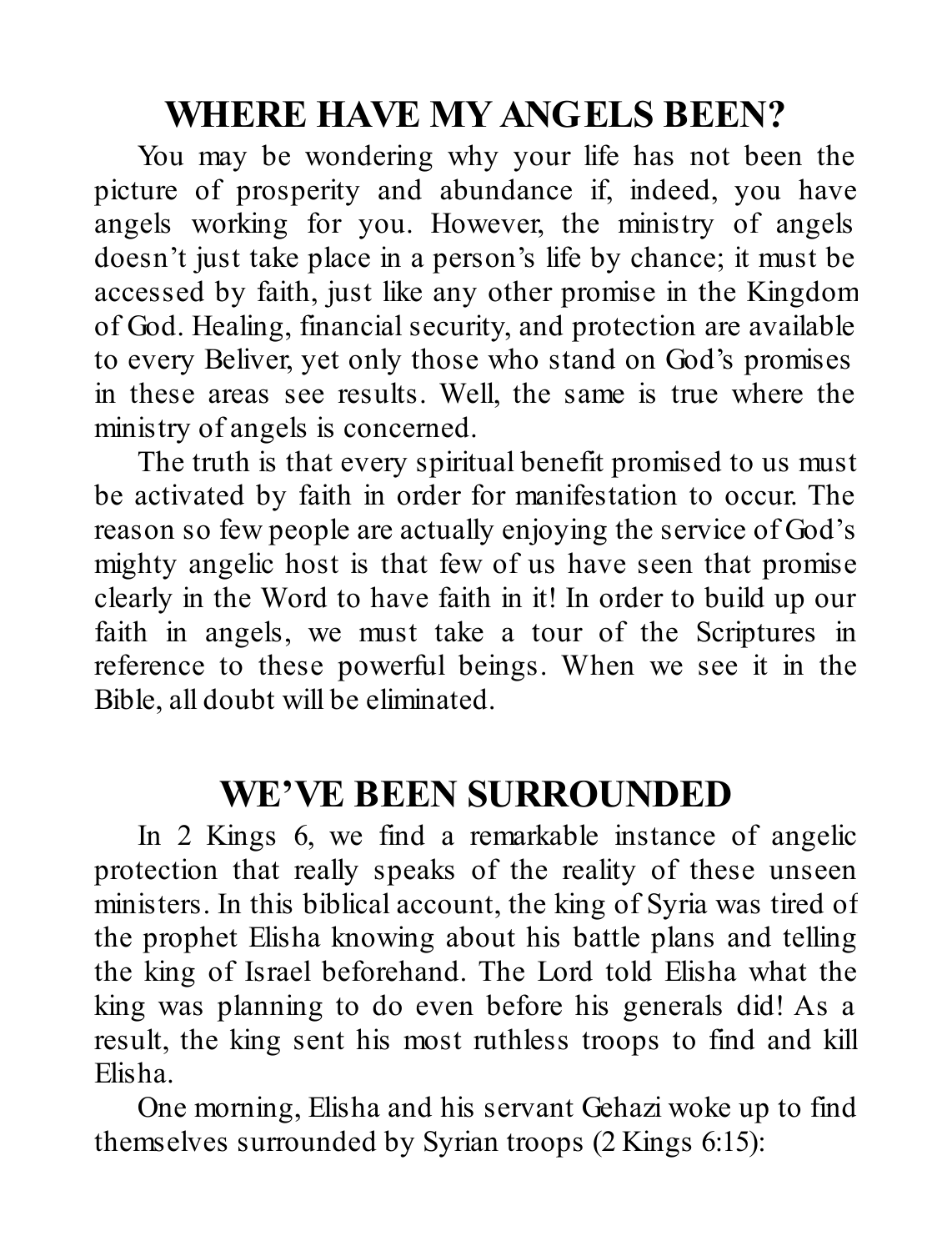## WHERE HAVE MY ANGELS BEEN?

You may be wondering why your life has not been the picture of prosperity and abundance if, indeed, you have angels working for you. However, the ministry of angels doesn't just take place in a person's life by chance; it must be accessed by faith, just like any other promise in the Kingdom of God. Healing, financial security, and protection are available to every Beliver, yet only those who stand on God's promises in these areas see results. Well, the same is true where the ministry of angels is concerned.

The truth is that every spiritual benefit promised to us must be activated by faith in order for manifestation to occur. The reason so few people are actually enjoying the service of God's mighty angelic host is that few of us have seen that promise clearly in the Word to have faith in it! In order to build up our faith in angels, we must take a tour of the Scriptures in reference to these powerful beings. When we see it in the Bible, all doubt will be eliminated.

## WE'VE BEEN SURROUNDED

In 2 Kings 6, we find a remarkable instance of angelic protection that really speaks of the reality of these unseen ministers. In this biblical account, the king of Syria was tired of the prophet Elisha knowing about his battle plans and telling the king of Israel beforehand. The Lord told Elisha what the king was planning to do even before his generals did! As a result, the king sent his most ruthless troops to find and kill Elisha.

One morning, Elisha and his servant Gehazi woke up to find themselves surrounded by Syrian troops (2 Kings 6:15):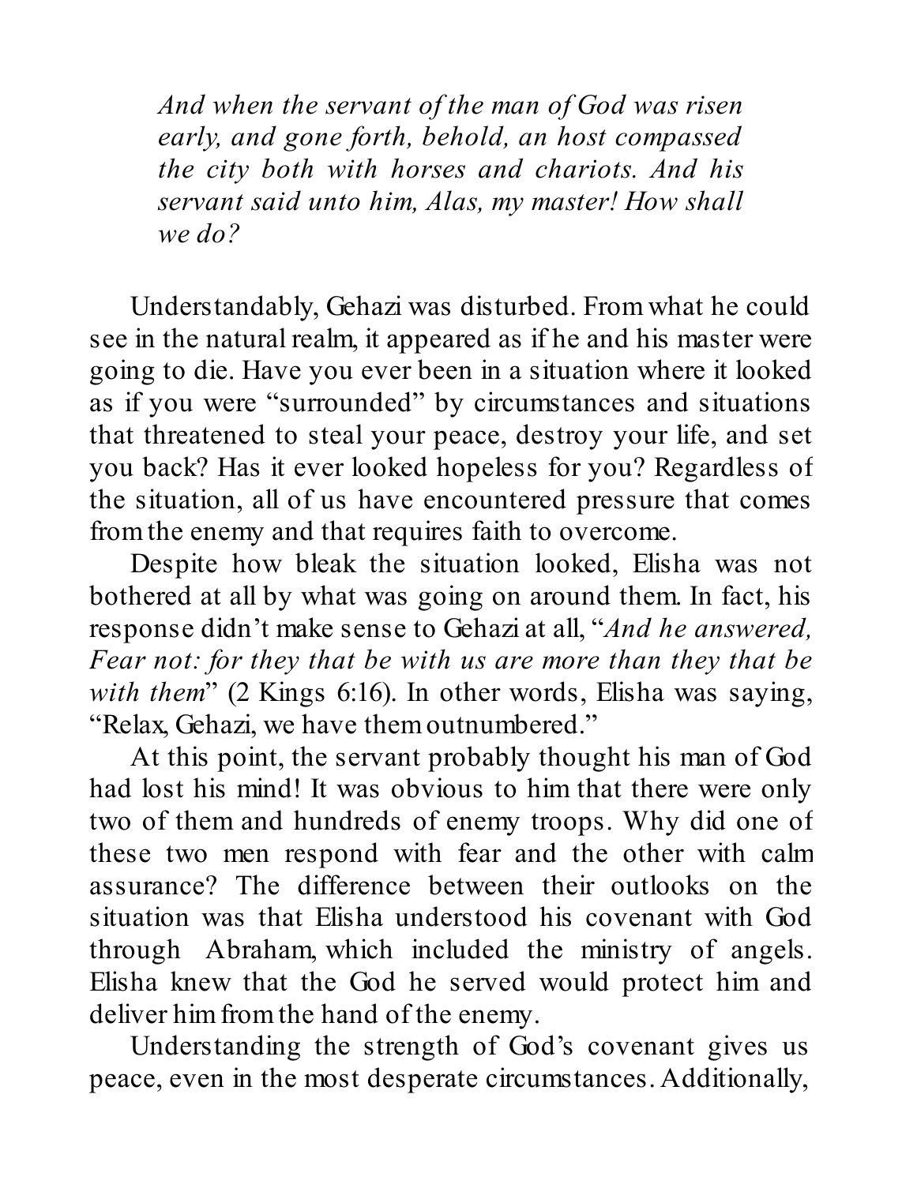*And when the servant of the man of God was risen early, and gone forth, behold, an host compassed the city both with horses and chariots. And his servant said unto him, Alas, my master! How shall we do?*

Understandably, Gehazi was disturbed. From what he could see in the natural realm, it appeared as if he and his master were going to die. Have you ever been in a situation where it looked as if you were "surrounded" by circumstances and situations that threatened to steal your peace, destroy your life, and set you back? Has it ever looked hopeless for you? Regardless of the situation, all of us have encountered pressure that comes from the enemy and that requires faith to overcome.

Despite how bleak the situation looked, Elisha was not bothered at all by what was going on around them. In fact, his response didn't make sense to Gehazi at all, "*And he answered, Fear not: for they that be with us are more than they that be with them*" (2 Kings 6:16). In other words, Elisha was saying, "Relax, Gehazi, we have them outnumbered."

At this point, the servant probably thought his man of God had lost his mind! It was obvious to him that there were only two of them and hundreds of enemy troops. Why did one of these two men respond with fear and the other with calm assurance? The difference between their outlooks on the situation was that Elisha understood his covenant with God through Abraham, which included the ministry of angels. Elisha knew that the God he served would protect him and deliver him from the hand of the enemy.

Understanding the strength of God's covenant gives us peace, even in the most desperate circumstances. Additionally,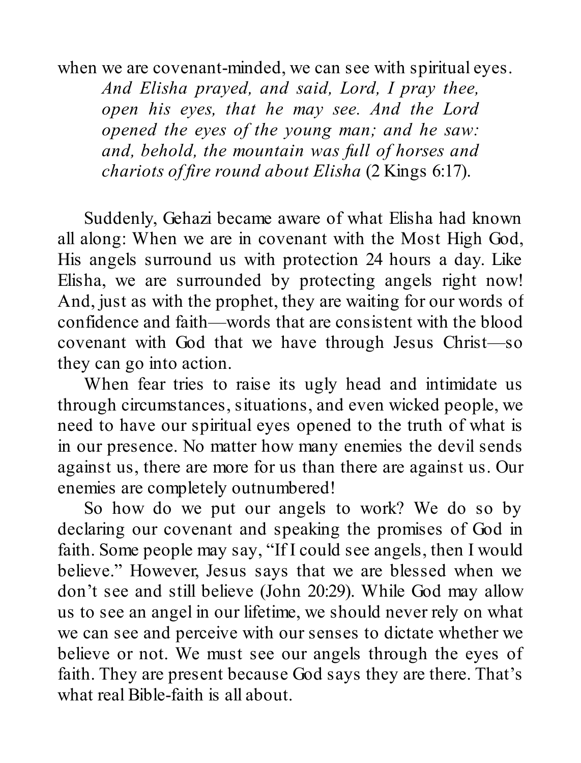when we are covenant-minded, we can see with spiritual eyes.

> *And Elisha prayed, and said, Lord, I pray thee, open his eyes, that he may see. And the Lord opened the eyes of the young man; and he saw: and, behold, the mountain was full of horses and chariots of fire round about Elisha* (2 Kings 6:17).

Suddenly, Gehazi became aware of what Elisha had known all along: When we are in covenant with the Most High God, His angels surround us with protection 24 hours a day. Like Elisha, we are surrounded by protecting angels right now! And, just as with the prophet, they are waiting for our words of confidence and faith—words that are consistent with the blood covenant with God that we have through Jesus Christ—so they can go into action.

When fear tries to raise its ugly head and intimidate us through circumstances, situations, and even wicked people, we need to have our spiritual eyes opened to the truth of what is in our presence. No matter how many enemies the devil sends against us, there are more for us than there are against us. Our enemies are completely outnumbered!

So how do we put our angels to work? We do so by declaring our covenant and speaking the promises of God in faith. Some people may say, "If I could see angels, then I would believe." However, Jesus says that we are blessed when we don't see and still believe (John 20:29). While God may allow us to see an angel in our lifetime, we should never rely on what we can see and perceive with our senses to dictate whether we believe or not. We must see our angels through the eyes of faith. They are present because God says they are there. That's what real Bible-faith is all about.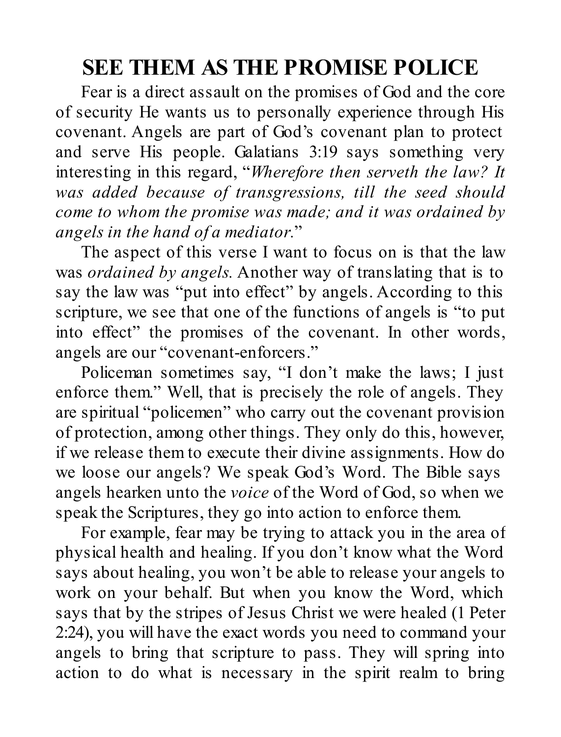## SEE THEM AS THE PROMISE POLICE

Fear is a direct assault on the promises of God and the core of security He wants us to personally experience through His covenant. Angels are part of God's covenant plan to protect and serve His people. Galatians 3:19 says something very interesting in this regard, "*Wherefore then serveth the law? It was added because of transgressions, till the seed should come to whom the promise was made; and it was ordained by angels in the hand of a mediator.*"

The aspect of this verse I want to focus on is that the law was *ordained by angels.* Another way of translating that is to say the law was "put into effect" by angels. According to this scripture, we see that one of the functions of angels is "to put into effect" the promises of the covenant. In other words, angels are our "covenant-enforcers."

Policeman sometimes say, "I don't make the laws; I just enforce them." Well, that is precisely the role of angels. They are spiritual "policemen" who carry out the covenant provision of protection, among other things. They only do this, however, if we release them to execute their divine assignments. How do we loose our angels? We speak God's Word. The Bible says angels hearken unto the *voice* of the Word of God, so when we speak the Scriptures, they go into action to enforce them.

For example, fear may be trying to attack you in the area of physical health and healing. If you don't know what the Word says about healing, you won't be able to release your angels to work on your behalf. But when you know the Word, which says that by the stripes of Jesus Christ we were healed (1 Peter 2:24), you will have the exact words you need to command your angels to bring that scripture to pass. They will spring into action to do what is necessary in the spirit realm to bring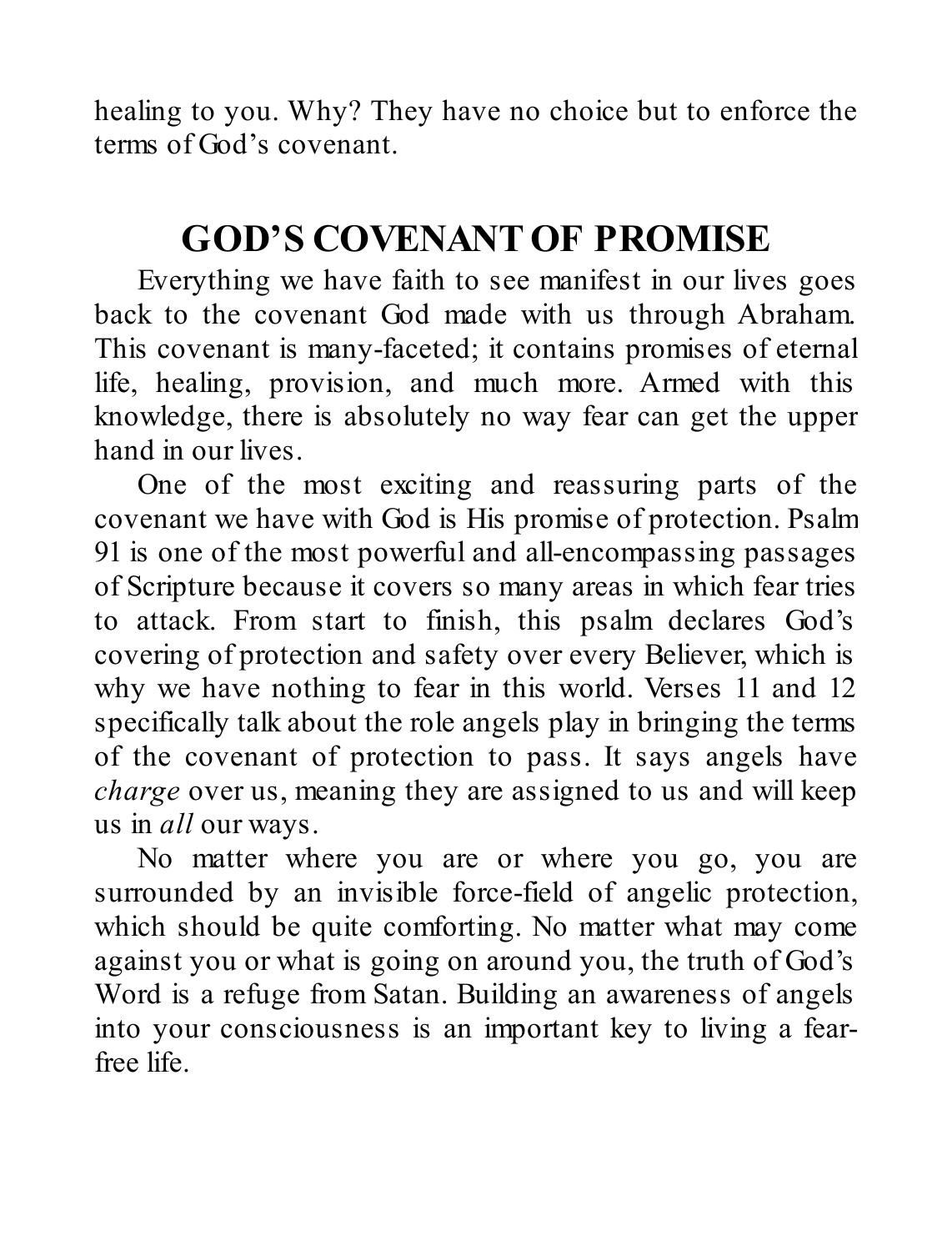healing to you. Why? They have no choice but to enforce the terms of God's covenant.

## GOD'S COVENANT OF PROMISE

Everything we have faith to see manifest in our lives goes back to the covenant God made with us through Abraham. This covenant is many-faceted; it contains promises of eternal life, healing, provision, and much more. Armed with this knowledge, there is absolutely no way fear can get the upper hand in our lives.

One of the most exciting and reassuring parts of the covenant we have with God is His promise of protection. Psalm 91 is one of the most powerful and all-encompassing passages of Scripture because it covers so many areas in which fear tries to attack. From start to finish, this psalm declares God's covering of protection and safety over every Believer, which is why we have nothing to fear in this world. Verses 11 and 12 specifically talk about the role angels play in bringing the terms of the covenant of protection to pass. It says angels have *charge* over us, meaning they are assigned to us and will keep us in *all* our ways.

No matter where you are or where you go, you are surrounded by an invisible force-field of angelic protection, which should be quite comforting. No matter what may come against you or what is going on around you, the truth of God's Word is a refuge from Satan. Building an awareness of angels into your consciousness is an important key to living a fear-free life.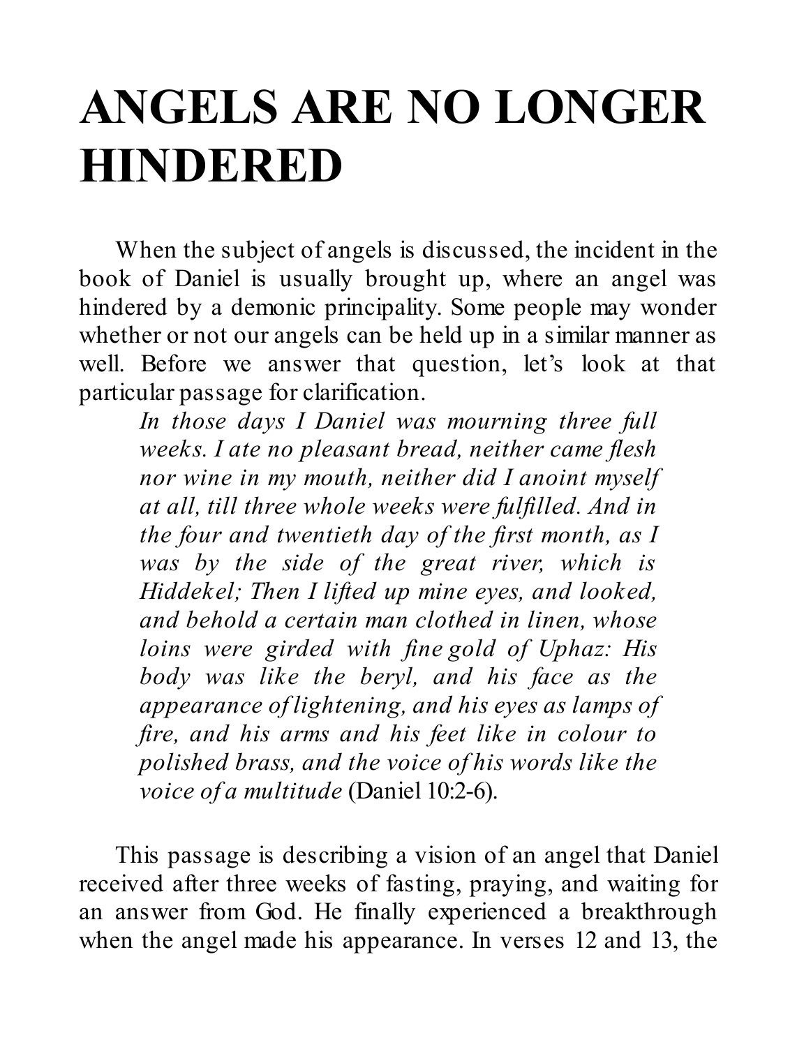# ANGELS ARE NO LONGER HINDERED

When the subject of angels is discussed, the incident in the book of Daniel is usually brought up, where an angel was hindered by a demonic principality. Some people may wonder whether or not our angels can be held up in a similar manner as well. Before we answer that question, let's look at that particular passage for clarification.

> *In those days I Daniel was mourning three full weeks. I ate no pleasant bread, neither came flesh nor wine in my mouth, neither did I anoint myself at all, till three whole weeks were fulfilled. And in the four and twentieth day of the first month, as I was by the side of the great river, which is Hiddekel; Then I lifted up mine eyes, and looked, and behold a certain man clothed in linen, whose loins were girded with fine gold of Uphaz: His body was like the beryl, and his face as the appearance of lightening, and his eyes as lamps of fire, and his arms and his feet like in colour to polished brass, and the voice of his words like the voice of a multitude* (Daniel 10:2-6).

This passage is describing a vision of an angel that Daniel received after three weeks of fasting, praying, and waiting for an answer from God. He finally experienced a breakthrough when the angel made his appearance. In verses 12 and 13, the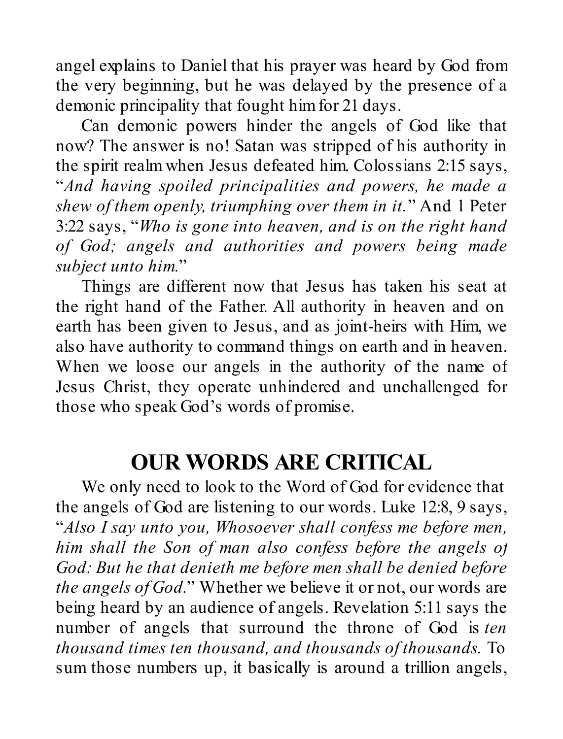angel explains to Daniel that his prayer was heard by God from the very beginning, but he was delayed by the presence of a demonic principality that fought him for 21 days.

Can demonic powers hinder the angels of God like that now? The answer is no! Satan was stripped of his authority in the spirit realm when Jesus defeated him. Colossians 2:15 says, "*And having spoiled principalities and powers, he made a shew of them openly, triumphing over them in it.*" And 1 Peter 3:22 says, "*Who is gone into heaven, and is on the right hand of God; angels and authorities and powers being made subject unto him.*"

Things are different now that Jesus has taken his seat at the right hand of the Father. All authority in heaven and on earth has been given to Jesus, and as joint-heirs with Him, we also have authority to command things on earth and in heaven. When we loose our angels in the authority of the name of Jesus Christ, they operate unhindered and unchallenged for those who speak God's words of promise.

## OUR WORDS ARE CRITICAL

We only need to look to the Word of God for evidence that the angels of God are listening to our words. Luke 12:8, 9 says, "*Also I say unto you, Whosoever shall confess me before men, him shall the Son of man also confess before the angels of God: But he that denieth me before men shall be denied before the angels of God.*" Whether we believe it or not, our words are being heard by an audience of angels. Revelation 5:11 says the number of angels that surround the throne of God is *ten thousand times ten thousand, and thousands of thousands.* To sum those numbers up, it basically is around a trillion angels,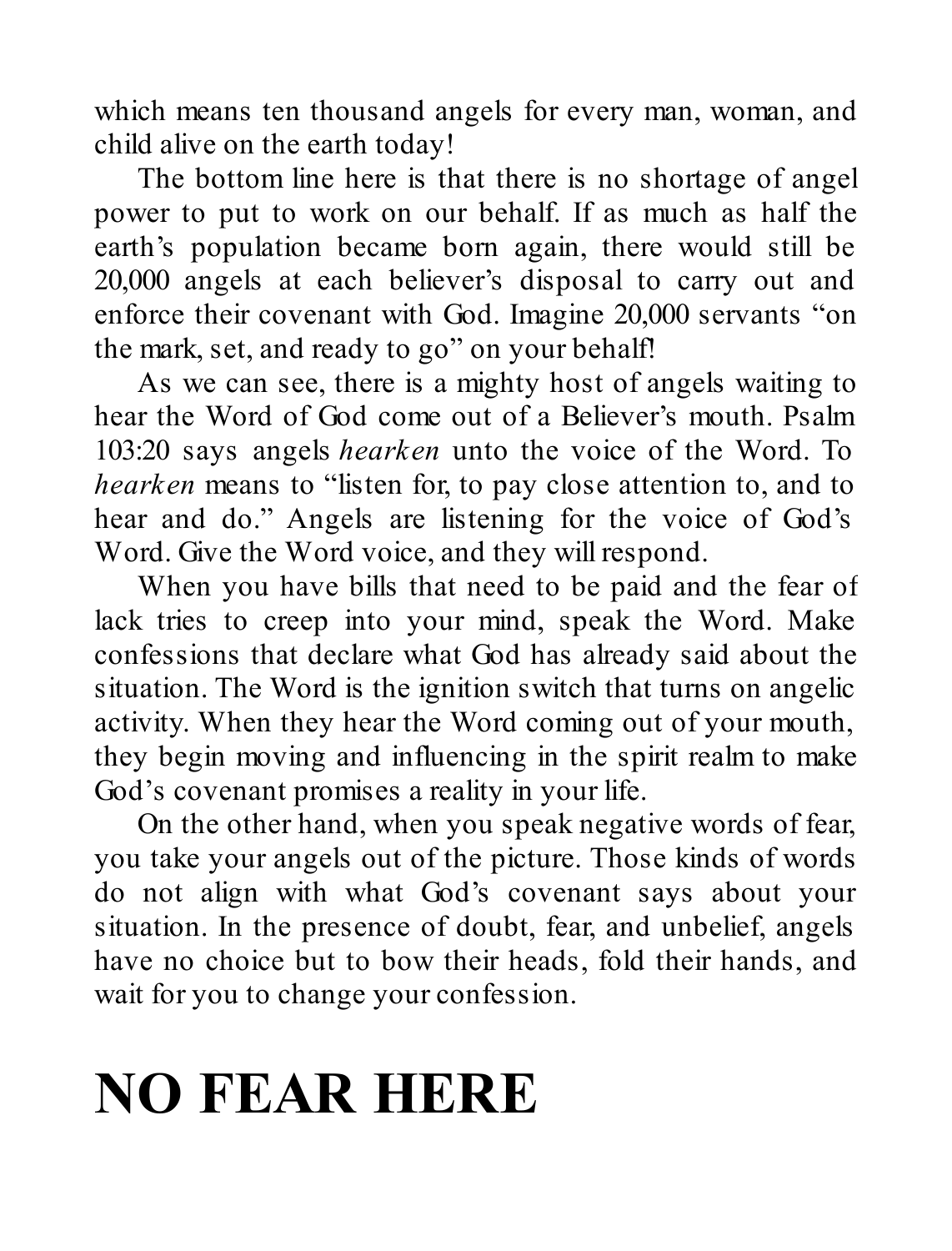which means ten thousand angels for every man, woman, and child alive on the earth today!

The bottom line here is that there is no shortage of angel power to put to work on our behalf. If as much as half the earth's population became born again, there would still be 20,000 angels at each believer's disposal to carry out and enforce their covenant with God. Imagine 20,000 servants "on the mark, set, and ready to go" on your behalf!

As we can see, there is a mighty host of angels waiting to hear the Word of God come out of a Believer's mouth. Psalm 103:20 says angels *hearken* unto the voice of the Word. To *hearken* means to "listen for, to pay close attention to, and to hear and do." Angels are listening for the voice of God's Word. Give the Word voice, and they will respond.

When you have bills that need to be paid and the fear of lack tries to creep into your mind, speak the Word. Make confessions that declare what God has already said about the situation. The Word is the ignition switch that turns on angelic activity. When they hear the Word coming out of your mouth, they begin moving and influencing in the spirit realm to make God's covenant promises a reality in your life.

On the other hand, when you speak negative words of fear, you take your angels out of the picture. Those kinds of words do not align with what God's covenant says about your situation. In the presence of doubt, fear, and unbelief, angels have no choice but to bow their heads, fold their hands, and wait for you to change your confession.

# NO FEAR HERE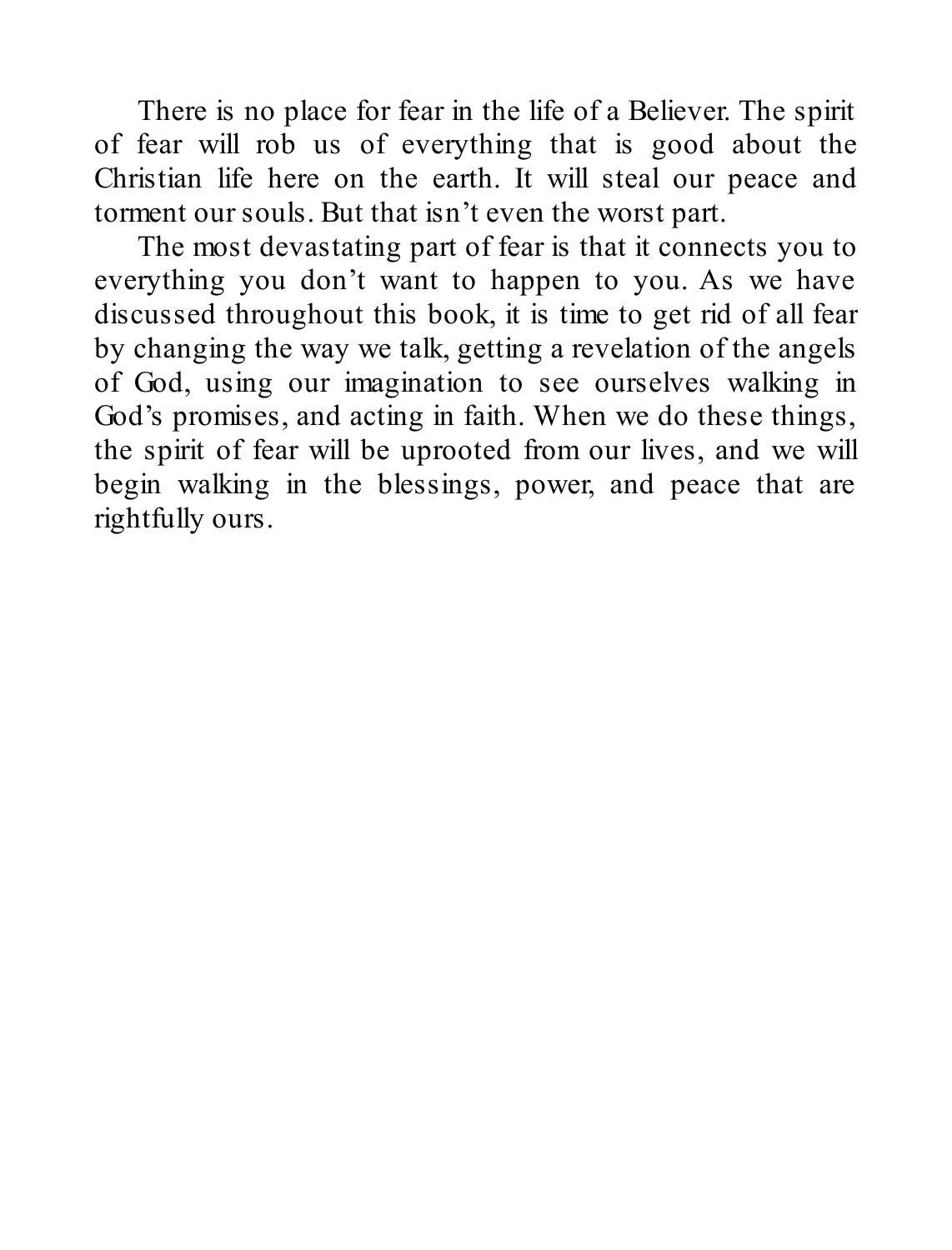There is no place for fear in the life of a Believer. The spirit of fear will rob us of everything that is good about the Christian life here on the earth. It will steal our peace and torment our souls. But that isn't even the worst part.

The most devastating part of fear is that it connects you to everything you don't want to happen to you. As we have discussed throughout this book, it is time to get rid of all fear by changing the way we talk, getting a revelation of the angels of God, using our imagination to see ourselves walking in God's promises, and acting in faith. When we do these things, the spirit of fear will be uprooted from our lives, and we will begin walking in the blessings, power, and peace that are rightfully ours.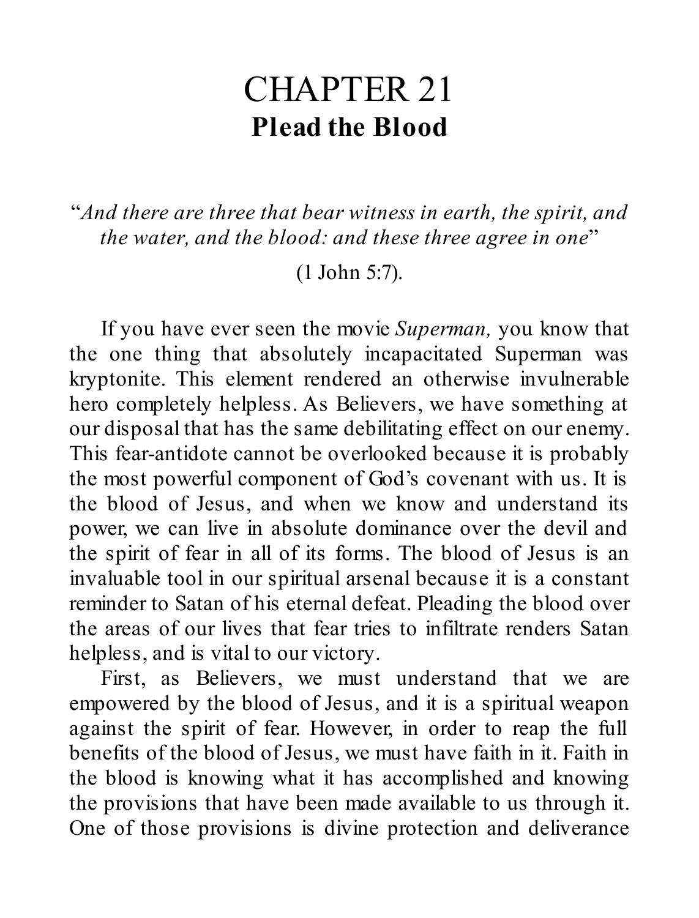# CHAPTER 21
## Plead the Blood

"*And there are three that bear witness in earth, the spirit, and the water, and the blood: and these three agree in one*"

(1 John 5:7).

If you have ever seen the movie *Superman,* you know that the one thing that absolutely incapacitated Superman was kryptonite. This element rendered an otherwise invulnerable hero completely helpless. As Believers, we have something at our disposal that has the same debilitating effect on our enemy. This fear-antidote cannot be overlooked because it is probably the most powerful component of God's covenant with us. It is the blood of Jesus, and when we know and understand its power, we can live in absolute dominance over the devil and the spirit of fear in all of its forms. The blood of Jesus is an invaluable tool in our spiritual arsenal because it is a constant reminder to Satan of his eternal defeat. Pleading the blood over the areas of our lives that fear tries to infiltrate renders Satan helpless, and is vital to our victory.

First, as Believers, we must understand that we are empowered by the blood of Jesus, and it is a spiritual weapon against the spirit of fear. However, in order to reap the full benefits of the blood of Jesus, we must have faith in it. Faith in the blood is knowing what it has accomplished and knowing the provisions that have been made available to us through it. One of those provisions is divine protection and deliverance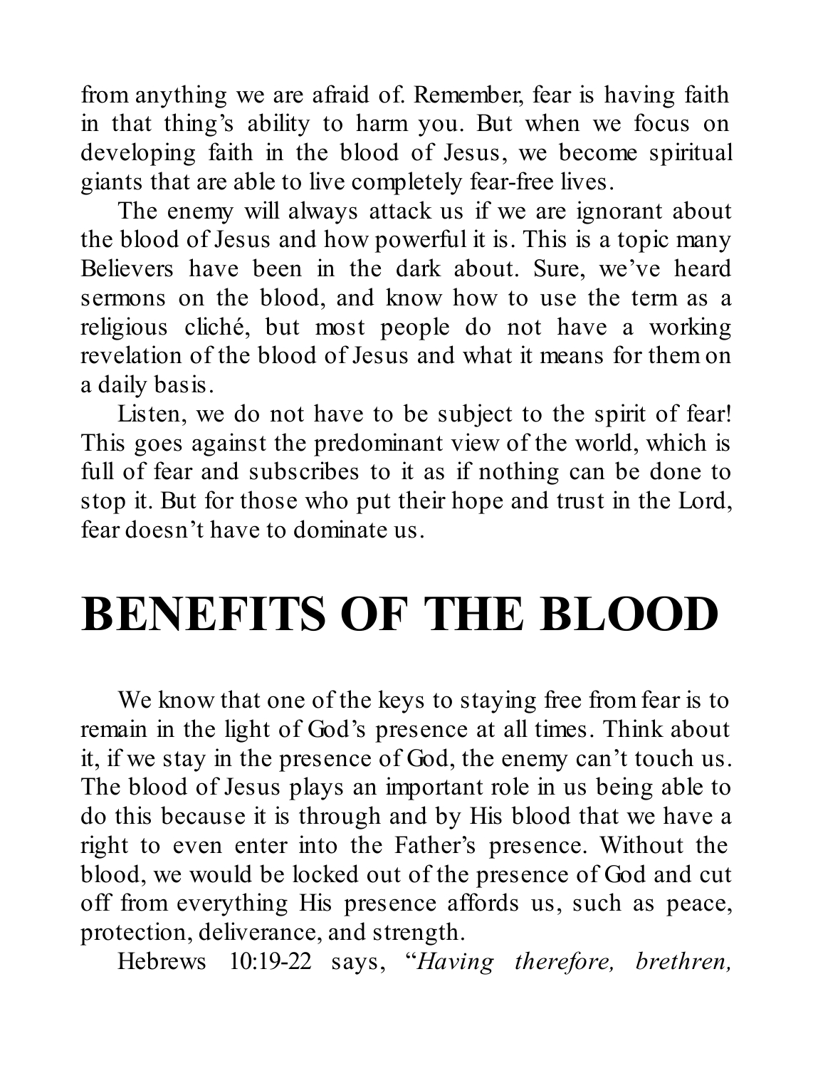from anything we are afraid of. Remember, fear is having faith in that thing's ability to harm you. But when we focus on developing faith in the blood of Jesus, we become spiritual giants that are able to live completely fear-free lives.

The enemy will always attack us if we are ignorant about the blood of Jesus and how powerful it is. This is a topic many Believers have been in the dark about. Sure, we've heard sermons on the blood, and know how to use the term as a religious cliché, but most people do not have a working revelation of the blood of Jesus and what it means for them on a daily basis.

Listen, we do not have to be subject to the spirit of fear! This goes against the predominant view of the world, which is full of fear and subscribes to it as if nothing can be done to stop it. But for those who put their hope and trust in the Lord, fear doesn't have to dominate us.

# BENEFITS OF THE BLOOD

We know that one of the keys to staying free from fear is to remain in the light of God's presence at all times. Think about it, if we stay in the presence of God, the enemy can't touch us. The blood of Jesus plays an important role in us being able to do this because it is through and by His blood that we have a right to even enter into the Father's presence. Without the blood, we would be locked out of the presence of God and cut off from everything His presence affords us, such as peace, protection, deliverance, and strength.

Hebrews 10:19-22 says, "*Having therefore, brethren,*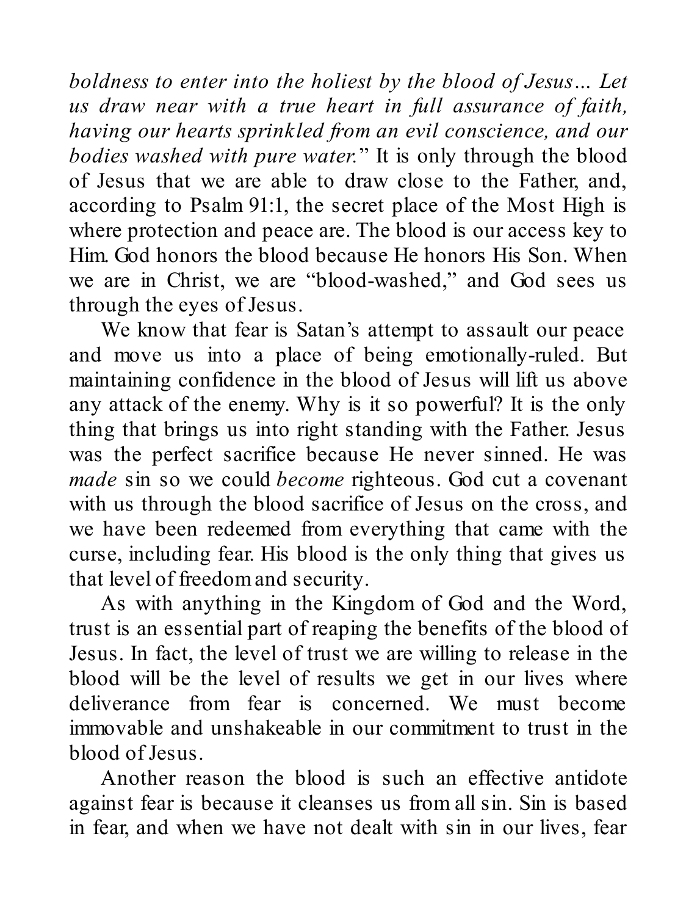*boldness to enter into the holiest by the blood of Jesus… Let us draw near with a true heart in full assurance of faith, having our hearts sprinkled from an evil conscience, and our bodies washed with pure water.*" It is only through the blood of Jesus that we are able to draw close to the Father, and, according to Psalm 91:1, the secret place of the Most High is where protection and peace are. The blood is our access key to Him. God honors the blood because He honors His Son. When we are in Christ, we are "blood-washed," and God sees us through the eyes of Jesus.

We know that fear is Satan's attempt to assault our peace and move us into a place of being emotionally-ruled. But maintaining confidence in the blood of Jesus will lift us above any attack of the enemy. Why is it so powerful? It is the only thing that brings us into right standing with the Father. Jesus was the perfect sacrifice because He never sinned. He was *made* sin so we could *become* righteous. God cut a covenant with us through the blood sacrifice of Jesus on the cross, and we have been redeemed from everything that came with the curse, including fear. His blood is the only thing that gives us that level of freedom and security.

As with anything in the Kingdom of God and the Word, trust is an essential part of reaping the benefits of the blood of Jesus. In fact, the level of trust we are willing to release in the blood will be the level of results we get in our lives where deliverance from fear is concerned. We must become immovable and unshakeable in our commitment to trust in the blood of Jesus.

Another reason the blood is such an effective antidote against fear is because it cleanses us from all sin. Sin is based in fear, and when we have not dealt with sin in our lives, fear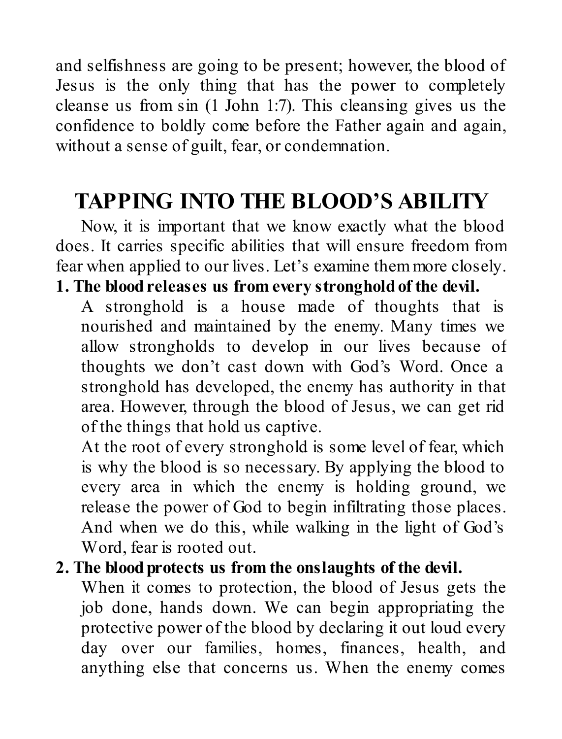and selfishness are going to be present; however, the blood of Jesus is the only thing that has the power to completely cleanse us from sin (1 John 1:7). This cleansing gives us the confidence to boldly come before the Father again and again, without a sense of guilt, fear, or condemnation.

## TAPPING INTO THE BLOOD'S ABILITY

Now, it is important that we know exactly what the blood does. It carries specific abilities that will ensure freedom from fear when applied to our lives. Let's examine them more closely.

1. **The blood releases us from every stronghold of the devil.**

   A stronghold is a house made of thoughts that is nourished and maintained by the enemy. Many times we allow strongholds to develop in our lives because of thoughts we don't cast down with God's Word. Once a stronghold has developed, the enemy has authority in that area. However, through the blood of Jesus, we can get rid of the things that hold us captive.

   At the root of every stronghold is some level of fear, which is why the blood is so necessary. By applying the blood to every area in which the enemy is holding ground, we release the power of God to begin infiltrating those places. And when we do this, while walking in the light of God's Word, fear is rooted out.

2. **The blood protects us from the onslaughts of the devil.**

   When it comes to protection, the blood of Jesus gets the job done, hands down. We can begin appropriating the protective power of the blood by declaring it out loud every day over our families, homes, finances, health, and anything else that concerns us. When the enemy comes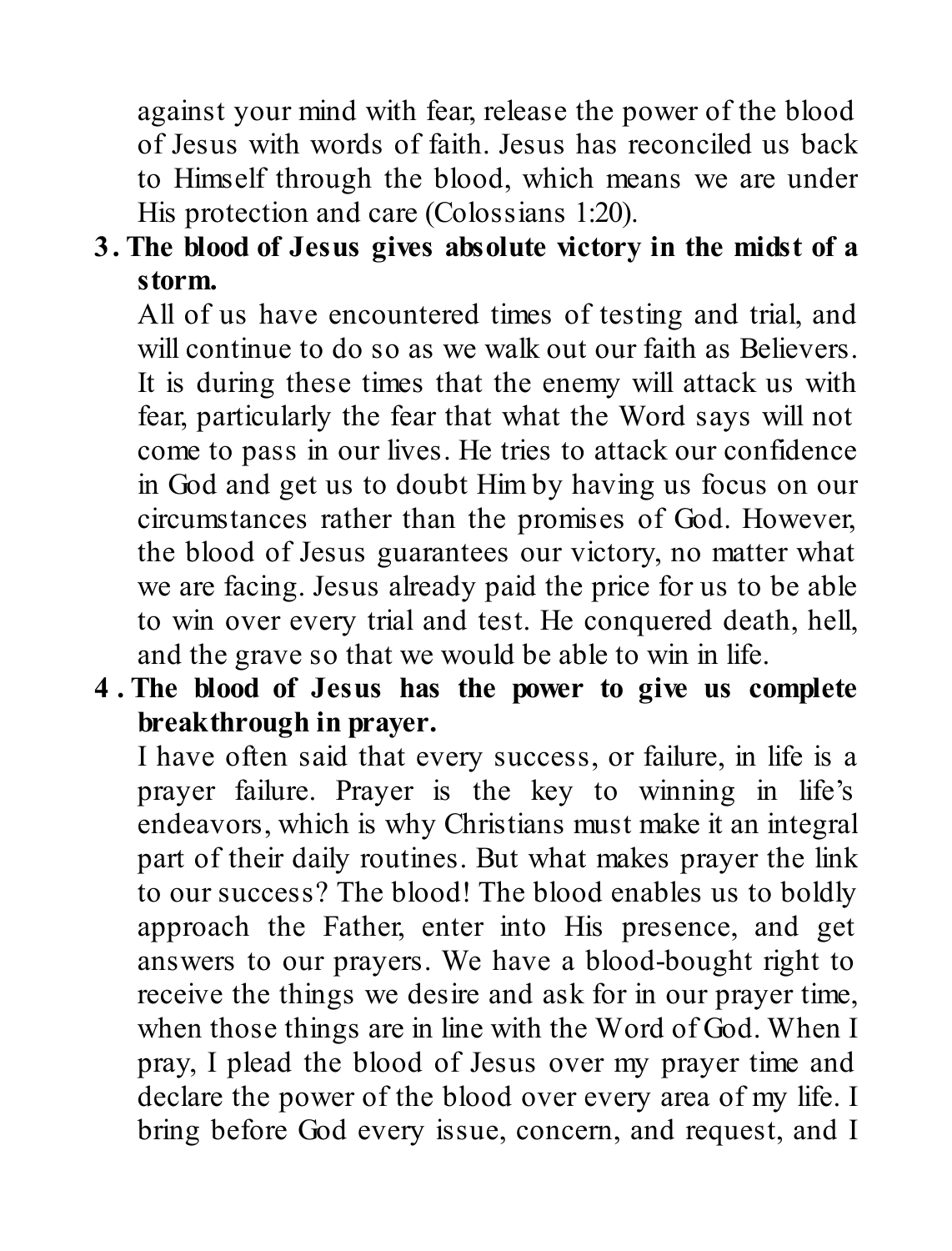against your mind with fear, release the power of the blood of Jesus with words of faith. Jesus has reconciled us back to Himself through the blood, which means we are under His protection and care (Colossians 1:20).

3. **The blood of Jesus gives absolute victory in the midst of a storm.**
   All of us have encountered times of testing and trial, and will continue to do so as we walk out our faith as Believers. It is during these times that the enemy will attack us with fear, particularly the fear that what the Word says will not come to pass in our lives. He tries to attack our confidence in God and get us to doubt Him by having us focus on our circumstances rather than the promises of God. However, the blood of Jesus guarantees our victory, no matter what we are facing. Jesus already paid the price for us to be able to win over every trial and test. He conquered death, hell, and the grave so that we would be able to win in life.
4. **The blood of Jesus has the power to give us complete breakthrough in prayer.**
   I have often said that every success, or failure, in life is a prayer failure. Prayer is the key to winning in life's endeavors, which is why Christians must make it an integral part of their daily routines. But what makes prayer the link to our success? The blood! The blood enables us to boldly approach the Father, enter into His presence, and get answers to our prayers. We have a blood-bought right to receive the things we desire and ask for in our prayer time, when those things are in line with the Word of God. When I pray, I plead the blood of Jesus over my prayer time and declare the power of the blood over every area of my life. I bring before God every issue, concern, and request, and I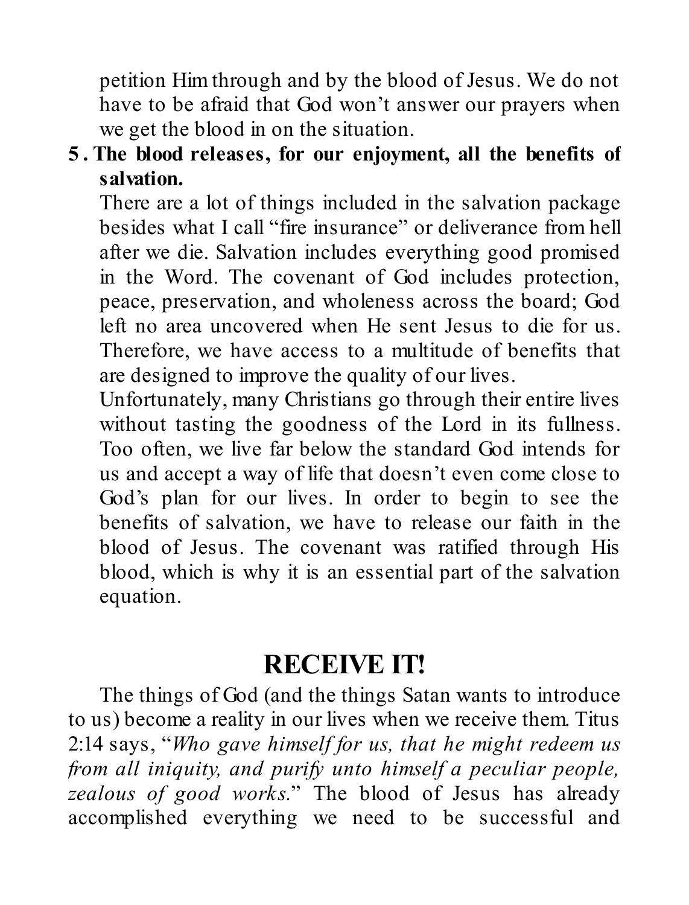petition Him through and by the blood of Jesus. We do not have to be afraid that God won't answer our prayers when we get the blood in on the situation.

5. **The blood releases, for our enjoyment, all the benefits of salvation.**

   There are a lot of things included in the salvation package besides what I call "fire insurance" or deliverance from hell after we die. Salvation includes everything good promised in the Word. The covenant of God includes protection, peace, preservation, and wholeness across the board; God left no area uncovered when He sent Jesus to die for us. Therefore, we have access to a multitude of benefits that are designed to improve the quality of our lives.

   Unfortunately, many Christians go through their entire lives without tasting the goodness of the Lord in its fullness. Too often, we live far below the standard God intends for us and accept a way of life that doesn't even come close to God's plan for our lives. In order to begin to see the benefits of salvation, we have to release our faith in the blood of Jesus. The covenant was ratified through His blood, which is why it is an essential part of the salvation equation.

## RECEIVE IT!

The things of God (and the things Satan wants to introduce to us) become a reality in our lives when we receive them. Titus 2:14 says, "*Who gave himself for us, that he might redeem us from all iniquity, and purify unto himself a peculiar people, zealous of good works.*" The blood of Jesus has already accomplished everything we need to be successful and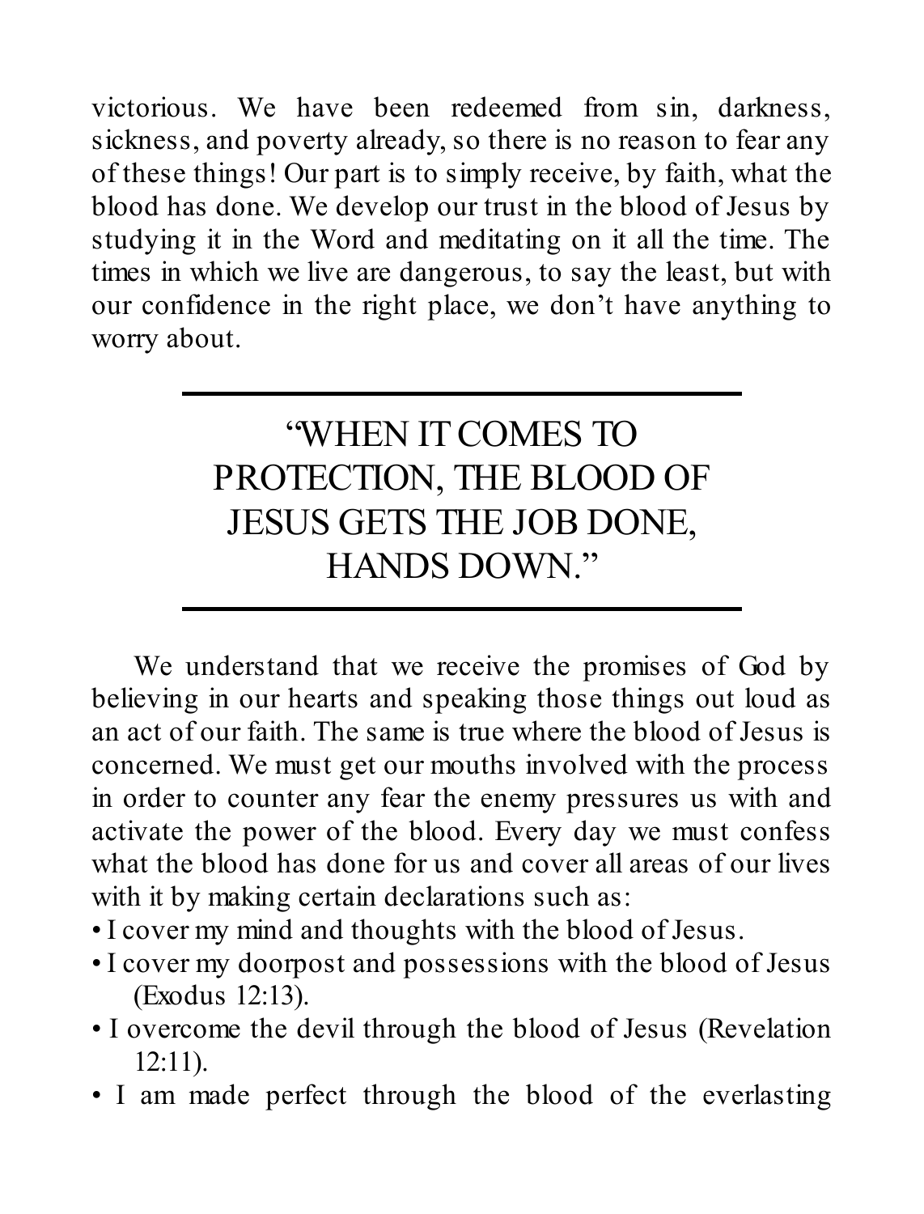victorious. We have been redeemed from sin, darkness, sickness, and poverty already, so there is no reason to fear any of these things! Our part is to simply receive, by faith, what the blood has done. We develop our trust in the blood of Jesus by studying it in the Word and meditating on it all the time. The times in which we live are dangerous, to say the least, but with our confidence in the right place, we don't have anything to worry about.

---

> "WHEN IT COMES TO PROTECTION, THE BLOOD OF JESUS GETS THE JOB DONE, HANDS DOWN."

---

We understand that we receive the promises of God by believing in our hearts and speaking those things out loud as an act of our faith. The same is true where the blood of Jesus is concerned. We must get our mouths involved with the process in order to counter any fear the enemy pressures us with and activate the power of the blood. Every day we must confess what the blood has done for us and cover all areas of our lives with it by making certain declarations such as:

- I cover my mind and thoughts with the blood of Jesus.
- I cover my doorpost and possessions with the blood of Jesus (Exodus 12:13).
- I overcome the devil through the blood of Jesus (Revelation 12:11).
- I am made perfect through the blood of the everlasting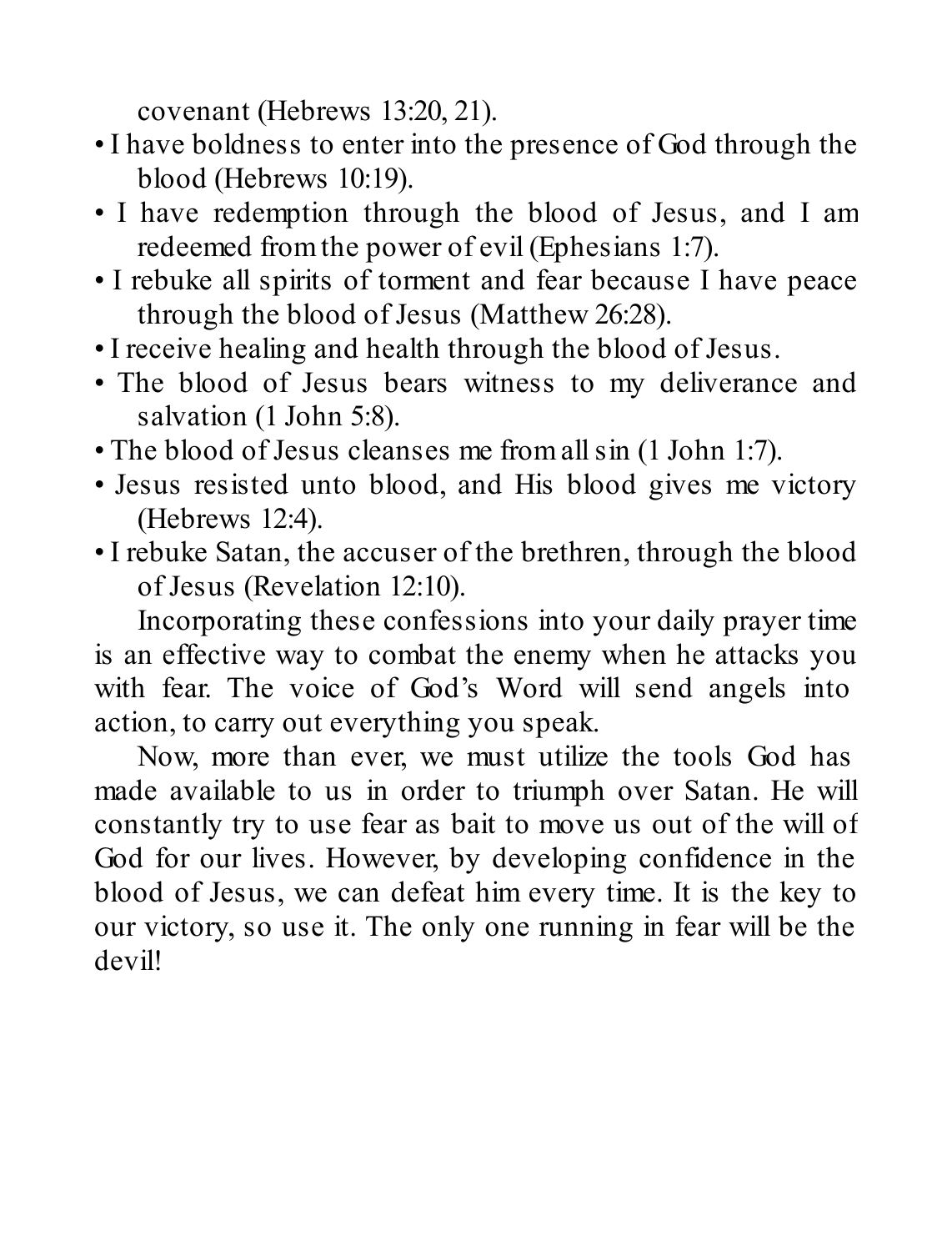covenant (Hebrews 13:20, 21).

- I have boldness to enter into the presence of God through the blood (Hebrews 10:19).
- I have redemption through the blood of Jesus, and I am redeemed from the power of evil (Ephesians 1:7).
- I rebuke all spirits of torment and fear because I have peace through the blood of Jesus (Matthew 26:28).
- I receive healing and health through the blood of Jesus.
- The blood of Jesus bears witness to my deliverance and salvation (1 John 5:8).
- The blood of Jesus cleanses me from all sin (1 John 1:7).
- Jesus resisted unto blood, and His blood gives me victory (Hebrews 12:4).
- I rebuke Satan, the accuser of the brethren, through the blood of Jesus (Revelation 12:10).

Incorporating these confessions into your daily prayer time is an effective way to combat the enemy when he attacks you with fear. The voice of God's Word will send angels into action, to carry out everything you speak.

Now, more than ever, we must utilize the tools God has made available to us in order to triumph over Satan. He will constantly try to use fear as bait to move us out of the will of God for our lives. However, by developing confidence in the blood of Jesus, we can defeat him every time. It is the key to our victory, so use it. The only one running in fear will be the devil!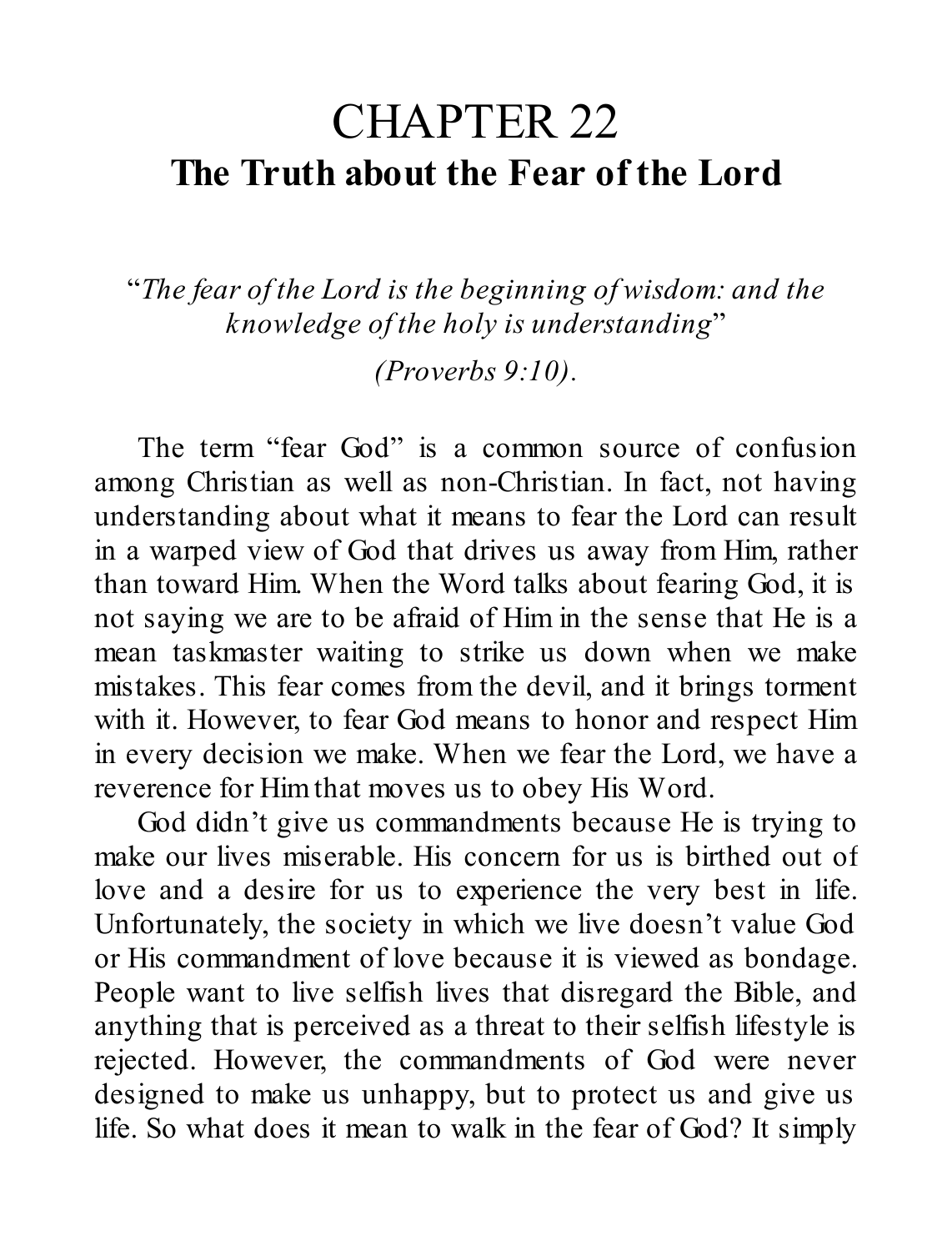# CHAPTER 22

## The Truth about the Fear of the Lord

"*The fear of the Lord is the beginning of wisdom: and the knowledge of the holy is understanding*"

*(Proverbs 9:10).*

The term "fear God" is a common source of confusion among Christian as well as non-Christian. In fact, not having understanding about what it means to fear the Lord can result in a warped view of God that drives us away from Him, rather than toward Him. When the Word talks about fearing God, it is not saying we are to be afraid of Him in the sense that He is a mean taskmaster waiting to strike us down when we make mistakes. This fear comes from the devil, and it brings torment with it. However, to fear God means to honor and respect Him in every decision we make. When we fear the Lord, we have a reverence for Him that moves us to obey His Word.

God didn't give us commandments because He is trying to make our lives miserable. His concern for us is birthed out of love and a desire for us to experience the very best in life. Unfortunately, the society in which we live doesn't value God or His commandment of love because it is viewed as bondage. People want to live selfish lives that disregard the Bible, and anything that is perceived as a threat to their selfish lifestyle is rejected. However, the commandments of God were never designed to make us unhappy, but to protect us and give us life. So what does it mean to walk in the fear of God? It simply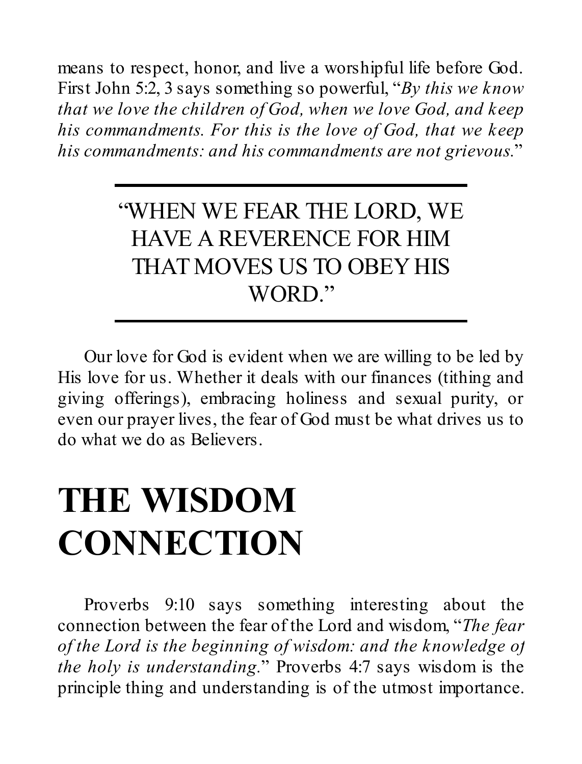means to respect, honor, and live a worshipful life before God. First John 5:2, 3 says something so powerful, "*By this we know that we love the children of God, when we love God, and keep his commandments. For this is the love of God, that we keep his commandments: and his commandments are not grievous.*"

---

"WHEN WE FEAR THE LORD, WE HAVE A REVERENCE FOR HIM THAT MOVES US TO OBEY HIS WORD."

---

Our love for God is evident when we are willing to be led by His love for us. Whether it deals with our finances (tithing and giving offerings), embracing holiness and sexual purity, or even our prayer lives, the fear of God must be what drives us to do what we do as Believers.

# THE WISDOM CONNECTION

Proverbs 9:10 says something interesting about the connection between the fear of the Lord and wisdom, "*The fear of the Lord is the beginning of wisdom: and the knowledge of the holy is understanding.*" Proverbs 4:7 says wisdom is the principle thing and understanding is of the utmost importance.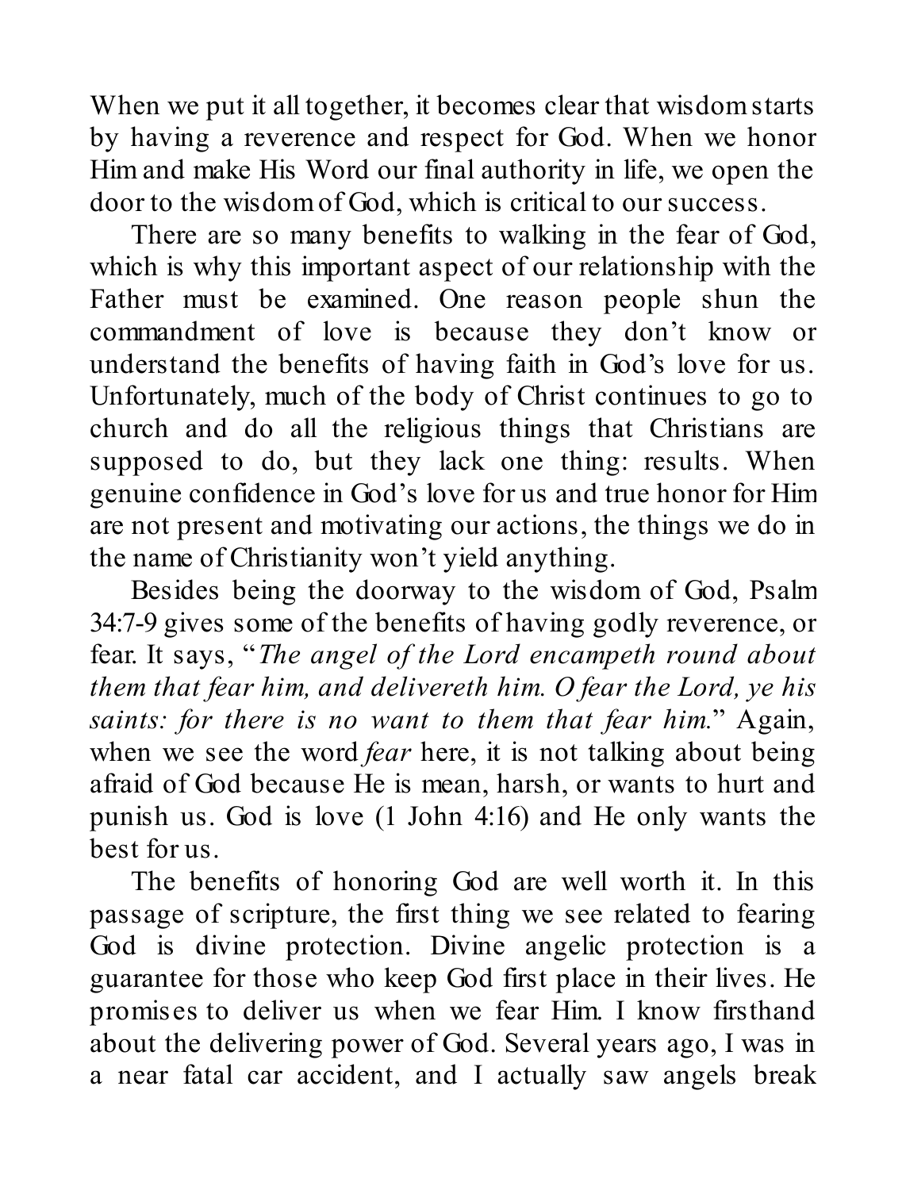When we put it all together, it becomes clear that wisdom starts by having a reverence and respect for God. When we honor Him and make His Word our final authority in life, we open the door to the wisdom of God, which is critical to our success.

There are so many benefits to walking in the fear of God, which is why this important aspect of our relationship with the Father must be examined. One reason people shun the commandment of love is because they don't know or understand the benefits of having faith in God's love for us. Unfortunately, much of the body of Christ continues to go to church and do all the religious things that Christians are supposed to do, but they lack one thing: results. When genuine confidence in God's love for us and true honor for Him are not present and motivating our actions, the things we do in the name of Christianity won't yield anything.

Besides being the doorway to the wisdom of God, Psalm 34:7-9 gives some of the benefits of having godly reverence, or fear. It says, "*The angel of the Lord encampeth round about them that fear him, and delivereth him. O fear the Lord, ye his saints: for there is no want to them that fear him.*" Again, when we see the word *fear* here, it is not talking about being afraid of God because He is mean, harsh, or wants to hurt and punish us. God is love (1 John 4:16) and He only wants the best for us.

The benefits of honoring God are well worth it. In this passage of scripture, the first thing we see related to fearing God is divine protection. Divine angelic protection is a guarantee for those who keep God first place in their lives. He promises to deliver us when we fear Him. I know firsthand about the delivering power of God. Several years ago, I was in a near fatal car accident, and I actually saw angels break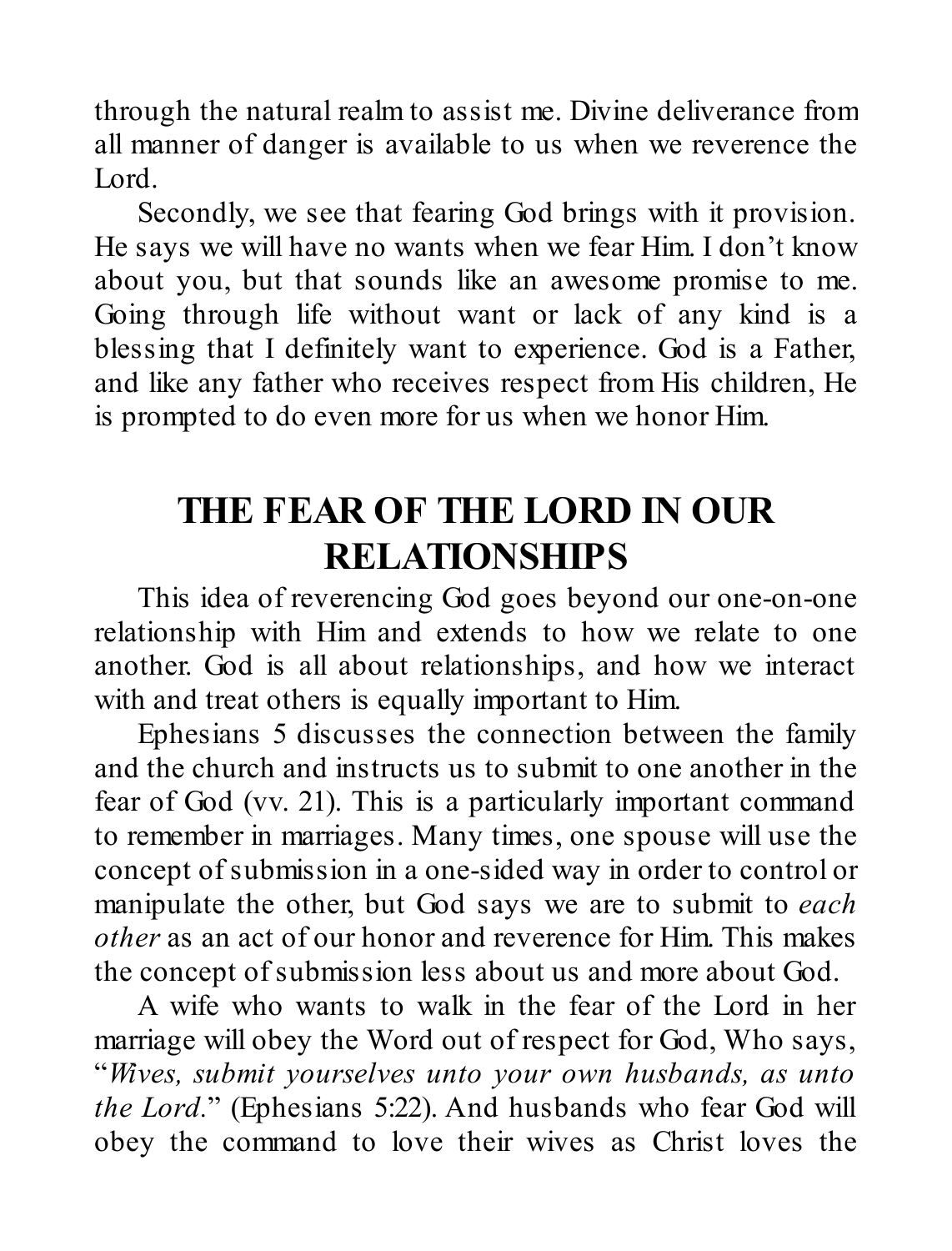through the natural realm to assist me. Divine deliverance from all manner of danger is available to us when we reverence the Lord.

Secondly, we see that fearing God brings with it provision. He says we will have no wants when we fear Him. I don't know about you, but that sounds like an awesome promise to me. Going through life without want or lack of any kind is a blessing that I definitely want to experience. God is a Father, and like any father who receives respect from His children, He is prompted to do even more for us when we honor Him.

## THE FEAR OF THE LORD IN OUR RELATIONSHIPS

This idea of reverencing God goes beyond our one-on-one relationship with Him and extends to how we relate to one another. God is all about relationships, and how we interact with and treat others is equally important to Him.

Ephesians 5 discusses the connection between the family and the church and instructs us to submit to one another in the fear of God (vv. 21). This is a particularly important command to remember in marriages. Many times, one spouse will use the concept of submission in a one-sided way in order to control or manipulate the other, but God says we are to submit to *each other* as an act of our honor and reverence for Him. This makes the concept of submission less about us and more about God.

A wife who wants to walk in the fear of the Lord in her marriage will obey the Word out of respect for God, Who says, "*Wives, submit yourselves unto your own husbands, as unto the Lord.*" (Ephesians 5:22). And husbands who fear God will obey the command to love their wives as Christ loves the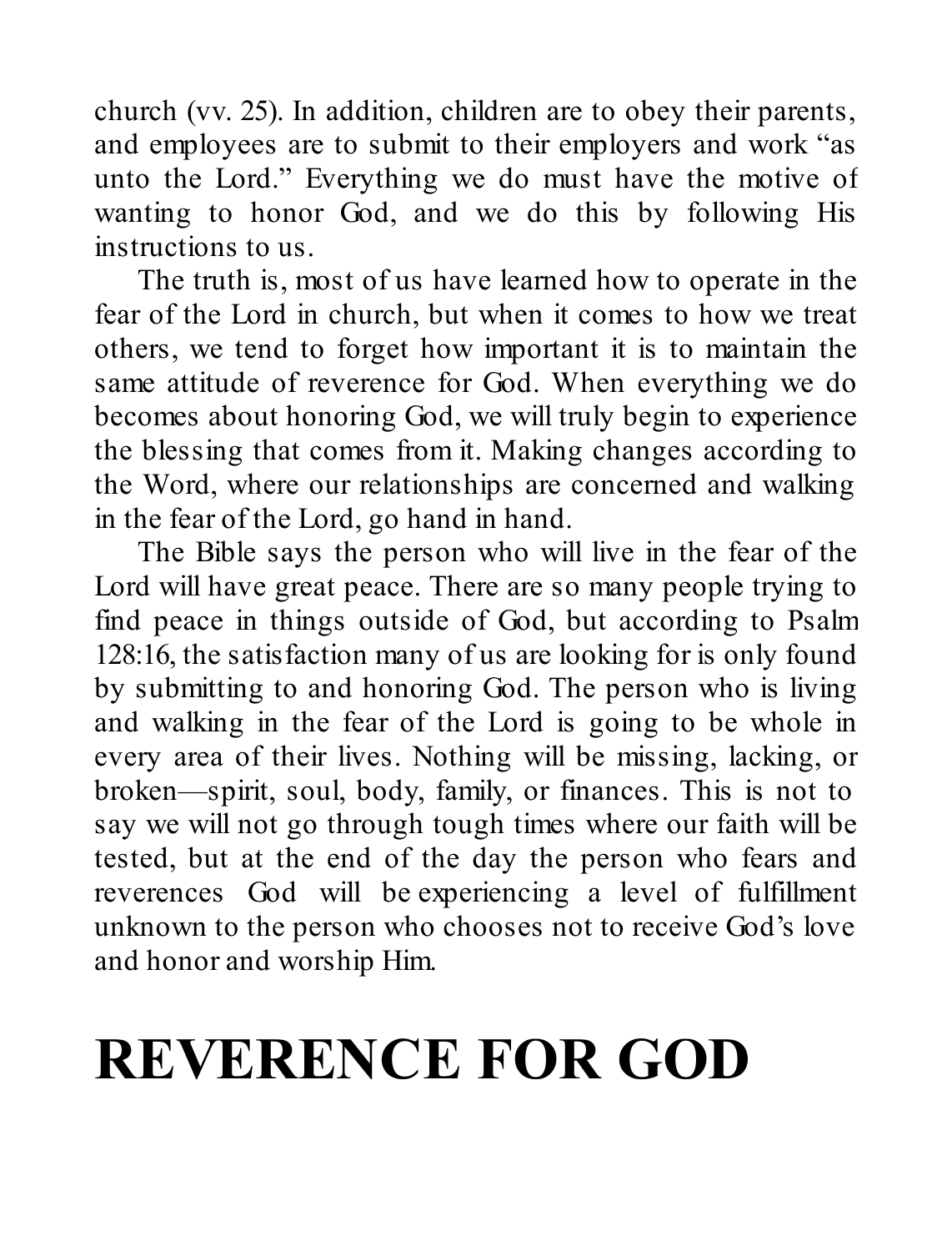church (vv. 25). In addition, children are to obey their parents, and employees are to submit to their employers and work "as unto the Lord." Everything we do must have the motive of wanting to honor God, and we do this by following His instructions to us.

The truth is, most of us have learned how to operate in the fear of the Lord in church, but when it comes to how we treat others, we tend to forget how important it is to maintain the same attitude of reverence for God. When everything we do becomes about honoring God, we will truly begin to experience the blessing that comes from it. Making changes according to the Word, where our relationships are concerned and walking in the fear of the Lord, go hand in hand.

The Bible says the person who will live in the fear of the Lord will have great peace. There are so many people trying to find peace in things outside of God, but according to Psalm 128:16, the satisfaction many of us are looking for is only found by submitting to and honoring God. The person who is living and walking in the fear of the Lord is going to be whole in every area of their lives. Nothing will be missing, lacking, or broken—spirit, soul, body, family, or finances. This is not to say we will not go through tough times where our faith will be tested, but at the end of the day the person who fears and reverences God will be experiencing a level of fulfillment unknown to the person who chooses not to receive God's love and honor and worship Him.

# REVERENCE FOR GOD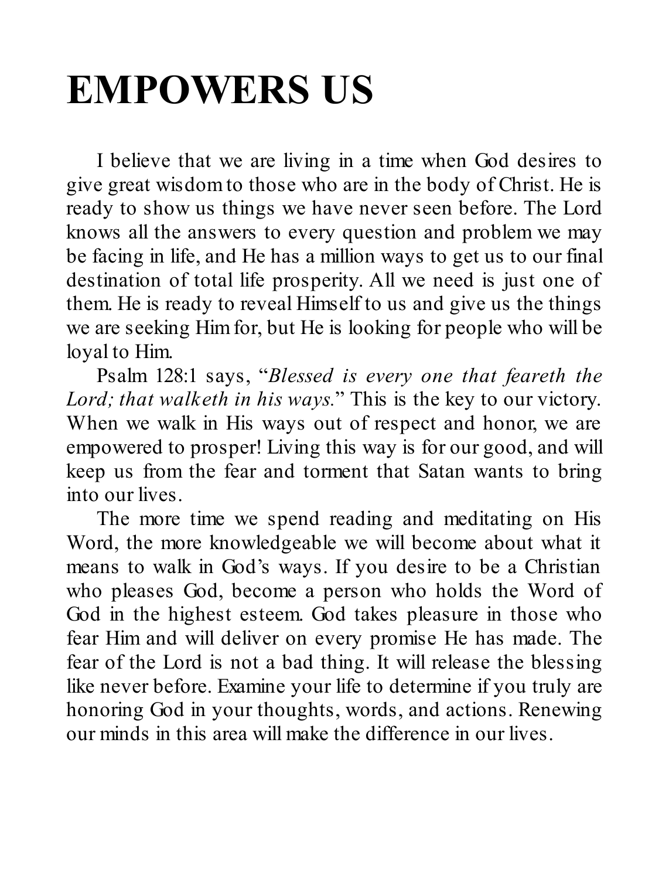# EMPOWERS US

I believe that we are living in a time when God desires to give great wisdom to those who are in the body of Christ. He is ready to show us things we have never seen before. The Lord knows all the answers to every question and problem we may be facing in life, and He has a million ways to get us to our final destination of total life prosperity. All we need is just one of them. He is ready to reveal Himself to us and give us the things we are seeking Him for, but He is looking for people who will be loyal to Him.

Psalm 128:1 says, "*Blessed is every one that feareth the Lord; that walketh in his ways.*" This is the key to our victory. When we walk in His ways out of respect and honor, we are empowered to prosper! Living this way is for our good, and will keep us from the fear and torment that Satan wants to bring into our lives.

The more time we spend reading and meditating on His Word, the more knowledgeable we will become about what it means to walk in God's ways. If you desire to be a Christian who pleases God, become a person who holds the Word of God in the highest esteem. God takes pleasure in those who fear Him and will deliver on every promise He has made. The fear of the Lord is not a bad thing. It will release the blessing like never before. Examine your life to determine if you truly are honoring God in your thoughts, words, and actions. Renewing our minds in this area will make the difference in our lives.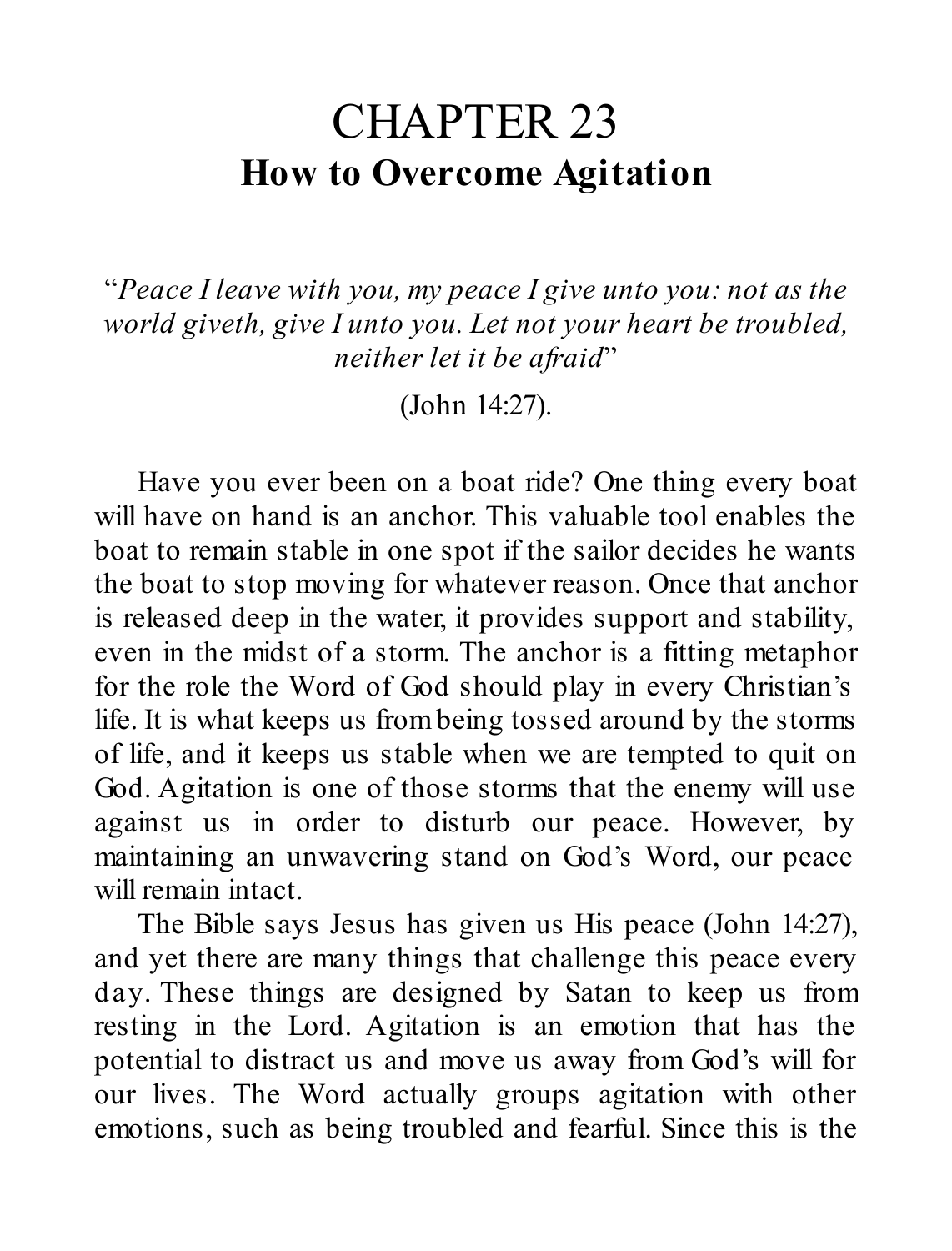# CHAPTER 23

## How to Overcome Agitation

"*Peace I leave with you, my peace I give unto you: not as the world giveth, give I unto you. Let not your heart be troubled, neither let it be afraid*"

(John 14:27).

Have you ever been on a boat ride? One thing every boat will have on hand is an anchor. This valuable tool enables the boat to remain stable in one spot if the sailor decides he wants the boat to stop moving for whatever reason. Once that anchor is released deep in the water, it provides support and stability, even in the midst of a storm. The anchor is a fitting metaphor for the role the Word of God should play in every Christian's life. It is what keeps us from being tossed around by the storms of life, and it keeps us stable when we are tempted to quit on God. Agitation is one of those storms that the enemy will use against us in order to disturb our peace. However, by maintaining an unwavering stand on God's Word, our peace will remain intact.

The Bible says Jesus has given us His peace (John 14:27), and yet there are many things that challenge this peace every day. These things are designed by Satan to keep us from resting in the Lord. Agitation is an emotion that has the potential to distract us and move us away from God's will for our lives. The Word actually groups agitation with other emotions, such as being troubled and fearful. Since this is the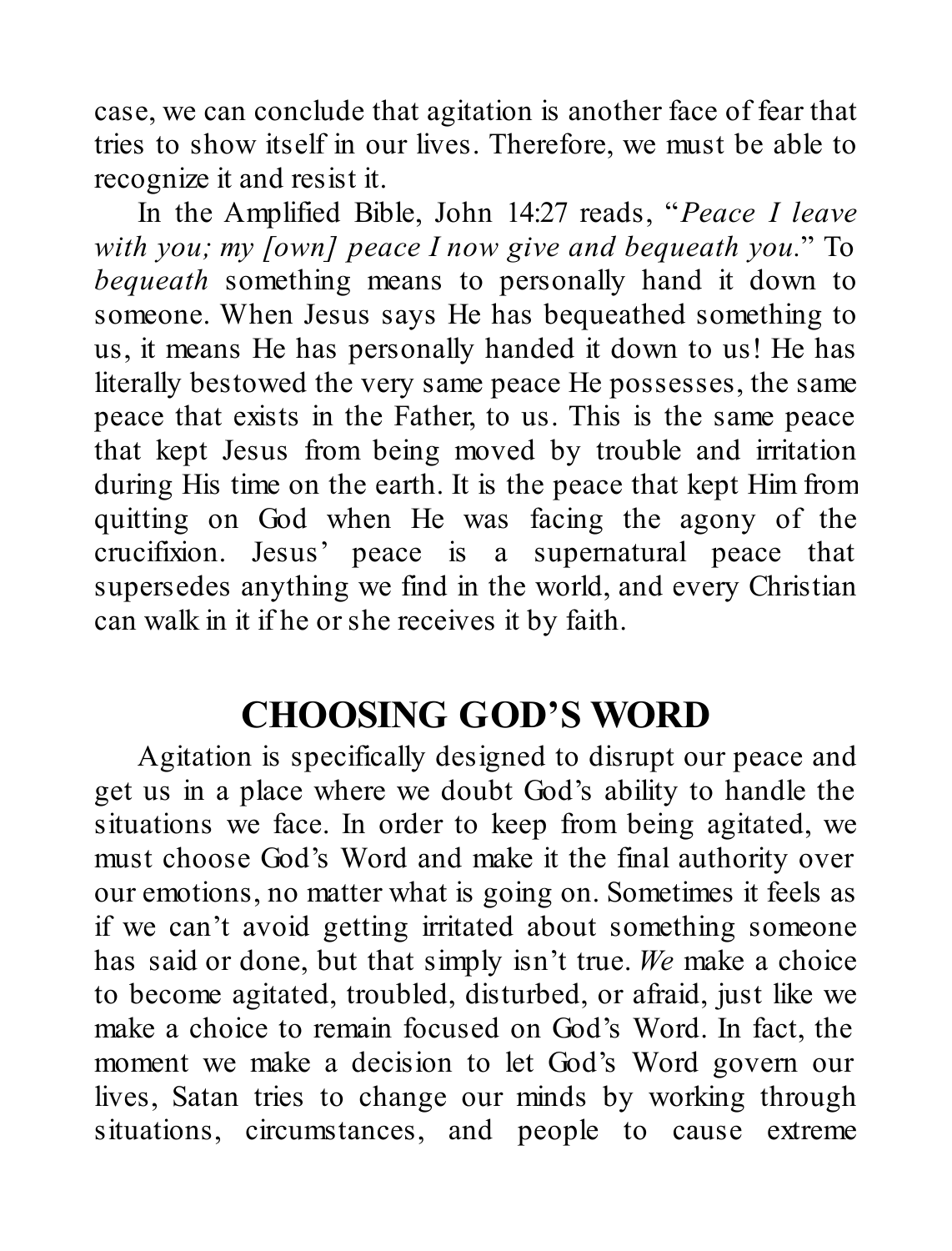case, we can conclude that agitation is another face of fear that tries to show itself in our lives. Therefore, we must be able to recognize it and resist it.

In the Amplified Bible, John 14:27 reads, "*Peace I leave with you; my [own] peace I now give and bequeath you.*" To *bequeath* something means to personally hand it down to someone. When Jesus says He has bequeathed something to us, it means He has personally handed it down to us! He has literally bestowed the very same peace He possesses, the same peace that exists in the Father, to us. This is the same peace that kept Jesus from being moved by trouble and irritation during His time on the earth. It is the peace that kept Him from quitting on God when He was facing the agony of the crucifixion. Jesus' peace is a supernatural peace that supersedes anything we find in the world, and every Christian can walk in it if he or she receives it by faith.

## CHOOSING GOD'S WORD

Agitation is specifically designed to disrupt our peace and get us in a place where we doubt God's ability to handle the situations we face. In order to keep from being agitated, we must choose God's Word and make it the final authority over our emotions, no matter what is going on. Sometimes it feels as if we can't avoid getting irritated about something someone has said or done, but that simply isn't true. *We* make a choice to become agitated, troubled, disturbed, or afraid, just like we make a choice to remain focused on God's Word. In fact, the moment we make a decision to let God's Word govern our lives, Satan tries to change our minds by working through situations, circumstances, and people to cause extreme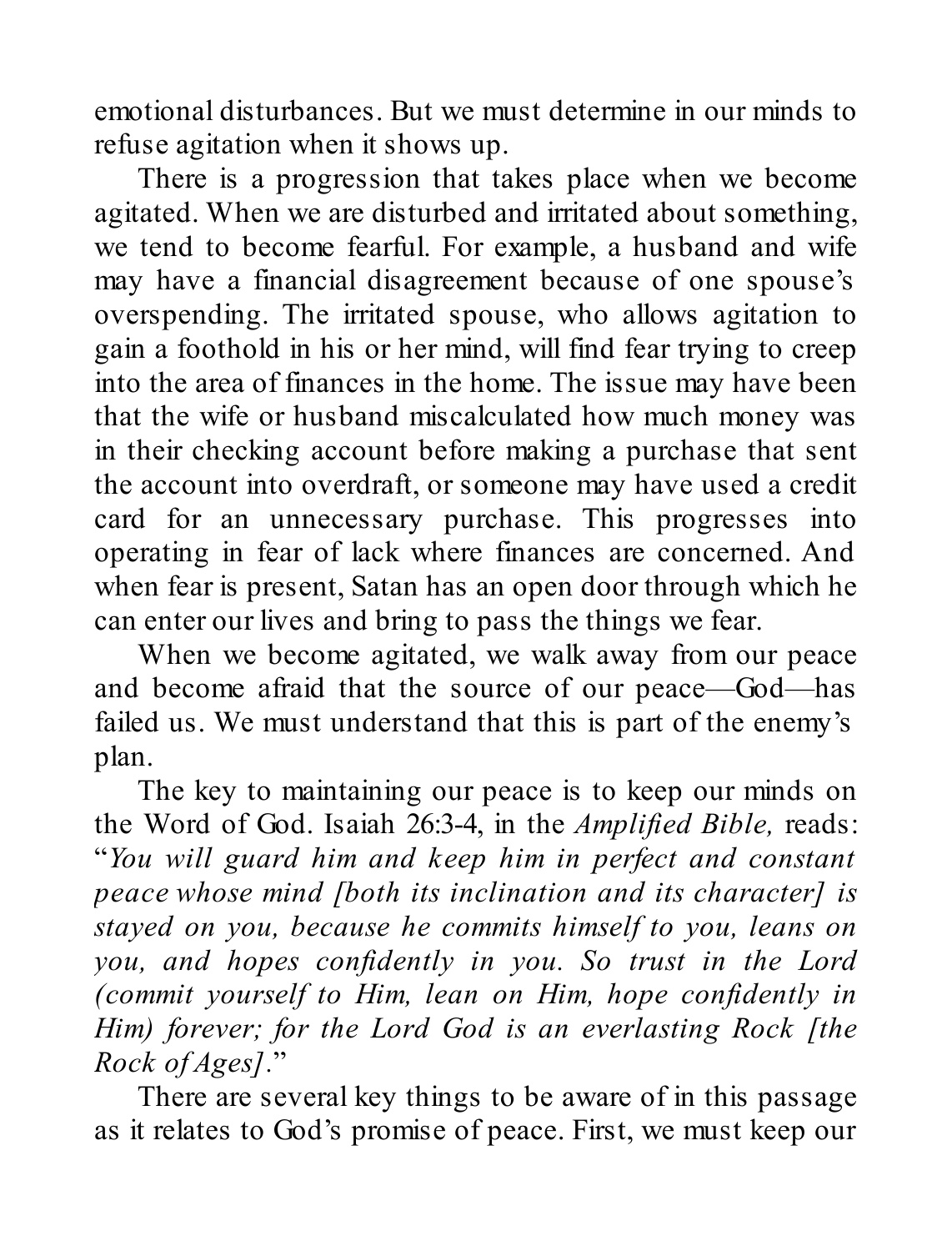emotional disturbances. But we must determine in our minds to refuse agitation when it shows up.

There is a progression that takes place when we become agitated. When we are disturbed and irritated about something, we tend to become fearful. For example, a husband and wife may have a financial disagreement because of one spouse's overspending. The irritated spouse, who allows agitation to gain a foothold in his or her mind, will find fear trying to creep into the area of finances in the home. The issue may have been that the wife or husband miscalculated how much money was in their checking account before making a purchase that sent the account into overdraft, or someone may have used a credit card for an unnecessary purchase. This progresses into operating in fear of lack where finances are concerned. And when fear is present, Satan has an open door through which he can enter our lives and bring to pass the things we fear.

When we become agitated, we walk away from our peace and become afraid that the source of our peace—God—has failed us. We must understand that this is part of the enemy's plan.

The key to maintaining our peace is to keep our minds on the Word of God. Isaiah 26:3-4, in the *Amplified Bible,* reads: "*You will guard him and keep him in perfect and constant peace whose mind [both its inclination and its character] is stayed on you, because he commits himself to you, leans on you, and hopes confidently in you. So trust in the Lord (commit yourself to Him, lean on Him, hope confidently in Him) forever; for the Lord God is an everlasting Rock [the Rock of Ages]*."

There are several key things to be aware of in this passage as it relates to God's promise of peace. First, we must keep our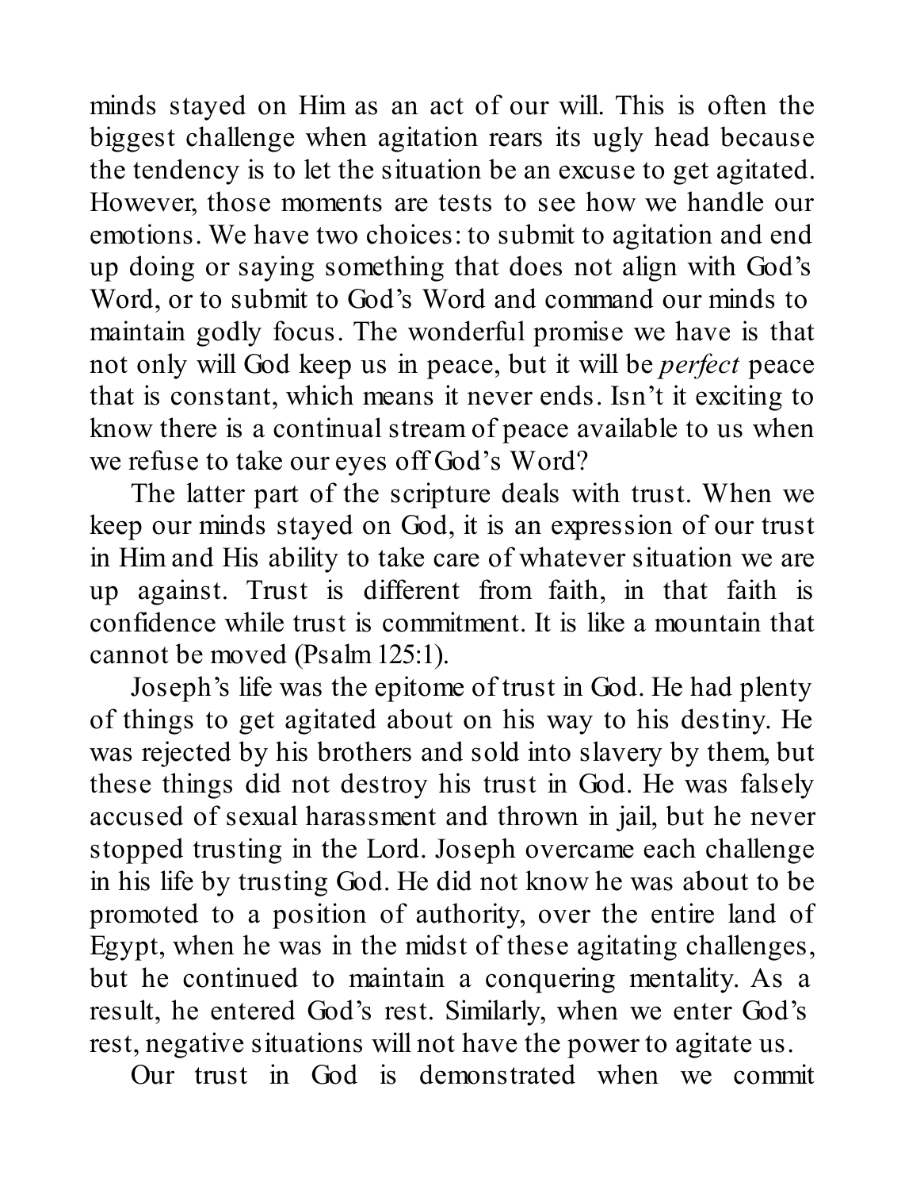minds stayed on Him as an act of our will. This is often the biggest challenge when agitation rears its ugly head because the tendency is to let the situation be an excuse to get agitated. However, those moments are tests to see how we handle our emotions. We have two choices: to submit to agitation and end up doing or saying something that does not align with God's Word, or to submit to God's Word and command our minds to maintain godly focus. The wonderful promise we have is that not only will God keep us in peace, but it will be *perfect* peace that is constant, which means it never ends. Isn't it exciting to know there is a continual stream of peace available to us when we refuse to take our eyes off God's Word?

The latter part of the scripture deals with trust. When we keep our minds stayed on God, it is an expression of our trust in Him and His ability to take care of whatever situation we are up against. Trust is different from faith, in that faith is confidence while trust is commitment. It is like a mountain that cannot be moved (Psalm 125:1).

Joseph's life was the epitome of trust in God. He had plenty of things to get agitated about on his way to his destiny. He was rejected by his brothers and sold into slavery by them, but these things did not destroy his trust in God. He was falsely accused of sexual harassment and thrown in jail, but he never stopped trusting in the Lord. Joseph overcame each challenge in his life by trusting God. He did not know he was about to be promoted to a position of authority, over the entire land of Egypt, when he was in the midst of these agitating challenges, but he continued to maintain a conquering mentality. As a result, he entered God's rest. Similarly, when we enter God's rest, negative situations will not have the power to agitate us.

Our trust in God is demonstrated when we commit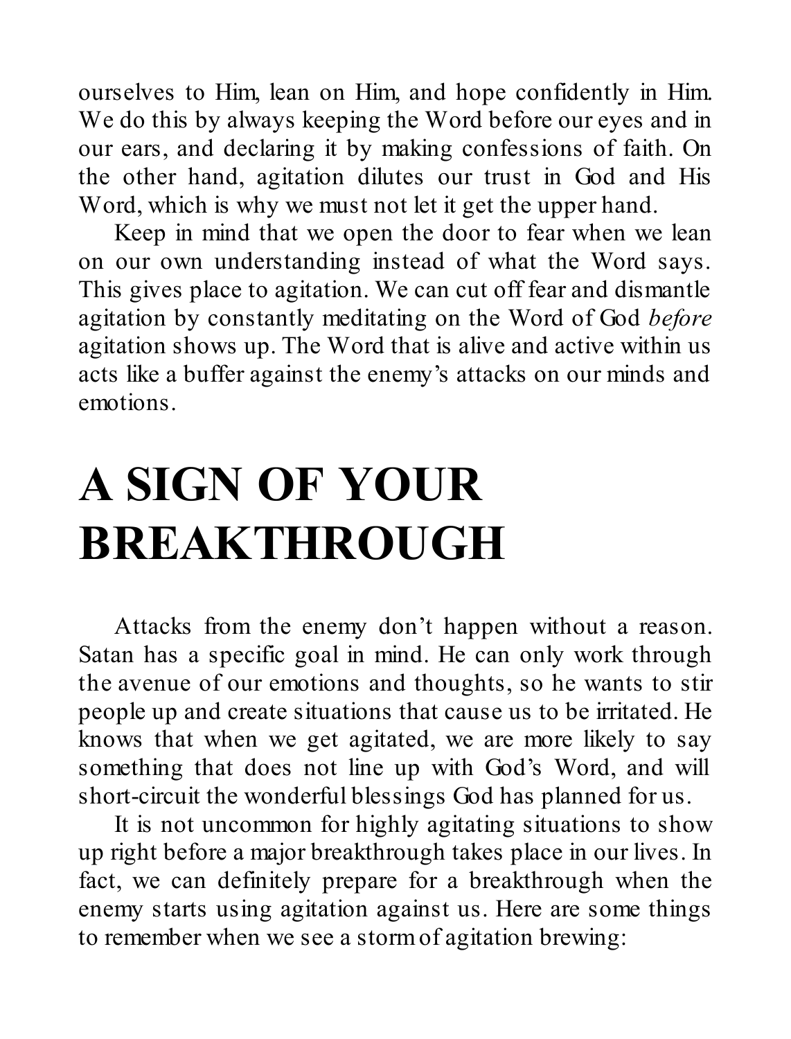ourselves to Him, lean on Him, and hope confidently in Him. We do this by always keeping the Word before our eyes and in our ears, and declaring it by making confessions of faith. On the other hand, agitation dilutes our trust in God and His Word, which is why we must not let it get the upper hand.

Keep in mind that we open the door to fear when we lean on our own understanding instead of what the Word says. This gives place to agitation. We can cut off fear and dismantle agitation by constantly meditating on the Word of God *before* agitation shows up. The Word that is alive and active within us acts like a buffer against the enemy's attacks on our minds and emotions.

# A SIGN OF YOUR BREAKTHROUGH

Attacks from the enemy don't happen without a reason. Satan has a specific goal in mind. He can only work through the avenue of our emotions and thoughts, so he wants to stir people up and create situations that cause us to be irritated. He knows that when we get agitated, we are more likely to say something that does not line up with God's Word, and will short-circuit the wonderful blessings God has planned for us.

It is not uncommon for highly agitating situations to show up right before a major breakthrough takes place in our lives. In fact, we can definitely prepare for a breakthrough when the enemy starts using agitation against us. Here are some things to remember when we see a storm of agitation brewing: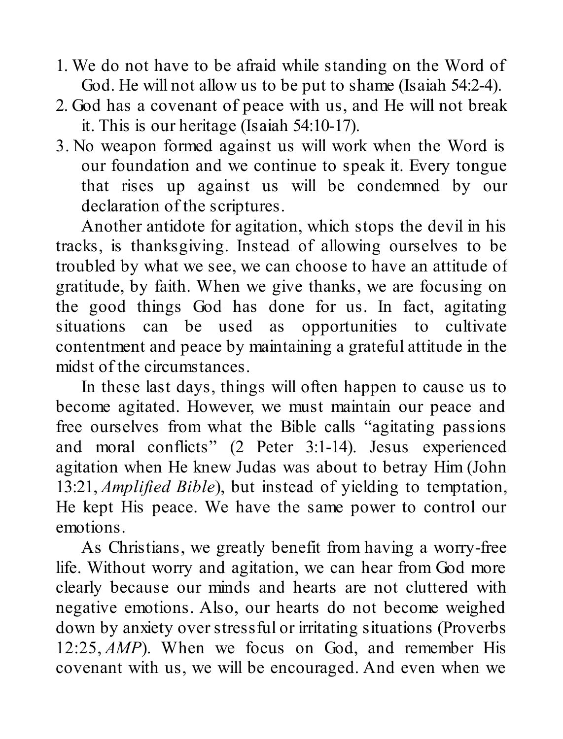1. We do not have to be afraid while standing on the Word of God. He will not allow us to be put to shame (Isaiah 54:2-4).
2. God has a covenant of peace with us, and He will not break it. This is our heritage (Isaiah 54:10-17).
3. No weapon formed against us will work when the Word is our foundation and we continue to speak it. Every tongue that rises up against us will be condemned by our declaration of the scriptures.

Another antidote for agitation, which stops the devil in his tracks, is thanksgiving. Instead of allowing ourselves to be troubled by what we see, we can choose to have an attitude of gratitude, by faith. When we give thanks, we are focusing on the good things God has done for us. In fact, agitating situations can be used as opportunities to cultivate contentment and peace by maintaining a grateful attitude in the midst of the circumstances.

In these last days, things will often happen to cause us to become agitated. However, we must maintain our peace and free ourselves from what the Bible calls "agitating passions and moral conflicts" (2 Peter 3:1-14). Jesus experienced agitation when He knew Judas was about to betray Him (John 13:21, *Amplified Bible*), but instead of yielding to temptation, He kept His peace. We have the same power to control our emotions.

As Christians, we greatly benefit from having a worry-free life. Without worry and agitation, we can hear from God more clearly because our minds and hearts are not cluttered with negative emotions. Also, our hearts do not become weighed down by anxiety over stressful or irritating situations (Proverbs 12:25, *AMP*). When we focus on God, and remember His covenant with us, we will be encouraged. And even when we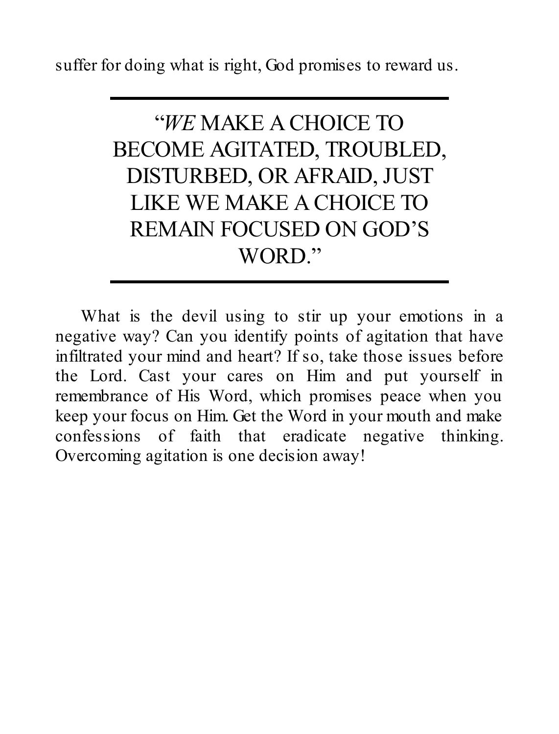suffer for doing what is right, God promises to reward us.

---

> "*WE* MAKE A CHOICE TO BECOME AGITATED, TROUBLED, DISTURBED, OR AFRAID, JUST LIKE WE MAKE A CHOICE TO REMAIN FOCUSED ON GOD'S WORD."

---

What is the devil using to stir up your emotions in a negative way? Can you identify points of agitation that have infiltrated your mind and heart? If so, take those issues before the Lord. Cast your cares on Him and put yourself in remembrance of His Word, which promises peace when you keep your focus on Him. Get the Word in your mouth and make confessions of faith that eradicate negative thinking. Overcoming agitation is one decision away!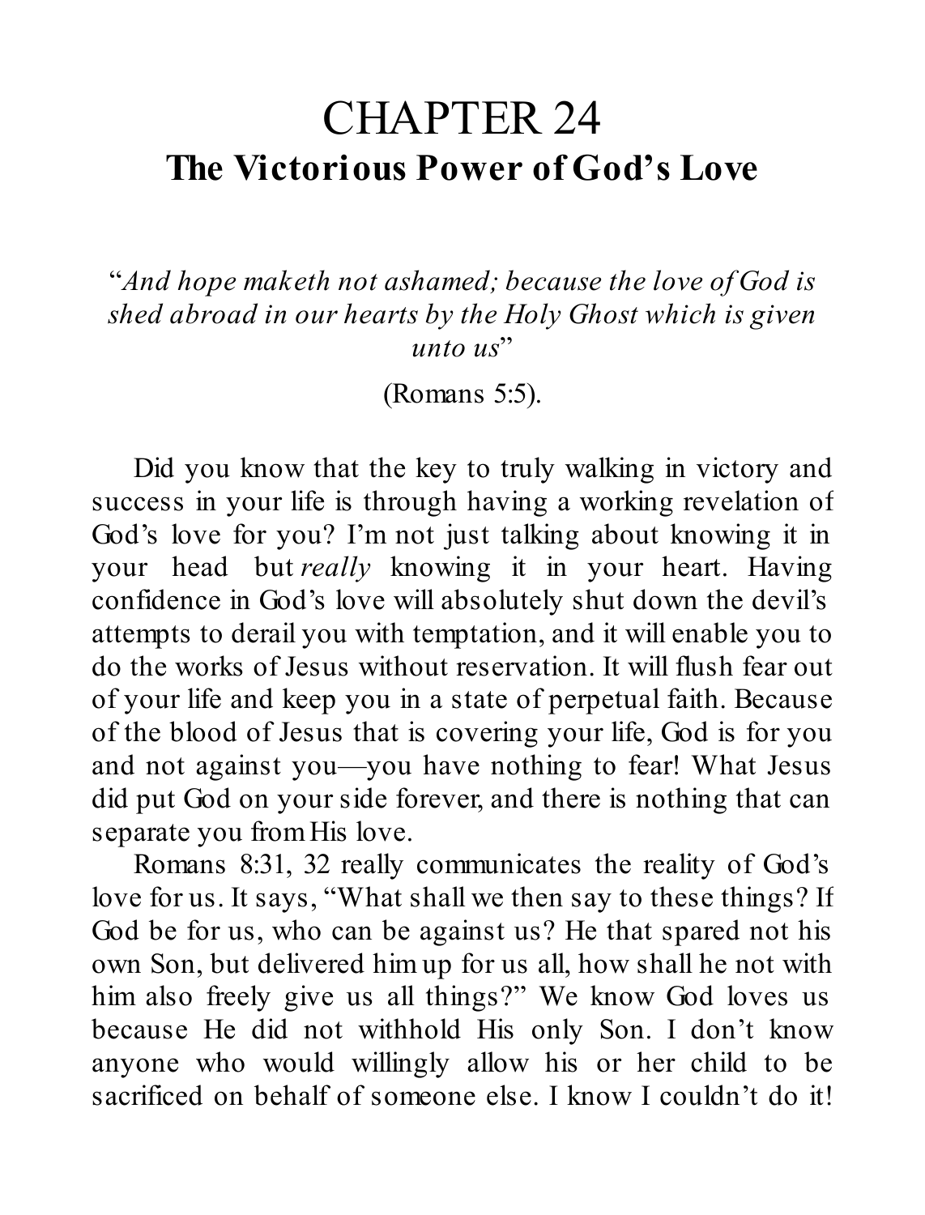# CHAPTER 24

## The Victorious Power of God's Love

"*And hope maketh not ashamed; because the love of God is shed abroad in our hearts by the Holy Ghost which is given unto us*"

(Romans 5:5).

Did you know that the key to truly walking in victory and success in your life is through having a working revelation of God's love for you? I'm not just talking about knowing it in your head but *really* knowing it in your heart. Having confidence in God's love will absolutely shut down the devil's attempts to derail you with temptation, and it will enable you to do the works of Jesus without reservation. It will flush fear out of your life and keep you in a state of perpetual faith. Because of the blood of Jesus that is covering your life, God is for you and not against you—you have nothing to fear! What Jesus did put God on your side forever, and there is nothing that can separate you from His love.

Romans 8:31, 32 really communicates the reality of God's love for us. It says, "What shall we then say to these things? If God be for us, who can be against us? He that spared not his own Son, but delivered him up for us all, how shall he not with him also freely give us all things?" We know God loves us because He did not withhold His only Son. I don't know anyone who would willingly allow his or her child to be sacrificed on behalf of someone else. I know I couldn't do it!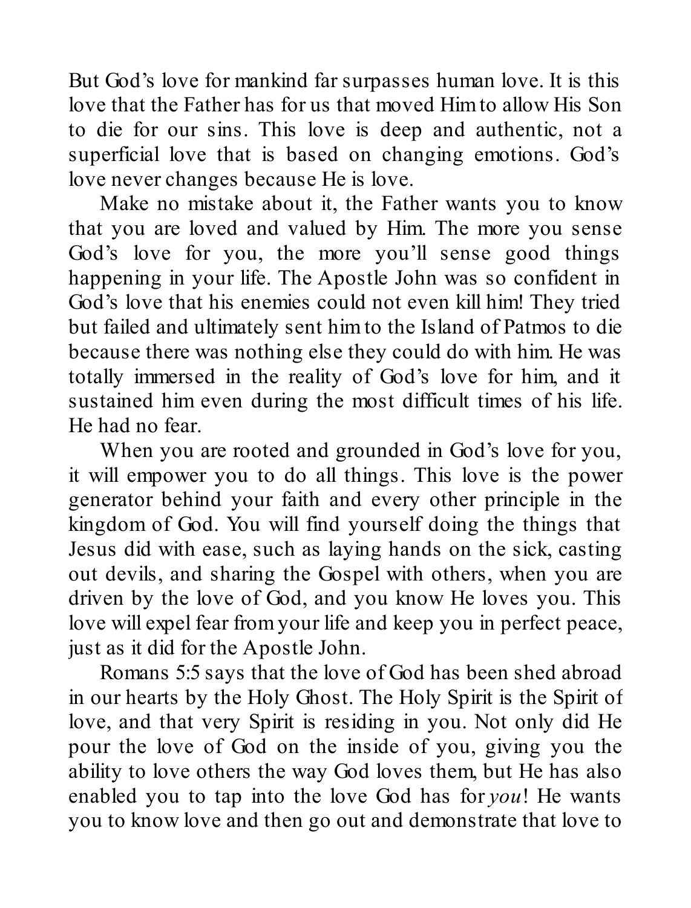But God's love for mankind far surpasses human love. It is this love that the Father has for us that moved Him to allow His Son to die for our sins. This love is deep and authentic, not a superficial love that is based on changing emotions. God's love never changes because He is love.

Make no mistake about it, the Father wants you to know that you are loved and valued by Him. The more you sense God's love for you, the more you'll sense good things happening in your life. The Apostle John was so confident in God's love that his enemies could not even kill him! They tried but failed and ultimately sent him to the Island of Patmos to die because there was nothing else they could do with him. He was totally immersed in the reality of God's love for him, and it sustained him even during the most difficult times of his life. He had no fear.

When you are rooted and grounded in God's love for you, it will empower you to do all things. This love is the power generator behind your faith and every other principle in the kingdom of God. You will find yourself doing the things that Jesus did with ease, such as laying hands on the sick, casting out devils, and sharing the Gospel with others, when you are driven by the love of God, and you know He loves you. This love will expel fear from your life and keep you in perfect peace, just as it did for the Apostle John.

Romans 5:5 says that the love of God has been shed abroad in our hearts by the Holy Ghost. The Holy Spirit is the Spirit of love, and that very Spirit is residing in you. Not only did He pour the love of God on the inside of you, giving you the ability to love others the way God loves them, but He has also enabled you to tap into the love God has for *you*! He wants you to know love and then go out and demonstrate that love to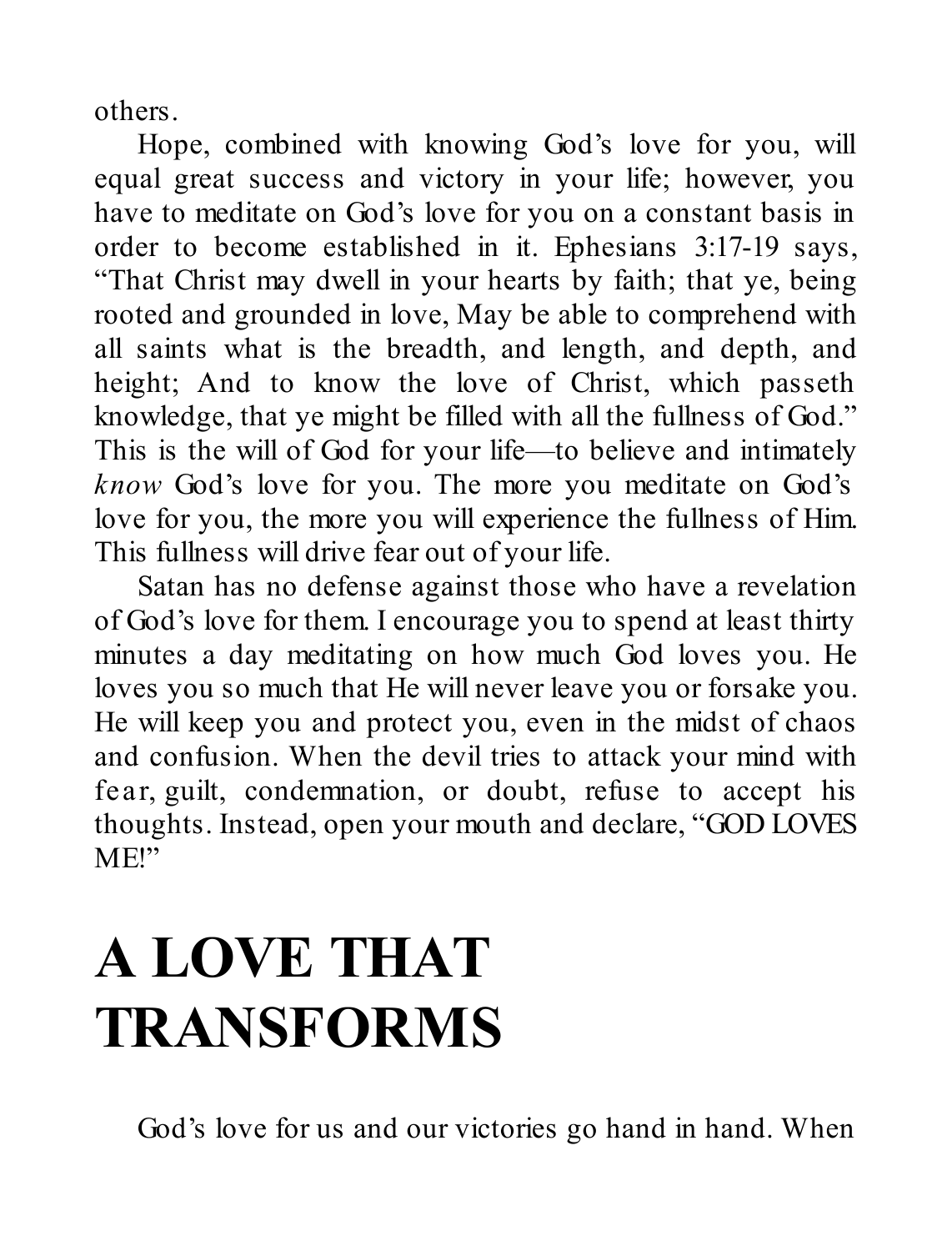others.

Hope, combined with knowing God's love for you, will equal great success and victory in your life; however, you have to meditate on God's love for you on a constant basis in order to become established in it. Ephesians 3:17-19 says, "That Christ may dwell in your hearts by faith; that ye, being rooted and grounded in love, May be able to comprehend with all saints what is the breadth, and length, and depth, and height; And to know the love of Christ, which passeth knowledge, that ye might be filled with all the fullness of God." This is the will of God for your life—to believe and intimately *know* God's love for you. The more you meditate on God's love for you, the more you will experience the fullness of Him. This fullness will drive fear out of your life.

Satan has no defense against those who have a revelation of God's love for them. I encourage you to spend at least thirty minutes a day meditating on how much God loves you. He loves you so much that He will never leave you or forsake you. He will keep you and protect you, even in the midst of chaos and confusion. When the devil tries to attack your mind with fear, guilt, condemnation, or doubt, refuse to accept his thoughts. Instead, open your mouth and declare, "GOD LOVES ME!"

# A LOVE THAT TRANSFORMS

God's love for us and our victories go hand in hand. When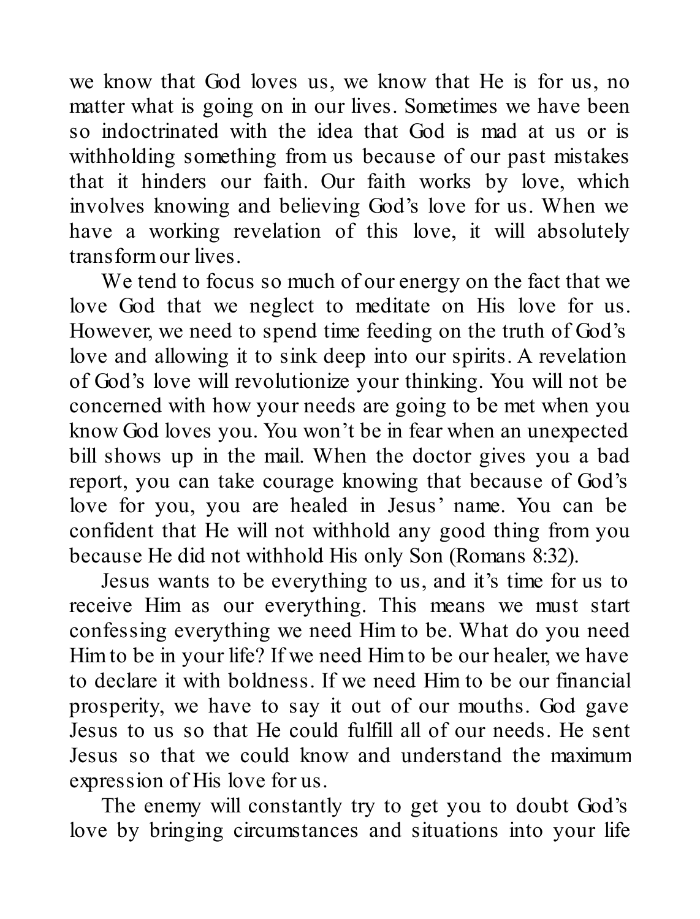we know that God loves us, we know that He is for us, no matter what is going on in our lives. Sometimes we have been so indoctrinated with the idea that God is mad at us or is withholding something from us because of our past mistakes that it hinders our faith. Our faith works by love, which involves knowing and believing God's love for us. When we have a working revelation of this love, it will absolutely transform our lives.

We tend to focus so much of our energy on the fact that we love God that we neglect to meditate on His love for us. However, we need to spend time feeding on the truth of God's love and allowing it to sink deep into our spirits. A revelation of God's love will revolutionize your thinking. You will not be concerned with how your needs are going to be met when you know God loves you. You won't be in fear when an unexpected bill shows up in the mail. When the doctor gives you a bad report, you can take courage knowing that because of God's love for you, you are healed in Jesus' name. You can be confident that He will not withhold any good thing from you because He did not withhold His only Son (Romans 8:32).

Jesus wants to be everything to us, and it's time for us to receive Him as our everything. This means we must start confessing everything we need Him to be. What do you need Him to be in your life? If we need Him to be our healer, we have to declare it with boldness. If we need Him to be our financial prosperity, we have to say it out of our mouths. God gave Jesus to us so that He could fulfill all of our needs. He sent Jesus so that we could know and understand the maximum expression of His love for us.

The enemy will constantly try to get you to doubt God's love by bringing circumstances and situations into your life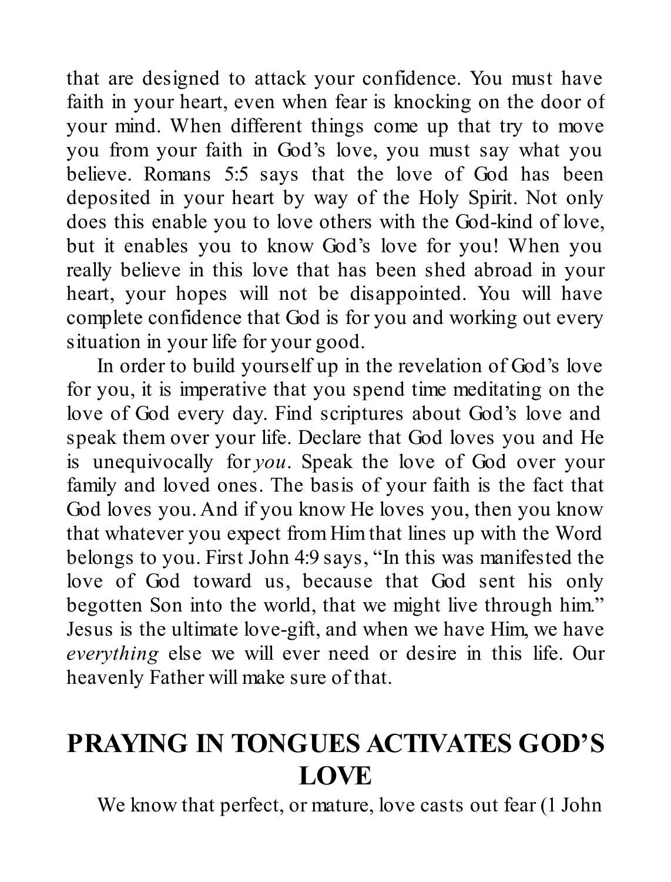that are designed to attack your confidence. You must have faith in your heart, even when fear is knocking on the door of your mind. When different things come up that try to move you from your faith in God's love, you must say what you believe. Romans 5:5 says that the love of God has been deposited in your heart by way of the Holy Spirit. Not only does this enable you to love others with the God-kind of love, but it enables you to know God's love for you! When you really believe in this love that has been shed abroad in your heart, your hopes will not be disappointed. You will have complete confidence that God is for you and working out every situation in your life for your good.

In order to build yourself up in the revelation of God's love for you, it is imperative that you spend time meditating on the love of God every day. Find scriptures about God's love and speak them over your life. Declare that God loves you and He is unequivocally for *you*. Speak the love of God over your family and loved ones. The basis of your faith is the fact that God loves you. And if you know He loves you, then you know that whatever you expect from Him that lines up with the Word belongs to you. First John 4:9 says, "In this was manifested the love of God toward us, because that God sent his only begotten Son into the world, that we might live through him." Jesus is the ultimate love-gift, and when we have Him, we have *everything* else we will ever need or desire in this life. Our heavenly Father will make sure of that.

## PRAYING IN TONGUES ACTIVATES GOD'S LOVE

We know that perfect, or mature, love casts out fear (1 John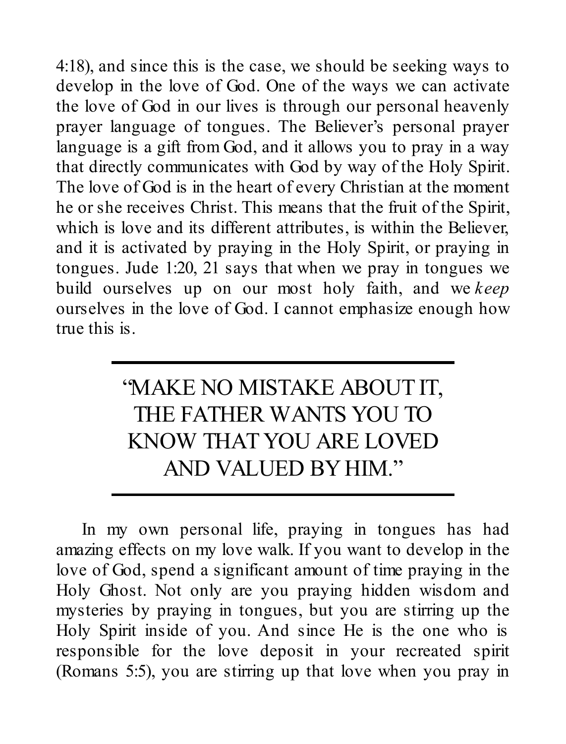4:18), and since this is the case, we should be seeking ways to develop in the love of God. One of the ways we can activate the love of God in our lives is through our personal heavenly prayer language of tongues. The Believer's personal prayer language is a gift from God, and it allows you to pray in a way that directly communicates with God by way of the Holy Spirit. The love of God is in the heart of every Christian at the moment he or she receives Christ. This means that the fruit of the Spirit, which is love and its different attributes, is within the Believer, and it is activated by praying in the Holy Spirit, or praying in tongues. Jude 1:20, 21 says that when we pray in tongues we build ourselves up on our most holy faith, and we *keep* ourselves in the love of God. I cannot emphasize enough how true this is.

---

> "MAKE NO MISTAKE ABOUT IT, THE FATHER WANTS YOU TO KNOW THAT YOU ARE LOVED AND VALUED BY HIM."

---

In my own personal life, praying in tongues has had amazing effects on my love walk. If you want to develop in the love of God, spend a significant amount of time praying in the Holy Ghost. Not only are you praying hidden wisdom and mysteries by praying in tongues, but you are stirring up the Holy Spirit inside of you. And since He is the one who is responsible for the love deposit in your recreated spirit (Romans 5:5), you are stirring up that love when you pray in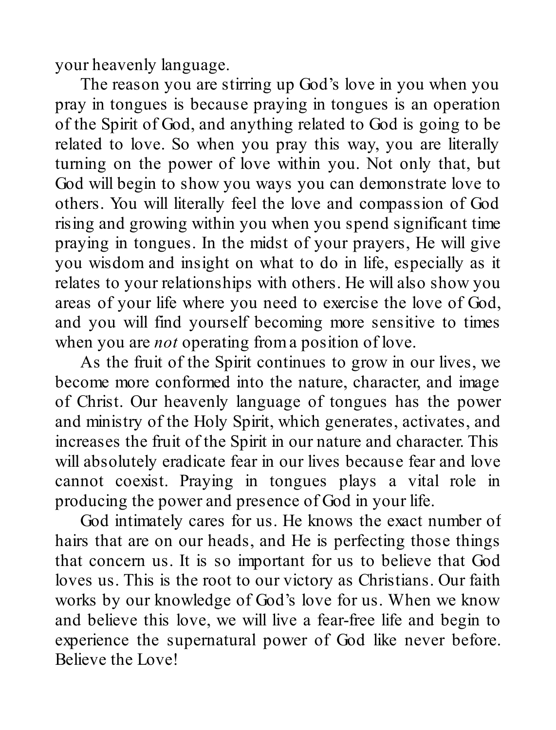your heavenly language.

The reason you are stirring up God's love in you when you pray in tongues is because praying in tongues is an operation of the Spirit of God, and anything related to God is going to be related to love. So when you pray this way, you are literally turning on the power of love within you. Not only that, but God will begin to show you ways you can demonstrate love to others. You will literally feel the love and compassion of God rising and growing within you when you spend significant time praying in tongues. In the midst of your prayers, He will give you wisdom and insight on what to do in life, especially as it relates to your relationships with others. He will also show you areas of your life where you need to exercise the love of God, and you will find yourself becoming more sensitive to times when you are *not* operating from a position of love.

As the fruit of the Spirit continues to grow in our lives, we become more conformed into the nature, character, and image of Christ. Our heavenly language of tongues has the power and ministry of the Holy Spirit, which generates, activates, and increases the fruit of the Spirit in our nature and character. This will absolutely eradicate fear in our lives because fear and love cannot coexist. Praying in tongues plays a vital role in producing the power and presence of God in your life.

God intimately cares for us. He knows the exact number of hairs that are on our heads, and He is perfecting those things that concern us. It is so important for us to believe that God loves us. This is the root to our victory as Christians. Our faith works by our knowledge of God's love for us. When we know and believe this love, we will live a fear-free life and begin to experience the supernatural power of God like never before. Believe the Love!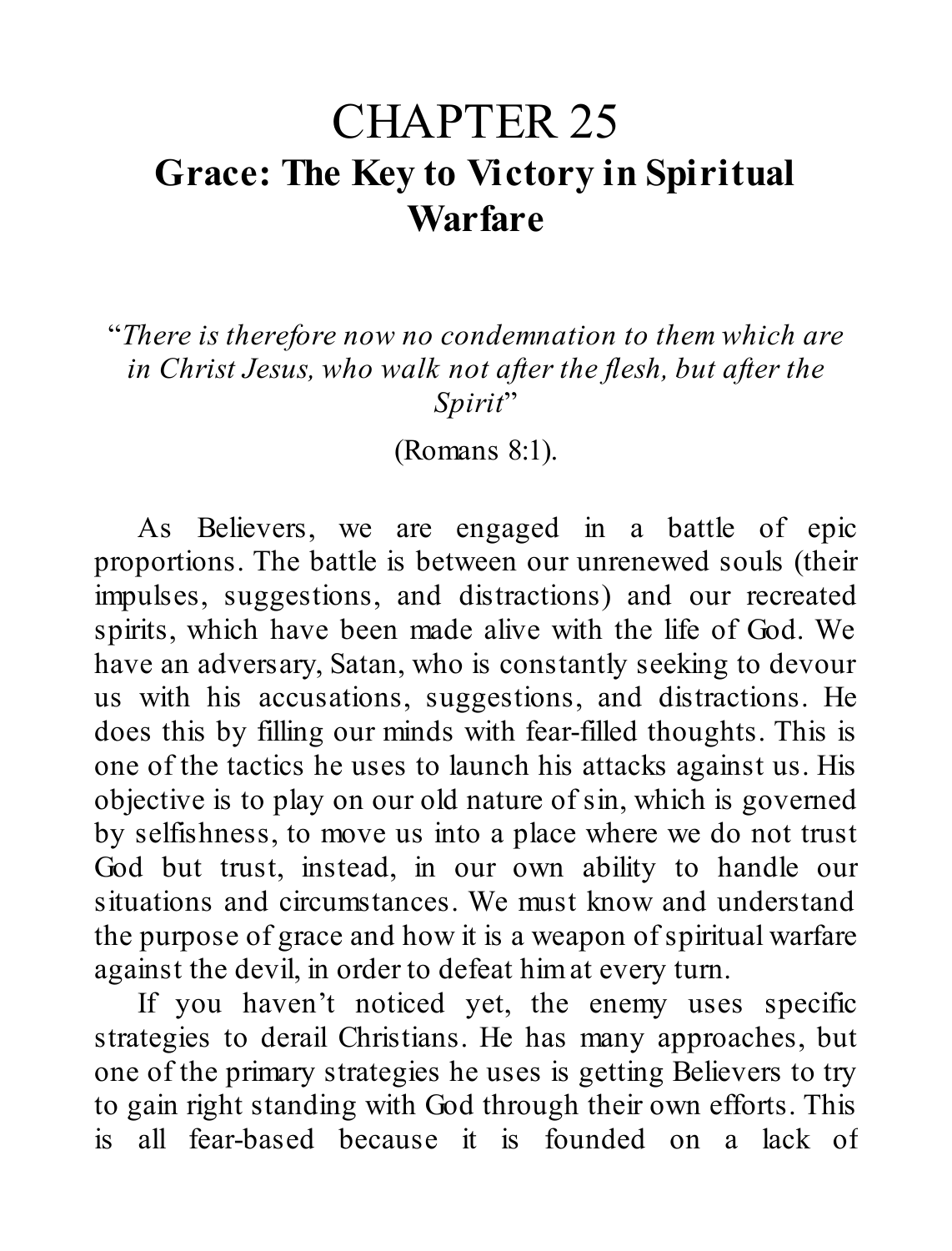# CHAPTER 25

## Grace: The Key to Victory in Spiritual Warfare

"*There is therefore now no condemnation to them which are in Christ Jesus, who walk not after the flesh, but after the Spirit*"

(Romans 8:1).

As Believers, we are engaged in a battle of epic proportions. The battle is between our unrenewed souls (their impulses, suggestions, and distractions) and our recreated spirits, which have been made alive with the life of God. We have an adversary, Satan, who is constantly seeking to devour us with his accusations, suggestions, and distractions. He does this by filling our minds with fear-filled thoughts. This is one of the tactics he uses to launch his attacks against us. His objective is to play on our old nature of sin, which is governed by selfishness, to move us into a place where we do not trust God but trust, instead, in our own ability to handle our situations and circumstances. We must know and understand the purpose of grace and how it is a weapon of spiritual warfare against the devil, in order to defeat him at every turn.

If you haven't noticed yet, the enemy uses specific strategies to derail Christians. He has many approaches, but one of the primary strategies he uses is getting Believers to try to gain right standing with God through their own efforts. This is all fear-based because it is founded on a lack of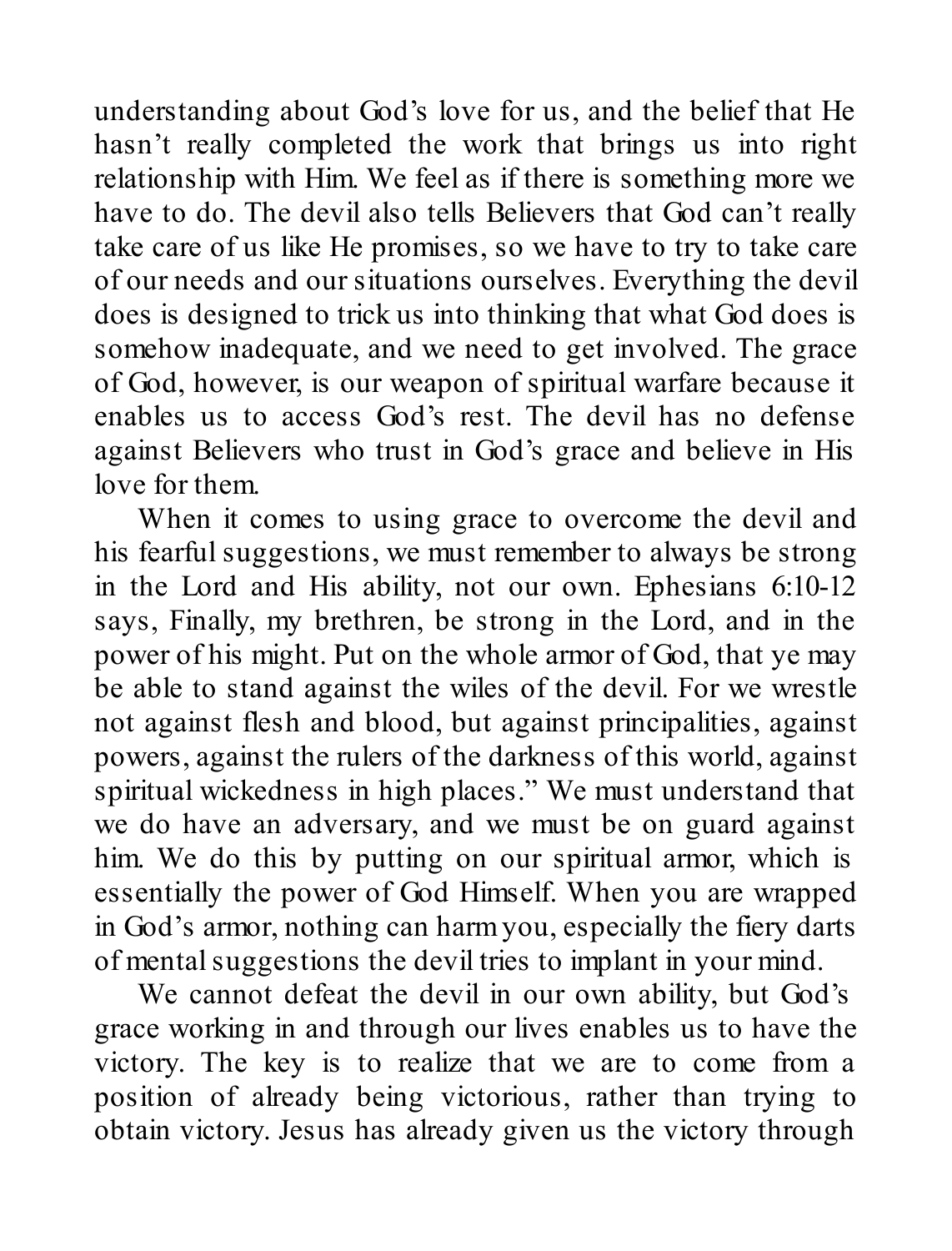understanding about God's love for us, and the belief that He hasn't really completed the work that brings us into right relationship with Him. We feel as if there is something more we have to do. The devil also tells Believers that God can't really take care of us like He promises, so we have to try to take care of our needs and our situations ourselves. Everything the devil does is designed to trick us into thinking that what God does is somehow inadequate, and we need to get involved. The grace of God, however, is our weapon of spiritual warfare because it enables us to access God's rest. The devil has no defense against Believers who trust in God's grace and believe in His love for them.

When it comes to using grace to overcome the devil and his fearful suggestions, we must remember to always be strong in the Lord and His ability, not our own. Ephesians 6:10-12 says, Finally, my brethren, be strong in the Lord, and in the power of his might. Put on the whole armor of God, that ye may be able to stand against the wiles of the devil. For we wrestle not against flesh and blood, but against principalities, against powers, against the rulers of the darkness of this world, against spiritual wickedness in high places." We must understand that we do have an adversary, and we must be on guard against him. We do this by putting on our spiritual armor, which is essentially the power of God Himself. When you are wrapped in God's armor, nothing can harm you, especially the fiery darts of mental suggestions the devil tries to implant in your mind.

We cannot defeat the devil in our own ability, but God's grace working in and through our lives enables us to have the victory. The key is to realize that we are to come from a position of already being victorious, rather than trying to obtain victory. Jesus has already given us the victory through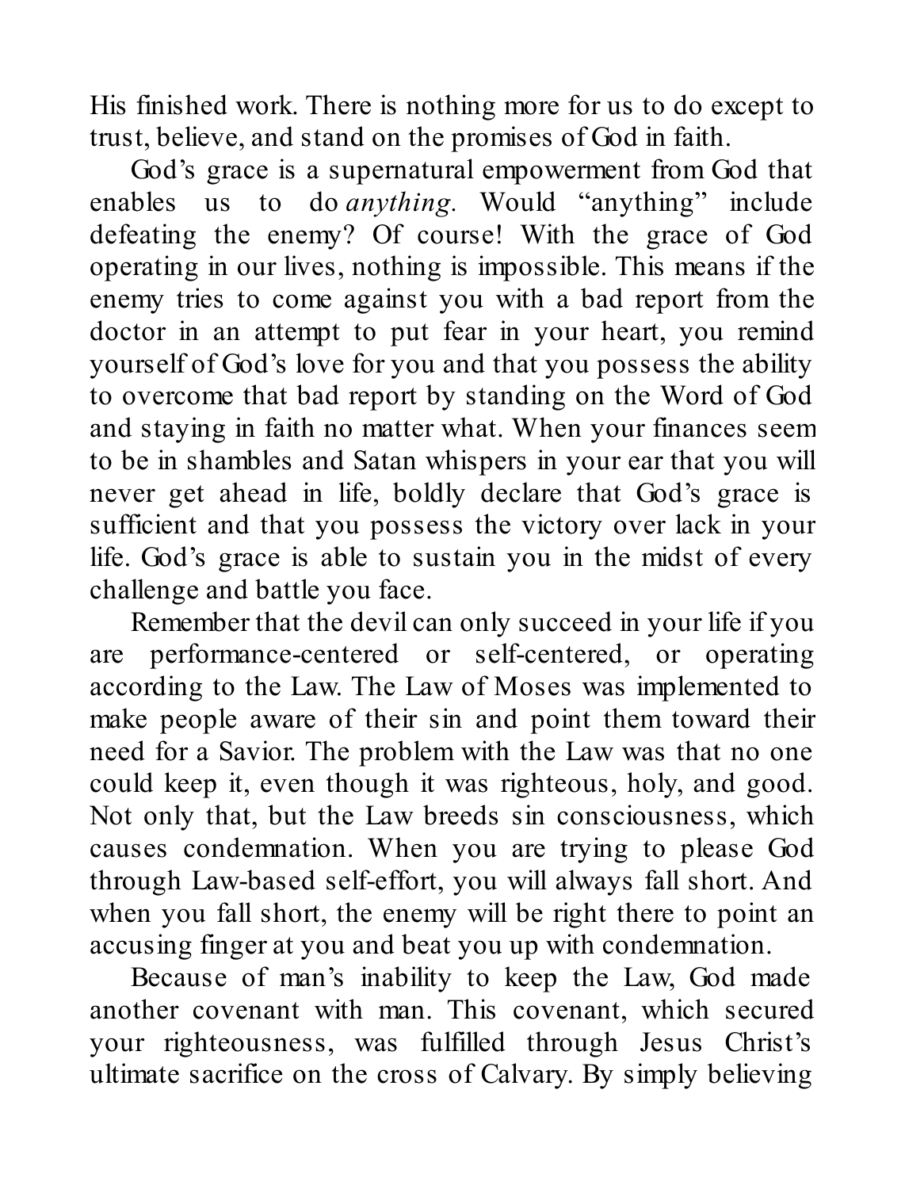His finished work. There is nothing more for us to do except to trust, believe, and stand on the promises of God in faith.

God's grace is a supernatural empowerment from God that enables us to do *anything*. Would "anything" include defeating the enemy? Of course! With the grace of God operating in our lives, nothing is impossible. This means if the enemy tries to come against you with a bad report from the doctor in an attempt to put fear in your heart, you remind yourself of God's love for you and that you possess the ability to overcome that bad report by standing on the Word of God and staying in faith no matter what. When your finances seem to be in shambles and Satan whispers in your ear that you will never get ahead in life, boldly declare that God's grace is sufficient and that you possess the victory over lack in your life. God's grace is able to sustain you in the midst of every challenge and battle you face.

Remember that the devil can only succeed in your life if you are performance-centered or self-centered, or operating according to the Law. The Law of Moses was implemented to make people aware of their sin and point them toward their need for a Savior. The problem with the Law was that no one could keep it, even though it was righteous, holy, and good. Not only that, but the Law breeds sin consciousness, which causes condemnation. When you are trying to please God through Law-based self-effort, you will always fall short. And when you fall short, the enemy will be right there to point an accusing finger at you and beat you up with condemnation.

Because of man's inability to keep the Law, God made another covenant with man. This covenant, which secured your righteousness, was fulfilled through Jesus Christ's ultimate sacrifice on the cross of Calvary. By simply believing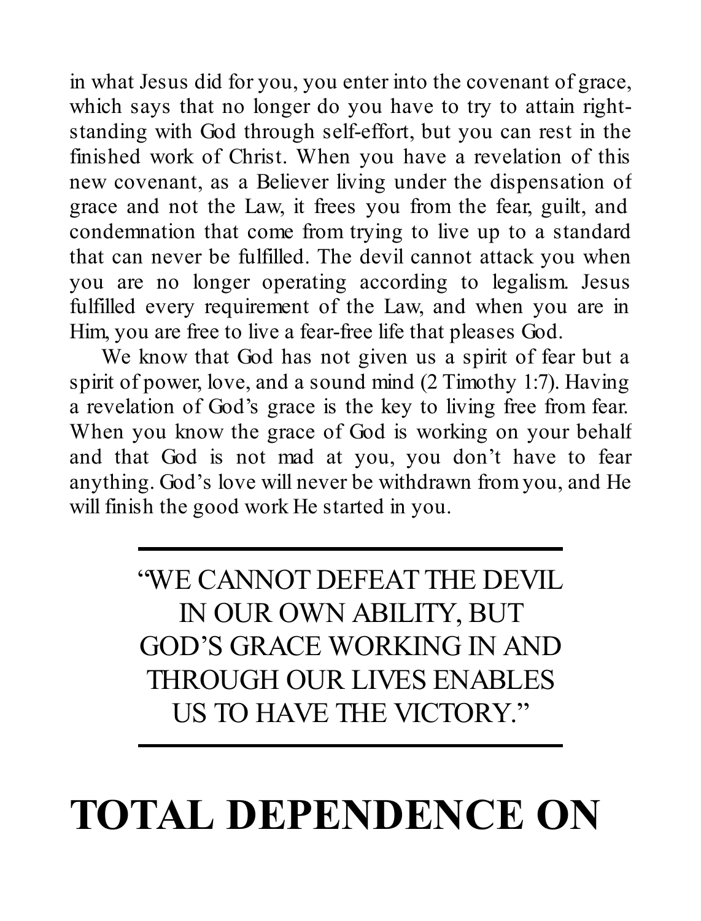in what Jesus did for you, you enter into the covenant of grace, which says that no longer do you have to try to attain right-standing with God through self-effort, but you can rest in the finished work of Christ. When you have a revelation of this new covenant, as a Believer living under the dispensation of grace and not the Law, it frees you from the fear, guilt, and condemnation that come from trying to live up to a standard that can never be fulfilled. The devil cannot attack you when you are no longer operating according to legalism. Jesus fulfilled every requirement of the Law, and when you are in Him, you are free to live a fear-free life that pleases God.

We know that God has not given us a spirit of fear but a spirit of power, love, and a sound mind (2 Timothy 1:7). Having a revelation of God's grace is the key to living free from fear. When you know the grace of God is working on your behalf and that God is not mad at you, you don't have to fear anything. God's love will never be withdrawn from you, and He will finish the good work He started in you.

---

"WE CANNOT DEFEAT THE DEVIL IN OUR OWN ABILITY, BUT GOD'S GRACE WORKING IN AND THROUGH OUR LIVES ENABLES US TO HAVE THE VICTORY."

---

# TOTAL DEPENDENCE ON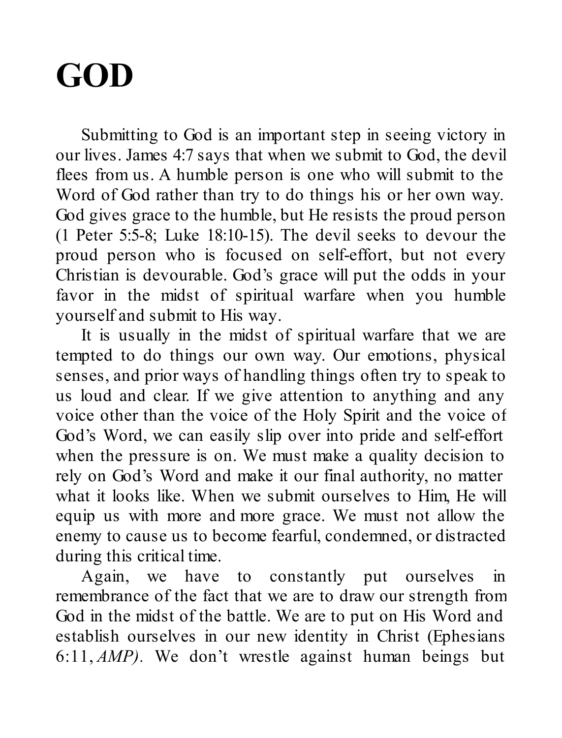# GOD

Submitting to God is an important step in seeing victory in our lives. James 4:7 says that when we submit to God, the devil flees from us. A humble person is one who will submit to the Word of God rather than try to do things his or her own way. God gives grace to the humble, but He resists the proud person (1 Peter 5:5-8; Luke 18:10-15). The devil seeks to devour the proud person who is focused on self-effort, but not every Christian is devourable. God's grace will put the odds in your favor in the midst of spiritual warfare when you humble yourself and submit to His way.

It is usually in the midst of spiritual warfare that we are tempted to do things our own way. Our emotions, physical senses, and prior ways of handling things often try to speak to us loud and clear. If we give attention to anything and any voice other than the voice of the Holy Spirit and the voice of God's Word, we can easily slip over into pride and self-effort when the pressure is on. We must make a quality decision to rely on God's Word and make it our final authority, no matter what it looks like. When we submit ourselves to Him, He will equip us with more and more grace. We must not allow the enemy to cause us to become fearful, condemned, or distracted during this critical time.

Again, we have to constantly put ourselves in remembrance of the fact that we are to draw our strength from God in the midst of the battle. We are to put on His Word and establish ourselves in our new identity in Christ (Ephesians 6:11, *AMP)*. We don't wrestle against human beings but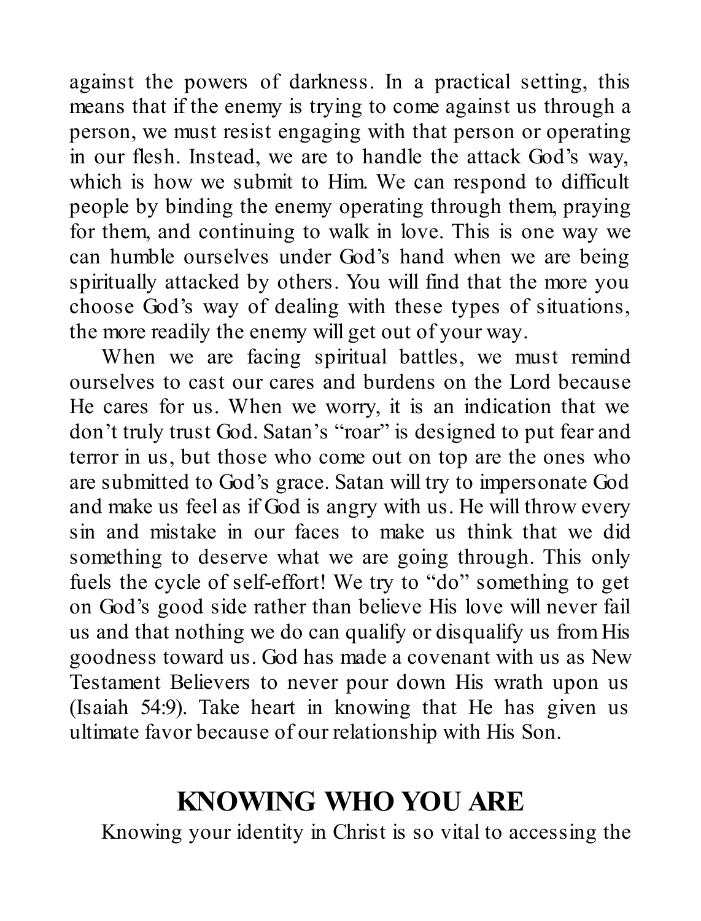against the powers of darkness. In a practical setting, this means that if the enemy is trying to come against us through a person, we must resist engaging with that person or operating in our flesh. Instead, we are to handle the attack God's way, which is how we submit to Him. We can respond to difficult people by binding the enemy operating through them, praying for them, and continuing to walk in love. This is one way we can humble ourselves under God's hand when we are being spiritually attacked by others. You will find that the more you choose God's way of dealing with these types of situations, the more readily the enemy will get out of your way.

When we are facing spiritual battles, we must remind ourselves to cast our cares and burdens on the Lord because He cares for us. When we worry, it is an indication that we don't truly trust God. Satan's "roar" is designed to put fear and terror in us, but those who come out on top are the ones who are submitted to God's grace. Satan will try to impersonate God and make us feel as if God is angry with us. He will throw every sin and mistake in our faces to make us think that we did something to deserve what we are going through. This only fuels the cycle of self-effort! We try to "do" something to get on God's good side rather than believe His love will never fail us and that nothing we do can qualify or disqualify us from His goodness toward us. God has made a covenant with us as New Testament Believers to never pour down His wrath upon us (Isaiah 54:9). Take heart in knowing that He has given us ultimate favor because of our relationship with His Son.

## KNOWING WHO YOU ARE

Knowing your identity in Christ is so vital to accessing the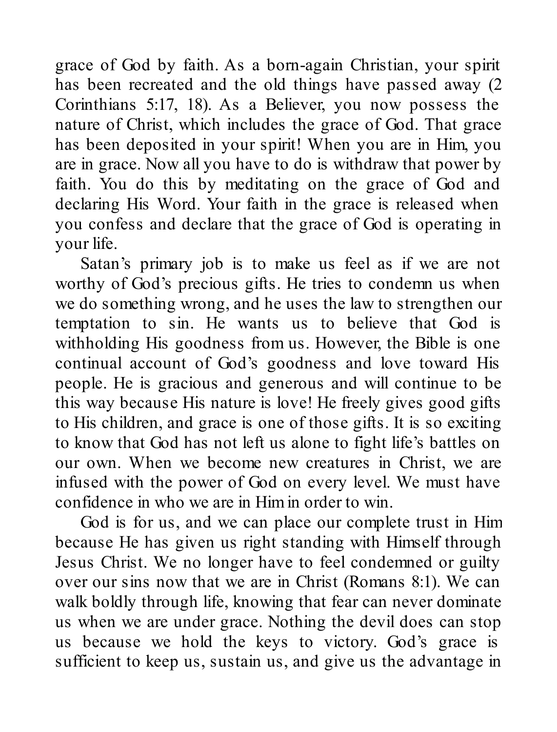grace of God by faith. As a born-again Christian, your spirit has been recreated and the old things have passed away (2 Corinthians 5:17, 18). As a Believer, you now possess the nature of Christ, which includes the grace of God. That grace has been deposited in your spirit! When you are in Him, you are in grace. Now all you have to do is withdraw that power by faith. You do this by meditating on the grace of God and declaring His Word. Your faith in the grace is released when you confess and declare that the grace of God is operating in your life.

Satan's primary job is to make us feel as if we are not worthy of God's precious gifts. He tries to condemn us when we do something wrong, and he uses the law to strengthen our temptation to sin. He wants us to believe that God is withholding His goodness from us. However, the Bible is one continual account of God's goodness and love toward His people. He is gracious and generous and will continue to be this way because His nature is love! He freely gives good gifts to His children, and grace is one of those gifts. It is so exciting to know that God has not left us alone to fight life's battles on our own. When we become new creatures in Christ, we are infused with the power of God on every level. We must have confidence in who we are in Him in order to win.

God is for us, and we can place our complete trust in Him because He has given us right standing with Himself through Jesus Christ. We no longer have to feel condemned or guilty over our sins now that we are in Christ (Romans 8:1). We can walk boldly through life, knowing that fear can never dominate us when we are under grace. Nothing the devil does can stop us because we hold the keys to victory. God's grace is sufficient to keep us, sustain us, and give us the advantage in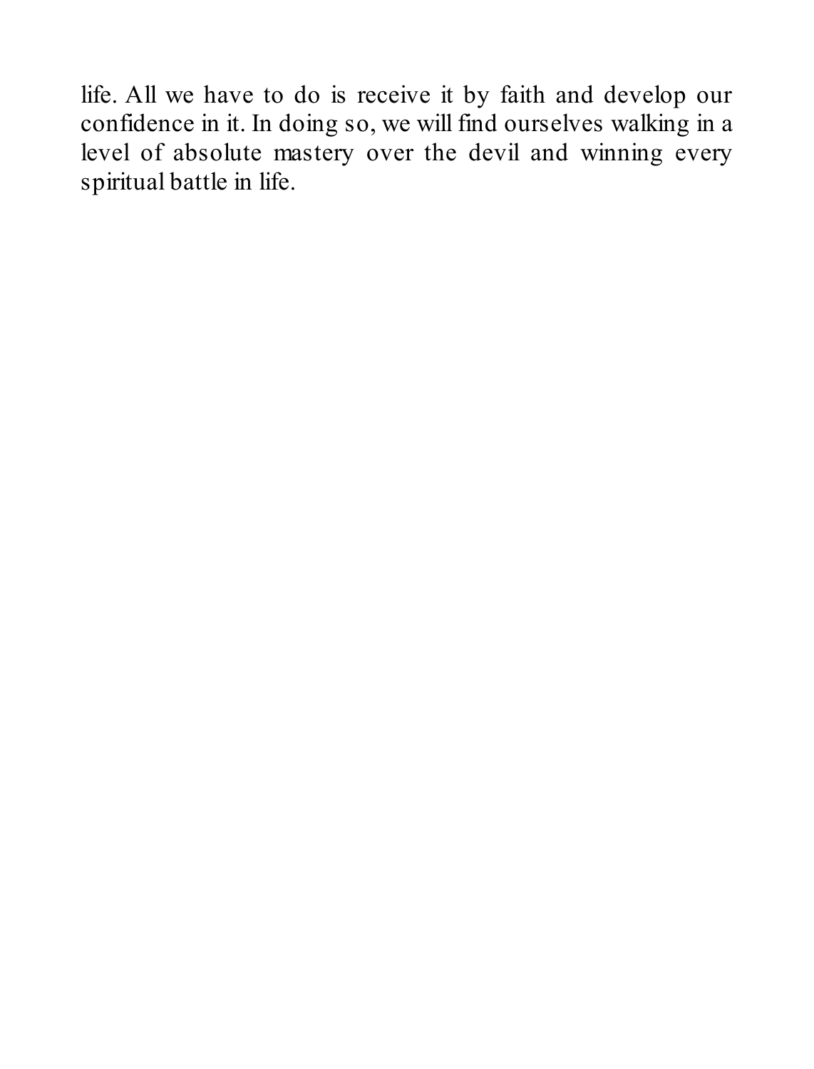life. All we have to do is receive it by faith and develop our confidence in it. In doing so, we will find ourselves walking in a level of absolute mastery over the devil and winning every spiritual battle in life.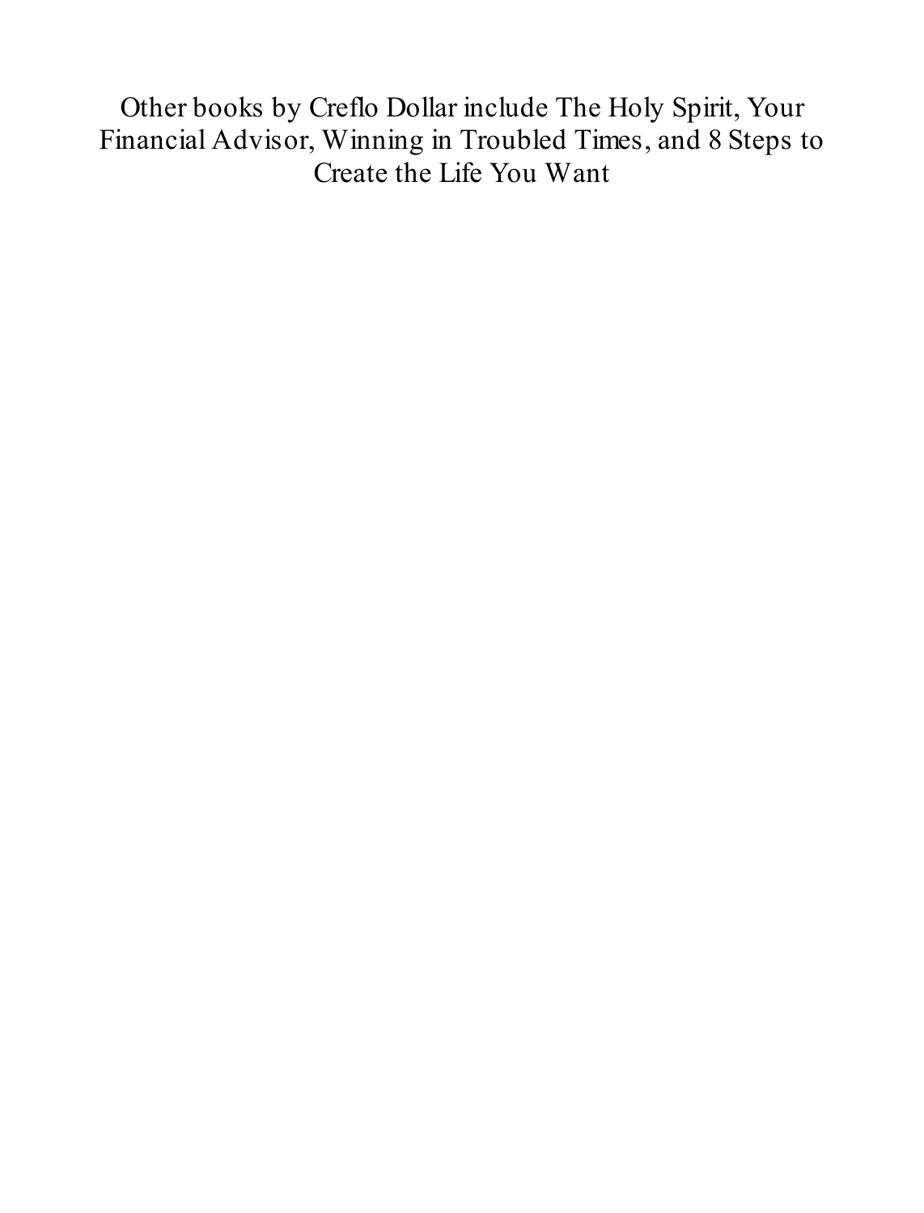Other books by Creflo Dollar include The Holy Spirit, Your Financial Advisor, Winning in Troubled Times, and 8 Steps to Create the Life You Want